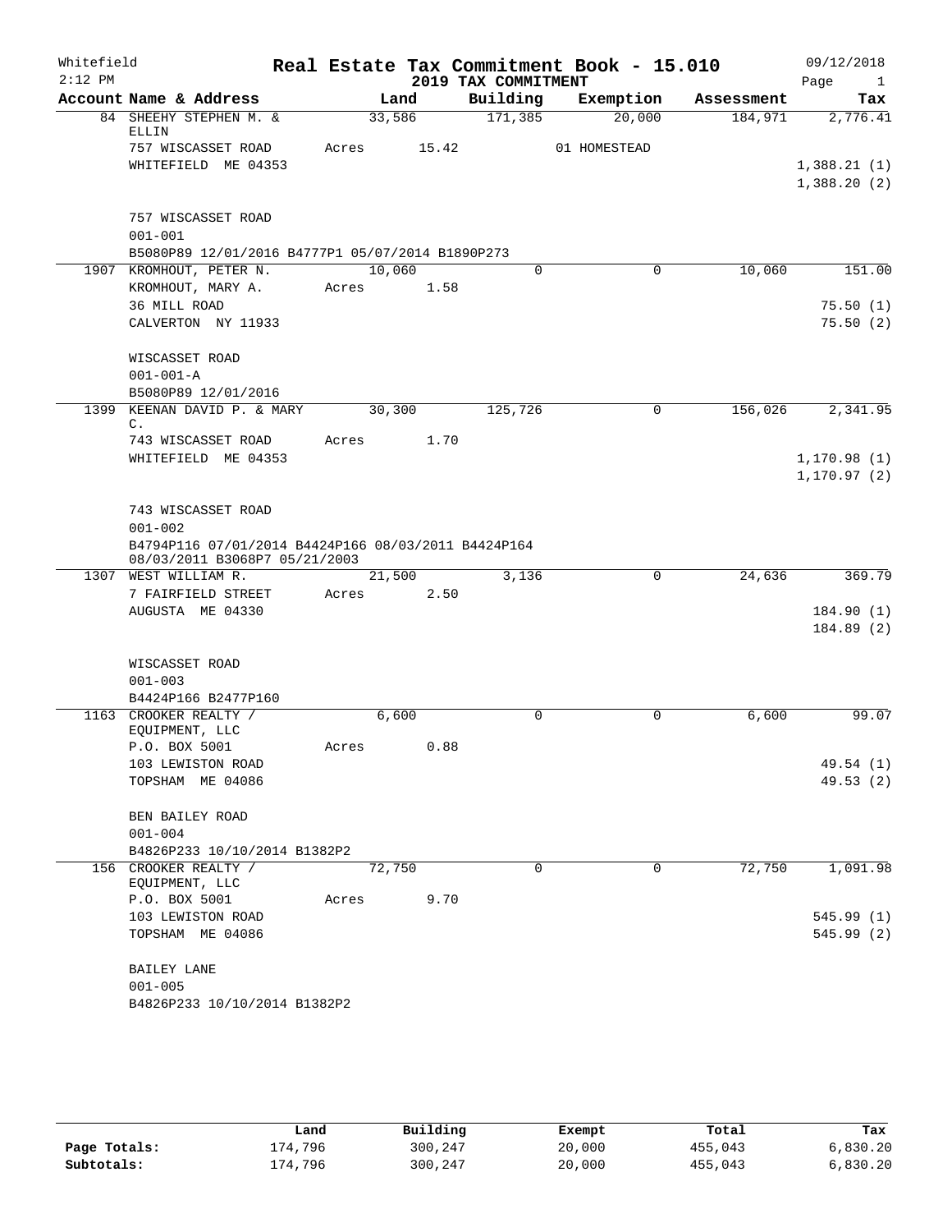Whitefield 2:12 PM

# Real Estate Tax Commitment Book - 15.010

## 2019 TAX COMMITMENT

09/12/2018

| Account Name & Address | Land | Building | Exemption | Assessment | Tax |
|---|---|---|---|---|---|
| 84 SHEEHY STEPHEN M. & ELLIN | 33,586 | 171,385 | 20,000 | 184,971 | 2,776.41 |
| 757 WISCASSET ROAD | Acres 15.42 | | 01 HOMESTEAD | | |
| WHITEFIELD ME 04353 | | | | | 1,388.21 (1) |
| | | | | | 1,388.20 (2) |
| 757 WISCASSET ROAD | | | | | |
| 001-001 | | | | | |
| B5080P89 12/01/2016 B4777P1 05/07/2014 B1890P273 | | | | | |
| 1907 KROMHOUT, PETER N. | 10,060 | 0 | 0 | 10,060 | 151.00 |
| KROMHOUT, MARY A. | Acres 1.58 | | | | |
| 36 MILL ROAD | | | | | 75.50 (1) |
| CALVERTON NY 11933 | | | | | 75.50 (2) |
| WISCASSET ROAD | | | | | |
| 001-001-A | | | | | |
| B5080P89 12/01/2016 | | | | | |
| 1399 KEENAN DAVID P. & MARY C. | 30,300 | 125,726 | 0 | 156,026 | 2,341.95 |
| 743 WISCASSET ROAD | Acres 1.70 | | | | |
| WHITEFIELD ME 04353 | | | | | 1,170.98 (1) |
| | | | | | 1,170.97 (2) |
| 743 WISCASSET ROAD | | | | | |
| 001-002 | | | | | |
| B4794P116 07/01/2014 B4424P166 08/03/2011 B4424P164 08/03/2011 B3068P7 05/21/2003 | | | | | |
| 1307 WEST WILLIAM R. | 21,500 | 3,136 | 0 | 24,636 | 369.79 |
| 7 FAIRFIELD STREET | Acres 2.50 | | | | |
| AUGUSTA ME 04330 | | | | | 184.90 (1) |
| | | | | | 184.89 (2) |
| WISCASSET ROAD | | | | | |
| 001-003 | | | | | |
| B4424P166 B2477P160 | | | | | |
| 1163 CROOKER REALTY / EQUIPMENT, LLC | 6,600 | 0 | 0 | 6,600 | 99.07 |
| P.O. BOX 5001 | Acres 0.88 | | | | |
| 103 LEWISTON ROAD | | | | | 49.54 (1) |
| TOPSHAM ME 04086 | | | | | 49.53 (2) |
| BEN BAILEY ROAD | | | | | |
| 001-004 | | | | | |
| B4826P233 10/10/2014 B1382P2 | | | | | |
| 156 CROOKER REALTY / EQUIPMENT, LLC | 72,750 | 0 | 0 | 72,750 | 1,091.98 |
| P.O. BOX 5001 | Acres 9.70 | | | | |
| 103 LEWISTON ROAD | | | | | 545.99 (1) |
| TOPSHAM ME 04086 | | | | | 545.99 (2) |
| BAILEY LANE | | | | | |
| 001-005 | | | | | |
| B4826P233 10/10/2014 B1382P2 | | | | | |

| | Land | Building | Exempt | Total | Tax |
|---|---|---|---|---|---|
| Page Totals: | 174,796 | 300,247 | 20,000 | 455,043 | 6,830.20 |
| Subtotals: | 174,796 | 300,247 | 20,000 | 455,043 | 6,830.20 |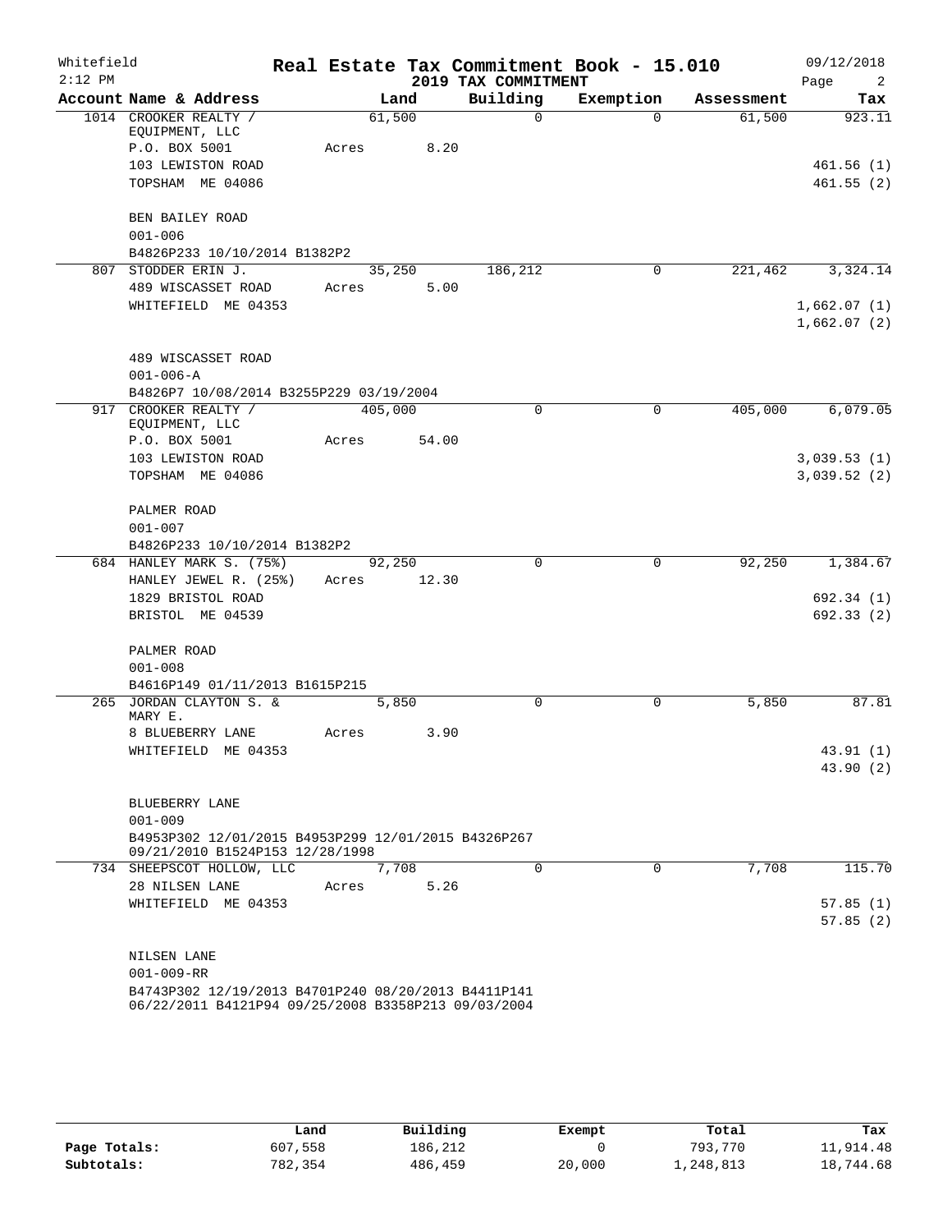Whitefield 2:12 PM

# Real Estate Tax Commitment Book - 15.010

## 2019 TAX COMMITMENT

09/12/2018

| Account Name & Address | Land | Building | Exemption | Assessment | Tax |
|---|---|---|---|---|---|
| 1014 CROOKER REALTY / EQUIPMENT, LLC | 61,500 | 0 | 0 | 61,500 | 923.11 |
| P.O. BOX 5001 | Acres 8.20 | | | | |
| 103 LEWISTON ROAD | | | | | 461.56 (1) |
| TOPSHAM ME 04086 | | | | | 461.55 (2) |
| BEN BAILEY ROAD | | | | | |
| 001-006 | | | | | |
| B4826P233 10/10/2014 B1382P2 | | | | | |
| 807 STODDER ERIN J. | 35,250 | 186,212 | 0 | 221,462 | 3,324.14 |
| 489 WISCASSET ROAD | Acres 5.00 | | | | |
| WHITEFIELD ME 04353 | | | | | 1,662.07 (1) |
| | | | | | 1,662.07 (2) |
| 489 WISCASSET ROAD | | | | | |
| 001-006-A | | | | | |
| B4826P7 10/08/2014 B3255P229 03/19/2004 | | | | | |
| 917 CROOKER REALTY / EQUIPMENT, LLC | 405,000 | 0 | 0 | 405,000 | 6,079.05 |
| P.O. BOX 5001 | Acres 54.00 | | | | |
| 103 LEWISTON ROAD | | | | | 3,039.53 (1) |
| TOPSHAM ME 04086 | | | | | 3,039.52 (2) |
| PALMER ROAD | | | | | |
| 001-007 | | | | | |
| B4826P233 10/10/2014 B1382P2 | | | | | |
| 684 HANLEY MARK S. (75%) | 92,250 | 0 | 0 | 92,250 | 1,384.67 |
| HANLEY JEWEL R. (25%) | Acres 12.30 | | | | |
| 1829 BRISTOL ROAD | | | | | 692.34 (1) |
| BRISTOL ME 04539 | | | | | 692.33 (2) |
| PALMER ROAD | | | | | |
| 001-008 | | | | | |
| B4616P149 01/11/2013 B1615P215 | | | | | |
| 265 JORDAN CLAYTON S. & MARY E. | 5,850 | 0 | 0 | 5,850 | 87.81 |
| 8 BLUEBERRY LANE | Acres 3.90 | | | | |
| WHITEFIELD ME 04353 | | | | | 43.91 (1) |
| | | | | | 43.90 (2) |
| BLUEBERRY LANE | | | | | |
| 001-009 | | | | | |
| B4953P302 12/01/2015 B4953P299 12/01/2015 B4326P267 09/21/2010 B1524P153 12/28/1998 | | | | | |
| 734 SHEEPSCOT HOLLOW, LLC | 7,708 | 0 | 0 | 7,708 | 115.70 |
| 28 NILSEN LANE | Acres 5.26 | | | | |
| WHITEFIELD ME 04353 | | | | | 57.85 (1) |
| | | | | | 57.85 (2) |
| NILSEN LANE | | | | | |
| 001-009-RR | | | | | |
| B4743P302 12/19/2013 B4701P240 08/20/2013 B4411P141 06/22/2011 B4121P94 09/25/2008 B3358P213 09/03/2004 | | | | | |

| | Land | Building | Exempt | Total | Tax |
|---|---|---|---|---|---|
| Page Totals: | 607,558 | 186,212 | 0 | 793,770 | 11,914.48 |
| Subtotals: | 782,354 | 486,459 | 20,000 | 1,248,813 | 18,744.68 |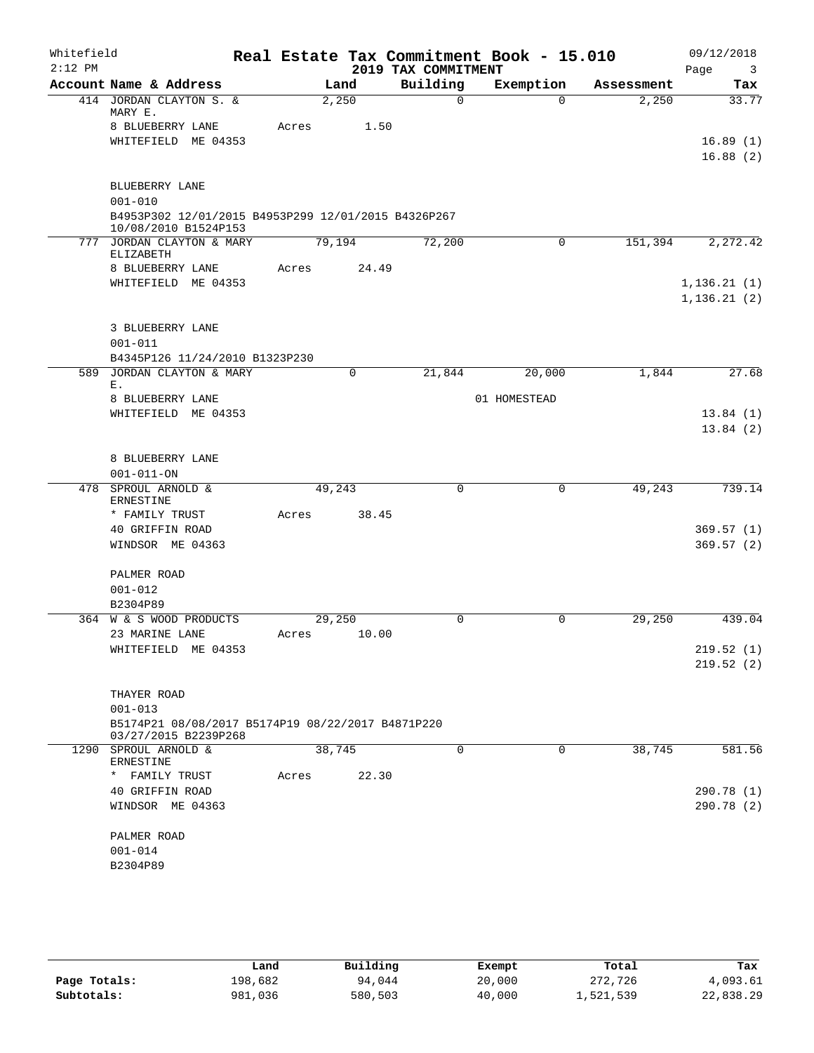Whitefield
2:12 PM

# Real Estate Tax Commitment Book - 15.010

## 2019 TAX COMMITMENT

09/12/2018
Page 3

| Account Name & Address | Land | Building | Exemption | Assessment | Tax |
|---|---|---|---|---|---|
| 414 JORDAN CLAYTON S. & MARY E. | 2,250 | 0 | 0 | 2,250 | 33.77 |
| 8 BLUEBERRY LANE | Acres 1.50 | | | | |
| WHITEFIELD ME 04353 | | | | | 16.89 (1) |
| | | | | | 16.88 (2) |
| BLUEBERRY LANE | | | | | |
| 001-010 | | | | | |
| B4953P302 12/01/2015 B4953P299 12/01/2015 B4326P267 10/08/2010 B1524P153 | | | | | |
| 777 JORDAN CLAYTON & MARY ELIZABETH | 79,194 | 72,200 | 0 | 151,394 | 2,272.42 |
| 8 BLUEBERRY LANE | Acres 24.49 | | | | |
| WHITEFIELD ME 04353 | | | | | 1,136.21 (1) |
| | | | | | 1,136.21 (2) |
| 3 BLUEBERRY LANE | | | | | |
| 001-011 | | | | | |
| B4345P126 11/24/2010 B1323P230 | | | | | |
| 589 JORDAN CLAYTON & MARY E. | 0 | 21,844 | 20,000 | 1,844 | 27.68 |
| 8 BLUEBERRY LANE | | | 01 HOMESTEAD | | |
| WHITEFIELD ME 04353 | | | | | 13.84 (1) |
| | | | | | 13.84 (2) |
| 8 BLUEBERRY LANE | | | | | |
| 001-011-ON | | | | | |
| 478 SPROUL ARNOLD & ERNESTINE | 49,243 | 0 | 0 | 49,243 | 739.14 |
| * FAMILY TRUST | Acres 38.45 | | | | |
| 40 GRIFFIN ROAD | | | | | 369.57 (1) |
| WINDSOR ME 04363 | | | | | 369.57 (2) |
| PALMER ROAD | | | | | |
| 001-012 | | | | | |
| B2304P89 | | | | | |
| 364 W & S WOOD PRODUCTS | 29,250 | 0 | 0 | 29,250 | 439.04 |
| 23 MARINE LANE | Acres 10.00 | | | | |
| WHITEFIELD ME 04353 | | | | | 219.52 (1) |
| | | | | | 219.52 (2) |
| THAYER ROAD | | | | | |
| 001-013 | | | | | |
| B5174P21 08/08/2017 B5174P19 08/22/2017 B4871P220 03/27/2015 B2239P268 | | | | | |
| 1290 SPROUL ARNOLD & ERNESTINE | 38,745 | 0 | 0 | 38,745 | 581.56 |
| * FAMILY TRUST | Acres 22.30 | | | | |
| 40 GRIFFIN ROAD | | | | | 290.78 (1) |
| WINDSOR ME 04363 | | | | | 290.78 (2) |
| PALMER ROAD | | | | | |
| 001-014 | | | | | |
| B2304P89 | | | | | |

| | Land | Building | Exempt | Total | Tax |
|---|---|---|---|---|---|
| Page Totals: | 198,682 | 94,044 | 20,000 | 272,726 | 4,093.61 |
| Subtotals: | 981,036 | 580,503 | 40,000 | 1,521,539 | 22,838.29 |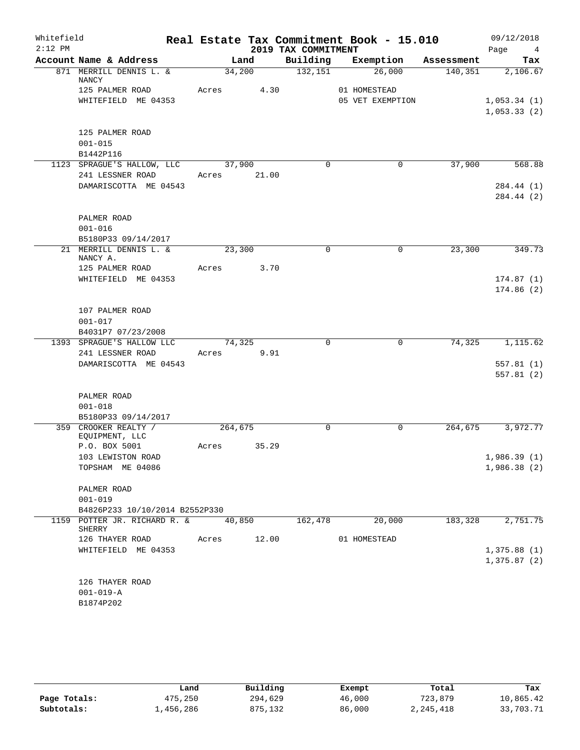Whitefield 2:12 PM

# Real Estate Tax Commitment Book - 15.010

## 2019 TAX COMMITMENT

09/12/2018

| Account Name & Address | Land | Building | Exemption | Assessment | Tax |
|---|---|---|---|---|---|
| 871 MERRILL DENNIS L. & NANCY | 34,200 | 132,151 | 26,000 | 140,351 | 2,106.67 |
| 125 PALMER ROAD | Acres 4.30 | | 01 HOMESTEAD | | |
| WHITEFIELD ME 04353 | | | 05 VET EXEMPTION | | 1,053.34 (1) |
| | | | | | 1,053.33 (2) |
| 125 PALMER ROAD | | | | | |
| 001-015 | | | | | |
| B1442P116 | | | | | |
| 1123 SPRAGUE'S HALLOW, LLC | 37,900 | 0 | 0 | 37,900 | 568.88 |
| 241 LESSNER ROAD | Acres 21.00 | | | | |
| DAMARISCOTTA ME 04543 | | | | | 284.44 (1) |
| | | | | | 284.44 (2) |
| PALMER ROAD | | | | | |
| 001-016 | | | | | |
| B5180P33 09/14/2017 | | | | | |
| 21 MERRILL DENNIS L. & NANCY A. | 23,300 | 0 | 0 | 23,300 | 349.73 |
| 125 PALMER ROAD | Acres 3.70 | | | | |
| WHITEFIELD ME 04353 | | | | | 174.87 (1) |
| | | | | | 174.86 (2) |
| 107 PALMER ROAD | | | | | |
| 001-017 | | | | | |
| B4031P7 07/23/2008 | | | | | |
| 1393 SPRAGUE'S HALLOW LLC | 74,325 | 0 | 0 | 74,325 | 1,115.62 |
| 241 LESSNER ROAD | Acres 9.91 | | | | |
| DAMARISCOTTA ME 04543 | | | | | 557.81 (1) |
| | | | | | 557.81 (2) |
| PALMER ROAD | | | | | |
| 001-018 | | | | | |
| B5180P33 09/14/2017 | | | | | |
| 359 CROOKER REALTY / EQUIPMENT, LLC | 264,675 | 0 | 0 | 264,675 | 3,972.77 |
| P.O. BOX 5001 | Acres 35.29 | | | | |
| 103 LEWISTON ROAD | | | | | 1,986.39 (1) |
| TOPSHAM ME 04086 | | | | | 1,986.38 (2) |
| PALMER ROAD | | | | | |
| 001-019 | | | | | |
| B4826P233 10/10/2014 B2552P330 | | | | | |
| 1159 POTTER JR. RICHARD R. & SHERRY | 40,850 | 162,478 | 20,000 | 183,328 | 2,751.75 |
| 126 THAYER ROAD | Acres 12.00 | | 01 HOMESTEAD | | |
| WHITEFIELD ME 04353 | | | | | 1,375.88 (1) |
| | | | | | 1,375.87 (2) |
| 126 THAYER ROAD | | | | | |
| 001-019-A | | | | | |
| B1874P202 | | | | | |

| | Land | Building | Exempt | Total | Tax |
|---|---|---|---|---|---|
| Page Totals: | 475,250 | 294,629 | 46,000 | 723,879 | 10,865.42 |
| Subtotals: | 1,456,286 | 875,132 | 86,000 | 2,245,418 | 33,703.71 |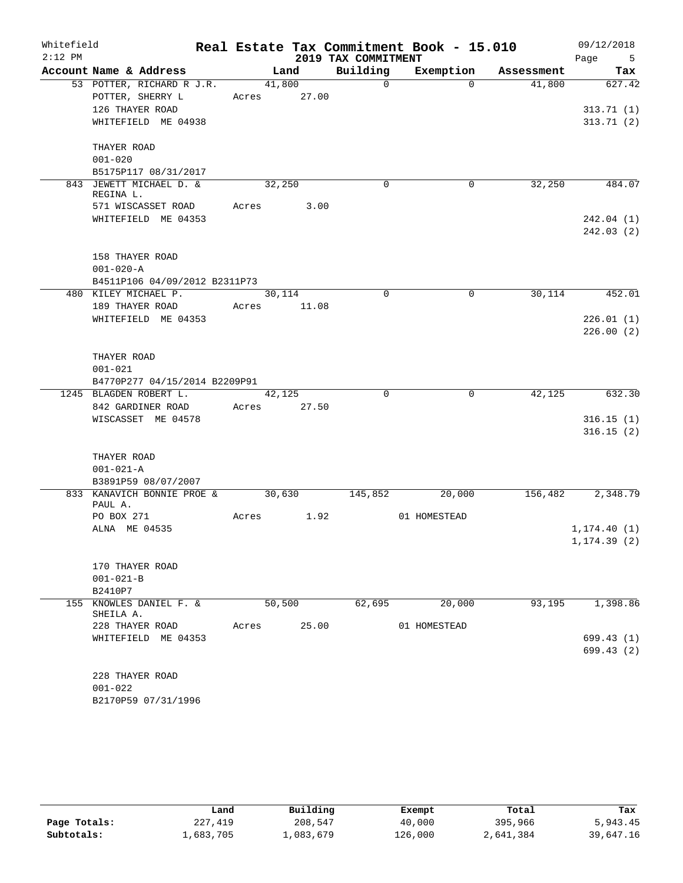Whitefield 2:12 PM

# Real Estate Tax Commitment Book - 15.010

## 2019 TAX COMMITMENT

09/12/2018

| Account Name & Address | Land | Building | Exemption | Assessment | Tax |
|---|---|---|---|---|---|
| 53 POTTER, RICHARD R J.R.<br>POTTER, SHERRY L<br>126 THAYER ROAD<br>WHITEFIELD ME 04938<br><br>THAYER ROAD<br>001-020<br>B5175P117 08/31/2017 | 41,800<br>Acres 27.00 | 0 | 0 | 41,800 | 627.42<br><br>313.71 (1)<br>313.71 (2) |
| 843 JEWETT MICHAEL D. & REGINA L.<br>571 WISCASSET ROAD<br>WHITEFIELD ME 04353<br><br>158 THAYER ROAD<br>001-020-A<br>B4511P106 04/09/2012 B2311P73 | 32,250<br>Acres 3.00 | 0 | 0 | 32,250 | 484.07<br><br>242.04 (1)<br>242.03 (2) |
| 480 KILEY MICHAEL P.<br>189 THAYER ROAD<br>WHITEFIELD ME 04353<br><br>THAYER ROAD<br>001-021<br>B4770P277 04/15/2014 B2209P91 | 30,114<br>Acres 11.08 | 0 | 0 | 30,114 | 452.01<br><br>226.01 (1)<br>226.00 (2) |
| 1245 BLAGDEN ROBERT L.<br>842 GARDINER ROAD<br>WISCASSET ME 04578<br><br>THAYER ROAD<br>001-021-A<br>B3891P59 08/07/2007 | 42,125<br>Acres 27.50 | 0 | 0 | 42,125 | 632.30<br><br>316.15 (1)<br>316.15 (2) |
| 833 KANAVICH BONNIE PROE & PAUL A.<br>PO BOX 271<br>ALNA ME 04535<br><br>170 THAYER ROAD<br>001-021-B<br>B2410P7 | 30,630<br>Acres 1.92 | 145,852 | 20,000<br>01 HOMESTEAD | 156,482 | 2,348.79<br><br>1,174.40 (1)<br>1,174.39 (2) |
| 155 KNOWLES DANIEL F. & SHEILA A.<br>228 THAYER ROAD<br>WHITEFIELD ME 04353<br><br>228 THAYER ROAD<br>001-022<br>B2170P59 07/31/1996 | 50,500<br>Acres 25.00 | 62,695 | 20,000<br>01 HOMESTEAD | 93,195 | 1,398.86<br><br>699.43 (1)<br>699.43 (2) |

| | Land | Building | Exempt | Total | Tax |
|---|---|---|---|---|---|
| Page Totals: | 227,419 | 208,547 | 40,000 | 395,966 | 5,943.45 |
| Subtotals: | 1,683,705 | 1,083,679 | 126,000 | 2,641,384 | 39,647.16 |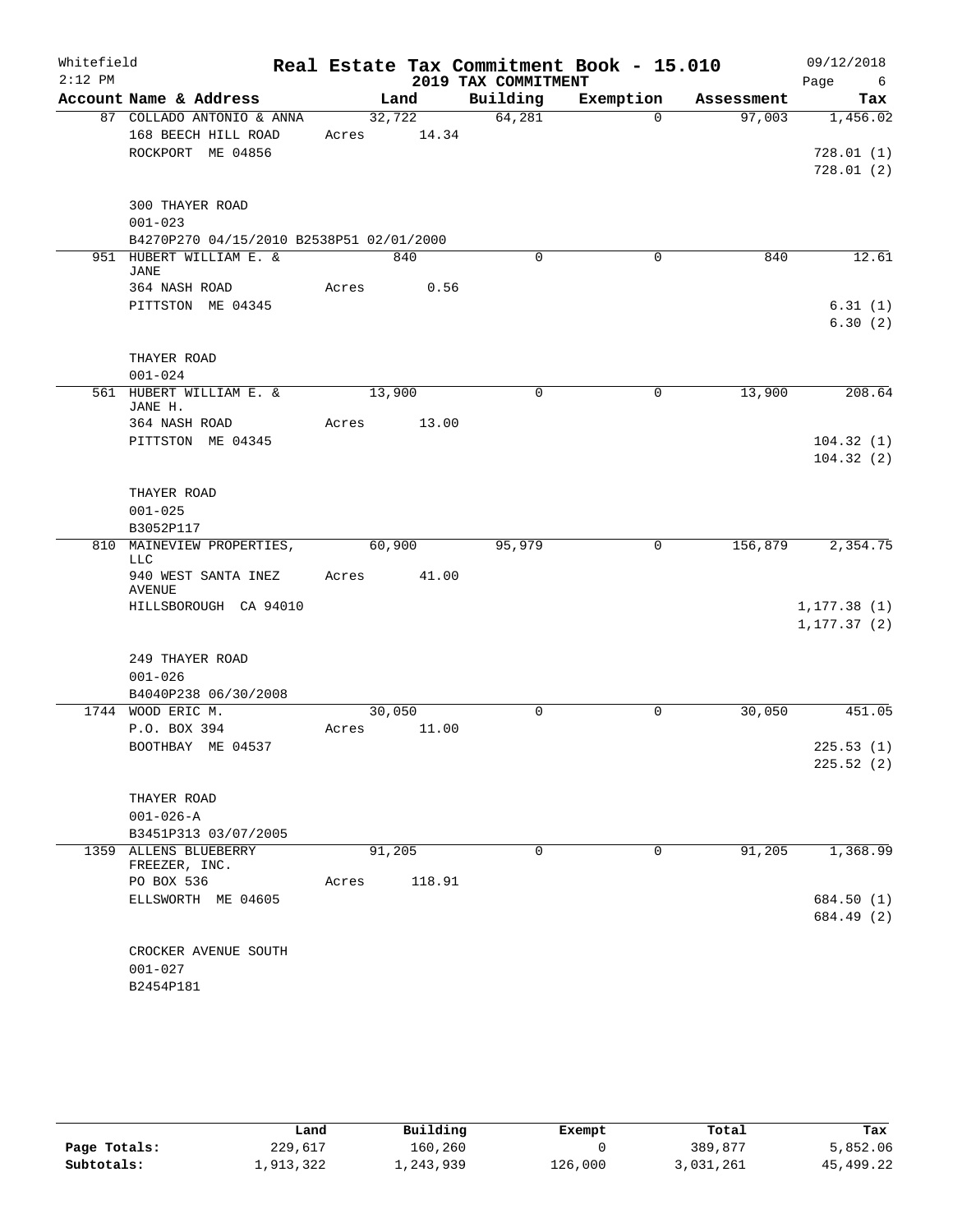Whitefield
2:12 PM

# Real Estate Tax Commitment Book - 15.010

## 2019 TAX COMMITMENT

09/12/2018

| Account Name & Address | Land | Building | Exemption | Assessment | Tax |
|---|---|---|---|---|---|
| 87 COLLADO ANTONIO & ANNA | 32,722 | 64,281 | 0 | 97,003 | 1,456.02 |
| 168 BEECH HILL ROAD | Acres 14.34 | | | | |
| ROCKPORT ME 04856 | | | | | 728.01 (1) |
| | | | | | 728.01 (2) |
| 300 THAYER ROAD | | | | | |
| 001-023 | | | | | |
| B4270P270 04/15/2010 B2538P51 02/01/2000 | | | | | |
| 951 HUBERT WILLIAM E. & JANE | 840 | 0 | 0 | 840 | 12.61 |
| 364 NASH ROAD | Acres 0.56 | | | | |
| PITTSTON ME 04345 | | | | | 6.31 (1) |
| | | | | | 6.30 (2) |
| THAYER ROAD | | | | | |
| 001-024 | | | | | |
| 561 HUBERT WILLIAM E. & JANE H. | 13,900 | 0 | 0 | 13,900 | 208.64 |
| 364 NASH ROAD | Acres 13.00 | | | | |
| PITTSTON ME 04345 | | | | | 104.32 (1) |
| | | | | | 104.32 (2) |
| THAYER ROAD | | | | | |
| 001-025 | | | | | |
| B3052P117 | | | | | |
| 810 MAINEVIEW PROPERTIES, LLC | 60,900 | 95,979 | 0 | 156,879 | 2,354.75 |
| 940 WEST SANTA INEZ AVENUE | Acres 41.00 | | | | |
| HILLSBOROUGH CA 94010 | | | | | 1,177.38 (1) |
| | | | | | 1,177.37 (2) |
| 249 THAYER ROAD | | | | | |
| 001-026 | | | | | |
| B4040P238 06/30/2008 | | | | | |
| 1744 WOOD ERIC M. | 30,050 | 0 | 0 | 30,050 | 451.05 |
| P.O. BOX 394 | Acres 11.00 | | | | |
| BOOTHBAY ME 04537 | | | | | 225.53 (1) |
| | | | | | 225.52 (2) |
| THAYER ROAD | | | | | |
| 001-026-A | | | | | |
| B3451P313 03/07/2005 | | | | | |
| 1359 ALLENS BLUEBERRY FREEZER, INC. | 91,205 | 0 | 0 | 91,205 | 1,368.99 |
| PO BOX 536 | Acres 118.91 | | | | |
| ELLSWORTH ME 04605 | | | | | 684.50 (1) |
| | | | | | 684.49 (2) |
| CROCKER AVENUE SOUTH | | | | | |
| 001-027 | | | | | |
| B2454P181 | | | | | |

| | Land | Building | Exempt | Total | Tax |
|---|---|---|---|---|---|
| Page Totals: | 229,617 | 160,260 | 0 | 389,877 | 5,852.06 |
| Subtotals: | 1,913,322 | 1,243,939 | 126,000 | 3,031,261 | 45,499.22 |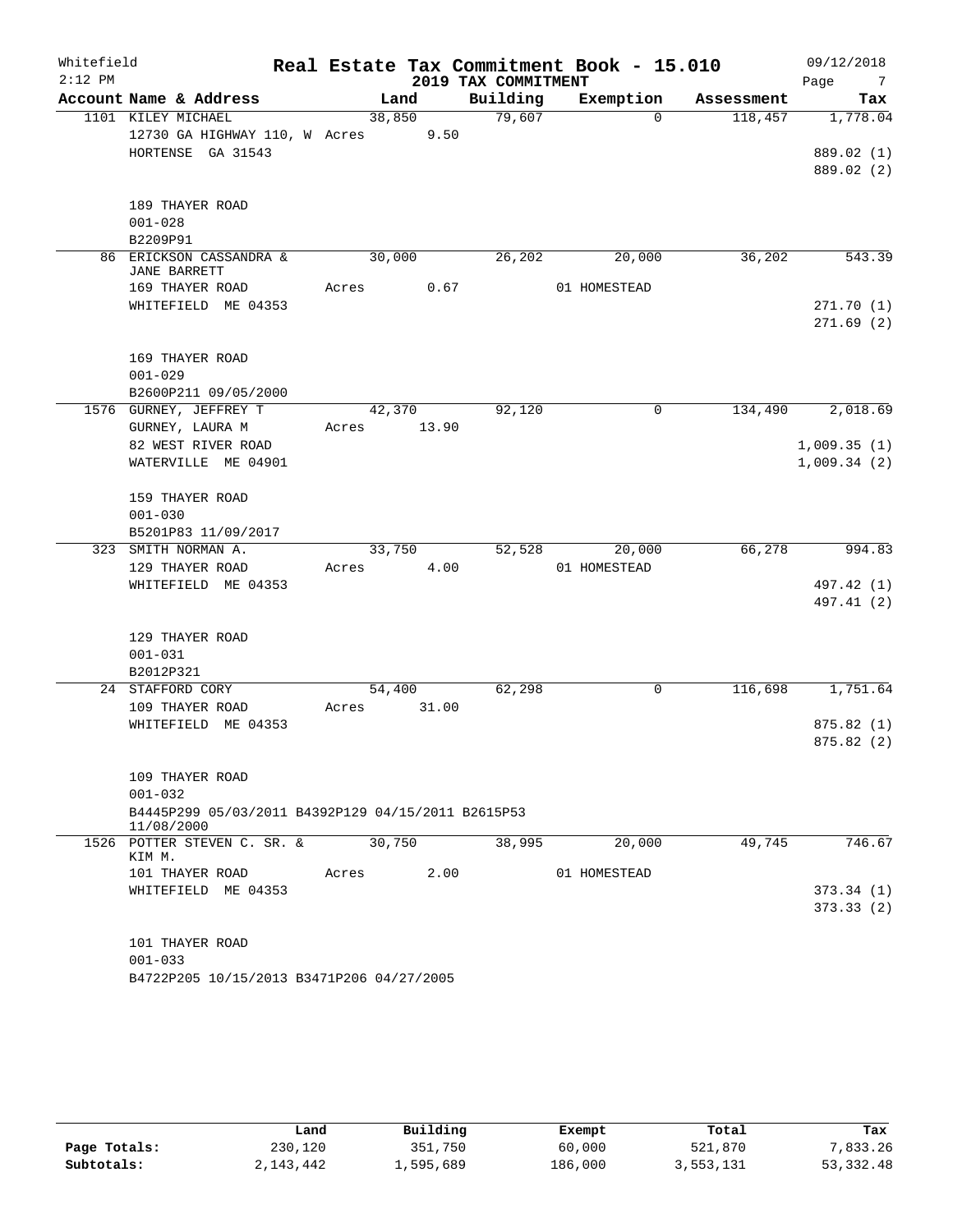Whitefield 2:12 PM

**Real Estate Tax Commitment Book - 15.010**

**2019 TAX COMMITMENT**

09/12/2018 Page 7

| Account Name & Address | Land | Building | Exemption | Assessment | Tax |
|---|---|---|---|---|---|
| 1101 KILEY MICHAEL | 38,850 | 79,607 | 0 | 118,457 | 1,778.04 |
| 12730 GA HIGHWAY 110, W Acres 9.50 | | | | | |
| HORTENSE GA 31543 | | | | | 889.02 (1) |
| | | | | | 889.02 (2) |
| 189 THAYER ROAD | | | | | |
| 001-028 | | | | | |
| B2209P91 | | | | | |
| 86 ERICKSON CASSANDRA & JANE BARRETT | 30,000 | 26,202 | 20,000 | 36,202 | 543.39 |
| 169 THAYER ROAD Acres 0.67 | | | 01 HOMESTEAD | | |
| WHITEFIELD ME 04353 | | | | | 271.70 (1) |
| | | | | | 271.69 (2) |
| 169 THAYER ROAD | | | | | |
| 001-029 | | | | | |
| B2600P211 09/05/2000 | | | | | |
| 1576 GURNEY, JEFFREY T | 42,370 | 92,120 | 0 | 134,490 | 2,018.69 |
| GURNEY, LAURA M Acres 13.90 | | | | | |
| 82 WEST RIVER ROAD | | | | | 1,009.35 (1) |
| WATERVILLE ME 04901 | | | | | 1,009.34 (2) |
| 159 THAYER ROAD | | | | | |
| 001-030 | | | | | |
| B5201P83 11/09/2017 | | | | | |
| 323 SMITH NORMAN A. | 33,750 | 52,528 | 20,000 | 66,278 | 994.83 |
| 129 THAYER ROAD Acres 4.00 | | | 01 HOMESTEAD | | |
| WHITEFIELD ME 04353 | | | | | 497.42 (1) |
| | | | | | 497.41 (2) |
| 129 THAYER ROAD | | | | | |
| 001-031 | | | | | |
| B2012P321 | | | | | |
| 24 STAFFORD CORY | 54,400 | 62,298 | 0 | 116,698 | 1,751.64 |
| 109 THAYER ROAD Acres 31.00 | | | | | |
| WHITEFIELD ME 04353 | | | | | 875.82 (1) |
| | | | | | 875.82 (2) |
| 109 THAYER ROAD | | | | | |
| 001-032 | | | | | |
| B4445P299 05/03/2011 B4392P129 04/15/2011 B2615P53 11/08/2000 | | | | | |
| 1526 POTTER STEVEN C. SR. & KIM M. | 30,750 | 38,995 | 20,000 | 49,745 | 746.67 |
| 101 THAYER ROAD Acres 2.00 | | | 01 HOMESTEAD | | |
| WHITEFIELD ME 04353 | | | | | 373.34 (1) |
| | | | | | 373.33 (2) |
| 101 THAYER ROAD | | | | | |
| 001-033 | | | | | |
| B4722P205 10/15/2013 B3471P206 04/27/2005 | | | | | |

| | Land | Building | Exempt | Total | Tax |
|---|---|---|---|---|---|
| **Page Totals:** | 230,120 | 351,750 | 60,000 | 521,870 | 7,833.26 |
| **Subtotals:** | 2,143,442 | 1,595,689 | 186,000 | 3,553,131 | 53,332.48 |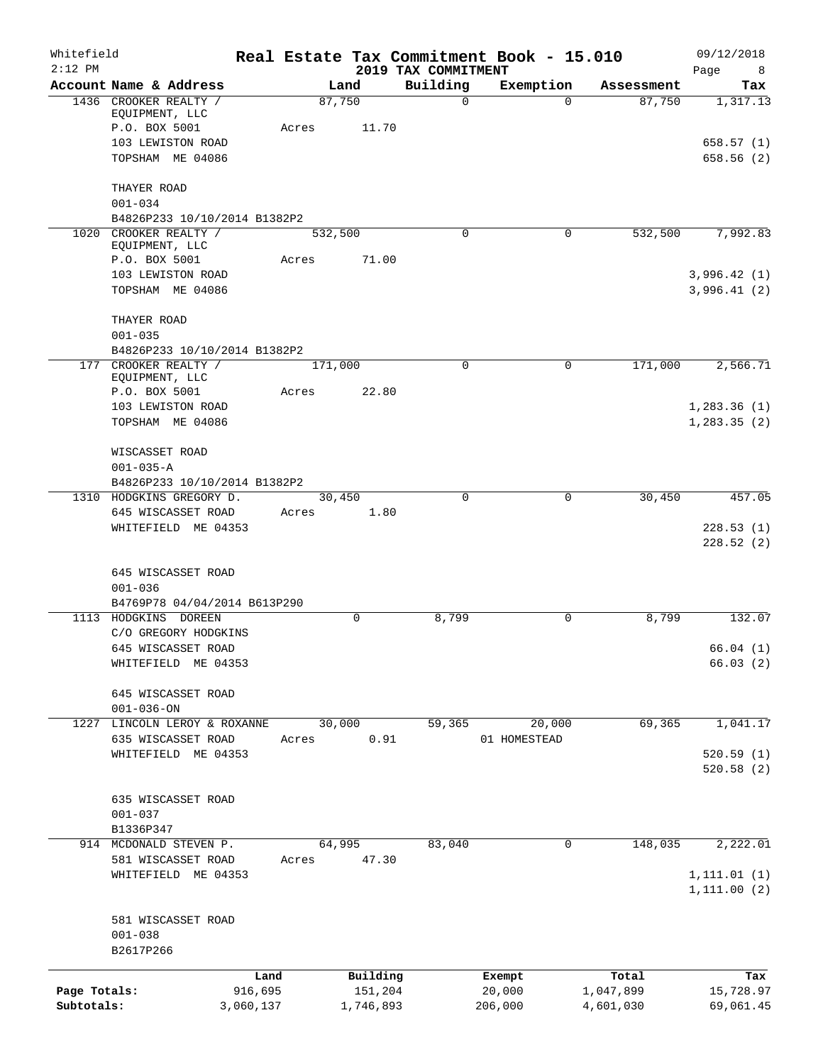Whitefield  
2:12 PM

# Real Estate Tax Commitment Book - 15.010

## 2019 TAX COMMITMENT

09/12/2018  
Page 8

| Account Name & Address | Land | Building | Exemption | Assessment | Tax |
|---|---|---|---|---|---|
| 1436 CROOKER REALTY / EQUIPMENT, LLC | 87,750 | 0 | 0 | 87,750 | 1,317.13 |
| P.O. BOX 5001 | Acres 11.70 | | | | |
| 103 LEWISTON ROAD | | | | | 658.57 (1) |
| TOPSHAM ME 04086 | | | | | 658.56 (2) |
| THAYER ROAD | | | | | |
| 001-034 | | | | | |
| B4826P233 10/10/2014 B1382P2 | | | | | |
| 1020 CROOKER REALTY / EQUIPMENT, LLC | 532,500 | 0 | 0 | 532,500 | 7,992.83 |
| P.O. BOX 5001 | Acres 71.00 | | | | |
| 103 LEWISTON ROAD | | | | | 3,996.42 (1) |
| TOPSHAM ME 04086 | | | | | 3,996.41 (2) |
| THAYER ROAD | | | | | |
| 001-035 | | | | | |
| B4826P233 10/10/2014 B1382P2 | | | | | |
| 177 CROOKER REALTY / EQUIPMENT, LLC | 171,000 | 0 | 0 | 171,000 | 2,566.71 |
| P.O. BOX 5001 | Acres 22.80 | | | | |
| 103 LEWISTON ROAD | | | | | 1,283.36 (1) |
| TOPSHAM ME 04086 | | | | | 1,283.35 (2) |
| WISCASSET ROAD | | | | | |
| 001-035-A | | | | | |
| B4826P233 10/10/2014 B1382P2 | | | | | |
| 1310 HODGKINS GREGORY D. | 30,450 | 0 | 0 | 30,450 | 457.05 |
| 645 WISCASSET ROAD | Acres 1.80 | | | | |
| WHITEFIELD ME 04353 | | | | | 228.53 (1) |
| | | | | | 228.52 (2) |
| 645 WISCASSET ROAD | | | | | |
| 001-036 | | | | | |
| B4769P78 04/04/2014 B613P290 | | | | | |
| 1113 HODGKINS DOREEN | 0 | 8,799 | 0 | 8,799 | 132.07 |
| C/O GREGORY HODGKINS | | | | | |
| 645 WISCASSET ROAD | | | | | 66.04 (1) |
| WHITEFIELD ME 04353 | | | | | 66.03 (2) |
| 645 WISCASSET ROAD | | | | | |
| 001-036-ON | | | | | |
| 1227 LINCOLN LEROY & ROXANNE | 30,000 | 59,365 | 20,000 | 69,365 | 1,041.17 |
| 635 WISCASSET ROAD | Acres 0.91 | | 01 HOMESTEAD | | |
| WHITEFIELD ME 04353 | | | | | 520.59 (1) |
| | | | | | 520.58 (2) |
| 635 WISCASSET ROAD | | | | | |
| 001-037 | | | | | |
| B1336P347 | | | | | |
| 914 MCDONALD STEVEN P. | 64,995 | 83,040 | 0 | 148,035 | 2,222.01 |
| 581 WISCASSET ROAD | Acres 47.30 | | | | |
| WHITEFIELD ME 04353 | | | | | 1,111.01 (1) |
| | | | | | 1,111.00 (2) |
| 581 WISCASSET ROAD | | | | | |
| 001-038 | | | | | |
| B2617P266 | | | | | |

| | Land | Building | Exempt | Total | Tax |
|---|---|---|---|---|---|
| Page Totals: | 916,695 | 151,204 | 20,000 | 1,047,899 | 15,728.97 |
| Subtotals: | 3,060,137 | 1,746,893 | 206,000 | 4,601,030 | 69,061.45 |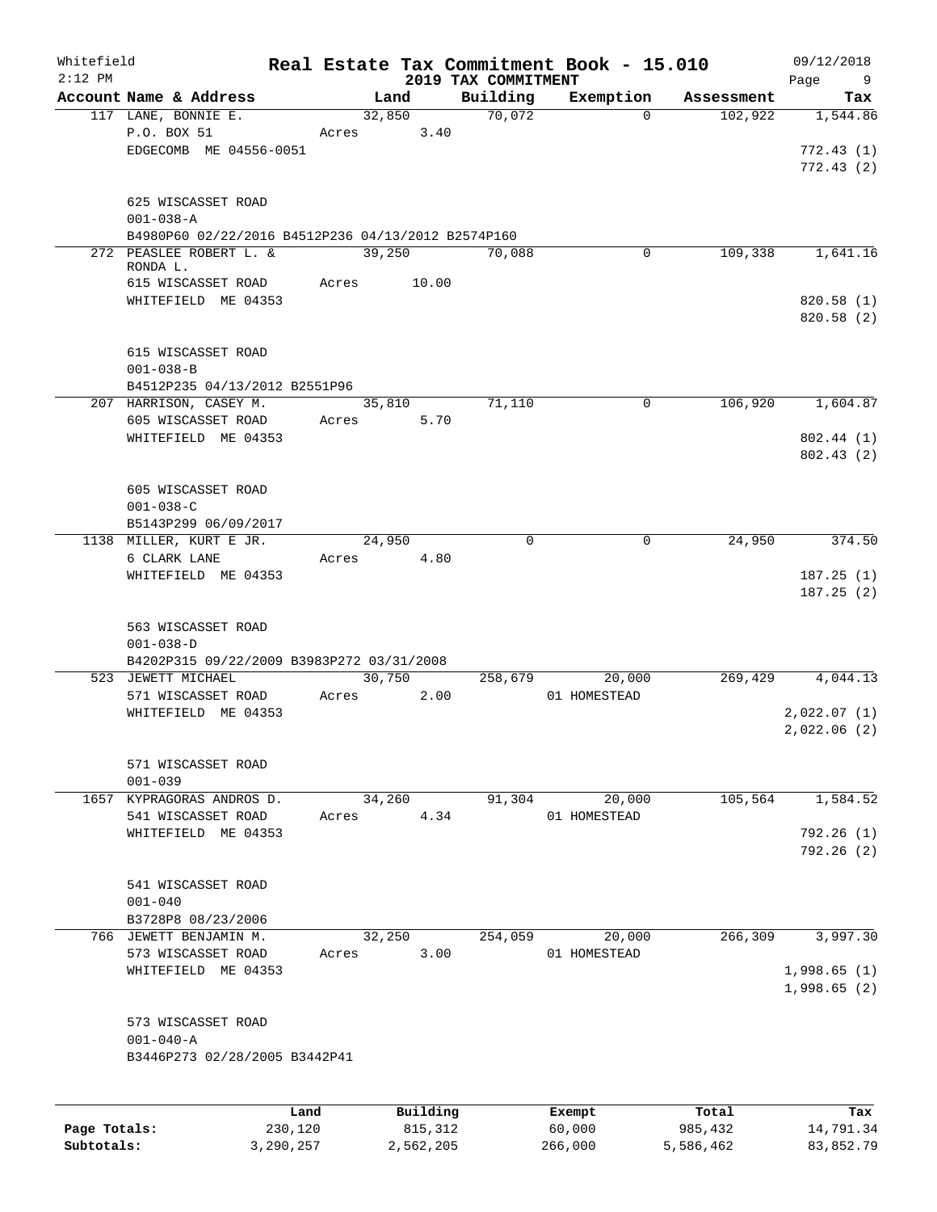Whitefield 2:12 PM

# Real Estate Tax Commitment Book - 15.010

2019 TAX COMMITMENT

09/12/2018 Page 9

| Account Name & Address | Land | Building | Exemption | Assessment | Tax |
|---|---|---|---|---|---|
| 117 LANE, BONNIE E. | 32,850 | 70,072 | 0 | 102,922 | 1,544.86 |
| P.O. BOX 51 | Acres 3.40 | | | | |
| EDGECOMB ME 04556-0051 | | | | | 772.43 (1) |
| | | | | | 772.43 (2) |
| 625 WISCASSET ROAD | | | | | |
| 001-038-A | | | | | |
| B4980P60 02/22/2016 B4512P236 04/13/2012 B2574P160 | | | | | |
| 272 PEASLEE ROBERT L. & RONDA L. | 39,250 | 70,088 | 0 | 109,338 | 1,641.16 |
| 615 WISCASSET ROAD | Acres 10.00 | | | | |
| WHITEFIELD ME 04353 | | | | | 820.58 (1) |
| | | | | | 820.58 (2) |
| 615 WISCASSET ROAD | | | | | |
| 001-038-B | | | | | |
| B4512P235 04/13/2012 B2551P96 | | | | | |
| 207 HARRISON, CASEY M. | 35,810 | 71,110 | 0 | 106,920 | 1,604.87 |
| 605 WISCASSET ROAD | Acres 5.70 | | | | |
| WHITEFIELD ME 04353 | | | | | 802.44 (1) |
| | | | | | 802.43 (2) |
| 605 WISCASSET ROAD | | | | | |
| 001-038-C | | | | | |
| B5143P299 06/09/2017 | | | | | |
| 1138 MILLER, KURT E JR. | 24,950 | 0 | 0 | 24,950 | 374.50 |
| 6 CLARK LANE | Acres 4.80 | | | | |
| WHITEFIELD ME 04353 | | | | | 187.25 (1) |
| | | | | | 187.25 (2) |
| 563 WISCASSET ROAD | | | | | |
| 001-038-D | | | | | |
| B4202P315 09/22/2009 B3983P272 03/31/2008 | | | | | |
| 523 JEWETT MICHAEL | 30,750 | 258,679 | 20,000 | 269,429 | 4,044.13 |
| 571 WISCASSET ROAD | Acres 2.00 | | 01 HOMESTEAD | | |
| WHITEFIELD ME 04353 | | | | | 2,022.07 (1) |
| | | | | | 2,022.06 (2) |
| 571 WISCASSET ROAD | | | | | |
| 001-039 | | | | | |
| 1657 KYPRAGORAS ANDROS D. | 34,260 | 91,304 | 20,000 | 105,564 | 1,584.52 |
| 541 WISCASSET ROAD | Acres 4.34 | | 01 HOMESTEAD | | |
| WHITEFIELD ME 04353 | | | | | 792.26 (1) |
| | | | | | 792.26 (2) |
| 541 WISCASSET ROAD | | | | | |
| 001-040 | | | | | |
| B3728P8 08/23/2006 | | | | | |
| 766 JEWETT BENJAMIN M. | 32,250 | 254,059 | 20,000 | 266,309 | 3,997.30 |
| 573 WISCASSET ROAD | Acres 3.00 | | 01 HOMESTEAD | | |
| WHITEFIELD ME 04353 | | | | | 1,998.65 (1) |
| | | | | | 1,998.65 (2) |
| 573 WISCASSET ROAD | | | | | |
| 001-040-A | | | | | |
| B3446P273 02/28/2005 B3442P41 | | | | | |

| | Land | Building | Exempt | Total | Tax |
|---|---|---|---|---|---|
| Page Totals: | 230,120 | 815,312 | 60,000 | 985,432 | 14,791.34 |
| Subtotals: | 3,290,257 | 2,562,205 | 266,000 | 5,586,462 | 83,852.79 |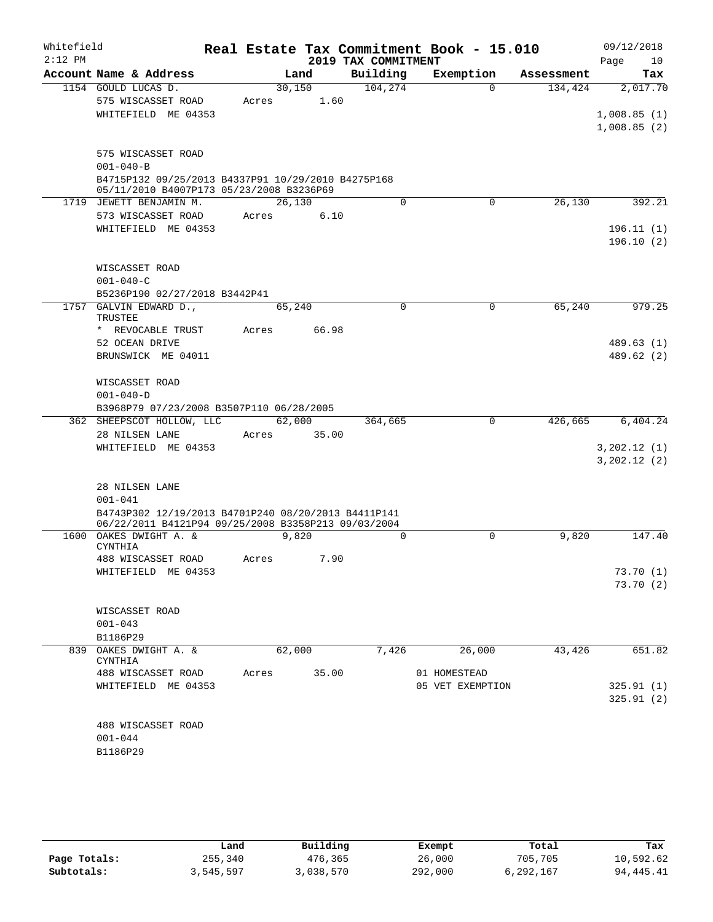Whitefield 2:12 PM

# Real Estate Tax Commitment Book - 15.010

## 2019 TAX COMMITMENT

09/12/2018

| Account Name & Address | Land | Building | Exemption | Assessment | Tax |
|---|---|---|---|---|---|
| 1154 GOULD LUCAS D. | 30,150 | 104,274 | 0 | 134,424 | 2,017.70 |
| 575 WISCASSET ROAD | Acres 1.60 | | | | |
| WHITEFIELD ME 04353 | | | | | 1,008.85 (1) |
| | | | | | 1,008.85 (2) |
| 575 WISCASSET ROAD | | | | | |
| 001-040-B | | | | | |
| B4715P132 09/25/2013 B4337P91 10/29/2010 B4275P168 05/11/2010 B4007P173 05/23/2008 B3236P69 | | | | | |
| 1719 JEWETT BENJAMIN M. | 26,130 | 0 | 0 | 26,130 | 392.21 |
| 573 WISCASSET ROAD | Acres 6.10 | | | | |
| WHITEFIELD ME 04353 | | | | | 196.11 (1) |
| | | | | | 196.10 (2) |
| WISCASSET ROAD | | | | | |
| 001-040-C | | | | | |
| B5236P190 02/27/2018 B3442P41 | | | | | |
| 1757 GALVIN EDWARD D., TRUSTEE | 65,240 | 0 | 0 | 65,240 | 979.25 |
| * REVOCABLE TRUST | Acres 66.98 | | | | |
| 52 OCEAN DRIVE | | | | | 489.63 (1) |
| BRUNSWICK ME 04011 | | | | | 489.62 (2) |
| WISCASSET ROAD | | | | | |
| 001-040-D | | | | | |
| B3968P79 07/23/2008 B3507P110 06/28/2005 | | | | | |
| 362 SHEEPSCOT HOLLOW, LLC | 62,000 | 364,665 | 0 | 426,665 | 6,404.24 |
| 28 NILSEN LANE | Acres 35.00 | | | | |
| WHITEFIELD ME 04353 | | | | | 3,202.12 (1) |
| | | | | | 3,202.12 (2) |
| 28 NILSEN LANE | | | | | |
| 001-041 | | | | | |
| B4743P302 12/19/2013 B4701P240 08/20/2013 B4411P141 06/22/2011 B4121P94 09/25/2008 B3358P213 09/03/2004 | | | | | |
| 1600 OAKES DWIGHT A. & CYNTHIA | 9,820 | 0 | 0 | 9,820 | 147.40 |
| 488 WISCASSET ROAD | Acres 7.90 | | | | |
| WHITEFIELD ME 04353 | | | | | 73.70 (1) |
| | | | | | 73.70 (2) |
| WISCASSET ROAD | | | | | |
| 001-043 | | | | | |
| B1186P29 | | | | | |
| 839 OAKES DWIGHT A. & CYNTHIA | 62,000 | 7,426 | 26,000 | 43,426 | 651.82 |
| 488 WISCASSET ROAD | Acres 35.00 | | 01 HOMESTEAD | | |
| WHITEFIELD ME 04353 | | | 05 VET EXEMPTION | | 325.91 (1) |
| | | | | | 325.91 (2) |
| 488 WISCASSET ROAD | | | | | |
| 001-044 | | | | | |
| B1186P29 | | | | | |

| | Land | Building | Exempt | Total | Tax |
|---|---|---|---|---|---|
| Page Totals: | 255,340 | 476,365 | 26,000 | 705,705 | 10,592.62 |
| Subtotals: | 3,545,597 | 3,038,570 | 292,000 | 6,292,167 | 94,445.41 |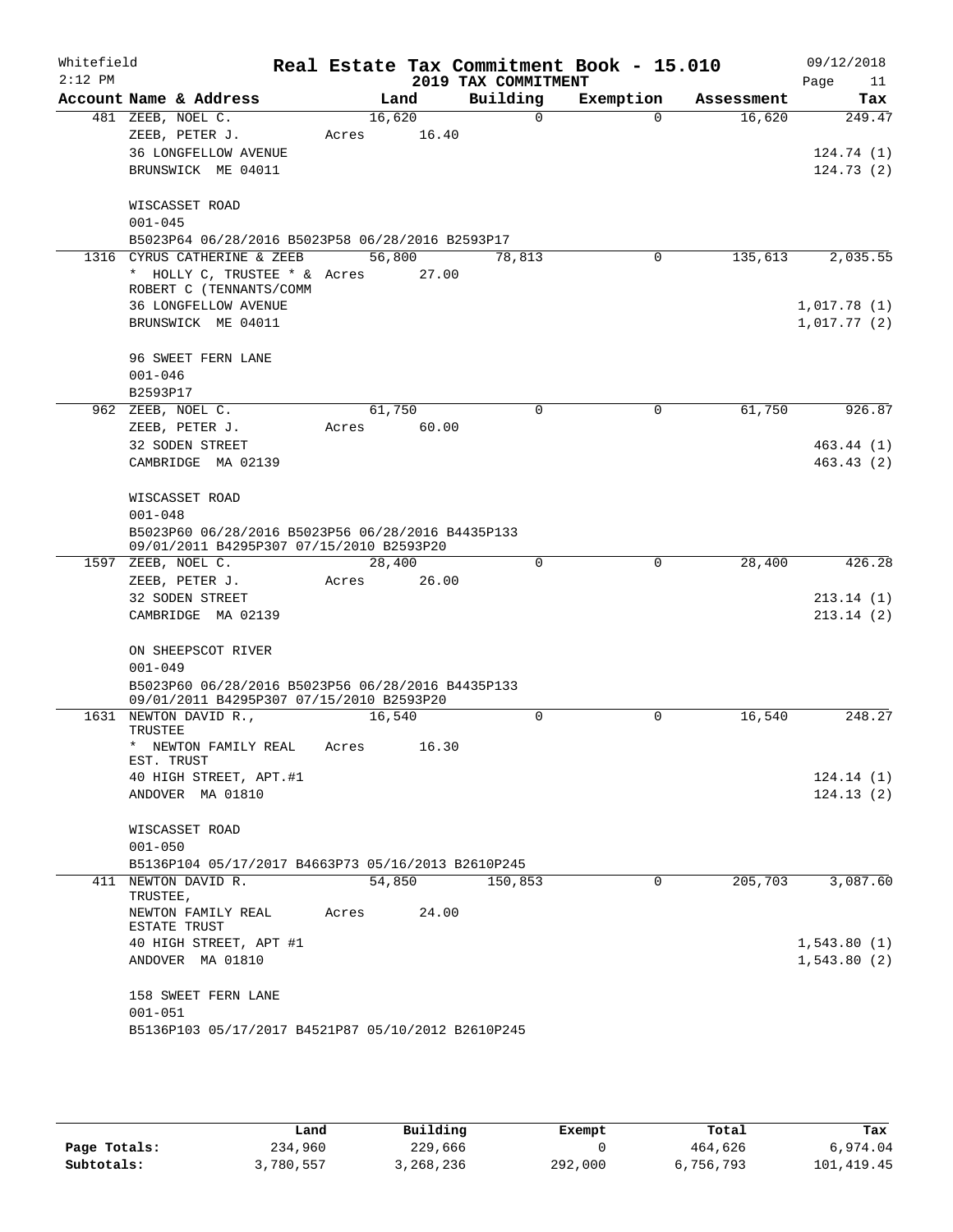Whitefield · 2:12 PM

# Real Estate Tax Commitment Book - 15.010

## 2019 TAX COMMITMENT

09/12/2018

| Account | Name & Address | Land | Building | Exemption | Assessment | Tax |
|---|---|---|---|---|---|---|
| 481 | ZEEB, NOEL C. | 16,620 | 0 | 0 | 16,620 | 249.47 |
| | ZEEB, PETER J. | Acres 16.40 | | | | |
| | 36 LONGFELLOW AVENUE | | | | | 124.74 (1) |
| | BRUNSWICK ME 04011 | | | | | 124.73 (2) |
| | WISCASSET ROAD | | | | | |
| | 001-045 | | | | | |
| | B5023P64 06/28/2016 B5023P58 06/28/2016 B2593P17 | | | | | |
| 1316 | CYRUS CATHERINE & ZEEB | 56,800 | 78,813 | 0 | 135,613 | 2,035.55 |
| | * HOLLY C, TRUSTEE * & | Acres 27.00 | | | | |
| | ROBERT C (TENNANTS/COMM | | | | | |
| | 36 LONGFELLOW AVENUE | | | | | 1,017.78 (1) |
| | BRUNSWICK ME 04011 | | | | | 1,017.77 (2) |
| | 96 SWEET FERN LANE | | | | | |
| | 001-046 | | | | | |
| | B2593P17 | | | | | |
| 962 | ZEEB, NOEL C. | 61,750 | 0 | 0 | 61,750 | 926.87 |
| | ZEEB, PETER J. | Acres 60.00 | | | | |
| | 32 SODEN STREET | | | | | 463.44 (1) |
| | CAMBRIDGE MA 02139 | | | | | 463.43 (2) |
| | WISCASSET ROAD | | | | | |
| | 001-048 | | | | | |
| | B5023P60 06/28/2016 B5023P56 06/28/2016 B4435P133 09/01/2011 B4295P307 07/15/2010 B2593P20 | | | | | |
| 1597 | ZEEB, NOEL C. | 28,400 | 0 | 0 | 28,400 | 426.28 |
| | ZEEB, PETER J. | Acres 26.00 | | | | |
| | 32 SODEN STREET | | | | | 213.14 (1) |
| | CAMBRIDGE MA 02139 | | | | | 213.14 (2) |
| | ON SHEEPSCOT RIVER | | | | | |
| | 001-049 | | | | | |
| | B5023P60 06/28/2016 B5023P56 06/28/2016 B4435P133 09/01/2011 B4295P307 07/15/2010 B2593P20 | | | | | |
| 1631 | NEWTON DAVID R., TRUSTEE | 16,540 | 0 | 0 | 16,540 | 248.27 |
| | * NEWTON FAMILY REAL EST. TRUST | Acres 16.30 | | | | |
| | 40 HIGH STREET, APT.#1 | | | | | 124.14 (1) |
| | ANDOVER MA 01810 | | | | | 124.13 (2) |
| | WISCASSET ROAD | | | | | |
| | 001-050 | | | | | |
| | B5136P104 05/17/2017 B4663P73 05/16/2013 B2610P245 | | | | | |
| 411 | NEWTON DAVID R. TRUSTEE, | 54,850 | 150,853 | 0 | 205,703 | 3,087.60 |
| | NEWTON FAMILY REAL ESTATE TRUST | Acres 24.00 | | | | |
| | 40 HIGH STREET, APT #1 | | | | | 1,543.80 (1) |
| | ANDOVER MA 01810 | | | | | 1,543.80 (2) |
| | 158 SWEET FERN LANE | | | | | |
| | 001-051 | | | | | |
| | B5136P103 05/17/2017 B4521P87 05/10/2012 B2610P245 | | | | | |

| | Land | Building | Exempt | Total | Tax |
|---|---|---|---|---|---|
| Page Totals: | 234,960 | 229,666 | 0 | 464,626 | 6,974.04 |
| Subtotals: | 3,780,557 | 3,268,236 | 292,000 | 6,756,793 | 101,419.45 |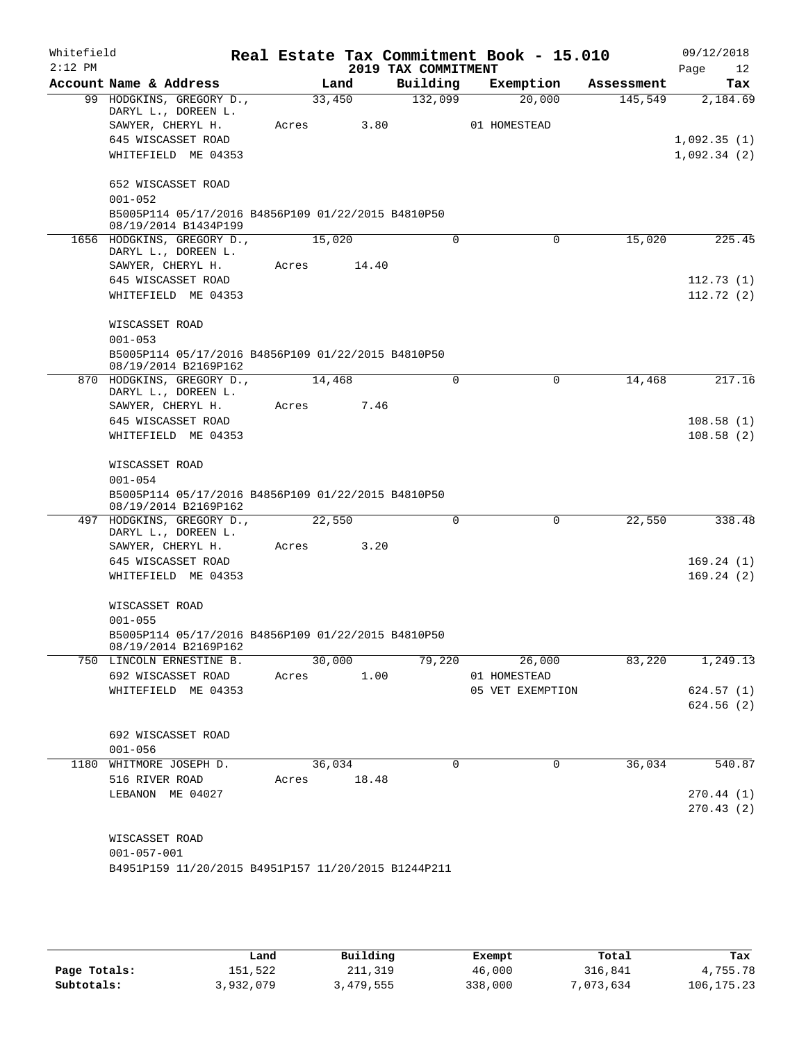Whitefield 2:12 PM

**Real Estate Tax Commitment Book - 15.010**
**2019 TAX COMMITMENT**

09/12/2018

| Account Name & Address | Land | Building | Exemption | Assessment | Tax |
|---|---|---|---|---|---|
| 99 HODGKINS, GREGORY D., DARYL L., DOREEN L. | 33,450 | 132,099 | 20,000 | 145,549 | 2,184.69 |
| SAWYER, CHERYL H. | Acres 3.80 | | 01 HOMESTEAD | | |
| 645 WISCASSET ROAD | | | | | 1,092.35 (1) |
| WHITEFIELD ME 04353 | | | | | 1,092.34 (2) |
| 652 WISCASSET ROAD | | | | | |
| 001-052 | | | | | |
| B5005P114 05/17/2016 B4856P109 01/22/2015 B4810P50 08/19/2014 B1434P199 | | | | | |
| 1656 HODGKINS, GREGORY D., DARYL L., DOREEN L. | 15,020 | 0 | 0 | 15,020 | 225.45 |
| SAWYER, CHERYL H. | Acres 14.40 | | | | |
| 645 WISCASSET ROAD | | | | | 112.73 (1) |
| WHITEFIELD ME 04353 | | | | | 112.72 (2) |
| WISCASSET ROAD | | | | | |
| 001-053 | | | | | |
| B5005P114 05/17/2016 B4856P109 01/22/2015 B4810P50 08/19/2014 B2169P162 | | | | | |
| 870 HODGKINS, GREGORY D., DARYL L., DOREEN L. | 14,468 | 0 | 0 | 14,468 | 217.16 |
| SAWYER, CHERYL H. | Acres 7.46 | | | | |
| 645 WISCASSET ROAD | | | | | 108.58 (1) |
| WHITEFIELD ME 04353 | | | | | 108.58 (2) |
| WISCASSET ROAD | | | | | |
| 001-054 | | | | | |
| B5005P114 05/17/2016 B4856P109 01/22/2015 B4810P50 08/19/2014 B2169P162 | | | | | |
| 497 HODGKINS, GREGORY D., DARYL L., DOREEN L. | 22,550 | 0 | 0 | 22,550 | 338.48 |
| SAWYER, CHERYL H. | Acres 3.20 | | | | |
| 645 WISCASSET ROAD | | | | | 169.24 (1) |
| WHITEFIELD ME 04353 | | | | | 169.24 (2) |
| WISCASSET ROAD | | | | | |
| 001-055 | | | | | |
| B5005P114 05/17/2016 B4856P109 01/22/2015 B4810P50 08/19/2014 B2169P162 | | | | | |
| 750 LINCOLN ERNESTINE B. | 30,000 | 79,220 | 26,000 | 83,220 | 1,249.13 |
| 692 WISCASSET ROAD | Acres 1.00 | | 01 HOMESTEAD | | |
| WHITEFIELD ME 04353 | | | 05 VET EXEMPTION | | 624.57 (1) |
| | | | | | 624.56 (2) |
| 692 WISCASSET ROAD | | | | | |
| 001-056 | | | | | |
| 1180 WHITMORE JOSEPH D. | 36,034 | 0 | 0 | 36,034 | 540.87 |
| 516 RIVER ROAD | Acres 18.48 | | | | |
| LEBANON ME 04027 | | | | | 270.44 (1) |
| | | | | | 270.43 (2) |
| WISCASSET ROAD | | | | | |
| 001-057-001 | | | | | |
| B4951P159 11/20/2015 B4951P157 11/20/2015 B1244P211 | | | | | |

| | Land | Building | Exempt | Total | Tax |
|---|---|---|---|---|---|
| Page Totals: | 151,522 | 211,319 | 46,000 | 316,841 | 4,755.78 |
| Subtotals: | 3,932,079 | 3,479,555 | 338,000 | 7,073,634 | 106,175.23 |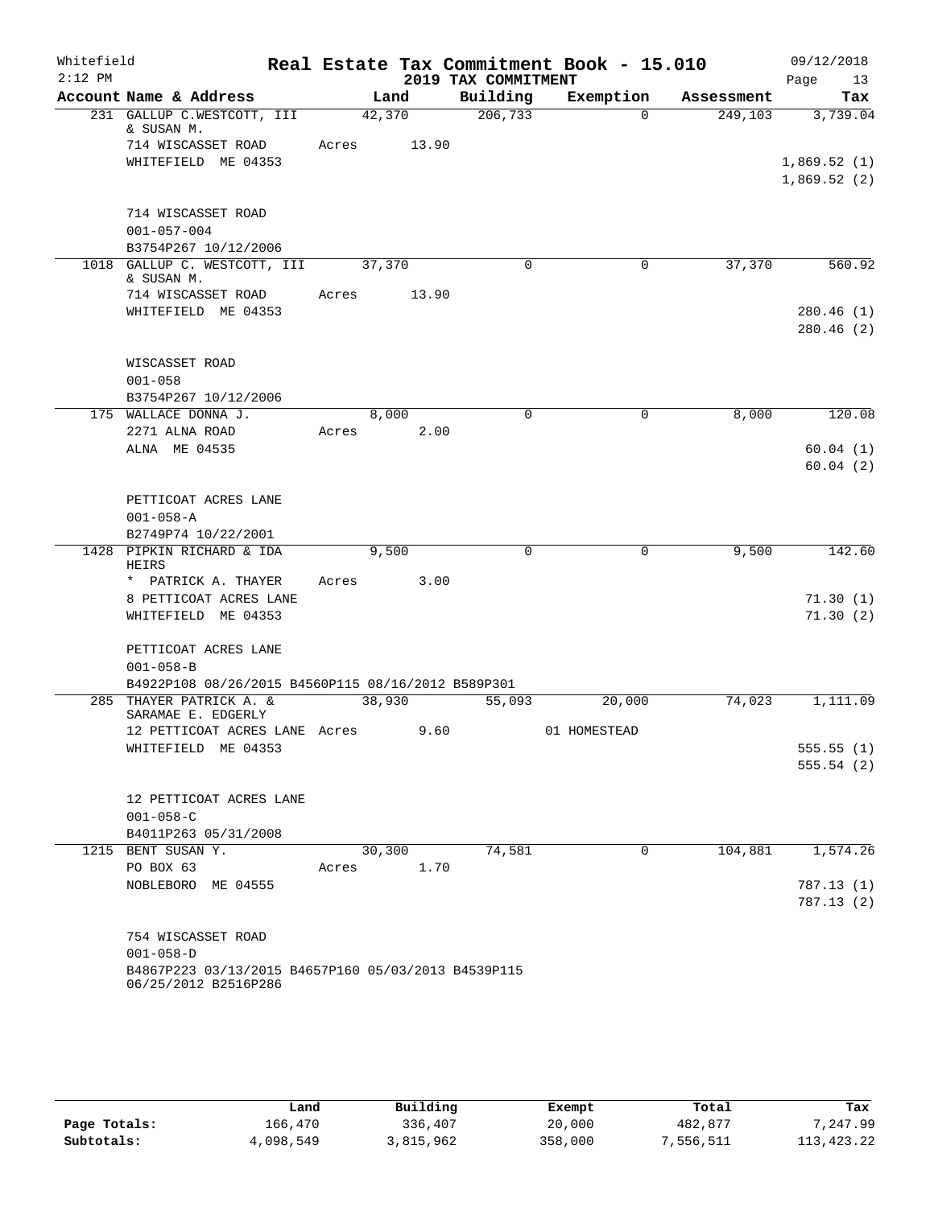Whitefield 2:12 PM

# Real Estate Tax Commitment Book - 15.010

## 2019 TAX COMMITMENT

09/12/2018 Page 13

| Account Name & Address | Land | Building | Exemption | Assessment | Tax |
|---|---|---|---|---|---|
| 231 GALLUP C.WESTCOTT, III & SUSAN M. | 42,370 | 206,733 | 0 | 249,103 | 3,739.04 |
| 714 WISCASSET ROAD | Acres 13.90 | | | | |
| WHITEFIELD ME 04353 | | | | | 1,869.52 (1) |
| | | | | | 1,869.52 (2) |
| 714 WISCASSET ROAD | | | | | |
| 001-057-004 | | | | | |
| B3754P267 10/12/2006 | | | | | |
| 1018 GALLUP C. WESTCOTT, III & SUSAN M. | 37,370 | 0 | 0 | 37,370 | 560.92 |
| 714 WISCASSET ROAD | Acres 13.90 | | | | |
| WHITEFIELD ME 04353 | | | | | 280.46 (1) |
| | | | | | 280.46 (2) |
| WISCASSET ROAD | | | | | |
| 001-058 | | | | | |
| B3754P267 10/12/2006 | | | | | |
| 175 WALLACE DONNA J. | 8,000 | 0 | 0 | 8,000 | 120.08 |
| 2271 ALNA ROAD | Acres 2.00 | | | | |
| ALNA ME 04535 | | | | | 60.04 (1) |
| | | | | | 60.04 (2) |
| PETTICOAT ACRES LANE | | | | | |
| 001-058-A | | | | | |
| B2749P74 10/22/2001 | | | | | |
| 1428 PIPKIN RICHARD & IDA HEIRS | 9,500 | 0 | 0 | 9,500 | 142.60 |
| * PATRICK A. THAYER | Acres 3.00 | | | | |
| 8 PETTICOAT ACRES LANE | | | | | 71.30 (1) |
| WHITEFIELD ME 04353 | | | | | 71.30 (2) |
| PETTICOAT ACRES LANE | | | | | |
| 001-058-B | | | | | |
| B4922P108 08/26/2015 B4560P115 08/16/2012 B589P301 | | | | | |
| 285 THAYER PATRICK A. & SARAMAE E. EDGERLY | 38,930 | 55,093 | 20,000 | 74,023 | 1,111.09 |
| 12 PETTICOAT ACRES LANE | Acres 9.60 | | 01 HOMESTEAD | | |
| WHITEFIELD ME 04353 | | | | | 555.55 (1) |
| | | | | | 555.54 (2) |
| 12 PETTICOAT ACRES LANE | | | | | |
| 001-058-C | | | | | |
| B4011P263 05/31/2008 | | | | | |
| 1215 BENT SUSAN Y. | 30,300 | 74,581 | 0 | 104,881 | 1,574.26 |
| PO BOX 63 | Acres 1.70 | | | | |
| NOBLEBORO ME 04555 | | | | | 787.13 (1) |
| | | | | | 787.13 (2) |
| 754 WISCASSET ROAD | | | | | |
| 001-058-D | | | | | |
| B4867P223 03/13/2015 B4657P160 05/03/2013 B4539P115 06/25/2012 B2516P286 | | | | | |

| | Land | Building | Exempt | Total | Tax |
|---|---|---|---|---|---|
| Page Totals: | 166,470 | 336,407 | 20,000 | 482,877 | 7,247.99 |
| Subtotals: | 4,098,549 | 3,815,962 | 358,000 | 7,556,511 | 113,423.22 |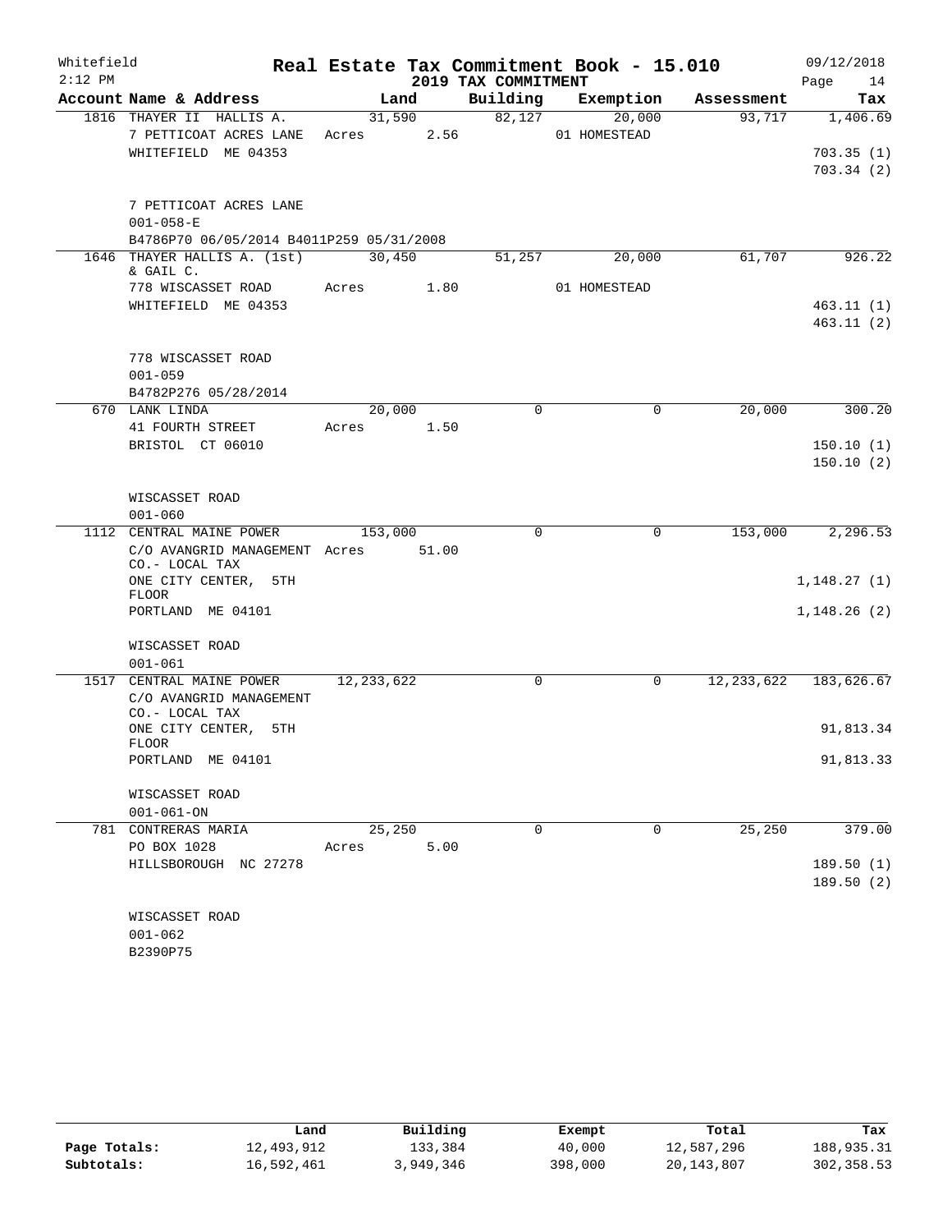Whitefield
2:12 PM

# Real Estate Tax Commitment Book - 15.010

## 2019 TAX COMMITMENT

09/12/2018

| Account | Name & Address | Land | Building | Exemption | Assessment | Tax |
|---|---|---|---|---|---|---|
| 1816 | THAYER II HALLIS A. | 31,590 | 82,127 | 20,000 | 93,717 | 1,406.69 |
| | 7 PETTICOAT ACRES LANE | Acres 2.56 | | 01 HOMESTEAD | | |
| | WHITEFIELD ME 04353 | | | | | 703.35 (1) |
| | | | | | | 703.34 (2) |
| | 7 PETTICOAT ACRES LANE | | | | | |
| | 001-058-E | | | | | |
| | B4786P70 06/05/2014 B4011P259 05/31/2008 | | | | | |
| 1646 | THAYER HALLIS A. (1st) & GAIL C. | 30,450 | 51,257 | 20,000 | 61,707 | 926.22 |
| | 778 WISCASSET ROAD | Acres 1.80 | | 01 HOMESTEAD | | |
| | WHITEFIELD ME 04353 | | | | | 463.11 (1) |
| | | | | | | 463.11 (2) |
| | 778 WISCASSET ROAD | | | | | |
| | 001-059 | | | | | |
| | B4782P276 05/28/2014 | | | | | |
| 670 | LANK LINDA | 20,000 | 0 | 0 | 20,000 | 300.20 |
| | 41 FOURTH STREET | Acres 1.50 | | | | |
| | BRISTOL CT 06010 | | | | | 150.10 (1) |
| | | | | | | 150.10 (2) |
| | WISCASSET ROAD | | | | | |
| | 001-060 | | | | | |
| 1112 | CENTRAL MAINE POWER | 153,000 | 0 | 0 | 153,000 | 2,296.53 |
| | C/O AVANGRID MANAGEMENT CO.- LOCAL TAX | Acres 51.00 | | | | |
| | ONE CITY CENTER, 5TH FLOOR | | | | | 1,148.27 (1) |
| | PORTLAND ME 04101 | | | | | 1,148.26 (2) |
| | WISCASSET ROAD | | | | | |
| | 001-061 | | | | | |
| 1517 | CENTRAL MAINE POWER | 12,233,622 | 0 | 0 | 12,233,622 | 183,626.67 |
| | C/O AVANGRID MANAGEMENT CO.- LOCAL TAX | | | | | |
| | ONE CITY CENTER, 5TH FLOOR | | | | | 91,813.34 |
| | PORTLAND ME 04101 | | | | | 91,813.33 |
| | WISCASSET ROAD | | | | | |
| | 001-061-ON | | | | | |
| 781 | CONTRERAS MARIA | 25,250 | 0 | 0 | 25,250 | 379.00 |
| | PO BOX 1028 | Acres 5.00 | | | | |
| | HILLSBOROUGH NC 27278 | | | | | 189.50 (1) |
| | | | | | | 189.50 (2) |
| | WISCASSET ROAD | | | | | |
| | 001-062 | | | | | |
| | B2390P75 | | | | | |

| | Land | Building | Exempt | Total | Tax |
|---|---|---|---|---|---|
| **Page Totals:** | 12,493,912 | 133,384 | 40,000 | 12,587,296 | 188,935.31 |
| **Subtotals:** | 16,592,461 | 3,949,346 | 398,000 | 20,143,807 | 302,358.53 |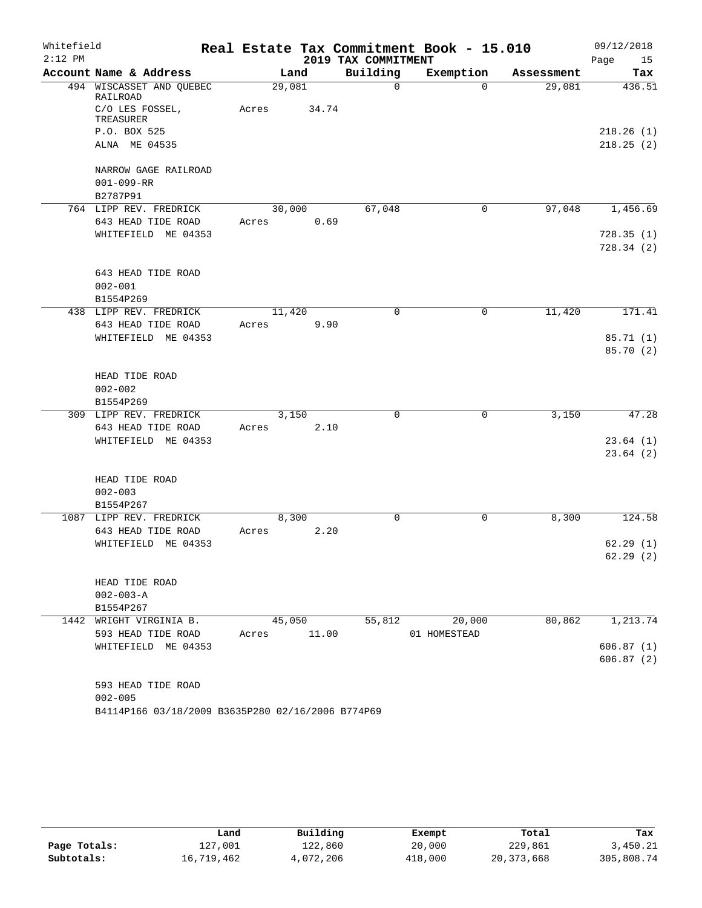Whitefield
2:12 PM

# Real Estate Tax Commitment Book - 15.010

## 2019 TAX COMMITMENT

09/12/2018

| Account Name & Address | Land | Building | Exemption | Assessment | Tax |
|---|---|---|---|---|---|
| 494 WISCASSET AND QUEBEC RAILROAD | 29,081 | 0 | 0 | 29,081 | 436.51 |
| C/O LES FOSSEL, TREASURER | Acres 34.74 | | | | |
| P.O. BOX 525 | | | | | 218.26 (1) |
| ALNA ME 04535 | | | | | 218.25 (2) |
| NARROW GAGE RAILROAD | | | | | |
| 001-099-RR | | | | | |
| B2787P91 | | | | | |
| 764 LIPP REV. FREDRICK | 30,000 | 67,048 | 0 | 97,048 | 1,456.69 |
| 643 HEAD TIDE ROAD | Acres 0.69 | | | | |
| WHITEFIELD ME 04353 | | | | | 728.35 (1) |
| | | | | | 728.34 (2) |
| 643 HEAD TIDE ROAD | | | | | |
| 002-001 | | | | | |
| B1554P269 | | | | | |
| 438 LIPP REV. FREDRICK | 11,420 | 0 | 0 | 11,420 | 171.41 |
| 643 HEAD TIDE ROAD | Acres 9.90 | | | | |
| WHITEFIELD ME 04353 | | | | | 85.71 (1) |
| | | | | | 85.70 (2) |
| HEAD TIDE ROAD | | | | | |
| 002-002 | | | | | |
| B1554P269 | | | | | |
| 309 LIPP REV. FREDRICK | 3,150 | 0 | 0 | 3,150 | 47.28 |
| 643 HEAD TIDE ROAD | Acres 2.10 | | | | |
| WHITEFIELD ME 04353 | | | | | 23.64 (1) |
| | | | | | 23.64 (2) |
| HEAD TIDE ROAD | | | | | |
| 002-003 | | | | | |
| B1554P267 | | | | | |
| 1087 LIPP REV. FREDRICK | 8,300 | 0 | 0 | 8,300 | 124.58 |
| 643 HEAD TIDE ROAD | Acres 2.20 | | | | |
| WHITEFIELD ME 04353 | | | | | 62.29 (1) |
| | | | | | 62.29 (2) |
| HEAD TIDE ROAD | | | | | |
| 002-003-A | | | | | |
| B1554P267 | | | | | |
| 1442 WRIGHT VIRGINIA B. | 45,050 | 55,812 | 20,000 | 80,862 | 1,213.74 |
| 593 HEAD TIDE ROAD | Acres 11.00 | | 01 HOMESTEAD | | |
| WHITEFIELD ME 04353 | | | | | 606.87 (1) |
| | | | | | 606.87 (2) |
| 593 HEAD TIDE ROAD | | | | | |
| 002-005 | | | | | |
| B4114P166 03/18/2009 B3635P280 02/16/2006 B774P69 | | | | | |

| | Land | Building | Exempt | Total | Tax |
|---|---|---|---|---|---|
| Page Totals: | 127,001 | 122,860 | 20,000 | 229,861 | 3,450.21 |
| Subtotals: | 16,719,462 | 4,072,206 | 418,000 | 20,373,668 | 305,808.74 |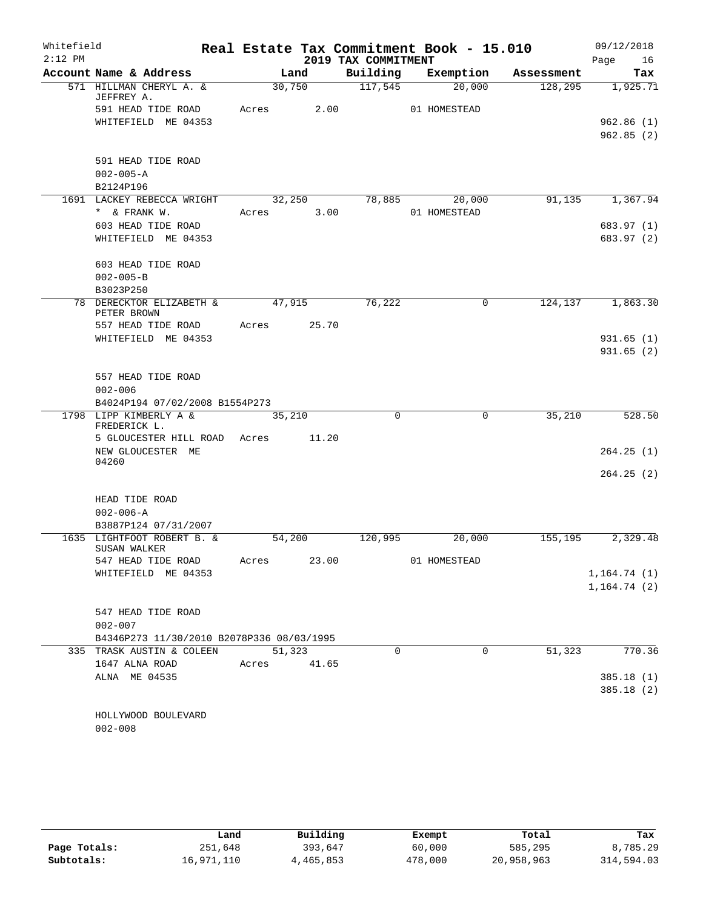Whitefield
2:12 PM

# Real Estate Tax Commitment Book - 15.010

## 2019 TAX COMMITMENT

09/12/2018

| Account Name & Address | Land | Building | Exemption | Assessment | Tax |
|---|---|---|---|---|---|
| 571 HILLMAN CHERYL A. & JEFFREY A. | 30,750 | 117,545 | 20,000 | 128,295 | 1,925.71 |
| 591 HEAD TIDE ROAD | Acres 2.00 | | 01 HOMESTEAD | | |
| WHITEFIELD ME 04353 | | | | | 962.86 (1) |
| | | | | | 962.85 (2) |
| 591 HEAD TIDE ROAD | | | | | |
| 002-005-A | | | | | |
| B2124P196 | | | | | |
| 1691 LACKEY REBECCA WRIGHT | 32,250 | 78,885 | 20,000 | 91,135 | 1,367.94 |
| * & FRANK W. | Acres 3.00 | | 01 HOMESTEAD | | |
| 603 HEAD TIDE ROAD | | | | | 683.97 (1) |
| WHITEFIELD ME 04353 | | | | | 683.97 (2) |
| 603 HEAD TIDE ROAD | | | | | |
| 002-005-B | | | | | |
| B3023P250 | | | | | |
| 78 DERECKTOR ELIZABETH & PETER BROWN | 47,915 | 76,222 | 0 | 124,137 | 1,863.30 |
| 557 HEAD TIDE ROAD | Acres 25.70 | | | | |
| WHITEFIELD ME 04353 | | | | | 931.65 (1) |
| | | | | | 931.65 (2) |
| 557 HEAD TIDE ROAD | | | | | |
| 002-006 | | | | | |
| B4024P194 07/02/2008 B1554P273 | | | | | |
| 1798 LIPP KIMBERLY A & FREDERICK L. | 35,210 | 0 | 0 | 35,210 | 528.50 |
| 5 GLOUCESTER HILL ROAD | Acres 11.20 | | | | |
| NEW GLOUCESTER ME 04260 | | | | | 264.25 (1) |
| | | | | | 264.25 (2) |
| HEAD TIDE ROAD | | | | | |
| 002-006-A | | | | | |
| B3887P124 07/31/2007 | | | | | |
| 1635 LIGHTFOOT ROBERT B. & SUSAN WALKER | 54,200 | 120,995 | 20,000 | 155,195 | 2,329.48 |
| 547 HEAD TIDE ROAD | Acres 23.00 | | 01 HOMESTEAD | | |
| WHITEFIELD ME 04353 | | | | | 1,164.74 (1) |
| | | | | | 1,164.74 (2) |
| 547 HEAD TIDE ROAD | | | | | |
| 002-007 | | | | | |
| B4346P273 11/30/2010 B2078P336 08/03/1995 | | | | | |
| 335 TRASK AUSTIN & COLEEN | 51,323 | 0 | 0 | 51,323 | 770.36 |
| 1647 ALNA ROAD | Acres 41.65 | | | | |
| ALNA ME 04535 | | | | | 385.18 (1) |
| | | | | | 385.18 (2) |
| HOLLYWOOD BOULEVARD | | | | | |
| 002-008 | | | | | |

| | Land | Building | Exempt | Total | Tax |
|---|---|---|---|---|---|
| Page Totals: | 251,648 | 393,647 | 60,000 | 585,295 | 8,785.29 |
| Subtotals: | 16,971,110 | 4,465,853 | 478,000 | 20,958,963 | 314,594.03 |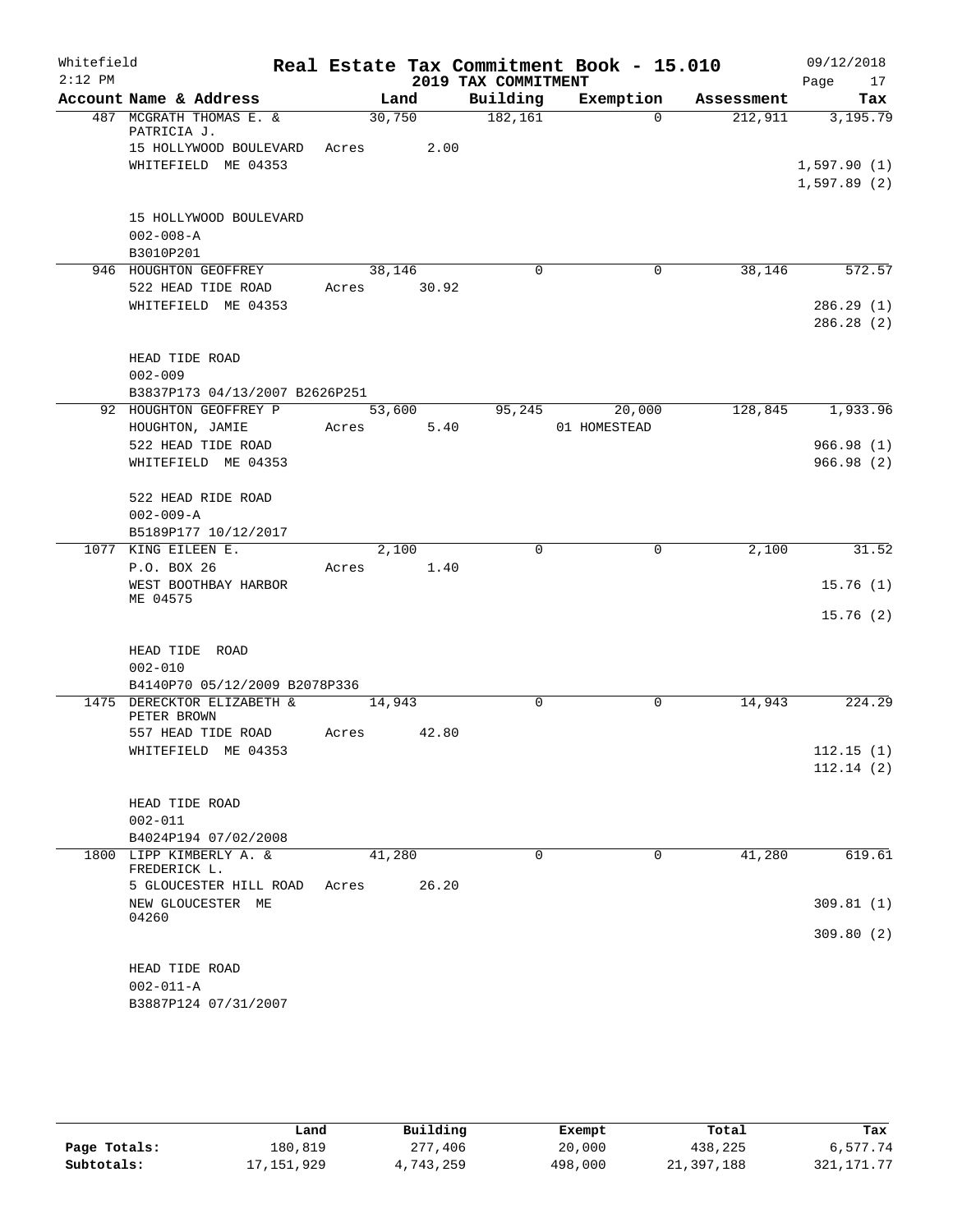Whitefield
2:12 PM

# Real Estate Tax Commitment Book - 15.010

## 2019 TAX COMMITMENT

09/12/2018
Page 17

| Account Name & Address | Land | Building | Exemption | Assessment | Tax |
|---|---|---|---|---|---|
| 487 MCGRATH THOMAS E. & PATRICIA J. | 30,750 | 182,161 | 0 | 212,911 | 3,195.79 |
| 15 HOLLYWOOD BOULEVARD | Acres 2.00 | | | | |
| WHITEFIELD ME 04353 | | | | | 1,597.90 (1) |
| | | | | | 1,597.89 (2) |
| 15 HOLLYWOOD BOULEVARD | | | | | |
| 002-008-A | | | | | |
| B3010P201 | | | | | |
| 946 HOUGHTON GEOFFREY | 38,146 | 0 | 0 | 38,146 | 572.57 |
| 522 HEAD TIDE ROAD | Acres 30.92 | | | | |
| WHITEFIELD ME 04353 | | | | | 286.29 (1) |
| | | | | | 286.28 (2) |
| HEAD TIDE ROAD | | | | | |
| 002-009 | | | | | |
| B3837P173 04/13/2007 B2626P251 | | | | | |
| 92 HOUGHTON GEOFFREY P | 53,600 | 95,245 | 20,000 | 128,845 | 1,933.96 |
| HOUGHTON, JAMIE | Acres 5.40 | | 01 HOMESTEAD | | |
| 522 HEAD TIDE ROAD | | | | | 966.98 (1) |
| WHITEFIELD ME 04353 | | | | | 966.98 (2) |
| 522 HEAD RIDE ROAD | | | | | |
| 002-009-A | | | | | |
| B5189P177 10/12/2017 | | | | | |
| 1077 KING EILEEN E. | 2,100 | 0 | 0 | 2,100 | 31.52 |
| P.O. BOX 26 | Acres 1.40 | | | | |
| WEST BOOTHBAY HARBOR ME 04575 | | | | | 15.76 (1) |
| | | | | | 15.76 (2) |
| HEAD TIDE ROAD | | | | | |
| 002-010 | | | | | |
| B4140P70 05/12/2009 B2078P336 | | | | | |
| 1475 DERECKTOR ELIZABETH & PETER BROWN | 14,943 | 0 | 0 | 14,943 | 224.29 |
| 557 HEAD TIDE ROAD | Acres 42.80 | | | | |
| WHITEFIELD ME 04353 | | | | | 112.15 (1) |
| | | | | | 112.14 (2) |
| HEAD TIDE ROAD | | | | | |
| 002-011 | | | | | |
| B4024P194 07/02/2008 | | | | | |
| 1800 LIPP KIMBERLY A. & FREDERICK L. | 41,280 | 0 | 0 | 41,280 | 619.61 |
| 5 GLOUCESTER HILL ROAD | Acres 26.20 | | | | |
| NEW GLOUCESTER ME 04260 | | | | | 309.81 (1) |
| | | | | | 309.80 (2) |
| HEAD TIDE ROAD | | | | | |
| 002-011-A | | | | | |
| B3887P124 07/31/2007 | | | | | |

| | Land | Building | Exempt | Total | Tax |
|---|---|---|---|---|---|
| Page Totals: | 180,819 | 277,406 | 20,000 | 438,225 | 6,577.74 |
| Subtotals: | 17,151,929 | 4,743,259 | 498,000 | 21,397,188 | 321,171.77 |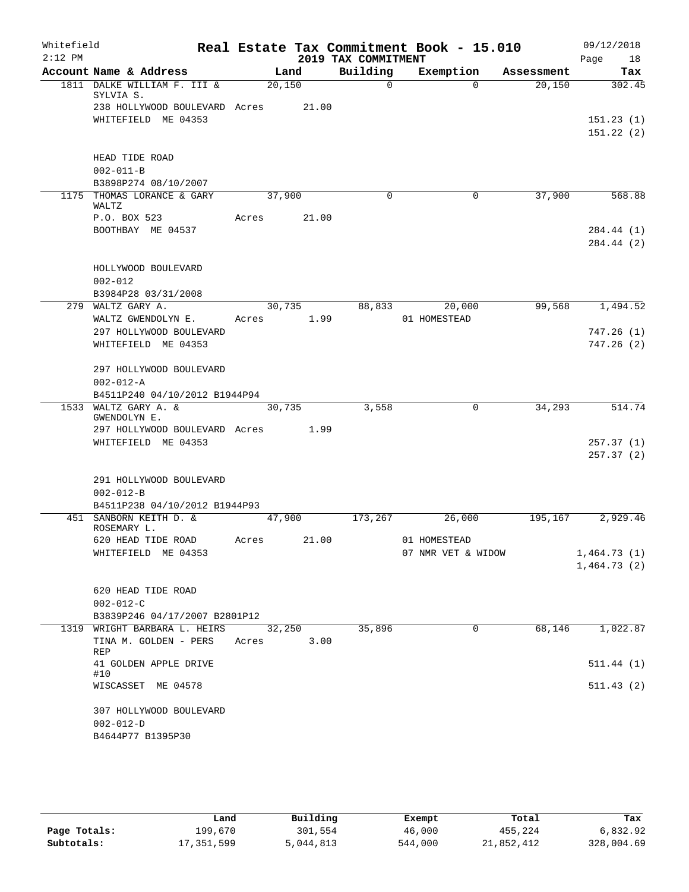Whitefield 2:12 PM

# Real Estate Tax Commitment Book - 15.010

## 2019 TAX COMMITMENT

09/12/2018 Page 18

| Account Name & Address | Land | Building | Exemption | Assessment | Tax |
|---|---|---|---|---|---|
| 1811 DALKE WILLIAM F. III & SYLVIA S. | 20,150 | 0 | 0 | 20,150 | 302.45 |
| 238 HOLLYWOOD BOULEVARD | Acres 21.00 | | | | |
| WHITEFIELD ME 04353 | | | | | 151.23 (1) |
| | | | | | 151.22 (2) |
| HEAD TIDE ROAD | | | | | |
| 002-011-B | | | | | |
| B3898P274 08/10/2007 | | | | | |
| 1175 THOMAS LORANCE & GARY WALTZ | 37,900 | 0 | 0 | 37,900 | 568.88 |
| P.O. BOX 523 | Acres 21.00 | | | | |
| BOOTHBAY ME 04537 | | | | | 284.44 (1) |
| | | | | | 284.44 (2) |
| HOLLYWOOD BOULEVARD | | | | | |
| 002-012 | | | | | |
| B3984P28 03/31/2008 | | | | | |
| 279 WALTZ GARY A. | 30,735 | 88,833 | 20,000 | 99,568 | 1,494.52 |
| WALTZ GWENDOLYN E. | Acres 1.99 | | 01 HOMESTEAD | | |
| 297 HOLLYWOOD BOULEVARD | | | | | 747.26 (1) |
| WHITEFIELD ME 04353 | | | | | 747.26 (2) |
| 297 HOLLYWOOD BOULEVARD | | | | | |
| 002-012-A | | | | | |
| B4511P240 04/10/2012 B1944P94 | | | | | |
| 1533 WALTZ GARY A. & GWENDOLYN E. | 30,735 | 3,558 | 0 | 34,293 | 514.74 |
| 297 HOLLYWOOD BOULEVARD | Acres 1.99 | | | | |
| WHITEFIELD ME 04353 | | | | | 257.37 (1) |
| | | | | | 257.37 (2) |
| 291 HOLLYWOOD BOULEVARD | | | | | |
| 002-012-B | | | | | |
| B4511P238 04/10/2012 B1944P93 | | | | | |
| 451 SANBORN KEITH D. & ROSEMARY L. | 47,900 | 173,267 | 26,000 | 195,167 | 2,929.46 |
| 620 HEAD TIDE ROAD | Acres 21.00 | | 01 HOMESTEAD | | |
| WHITEFIELD ME 04353 | | | 07 NMR VET & WIDOW | | 1,464.73 (1) |
| | | | | | 1,464.73 (2) |
| 620 HEAD TIDE ROAD | | | | | |
| 002-012-C | | | | | |
| B3839P246 04/17/2007 B2801P12 | | | | | |
| 1319 WRIGHT BARBARA L. HEIRS | 32,250 | 35,896 | 0 | 68,146 | 1,022.87 |
| TINA M. GOLDEN - PERS REP | Acres 3.00 | | | | |
| 41 GOLDEN APPLE DRIVE #10 | | | | | 511.44 (1) |
| WISCASSET ME 04578 | | | | | 511.43 (2) |
| 307 HOLLYWOOD BOULEVARD | | | | | |
| 002-012-D | | | | | |
| B4644P77 B1395P30 | | | | | |

| | Land | Building | Exempt | Total | Tax |
|---|---|---|---|---|---|
| Page Totals: | 199,670 | 301,554 | 46,000 | 455,224 | 6,832.92 |
| Subtotals: | 17,351,599 | 5,044,813 | 544,000 | 21,852,412 | 328,004.69 |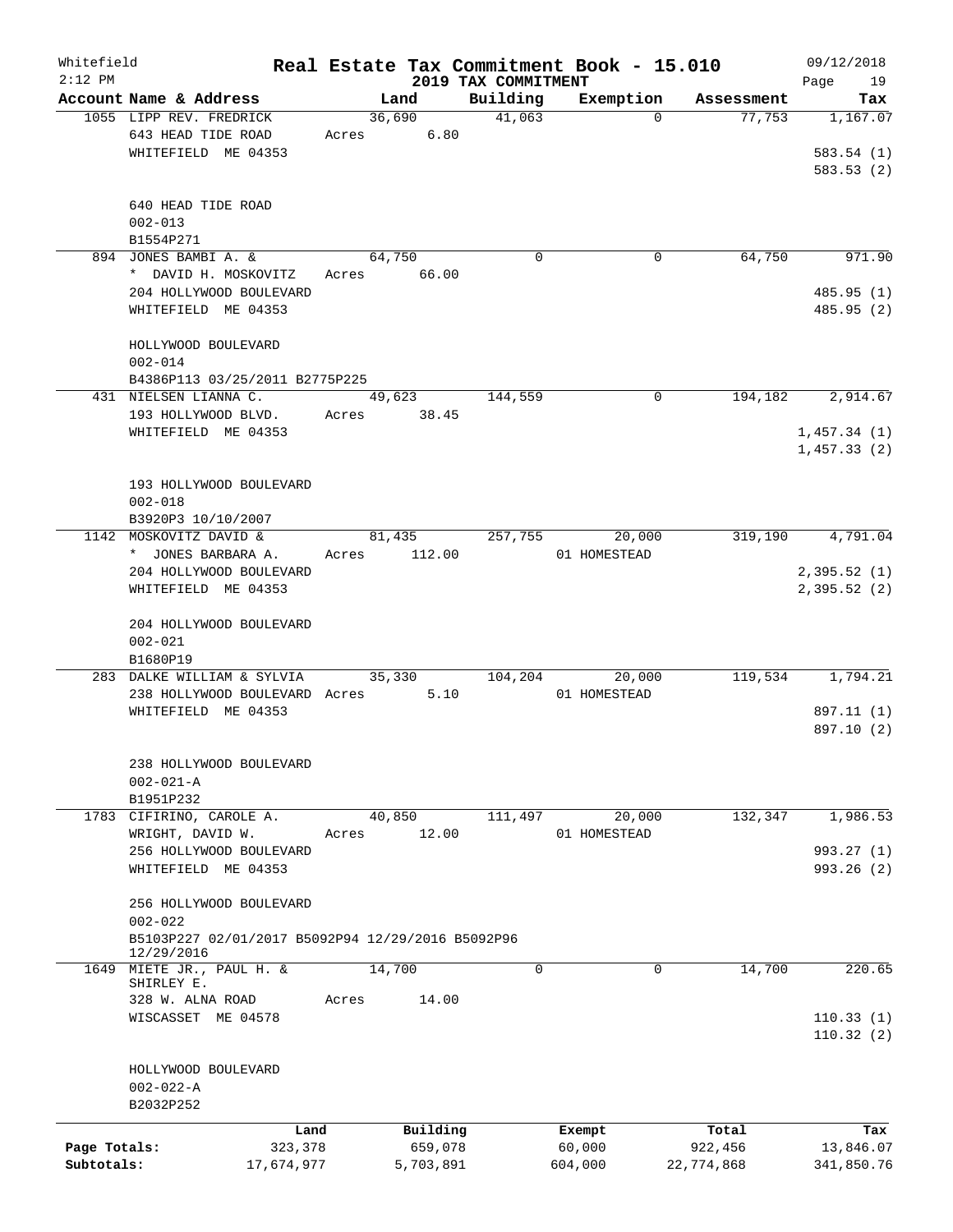# Whitefield — Real Estate Tax Commitment Book - 15.010

2:12 PM — 2019 TAX COMMITMENT — 09/12/2018

| Account Name & Address | Land | Building | Exemption | Assessment | Tax |
|---|---|---|---|---|---|
| 1055 LIPP REV. FREDRICK<br>643 HEAD TIDE ROAD<br>WHITEFIELD ME 04353<br><br>640 HEAD TIDE ROAD<br>002-013<br>B1554P271 | 36,690<br>Acres 6.80 | 41,063 | 0 | 77,753 | 1,167.07<br><br>583.54 (1)<br>583.53 (2) |
| 894 JONES BAMBI A. &<br>* DAVID H. MOSKOVITZ<br>204 HOLLYWOOD BOULEVARD<br>WHITEFIELD ME 04353<br><br>HOLLYWOOD BOULEVARD<br>002-014<br>B4386P113 03/25/2011 B2775P225 | 64,750<br>Acres 66.00 | 0 | 0 | 64,750 | 971.90<br><br>485.95 (1)<br>485.95 (2) |
| 431 NIELSEN LIANNA C.<br>193 HOLLYWOOD BLVD.<br>WHITEFIELD ME 04353<br><br>193 HOLLYWOOD BOULEVARD<br>002-018<br>B3920P3 10/10/2007 | 49,623<br>Acres 38.45 | 144,559 | 0 | 194,182 | 2,914.67<br><br>1,457.34 (1)<br>1,457.33 (2) |
| 1142 MOSKOVITZ DAVID &<br>* JONES BARBARA A.<br>204 HOLLYWOOD BOULEVARD<br>WHITEFIELD ME 04353<br><br>204 HOLLYWOOD BOULEVARD<br>002-021<br>B1680P19 | 81,435<br>Acres 112.00 | 257,755 | 20,000<br>01 HOMESTEAD | 319,190 | 4,791.04<br><br>2,395.52 (1)<br>2,395.52 (2) |
| 283 DALKE WILLIAM & SYLVIA<br>238 HOLLYWOOD BOULEVARD<br>WHITEFIELD ME 04353<br><br>238 HOLLYWOOD BOULEVARD<br>002-021-A<br>B1951P232 | 35,330<br>Acres 5.10 | 104,204 | 20,000<br>01 HOMESTEAD | 119,534 | 1,794.21<br><br>897.11 (1)<br>897.10 (2) |
| 1783 CIFIRINO, CAROLE A.<br>WRIGHT, DAVID W.<br>256 HOLLYWOOD BOULEVARD<br>WHITEFIELD ME 04353<br><br>256 HOLLYWOOD BOULEVARD<br>002-022<br>B5103P227 02/01/2017 B5092P94 12/29/2016 B5092P96 12/29/2016 | 40,850<br>Acres 12.00 | 111,497 | 20,000<br>01 HOMESTEAD | 132,347 | 1,986.53<br><br>993.27 (1)<br>993.26 (2) |
| 1649 MIETE JR., PAUL H. &<br>SHIRLEY E.<br>328 W. ALNA ROAD<br>WISCASSET ME 04578<br><br>HOLLYWOOD BOULEVARD<br>002-022-A<br>B2032P252 | 14,700<br>Acres 14.00 | 0 | 0 | 14,700 | 220.65<br><br>110.33 (1)<br>110.32 (2) |

| | Land | Building | Exempt | Total | Tax |
|---|---|---|---|---|---|
| Page Totals: | 323,378 | 659,078 | 60,000 | 922,456 | 13,846.07 |
| Subtotals: | 17,674,977 | 5,703,891 | 604,000 | 22,774,868 | 341,850.76 |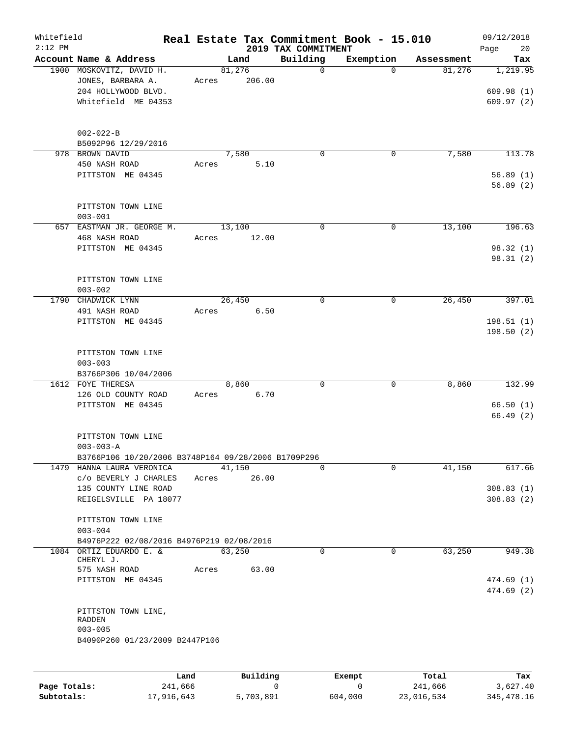# Real Estate Tax Commitment Book - 15.010

Whitefield
2:12 PM
2019 TAX COMMITMENT
09/12/2018

| Account Name & Address | Land | Building | Exemption | Assessment | Tax |
|---|---|---|---|---|---|
| 1900 MOSKOVITZ, DAVID H.<br>JONES, BARBARA A.<br>204 HOLLYWOOD BLVD.<br>Whitefield ME 04353<br><br>002-022-B<br>B5092P96 12/29/2016 | 81,276<br>Acres 206.00 | 0 | 0 | 81,276 | 1,219.95<br><br>609.98 (1)<br>609.97 (2) |
| 978 BROWN DAVID<br>450 NASH ROAD<br>PITTSTON ME 04345<br><br>PITTSTON TOWN LINE<br>003-001 | 7,580<br>Acres 5.10 | 0 | 0 | 7,580 | 113.78<br><br>56.89 (1)<br>56.89 (2) |
| 657 EASTMAN JR. GEORGE M.<br>468 NASH ROAD<br>PITTSTON ME 04345<br><br>PITTSTON TOWN LINE<br>003-002 | 13,100<br>Acres 12.00 | 0 | 0 | 13,100 | 196.63<br><br>98.32 (1)<br>98.31 (2) |
| 1790 CHADWICK LYNN<br>491 NASH ROAD<br>PITTSTON ME 04345<br><br>PITTSTON TOWN LINE<br>003-003<br>B3766P306 10/04/2006 | 26,450<br>Acres 6.50 | 0 | 0 | 26,450 | 397.01<br><br>198.51 (1)<br>198.50 (2) |
| 1612 FOYE THERESA<br>126 OLD COUNTY ROAD<br>PITTSTON ME 04345<br><br>PITTSTON TOWN LINE<br>003-003-A<br>B3766P106 10/20/2006 B3748P164 09/28/2006 B1709P296 | 8,860<br>Acres 6.70 | 0 | 0 | 8,860 | 132.99<br><br>66.50 (1)<br>66.49 (2) |
| 1479 HANNA LAURA VERONICA<br>c/o BEVERLY J CHARLES<br>135 COUNTY LINE ROAD<br>REIGELSVILLE PA 18077<br><br>PITTSTON TOWN LINE<br>003-004<br>B4976P222 02/08/2016 B4976P219 02/08/2016 | 41,150<br>Acres 26.00 | 0 | 0 | 41,150 | 617.66<br><br>308.83 (1)<br>308.83 (2) |
| 1084 ORTIZ EDUARDO E. &<br>CHERYL J.<br>575 NASH ROAD<br>PITTSTON ME 04345<br><br>PITTSTON TOWN LINE,<br>RADDEN<br>003-005<br>B4090P260 01/23/2009 B2447P106 | 63,250<br>Acres 63.00 | 0 | 0 | 63,250 | 949.38<br><br>474.69 (1)<br>474.69 (2) |

| | Land | Building | Exempt | Total | Tax |
|---|---|---|---|---|---|
| Page Totals: | 241,666 | 0 | 0 | 241,666 | 3,627.40 |
| Subtotals: | 17,916,643 | 5,703,891 | 604,000 | 23,016,534 | 345,478.16 |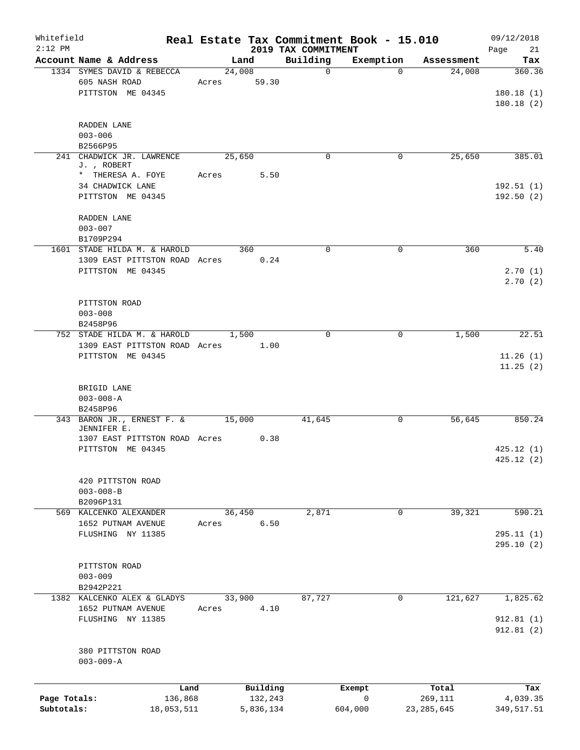Whitefield 2:12 PM

# Real Estate Tax Commitment Book - 15.010

## 2019 TAX COMMITMENT

09/12/2018 Page 21

| Account Name & Address | Land | Building | Exemption | Assessment | Tax |
|---|---|---|---|---|---|
| 1334 SYMES DAVID & REBECCA<br>605 NASH ROAD<br>PITTSTON ME 04345<br><br>RADDEN LANE<br>003-006<br>B2566P95 | 24,008<br>Acres 59.30 | 0 | 0 | 24,008 | 360.36<br><br>180.18 (1)<br>180.18 (2) |
| 241 CHADWICK JR. LAWRENCE J. , ROBERT<br>* THERESA A. FOYE<br>34 CHADWICK LANE<br>PITTSTON ME 04345<br><br>RADDEN LANE<br>003-007<br>B1709P294 | 25,650<br>Acres 5.50 | 0 | 0 | 25,650 | 385.01<br><br>192.51 (1)<br>192.50 (2) |
| 1601 STADE HILDA M. & HAROLD<br>1309 EAST PITTSTON ROAD<br>PITTSTON ME 04345<br><br>PITTSTON ROAD<br>003-008<br>B2458P96 | 360<br>Acres 0.24 | 0 | 0 | 360 | 5.40<br><br>2.70 (1)<br>2.70 (2) |
| 752 STADE HILDA M. & HAROLD<br>1309 EAST PITTSTON ROAD<br>PITTSTON ME 04345<br><br>BRIGID LANE<br>003-008-A<br>B2458P96 | 1,500<br>Acres 1.00 | 0 | 0 | 1,500 | 22.51<br><br>11.26 (1)<br>11.25 (2) |
| 343 BARON JR., ERNEST F. & JENNIFER E.<br>1307 EAST PITTSTON ROAD<br>PITTSTON ME 04345<br><br>420 PITTSTON ROAD<br>003-008-B<br>B2096P131 | 15,000<br>Acres 0.38 | 41,645 | 0 | 56,645 | 850.24<br><br>425.12 (1)<br>425.12 (2) |
| 569 KALCENKO ALEXANDER<br>1652 PUTNAM AVENUE<br>FLUSHING NY 11385<br><br>PITTSTON ROAD<br>003-009<br>B2942P221 | 36,450<br>Acres 6.50 | 2,871 | 0 | 39,321 | 590.21<br><br>295.11 (1)<br>295.10 (2) |
| 1382 KALCENKO ALEX & GLADYS<br>1652 PUTNAM AVENUE<br>FLUSHING NY 11385<br><br>380 PITTSTON ROAD<br>003-009-A | 33,900<br>Acres 4.10 | 87,727 | 0 | 121,627 | 1,825.62<br><br>912.81 (1)<br>912.81 (2) |

| | Land | Building | Exempt | Total | Tax |
|---|---|---|---|---|---|
| Page Totals: | 136,868 | 132,243 | 0 | 269,111 | 4,039.35 |
| Subtotals: | 18,053,511 | 5,836,134 | 604,000 | 23,285,645 | 349,517.51 |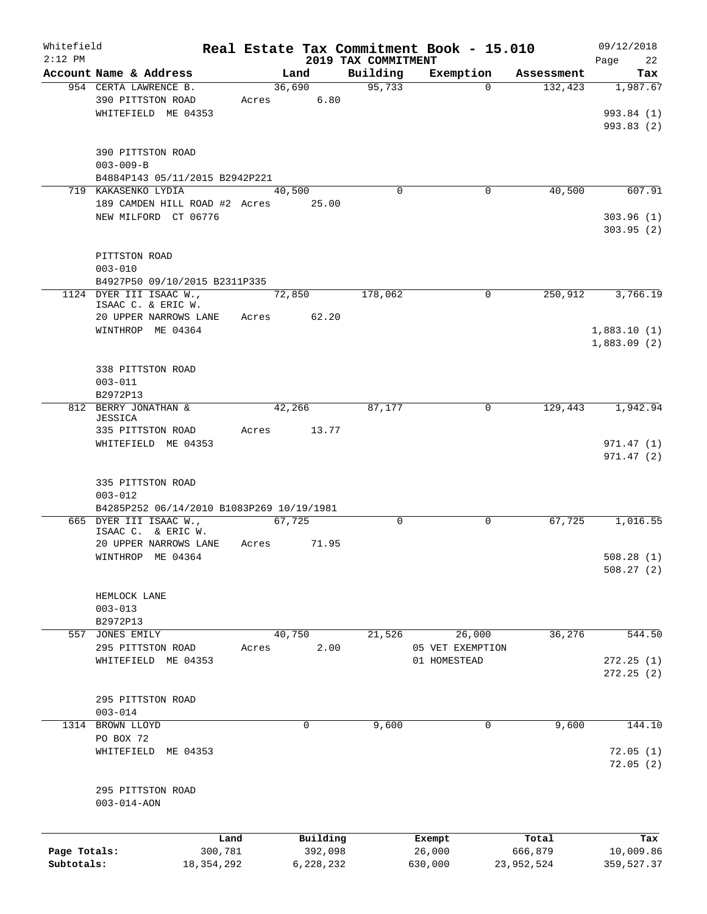# Whitefield — Real Estate Tax Commitment Book - 15.010

2019 TAX COMMITMENT

09/12/2018 2:12 PM

| Account Name & Address | Land | Building | Exemption | Assessment | Tax |
|---|---|---|---|---|---|
| 954 CERTA LAWRENCE B. | 36,690 | 95,733 | 0 | 132,423 | 1,987.67 |
| 390 PITTSTON ROAD | Acres 6.80 | | | | |
| WHITEFIELD ME 04353 | | | | | 993.84 (1) |
| | | | | | 993.83 (2) |
| 390 PITTSTON ROAD | | | | | |
| 003-009-B | | | | | |
| B4884P143 05/11/2015 B2942P221 | | | | | |
| 719 KAKASENKO LYDIA | 40,500 | 0 | 0 | 40,500 | 607.91 |
| 189 CAMDEN HILL ROAD #2 | Acres 25.00 | | | | |
| NEW MILFORD CT 06776 | | | | | 303.96 (1) |
| | | | | | 303.95 (2) |
| PITTSTON ROAD | | | | | |
| 003-010 | | | | | |
| B4927P50 09/10/2015 B2311P335 | | | | | |
| 1124 DYER III ISAAC W., ISAAC C. & ERIC W. | 72,850 | 178,062 | 0 | 250,912 | 3,766.19 |
| 20 UPPER NARROWS LANE | Acres 62.20 | | | | |
| WINTHROP ME 04364 | | | | | 1,883.10 (1) |
| | | | | | 1,883.09 (2) |
| 338 PITTSTON ROAD | | | | | |
| 003-011 | | | | | |
| B2972P13 | | | | | |
| 812 BERRY JONATHAN & JESSICA | 42,266 | 87,177 | 0 | 129,443 | 1,942.94 |
| 335 PITTSTON ROAD | Acres 13.77 | | | | |
| WHITEFIELD ME 04353 | | | | | 971.47 (1) |
| | | | | | 971.47 (2) |
| 335 PITTSTON ROAD | | | | | |
| 003-012 | | | | | |
| B4285P252 06/14/2010 B1083P269 10/19/1981 | | | | | |
| 665 DYER III ISAAC W., ISAAC C. & ERIC W. | 67,725 | 0 | 0 | 67,725 | 1,016.55 |
| 20 UPPER NARROWS LANE | Acres 71.95 | | | | |
| WINTHROP ME 04364 | | | | | 508.28 (1) |
| | | | | | 508.27 (2) |
| HEMLOCK LANE | | | | | |
| 003-013 | | | | | |
| B2972P13 | | | | | |
| 557 JONES EMILY | 40,750 | 21,526 | 26,000 | 36,276 | 544.50 |
| 295 PITTSTON ROAD | Acres 2.00 | | 05 VET EXEMPTION | | |
| WHITEFIELD ME 04353 | | | 01 HOMESTEAD | | 272.25 (1) |
| | | | | | 272.25 (2) |
| 295 PITTSTON ROAD | | | | | |
| 003-014 | | | | | |
| 1314 BROWN LLOYD | 0 | 9,600 | 0 | 9,600 | 144.10 |
| PO BOX 72 | | | | | |
| WHITEFIELD ME 04353 | | | | | 72.05 (1) |
| | | | | | 72.05 (2) |
| 295 PITTSTON ROAD | | | | | |
| 003-014-AON | | | | | |

| | Land | Building | Exempt | Total | Tax |
|---|---|---|---|---|---|
| Page Totals: | 300,781 | 392,098 | 26,000 | 666,879 | 10,009.86 |
| Subtotals: | 18,354,292 | 6,228,232 | 630,000 | 23,952,524 | 359,527.37 |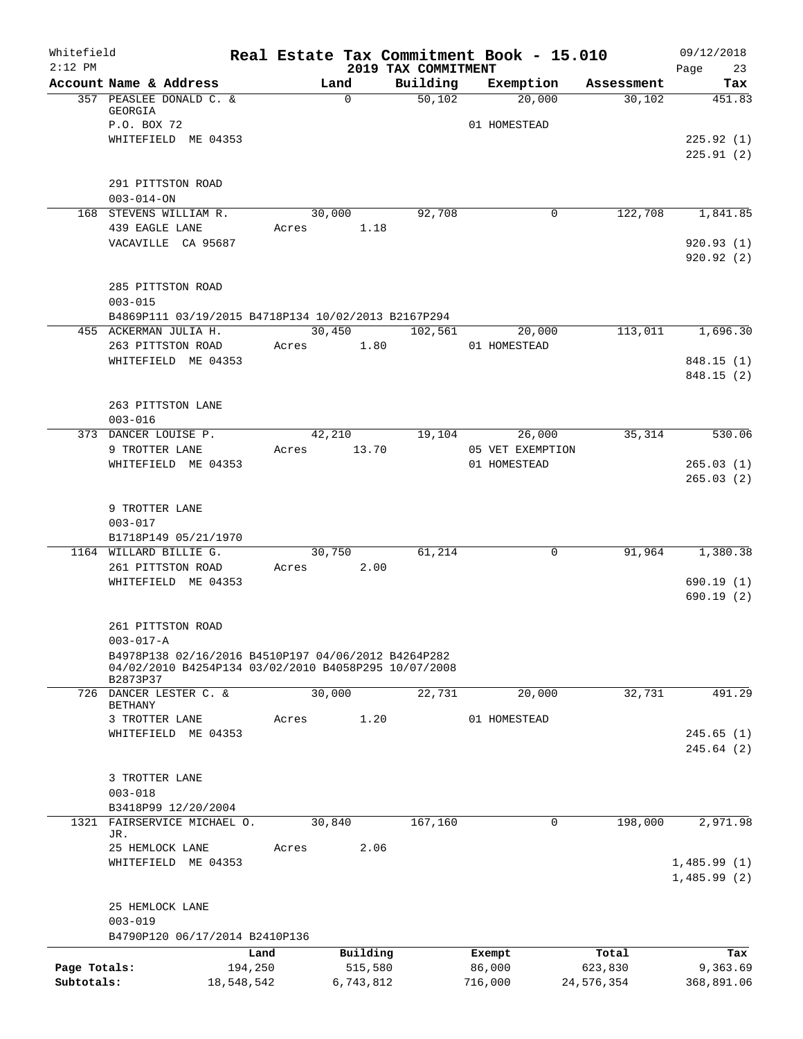Whitefield
2:12 PM

# Real Estate Tax Commitment Book - 15.010

## 2019 TAX COMMITMENT

09/12/2018

| Account Name & Address | Land | Building | Exemption | Assessment | Tax |
|---|---|---|---|---|---|
| 357 PEASLEE DONALD C. & GEORGIA | 0 | 50,102 | 20,000 | 30,102 | 451.83 |
| P.O. BOX 72 | | | 01 HOMESTEAD | | |
| WHITEFIELD ME 04353 | | | | | 225.92 (1) |
| | | | | | 225.91 (2) |
| 291 PITTSTON ROAD | | | | | |
| 003-014-ON | | | | | |
| 168 STEVENS WILLIAM R. | 30,000 | 92,708 | 0 | 122,708 | 1,841.85 |
| 439 EAGLE LANE | Acres 1.18 | | | | |
| VACAVILLE CA 95687 | | | | | 920.93 (1) |
| | | | | | 920.92 (2) |
| 285 PITTSTON ROAD | | | | | |
| 003-015 | | | | | |
| B4869P111 03/19/2015 B4718P134 10/02/2013 B2167P294 | | | | | |
| 455 ACKERMAN JULIA H. | 30,450 | 102,561 | 20,000 | 113,011 | 1,696.30 |
| 263 PITTSTON ROAD | Acres 1.80 | | 01 HOMESTEAD | | |
| WHITEFIELD ME 04353 | | | | | 848.15 (1) |
| | | | | | 848.15 (2) |
| 263 PITTSTON LANE | | | | | |
| 003-016 | | | | | |
| 373 DANCER LOUISE P. | 42,210 | 19,104 | 26,000 | 35,314 | 530.06 |
| 9 TROTTER LANE | Acres 13.70 | | 05 VET EXEMPTION | | |
| WHITEFIELD ME 04353 | | | 01 HOMESTEAD | | 265.03 (1) |
| | | | | | 265.03 (2) |
| 9 TROTTER LANE | | | | | |
| 003-017 | | | | | |
| B1718P149 05/21/1970 | | | | | |
| 1164 WILLARD BILLIE G. | 30,750 | 61,214 | 0 | 91,964 | 1,380.38 |
| 261 PITTSTON ROAD | Acres 2.00 | | | | |
| WHITEFIELD ME 04353 | | | | | 690.19 (1) |
| | | | | | 690.19 (2) |
| 261 PITTSTON ROAD | | | | | |
| 003-017-A | | | | | |
| B4978P138 02/16/2016 B4510P197 04/06/2012 B4264P282 04/02/2010 B4254P134 03/02/2010 B4058P295 10/07/2008 B2873P37 | | | | | |
| 726 DANCER LESTER C. & BETHANY | 30,000 | 22,731 | 20,000 | 32,731 | 491.29 |
| 3 TROTTER LANE | Acres 1.20 | | 01 HOMESTEAD | | |
| WHITEFIELD ME 04353 | | | | | 245.65 (1) |
| | | | | | 245.64 (2) |
| 3 TROTTER LANE | | | | | |
| 003-018 | | | | | |
| B3418P99 12/20/2004 | | | | | |
| 1321 FAIRSERVICE MICHAEL O. JR. | 30,840 | 167,160 | 0 | 198,000 | 2,971.98 |
| 25 HEMLOCK LANE | Acres 2.06 | | | | |
| WHITEFIELD ME 04353 | | | | | 1,485.99 (1) |
| | | | | | 1,485.99 (2) |
| 25 HEMLOCK LANE | | | | | |
| 003-019 | | | | | |
| B4790P120 06/17/2014 B2410P136 | | | | | |

| | Land | Building | Exempt | Total | Tax |
|---|---|---|---|---|---|
| Page Totals: | 194,250 | 515,580 | 86,000 | 623,830 | 9,363.69 |
| Subtotals: | 18,548,542 | 6,743,812 | 716,000 | 24,576,354 | 368,891.06 |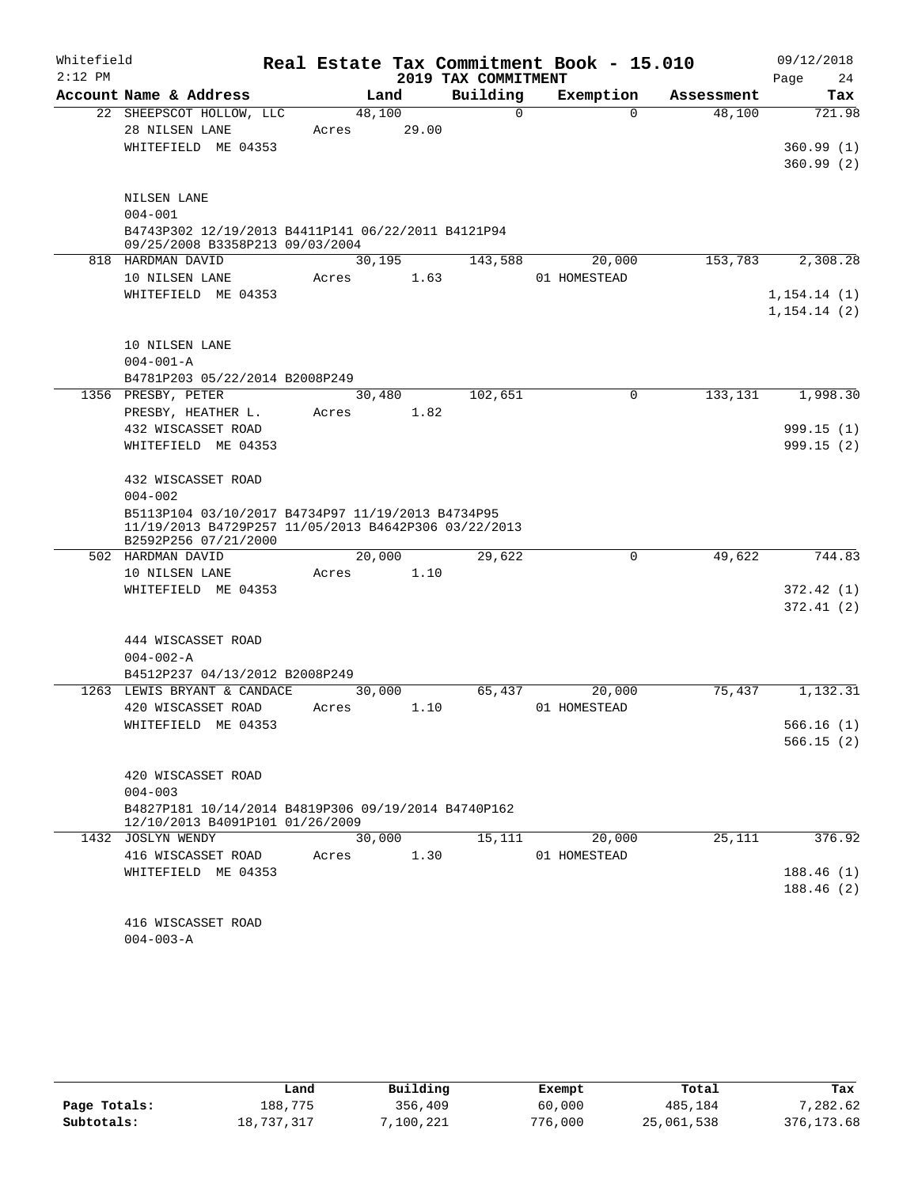Whitefield
2:12 PM

# Real Estate Tax Commitment Book - 15.010

## 2019 TAX COMMITMENT

09/12/2018
Page 24

| Account Name & Address | Land | Building | Exemption | Assessment | Tax |
|---|---|---|---|---|---|
| 22 SHEEPSCOT HOLLOW, LLC | 48,100 | 0 | 0 | 48,100 | 721.98 |
| 28 NILSEN LANE | Acres 29.00 | | | | |
| WHITEFIELD ME 04353 | | | | | 360.99 (1) |
| | | | | | 360.99 (2) |
| NILSEN LANE | | | | | |
| 004-001 | | | | | |
| B4743P302 12/19/2013 B4411P141 06/22/2011 B4121P94 09/25/2008 B3358P213 09/03/2004 | | | | | |
| 818 HARDMAN DAVID | 30,195 | 143,588 | 20,000 | 153,783 | 2,308.28 |
| 10 NILSEN LANE | Acres 1.63 | | 01 HOMESTEAD | | |
| WHITEFIELD ME 04353 | | | | | 1,154.14 (1) |
| | | | | | 1,154.14 (2) |
| 10 NILSEN LANE | | | | | |
| 004-001-A | | | | | |
| B4781P203 05/22/2014 B2008P249 | | | | | |
| 1356 PRESBY, PETER | 30,480 | 102,651 | 0 | 133,131 | 1,998.30 |
| PRESBY, HEATHER L. | Acres 1.82 | | | | |
| 432 WISCASSET ROAD | | | | | 999.15 (1) |
| WHITEFIELD ME 04353 | | | | | 999.15 (2) |
| 432 WISCASSET ROAD | | | | | |
| 004-002 | | | | | |
| B5113P104 03/10/2017 B4734P97 11/19/2013 B4734P95 11/19/2013 B4729P257 11/05/2013 B4642P306 03/22/2013 B2592P256 07/21/2000 | | | | | |
| 502 HARDMAN DAVID | 20,000 | 29,622 | 0 | 49,622 | 744.83 |
| 10 NILSEN LANE | Acres 1.10 | | | | |
| WHITEFIELD ME 04353 | | | | | 372.42 (1) |
| | | | | | 372.41 (2) |
| 444 WISCASSET ROAD | | | | | |
| 004-002-A | | | | | |
| B4512P237 04/13/2012 B2008P249 | | | | | |
| 1263 LEWIS BRYANT & CANDACE | 30,000 | 65,437 | 20,000 | 75,437 | 1,132.31 |
| 420 WISCASSET ROAD | Acres 1.10 | | 01 HOMESTEAD | | |
| WHITEFIELD ME 04353 | | | | | 566.16 (1) |
| | | | | | 566.15 (2) |
| 420 WISCASSET ROAD | | | | | |
| 004-003 | | | | | |
| B4827P181 10/14/2014 B4819P306 09/19/2014 B4740P162 12/10/2013 B4091P101 01/26/2009 | | | | | |
| 1432 JOSLYN WENDY | 30,000 | 15,111 | 20,000 | 25,111 | 376.92 |
| 416 WISCASSET ROAD | Acres 1.30 | | 01 HOMESTEAD | | |
| WHITEFIELD ME 04353 | | | | | 188.46 (1) |
| | | | | | 188.46 (2) |
| 416 WISCASSET ROAD | | | | | |
| 004-003-A | | | | | |

| | Land | Building | Exempt | Total | Tax |
|---|---|---|---|---|---|
| Page Totals: | 188,775 | 356,409 | 60,000 | 485,184 | 7,282.62 |
| Subtotals: | 18,737,317 | 7,100,221 | 776,000 | 25,061,538 | 376,173.68 |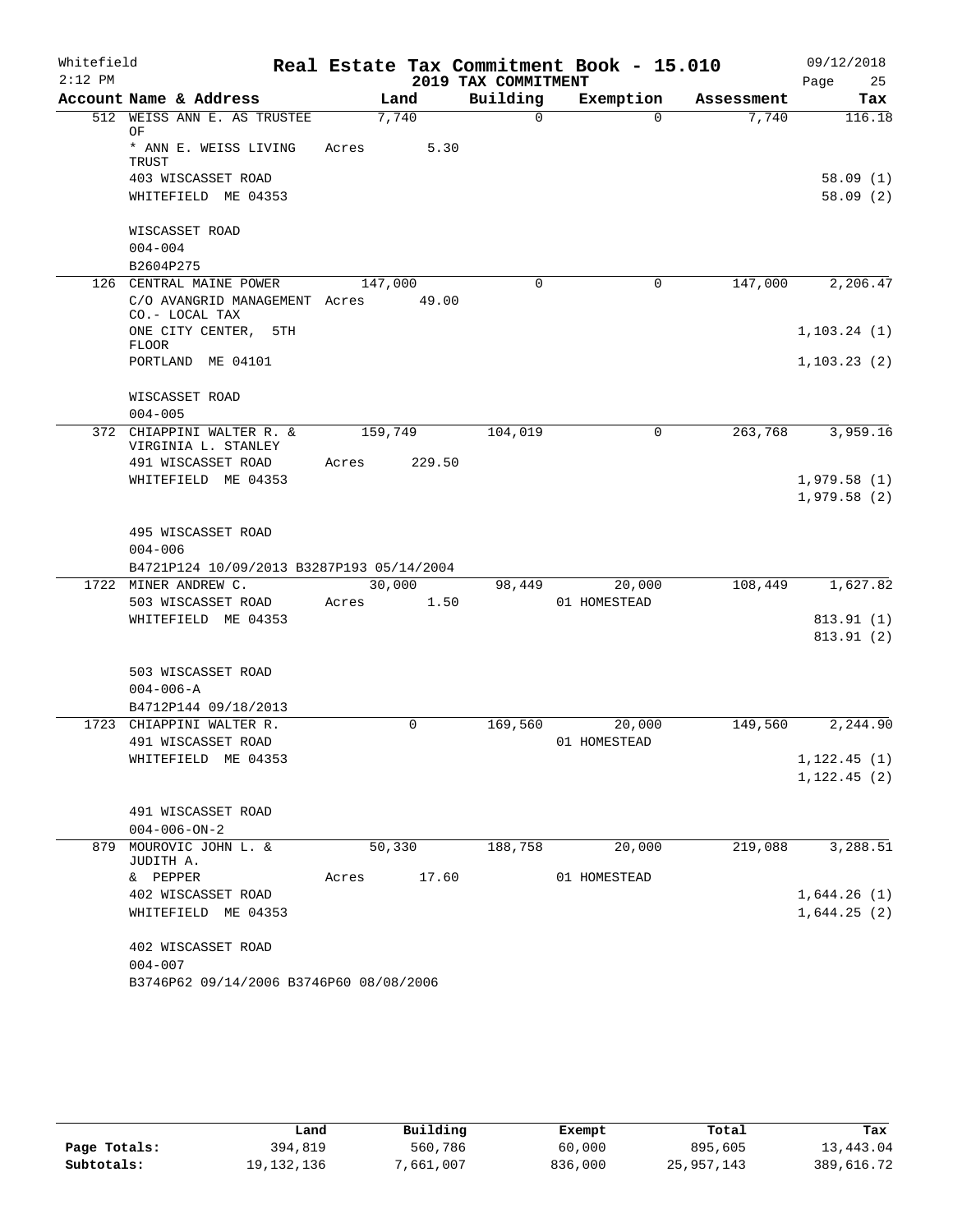Whitefield 2:12 PM

# Real Estate Tax Commitment Book - 15.010

## 2019 TAX COMMITMENT

09/12/2018

| Account Name & Address | Land | Building | Exemption | Assessment | Tax |
|---|---|---|---|---|---|
| 512 WEISS ANN E. AS TRUSTEE OF | 7,740 | 0 | 0 | 7,740 | 116.18 |
| * ANN E. WEISS LIVING TRUST | Acres 5.30 | | | | |
| 403 WISCASSET ROAD | | | | | 58.09 (1) |
| WHITEFIELD ME 04353 | | | | | 58.09 (2) |
| WISCASSET ROAD | | | | | |
| 004-004 | | | | | |
| B2604P275 | | | | | |
| 126 CENTRAL MAINE POWER | 147,000 | 0 | 0 | 147,000 | 2,206.47 |
| C/O AVANGRID MANAGEMENT CO.- LOCAL TAX | Acres 49.00 | | | | |
| ONE CITY CENTER, 5TH FLOOR | | | | | 1,103.24 (1) |
| PORTLAND ME 04101 | | | | | 1,103.23 (2) |
| WISCASSET ROAD | | | | | |
| 004-005 | | | | | |
| 372 CHIAPPINI WALTER R. & VIRGINIA L. STANLEY | 159,749 | 104,019 | 0 | 263,768 | 3,959.16 |
| 491 WISCASSET ROAD | Acres 229.50 | | | | |
| WHITEFIELD ME 04353 | | | | | 1,979.58 (1) |
| | | | | | 1,979.58 (2) |
| 495 WISCASSET ROAD | | | | | |
| 004-006 | | | | | |
| B4721P124 10/09/2013 B3287P193 05/14/2004 | | | | | |
| 1722 MINER ANDREW C. | 30,000 | 98,449 | 20,000 | 108,449 | 1,627.82 |
| 503 WISCASSET ROAD | Acres 1.50 | | 01 HOMESTEAD | | |
| WHITEFIELD ME 04353 | | | | | 813.91 (1) |
| | | | | | 813.91 (2) |
| 503 WISCASSET ROAD | | | | | |
| 004-006-A | | | | | |
| B4712P144 09/18/2013 | | | | | |
| 1723 CHIAPPINI WALTER R. | 0 | 169,560 | 20,000 | 149,560 | 2,244.90 |
| 491 WISCASSET ROAD | | | 01 HOMESTEAD | | |
| WHITEFIELD ME 04353 | | | | | 1,122.45 (1) |
| | | | | | 1,122.45 (2) |
| 491 WISCASSET ROAD | | | | | |
| 004-006-ON-2 | | | | | |
| 879 MOUROVIC JOHN L. & JUDITH A. | 50,330 | 188,758 | 20,000 | 219,088 | 3,288.51 |
| & PEPPER | Acres 17.60 | | 01 HOMESTEAD | | |
| 402 WISCASSET ROAD | | | | | 1,644.26 (1) |
| WHITEFIELD ME 04353 | | | | | 1,644.25 (2) |
| 402 WISCASSET ROAD | | | | | |
| 004-007 | | | | | |
| B3746P62 09/14/2006 B3746P60 08/08/2006 | | | | | |

| | Land | Building | Exempt | Total | Tax |
|---|---|---|---|---|---|
| Page Totals: | 394,819 | 560,786 | 60,000 | 895,605 | 13,443.04 |
| Subtotals: | 19,132,136 | 7,661,007 | 836,000 | 25,957,143 | 389,616.72 |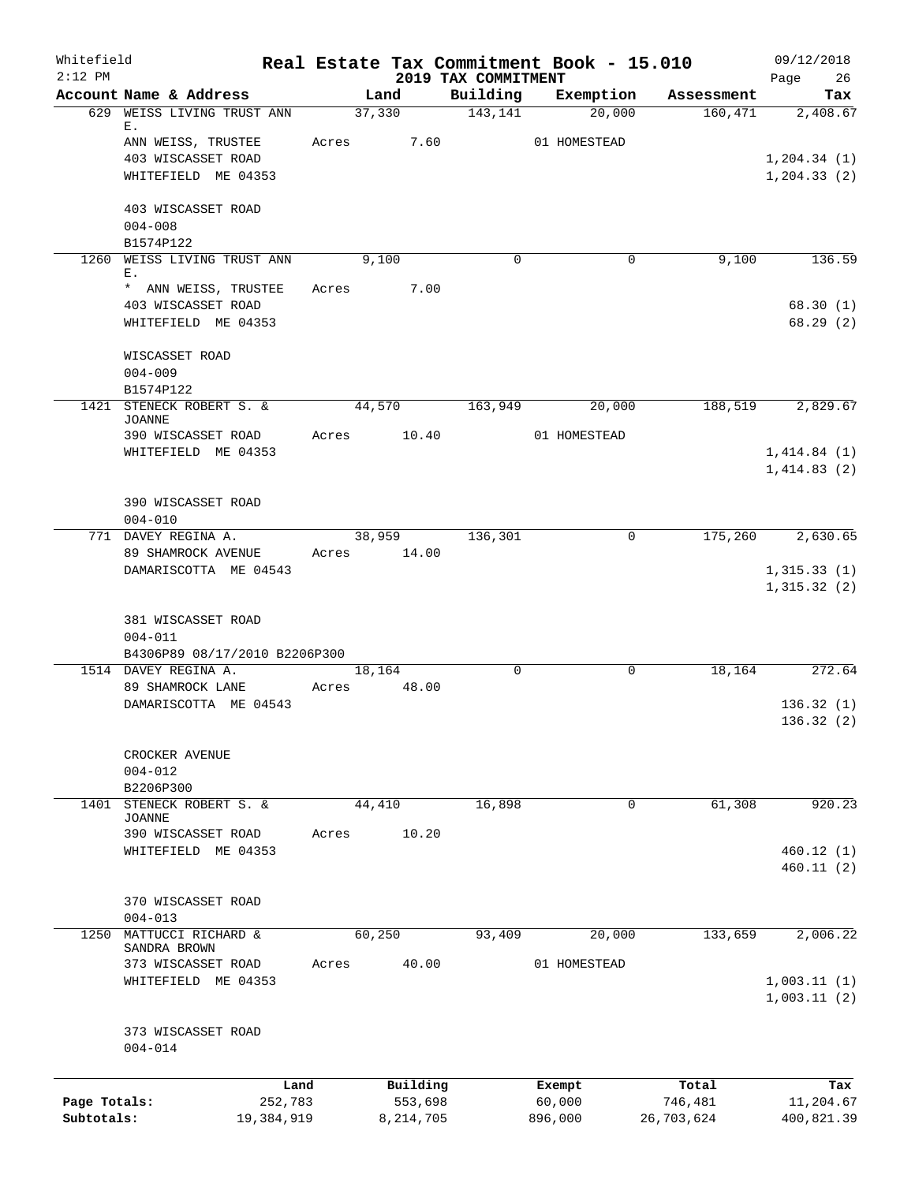Whitefield 2:12 PM

# Real Estate Tax Commitment Book - 15.010

## 2019 TAX COMMITMENT

09/12/2018 Page 26

| Account Name & Address | Land | Building | Exemption | Assessment | Tax |
|---|---|---|---|---|---|
| 629 WEISS LIVING TRUST ANN E. | 37,330 | 143,141 | 20,000 | 160,471 | 2,408.67 |
| ANN WEISS, TRUSTEE | Acres 7.60 | | 01 HOMESTEAD | | |
| 403 WISCASSET ROAD | | | | | 1,204.34 (1) |
| WHITEFIELD ME 04353 | | | | | 1,204.33 (2) |
| 403 WISCASSET ROAD | | | | | |
| 004-008 | | | | | |
| B1574P122 | | | | | |
| 1260 WEISS LIVING TRUST ANN E. | 9,100 | 0 | 0 | 9,100 | 136.59 |
| * ANN WEISS, TRUSTEE | Acres 7.00 | | | | |
| 403 WISCASSET ROAD | | | | | 68.30 (1) |
| WHITEFIELD ME 04353 | | | | | 68.29 (2) |
| WISCASSET ROAD | | | | | |
| 004-009 | | | | | |
| B1574P122 | | | | | |
| 1421 STENECK ROBERT S. & JOANNE | 44,570 | 163,949 | 20,000 | 188,519 | 2,829.67 |
| 390 WISCASSET ROAD | Acres 10.40 | | 01 HOMESTEAD | | |
| WHITEFIELD ME 04353 | | | | | 1,414.84 (1) |
| | | | | | 1,414.83 (2) |
| 390 WISCASSET ROAD | | | | | |
| 004-010 | | | | | |
| 771 DAVEY REGINA A. | 38,959 | 136,301 | 0 | 175,260 | 2,630.65 |
| 89 SHAMROCK AVENUE | Acres 14.00 | | | | |
| DAMARISCOTTA ME 04543 | | | | | 1,315.33 (1) |
| | | | | | 1,315.32 (2) |
| 381 WISCASSET ROAD | | | | | |
| 004-011 | | | | | |
| B4306P89 08/17/2010 B2206P300 | | | | | |
| 1514 DAVEY REGINA A. | 18,164 | 0 | 0 | 18,164 | 272.64 |
| 89 SHAMROCK LANE | Acres 48.00 | | | | |
| DAMARISCOTTA ME 04543 | | | | | 136.32 (1) |
| | | | | | 136.32 (2) |
| CROCKER AVENUE | | | | | |
| 004-012 | | | | | |
| B2206P300 | | | | | |
| 1401 STENECK ROBERT S. & JOANNE | 44,410 | 16,898 | 0 | 61,308 | 920.23 |
| 390 WISCASSET ROAD | Acres 10.20 | | | | |
| WHITEFIELD ME 04353 | | | | | 460.12 (1) |
| | | | | | 460.11 (2) |
| 370 WISCASSET ROAD | | | | | |
| 004-013 | | | | | |
| 1250 MATTUCCI RICHARD & SANDRA BROWN | 60,250 | 93,409 | 20,000 | 133,659 | 2,006.22 |
| 373 WISCASSET ROAD | Acres 40.00 | | 01 HOMESTEAD | | |
| WHITEFIELD ME 04353 | | | | | 1,003.11 (1) |
| | | | | | 1,003.11 (2) |
| 373 WISCASSET ROAD | | | | | |
| 004-014 | | | | | |

| | Land | Building | Exempt | Total | Tax |
|---|---|---|---|---|---|
| Page Totals: | 252,783 | 553,698 | 60,000 | 746,481 | 11,204.67 |
| Subtotals: | 19,384,919 | 8,214,705 | 896,000 | 26,703,624 | 400,821.39 |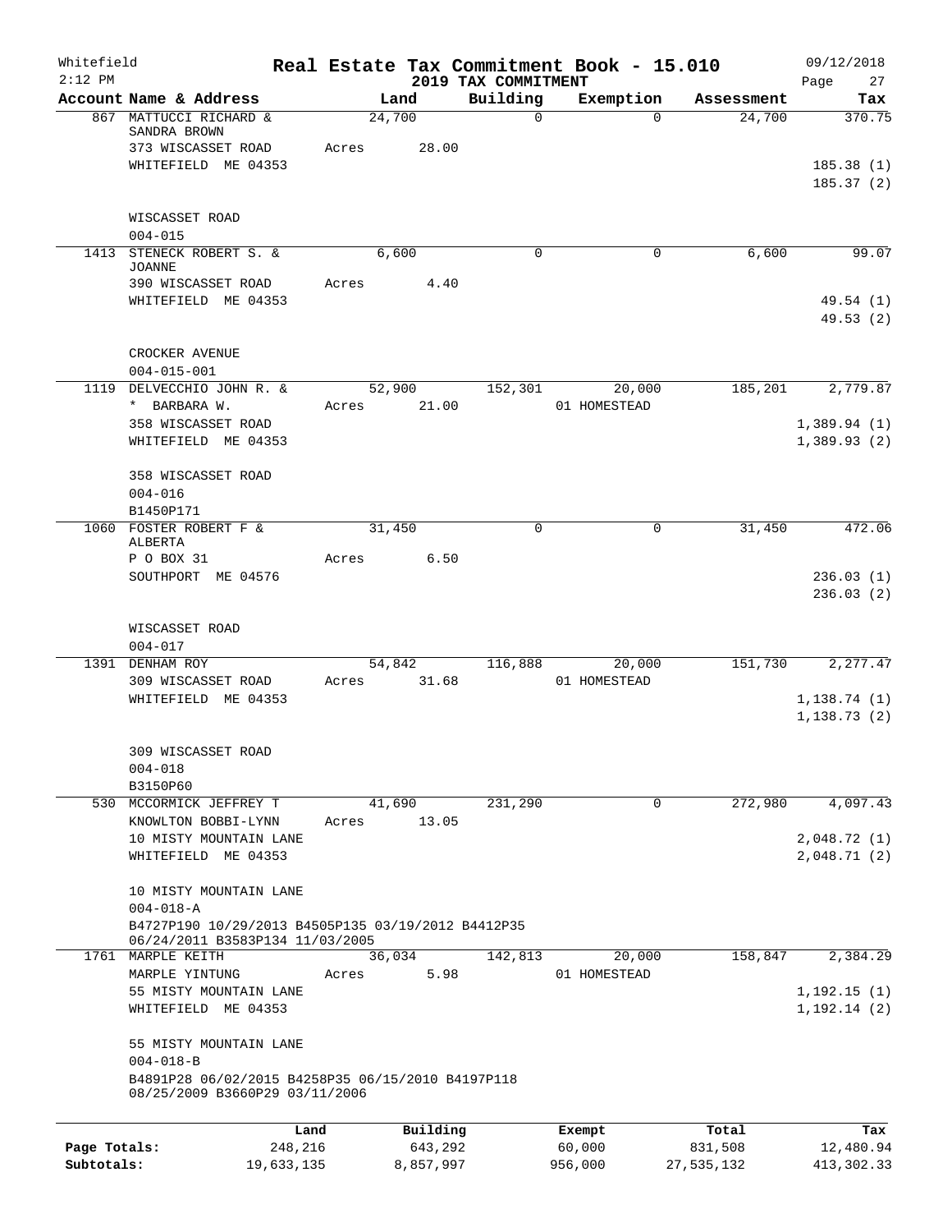Whitefield — Real Estate Tax Commitment Book - 15.010 — 09/12/2018
2:12 PM — 2019 TAX COMMITMENT

| Account Name & Address | Land | Building | Exemption | Assessment | Tax |
|---|---|---|---|---|---|
| 867 MATTUCCI RICHARD & SANDRA BROWN | 24,700 | 0 | 0 | 24,700 | 370.75 |
| 373 WISCASSET ROAD | Acres 28.00 | | | | |
| WHITEFIELD ME 04353 | | | | | 185.38 (1) |
| | | | | | 185.37 (2) |
| WISCASSET ROAD | | | | | |
| 004-015 | | | | | |
| 1413 STENECK ROBERT S. & JOANNE | 6,600 | 0 | 0 | 6,600 | 99.07 |
| 390 WISCASSET ROAD | Acres 4.40 | | | | |
| WHITEFIELD ME 04353 | | | | | 49.54 (1) |
| | | | | | 49.53 (2) |
| CROCKER AVENUE | | | | | |
| 004-015-001 | | | | | |
| 1119 DELVECCHIO JOHN R. & * BARBARA W. | 52,900 | 152,301 | 20,000 | 185,201 | 2,779.87 |
| | Acres 21.00 | | 01 HOMESTEAD | | |
| 358 WISCASSET ROAD | | | | | 1,389.94 (1) |
| WHITEFIELD ME 04353 | | | | | 1,389.93 (2) |
| 358 WISCASSET ROAD | | | | | |
| 004-016 | | | | | |
| B1450P171 | | | | | |
| 1060 FOSTER ROBERT F & ALBERTA | 31,450 | 0 | 0 | 31,450 | 472.06 |
| P O BOX 31 | Acres 6.50 | | | | |
| SOUTHPORT ME 04576 | | | | | 236.03 (1) |
| | | | | | 236.03 (2) |
| WISCASSET ROAD | | | | | |
| 004-017 | | | | | |
| 1391 DENHAM ROY | 54,842 | 116,888 | 20,000 | 151,730 | 2,277.47 |
| 309 WISCASSET ROAD | Acres 31.68 | | 01 HOMESTEAD | | |
| WHITEFIELD ME 04353 | | | | | 1,138.74 (1) |
| | | | | | 1,138.73 (2) |
| 309 WISCASSET ROAD | | | | | |
| 004-018 | | | | | |
| B3150P60 | | | | | |
| 530 MCCORMICK JEFFREY T | 41,690 | 231,290 | 0 | 272,980 | 4,097.43 |
| KNOWLTON BOBBI-LYNN | Acres 13.05 | | | | |
| 10 MISTY MOUNTAIN LANE | | | | | 2,048.72 (1) |
| WHITEFIELD ME 04353 | | | | | 2,048.71 (2) |
| 10 MISTY MOUNTAIN LANE | | | | | |
| 004-018-A | | | | | |
| B4727P190 10/29/2013 B4505P135 03/19/2012 B4412P35 06/24/2011 B3583P134 11/03/2005 | | | | | |
| 1761 MARPLE KEITH | 36,034 | 142,813 | 20,000 | 158,847 | 2,384.29 |
| MARPLE YINTUNG | Acres 5.98 | | 01 HOMESTEAD | | |
| 55 MISTY MOUNTAIN LANE | | | | | 1,192.15 (1) |
| WHITEFIELD ME 04353 | | | | | 1,192.14 (2) |
| 55 MISTY MOUNTAIN LANE | | | | | |
| 004-018-B | | | | | |
| B4891P28 06/02/2015 B4258P35 06/15/2010 B4197P118 08/25/2009 B3660P29 03/11/2006 | | | | | |

| | Land | Building | Exempt | Total | Tax |
|---|---|---|---|---|---|
| Page Totals: | 248,216 | 643,292 | 60,000 | 831,508 | 12,480.94 |
| Subtotals: | 19,633,135 | 8,857,997 | 956,000 | 27,535,132 | 413,302.33 |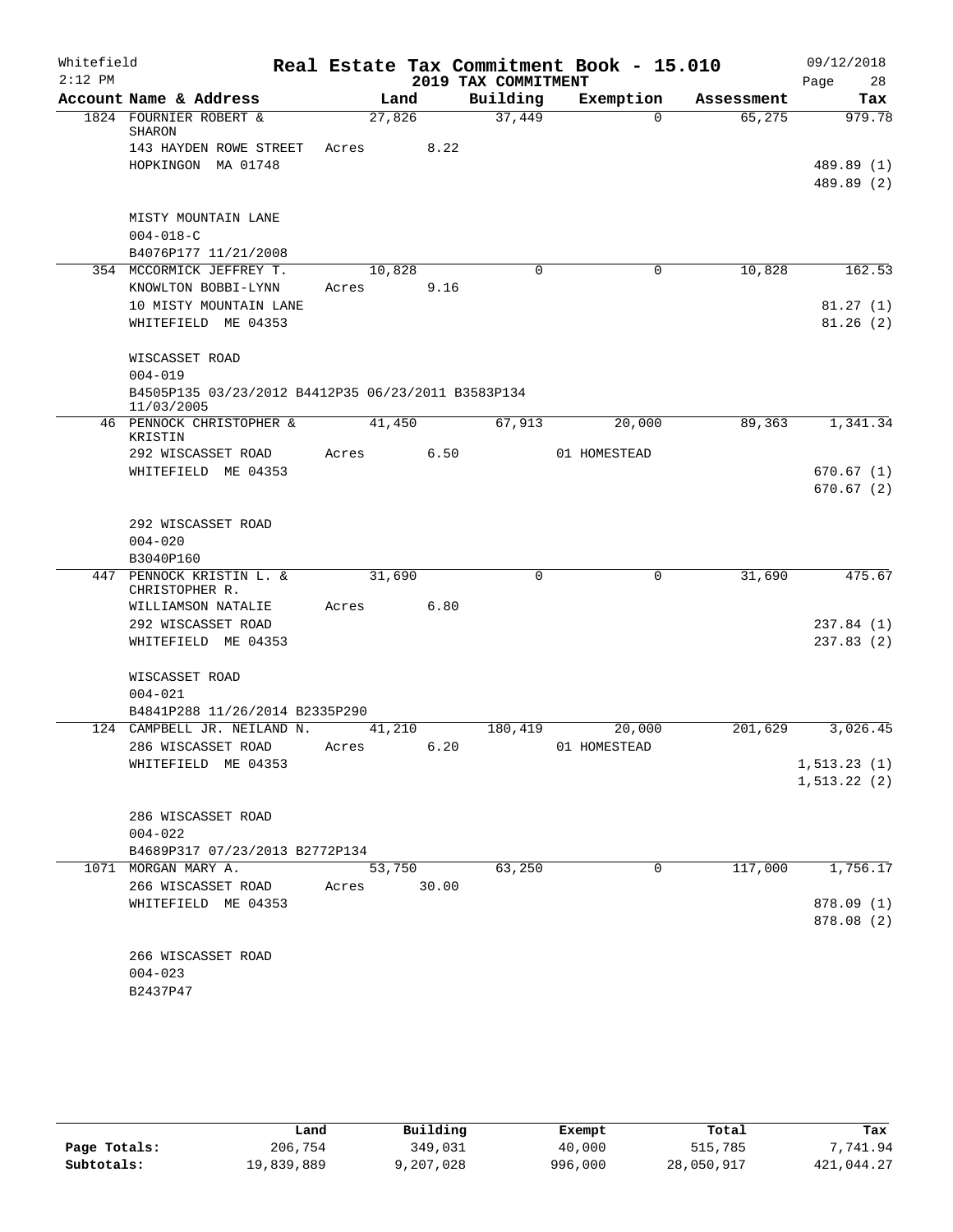Whitefield 2:12 PM

# Real Estate Tax Commitment Book - 15.010

## 2019 TAX COMMITMENT

09/12/2018

| Account Name & Address | Land | Building | Exemption | Assessment | Tax |
|---|---|---|---|---|---|
| 1824 FOURNIER ROBERT & SHARON | 27,826 | 37,449 | 0 | 65,275 | 979.78 |
| 143 HAYDEN ROWE STREET | Acres 8.22 | | | | |
| HOPKINGON MA 01748 | | | | | 489.89 (1) |
| | | | | | 489.89 (2) |
| MISTY MOUNTAIN LANE | | | | | |
| 004-018-C | | | | | |
| B4076P177 11/21/2008 | | | | | |
| 354 MCCORMICK JEFFREY T. | 10,828 | 0 | 0 | 10,828 | 162.53 |
| KNOWLTON BOBBI-LYNN | Acres 9.16 | | | | |
| 10 MISTY MOUNTAIN LANE | | | | | 81.27 (1) |
| WHITEFIELD ME 04353 | | | | | 81.26 (2) |
| WISCASSET ROAD | | | | | |
| 004-019 | | | | | |
| B4505P135 03/23/2012 B4412P35 06/23/2011 B3583P134 11/03/2005 | | | | | |
| 46 PENNOCK CHRISTOPHER & KRISTIN | 41,450 | 67,913 | 20,000 | 89,363 | 1,341.34 |
| 292 WISCASSET ROAD | Acres 6.50 | | 01 HOMESTEAD | | |
| WHITEFIELD ME 04353 | | | | | 670.67 (1) |
| | | | | | 670.67 (2) |
| 292 WISCASSET ROAD | | | | | |
| 004-020 | | | | | |
| B3040P160 | | | | | |
| 447 PENNOCK KRISTIN L. & CHRISTOPHER R. | 31,690 | 0 | 0 | 31,690 | 475.67 |
| WILLIAMSON NATALIE | Acres 6.80 | | | | |
| 292 WISCASSET ROAD | | | | | 237.84 (1) |
| WHITEFIELD ME 04353 | | | | | 237.83 (2) |
| WISCASSET ROAD | | | | | |
| 004-021 | | | | | |
| B4841P288 11/26/2014 B2335P290 | | | | | |
| 124 CAMPBELL JR. NEILAND N. | 41,210 | 180,419 | 20,000 | 201,629 | 3,026.45 |
| 286 WISCASSET ROAD | Acres 6.20 | | 01 HOMESTEAD | | |
| WHITEFIELD ME 04353 | | | | | 1,513.23 (1) |
| | | | | | 1,513.22 (2) |
| 286 WISCASSET ROAD | | | | | |
| 004-022 | | | | | |
| B4689P317 07/23/2013 B2772P134 | | | | | |
| 1071 MORGAN MARY A. | 53,750 | 63,250 | 0 | 117,000 | 1,756.17 |
| 266 WISCASSET ROAD | Acres 30.00 | | | | |
| WHITEFIELD ME 04353 | | | | | 878.09 (1) |
| | | | | | 878.08 (2) |
| 266 WISCASSET ROAD | | | | | |
| 004-023 | | | | | |
| B2437P47 | | | | | |

| | Land | Building | Exempt | Total | Tax |
|---|---|---|---|---|---|
| Page Totals: | 206,754 | 349,031 | 40,000 | 515,785 | 7,741.94 |
| Subtotals: | 19,839,889 | 9,207,028 | 996,000 | 28,050,917 | 421,044.27 |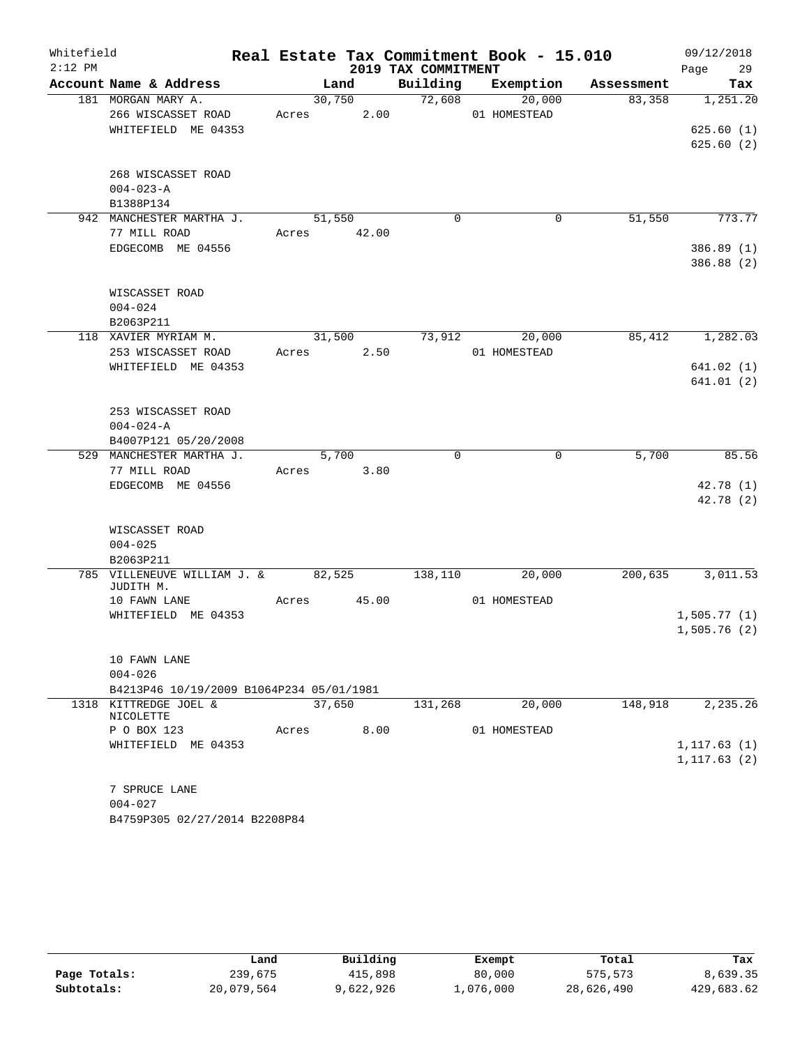Whitefield 2:12 PM

# Real Estate Tax Commitment Book - 15.010

## 2019 TAX COMMITMENT

09/12/2018

| Account | Name & Address | Land | Building | Exemption | Assessment | Tax |
|---|---|---|---|---|---|---|
| 181 | MORGAN MARY A.<br>266 WISCASSET ROAD<br>WHITEFIELD ME 04353<br><br>268 WISCASSET ROAD<br>004-023-A<br>B1388P134 | 30,750<br>Acres 2.00 | 72,608 | 20,000<br>01 HOMESTEAD | 83,358 | 1,251.20<br>625.60 (1)<br>625.60 (2) |
| 942 | MANCHESTER MARTHA J.<br>77 MILL ROAD<br>EDGECOMB ME 04556<br><br>WISCASSET ROAD<br>004-024<br>B2063P211 | 51,550<br>Acres 42.00 | 0 | 0 | 51,550 | 773.77<br>386.89 (1)<br>386.88 (2) |
| 118 | XAVIER MYRIAM M.<br>253 WISCASSET ROAD<br>WHITEFIELD ME 04353<br><br>253 WISCASSET ROAD<br>004-024-A<br>B4007P121 05/20/2008 | 31,500<br>Acres 2.50 | 73,912 | 20,000<br>01 HOMESTEAD | 85,412 | 1,282.03<br>641.02 (1)<br>641.01 (2) |
| 529 | MANCHESTER MARTHA J.<br>77 MILL ROAD<br>EDGECOMB ME 04556<br><br>WISCASSET ROAD<br>004-025<br>B2063P211 | 5,700<br>Acres 3.80 | 0 | 0 | 5,700 | 85.56<br>42.78 (1)<br>42.78 (2) |
| 785 | VILLENEUVE WILLIAM J. & JUDITH M.<br>10 FAWN LANE<br>WHITEFIELD ME 04353<br><br>10 FAWN LANE<br>004-026<br>B4213P46 10/19/2009 B1064P234 05/01/1981 | 82,525<br>Acres 45.00 | 138,110 | 20,000<br>01 HOMESTEAD | 200,635 | 3,011.53<br>1,505.77 (1)<br>1,505.76 (2) |
| 1318 | KITTREDGE JOEL & NICOLETTE<br>P O BOX 123<br>WHITEFIELD ME 04353<br><br>7 SPRUCE LANE<br>004-027<br>B4759P305 02/27/2014 B2208P84 | 37,650<br>Acres 8.00 | 131,268 | 20,000<br>01 HOMESTEAD | 148,918 | 2,235.26<br>1,117.63 (1)<br>1,117.63 (2) |

| | Land | Building | Exempt | Total | Tax |
|---|---|---|---|---|---|
| Page Totals: | 239,675 | 415,898 | 80,000 | 575,573 | 8,639.35 |
| Subtotals: | 20,079,564 | 9,622,926 | 1,076,000 | 28,626,490 | 429,683.62 |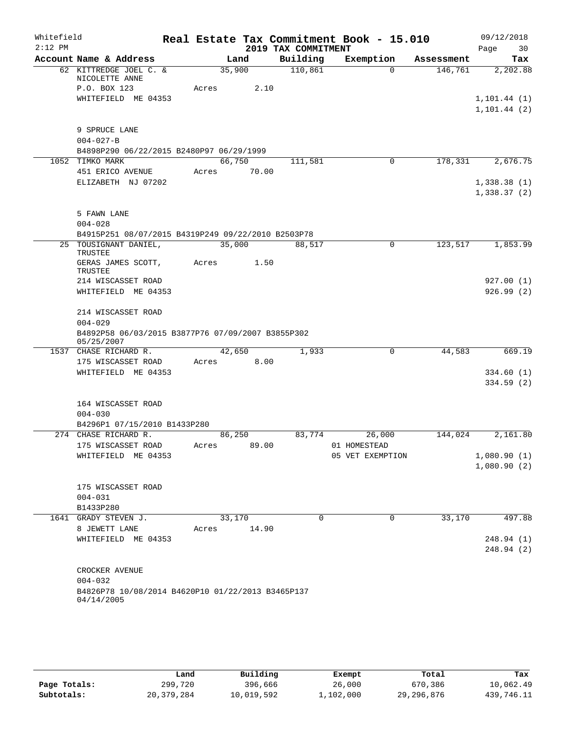Whitefield 2:12 PM

# Real Estate Tax Commitment Book - 15.010
## 2019 TAX COMMITMENT

09/12/2018 Page 30

| Account Name & Address | Land | Building | Exemption | Assessment | Tax |
|---|---|---|---|---|---|
| 62 KITTREDGE JOEL C. & NICOLETTE ANNE | 35,900 | 110,861 | 0 | 146,761 | 2,202.88 |
| P.O. BOX 123 | Acres 2.10 | | | | |
| WHITEFIELD ME 04353 | | | | | 1,101.44 (1) |
| | | | | | 1,101.44 (2) |
| 9 SPRUCE LANE | | | | | |
| 004-027-B | | | | | |
| B4898P290 06/22/2015 B2480P97 06/29/1999 | | | | | |
| 1052 TIMKO MARK | 66,750 | 111,581 | 0 | 178,331 | 2,676.75 |
| 451 ERICO AVENUE | Acres 70.00 | | | | |
| ELIZABETH NJ 07202 | | | | | 1,338.38 (1) |
| | | | | | 1,338.37 (2) |
| 5 FAWN LANE | | | | | |
| 004-028 | | | | | |
| B4915P251 08/07/2015 B4319P249 09/22/2010 B2503P78 | | | | | |
| 25 TOUSIGNANT DANIEL, TRUSTEE | 35,000 | 88,517 | 0 | 123,517 | 1,853.99 |
| GERAS JAMES SCOTT, TRUSTEE | Acres 1.50 | | | | |
| 214 WISCASSET ROAD | | | | | 927.00 (1) |
| WHITEFIELD ME 04353 | | | | | 926.99 (2) |
| 214 WISCASSET ROAD | | | | | |
| 004-029 | | | | | |
| B4892P58 06/03/2015 B3877P76 07/09/2007 B3855P302 05/25/2007 | | | | | |
| 1537 CHASE RICHARD R. | 42,650 | 1,933 | 0 | 44,583 | 669.19 |
| 175 WISCASSET ROAD | Acres 8.00 | | | | |
| WHITEFIELD ME 04353 | | | | | 334.60 (1) |
| | | | | | 334.59 (2) |
| 164 WISCASSET ROAD | | | | | |
| 004-030 | | | | | |
| B4296P1 07/15/2010 B1433P280 | | | | | |
| 274 CHASE RICHARD R. | 86,250 | 83,774 | 26,000 | 144,024 | 2,161.80 |
| 175 WISCASSET ROAD | Acres 89.00 | | 01 HOMESTEAD | | |
| WHITEFIELD ME 04353 | | | 05 VET EXEMPTION | | 1,080.90 (1) |
| | | | | | 1,080.90 (2) |
| 175 WISCASSET ROAD | | | | | |
| 004-031 | | | | | |
| B1433P280 | | | | | |
| 1641 GRADY STEVEN J. | 33,170 | 0 | 0 | 33,170 | 497.88 |
| 8 JEWETT LANE | Acres 14.90 | | | | |
| WHITEFIELD ME 04353 | | | | | 248.94 (1) |
| | | | | | 248.94 (2) |
| CROCKER AVENUE | | | | | |
| 004-032 | | | | | |
| B4826P78 10/08/2014 B4620P10 01/22/2013 B3465P137 04/14/2005 | | | | | |

| | Land | Building | Exempt | Total | Tax |
|---|---|---|---|---|---|
| Page Totals: | 299,720 | 396,666 | 26,000 | 670,386 | 10,062.49 |
| Subtotals: | 20,379,284 | 10,019,592 | 1,102,000 | 29,296,876 | 439,746.11 |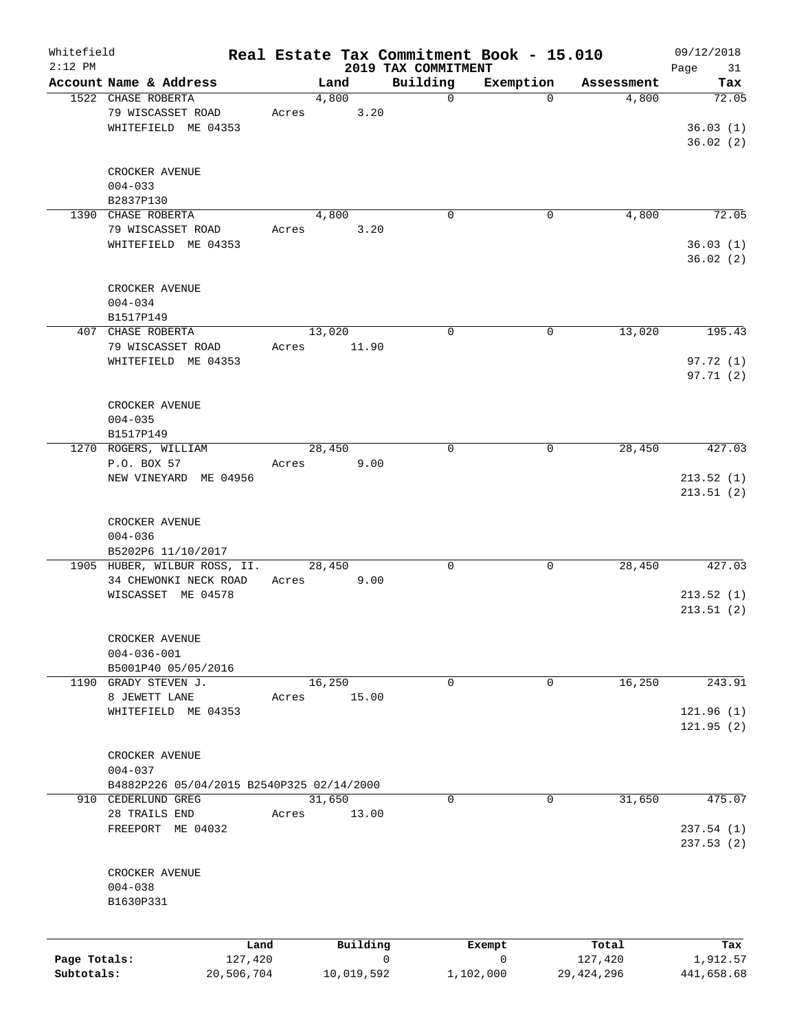Whitefield 2:12 PM

# Real Estate Tax Commitment Book - 15.010

2019 TAX COMMITMENT

09/12/2018

| Account Name & Address | Land | Building | Exemption | Assessment | Tax |
|---|---|---|---|---|---|
| 1522 CHASE ROBERTA<br>79 WISCASSET ROAD<br>WHITEFIELD ME 04353<br><br>CROCKER AVENUE<br>004-033<br>B2837P130 | 4,800<br>Acres 3.20 | 0 | 0 | 4,800 | 72.05<br>36.03 (1)<br>36.02 (2) |
| 1390 CHASE ROBERTA<br>79 WISCASSET ROAD<br>WHITEFIELD ME 04353<br><br>CROCKER AVENUE<br>004-034<br>B1517P149 | 4,800<br>Acres 3.20 | 0 | 0 | 4,800 | 72.05<br>36.03 (1)<br>36.02 (2) |
| 407 CHASE ROBERTA<br>79 WISCASSET ROAD<br>WHITEFIELD ME 04353<br><br>CROCKER AVENUE<br>004-035<br>B1517P149 | 13,020<br>Acres 11.90 | 0 | 0 | 13,020 | 195.43<br>97.72 (1)<br>97.71 (2) |
| 1270 ROGERS, WILLIAM<br>P.O. BOX 57<br>NEW VINEYARD ME 04956<br><br>CROCKER AVENUE<br>004-036<br>B5202P6 11/10/2017 | 28,450<br>Acres 9.00 | 0 | 0 | 28,450 | 427.03<br>213.52 (1)<br>213.51 (2) |
| 1905 HUBER, WILBUR ROSS, II.<br>34 CHEWONKI NECK ROAD<br>WISCASSET ME 04578<br><br>CROCKER AVENUE<br>004-036-001<br>B5001P40 05/05/2016 | 28,450<br>Acres 9.00 | 0 | 0 | 28,450 | 427.03<br>213.52 (1)<br>213.51 (2) |
| 1190 GRADY STEVEN J.<br>8 JEWETT LANE<br>WHITEFIELD ME 04353<br><br>CROCKER AVENUE<br>004-037<br>B4882P226 05/04/2015 B2540P325 02/14/2000 | 16,250<br>Acres 15.00 | 0 | 0 | 16,250 | 243.91<br>121.96 (1)<br>121.95 (2) |
| 910 CEDERLUND GREG<br>28 TRAILS END<br>FREEPORT ME 04032<br><br>CROCKER AVENUE<br>004-038<br>B1630P331 | 31,650<br>Acres 13.00 | 0 | 0 | 31,650 | 475.07<br>237.54 (1)<br>237.53 (2) |

| | Land | Building | Exempt | Total | Tax |
|---|---|---|---|---|---|
| Page Totals: | 127,420 | 0 | 0 | 127,420 | 1,912.57 |
| Subtotals: | 20,506,704 | 10,019,592 | 1,102,000 | 29,424,296 | 441,658.68 |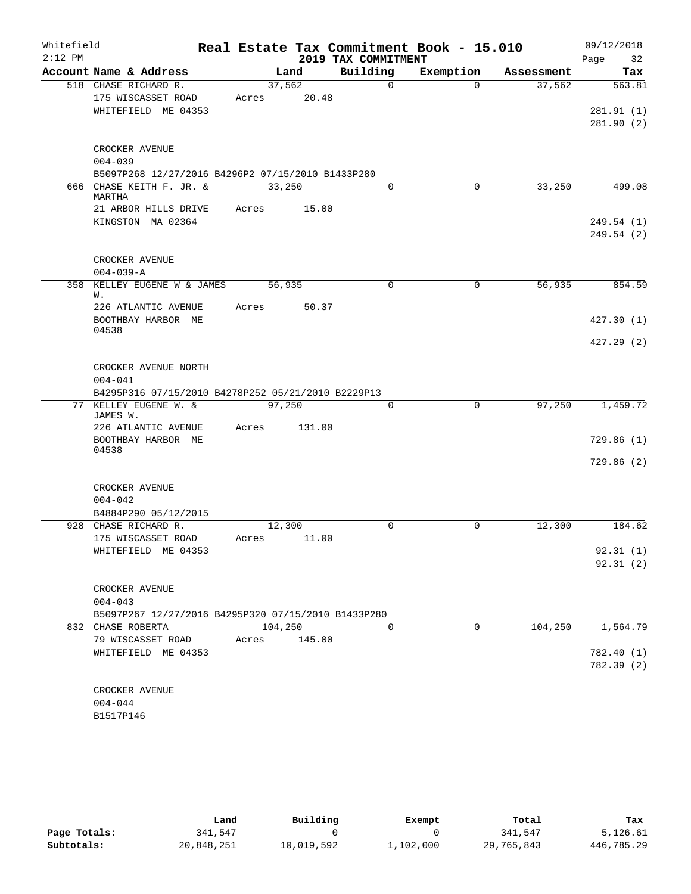Whitefield
2:12 PM

# Real Estate Tax Commitment Book - 15.010

## 2019 TAX COMMITMENT

09/12/2018

| Account Name & Address | Land | Building | Exemption | Assessment | Tax |
|---|---|---|---|---|---|
| 518 CHASE RICHARD R. | 37,562 | 0 | 0 | 37,562 | 563.81 |
| 175 WISCASSET ROAD | Acres 20.48 | | | | |
| WHITEFIELD ME 04353 | | | | | 281.91 (1) |
| | | | | | 281.90 (2) |
| CROCKER AVENUE | | | | | |
| 004-039 | | | | | |
| B5097P268 12/27/2016 B4296P2 07/15/2010 B1433P280 | | | | | |
| 666 CHASE KEITH F. JR. & MARTHA | 33,250 | 0 | 0 | 33,250 | 499.08 |
| 21 ARBOR HILLS DRIVE | Acres 15.00 | | | | |
| KINGSTON MA 02364 | | | | | 249.54 (1) |
| | | | | | 249.54 (2) |
| CROCKER AVENUE | | | | | |
| 004-039-A | | | | | |
| 358 KELLEY EUGENE W & JAMES W. | 56,935 | 0 | 0 | 56,935 | 854.59 |
| 226 ATLANTIC AVENUE | Acres 50.37 | | | | |
| BOOTHBAY HARBOR ME 04538 | | | | | 427.30 (1) |
| | | | | | 427.29 (2) |
| CROCKER AVENUE NORTH | | | | | |
| 004-041 | | | | | |
| B4295P316 07/15/2010 B4278P252 05/21/2010 B2229P13 | | | | | |
| 77 KELLEY EUGENE W. & JAMES W. | 97,250 | 0 | 0 | 97,250 | 1,459.72 |
| 226 ATLANTIC AVENUE | Acres 131.00 | | | | |
| BOOTHBAY HARBOR ME 04538 | | | | | 729.86 (1) |
| | | | | | 729.86 (2) |
| CROCKER AVENUE | | | | | |
| 004-042 | | | | | |
| B4884P290 05/12/2015 | | | | | |
| 928 CHASE RICHARD R. | 12,300 | 0 | 0 | 12,300 | 184.62 |
| 175 WISCASSET ROAD | Acres 11.00 | | | | |
| WHITEFIELD ME 04353 | | | | | 92.31 (1) |
| | | | | | 92.31 (2) |
| CROCKER AVENUE | | | | | |
| 004-043 | | | | | |
| B5097P267 12/27/2016 B4295P320 07/15/2010 B1433P280 | | | | | |
| 832 CHASE ROBERTA | 104,250 | 0 | 0 | 104,250 | 1,564.79 |
| 79 WISCASSET ROAD | Acres 145.00 | | | | |
| WHITEFIELD ME 04353 | | | | | 782.40 (1) |
| | | | | | 782.39 (2) |
| CROCKER AVENUE | | | | | |
| 004-044 | | | | | |
| B1517P146 | | | | | |

| | Land | Building | Exempt | Total | Tax |
|---|---|---|---|---|---|
| Page Totals: | 341,547 | 0 | 0 | 341,547 | 5,126.61 |
| Subtotals: | 20,848,251 | 10,019,592 | 1,102,000 | 29,765,843 | 446,785.29 |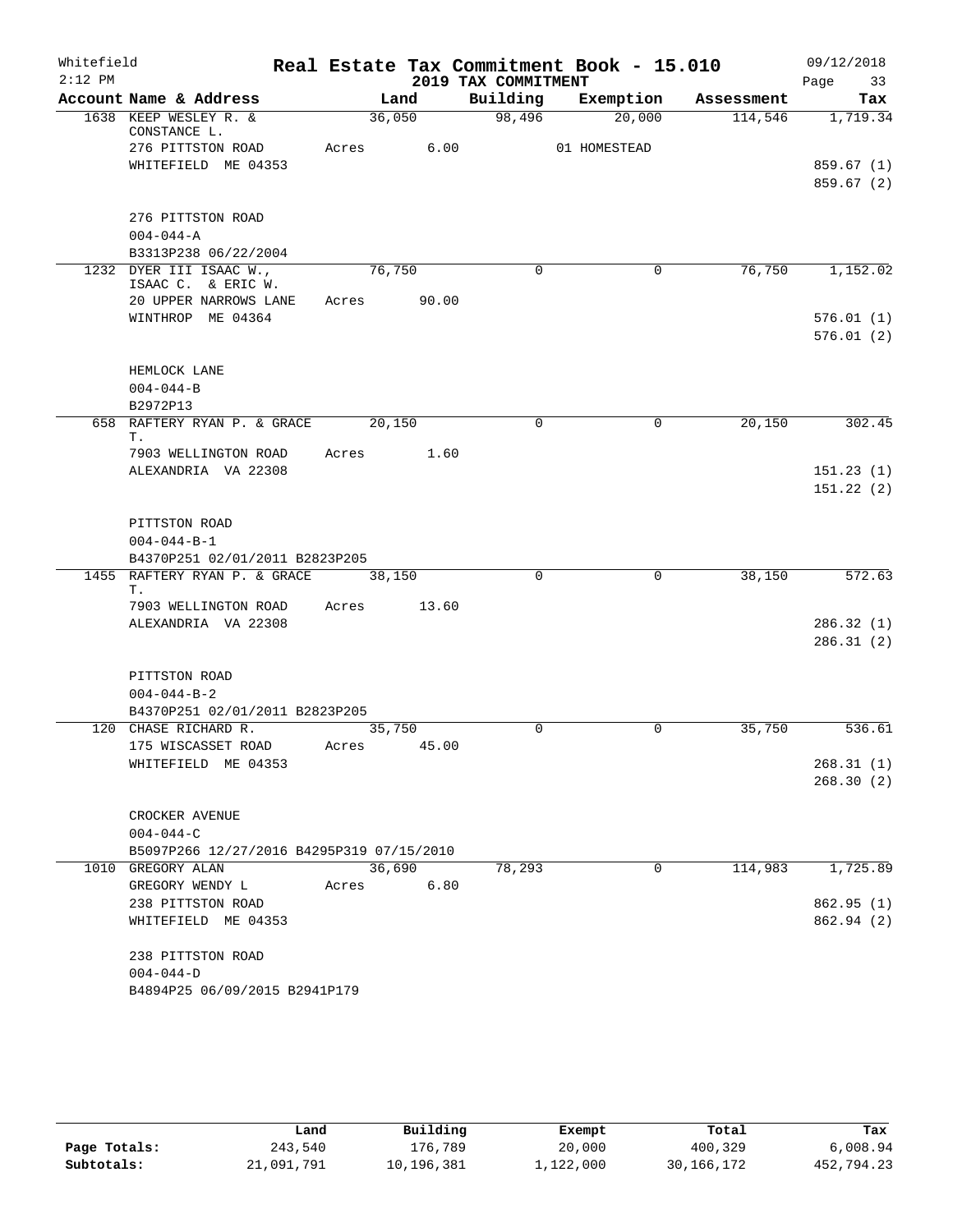Whitefield
2:12 PM

# Real Estate Tax Commitment Book - 15.010

## 2019 TAX COMMITMENT

09/12/2018
Page 33

| Account Name & Address | Land | Building | Exemption | Assessment | Tax |
|---|---|---|---|---|---|
| 1638 KEEP WESLEY R. & CONSTANCE L. | 36,050 | 98,496 | 20,000 | 114,546 | 1,719.34 |
| 276 PITTSTON ROAD | Acres 6.00 | | 01 HOMESTEAD | | |
| WHITEFIELD ME 04353 | | | | | 859.67 (1) |
| | | | | | 859.67 (2) |
| 276 PITTSTON ROAD | | | | | |
| 004-044-A | | | | | |
| B3313P238 06/22/2004 | | | | | |
| 1232 DYER III ISAAC W., ISAAC C. & ERIC W. | 76,750 | 0 | 0 | 76,750 | 1,152.02 |
| 20 UPPER NARROWS LANE | Acres 90.00 | | | | |
| WINTHROP ME 04364 | | | | | 576.01 (1) |
| | | | | | 576.01 (2) |
| HEMLOCK LANE | | | | | |
| 004-044-B | | | | | |
| B2972P13 | | | | | |
| 658 RAFTERY RYAN P. & GRACE T. | 20,150 | 0 | 0 | 20,150 | 302.45 |
| 7903 WELLINGTON ROAD | Acres 1.60 | | | | |
| ALEXANDRIA VA 22308 | | | | | 151.23 (1) |
| | | | | | 151.22 (2) |
| PITTSTON ROAD | | | | | |
| 004-044-B-1 | | | | | |
| B4370P251 02/01/2011 B2823P205 | | | | | |
| 1455 RAFTERY RYAN P. & GRACE T. | 38,150 | 0 | 0 | 38,150 | 572.63 |
| 7903 WELLINGTON ROAD | Acres 13.60 | | | | |
| ALEXANDRIA VA 22308 | | | | | 286.32 (1) |
| | | | | | 286.31 (2) |
| PITTSTON ROAD | | | | | |
| 004-044-B-2 | | | | | |
| B4370P251 02/01/2011 B2823P205 | | | | | |
| 120 CHASE RICHARD R. | 35,750 | 0 | 0 | 35,750 | 536.61 |
| 175 WISCASSET ROAD | Acres 45.00 | | | | |
| WHITEFIELD ME 04353 | | | | | 268.31 (1) |
| | | | | | 268.30 (2) |
| CROCKER AVENUE | | | | | |
| 004-044-C | | | | | |
| B5097P266 12/27/2016 B4295P319 07/15/2010 | | | | | |
| 1010 GREGORY ALAN | 36,690 | 78,293 | 0 | 114,983 | 1,725.89 |
| GREGORY WENDY L | Acres 6.80 | | | | |
| 238 PITTSTON ROAD | | | | | 862.95 (1) |
| WHITEFIELD ME 04353 | | | | | 862.94 (2) |
| 238 PITTSTON ROAD | | | | | |
| 004-044-D | | | | | |
| B4894P25 06/09/2015 B2941P179 | | | | | |

| | Land | Building | Exempt | Total | Tax |
|---|---|---|---|---|---|
| Page Totals: | 243,540 | 176,789 | 20,000 | 400,329 | 6,008.94 |
| Subtotals: | 21,091,791 | 10,196,381 | 1,122,000 | 30,166,172 | 452,794.23 |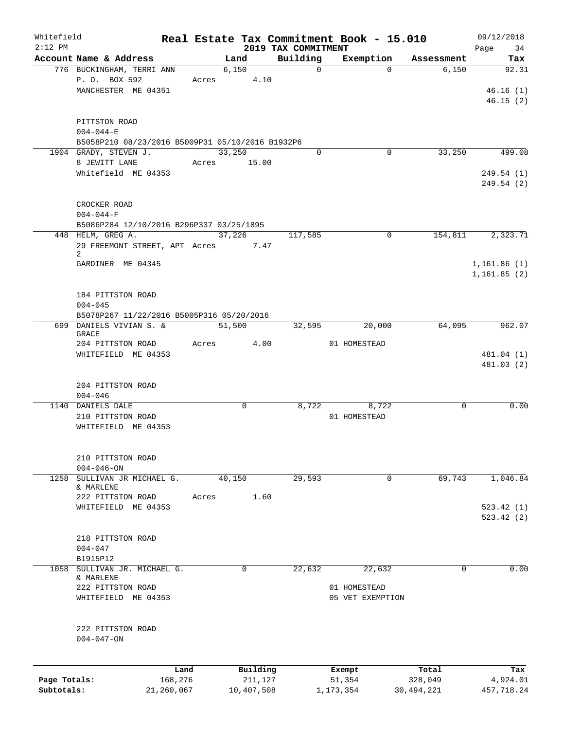Whitefield 2:12 PM

# Real Estate Tax Commitment Book - 15.010

## 2019 TAX COMMITMENT

09/12/2018 Page 34

| Account Name & Address | Land | Building | Exemption | Assessment | Tax |
|---|---|---|---|---|---|
| 776 BUCKINGHAM, TERRI ANN | 6,150 | 0 | 0 | 6,150 | 92.31 |
| P. O. BOX 592 | Acres 4.10 | | | | |
| MANCHESTER ME 04351 | | | | | 46.16 (1) |
| | | | | | 46.15 (2) |
| PITTSTON ROAD | | | | | |
| 004-044-E | | | | | |
| B5058P210 08/23/2016 B5009P31 05/10/2016 B1932P6 | | | | | |
| 1904 GRADY, STEVEN J. | 33,250 | 0 | 0 | 33,250 | 499.08 |
| 8 JEWITT LANE | Acres 15.00 | | | | |
| Whitefield ME 04353 | | | | | 249.54 (1) |
| | | | | | 249.54 (2) |
| CROCKER ROAD | | | | | |
| 004-044-F | | | | | |
| B5086P284 12/10/2016 B296P337 03/25/1895 | | | | | |
| 448 HELM, GREG A. | 37,226 | 117,585 | 0 | 154,811 | 2,323.71 |
| 29 FREEMONT STREET, APT 2 | Acres 7.47 | | | | |
| GARDINER ME 04345 | | | | | 1,161.86 (1) |
| | | | | | 1,161.85 (2) |
| 184 PITTSTON ROAD | | | | | |
| 004-045 | | | | | |
| B5078P267 11/22/2016 B5005P316 05/20/2016 | | | | | |
| 699 DANIELS VIVIAN S. & GRACE | 51,500 | 32,595 | 20,000 | 64,095 | 962.07 |
| 204 PITTSTON ROAD | Acres 4.00 | | 01 HOMESTEAD | | |
| WHITEFIELD ME 04353 | | | | | 481.04 (1) |
| | | | | | 481.03 (2) |
| 204 PITTSTON ROAD | | | | | |
| 004-046 | | | | | |
| 1140 DANIELS DALE | 0 | 8,722 | 8,722 | 0 | 0.00 |
| 210 PITTSTON ROAD | | | 01 HOMESTEAD | | |
| WHITEFIELD ME 04353 | | | | | |
| 210 PITTSTON ROAD | | | | | |
| 004-046-ON | | | | | |
| 1258 SULLIVAN JR MICHAEL G. & MARLENE | 40,150 | 29,593 | 0 | 69,743 | 1,046.84 |
| 222 PITTSTON ROAD | Acres 1.60 | | | | |
| WHITEFIELD ME 04353 | | | | | 523.42 (1) |
| | | | | | 523.42 (2) |
| 218 PITTSTON ROAD | | | | | |
| 004-047 | | | | | |
| B1915P12 | | | | | |
| 1058 SULLIVAN JR. MICHAEL G. & MARLENE | 0 | 22,632 | 22,632 | 0 | 0.00 |
| 222 PITTSTON ROAD | | | 01 HOMESTEAD | | |
| WHITEFIELD ME 04353 | | | 05 VET EXEMPTION | | |
| 222 PITTSTON ROAD | | | | | |
| 004-047-ON | | | | | |

| | Land | Building | Exempt | Total | Tax |
|---|---|---|---|---|---|
| Page Totals: | 168,276 | 211,127 | 51,354 | 328,049 | 4,924.01 |
| Subtotals: | 21,260,067 | 10,407,508 | 1,173,354 | 30,494,221 | 457,718.24 |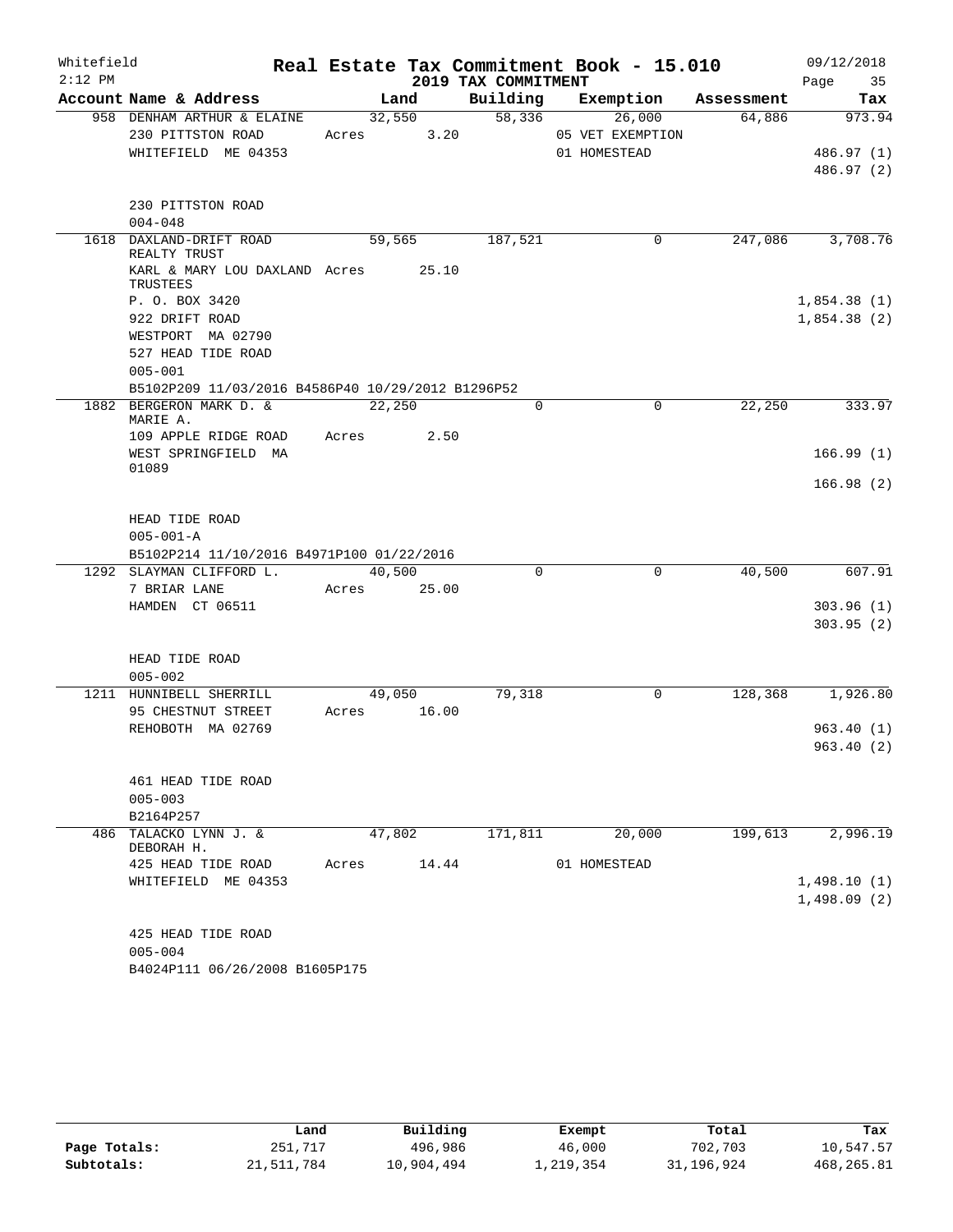Whitefield 2:12 PM

# Real Estate Tax Commitment Book - 15.010

## 2019 TAX COMMITMENT

09/12/2018

| Account Name & Address | Land | Building | Exemption | Assessment | Tax |
|---|---|---|---|---|---|
| 958 DENHAM ARTHUR & ELAINE | 32,550 | 58,336 | 26,000 | 64,886 | 973.94 |
| 230 PITTSTON ROAD | Acres 3.20 | | 05 VET EXEMPTION | | |
| WHITEFIELD ME 04353 | | | 01 HOMESTEAD | | 486.97 (1) |
| | | | | | 486.97 (2) |
| 230 PITTSTON ROAD | | | | | |
| 004-048 | | | | | |
| 1618 DAXLAND-DRIFT ROAD REALTY TRUST | 59,565 | 187,521 | 0 | 247,086 | 3,708.76 |
| KARL & MARY LOU DAXLAND TRUSTEES | Acres 25.10 | | | | |
| P. O. BOX 3420 | | | | | 1,854.38 (1) |
| 922 DRIFT ROAD | | | | | 1,854.38 (2) |
| WESTPORT MA 02790 | | | | | |
| 527 HEAD TIDE ROAD | | | | | |
| 005-001 | | | | | |
| B5102P209 11/03/2016 B4586P40 10/29/2012 B1296P52 | | | | | |
| 1882 BERGERON MARK D. & MARIE A. | 22,250 | 0 | 0 | 22,250 | 333.97 |
| 109 APPLE RIDGE ROAD | Acres 2.50 | | | | |
| WEST SPRINGFIELD MA 01089 | | | | | 166.99 (1) |
| | | | | | 166.98 (2) |
| HEAD TIDE ROAD | | | | | |
| 005-001-A | | | | | |
| B5102P214 11/10/2016 B4971P100 01/22/2016 | | | | | |
| 1292 SLAYMAN CLIFFORD L. | 40,500 | 0 | 0 | 40,500 | 607.91 |
| 7 BRIAR LANE | Acres 25.00 | | | | |
| HAMDEN CT 06511 | | | | | 303.96 (1) |
| | | | | | 303.95 (2) |
| HEAD TIDE ROAD | | | | | |
| 005-002 | | | | | |
| 1211 HUNNIBELL SHERRILL | 49,050 | 79,318 | 0 | 128,368 | 1,926.80 |
| 95 CHESTNUT STREET | Acres 16.00 | | | | |
| REHOBOTH MA 02769 | | | | | 963.40 (1) |
| | | | | | 963.40 (2) |
| 461 HEAD TIDE ROAD | | | | | |
| 005-003 | | | | | |
| B2164P257 | | | | | |
| 486 TALACKO LYNN J. & DEBORAH H. | 47,802 | 171,811 | 20,000 | 199,613 | 2,996.19 |
| 425 HEAD TIDE ROAD | Acres 14.44 | | 01 HOMESTEAD | | |
| WHITEFIELD ME 04353 | | | | | 1,498.10 (1) |
| | | | | | 1,498.09 (2) |
| 425 HEAD TIDE ROAD | | | | | |
| 005-004 | | | | | |
| B4024P111 06/26/2008 B1605P175 | | | | | |

| | Land | Building | Exempt | Total | Tax |
|---|---|---|---|---|---|
| Page Totals: | 251,717 | 496,986 | 46,000 | 702,703 | 10,547.57 |
| Subtotals: | 21,511,784 | 10,904,494 | 1,219,354 | 31,196,924 | 468,265.81 |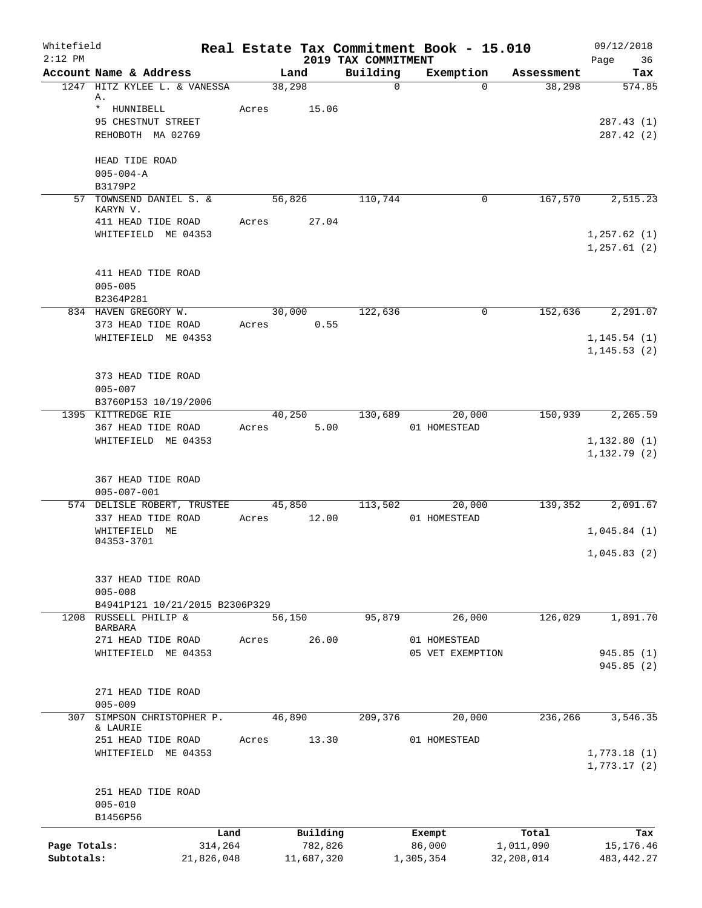Whitefield 2:12 PM

# Real Estate Tax Commitment Book - 15.010

## 2019 TAX COMMITMENT

09/12/2018

| Account Name & Address | Land | Building | Exemption | Assessment | Tax |
|---|---|---|---|---|---|
| 1247 HITZ KYLEE L. & VANESSA A. | 38,298 | 0 | 0 | 38,298 | 574.85 |
| * HUNNIBELL | Acres 15.06 | | | | |
| 95 CHESTNUT STREET | | | | | 287.43 (1) |
| REHOBOTH MA 02769 | | | | | 287.42 (2) |
| HEAD TIDE ROAD | | | | | |
| 005-004-A | | | | | |
| B3179P2 | | | | | |
| 57 TOWNSEND DANIEL S. & KARYN V. | 56,826 | 110,744 | 0 | 167,570 | 2,515.23 |
| 411 HEAD TIDE ROAD | Acres 27.04 | | | | |
| WHITEFIELD ME 04353 | | | | | 1,257.62 (1) |
| | | | | | 1,257.61 (2) |
| 411 HEAD TIDE ROAD | | | | | |
| 005-005 | | | | | |
| B2364P281 | | | | | |
| 834 HAVEN GREGORY W. | 30,000 | 122,636 | 0 | 152,636 | 2,291.07 |
| 373 HEAD TIDE ROAD | Acres 0.55 | | | | |
| WHITEFIELD ME 04353 | | | | | 1,145.54 (1) |
| | | | | | 1,145.53 (2) |
| 373 HEAD TIDE ROAD | | | | | |
| 005-007 | | | | | |
| B3760P153 10/19/2006 | | | | | |
| 1395 KITTREDGE RIE | 40,250 | 130,689 | 20,000 | 150,939 | 2,265.59 |
| 367 HEAD TIDE ROAD | Acres 5.00 | | 01 HOMESTEAD | | |
| WHITEFIELD ME 04353 | | | | | 1,132.80 (1) |
| | | | | | 1,132.79 (2) |
| 367 HEAD TIDE ROAD | | | | | |
| 005-007-001 | | | | | |
| 574 DELISLE ROBERT, TRUSTEE | 45,850 | 113,502 | 20,000 | 139,352 | 2,091.67 |
| 337 HEAD TIDE ROAD | Acres 12.00 | | 01 HOMESTEAD | | |
| WHITEFIELD ME 04353-3701 | | | | | 1,045.84 (1) |
| | | | | | 1,045.83 (2) |
| 337 HEAD TIDE ROAD | | | | | |
| 005-008 | | | | | |
| B4941P121 10/21/2015 B2306P329 | | | | | |
| 1208 RUSSELL PHILIP & BARBARA | 56,150 | 95,879 | 26,000 | 126,029 | 1,891.70 |
| 271 HEAD TIDE ROAD | Acres 26.00 | | 01 HOMESTEAD | | |
| WHITEFIELD ME 04353 | | | 05 VET EXEMPTION | | 945.85 (1) |
| | | | | | 945.85 (2) |
| 271 HEAD TIDE ROAD | | | | | |
| 005-009 | | | | | |
| 307 SIMPSON CHRISTOPHER P. & LAURIE | 46,890 | 209,376 | 20,000 | 236,266 | 3,546.35 |
| 251 HEAD TIDE ROAD | Acres 13.30 | | 01 HOMESTEAD | | |
| WHITEFIELD ME 04353 | | | | | 1,773.18 (1) |
| | | | | | 1,773.17 (2) |
| 251 HEAD TIDE ROAD | | | | | |
| 005-010 | | | | | |
| B1456P56 | | | | | |

| | Land | Building | Exempt | Total | Tax |
|---|---|---|---|---|---|
| Page Totals: | 314,264 | 782,826 | 86,000 | 1,011,090 | 15,176.46 |
| Subtotals: | 21,826,048 | 11,687,320 | 1,305,354 | 32,208,014 | 483,442.27 |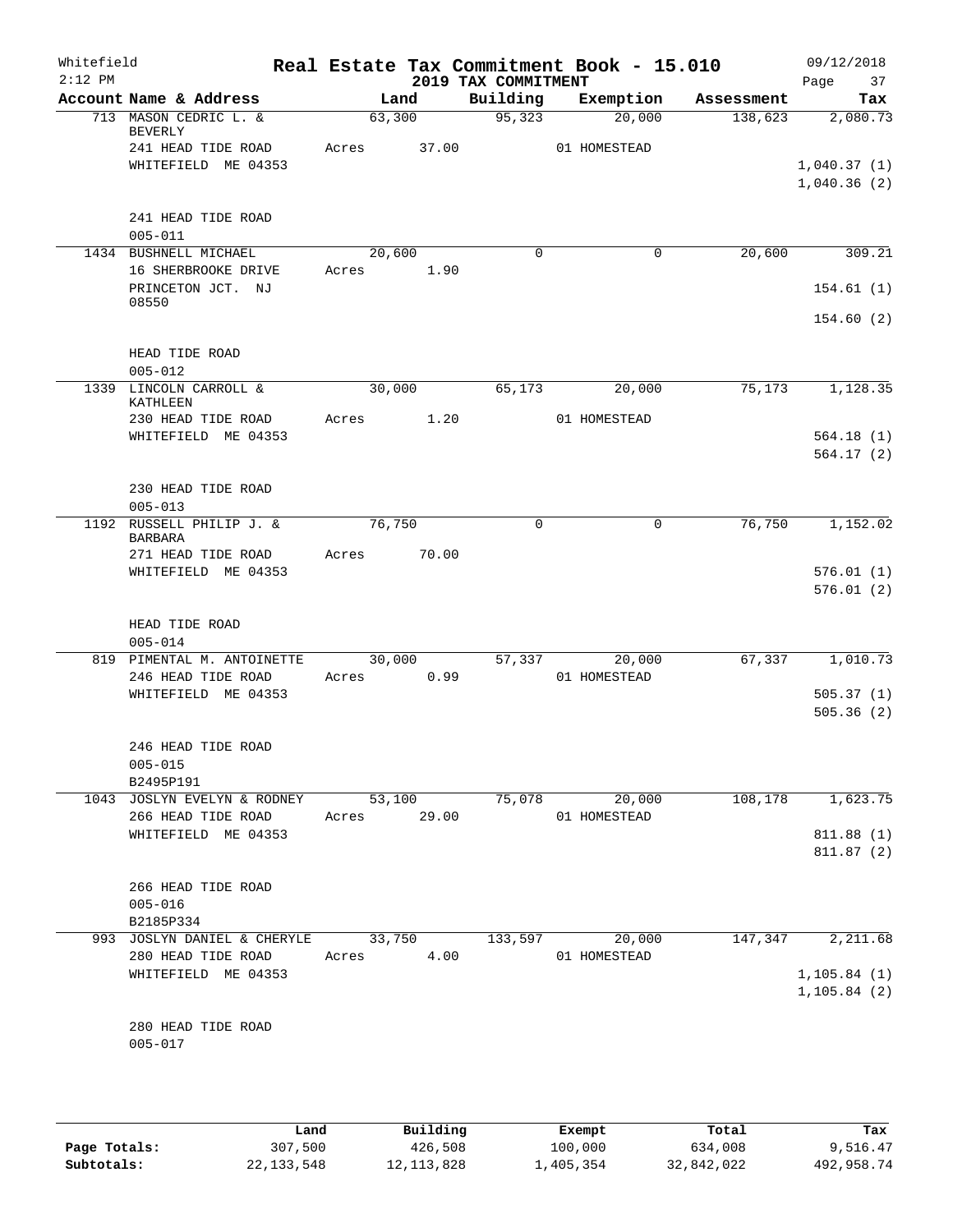Whitefield 2:12 PM

# Real Estate Tax Commitment Book - 15.010

## 2019 TAX COMMITMENT

09/12/2018

| Account | Name & Address | Land | Building | Exemption | Assessment | Tax |
|---|---|---|---|---|---|---|
| 713 | MASON CEDRIC L. & BEVERLY | 63,300 | 95,323 | 20,000 | 138,623 | 2,080.73 |
| | 241 HEAD TIDE ROAD | Acres 37.00 | | 01 HOMESTEAD | | |
| | WHITEFIELD ME 04353 | | | | | 1,040.37 (1) |
| | | | | | | 1,040.36 (2) |
| | 241 HEAD TIDE ROAD | | | | | |
| | 005-011 | | | | | |
| 1434 | BUSHNELL MICHAEL | 20,600 | 0 | 0 | 20,600 | 309.21 |
| | 16 SHERBROOKE DRIVE | Acres 1.90 | | | | |
| | PRINCETON JCT. NJ 08550 | | | | | 154.61 (1) |
| | | | | | | 154.60 (2) |
| | HEAD TIDE ROAD | | | | | |
| | 005-012 | | | | | |
| 1339 | LINCOLN CARROLL & KATHLEEN | 30,000 | 65,173 | 20,000 | 75,173 | 1,128.35 |
| | 230 HEAD TIDE ROAD | Acres 1.20 | | 01 HOMESTEAD | | |
| | WHITEFIELD ME 04353 | | | | | 564.18 (1) |
| | | | | | | 564.17 (2) |
| | 230 HEAD TIDE ROAD | | | | | |
| | 005-013 | | | | | |
| 1192 | RUSSELL PHILIP J. & BARBARA | 76,750 | 0 | 0 | 76,750 | 1,152.02 |
| | 271 HEAD TIDE ROAD | Acres 70.00 | | | | |
| | WHITEFIELD ME 04353 | | | | | 576.01 (1) |
| | | | | | | 576.01 (2) |
| | HEAD TIDE ROAD | | | | | |
| | 005-014 | | | | | |
| 819 | PIMENTAL M. ANTOINETTE | 30,000 | 57,337 | 20,000 | 67,337 | 1,010.73 |
| | 246 HEAD TIDE ROAD | Acres 0.99 | | 01 HOMESTEAD | | |
| | WHITEFIELD ME 04353 | | | | | 505.37 (1) |
| | | | | | | 505.36 (2) |
| | 246 HEAD TIDE ROAD | | | | | |
| | 005-015 | | | | | |
| | B2495P191 | | | | | |
| 1043 | JOSLYN EVELYN & RODNEY | 53,100 | 75,078 | 20,000 | 108,178 | 1,623.75 |
| | 266 HEAD TIDE ROAD | Acres 29.00 | | 01 HOMESTEAD | | |
| | WHITEFIELD ME 04353 | | | | | 811.88 (1) |
| | | | | | | 811.87 (2) |
| | 266 HEAD TIDE ROAD | | | | | |
| | 005-016 | | | | | |
| | B2185P334 | | | | | |
| 993 | JOSLYN DANIEL & CHERYLE | 33,750 | 133,597 | 20,000 | 147,347 | 2,211.68 |
| | 280 HEAD TIDE ROAD | Acres 4.00 | | 01 HOMESTEAD | | |
| | WHITEFIELD ME 04353 | | | | | 1,105.84 (1) |
| | | | | | | 1,105.84 (2) |
| | 280 HEAD TIDE ROAD | | | | | |
| | 005-017 | | | | | |

| | Land | Building | Exempt | Total | Tax |
|---|---|---|---|---|---|
| Page Totals: | 307,500 | 426,508 | 100,000 | 634,008 | 9,516.47 |
| Subtotals: | 22,133,548 | 12,113,828 | 1,405,354 | 32,842,022 | 492,958.74 |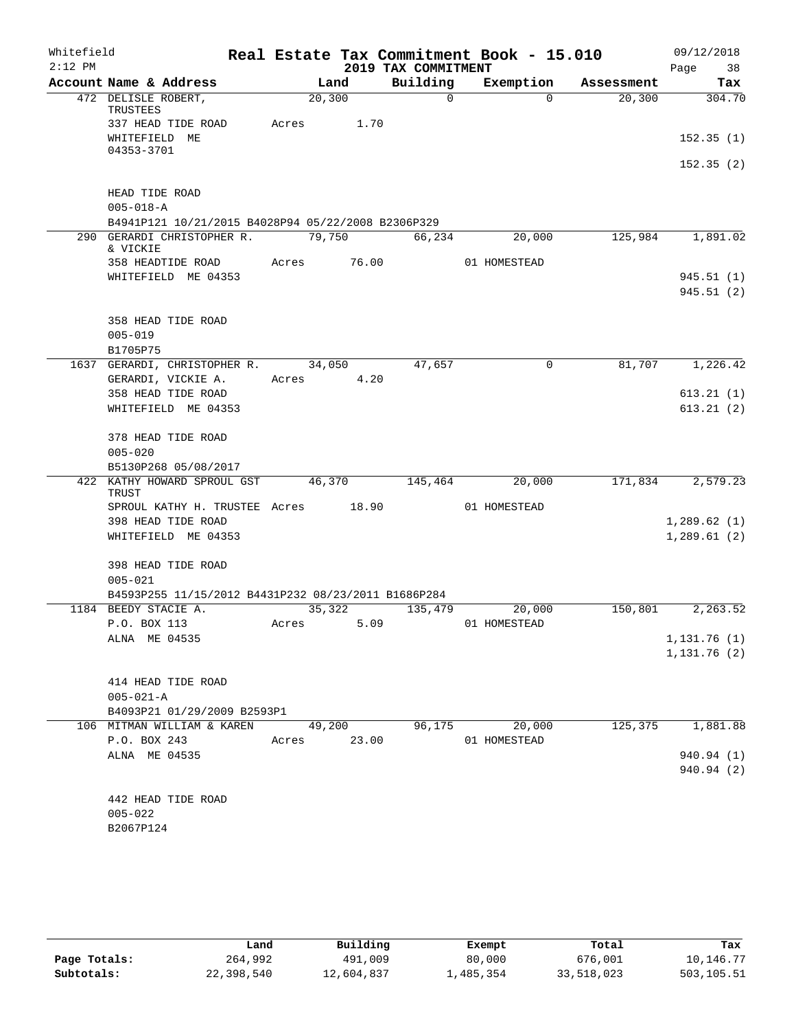Whitefield 2:12 PM

# Real Estate Tax Commitment Book - 15.010

## 2019 TAX COMMITMENT

09/12/2018

| Account Name & Address | Land | Building | Exemption | Assessment | Tax |
|---|---|---|---|---|---|
| 472 DELISLE ROBERT, TRUSTEES | 20,300 | 0 | 0 | 20,300 | 304.70 |
| 337 HEAD TIDE ROAD | Acres 1.70 | | | | |
| WHITEFIELD ME 04353-3701 | | | | | 152.35 (1) |
| | | | | | 152.35 (2) |
| HEAD TIDE ROAD | | | | | |
| 005-018-A | | | | | |
| B4941P121 10/21/2015 B4028P94 05/22/2008 B2306P329 | | | | | |
| 290 GERARDI CHRISTOPHER R. & VICKIE | 79,750 | 66,234 | 20,000 | 125,984 | 1,891.02 |
| 358 HEADTIDE ROAD | Acres 76.00 | | 01 HOMESTEAD | | |
| WHITEFIELD ME 04353 | | | | | 945.51 (1) |
| | | | | | 945.51 (2) |
| 358 HEAD TIDE ROAD | | | | | |
| 005-019 | | | | | |
| B1705P75 | | | | | |
| 1637 GERARDI, CHRISTOPHER R. | 34,050 | 47,657 | 0 | 81,707 | 1,226.42 |
| GERARDI, VICKIE A. | Acres 4.20 | | | | |
| 358 HEAD TIDE ROAD | | | | | 613.21 (1) |
| WHITEFIELD ME 04353 | | | | | 613.21 (2) |
| 378 HEAD TIDE ROAD | | | | | |
| 005-020 | | | | | |
| B5130P268 05/08/2017 | | | | | |
| 422 KATHY HOWARD SPROUL GST TRUST | 46,370 | 145,464 | 20,000 | 171,834 | 2,579.23 |
| SPROUL KATHY H. TRUSTEE | Acres 18.90 | | 01 HOMESTEAD | | |
| 398 HEAD TIDE ROAD | | | | | 1,289.62 (1) |
| WHITEFIELD ME 04353 | | | | | 1,289.61 (2) |
| 398 HEAD TIDE ROAD | | | | | |
| 005-021 | | | | | |
| B4593P255 11/15/2012 B4431P232 08/23/2011 B1686P284 | | | | | |
| 1184 BEEDY STACIE A. | 35,322 | 135,479 | 20,000 | 150,801 | 2,263.52 |
| P.O. BOX 113 | Acres 5.09 | | 01 HOMESTEAD | | |
| ALNA ME 04535 | | | | | 1,131.76 (1) |
| | | | | | 1,131.76 (2) |
| 414 HEAD TIDE ROAD | | | | | |
| 005-021-A | | | | | |
| B4093P21 01/29/2009 B2593P1 | | | | | |
| 106 MITMAN WILLIAM & KAREN | 49,200 | 96,175 | 20,000 | 125,375 | 1,881.88 |
| P.O. BOX 243 | Acres 23.00 | | 01 HOMESTEAD | | |
| ALNA ME 04535 | | | | | 940.94 (1) |
| | | | | | 940.94 (2) |
| 442 HEAD TIDE ROAD | | | | | |
| 005-022 | | | | | |
| B2067P124 | | | | | |

| | Land | Building | Exempt | Total | Tax |
|---|---|---|---|---|---|
| Page Totals: | 264,992 | 491,009 | 80,000 | 676,001 | 10,146.77 |
| Subtotals: | 22,398,540 | 12,604,837 | 1,485,354 | 33,518,023 | 503,105.51 |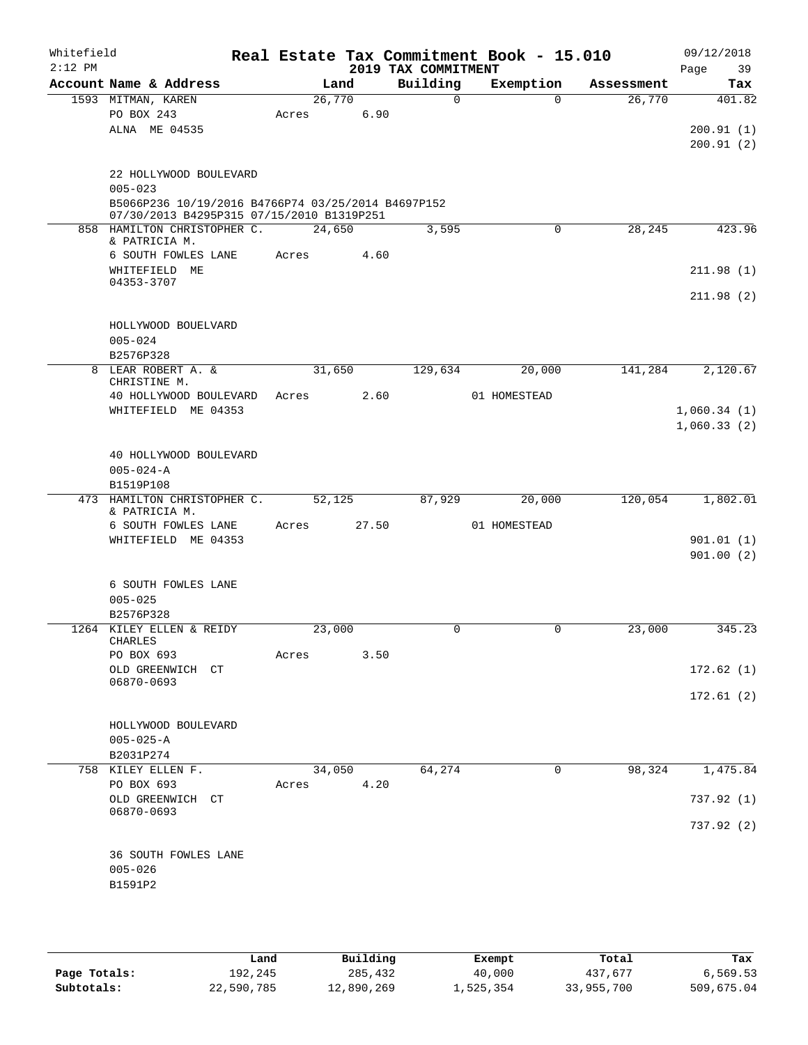Whitefield 2:12 PM

# Real Estate Tax Commitment Book - 15.010
## 2019 TAX COMMITMENT

09/12/2018

| Account Name & Address | Land | Building | Exemption | Assessment | Tax |
|---|---|---|---|---|---|
| 1593 MITMAN, KAREN | 26,770 | 0 | 0 | 26,770 | 401.82 |
| PO BOX 243 | Acres 6.90 | | | | |
| ALNA ME 04535 | | | | | 200.91 (1) |
| | | | | | 200.91 (2) |
| 22 HOLLYWOOD BOULEVARD | | | | | |
| 005-023 | | | | | |
| B5066P236 10/19/2016 B4766P74 03/25/2014 B4697P152 07/30/2013 B4295P315 07/15/2010 B1319P251 | | | | | |
| 858 HAMILTON CHRISTOPHER C. & PATRICIA M. | 24,650 | 3,595 | 0 | 28,245 | 423.96 |
| 6 SOUTH FOWLES LANE | Acres 4.60 | | | | |
| WHITEFIELD ME 04353-3707 | | | | | 211.98 (1) |
| | | | | | 211.98 (2) |
| HOLLYWOOD BOUELVARD | | | | | |
| 005-024 | | | | | |
| B2576P328 | | | | | |
| 8 LEAR ROBERT A. & CHRISTINE M. | 31,650 | 129,634 | 20,000 | 141,284 | 2,120.67 |
| 40 HOLLYWOOD BOULEVARD | Acres 2.60 | | 01 HOMESTEAD | | |
| WHITEFIELD ME 04353 | | | | | 1,060.34 (1) |
| | | | | | 1,060.33 (2) |
| 40 HOLLYWOOD BOULEVARD | | | | | |
| 005-024-A | | | | | |
| B1519P108 | | | | | |
| 473 HAMILTON CHRISTOPHER C. & PATRICIA M. | 52,125 | 87,929 | 20,000 | 120,054 | 1,802.01 |
| 6 SOUTH FOWLES LANE | Acres 27.50 | | 01 HOMESTEAD | | |
| WHITEFIELD ME 04353 | | | | | 901.01 (1) |
| | | | | | 901.00 (2) |
| 6 SOUTH FOWLES LANE | | | | | |
| 005-025 | | | | | |
| B2576P328 | | | | | |
| 1264 KILEY ELLEN & REIDY CHARLES | 23,000 | 0 | 0 | 23,000 | 345.23 |
| PO BOX 693 | Acres 3.50 | | | | |
| OLD GREENWICH CT 06870-0693 | | | | | 172.62 (1) |
| | | | | | 172.61 (2) |
| HOLLYWOOD BOULEVARD | | | | | |
| 005-025-A | | | | | |
| B2031P274 | | | | | |
| 758 KILEY ELLEN F. | 34,050 | 64,274 | 0 | 98,324 | 1,475.84 |
| PO BOX 693 | Acres 4.20 | | | | |
| OLD GREENWICH CT 06870-0693 | | | | | 737.92 (1) |
| | | | | | 737.92 (2) |
| 36 SOUTH FOWLES LANE | | | | | |
| 005-026 | | | | | |
| B1591P2 | | | | | |

| | Land | Building | Exempt | Total | Tax |
|---|---|---|---|---|---|
| Page Totals: | 192,245 | 285,432 | 40,000 | 437,677 | 6,569.53 |
| Subtotals: | 22,590,785 | 12,890,269 | 1,525,354 | 33,955,700 | 509,675.04 |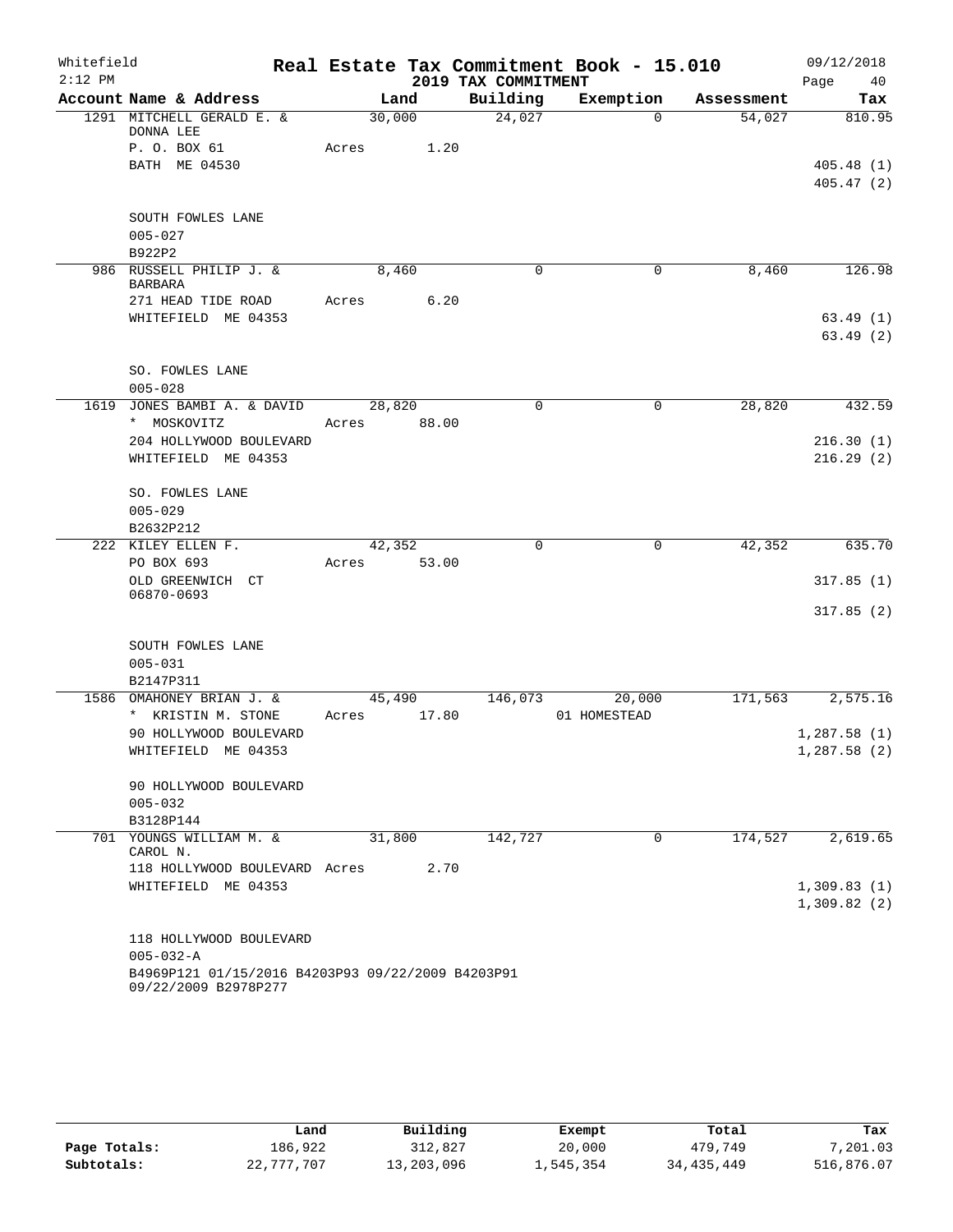Whitefield
2:12 PM

# Real Estate Tax Commitment Book - 15.010

## 2019 TAX COMMITMENT

09/12/2018

| Account Name & Address | Land | Building | Exemption | Assessment | Tax |
|---|---|---|---|---|---|
| 1291 MITCHELL GERALD E. & DONNA LEE | 30,000 | 24,027 | 0 | 54,027 | 810.95 |
| P. O. BOX 61 | Acres 1.20 | | | | |
| BATH ME 04530 | | | | | 405.48 (1) |
| | | | | | 405.47 (2) |
| SOUTH FOWLES LANE | | | | | |
| 005-027 | | | | | |
| B922P2 | | | | | |
| 986 RUSSELL PHILIP J. & BARBARA | 8,460 | 0 | 0 | 8,460 | 126.98 |
| 271 HEAD TIDE ROAD | Acres 6.20 | | | | |
| WHITEFIELD ME 04353 | | | | | 63.49 (1) |
| | | | | | 63.49 (2) |
| SO. FOWLES LANE | | | | | |
| 005-028 | | | | | |
| 1619 JONES BAMBI A. & DAVID * MOSKOVITZ | 28,820 | 0 | 0 | 28,820 | 432.59 |
| | Acres 88.00 | | | | |
| 204 HOLLYWOOD BOULEVARD | | | | | 216.30 (1) |
| WHITEFIELD ME 04353 | | | | | 216.29 (2) |
| SO. FOWLES LANE | | | | | |
| 005-029 | | | | | |
| B2632P212 | | | | | |
| 222 KILEY ELLEN F. | 42,352 | 0 | 0 | 42,352 | 635.70 |
| PO BOX 693 | Acres 53.00 | | | | |
| OLD GREENWICH CT 06870-0693 | | | | | 317.85 (1) |
| | | | | | 317.85 (2) |
| SOUTH FOWLES LANE | | | | | |
| 005-031 | | | | | |
| B2147P311 | | | | | |
| 1586 OMAHONEY BRIAN J. & * KRISTIN M. STONE | 45,490 | 146,073 | 20,000 | 171,563 | 2,575.16 |
| | Acres 17.80 | | 01 HOMESTEAD | | |
| 90 HOLLYWOOD BOULEVARD | | | | | 1,287.58 (1) |
| WHITEFIELD ME 04353 | | | | | 1,287.58 (2) |
| 90 HOLLYWOOD BOULEVARD | | | | | |
| 005-032 | | | | | |
| B3128P144 | | | | | |
| 701 YOUNGS WILLIAM M. & CAROL N. | 31,800 | 142,727 | 0 | 174,527 | 2,619.65 |
| 118 HOLLYWOOD BOULEVARD | Acres 2.70 | | | | |
| WHITEFIELD ME 04353 | | | | | 1,309.83 (1) |
| | | | | | 1,309.82 (2) |
| 118 HOLLYWOOD BOULEVARD | | | | | |
| 005-032-A | | | | | |
| B4969P121 01/15/2016 B4203P93 09/22/2009 B4203P91 09/22/2009 B2978P277 | | | | | |

| | Land | Building | Exempt | Total | Tax |
|---|---|---|---|---|---|
| Page Totals: | 186,922 | 312,827 | 20,000 | 479,749 | 7,201.03 |
| Subtotals: | 22,777,707 | 13,203,096 | 1,545,354 | 34,435,449 | 516,876.07 |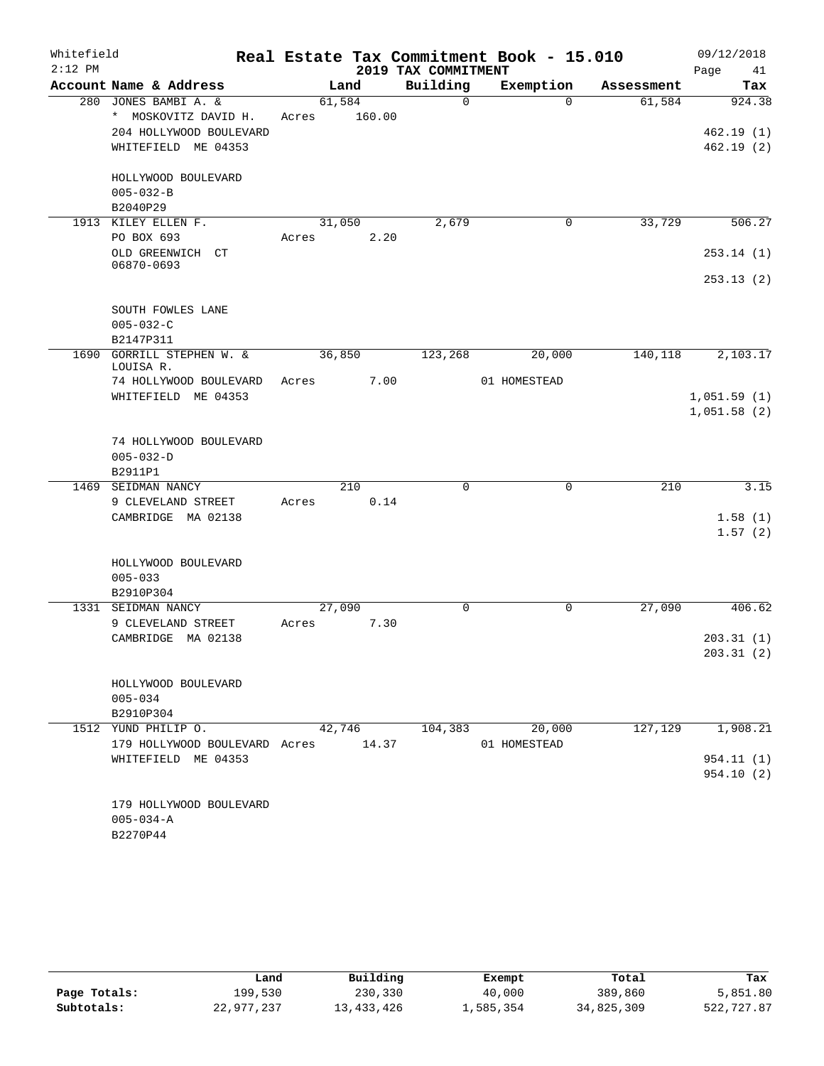Whitefield
2:12 PM

# Real Estate Tax Commitment Book - 15.010

## 2019 TAX COMMITMENT

09/12/2018
Page 41

| Account Name & Address | Land | Building | Exemption | Assessment | Tax |
|---|---|---|---|---|---|
| 280 JONES BAMBI A. & | 61,584 | 0 | 0 | 61,584 | 924.38 |
| * MOSKOVITZ DAVID H. | Acres 160.00 | | | | |
| 204 HOLLYWOOD BOULEVARD | | | | | 462.19 (1) |
| WHITEFIELD ME 04353 | | | | | 462.19 (2) |
| HOLLYWOOD BOULEVARD | | | | | |
| 005-032-B | | | | | |
| B2040P29 | | | | | |
| 1913 KILEY ELLEN F. | 31,050 | 2,679 | 0 | 33,729 | 506.27 |
| PO BOX 693 | Acres 2.20 | | | | |
| OLD GREENWICH CT 06870-0693 | | | | | 253.14 (1) |
| | | | | | 253.13 (2) |
| SOUTH FOWLES LANE | | | | | |
| 005-032-C | | | | | |
| B2147P311 | | | | | |
| 1690 GORRILL STEPHEN W. & LOUISA R. | 36,850 | 123,268 | 20,000 | 140,118 | 2,103.17 |
| 74 HOLLYWOOD BOULEVARD | Acres 7.00 | | 01 HOMESTEAD | | |
| WHITEFIELD ME 04353 | | | | | 1,051.59 (1) |
| | | | | | 1,051.58 (2) |
| 74 HOLLYWOOD BOULEVARD | | | | | |
| 005-032-D | | | | | |
| B2911P1 | | | | | |
| 1469 SEIDMAN NANCY | 210 | 0 | 0 | 210 | 3.15 |
| 9 CLEVELAND STREET | Acres 0.14 | | | | |
| CAMBRIDGE MA 02138 | | | | | 1.58 (1) |
| | | | | | 1.57 (2) |
| HOLLYWOOD BOULEVARD | | | | | |
| 005-033 | | | | | |
| B2910P304 | | | | | |
| 1331 SEIDMAN NANCY | 27,090 | 0 | 0 | 27,090 | 406.62 |
| 9 CLEVELAND STREET | Acres 7.30 | | | | |
| CAMBRIDGE MA 02138 | | | | | 203.31 (1) |
| | | | | | 203.31 (2) |
| HOLLYWOOD BOULEVARD | | | | | |
| 005-034 | | | | | |
| B2910P304 | | | | | |
| 1512 YUND PHILIP O. | 42,746 | 104,383 | 20,000 | 127,129 | 1,908.21 |
| 179 HOLLYWOOD BOULEVARD | Acres 14.37 | | 01 HOMESTEAD | | |
| WHITEFIELD ME 04353 | | | | | 954.11 (1) |
| | | | | | 954.10 (2) |
| 179 HOLLYWOOD BOULEVARD | | | | | |
| 005-034-A | | | | | |
| B2270P44 | | | | | |

| | Land | Building | Exempt | Total | Tax |
|---|---|---|---|---|---|
| Page Totals: | 199,530 | 230,330 | 40,000 | 389,860 | 5,851.80 |
| Subtotals: | 22,977,237 | 13,433,426 | 1,585,354 | 34,825,309 | 522,727.87 |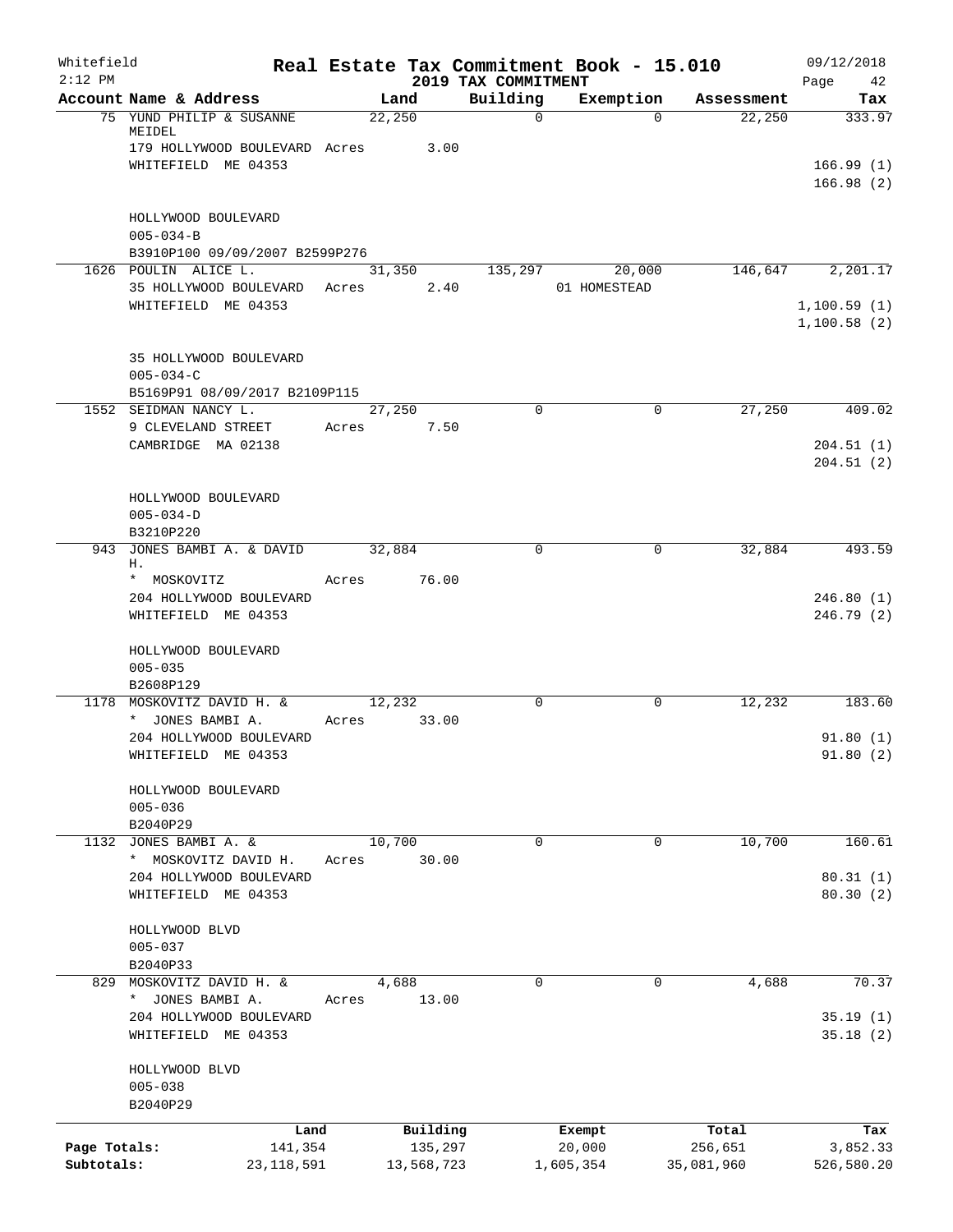Whitefield 2:12 PM

# Real Estate Tax Commitment Book - 15.010

## 2019 TAX COMMITMENT

09/12/2018

| Account Name & Address | Land | Building | Exemption | Assessment | Tax |
|---|---|---|---|---|---|
| 75 YUND PHILIP & SUSANNE MEIDEL | 22,250 | 0 | 0 | 22,250 | 333.97 |
| 179 HOLLYWOOD BOULEVARD | Acres 3.00 | | | | |
| WHITEFIELD ME 04353 | | | | | 166.99 (1) |
| | | | | | 166.98 (2) |
| HOLLYWOOD BOULEVARD | | | | | |
| 005-034-B | | | | | |
| B3910P100 09/09/2007 B2599P276 | | | | | |
| 1626 POULIN ALICE L. | 31,350 | 135,297 | 20,000 | 146,647 | 2,201.17 |
| 35 HOLLYWOOD BOULEVARD | Acres 2.40 | | 01 HOMESTEAD | | |
| WHITEFIELD ME 04353 | | | | | 1,100.59 (1) |
| | | | | | 1,100.58 (2) |
| 35 HOLLYWOOD BOULEVARD | | | | | |
| 005-034-C | | | | | |
| B5169P91 08/09/2017 B2109P115 | | | | | |
| 1552 SEIDMAN NANCY L. | 27,250 | 0 | 0 | 27,250 | 409.02 |
| 9 CLEVELAND STREET | Acres 7.50 | | | | |
| CAMBRIDGE MA 02138 | | | | | 204.51 (1) |
| | | | | | 204.51 (2) |
| HOLLYWOOD BOULEVARD | | | | | |
| 005-034-D | | | | | |
| B3210P220 | | | | | |
| 943 JONES BAMBI A. & DAVID H. | 32,884 | 0 | 0 | 32,884 | 493.59 |
| * MOSKOVITZ | Acres 76.00 | | | | |
| 204 HOLLYWOOD BOULEVARD | | | | | 246.80 (1) |
| WHITEFIELD ME 04353 | | | | | 246.79 (2) |
| HOLLYWOOD BOULEVARD | | | | | |
| 005-035 | | | | | |
| B2608P129 | | | | | |
| 1178 MOSKOVITZ DAVID H. & | 12,232 | 0 | 0 | 12,232 | 183.60 |
| * JONES BAMBI A. | Acres 33.00 | | | | |
| 204 HOLLYWOOD BOULEVARD | | | | | 91.80 (1) |
| WHITEFIELD ME 04353 | | | | | 91.80 (2) |
| HOLLYWOOD BOULEVARD | | | | | |
| 005-036 | | | | | |
| B2040P29 | | | | | |
| 1132 JONES BAMBI A. & | 10,700 | 0 | 0 | 10,700 | 160.61 |
| * MOSKOVITZ DAVID H. | Acres 30.00 | | | | |
| 204 HOLLYWOOD BOULEVARD | | | | | 80.31 (1) |
| WHITEFIELD ME 04353 | | | | | 80.30 (2) |
| HOLLYWOOD BLVD | | | | | |
| 005-037 | | | | | |
| B2040P33 | | | | | |
| 829 MOSKOVITZ DAVID H. & | 4,688 | 0 | 0 | 4,688 | 70.37 |
| * JONES BAMBI A. | Acres 13.00 | | | | |
| 204 HOLLYWOOD BOULEVARD | | | | | 35.19 (1) |
| WHITEFIELD ME 04353 | | | | | 35.18 (2) |
| HOLLYWOOD BLVD | | | | | |
| 005-038 | | | | | |
| B2040P29 | | | | | |

| | Land | Building | Exempt | Total | Tax |
|---|---|---|---|---|---|
| Page Totals: | 141,354 | 135,297 | 20,000 | 256,651 | 3,852.33 |
| Subtotals: | 23,118,591 | 13,568,723 | 1,605,354 | 35,081,960 | 526,580.20 |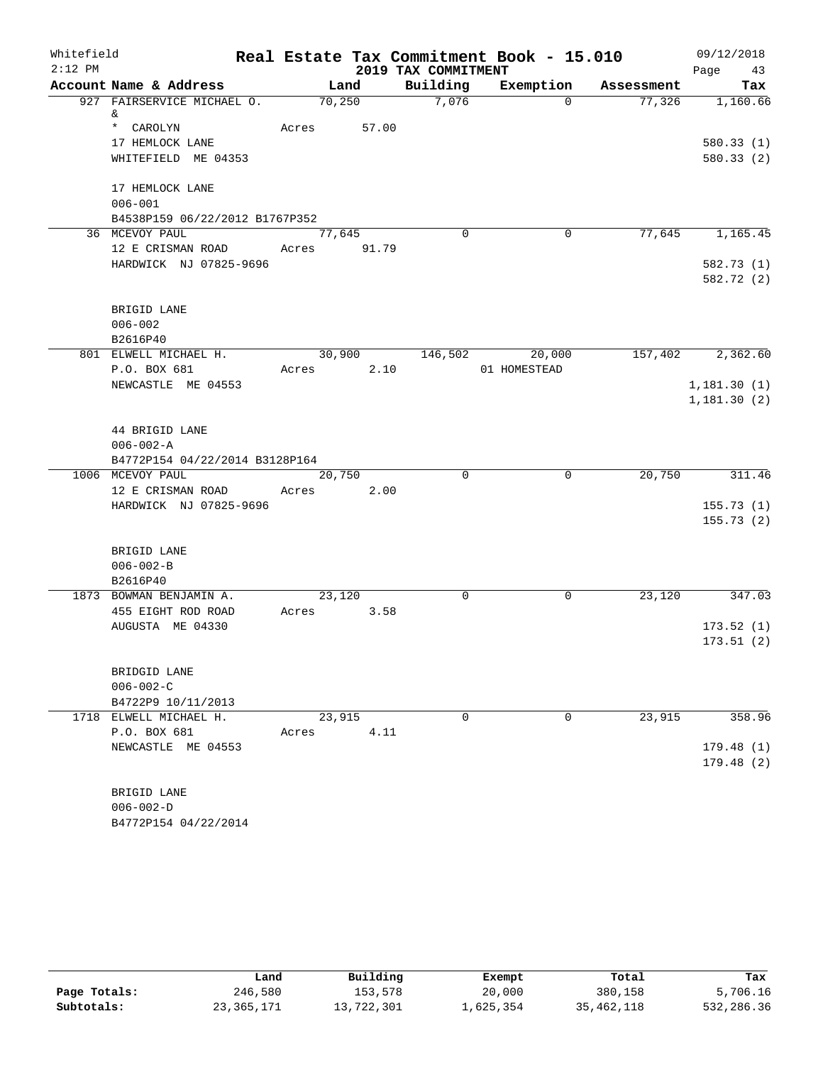Whitefield 2:12 PM

**Real Estate Tax Commitment Book - 15.010**

**2019 TAX COMMITMENT**

09/12/2018 Page 43

| Account Name & Address | Land | Building | Exemption | Assessment | Tax |
|---|---|---|---|---|---|
| 927 FAIRSERVICE MICHAEL O. & | 70,250 | 7,076 | 0 | 77,326 | 1,160.66 |
| * CAROLYN | Acres 57.00 | | | | |
| 17 HEMLOCK LANE | | | | | 580.33 (1) |
| WHITEFIELD ME 04353 | | | | | 580.33 (2) |
| 17 HEMLOCK LANE | | | | | |
| 006-001 | | | | | |
| B4538P159 06/22/2012 B1767P352 | | | | | |
| 36 MCEVOY PAUL | 77,645 | 0 | 0 | 77,645 | 1,165.45 |
| 12 E CRISMAN ROAD | Acres 91.79 | | | | |
| HARDWICK NJ 07825-9696 | | | | | 582.73 (1) |
| | | | | | 582.72 (2) |
| BRIGID LANE | | | | | |
| 006-002 | | | | | |
| B2616P40 | | | | | |
| 801 ELWELL MICHAEL H. | 30,900 | 146,502 | 20,000 | 157,402 | 2,362.60 |
| P.O. BOX 681 | Acres 2.10 | | 01 HOMESTEAD | | |
| NEWCASTLE ME 04553 | | | | | 1,181.30 (1) |
| | | | | | 1,181.30 (2) |
| 44 BRIGID LANE | | | | | |
| 006-002-A | | | | | |
| B4772P154 04/22/2014 B3128P164 | | | | | |
| 1006 MCEVOY PAUL | 20,750 | 0 | 0 | 20,750 | 311.46 |
| 12 E CRISMAN ROAD | Acres 2.00 | | | | |
| HARDWICK NJ 07825-9696 | | | | | 155.73 (1) |
| | | | | | 155.73 (2) |
| BRIGID LANE | | | | | |
| 006-002-B | | | | | |
| B2616P40 | | | | | |
| 1873 BOWMAN BENJAMIN A. | 23,120 | 0 | 0 | 23,120 | 347.03 |
| 455 EIGHT ROD ROAD | Acres 3.58 | | | | |
| AUGUSTA ME 04330 | | | | | 173.52 (1) |
| | | | | | 173.51 (2) |
| BRIDGID LANE | | | | | |
| 006-002-C | | | | | |
| B4722P9 10/11/2013 | | | | | |
| 1718 ELWELL MICHAEL H. | 23,915 | 0 | 0 | 23,915 | 358.96 |
| P.O. BOX 681 | Acres 4.11 | | | | |
| NEWCASTLE ME 04553 | | | | | 179.48 (1) |
| | | | | | 179.48 (2) |
| BRIGID LANE | | | | | |
| 006-002-D | | | | | |
| B4772P154 04/22/2014 | | | | | |

| | Land | Building | Exempt | Total | Tax |
|---|---|---|---|---|---|
| **Page Totals:** | 246,580 | 153,578 | 20,000 | 380,158 | 5,706.16 |
| **Subtotals:** | 23,365,171 | 13,722,301 | 1,625,354 | 35,462,118 | 532,286.36 |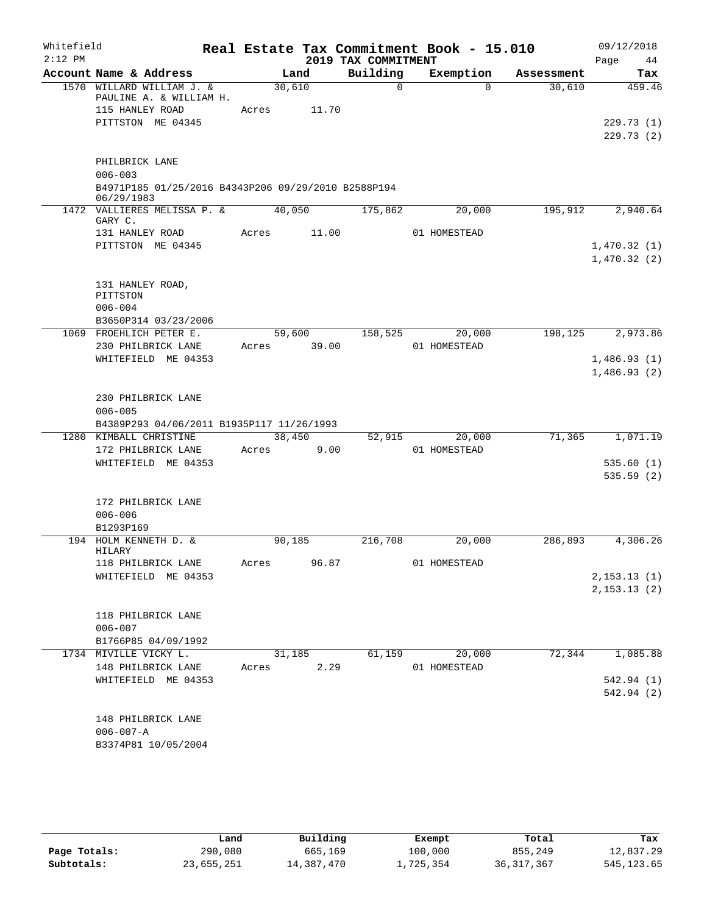Whitefield                    Real Estate Tax Commitment Book - 15.010                    09/12/2018
2:12 PM                                    2019 TAX COMMITMENT                                    Page 44

| Account Name & Address | Land | Building | Exemption | Assessment | Tax |
|---|---|---|---|---|---|
| 1570 WILLARD WILLIAM J. & PAULINE A. & WILLIAM H. | 30,610 | 0 | 0 | 30,610 | 459.46 |
| 115 HANLEY ROAD | Acres 11.70 | | | | |
| PITTSTON ME 04345 | | | | | 229.73 (1) |
| | | | | | 229.73 (2) |
| PHILBRICK LANE | | | | | |
| 006-003 | | | | | |
| B4971P185 01/25/2016 B4343P206 09/29/2010 B2588P194 06/29/1983 | | | | | |
| 1472 VALLIERES MELISSA P. & GARY C. | 40,050 | 175,862 | 20,000 | 195,912 | 2,940.64 |
| 131 HANLEY ROAD | Acres 11.00 | | 01 HOMESTEAD | | |
| PITTSTON ME 04345 | | | | | 1,470.32 (1) |
| | | | | | 1,470.32 (2) |
| 131 HANLEY ROAD, PITTSTON | | | | | |
| 006-004 | | | | | |
| B3650P314 03/23/2006 | | | | | |
| 1069 FROEHLICH PETER E. | 59,600 | 158,525 | 20,000 | 198,125 | 2,973.86 |
| 230 PHILBRICK LANE | Acres 39.00 | | 01 HOMESTEAD | | |
| WHITEFIELD ME 04353 | | | | | 1,486.93 (1) |
| | | | | | 1,486.93 (2) |
| 230 PHILBRICK LANE | | | | | |
| 006-005 | | | | | |
| B4389P293 04/06/2011 B1935P117 11/26/1993 | | | | | |
| 1280 KIMBALL CHRISTINE | 38,450 | 52,915 | 20,000 | 71,365 | 1,071.19 |
| 172 PHILBRICK LANE | Acres 9.00 | | 01 HOMESTEAD | | |
| WHITEFIELD ME 04353 | | | | | 535.60 (1) |
| | | | | | 535.59 (2) |
| 172 PHILBRICK LANE | | | | | |
| 006-006 | | | | | |
| B1293P169 | | | | | |
| 194 HOLM KENNETH D. & HILARY | 90,185 | 216,708 | 20,000 | 286,893 | 4,306.26 |
| 118 PHILBRICK LANE | Acres 96.87 | | 01 HOMESTEAD | | |
| WHITEFIELD ME 04353 | | | | | 2,153.13 (1) |
| | | | | | 2,153.13 (2) |
| 118 PHILBRICK LANE | | | | | |
| 006-007 | | | | | |
| B1766P85 04/09/1992 | | | | | |
| 1734 MIVILLE VICKY L. | 31,185 | 61,159 | 20,000 | 72,344 | 1,085.88 |
| 148 PHILBRICK LANE | Acres 2.29 | | 01 HOMESTEAD | | |
| WHITEFIELD ME 04353 | | | | | 542.94 (1) |
| | | | | | 542.94 (2) |
| 148 PHILBRICK LANE | | | | | |
| 006-007-A | | | | | |
| B3374P81 10/05/2004 | | | | | |

| | Land | Building | Exempt | Total | Tax |
|---|---|---|---|---|---|
| Page Totals: | 290,080 | 665,169 | 100,000 | 855,249 | 12,837.29 |
| Subtotals: | 23,655,251 | 14,387,470 | 1,725,354 | 36,317,367 | 545,123.65 |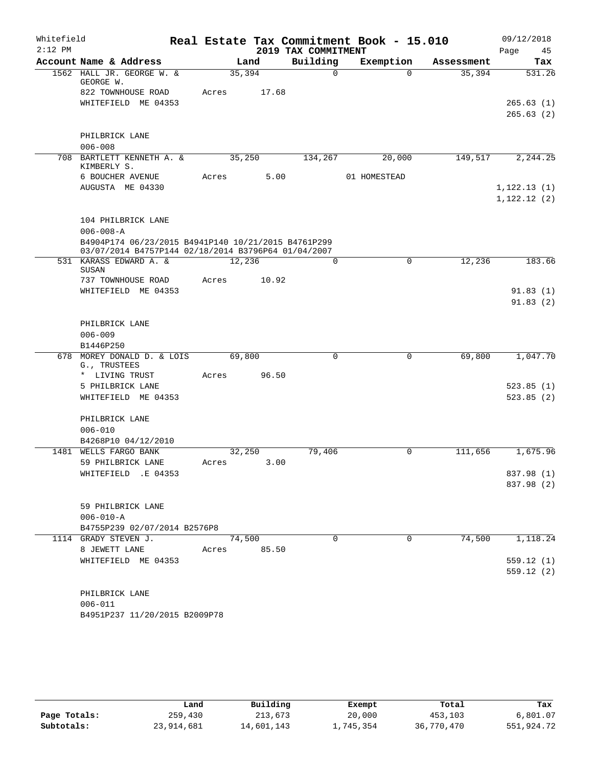Whitefield
2:12 PM

# Real Estate Tax Commitment Book - 15.010

## 2019 TAX COMMITMENT

09/12/2018

| Account Name & Address | Land | Building | Exemption | Assessment | Tax |
|---|---|---|---|---|---|
| 1562 HALL JR. GEORGE W. & GEORGE W. | 35,394 | 0 | 0 | 35,394 | 531.26 |
| 822 TOWNHOUSE ROAD | Acres 17.68 | | | | |
| WHITEFIELD ME 04353 | | | | | 265.63 (1) |
| | | | | | 265.63 (2) |
| PHILBRICK LANE | | | | | |
| 006-008 | | | | | |
| 708 BARTLETT KENNETH A. & KIMBERLY S. | 35,250 | 134,267 | 20,000 | 149,517 | 2,244.25 |
| 6 BOUCHER AVENUE | Acres 5.00 | | 01 HOMESTEAD | | |
| AUGUSTA ME 04330 | | | | | 1,122.13 (1) |
| | | | | | 1,122.12 (2) |
| 104 PHILBRICK LANE | | | | | |
| 006-008-A | | | | | |
| B4904P174 06/23/2015 B4941P140 10/21/2015 B4761P299 03/07/2014 B4757P144 02/18/2014 B3796P64 01/04/2007 | | | | | |
| 531 KARASS EDWARD A. & SUSAN | 12,236 | 0 | 0 | 12,236 | 183.66 |
| 737 TOWNHOUSE ROAD | Acres 10.92 | | | | |
| WHITEFIELD ME 04353 | | | | | 91.83 (1) |
| | | | | | 91.83 (2) |
| PHILBRICK LANE | | | | | |
| 006-009 | | | | | |
| B1446P250 | | | | | |
| 678 MOREY DONALD D. & LOIS G., TRUSTEES | 69,800 | 0 | 0 | 69,800 | 1,047.70 |
| * LIVING TRUST | Acres 96.50 | | | | |
| 5 PHILBRICK LANE | | | | | 523.85 (1) |
| WHITEFIELD ME 04353 | | | | | 523.85 (2) |
| PHILBRICK LANE | | | | | |
| 006-010 | | | | | |
| B4268P10 04/12/2010 | | | | | |
| 1481 WELLS FARGO BANK | 32,250 | 79,406 | 0 | 111,656 | 1,675.96 |
| 59 PHILBRICK LANE | Acres 3.00 | | | | |
| WHITEFIELD .E 04353 | | | | | 837.98 (1) |
| | | | | | 837.98 (2) |
| 59 PHILBRICK LANE | | | | | |
| 006-010-A | | | | | |
| B4755P239 02/07/2014 B2576P8 | | | | | |
| 1114 GRADY STEVEN J. | 74,500 | 0 | 0 | 74,500 | 1,118.24 |
| 8 JEWETT LANE | Acres 85.50 | | | | |
| WHITEFIELD ME 04353 | | | | | 559.12 (1) |
| | | | | | 559.12 (2) |
| PHILBRICK LANE | | | | | |
| 006-011 | | | | | |
| B4951P237 11/20/2015 B2009P78 | | | | | |

| | Land | Building | Exempt | Total | Tax |
|---|---|---|---|---|---|
| Page Totals: | 259,430 | 213,673 | 20,000 | 453,103 | 6,801.07 |
| Subtotals: | 23,914,681 | 14,601,143 | 1,745,354 | 36,770,470 | 551,924.72 |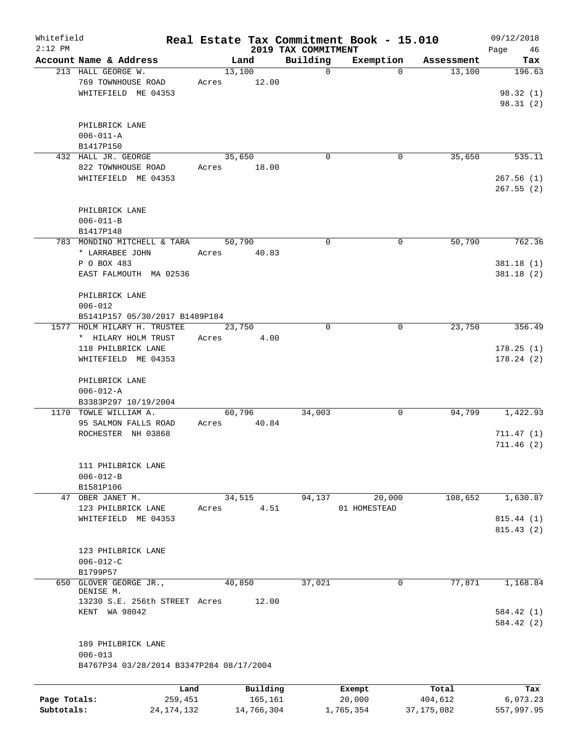Whitefield 2:12 PM

# Real Estate Tax Commitment Book - 15.010

## 2019 TAX COMMITMENT

09/12/2018

| Account Name & Address | Land | Building | Exemption | Assessment | Tax |
|---|---|---|---|---|---|
| 213 HALL GEORGE W. | 13,100 | 0 | 0 | 13,100 | 196.63 |
| 769 TOWNHOUSE ROAD | Acres 12.00 | | | | |
| WHITEFIELD ME 04353 | | | | | 98.32 (1) |
| | | | | | 98.31 (2) |
| PHILBRICK LANE | | | | | |
| 006-011-A | | | | | |
| B1417P150 | | | | | |
| 432 HALL JR. GEORGE | 35,650 | 0 | 0 | 35,650 | 535.11 |
| 822 TOWNHOUSE ROAD | Acres 18.00 | | | | |
| WHITEFIELD ME 04353 | | | | | 267.56 (1) |
| | | | | | 267.55 (2) |
| PHILBRICK LANE | | | | | |
| 006-011-B | | | | | |
| B1417P148 | | | | | |
| 783 MONDINO MITCHELL & TARA | 50,790 | 0 | 0 | 50,790 | 762.36 |
| * LARRABEE JOHN | Acres 40.83 | | | | |
| P O BOX 483 | | | | | 381.18 (1) |
| EAST FALMOUTH MA 02536 | | | | | 381.18 (2) |
| PHILBRICK LANE | | | | | |
| 006-012 | | | | | |
| B5141P157 05/30/2017 B1489P184 | | | | | |
| 1577 HOLM HILARY H. TRUSTEE | 23,750 | 0 | 0 | 23,750 | 356.49 |
| * HILARY HOLM TRUST | Acres 4.00 | | | | |
| 118 PHILBRICK LANE | | | | | 178.25 (1) |
| WHITEFIELD ME 04353 | | | | | 178.24 (2) |
| PHILBRICK LANE | | | | | |
| 006-012-A | | | | | |
| B3383P297 10/19/2004 | | | | | |
| 1170 TOWLE WILLIAM A. | 60,796 | 34,003 | 0 | 94,799 | 1,422.93 |
| 95 SALMON FALLS ROAD | Acres 40.84 | | | | |
| ROCHESTER NH 03868 | | | | | 711.47 (1) |
| | | | | | 711.46 (2) |
| 111 PHILBRICK LANE | | | | | |
| 006-012-B | | | | | |
| B1581P106 | | | | | |
| 47 OBER JANET M. | 34,515 | 94,137 | 20,000 | 108,652 | 1,630.87 |
| 123 PHILBRICK LANE | Acres 4.51 | | 01 HOMESTEAD | | |
| WHITEFIELD ME 04353 | | | | | 815.44 (1) |
| | | | | | 815.43 (2) |
| 123 PHILBRICK LANE | | | | | |
| 006-012-C | | | | | |
| B1799P57 | | | | | |
| 650 GLOVER GEORGE JR., DENISE M. | 40,850 | 37,021 | 0 | 77,871 | 1,168.84 |
| 13230 S.E. 256th STREET | Acres 12.00 | | | | |
| KENT WA 98042 | | | | | 584.42 (1) |
| | | | | | 584.42 (2) |
| 189 PHILBRICK LANE | | | | | |
| 006-013 | | | | | |
| B4767P34 03/28/2014 B3347P284 08/17/2004 | | | | | |

| | Land | Building | Exempt | Total | Tax |
|---|---|---|---|---|---|
| Page Totals: | 259,451 | 165,161 | 20,000 | 404,612 | 6,073.23 |
| Subtotals: | 24,174,132 | 14,766,304 | 1,765,354 | 37,175,082 | 557,997.95 |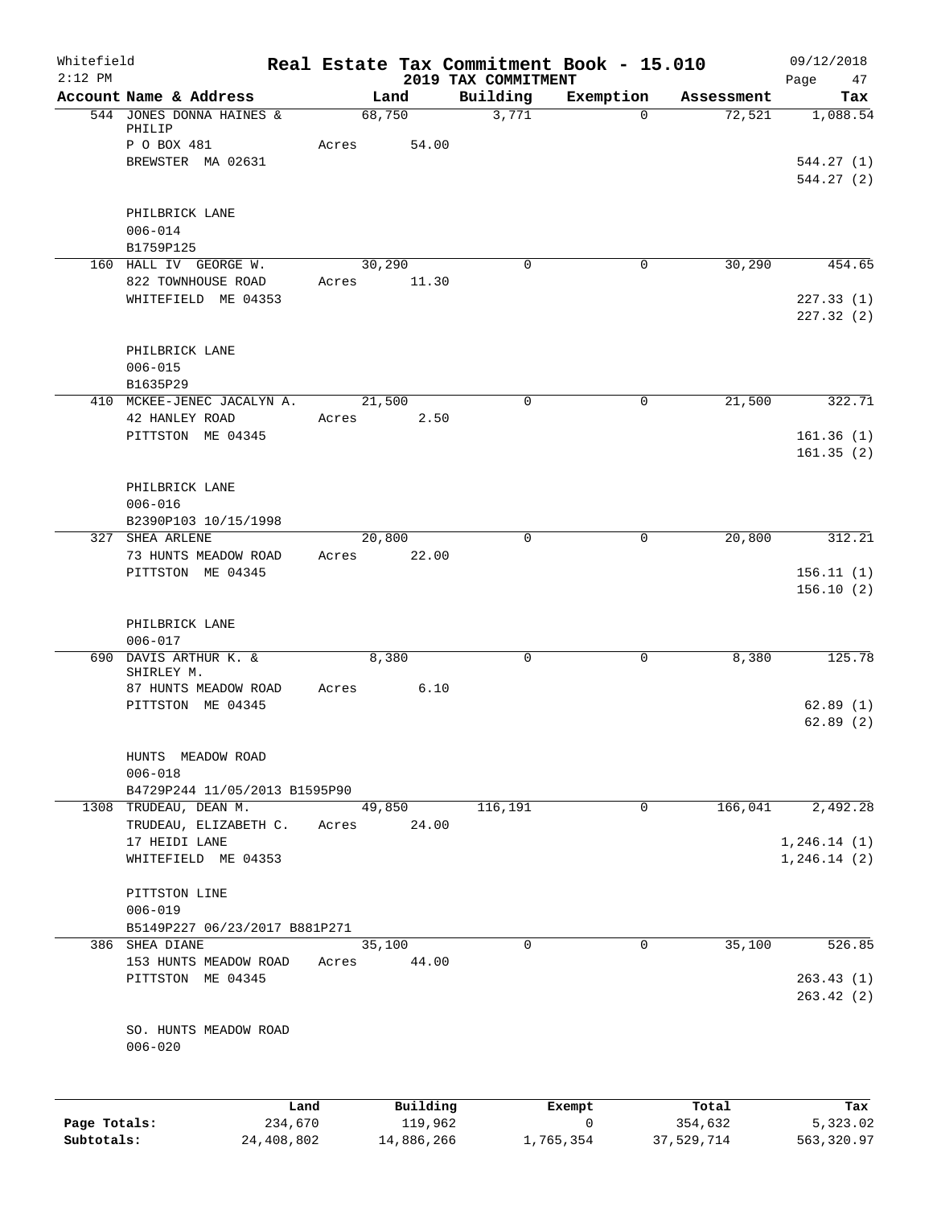Whitefield
2:12 PM

# Real Estate Tax Commitment Book - 15.010

## 2019 TAX COMMITMENT

09/12/2018
Page 47

| Account Name & Address | Land | Building | Exemption | Assessment | Tax |
|---|---|---|---|---|---|
| 544 JONES DONNA HAINES & PHILIP | 68,750 | 3,771 | 0 | 72,521 | 1,088.54 |
| P O BOX 481 | Acres 54.00 | | | | |
| BREWSTER MA 02631 | | | | | 544.27 (1) |
| | | | | | 544.27 (2) |
| PHILBRICK LANE | | | | | |
| 006-014 | | | | | |
| B1759P125 | | | | | |
| 160 HALL IV GEORGE W. | 30,290 | 0 | 0 | 30,290 | 454.65 |
| 822 TOWNHOUSE ROAD | Acres 11.30 | | | | |
| WHITEFIELD ME 04353 | | | | | 227.33 (1) |
| | | | | | 227.32 (2) |
| PHILBRICK LANE | | | | | |
| 006-015 | | | | | |
| B1635P29 | | | | | |
| 410 MCKEE-JENEC JACALYN A. | 21,500 | 0 | 0 | 21,500 | 322.71 |
| 42 HANLEY ROAD | Acres 2.50 | | | | |
| PITTSTON ME 04345 | | | | | 161.36 (1) |
| | | | | | 161.35 (2) |
| PHILBRICK LANE | | | | | |
| 006-016 | | | | | |
| B2390P103 10/15/1998 | | | | | |
| 327 SHEA ARLENE | 20,800 | 0 | 0 | 20,800 | 312.21 |
| 73 HUNTS MEADOW ROAD | Acres 22.00 | | | | |
| PITTSTON ME 04345 | | | | | 156.11 (1) |
| | | | | | 156.10 (2) |
| PHILBRICK LANE | | | | | |
| 006-017 | | | | | |
| 690 DAVIS ARTHUR K. & SHIRLEY M. | 8,380 | 0 | 0 | 8,380 | 125.78 |
| 87 HUNTS MEADOW ROAD | Acres 6.10 | | | | |
| PITTSTON ME 04345 | | | | | 62.89 (1) |
| | | | | | 62.89 (2) |
| HUNTS MEADOW ROAD | | | | | |
| 006-018 | | | | | |
| B4729P244 11/05/2013 B1595P90 | | | | | |
| 1308 TRUDEAU, DEAN M. | 49,850 | 116,191 | 0 | 166,041 | 2,492.28 |
| TRUDEAU, ELIZABETH C. | Acres 24.00 | | | | |
| 17 HEIDI LANE | | | | | 1,246.14 (1) |
| WHITEFIELD ME 04353 | | | | | 1,246.14 (2) |
| PITTSTON LINE | | | | | |
| 006-019 | | | | | |
| B5149P227 06/23/2017 B881P271 | | | | | |
| 386 SHEA DIANE | 35,100 | 0 | 0 | 35,100 | 526.85 |
| 153 HUNTS MEADOW ROAD | Acres 44.00 | | | | |
| PITTSTON ME 04345 | | | | | 263.43 (1) |
| | | | | | 263.42 (2) |
| SO. HUNTS MEADOW ROAD | | | | | |
| 006-020 | | | | | |

| | Land | Building | Exempt | Total | Tax |
|---|---|---|---|---|---|
| Page Totals: | 234,670 | 119,962 | 0 | 354,632 | 5,323.02 |
| Subtotals: | 24,408,802 | 14,886,266 | 1,765,354 | 37,529,714 | 563,320.97 |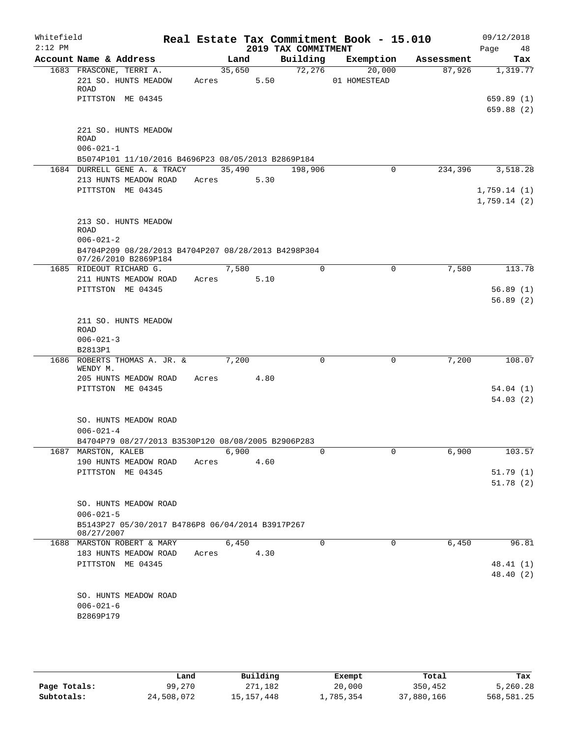Whitefield | Real Estate Tax Commitment Book - 15.010 | 09/12/2018
2:12 PM | 2019 TAX COMMITMENT | Page 48

| Account Name & Address | Land | Building | Exemption | Assessment | Tax |
|---|---|---|---|---|---|
| 1683 FRASCONE, TERRI A. | 35,650 | 72,276 | 20,000 | 87,926 | 1,319.77 |
| 221 SO. HUNTS MEADOW ROAD | Acres 5.50 | | 01 HOMESTEAD | | |
| PITTSTON ME 04345 | | | | | 659.89 (1) |
| | | | | | 659.88 (2) |
| 221 SO. HUNTS MEADOW ROAD | | | | | |
| 006-021-1 | | | | | |
| B5074P101 11/10/2016 B4696P23 08/05/2013 B2869P184 | | | | | |
| 1684 DURRELL GENE A. & TRACY | 35,490 | 198,906 | 0 | 234,396 | 3,518.28 |
| 213 HUNTS MEADOW ROAD | Acres 5.30 | | | | |
| PITTSTON ME 04345 | | | | | 1,759.14 (1) |
| | | | | | 1,759.14 (2) |
| 213 SO. HUNTS MEADOW ROAD | | | | | |
| 006-021-2 | | | | | |
| B4704P209 08/28/2013 B4704P207 08/28/2013 B4298P304 07/26/2010 B2869P184 | | | | | |
| 1685 RIDEOUT RICHARD G. | 7,580 | 0 | 0 | 7,580 | 113.78 |
| 211 HUNTS MEADOW ROAD | Acres 5.10 | | | | |
| PITTSTON ME 04345 | | | | | 56.89 (1) |
| | | | | | 56.89 (2) |
| 211 SO. HUNTS MEADOW ROAD | | | | | |
| 006-021-3 | | | | | |
| B2813P1 | | | | | |
| 1686 ROBERTS THOMAS A. JR. & WENDY M. | 7,200 | 0 | 0 | 7,200 | 108.07 |
| 205 HUNTS MEADOW ROAD | Acres 4.80 | | | | |
| PITTSTON ME 04345 | | | | | 54.04 (1) |
| | | | | | 54.03 (2) |
| SO. HUNTS MEADOW ROAD | | | | | |
| 006-021-4 | | | | | |
| B4704P79 08/27/2013 B3530P120 08/08/2005 B2906P283 | | | | | |
| 1687 MARSTON, KALEB | 6,900 | 0 | 0 | 6,900 | 103.57 |
| 190 HUNTS MEADOW ROAD | Acres 4.60 | | | | |
| PITTSTON ME 04345 | | | | | 51.79 (1) |
| | | | | | 51.78 (2) |
| SO. HUNTS MEADOW ROAD | | | | | |
| 006-021-5 | | | | | |
| B5143P27 05/30/2017 B4786P8 06/04/2014 B3917P267 08/27/2007 | | | | | |
| 1688 MARSTON ROBERT & MARY | 6,450 | 0 | 0 | 6,450 | 96.81 |
| 183 HUNTS MEADOW ROAD | Acres 4.30 | | | | |
| PITTSTON ME 04345 | | | | | 48.41 (1) |
| | | | | | 48.40 (2) |
| SO. HUNTS MEADOW ROAD | | | | | |
| 006-021-6 | | | | | |
| B2869P179 | | | | | |

| | Land | Building | Exempt | Total | Tax |
|---|---|---|---|---|---|
| Page Totals: | 99,270 | 271,182 | 20,000 | 350,452 | 5,260.28 |
| Subtotals: | 24,508,072 | 15,157,448 | 1,785,354 | 37,880,166 | 568,581.25 |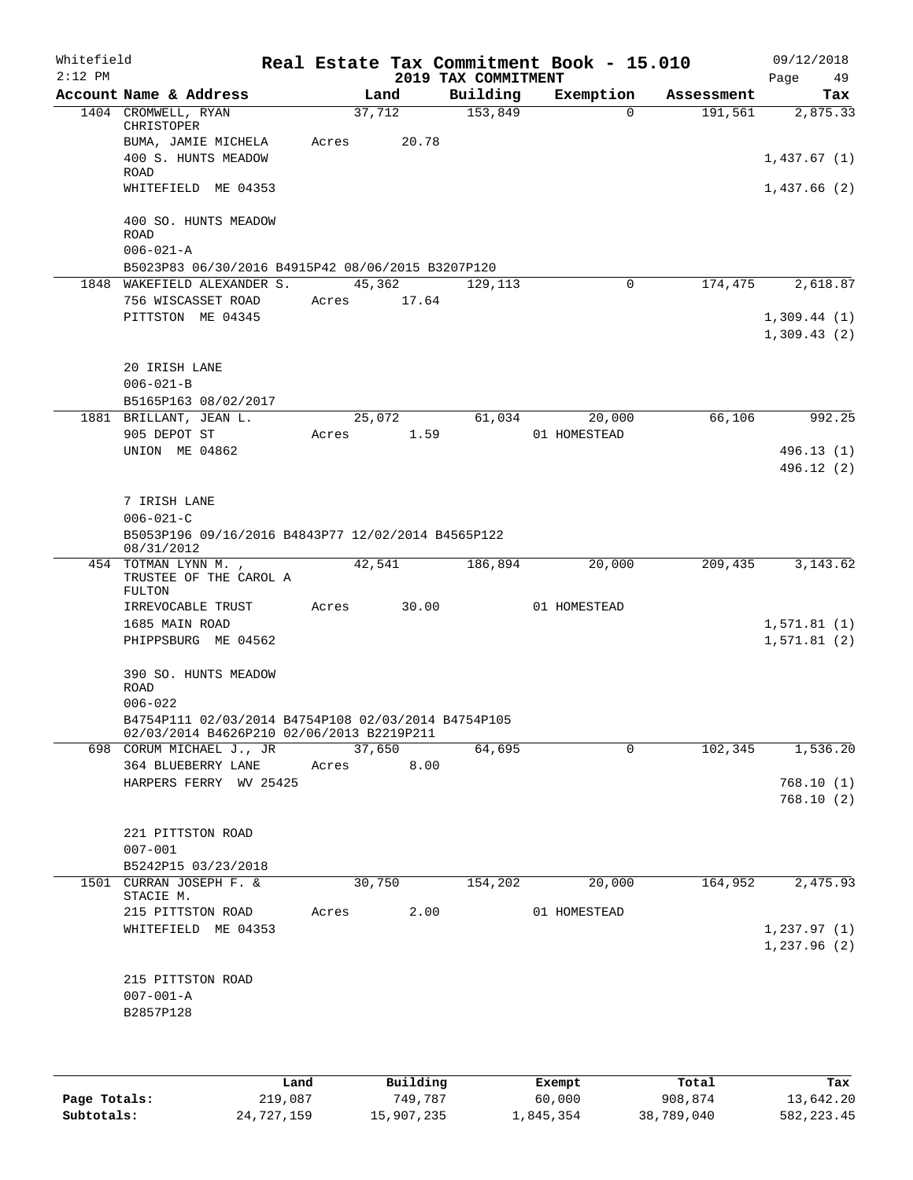Whitefield 2:12 PM

# Real Estate Tax Commitment Book - 15.010

## 2019 TAX COMMITMENT

09/12/2018

| Account Name & Address | Land | Building | Exemption | Assessment | Tax |
|---|---|---|---|---|---|
| 1404 CROMWELL, RYAN CHRISTOPER | 37,712 | 153,849 | 0 | 191,561 | 2,875.33 |
| BUMA, JAMIE MICHELA | Acres 20.78 | | | | |
| 400 S. HUNTS MEADOW ROAD | | | | | 1,437.67 (1) |
| WHITEFIELD ME 04353 | | | | | 1,437.66 (2) |
| 400 SO. HUNTS MEADOW ROAD | | | | | |
| 006-021-A | | | | | |
| B5023P83 06/30/2016 B4915P42 08/06/2015 B3207P120 | | | | | |
| 1848 WAKEFIELD ALEXANDER S. | 45,362 | 129,113 | 0 | 174,475 | 2,618.87 |
| 756 WISCASSET ROAD | Acres 17.64 | | | | |
| PITTSTON ME 04345 | | | | | 1,309.44 (1) |
| | | | | | 1,309.43 (2) |
| 20 IRISH LANE | | | | | |
| 006-021-B | | | | | |
| B5165P163 08/02/2017 | | | | | |
| 1881 BRILLANT, JEAN L. | 25,072 | 61,034 | 20,000 | 66,106 | 992.25 |
| 905 DEPOT ST | Acres 1.59 | | 01 HOMESTEAD | | |
| UNION ME 04862 | | | | | 496.13 (1) |
| | | | | | 496.12 (2) |
| 7 IRISH LANE | | | | | |
| 006-021-C | | | | | |
| B5053P196 09/16/2016 B4843P77 12/02/2014 B4565P122 08/31/2012 | | | | | |
| 454 TOTMAN LYNN M. , TRUSTEE OF THE CAROL A FULTON | 42,541 | 186,894 | 20,000 | 209,435 | 3,143.62 |
| IRREVOCABLE TRUST | Acres 30.00 | | 01 HOMESTEAD | | |
| 1685 MAIN ROAD | | | | | 1,571.81 (1) |
| PHIPPSBURG ME 04562 | | | | | 1,571.81 (2) |
| 390 SO. HUNTS MEADOW ROAD | | | | | |
| 006-022 | | | | | |
| B4754P111 02/03/2014 B4754P108 02/03/2014 B4754P105 02/03/2014 B4626P210 02/06/2013 B2219P211 | | | | | |
| 698 CORUM MICHAEL J., JR | 37,650 | 64,695 | 0 | 102,345 | 1,536.20 |
| 364 BLUEBERRY LANE | Acres 8.00 | | | | |
| HARPERS FERRY WV 25425 | | | | | 768.10 (1) |
| | | | | | 768.10 (2) |
| 221 PITTSTON ROAD | | | | | |
| 007-001 | | | | | |
| B5242P15 03/23/2018 | | | | | |
| 1501 CURRAN JOSEPH F. & STACIE M. | 30,750 | 154,202 | 20,000 | 164,952 | 2,475.93 |
| 215 PITTSTON ROAD | Acres 2.00 | | 01 HOMESTEAD | | |
| WHITEFIELD ME 04353 | | | | | 1,237.97 (1) |
| | | | | | 1,237.96 (2) |
| 215 PITTSTON ROAD | | | | | |
| 007-001-A | | | | | |
| B2857P128 | | | | | |

| | Land | Building | Exempt | Total | Tax |
|---|---|---|---|---|---|
| Page Totals: | 219,087 | 749,787 | 60,000 | 908,874 | 13,642.20 |
| Subtotals: | 24,727,159 | 15,907,235 | 1,845,354 | 38,789,040 | 582,223.45 |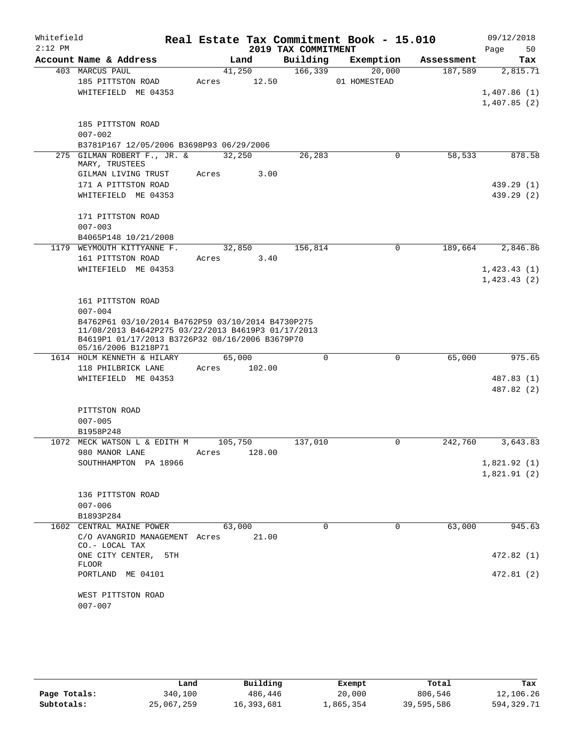Whitefield — Real Estate Tax Commitment Book - 15.010 — 09/12/2018
2:12 PM — 2019 TAX COMMITMENT

| Account Name & Address | Land | Building | Exemption | Assessment | Tax |
|---|---|---|---|---|---|
| 403 MARCUS PAUL | 41,250 | 166,339 | 20,000 | 187,589 | 2,815.71 |
| 185 PITTSTON ROAD | Acres 12.50 | | 01 HOMESTEAD | | |
| WHITEFIELD ME 04353 | | | | | 1,407.86 (1) |
| | | | | | 1,407.85 (2) |
| 185 PITTSTON ROAD | | | | | |
| 007-002 | | | | | |
| B3781P167 12/05/2006 B3698P93 06/29/2006 | | | | | |
| 275 GILMAN ROBERT F., JR. & MARY, TRUSTEES | 32,250 | 26,283 | 0 | 58,533 | 878.58 |
| GILMAN LIVING TRUST | Acres 3.00 | | | | |
| 171 A PITTSTON ROAD | | | | | 439.29 (1) |
| WHITEFIELD ME 04353 | | | | | 439.29 (2) |
| 171 PITTSTON ROAD | | | | | |
| 007-003 | | | | | |
| B4065P148 10/21/2008 | | | | | |
| 1179 WEYMOUTH KITTYANNE F. | 32,850 | 156,814 | 0 | 189,664 | 2,846.86 |
| 161 PITTSTON ROAD | Acres 3.40 | | | | |
| WHITEFIELD ME 04353 | | | | | 1,423.43 (1) |
| | | | | | 1,423.43 (2) |
| 161 PITTSTON ROAD | | | | | |
| 007-004 | | | | | |
| B4762P61 03/10/2014 B4762P59 03/10/2014 B4730P275 11/08/2013 B4642P275 03/22/2013 B4619P3 01/17/2013 B4619P1 01/17/2013 B3726P32 08/16/2006 B3679P70 05/16/2006 B1218P71 | | | | | |
| 1614 HOLM KENNETH & HILARY | 65,000 | 0 | 0 | 65,000 | 975.65 |
| 118 PHILBRICK LANE | Acres 102.00 | | | | |
| WHITEFIELD ME 04353 | | | | | 487.83 (1) |
| | | | | | 487.82 (2) |
| PITTSTON ROAD | | | | | |
| 007-005 | | | | | |
| B1958P248 | | | | | |
| 1072 MECK WATSON L & EDITH M | 105,750 | 137,010 | 0 | 242,760 | 3,643.83 |
| 980 MANOR LANE | Acres 128.00 | | | | |
| SOUTHHAMPTON PA 18966 | | | | | 1,821.92 (1) |
| | | | | | 1,821.91 (2) |
| 136 PITTSTON ROAD | | | | | |
| 007-006 | | | | | |
| B1893P284 | | | | | |
| 1602 CENTRAL MAINE POWER | 63,000 | 0 | 0 | 63,000 | 945.63 |
| C/O AVANGRID MANAGEMENT CO.- LOCAL TAX | Acres 21.00 | | | | |
| ONE CITY CENTER, 5TH FLOOR | | | | | 472.82 (1) |
| PORTLAND ME 04101 | | | | | 472.81 (2) |
| WEST PITTSTON ROAD | | | | | |
| 007-007 | | | | | |

| | Land | Building | Exempt | Total | Tax |
|---|---|---|---|---|---|
| Page Totals: | 340,100 | 486,446 | 20,000 | 806,546 | 12,106.26 |
| Subtotals: | 25,067,259 | 16,393,681 | 1,865,354 | 39,595,586 | 594,329.71 |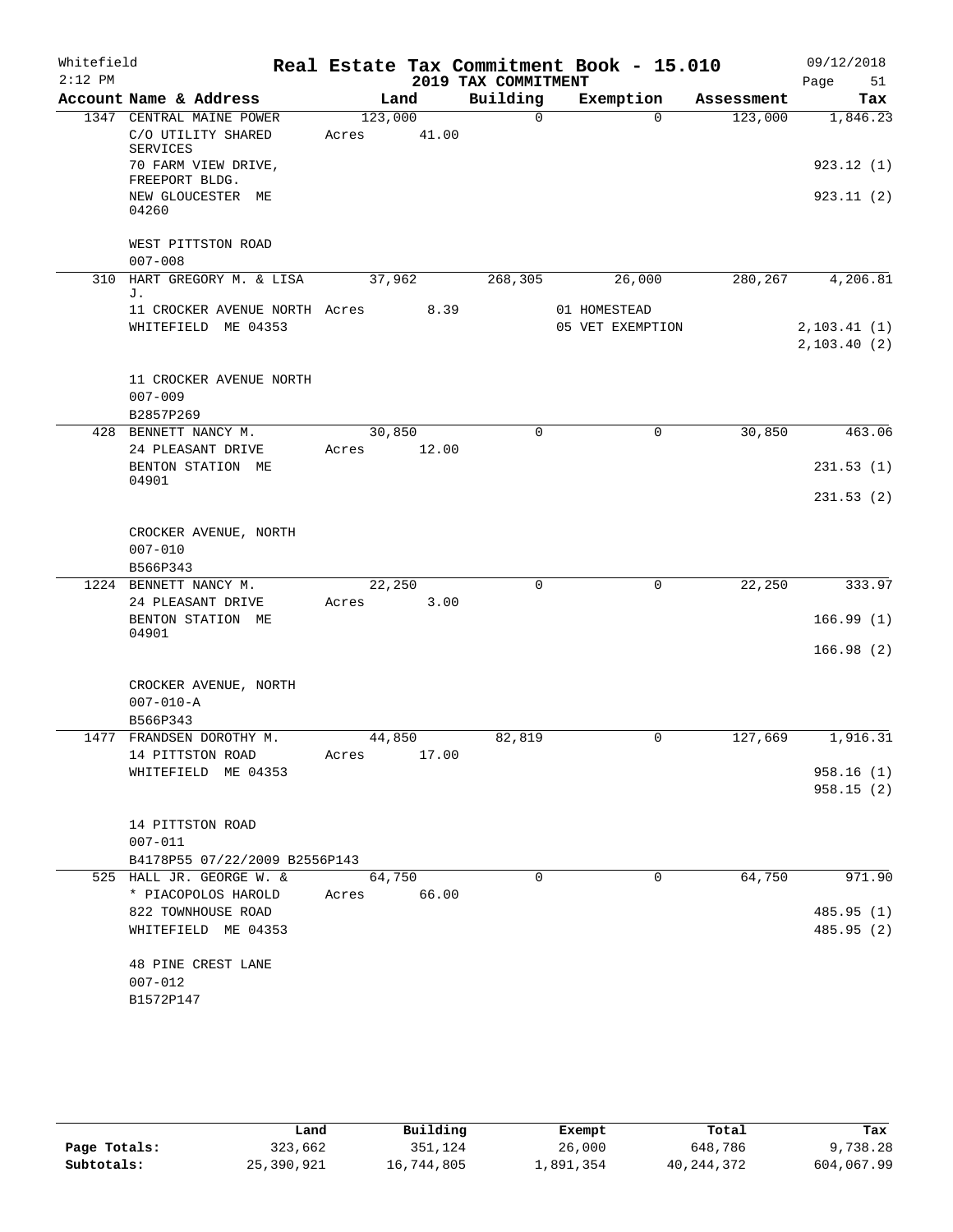Whitefield 2:12 PM

# Real Estate Tax Commitment Book - 15.010

## 2019 TAX COMMITMENT

09/12/2018 Page 51

| Account Name & Address | Land | Building | Exemption | Assessment | Tax |
|---|---|---|---|---|---|
| 1347 CENTRAL MAINE POWER | 123,000 | 0 | 0 | 123,000 | 1,846.23 |
| C/O UTILITY SHARED SERVICES | Acres 41.00 | | | | |
| 70 FARM VIEW DRIVE, FREEPORT BLDG. | | | | | 923.12 (1) |
| NEW GLOUCESTER ME 04260 | | | | | 923.11 (2) |
| WEST PITTSTON ROAD | | | | | |
| 007-008 | | | | | |
| 310 HART GREGORY M. & LISA J. | 37,962 | 268,305 | 26,000 | 280,267 | 4,206.81 |
| 11 CROCKER AVENUE NORTH | Acres 8.39 | | 01 HOMESTEAD | | |
| WHITEFIELD ME 04353 | | | 05 VET EXEMPTION | | 2,103.41 (1) |
| | | | | | 2,103.40 (2) |
| 11 CROCKER AVENUE NORTH | | | | | |
| 007-009 | | | | | |
| B2857P269 | | | | | |
| 428 BENNETT NANCY M. | 30,850 | 0 | 0 | 30,850 | 463.06 |
| 24 PLEASANT DRIVE | Acres 12.00 | | | | |
| BENTON STATION ME 04901 | | | | | 231.53 (1) |
| | | | | | 231.53 (2) |
| CROCKER AVENUE, NORTH | | | | | |
| 007-010 | | | | | |
| B566P343 | | | | | |
| 1224 BENNETT NANCY M. | 22,250 | 0 | 0 | 22,250 | 333.97 |
| 24 PLEASANT DRIVE | Acres 3.00 | | | | |
| BENTON STATION ME 04901 | | | | | 166.99 (1) |
| | | | | | 166.98 (2) |
| CROCKER AVENUE, NORTH | | | | | |
| 007-010-A | | | | | |
| B566P343 | | | | | |
| 1477 FRANDSEN DOROTHY M. | 44,850 | 82,819 | 0 | 127,669 | 1,916.31 |
| 14 PITTSTON ROAD | Acres 17.00 | | | | |
| WHITEFIELD ME 04353 | | | | | 958.16 (1) |
| | | | | | 958.15 (2) |
| 14 PITTSTON ROAD | | | | | |
| 007-011 | | | | | |
| B4178P55 07/22/2009 B2556P143 | | | | | |
| 525 HALL JR. GEORGE W. & | 64,750 | 0 | 0 | 64,750 | 971.90 |
| * PIACOPOLOS HAROLD | Acres 66.00 | | | | |
| 822 TOWNHOUSE ROAD | | | | | 485.95 (1) |
| WHITEFIELD ME 04353 | | | | | 485.95 (2) |
| 48 PINE CREST LANE | | | | | |
| 007-012 | | | | | |
| B1572P147 | | | | | |

| | Land | Building | Exempt | Total | Tax |
|---|---|---|---|---|---|
| Page Totals: | 323,662 | 351,124 | 26,000 | 648,786 | 9,738.28 |
| Subtotals: | 25,390,921 | 16,744,805 | 1,891,354 | 40,244,372 | 604,067.99 |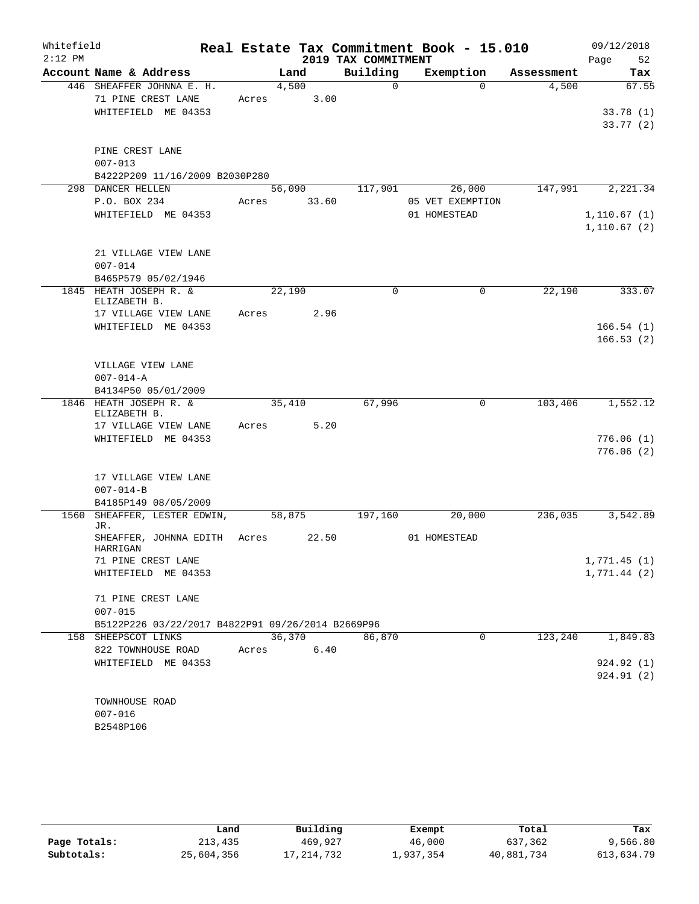# Real Estate Tax Commitment Book - 15.010

Whitefield  
2:12 PM  
2019 TAX COMMITMENT  
09/12/2018

| Account Name & Address | Land | Building | Exemption | Assessment | Tax |
|---|---|---|---|---|---|
| 446 SHEAFFER JOHNNA E. H. | 4,500 | 0 | 0 | 4,500 | 67.55 |
| 71 PINE CREST LANE | Acres 3.00 | | | | |
| WHITEFIELD ME 04353 | | | | | 33.78 (1) |
| | | | | | 33.77 (2) |
| PINE CREST LANE | | | | | |
| 007-013 | | | | | |
| B4222P209 11/16/2009 B2030P280 | | | | | |
| 298 DANCER HELLEN | 56,090 | 117,901 | 26,000 | 147,991 | 2,221.34 |
| P.O. BOX 234 | Acres 33.60 | | 05 VET EXEMPTION | | |
| WHITEFIELD ME 04353 | | | 01 HOMESTEAD | | 1,110.67 (1) |
| | | | | | 1,110.67 (2) |
| 21 VILLAGE VIEW LANE | | | | | |
| 007-014 | | | | | |
| B465P579 05/02/1946 | | | | | |
| 1845 HEATH JOSEPH R. & ELIZABETH B. | 22,190 | 0 | 0 | 22,190 | 333.07 |
| 17 VILLAGE VIEW LANE | Acres 2.96 | | | | |
| WHITEFIELD ME 04353 | | | | | 166.54 (1) |
| | | | | | 166.53 (2) |
| VILLAGE VIEW LANE | | | | | |
| 007-014-A | | | | | |
| B4134P50 05/01/2009 | | | | | |
| 1846 HEATH JOSEPH R. & ELIZABETH B. | 35,410 | 67,996 | 0 | 103,406 | 1,552.12 |
| 17 VILLAGE VIEW LANE | Acres 5.20 | | | | |
| WHITEFIELD ME 04353 | | | | | 776.06 (1) |
| | | | | | 776.06 (2) |
| 17 VILLAGE VIEW LANE | | | | | |
| 007-014-B | | | | | |
| B4185P149 08/05/2009 | | | | | |
| 1560 SHEAFFER, LESTER EDWIN, JR. | 58,875 | 197,160 | 20,000 | 236,035 | 3,542.89 |
| SHEAFFER, JOHNNA EDITH HARRIGAN | Acres 22.50 | | 01 HOMESTEAD | | |
| 71 PINE CREST LANE | | | | | 1,771.45 (1) |
| WHITEFIELD ME 04353 | | | | | 1,771.44 (2) |
| 71 PINE CREST LANE | | | | | |
| 007-015 | | | | | |
| B5122P226 03/22/2017 B4822P91 09/26/2014 B2669P96 | | | | | |
| 158 SHEEPSCOT LINKS | 36,370 | 86,870 | 0 | 123,240 | 1,849.83 |
| 822 TOWNHOUSE ROAD | Acres 6.40 | | | | |
| WHITEFIELD ME 04353 | | | | | 924.92 (1) |
| | | | | | 924.91 (2) |
| TOWNHOUSE ROAD | | | | | |
| 007-016 | | | | | |
| B2548P106 | | | | | |

| | Land | Building | Exempt | Total | Tax |
|---|---|---|---|---|---|
| Page Totals: | 213,435 | 469,927 | 46,000 | 637,362 | 9,566.80 |
| Subtotals: | 25,604,356 | 17,214,732 | 1,937,354 | 40,881,734 | 613,634.79 |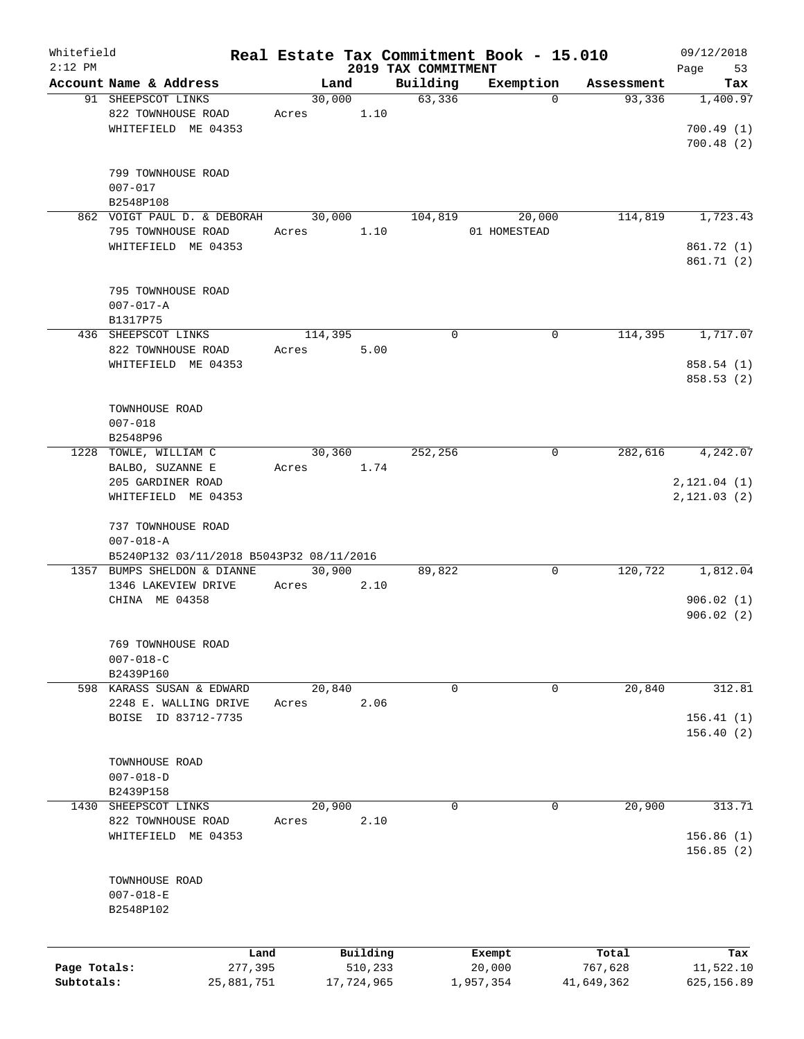Whitefield — Real Estate Tax Commitment Book - 15.010 — 09/12/2018
2:12 PM — 2019 TAX COMMITMENT

| Account Name & Address | Land | Building | Exemption | Assessment | Tax |
|---|---|---|---|---|---|
| 91 SHEEPSCOT LINKS<br>822 TOWNHOUSE ROAD<br>WHITEFIELD ME 04353<br><br>799 TOWNHOUSE ROAD<br>007-017<br>B2548P108 | 30,000<br>Acres 1.10 | 63,336 | 0 | 93,336 | 1,400.97<br><br>700.49 (1)<br>700.48 (2) |
| 862 VOIGT PAUL D. & DEBORAH<br>795 TOWNHOUSE ROAD<br>WHITEFIELD ME 04353<br><br>795 TOWNHOUSE ROAD<br>007-017-A<br>B1317P75 | 30,000<br>Acres 1.10 | 104,819 | 20,000<br>01 HOMESTEAD | 114,819 | 1,723.43<br><br>861.72 (1)<br>861.71 (2) |
| 436 SHEEPSCOT LINKS<br>822 TOWNHOUSE ROAD<br>WHITEFIELD ME 04353<br><br>TOWNHOUSE ROAD<br>007-018<br>B2548P96 | 114,395<br>Acres 5.00 | 0 | 0 | 114,395 | 1,717.07<br><br>858.54 (1)<br>858.53 (2) |
| 1228 TOWLE, WILLIAM C<br>BALBO, SUZANNE E<br>205 GARDINER ROAD<br>WHITEFIELD ME 04353<br><br>737 TOWNHOUSE ROAD<br>007-018-A<br>B5240P132 03/11/2018 B5043P32 08/11/2016 | 30,360<br>Acres 1.74 | 252,256 | 0 | 282,616 | 4,242.07<br><br>2,121.04 (1)<br>2,121.03 (2) |
| 1357 BUMPS SHELDON & DIANNE<br>1346 LAKEVIEW DRIVE<br>CHINA ME 04358<br><br>769 TOWNHOUSE ROAD<br>007-018-C<br>B2439P160 | 30,900<br>Acres 2.10 | 89,822 | 0 | 120,722 | 1,812.04<br><br>906.02 (1)<br>906.02 (2) |
| 598 KARASS SUSAN & EDWARD<br>2248 E. WALLING DRIVE<br>BOISE ID 83712-7735<br><br>TOWNHOUSE ROAD<br>007-018-D<br>B2439P158 | 20,840<br>Acres 2.06 | 0 | 0 | 20,840 | 312.81<br><br>156.41 (1)<br>156.40 (2) |
| 1430 SHEEPSCOT LINKS<br>822 TOWNHOUSE ROAD<br>WHITEFIELD ME 04353<br><br>TOWNHOUSE ROAD<br>007-018-E<br>B2548P102 | 20,900<br>Acres 2.10 | 0 | 0 | 20,900 | 313.71<br><br>156.86 (1)<br>156.85 (2) |

| | Land | Building | Exempt | Total | Tax |
|---|---|---|---|---|---|
| Page Totals: | 277,395 | 510,233 | 20,000 | 767,628 | 11,522.10 |
| Subtotals: | 25,881,751 | 17,724,965 | 1,957,354 | 41,649,362 | 625,156.89 |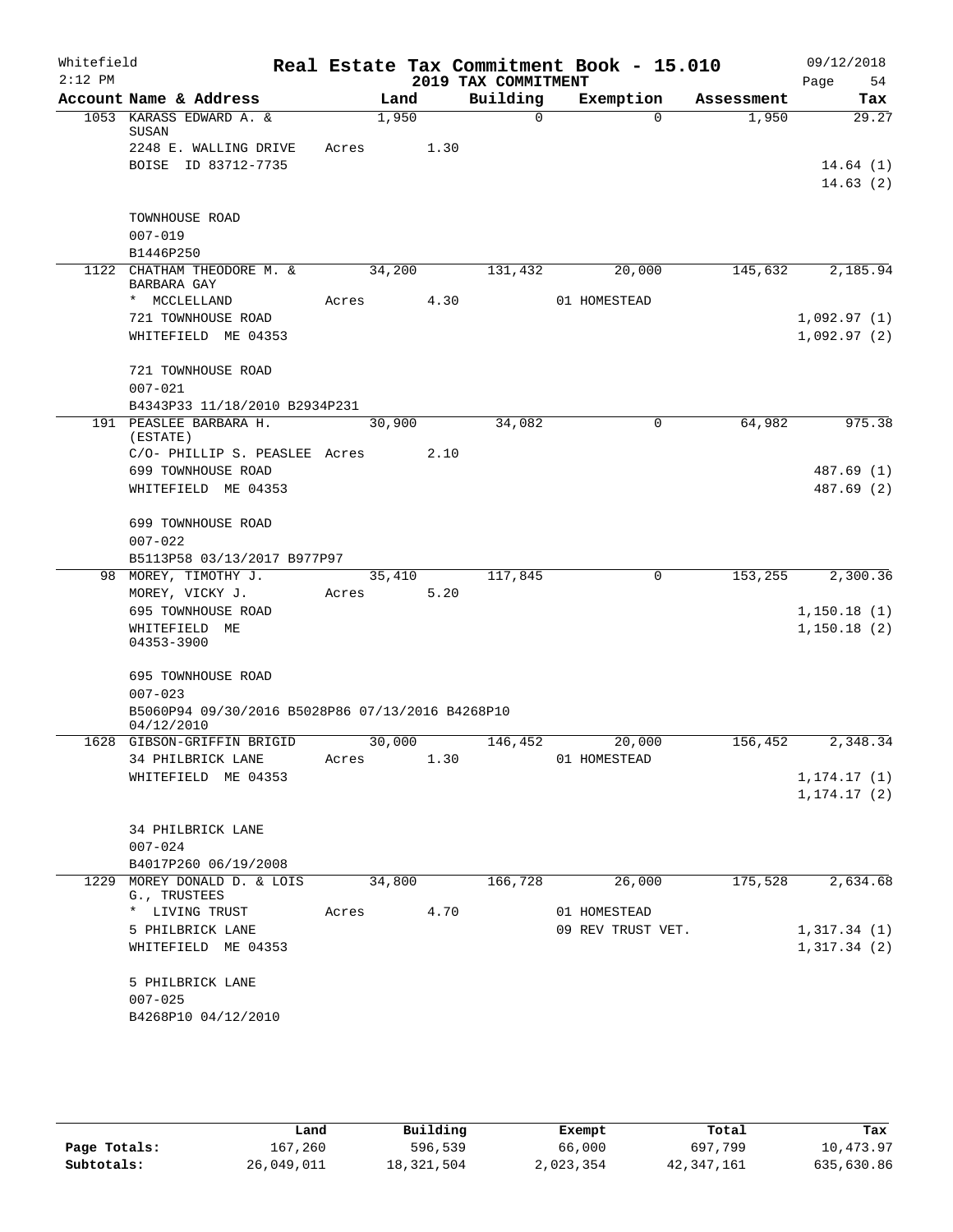Whitefield — Real Estate Tax Commitment Book - 15.010 — 09/12/2018
2:12 PM — 2019 TAX COMMITMENT

| Account Name & Address | Land | Building | Exemption | Assessment | Tax |
|---|---|---|---|---|---|
| 1053 KARASS EDWARD A. & SUSAN | 1,950 | 0 | 0 | 1,950 | 29.27 |
| 2248 E. WALLING DRIVE | Acres 1.30 | | | | |
| BOISE ID 83712-7735 | | | | | 14.64 (1) |
| | | | | | 14.63 (2) |
| TOWNHOUSE ROAD | | | | | |
| 007-019 | | | | | |
| B1446P250 | | | | | |
| 1122 CHATHAM THEODORE M. & BARBARA GAY | 34,200 | 131,432 | 20,000 | 145,632 | 2,185.94 |
| * MCCLELLAND | Acres 4.30 | | 01 HOMESTEAD | | |
| 721 TOWNHOUSE ROAD | | | | | 1,092.97 (1) |
| WHITEFIELD ME 04353 | | | | | 1,092.97 (2) |
| 721 TOWNHOUSE ROAD | | | | | |
| 007-021 | | | | | |
| B4343P33 11/18/2010 B2934P231 | | | | | |
| 191 PEASLEE BARBARA H. (ESTATE) | 30,900 | 34,082 | 0 | 64,982 | 975.38 |
| C/O- PHILLIP S. PEASLEE | Acres 2.10 | | | | |
| 699 TOWNHOUSE ROAD | | | | | 487.69 (1) |
| WHITEFIELD ME 04353 | | | | | 487.69 (2) |
| 699 TOWNHOUSE ROAD | | | | | |
| 007-022 | | | | | |
| B5113P58 03/13/2017 B977P97 | | | | | |
| 98 MOREY, TIMOTHY J. | 35,410 | 117,845 | 0 | 153,255 | 2,300.36 |
| MOREY, VICKY J. | Acres 5.20 | | | | |
| 695 TOWNHOUSE ROAD | | | | | 1,150.18 (1) |
| WHITEFIELD ME 04353-3900 | | | | | 1,150.18 (2) |
| 695 TOWNHOUSE ROAD | | | | | |
| 007-023 | | | | | |
| B5060P94 09/30/2016 B5028P86 07/13/2016 B4268P10 04/12/2010 | | | | | |
| 1628 GIBSON-GRIFFIN BRIGID | 30,000 | 146,452 | 20,000 | 156,452 | 2,348.34 |
| 34 PHILBRICK LANE | Acres 1.30 | | 01 HOMESTEAD | | |
| WHITEFIELD ME 04353 | | | | | 1,174.17 (1) |
| | | | | | 1,174.17 (2) |
| 34 PHILBRICK LANE | | | | | |
| 007-024 | | | | | |
| B4017P260 06/19/2008 | | | | | |
| 1229 MOREY DONALD D. & LOIS G., TRUSTEES | 34,800 | 166,728 | 26,000 | 175,528 | 2,634.68 |
| * LIVING TRUST | Acres 4.70 | | 01 HOMESTEAD | | |
| 5 PHILBRICK LANE | | | 09 REV TRUST VET. | | 1,317.34 (1) |
| WHITEFIELD ME 04353 | | | | | 1,317.34 (2) |
| 5 PHILBRICK LANE | | | | | |
| 007-025 | | | | | |
| B4268P10 04/12/2010 | | | | | |

| | Land | Building | Exempt | Total | Tax |
|---|---|---|---|---|---|
| Page Totals: | 167,260 | 596,539 | 66,000 | 697,799 | 10,473.97 |
| Subtotals: | 26,049,011 | 18,321,504 | 2,023,354 | 42,347,161 | 635,630.86 |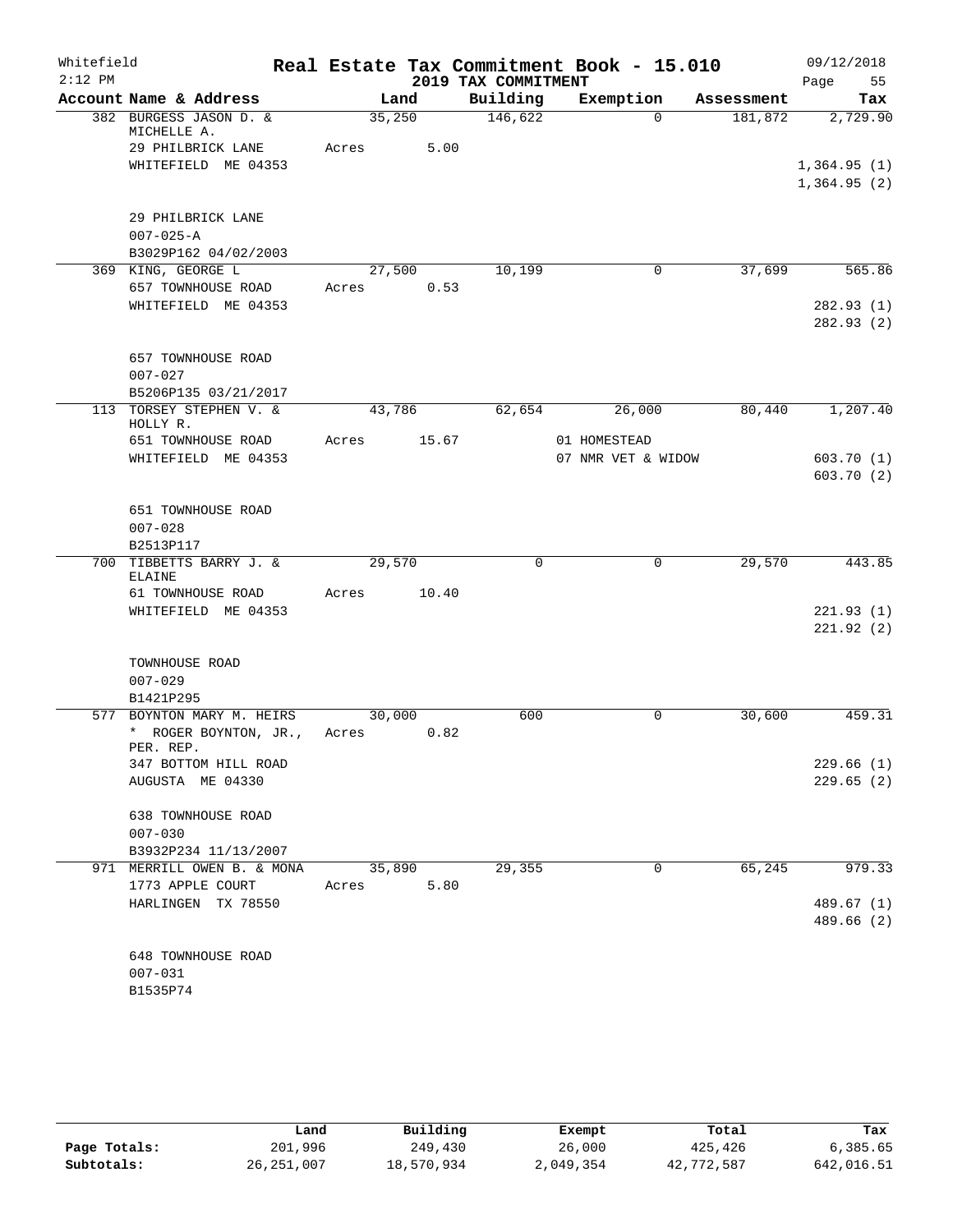# Real Estate Tax Commitment Book - 15.010

## 2019 TAX COMMITMENT

Whitefield 2:12 PM — 09/12/2018

| Account Name & Address | Land | Building | Exemption | Assessment | Tax |
|---|---|---|---|---|---|
| 382 BURGESS JASON D. & MICHELLE A. | 35,250 | 146,622 | 0 | 181,872 | 2,729.90 |
| 29 PHILBRICK LANE | Acres 5.00 | | | | |
| WHITEFIELD ME 04353 | | | | | 1,364.95 (1) |
| | | | | | 1,364.95 (2) |
| 29 PHILBRICK LANE | | | | | |
| 007-025-A | | | | | |
| B3029P162 04/02/2003 | | | | | |
| 369 KING, GEORGE L | 27,500 | 10,199 | 0 | 37,699 | 565.86 |
| 657 TOWNHOUSE ROAD | Acres 0.53 | | | | |
| WHITEFIELD ME 04353 | | | | | 282.93 (1) |
| | | | | | 282.93 (2) |
| 657 TOWNHOUSE ROAD | | | | | |
| 007-027 | | | | | |
| B5206P135 03/21/2017 | | | | | |
| 113 TORSEY STEPHEN V. & HOLLY R. | 43,786 | 62,654 | 26,000 | 80,440 | 1,207.40 |
| 651 TOWNHOUSE ROAD | Acres 15.67 | | 01 HOMESTEAD | | |
| WHITEFIELD ME 04353 | | | 07 NMR VET & WIDOW | | 603.70 (1) |
| | | | | | 603.70 (2) |
| 651 TOWNHOUSE ROAD | | | | | |
| 007-028 | | | | | |
| B2513P117 | | | | | |
| 700 TIBBETTS BARRY J. & ELAINE | 29,570 | 0 | 0 | 29,570 | 443.85 |
| 61 TOWNHOUSE ROAD | Acres 10.40 | | | | |
| WHITEFIELD ME 04353 | | | | | 221.93 (1) |
| | | | | | 221.92 (2) |
| TOWNHOUSE ROAD | | | | | |
| 007-029 | | | | | |
| B1421P295 | | | | | |
| 577 BOYNTON MARY M. HEIRS | 30,000 | 600 | 0 | 30,600 | 459.31 |
| * ROGER BOYNTON, JR., PER. REP. | Acres 0.82 | | | | |
| 347 BOTTOM HILL ROAD | | | | | 229.66 (1) |
| AUGUSTA ME 04330 | | | | | 229.65 (2) |
| 638 TOWNHOUSE ROAD | | | | | |
| 007-030 | | | | | |
| B3932P234 11/13/2007 | | | | | |
| 971 MERRILL OWEN B. & MONA | 35,890 | 29,355 | 0 | 65,245 | 979.33 |
| 1773 APPLE COURT | Acres 5.80 | | | | |
| HARLINGEN TX 78550 | | | | | 489.67 (1) |
| | | | | | 489.66 (2) |
| 648 TOWNHOUSE ROAD | | | | | |
| 007-031 | | | | | |
| B1535P74 | | | | | |

| | Land | Building | Exempt | Total | Tax |
|---|---|---|---|---|---|
| Page Totals: | 201,996 | 249,430 | 26,000 | 425,426 | 6,385.65 |
| Subtotals: | 26,251,007 | 18,570,934 | 2,049,354 | 42,772,587 | 642,016.51 |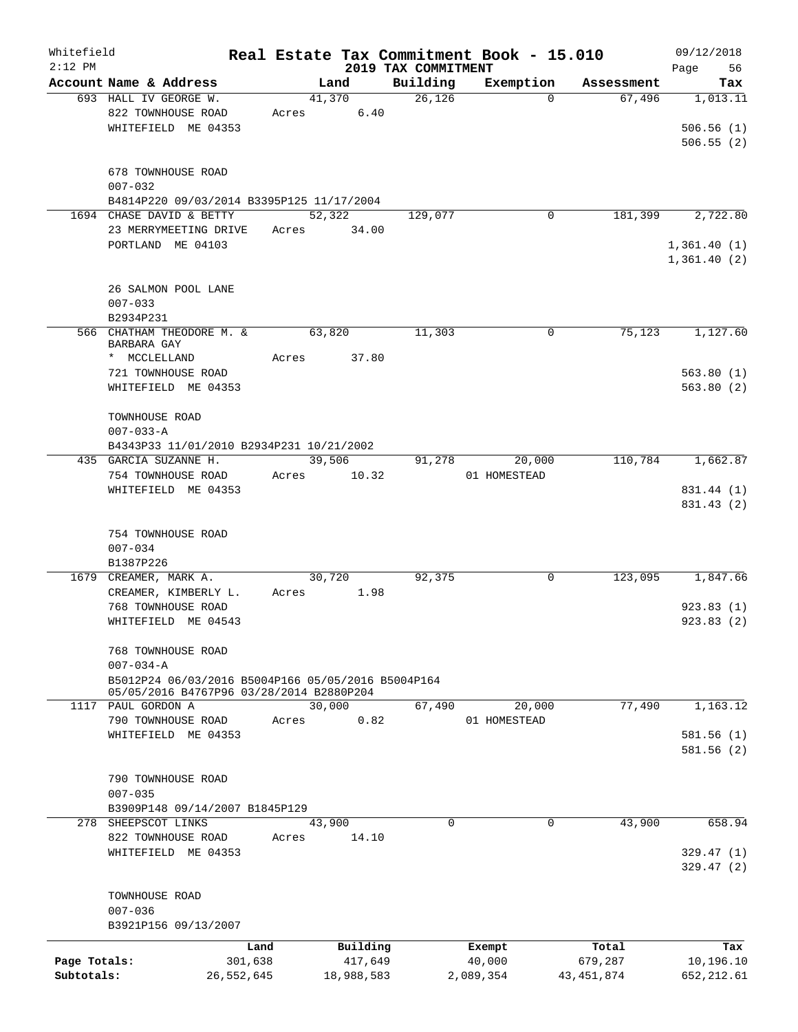# Real Estate Tax Commitment Book - 15.010

Whitefield
2:12 PM

## 2019 TAX COMMITMENT

09/12/2018

| Account Name & Address | Land | Building | Exemption | Assessment | Tax |
|---|---|---|---|---|---|
| 693 HALL IV GEORGE W. | 41,370 | 26,126 | 0 | 67,496 | 1,013.11 |
| 822 TOWNHOUSE ROAD | Acres 6.40 | | | | |
| WHITEFIELD ME 04353 | | | | | 506.56 (1) |
| | | | | | 506.55 (2) |
| 678 TOWNHOUSE ROAD | | | | | |
| 007-032 | | | | | |
| B4814P220 09/03/2014 B3395P125 11/17/2004 | | | | | |
| 1694 CHASE DAVID & BETTY | 52,322 | 129,077 | 0 | 181,399 | 2,722.80 |
| 23 MERRYMEETING DRIVE | Acres 34.00 | | | | |
| PORTLAND ME 04103 | | | | | 1,361.40 (1) |
| | | | | | 1,361.40 (2) |
| 26 SALMON POOL LANE | | | | | |
| 007-033 | | | | | |
| B2934P231 | | | | | |
| 566 CHATHAM THEODORE M. & BARBARA GAY | 63,820 | 11,303 | 0 | 75,123 | 1,127.60 |
| * MCCLELLAND | Acres 37.80 | | | | |
| 721 TOWNHOUSE ROAD | | | | | 563.80 (1) |
| WHITEFIELD ME 04353 | | | | | 563.80 (2) |
| TOWNHOUSE ROAD | | | | | |
| 007-033-A | | | | | |
| B4343P33 11/01/2010 B2934P231 10/21/2002 | | | | | |
| 435 GARCIA SUZANNE H. | 39,506 | 91,278 | 20,000 | 110,784 | 1,662.87 |
| 754 TOWNHOUSE ROAD | Acres 10.32 | | 01 HOMESTEAD | | |
| WHITEFIELD ME 04353 | | | | | 831.44 (1) |
| | | | | | 831.43 (2) |
| 754 TOWNHOUSE ROAD | | | | | |
| 007-034 | | | | | |
| B1387P226 | | | | | |
| 1679 CREAMER, MARK A. | 30,720 | 92,375 | 0 | 123,095 | 1,847.66 |
| CREAMER, KIMBERLY L. | Acres 1.98 | | | | |
| 768 TOWNHOUSE ROAD | | | | | 923.83 (1) |
| WHITEFIELD ME 04543 | | | | | 923.83 (2) |
| 768 TOWNHOUSE ROAD | | | | | |
| 007-034-A | | | | | |
| B5012P24 06/03/2016 B5004P166 05/05/2016 B5004P164 05/05/2016 B4767P96 03/28/2014 B2880P204 | | | | | |
| 1117 PAUL GORDON A | 30,000 | 67,490 | 20,000 | 77,490 | 1,163.12 |
| 790 TOWNHOUSE ROAD | Acres 0.82 | | 01 HOMESTEAD | | |
| WHITEFIELD ME 04353 | | | | | 581.56 (1) |
| | | | | | 581.56 (2) |
| 790 TOWNHOUSE ROAD | | | | | |
| 007-035 | | | | | |
| B3909P148 09/14/2007 B1845P129 | | | | | |
| 278 SHEEPSCOT LINKS | 43,900 | 0 | 0 | 43,900 | 658.94 |
| 822 TOWNHOUSE ROAD | Acres 14.10 | | | | |
| WHITEFIELD ME 04353 | | | | | 329.47 (1) |
| | | | | | 329.47 (2) |
| TOWNHOUSE ROAD | | | | | |
| 007-036 | | | | | |
| B3921P156 09/13/2007 | | | | | |

| | Land | Building | Exempt | Total | Tax |
|---|---|---|---|---|---|
| Page Totals: | 301,638 | 417,649 | 40,000 | 679,287 | 10,196.10 |
| Subtotals: | 26,552,645 | 18,988,583 | 2,089,354 | 43,451,874 | 652,212.61 |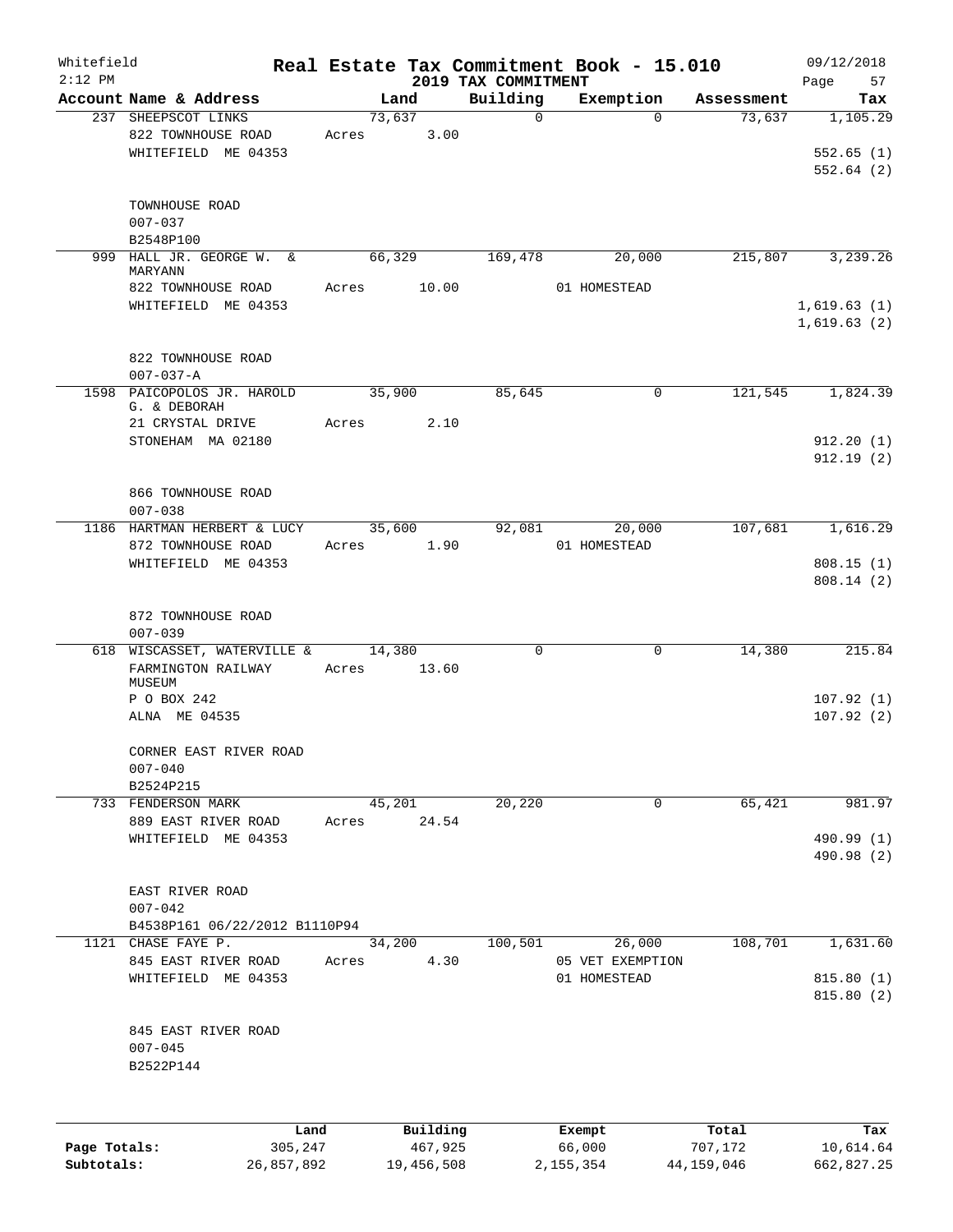Whitefield 2:12 PM

# Real Estate Tax Commitment Book - 15.010

## 2019 TAX COMMITMENT

09/12/2018

| Account Name & Address | Land | Building | Exemption | Assessment | Tax |
|---|---|---|---|---|---|
| 237 SHEEPSCOT LINKS | 73,637 | 0 | 0 | 73,637 | 1,105.29 |
| 822 TOWNHOUSE ROAD | Acres 3.00 | | | | |
| WHITEFIELD ME 04353 | | | | | 552.65 (1) |
| | | | | | 552.64 (2) |
| TOWNHOUSE ROAD | | | | | |
| 007-037 | | | | | |
| B2548P100 | | | | | |
| 999 HALL JR. GEORGE W. & MARYANN | 66,329 | 169,478 | 20,000 | 215,807 | 3,239.26 |
| 822 TOWNHOUSE ROAD | Acres 10.00 | | 01 HOMESTEAD | | |
| WHITEFIELD ME 04353 | | | | | 1,619.63 (1) |
| | | | | | 1,619.63 (2) |
| 822 TOWNHOUSE ROAD | | | | | |
| 007-037-A | | | | | |
| 1598 PAICOPOLOS JR. HAROLD G. & DEBORAH | 35,900 | 85,645 | 0 | 121,545 | 1,824.39 |
| 21 CRYSTAL DRIVE | Acres 2.10 | | | | |
| STONEHAM MA 02180 | | | | | 912.20 (1) |
| | | | | | 912.19 (2) |
| 866 TOWNHOUSE ROAD | | | | | |
| 007-038 | | | | | |
| 1186 HARTMAN HERBERT & LUCY | 35,600 | 92,081 | 20,000 | 107,681 | 1,616.29 |
| 872 TOWNHOUSE ROAD | Acres 1.90 | | 01 HOMESTEAD | | |
| WHITEFIELD ME 04353 | | | | | 808.15 (1) |
| | | | | | 808.14 (2) |
| 872 TOWNHOUSE ROAD | | | | | |
| 007-039 | | | | | |
| 618 WISCASSET, WATERVILLE & FARMINGTON RAILWAY MUSEUM | 14,380 | 0 | 0 | 14,380 | 215.84 |
| | Acres 13.60 | | | | |
| P O BOX 242 | | | | | 107.92 (1) |
| ALNA ME 04535 | | | | | 107.92 (2) |
| CORNER EAST RIVER ROAD | | | | | |
| 007-040 | | | | | |
| B2524P215 | | | | | |
| 733 FENDERSON MARK | 45,201 | 20,220 | 0 | 65,421 | 981.97 |
| 889 EAST RIVER ROAD | Acres 24.54 | | | | |
| WHITEFIELD ME 04353 | | | | | 490.99 (1) |
| | | | | | 490.98 (2) |
| EAST RIVER ROAD | | | | | |
| 007-042 | | | | | |
| B4538P161 06/22/2012 B1110P94 | | | | | |
| 1121 CHASE FAYE P. | 34,200 | 100,501 | 26,000 | 108,701 | 1,631.60 |
| 845 EAST RIVER ROAD | Acres 4.30 | | 05 VET EXEMPTION | | |
| WHITEFIELD ME 04353 | | | 01 HOMESTEAD | | 815.80 (1) |
| | | | | | 815.80 (2) |
| 845 EAST RIVER ROAD | | | | | |
| 007-045 | | | | | |
| B2522P144 | | | | | |

| | Land | Building | Exempt | Total | Tax |
|---|---|---|---|---|---|
| Page Totals: | 305,247 | 467,925 | 66,000 | 707,172 | 10,614.64 |
| Subtotals: | 26,857,892 | 19,456,508 | 2,155,354 | 44,159,046 | 662,827.25 |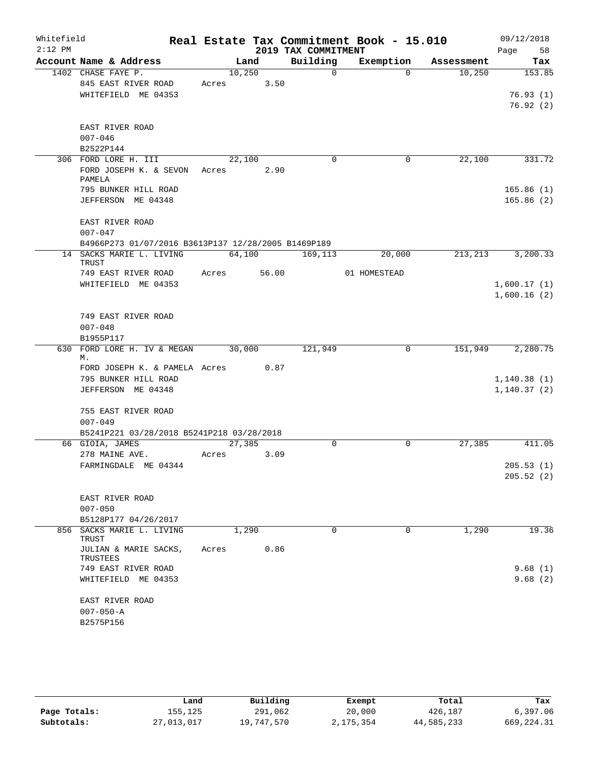# Real Estate Tax Commitment Book - 15.010

Whitefield
2:12 PM

2019 TAX COMMITMENT

09/12/2018

| Account Name & Address | Land | Building | Exemption | Assessment | Tax |
|---|---|---|---|---|---|
| 1402 CHASE FAYE P. | 10,250 | 0 | 0 | 10,250 | 153.85 |
| 845 EAST RIVER ROAD | Acres 3.50 | | | | |
| WHITEFIELD ME 04353 | | | | | 76.93 (1) |
| | | | | | 76.92 (2) |
| EAST RIVER ROAD | | | | | |
| 007-046 | | | | | |
| B2522P144 | | | | | |
| 306 FORD LORE H. III | 22,100 | 0 | 0 | 22,100 | 331.72 |
| FORD JOSEPH K. & SEVON PAMELA | Acres 2.90 | | | | |
| 795 BUNKER HILL ROAD | | | | | 165.86 (1) |
| JEFFERSON ME 04348 | | | | | 165.86 (2) |
| EAST RIVER ROAD | | | | | |
| 007-047 | | | | | |
| B4966P273 01/07/2016 B3613P137 12/28/2005 B1469P189 | | | | | |
| 14 SACKS MARIE L. LIVING TRUST | 64,100 | 169,113 | 20,000 | 213,213 | 3,200.33 |
| 749 EAST RIVER ROAD | Acres 56.00 | | 01 HOMESTEAD | | |
| WHITEFIELD ME 04353 | | | | | 1,600.17 (1) |
| | | | | | 1,600.16 (2) |
| 749 EAST RIVER ROAD | | | | | |
| 007-048 | | | | | |
| B1955P117 | | | | | |
| 630 FORD LORE H. IV & MEGAN M. | 30,000 | 121,949 | 0 | 151,949 | 2,280.75 |
| FORD JOSEPH K. & PAMELA | Acres 0.87 | | | | |
| 795 BUNKER HILL ROAD | | | | | 1,140.38 (1) |
| JEFFERSON ME 04348 | | | | | 1,140.37 (2) |
| 755 EAST RIVER ROAD | | | | | |
| 007-049 | | | | | |
| B5241P221 03/28/2018 B5241P218 03/28/2018 | | | | | |
| 66 GIOIA, JAMES | 27,385 | 0 | 0 | 27,385 | 411.05 |
| 278 MAINE AVE. | Acres 3.09 | | | | |
| FARMINGDALE ME 04344 | | | | | 205.53 (1) |
| | | | | | 205.52 (2) |
| EAST RIVER ROAD | | | | | |
| 007-050 | | | | | |
| B5128P177 04/26/2017 | | | | | |
| 856 SACKS MARIE L. LIVING TRUST | 1,290 | 0 | 0 | 1,290 | 19.36 |
| JULIAN & MARIE SACKS, TRUSTEES | Acres 0.86 | | | | |
| 749 EAST RIVER ROAD | | | | | 9.68 (1) |
| WHITEFIELD ME 04353 | | | | | 9.68 (2) |
| EAST RIVER ROAD | | | | | |
| 007-050-A | | | | | |
| B2575P156 | | | | | |

| | Land | Building | Exempt | Total | Tax |
|---|---|---|---|---|---|
| Page Totals: | 155,125 | 291,062 | 20,000 | 426,187 | 6,397.06 |
| Subtotals: | 27,013,017 | 19,747,570 | 2,175,354 | 44,585,233 | 669,224.31 |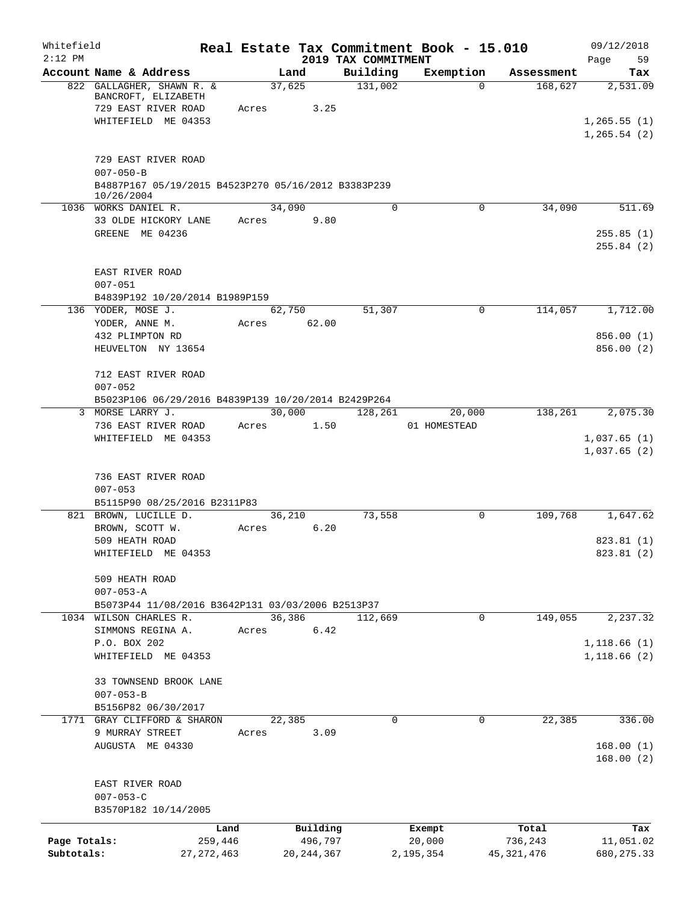# Real Estate Tax Commitment Book - 15.010

Whitefield 2:12 PM — 2019 TAX COMMITMENT — 09/12/2018

| Account Name & Address | Land | Building | Exemption | Assessment | Tax |
|---|---|---|---|---|---|
| 822 GALLAGHER, SHAWN R. & BANCROFT, ELIZABETH<br>729 EAST RIVER ROAD<br>WHITEFIELD ME 04353<br><br>729 EAST RIVER ROAD<br>007-050-B<br>B4887P167 05/19/2015 B4523P270 05/16/2012 B3383P239 10/26/2004 | 37,625<br>Acres 3.25 | 131,002 | 0 | 168,627 | 2,531.09<br><br>1,265.55 (1)<br>1,265.54 (2) |
| 1036 WORKS DANIEL R.<br>33 OLDE HICKORY LANE<br>GREENE ME 04236<br><br>EAST RIVER ROAD<br>007-051<br>B4839P192 10/20/2014 B1989P159 | 34,090<br>Acres 9.80 | 0 | 0 | 34,090 | 511.69<br><br>255.85 (1)<br>255.84 (2) |
| 136 YODER, MOSE J.<br>YODER, ANNE M.<br>432 PLIMPTON RD<br>HEUVELTON NY 13654<br><br>712 EAST RIVER ROAD<br>007-052<br>B5023P106 06/29/2016 B4839P139 10/20/2014 B2429P264 | 62,750<br>Acres 62.00 | 51,307 | 0 | 114,057 | 1,712.00<br><br>856.00 (1)<br>856.00 (2) |
| 3 MORSE LARRY J.<br>736 EAST RIVER ROAD<br>WHITEFIELD ME 04353<br><br>736 EAST RIVER ROAD<br>007-053<br>B5115P90 08/25/2016 B2311P83 | 30,000<br>Acres 1.50 | 128,261 | 20,000<br>01 HOMESTEAD | 138,261 | 2,075.30<br><br>1,037.65 (1)<br>1,037.65 (2) |
| 821 BROWN, LUCILLE D.<br>BROWN, SCOTT W.<br>509 HEATH ROAD<br>WHITEFIELD ME 04353<br><br>509 HEATH ROAD<br>007-053-A<br>B5073P44 11/08/2016 B3642P131 03/03/2006 B2513P37 | 36,210<br>Acres 6.20 | 73,558 | 0 | 109,768 | 1,647.62<br><br>823.81 (1)<br>823.81 (2) |
| 1034 WILSON CHARLES R.<br>SIMMONS REGINA A.<br>P.O. BOX 202<br>WHITEFIELD ME 04353<br><br>33 TOWNSEND BROOK LANE<br>007-053-B<br>B5156P82 06/30/2017 | 36,386<br>Acres 6.42 | 112,669 | 0 | 149,055 | 2,237.32<br><br>1,118.66 (1)<br>1,118.66 (2) |
| 1771 GRAY CLIFFORD & SHARON<br>9 MURRAY STREET<br>AUGUSTA ME 04330<br><br>EAST RIVER ROAD<br>007-053-C<br>B3570P182 10/14/2005 | 22,385<br>Acres 3.09 | 0 | 0 | 22,385 | 336.00<br><br>168.00 (1)<br>168.00 (2) |

| | Land | Building | Exempt | Total | Tax |
|---|---|---|---|---|---|
| Page Totals: | 259,446 | 496,797 | 20,000 | 736,243 | 11,051.02 |
| Subtotals: | 27,272,463 | 20,244,367 | 2,195,354 | 45,321,476 | 680,275.33 |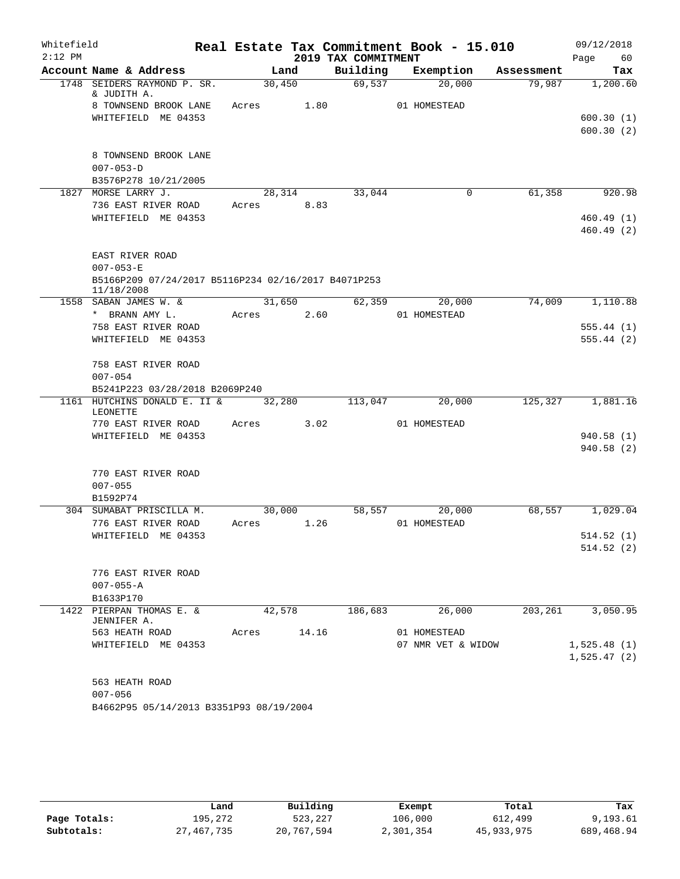Whitefield
2:12 PM

# Real Estate Tax Commitment Book - 15.010
## 2019 TAX COMMITMENT

09/12/2018
Page 60

| Account Name & Address | Land | Building | Exemption | Assessment | Tax |
|---|---|---|---|---|---|
| 1748 SEIDERS RAYMOND P. SR. & JUDITH A. | 30,450 | 69,537 | 20,000 | 79,987 | 1,200.60 |
| 8 TOWNSEND BROOK LANE | Acres 1.80 | | 01 HOMESTEAD | | |
| WHITEFIELD ME 04353 | | | | | 600.30 (1) |
| | | | | | 600.30 (2) |
| 8 TOWNSEND BROOK LANE | | | | | |
| 007-053-D | | | | | |
| B3576P278 10/21/2005 | | | | | |
| 1827 MORSE LARRY J. | 28,314 | 33,044 | 0 | 61,358 | 920.98 |
| 736 EAST RIVER ROAD | Acres 8.83 | | | | |
| WHITEFIELD ME 04353 | | | | | 460.49 (1) |
| | | | | | 460.49 (2) |
| EAST RIVER ROAD | | | | | |
| 007-053-E | | | | | |
| B5166P209 07/24/2017 B5116P234 02/16/2017 B4071P253 11/18/2008 | | | | | |
| 1558 SABAN JAMES W. & | 31,650 | 62,359 | 20,000 | 74,009 | 1,110.88 |
| * BRANN AMY L. | Acres 2.60 | | 01 HOMESTEAD | | |
| 758 EAST RIVER ROAD | | | | | 555.44 (1) |
| WHITEFIELD ME 04353 | | | | | 555.44 (2) |
| 758 EAST RIVER ROAD | | | | | |
| 007-054 | | | | | |
| B5241P223 03/28/2018 B2069P240 | | | | | |
| 1161 HUTCHINS DONALD E. II & LEONETTE | 32,280 | 113,047 | 20,000 | 125,327 | 1,881.16 |
| 770 EAST RIVER ROAD | Acres 3.02 | | 01 HOMESTEAD | | |
| WHITEFIELD ME 04353 | | | | | 940.58 (1) |
| | | | | | 940.58 (2) |
| 770 EAST RIVER ROAD | | | | | |
| 007-055 | | | | | |
| B1592P74 | | | | | |
| 304 SUMABAT PRISCILLA M. | 30,000 | 58,557 | 20,000 | 68,557 | 1,029.04 |
| 776 EAST RIVER ROAD | Acres 1.26 | | 01 HOMESTEAD | | |
| WHITEFIELD ME 04353 | | | | | 514.52 (1) |
| | | | | | 514.52 (2) |
| 776 EAST RIVER ROAD | | | | | |
| 007-055-A | | | | | |
| B1633P170 | | | | | |
| 1422 PIERPAN THOMAS E. & JENNIFER A. | 42,578 | 186,683 | 26,000 | 203,261 | 3,050.95 |
| 563 HEATH ROAD | Acres 14.16 | | 01 HOMESTEAD | | |
| WHITEFIELD ME 04353 | | | 07 NMR VET & WIDOW | | 1,525.48 (1) |
| | | | | | 1,525.47 (2) |
| 563 HEATH ROAD | | | | | |
| 007-056 | | | | | |
| B4662P95 05/14/2013 B3351P93 08/19/2004 | | | | | |

| | Land | Building | Exempt | Total | Tax |
|---|---|---|---|---|---|
| Page Totals: | 195,272 | 523,227 | 106,000 | 612,499 | 9,193.61 |
| Subtotals: | 27,467,735 | 20,767,594 | 2,301,354 | 45,933,975 | 689,468.94 |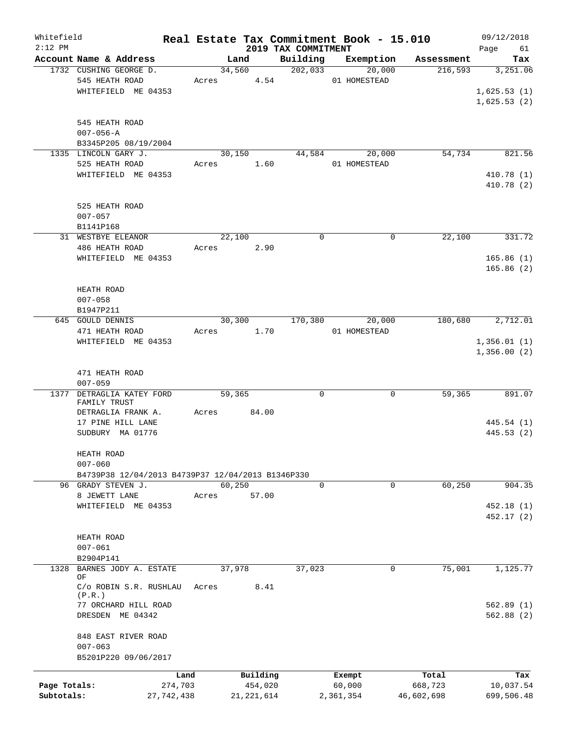Whitefield 2:12 PM

# Real Estate Tax Commitment Book - 15.010

## 2019 TAX COMMITMENT

09/12/2018

| Account Name & Address | Land | Building | Exemption | Assessment | Tax |
|---|---|---|---|---|---|
| 1732 CUSHING GEORGE D.<br>545 HEATH ROAD<br>WHITEFIELD ME 04353<br><br>545 HEATH ROAD<br>007-056-A<br>B3345P205 08/19/2004 | 34,560<br>Acres 4.54 | 202,033 | 20,000<br>01 HOMESTEAD | 216,593 | 3,251.06<br>1,625.53 (1)<br>1,625.53 (2) |
| 1335 LINCOLN GARY J.<br>525 HEATH ROAD<br>WHITEFIELD ME 04353<br><br>525 HEATH ROAD<br>007-057<br>B1141P168 | 30,150<br>Acres 1.60 | 44,584 | 20,000<br>01 HOMESTEAD | 54,734 | 821.56<br>410.78 (1)<br>410.78 (2) |
| 31 WESTBYE ELEANOR<br>486 HEATH ROAD<br>WHITEFIELD ME 04353<br><br>HEATH ROAD<br>007-058<br>B1947P211 | 22,100<br>Acres 2.90 | 0 | 0 | 22,100 | 331.72<br>165.86 (1)<br>165.86 (2) |
| 645 GOULD DENNIS<br>471 HEATH ROAD<br>WHITEFIELD ME 04353<br><br>471 HEATH ROAD<br>007-059 | 30,300<br>Acres 1.70 | 170,380 | 20,000<br>01 HOMESTEAD | 180,680 | 2,712.01<br>1,356.01 (1)<br>1,356.00 (2) |
| 1377 DETRAGLIA KATEY FORD FAMILY TRUST<br>DETRAGLIA FRANK A.<br>17 PINE HILL LANE<br>SUDBURY MA 01776<br><br>HEATH ROAD<br>007-060<br>B4739P38 12/04/2013 B4739P37 12/04/2013 B1346P330 | 59,365<br>Acres 84.00 | 0 | 0 | 59,365 | 891.07<br>445.54 (1)<br>445.53 (2) |
| 96 GRADY STEVEN J.<br>8 JEWETT LANE<br>WHITEFIELD ME 04353<br><br>HEATH ROAD<br>007-061<br>B2904P141 | 60,250<br>Acres 57.00 | 0 | 0 | 60,250 | 904.35<br>452.18 (1)<br>452.17 (2) |
| 1328 BARNES JODY A. ESTATE OF<br>C/o ROBIN S.R. RUSHLAU (P.R.)<br>77 ORCHARD HILL ROAD<br>DRESDEN ME 04342<br><br>848 EAST RIVER ROAD<br>007-063<br>B5201P220 09/06/2017 | 37,978<br>Acres 8.41 | 37,023 | 0 | 75,001 | 1,125.77<br>562.89 (1)<br>562.88 (2) |

| | Land | Building | Exempt | Total | Tax |
|---|---|---|---|---|---|
| Page Totals: | 274,703 | 454,020 | 60,000 | 668,723 | 10,037.54 |
| Subtotals: | 27,742,438 | 21,221,614 | 2,361,354 | 46,602,698 | 699,506.48 |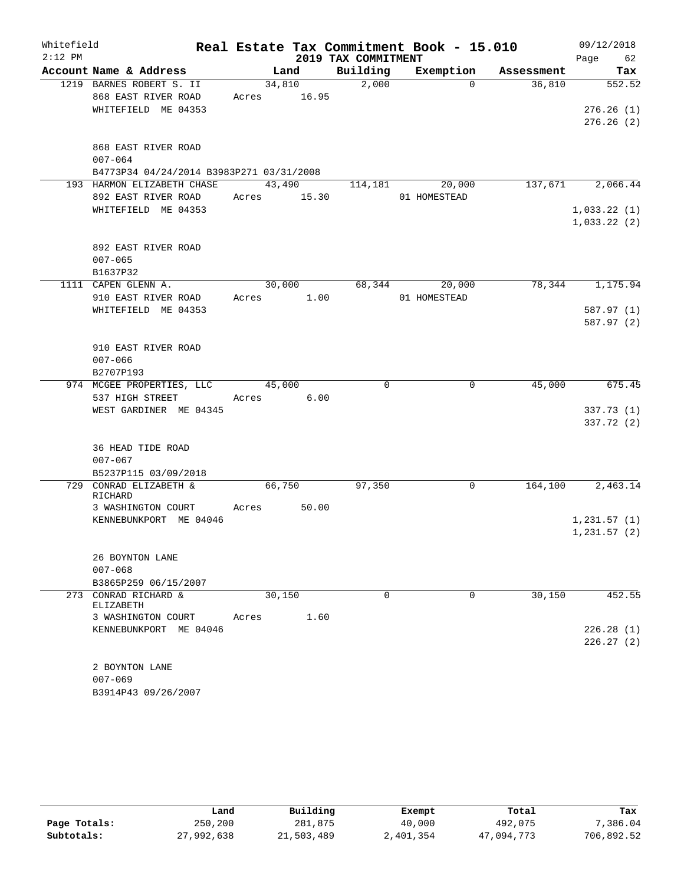Whitefield 2:12 PM

# Real Estate Tax Commitment Book - 15.010

## 2019 TAX COMMITMENT

09/12/2018

| Account | Name & Address | Land | Building | Exemption | Assessment | Tax |
|---|---|---|---|---|---|---|
| 1219 | BARNES ROBERT S. II<br>868 EAST RIVER ROAD<br>WHITEFIELD ME 04353<br><br>868 EAST RIVER ROAD<br>007-064<br>B4773P34 04/24/2014 B3983P271 03/31/2008 | 34,810<br>Acres 16.95 | 2,000 | 0 | 36,810 | 552.52<br><br>276.26 (1)<br>276.26 (2) |
| 193 | HARMON ELIZABETH CHASE<br>892 EAST RIVER ROAD<br>WHITEFIELD ME 04353<br><br>892 EAST RIVER ROAD<br>007-065<br>B1637P32 | 43,490<br>Acres 15.30 | 114,181 | 20,000<br>01 HOMESTEAD | 137,671 | 2,066.44<br><br>1,033.22 (1)<br>1,033.22 (2) |
| 1111 | CAPEN GLENN A.<br>910 EAST RIVER ROAD<br>WHITEFIELD ME 04353<br><br>910 EAST RIVER ROAD<br>007-066<br>B2707P193 | 30,000<br>Acres 1.00 | 68,344 | 20,000<br>01 HOMESTEAD | 78,344 | 1,175.94<br><br>587.97 (1)<br>587.97 (2) |
| 974 | MCGEE PROPERTIES, LLC<br>537 HIGH STREET<br>WEST GARDINER ME 04345<br><br>36 HEAD TIDE ROAD<br>007-067<br>B5237P115 03/09/2018 | 45,000<br>Acres 6.00 | 0 | 0 | 45,000 | 675.45<br><br>337.73 (1)<br>337.72 (2) |
| 729 | CONRAD ELIZABETH & RICHARD<br>3 WASHINGTON COURT<br>KENNEBUNKPORT ME 04046<br><br>26 BOYNTON LANE<br>007-068<br>B3865P259 06/15/2007 | 66,750<br>Acres 50.00 | 97,350 | 0 | 164,100 | 2,463.14<br><br>1,231.57 (1)<br>1,231.57 (2) |
| 273 | CONRAD RICHARD & ELIZABETH<br>3 WASHINGTON COURT<br>KENNEBUNKPORT ME 04046<br><br>2 BOYNTON LANE<br>007-069<br>B3914P43 09/26/2007 | 30,150<br>Acres 1.60 | 0 | 0 | 30,150 | 452.55<br><br>226.28 (1)<br>226.27 (2) |

| | Land | Building | Exempt | Total | Tax |
|---|---|---|---|---|---|
| Page Totals: | 250,200 | 281,875 | 40,000 | 492,075 | 7,386.04 |
| Subtotals: | 27,992,638 | 21,503,489 | 2,401,354 | 47,094,773 | 706,892.52 |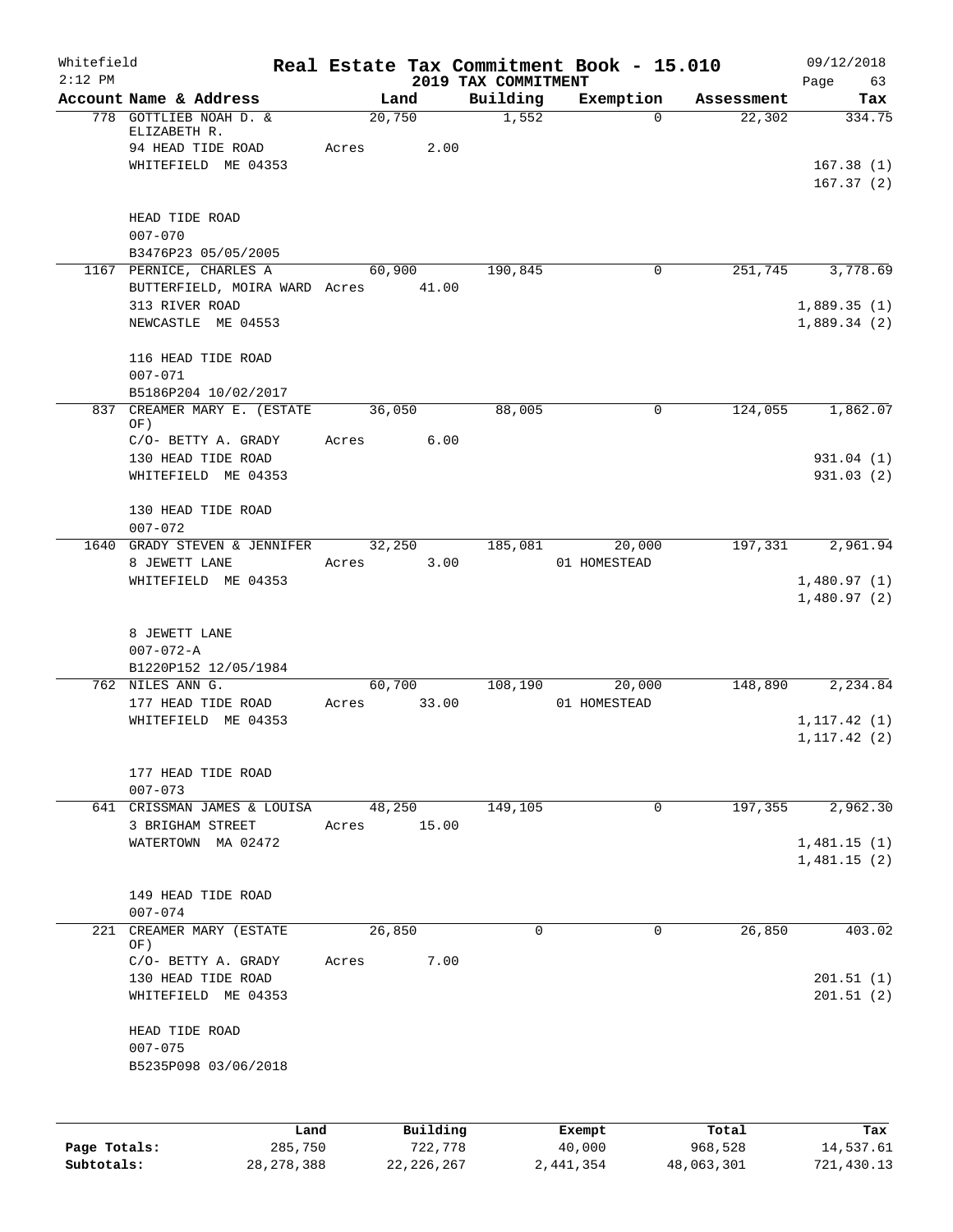Whitefield
2:12 PM

# Real Estate Tax Commitment Book - 15.010

## 2019 TAX COMMITMENT

09/12/2018
Page 63

| Account Name & Address | Land | Building | Exemption | Assessment | Tax |
|---|---|---|---|---|---|
| 778 GOTTLIEB NOAH D. & ELIZABETH R. | 20,750 | 1,552 | 0 | 22,302 | 334.75 |
| 94 HEAD TIDE ROAD | Acres 2.00 | | | | |
| WHITEFIELD ME 04353 | | | | | 167.38 (1) |
| | | | | | 167.37 (2) |
| HEAD TIDE ROAD | | | | | |
| 007-070 | | | | | |
| B3476P23 05/05/2005 | | | | | |
| 1167 PERNICE, CHARLES A | 60,900 | 190,845 | 0 | 251,745 | 3,778.69 |
| BUTTERFIELD, MOIRA WARD | Acres 41.00 | | | | |
| 313 RIVER ROAD | | | | | 1,889.35 (1) |
| NEWCASTLE ME 04553 | | | | | 1,889.34 (2) |
| 116 HEAD TIDE ROAD | | | | | |
| 007-071 | | | | | |
| B5186P204 10/02/2017 | | | | | |
| 837 CREAMER MARY E. (ESTATE OF) | 36,050 | 88,005 | 0 | 124,055 | 1,862.07 |
| C/O- BETTY A. GRADY | Acres 6.00 | | | | |
| 130 HEAD TIDE ROAD | | | | | 931.04 (1) |
| WHITEFIELD ME 04353 | | | | | 931.03 (2) |
| 130 HEAD TIDE ROAD | | | | | |
| 007-072 | | | | | |
| 1640 GRADY STEVEN & JENNIFER | 32,250 | 185,081 | 20,000 | 197,331 | 2,961.94 |
| 8 JEWETT LANE | Acres 3.00 | | 01 HOMESTEAD | | |
| WHITEFIELD ME 04353 | | | | | 1,480.97 (1) |
| | | | | | 1,480.97 (2) |
| 8 JEWETT LANE | | | | | |
| 007-072-A | | | | | |
| B1220P152 12/05/1984 | | | | | |
| 762 NILES ANN G. | 60,700 | 108,190 | 20,000 | 148,890 | 2,234.84 |
| 177 HEAD TIDE ROAD | Acres 33.00 | | 01 HOMESTEAD | | |
| WHITEFIELD ME 04353 | | | | | 1,117.42 (1) |
| | | | | | 1,117.42 (2) |
| 177 HEAD TIDE ROAD | | | | | |
| 007-073 | | | | | |
| 641 CRISSMAN JAMES & LOUISA | 48,250 | 149,105 | 0 | 197,355 | 2,962.30 |
| 3 BRIGHAM STREET | Acres 15.00 | | | | |
| WATERTOWN MA 02472 | | | | | 1,481.15 (1) |
| | | | | | 1,481.15 (2) |
| 149 HEAD TIDE ROAD | | | | | |
| 007-074 | | | | | |
| 221 CREAMER MARY (ESTATE OF) | 26,850 | 0 | 0 | 26,850 | 403.02 |
| C/O- BETTY A. GRADY | Acres 7.00 | | | | |
| 130 HEAD TIDE ROAD | | | | | 201.51 (1) |
| WHITEFIELD ME 04353 | | | | | 201.51 (2) |
| HEAD TIDE ROAD | | | | | |
| 007-075 | | | | | |
| B5235P098 03/06/2018 | | | | | |

| | Land | Building | Exempt | Total | Tax |
|---|---|---|---|---|---|
| Page Totals: | 285,750 | 722,778 | 40,000 | 968,528 | 14,537.61 |
| Subtotals: | 28,278,388 | 22,226,267 | 2,441,354 | 48,063,301 | 721,430.13 |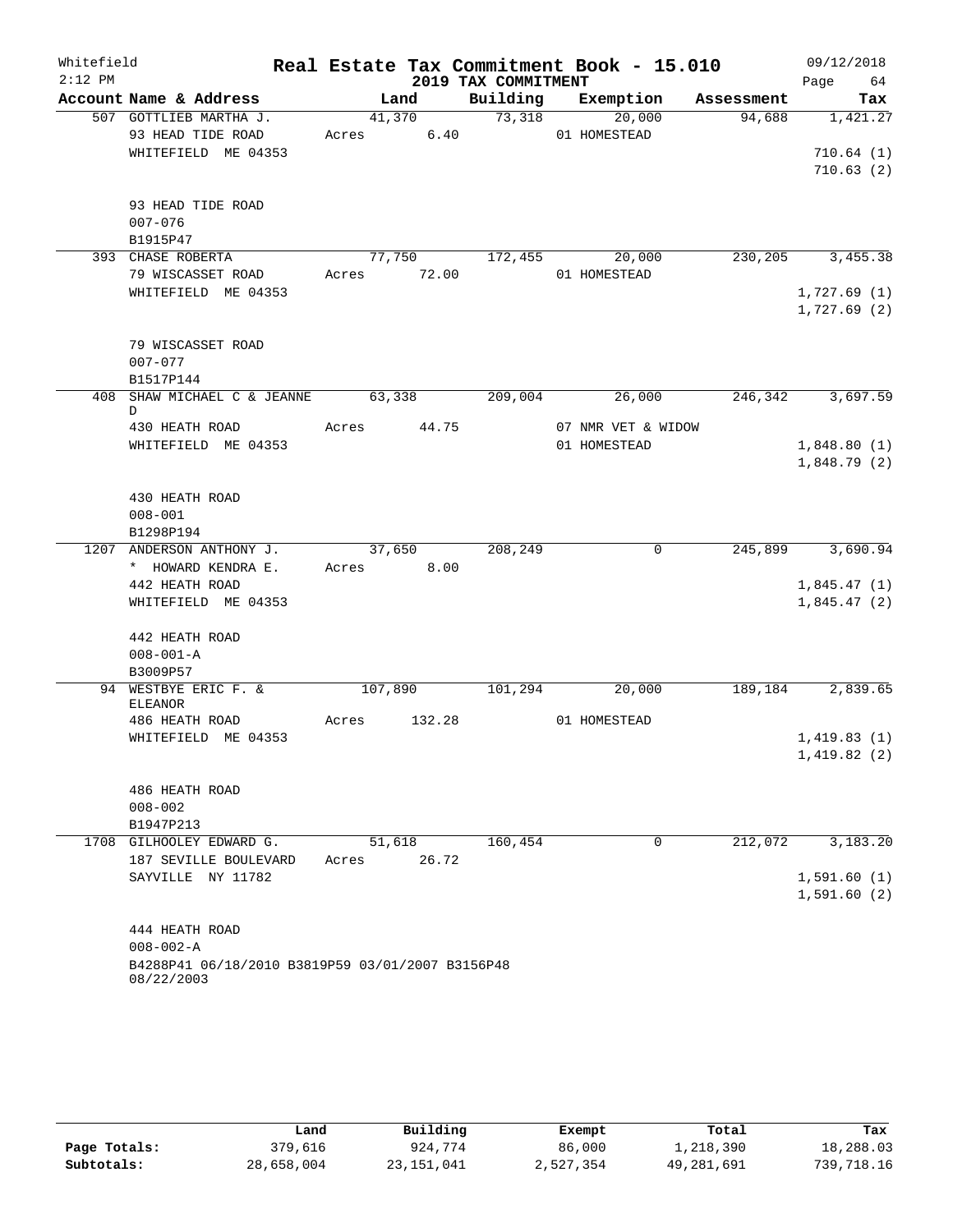Whitefield 2:12 PM

# Real Estate Tax Commitment Book - 15.010

## 2019 TAX COMMITMENT

09/12/2018

| Account Name & Address | Land | Building | Exemption | Assessment | Tax |
|---|---|---|---|---|---|
| 507 GOTTLIEB MARTHA J. | 41,370 | 73,318 | 20,000 | 94,688 | 1,421.27 |
| 93 HEAD TIDE ROAD | Acres 6.40 | | 01 HOMESTEAD | | |
| WHITEFIELD ME 04353 | | | | | 710.64 (1) |
| | | | | | 710.63 (2) |
| 93 HEAD TIDE ROAD | | | | | |
| 007-076 | | | | | |
| B1915P47 | | | | | |
| 393 CHASE ROBERTA | 77,750 | 172,455 | 20,000 | 230,205 | 3,455.38 |
| 79 WISCASSET ROAD | Acres 72.00 | | 01 HOMESTEAD | | |
| WHITEFIELD ME 04353 | | | | | 1,727.69 (1) |
| | | | | | 1,727.69 (2) |
| 79 WISCASSET ROAD | | | | | |
| 007-077 | | | | | |
| B1517P144 | | | | | |
| 408 SHAW MICHAEL C & JEANNE D | 63,338 | 209,004 | 26,000 | 246,342 | 3,697.59 |
| 430 HEATH ROAD | Acres 44.75 | | 07 NMR VET & WIDOW | | |
| WHITEFIELD ME 04353 | | | 01 HOMESTEAD | | 1,848.80 (1) |
| | | | | | 1,848.79 (2) |
| 430 HEATH ROAD | | | | | |
| 008-001 | | | | | |
| B1298P194 | | | | | |
| 1207 ANDERSON ANTHONY J. | 37,650 | 208,249 | 0 | 245,899 | 3,690.94 |
| * HOWARD KENDRA E. | Acres 8.00 | | | | |
| 442 HEATH ROAD | | | | | 1,845.47 (1) |
| WHITEFIELD ME 04353 | | | | | 1,845.47 (2) |
| 442 HEATH ROAD | | | | | |
| 008-001-A | | | | | |
| B3009P57 | | | | | |
| 94 WESTBYE ERIC F. & ELEANOR | 107,890 | 101,294 | 20,000 | 189,184 | 2,839.65 |
| 486 HEATH ROAD | Acres 132.28 | | 01 HOMESTEAD | | |
| WHITEFIELD ME 04353 | | | | | 1,419.83 (1) |
| | | | | | 1,419.82 (2) |
| 486 HEATH ROAD | | | | | |
| 008-002 | | | | | |
| B1947P213 | | | | | |
| 1708 GILHOOLEY EDWARD G. | 51,618 | 160,454 | 0 | 212,072 | 3,183.20 |
| 187 SEVILLE BOULEVARD | Acres 26.72 | | | | |
| SAYVILLE NY 11782 | | | | | 1,591.60 (1) |
| | | | | | 1,591.60 (2) |
| 444 HEATH ROAD | | | | | |
| 008-002-A | | | | | |
| B4288P41 06/18/2010 B3819P59 03/01/2007 B3156P48 08/22/2003 | | | | | |

| | Land | Building | Exempt | Total | Tax |
|---|---|---|---|---|---|
| Page Totals: | 379,616 | 924,774 | 86,000 | 1,218,390 | 18,288.03 |
| Subtotals: | 28,658,004 | 23,151,041 | 2,527,354 | 49,281,691 | 739,718.16 |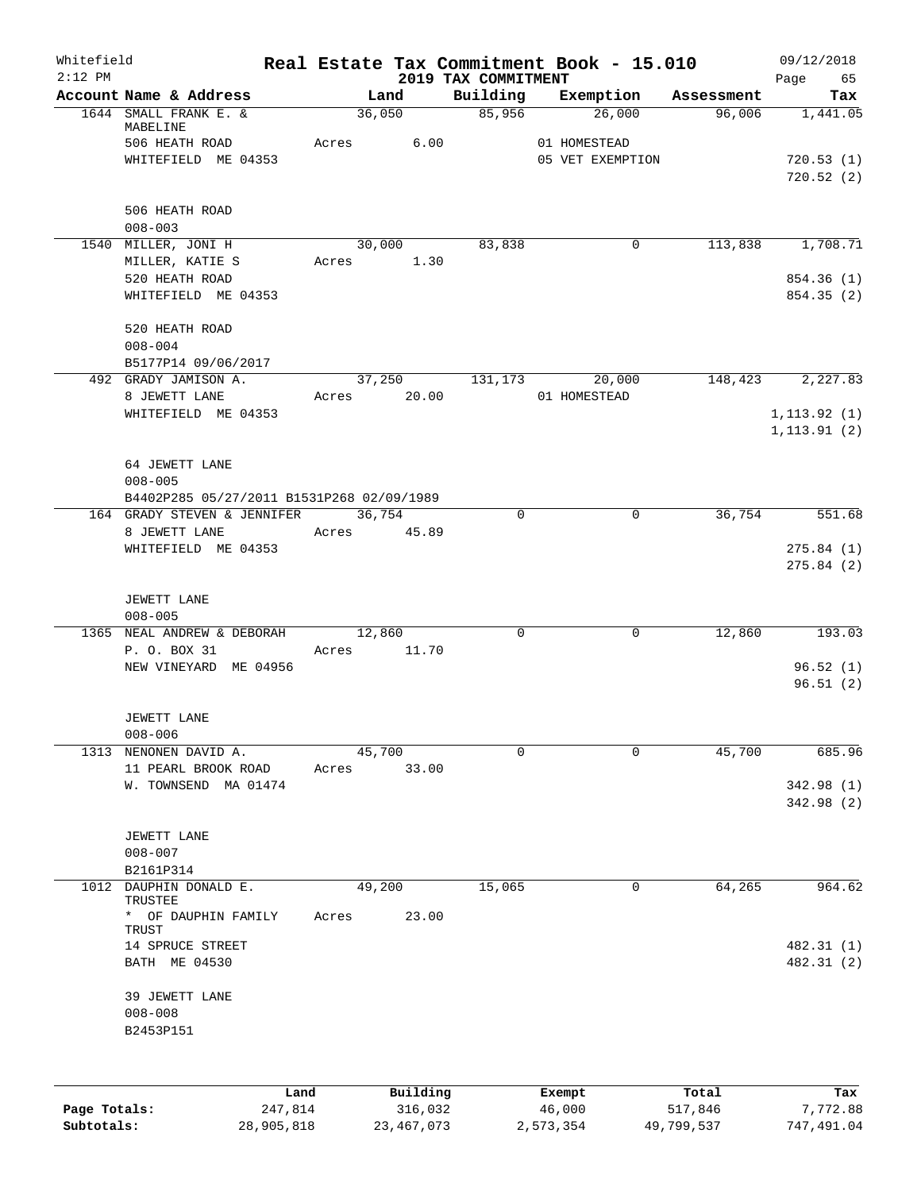Whitefield 2:12 PM

# Real Estate Tax Commitment Book - 15.010

## 2019 TAX COMMITMENT

09/12/2018 Page 65

| Account Name & Address | Land | Building | Exemption | Assessment | Tax |
|---|---|---|---|---|---|
| 1644 SMALL FRANK E. & MABELINE | 36,050 | 85,956 | 26,000 | 96,006 | 1,441.05 |
| 506 HEATH ROAD | Acres 6.00 | | 01 HOMESTEAD | | |
| WHITEFIELD ME 04353 | | | 05 VET EXEMPTION | | 720.53 (1) |
| | | | | | 720.52 (2) |
| 506 HEATH ROAD | | | | | |
| 008-003 | | | | | |
| 1540 MILLER, JONI H | 30,000 | 83,838 | 0 | 113,838 | 1,708.71 |
| MILLER, KATIE S | Acres 1.30 | | | | |
| 520 HEATH ROAD | | | | | 854.36 (1) |
| WHITEFIELD ME 04353 | | | | | 854.35 (2) |
| 520 HEATH ROAD | | | | | |
| 008-004 | | | | | |
| B5177P14 09/06/2017 | | | | | |
| 492 GRADY JAMISON A. | 37,250 | 131,173 | 20,000 | 148,423 | 2,227.83 |
| 8 JEWETT LANE | Acres 20.00 | | 01 HOMESTEAD | | |
| WHITEFIELD ME 04353 | | | | | 1,113.92 (1) |
| | | | | | 1,113.91 (2) |
| 64 JEWETT LANE | | | | | |
| 008-005 | | | | | |
| B4402P285 05/27/2011 B1531P268 02/09/1989 | | | | | |
| 164 GRADY STEVEN & JENNIFER | 36,754 | 0 | 0 | 36,754 | 551.68 |
| 8 JEWETT LANE | Acres 45.89 | | | | |
| WHITEFIELD ME 04353 | | | | | 275.84 (1) |
| | | | | | 275.84 (2) |
| JEWETT LANE | | | | | |
| 008-005 | | | | | |
| 1365 NEAL ANDREW & DEBORAH | 12,860 | 0 | 0 | 12,860 | 193.03 |
| P. O. BOX 31 | Acres 11.70 | | | | |
| NEW VINEYARD ME 04956 | | | | | 96.52 (1) |
| | | | | | 96.51 (2) |
| JEWETT LANE | | | | | |
| 008-006 | | | | | |
| 1313 NENONEN DAVID A. | 45,700 | 0 | 0 | 45,700 | 685.96 |
| 11 PEARL BROOK ROAD | Acres 33.00 | | | | |
| W. TOWNSEND MA 01474 | | | | | 342.98 (1) |
| | | | | | 342.98 (2) |
| JEWETT LANE | | | | | |
| 008-007 | | | | | |
| B2161P314 | | | | | |
| 1012 DAUPHIN DONALD E. TRUSTEE | 49,200 | 15,065 | 0 | 64,265 | 964.62 |
| * OF DAUPHIN FAMILY TRUST | Acres 23.00 | | | | |
| 14 SPRUCE STREET | | | | | 482.31 (1) |
| BATH ME 04530 | | | | | 482.31 (2) |
| 39 JEWETT LANE | | | | | |
| 008-008 | | | | | |
| B2453P151 | | | | | |

| | Land | Building | Exempt | Total | Tax |
|---|---|---|---|---|---|
| Page Totals: | 247,814 | 316,032 | 46,000 | 517,846 | 7,772.88 |
| Subtotals: | 28,905,818 | 23,467,073 | 2,573,354 | 49,799,537 | 747,491.04 |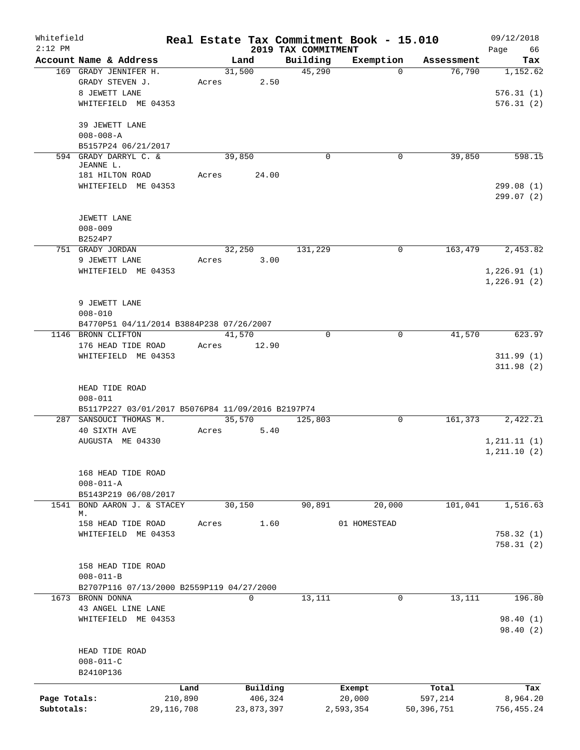Whitefield 2:12 PM

# Real Estate Tax Commitment Book - 15.010

## 2019 TAX COMMITMENT

09/12/2018

| Account Name & Address | Land | Building | Exemption | Assessment | Tax |
|---|---|---|---|---|---|
| 169 GRADY JENNIFER H. | 31,500 | 45,290 | 0 | 76,790 | 1,152.62 |
| GRADY STEVEN J. | Acres 2.50 | | | | |
| 8 JEWETT LANE | | | | | 576.31 (1) |
| WHITEFIELD ME 04353 | | | | | 576.31 (2) |
| 39 JEWETT LANE | | | | | |
| 008-008-A | | | | | |
| B5157P24 06/21/2017 | | | | | |
| 594 GRADY DARRYL C. & JEANNE L. | 39,850 | 0 | 0 | 39,850 | 598.15 |
| 181 HILTON ROAD | Acres 24.00 | | | | |
| WHITEFIELD ME 04353 | | | | | 299.08 (1) |
| | | | | | 299.07 (2) |
| JEWETT LANE | | | | | |
| 008-009 | | | | | |
| B2524P7 | | | | | |
| 751 GRADY JORDAN | 32,250 | 131,229 | 0 | 163,479 | 2,453.82 |
| 9 JEWETT LANE | Acres 3.00 | | | | |
| WHITEFIELD ME 04353 | | | | | 1,226.91 (1) |
| | | | | | 1,226.91 (2) |
| 9 JEWETT LANE | | | | | |
| 008-010 | | | | | |
| B4770P51 04/11/2014 B3884P238 07/26/2007 | | | | | |
| 1146 BRONN CLIFTON | 41,570 | 0 | 0 | 41,570 | 623.97 |
| 176 HEAD TIDE ROAD | Acres 12.90 | | | | |
| WHITEFIELD ME 04353 | | | | | 311.99 (1) |
| | | | | | 311.98 (2) |
| HEAD TIDE ROAD | | | | | |
| 008-011 | | | | | |
| B5117P227 03/01/2017 B5076P84 11/09/2016 B2197P74 | | | | | |
| 287 SANSOUCI THOMAS M. | 35,570 | 125,803 | 0 | 161,373 | 2,422.21 |
| 40 SIXTH AVE | Acres 5.40 | | | | |
| AUGUSTA ME 04330 | | | | | 1,211.11 (1) |
| | | | | | 1,211.10 (2) |
| 168 HEAD TIDE ROAD | | | | | |
| 008-011-A | | | | | |
| B5143P219 06/08/2017 | | | | | |
| 1541 BOND AARON J. & STACEY M. | 30,150 | 90,891 | 20,000 | 101,041 | 1,516.63 |
| 158 HEAD TIDE ROAD | Acres 1.60 | | 01 HOMESTEAD | | |
| WHITEFIELD ME 04353 | | | | | 758.32 (1) |
| | | | | | 758.31 (2) |
| 158 HEAD TIDE ROAD | | | | | |
| 008-011-B | | | | | |
| B2707P116 07/13/2000 B2559P119 04/27/2000 | | | | | |
| 1673 BRONN DONNA | 0 | 13,111 | 0 | 13,111 | 196.80 |
| 43 ANGEL LINE LANE | | | | | |
| WHITEFIELD ME 04353 | | | | | 98.40 (1) |
| | | | | | 98.40 (2) |
| HEAD TIDE ROAD | | | | | |
| 008-011-C | | | | | |
| B2410P136 | | | | | |

| | Land | Building | Exempt | Total | Tax |
|---|---|---|---|---|---|
| Page Totals: | 210,890 | 406,324 | 20,000 | 597,214 | 8,964.20 |
| Subtotals: | 29,116,708 | 23,873,397 | 2,593,354 | 50,396,751 | 756,455.24 |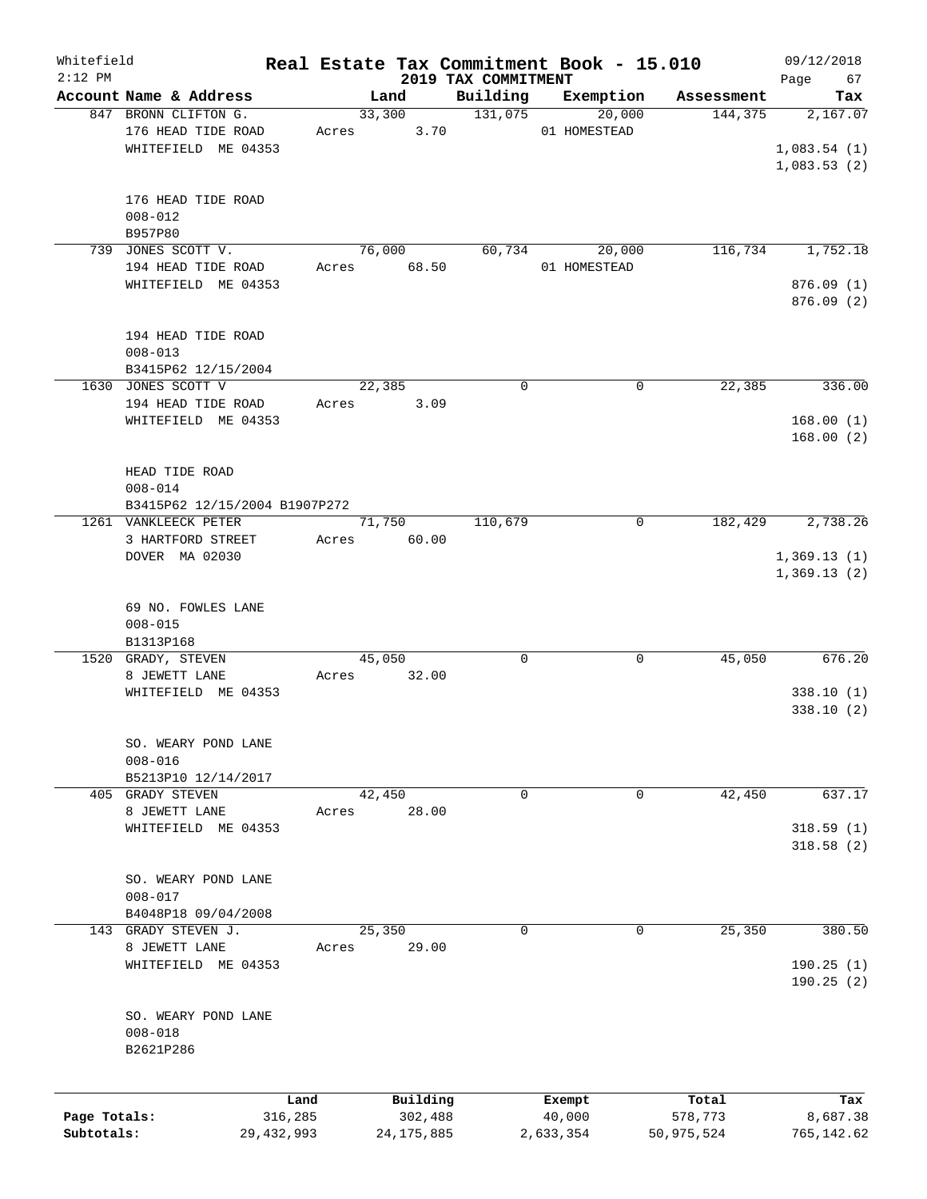Whitefield
2:12 PM

# Real Estate Tax Commitment Book - 15.010
## 2019 TAX COMMITMENT

09/12/2018

| Account | Name & Address | Land | Building | Exemption | Assessment | Tax |
|---|---|---|---|---|---|---|
| 847 | BRONN CLIFTON G.<br>176 HEAD TIDE ROAD<br>WHITEFIELD ME 04353<br><br>176 HEAD TIDE ROAD<br>008-012<br>B957P80 | 33,300<br>Acres 3.70 | 131,075 | 20,000<br>01 HOMESTEAD | 144,375 | 2,167.07<br>1,083.54 (1)<br>1,083.53 (2) |
| 739 | JONES SCOTT V.<br>194 HEAD TIDE ROAD<br>WHITEFIELD ME 04353<br><br>194 HEAD TIDE ROAD<br>008-013<br>B3415P62 12/15/2004 | 76,000<br>Acres 68.50 | 60,734 | 20,000<br>01 HOMESTEAD | 116,734 | 1,752.18<br>876.09 (1)<br>876.09 (2) |
| 1630 | JONES SCOTT V<br>194 HEAD TIDE ROAD<br>WHITEFIELD ME 04353<br><br>HEAD TIDE ROAD<br>008-014<br>B3415P62 12/15/2004 B1907P272 | 22,385<br>Acres 3.09 | 0 | 0 | 22,385 | 336.00<br>168.00 (1)<br>168.00 (2) |
| 1261 | VANKLEECK PETER<br>3 HARTFORD STREET<br>DOVER MA 02030<br><br>69 NO. FOWLES LANE<br>008-015<br>B1313P168 | 71,750<br>Acres 60.00 | 110,679 | 0 | 182,429 | 2,738.26<br>1,369.13 (1)<br>1,369.13 (2) |
| 1520 | GRADY, STEVEN<br>8 JEWETT LANE<br>WHITEFIELD ME 04353<br><br>SO. WEARY POND LANE<br>008-016<br>B5213P10 12/14/2017 | 45,050<br>Acres 32.00 | 0 | 0 | 45,050 | 676.20<br>338.10 (1)<br>338.10 (2) |
| 405 | GRADY STEVEN<br>8 JEWETT LANE<br>WHITEFIELD ME 04353<br><br>SO. WEARY POND LANE<br>008-017<br>B4048P18 09/04/2008 | 42,450<br>Acres 28.00 | 0 | 0 | 42,450 | 637.17<br>318.59 (1)<br>318.58 (2) |
| 143 | GRADY STEVEN J.<br>8 JEWETT LANE<br>WHITEFIELD ME 04353<br><br>SO. WEARY POND LANE<br>008-018<br>B2621P286 | 25,350<br>Acres 29.00 | 0 | 0 | 25,350 | 380.50<br>190.25 (1)<br>190.25 (2) |

| | Land | Building | Exempt | Total | Tax |
|---|---|---|---|---|---|
| Page Totals: | 316,285 | 302,488 | 40,000 | 578,773 | 8,687.38 |
| Subtotals: | 29,432,993 | 24,175,885 | 2,633,354 | 50,975,524 | 765,142.62 |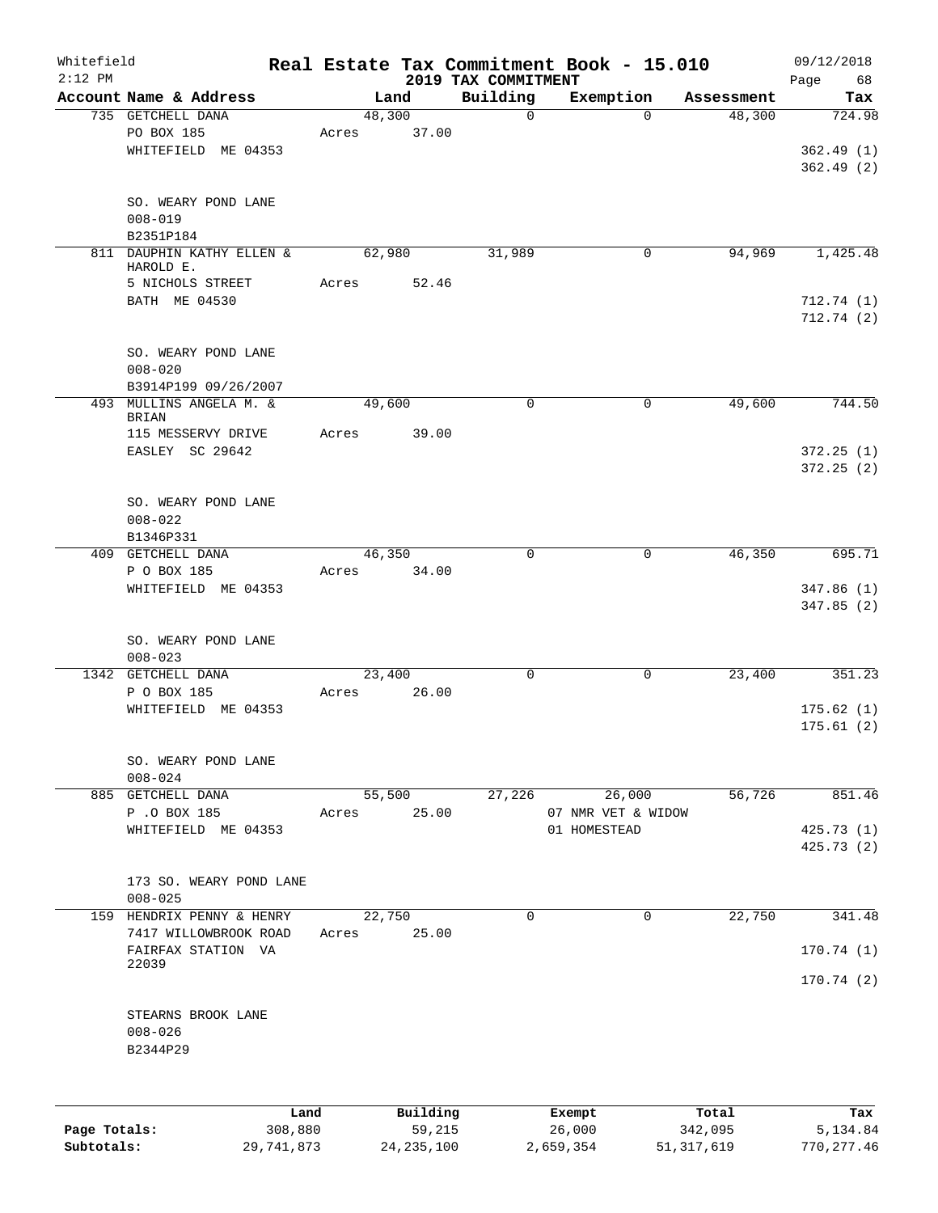Whitefield 2:12 PM

# Real Estate Tax Commitment Book - 15.010

## 2019 TAX COMMITMENT

09/12/2018

| Account Name & Address | Land | Building | Exemption | Assessment | Tax |
|---|---|---|---|---|---|
| 735 GETCHELL DANA<br>PO BOX 185<br>WHITEFIELD ME 04353<br><br>SO. WEARY POND LANE<br>008-019<br>B2351P184 | 48,300<br>Acres 37.00 | 0 | 0 | 48,300 | 724.98<br><br>362.49 (1)<br>362.49 (2) |
| 811 DAUPHIN KATHY ELLEN & HAROLD E.<br>5 NICHOLS STREET<br>BATH ME 04530<br><br>SO. WEARY POND LANE<br>008-020<br>B3914P199 09/26/2007 | 62,980<br>Acres 52.46 | 31,989 | 0 | 94,969 | 1,425.48<br><br>712.74 (1)<br>712.74 (2) |
| 493 MULLINS ANGELA M. & BRIAN<br>115 MESSERVY DRIVE<br>EASLEY SC 29642<br><br>SO. WEARY POND LANE<br>008-022<br>B1346P331 | 49,600<br>Acres 39.00 | 0 | 0 | 49,600 | 744.50<br><br>372.25 (1)<br>372.25 (2) |
| 409 GETCHELL DANA<br>P O BOX 185<br>WHITEFIELD ME 04353<br><br>SO. WEARY POND LANE<br>008-023 | 46,350<br>Acres 34.00 | 0 | 0 | 46,350 | 695.71<br><br>347.86 (1)<br>347.85 (2) |
| 1342 GETCHELL DANA<br>P O BOX 185<br>WHITEFIELD ME 04353<br><br>SO. WEARY POND LANE<br>008-024 | 23,400<br>Acres 26.00 | 0 | 0 | 23,400 | 351.23<br><br>175.62 (1)<br>175.61 (2) |
| 885 GETCHELL DANA<br>P .O BOX 185<br>WHITEFIELD ME 04353<br><br>173 SO. WEARY POND LANE<br>008-025 | 55,500<br>Acres 25.00 | 27,226 | 26,000<br>07 NMR VET & WIDOW<br>01 HOMESTEAD | 56,726 | 851.46<br><br>425.73 (1)<br>425.73 (2) |
| 159 HENDRIX PENNY & HENRY<br>7417 WILLOWBROOK ROAD<br>FAIRFAX STATION VA 22039<br><br>STEARNS BROOK LANE<br>008-026<br>B2344P29 | 22,750<br>Acres 25.00 | 0 | 0 | 22,750 | 341.48<br><br>170.74 (1)<br>170.74 (2) |

| | Land | Building | Exempt | Total | Tax |
|---|---|---|---|---|---|
| Page Totals: | 308,880 | 59,215 | 26,000 | 342,095 | 5,134.84 |
| Subtotals: | 29,741,873 | 24,235,100 | 2,659,354 | 51,317,619 | 770,277.46 |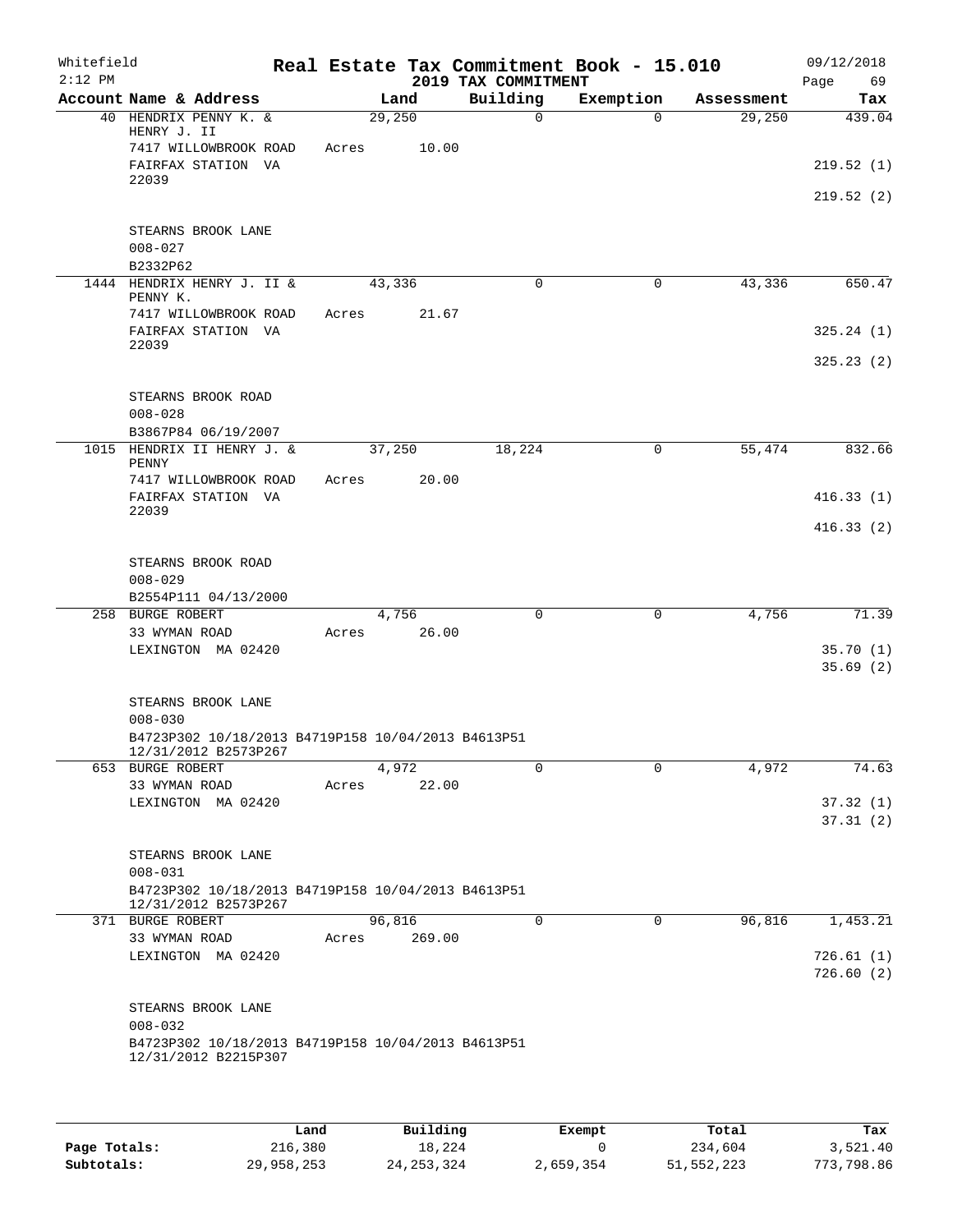Whitefield 2:12 PM

**Real Estate Tax Commitment Book - 15.010**
**2019 TAX COMMITMENT**

09/12/2018

| Account Name & Address | Land | Building | Exemption | Assessment | Tax |
|---|---|---|---|---|---|
| 40 HENDRIX PENNY K. & HENRY J. II | 29,250 | 0 | 0 | 29,250 | 439.04 |
| 7417 WILLOWBROOK ROAD | Acres 10.00 | | | | |
| FAIRFAX STATION VA 22039 | | | | | 219.52 (1) |
| | | | | | 219.52 (2) |
| STEARNS BROOK LANE | | | | | |
| 008-027 | | | | | |
| B2332P62 | | | | | |
| 1444 HENDRIX HENRY J. II & PENNY K. | 43,336 | 0 | 0 | 43,336 | 650.47 |
| 7417 WILLOWBROOK ROAD | Acres 21.67 | | | | |
| FAIRFAX STATION VA 22039 | | | | | 325.24 (1) |
| | | | | | 325.23 (2) |
| STEARNS BROOK ROAD | | | | | |
| 008-028 | | | | | |
| B3867P84 06/19/2007 | | | | | |
| 1015 HENDRIX II HENRY J. & PENNY | 37,250 | 18,224 | 0 | 55,474 | 832.66 |
| 7417 WILLOWBROOK ROAD | Acres 20.00 | | | | |
| FAIRFAX STATION VA 22039 | | | | | 416.33 (1) |
| | | | | | 416.33 (2) |
| STEARNS BROOK ROAD | | | | | |
| 008-029 | | | | | |
| B2554P111 04/13/2000 | | | | | |
| 258 BURGE ROBERT | 4,756 | 0 | 0 | 4,756 | 71.39 |
| 33 WYMAN ROAD | Acres 26.00 | | | | |
| LEXINGTON MA 02420 | | | | | 35.70 (1) |
| | | | | | 35.69 (2) |
| STEARNS BROOK LANE | | | | | |
| 008-030 | | | | | |
| B4723P302 10/18/2013 B4719P158 10/04/2013 B4613P51 12/31/2012 B2573P267 | | | | | |
| 653 BURGE ROBERT | 4,972 | 0 | 0 | 4,972 | 74.63 |
| 33 WYMAN ROAD | Acres 22.00 | | | | |
| LEXINGTON MA 02420 | | | | | 37.32 (1) |
| | | | | | 37.31 (2) |
| STEARNS BROOK LANE | | | | | |
| 008-031 | | | | | |
| B4723P302 10/18/2013 B4719P158 10/04/2013 B4613P51 12/31/2012 B2573P267 | | | | | |
| 371 BURGE ROBERT | 96,816 | 0 | 0 | 96,816 | 1,453.21 |
| 33 WYMAN ROAD | Acres 269.00 | | | | |
| LEXINGTON MA 02420 | | | | | 726.61 (1) |
| | | | | | 726.60 (2) |
| STEARNS BROOK LANE | | | | | |
| 008-032 | | | | | |
| B4723P302 10/18/2013 B4719P158 10/04/2013 B4613P51 12/31/2012 B2215P307 | | | | | |

| | Land | Building | Exempt | Total | Tax |
|---|---|---|---|---|---|
| Page Totals: | 216,380 | 18,224 | 0 | 234,604 | 3,521.40 |
| Subtotals: | 29,958,253 | 24,253,324 | 2,659,354 | 51,552,223 | 773,798.86 |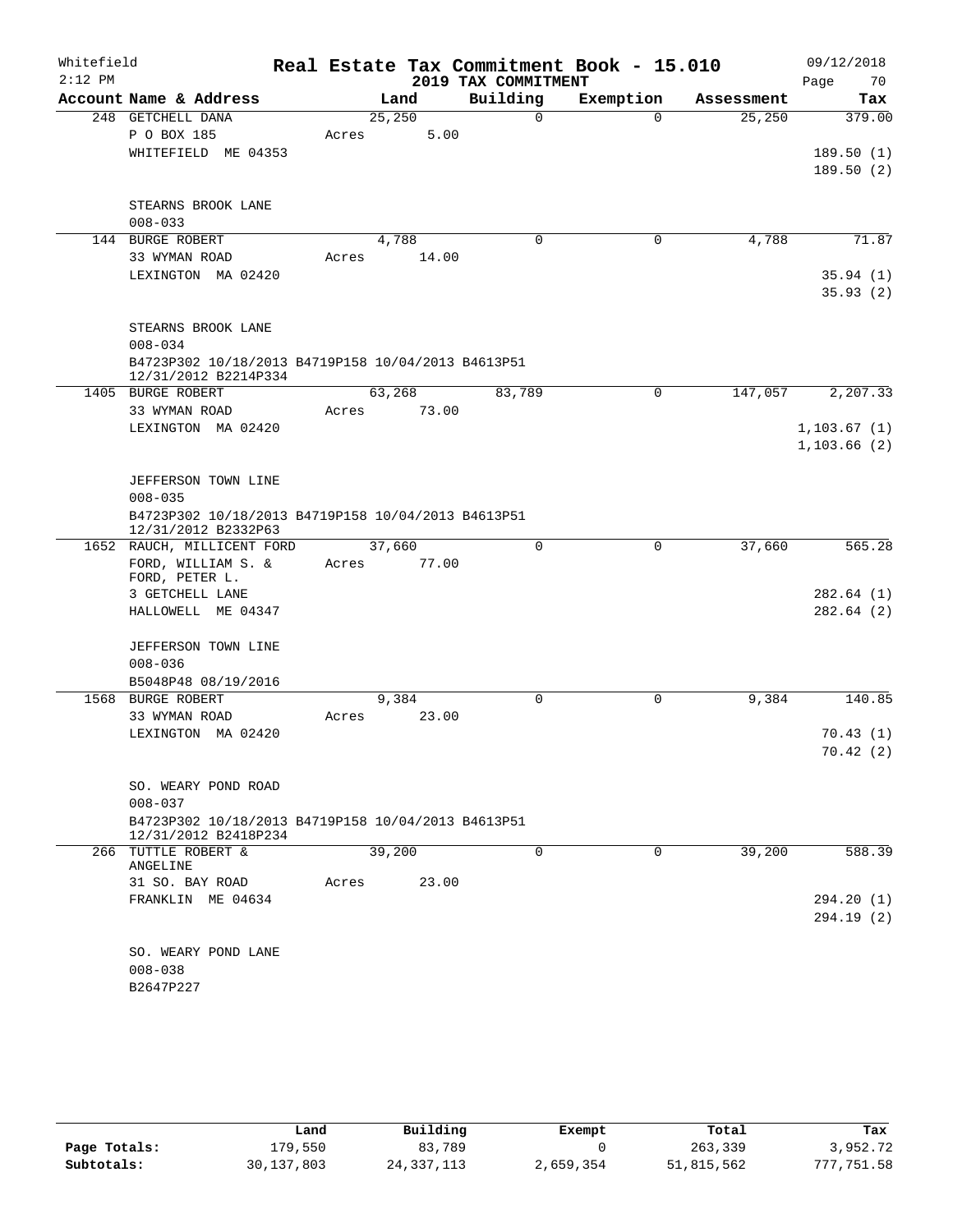Whitefield
2:12 PM

# Real Estate Tax Commitment Book - 15.010

## 2019 TAX COMMITMENT

09/12/2018

| Account Name & Address | Land | Building | Exemption | Assessment | Tax |
|---|---|---|---|---|---|
| 248 GETCHELL DANA | 25,250 | 0 | 0 | 25,250 | 379.00 |
| P O BOX 185 | Acres 5.00 | | | | |
| WHITEFIELD ME 04353 | | | | | 189.50 (1) |
| | | | | | 189.50 (2) |
| STEARNS BROOK LANE | | | | | |
| 008-033 | | | | | |
| 144 BURGE ROBERT | 4,788 | 0 | 0 | 4,788 | 71.87 |
| 33 WYMAN ROAD | Acres 14.00 | | | | |
| LEXINGTON MA 02420 | | | | | 35.94 (1) |
| | | | | | 35.93 (2) |
| STEARNS BROOK LANE | | | | | |
| 008-034 | | | | | |
| B4723P302 10/18/2013 B4719P158 10/04/2013 B4613P51 12/31/2012 B2214P334 | | | | | |
| 1405 BURGE ROBERT | 63,268 | 83,789 | 0 | 147,057 | 2,207.33 |
| 33 WYMAN ROAD | Acres 73.00 | | | | |
| LEXINGTON MA 02420 | | | | | 1,103.67 (1) |
| | | | | | 1,103.66 (2) |
| JEFFERSON TOWN LINE | | | | | |
| 008-035 | | | | | |
| B4723P302 10/18/2013 B4719P158 10/04/2013 B4613P51 12/31/2012 B2332P63 | | | | | |
| 1652 RAUCH, MILLICENT FORD | 37,660 | 0 | 0 | 37,660 | 565.28 |
| FORD, WILLIAM S. & FORD, PETER L. | Acres 77.00 | | | | |
| 3 GETCHELL LANE | | | | | 282.64 (1) |
| HALLOWELL ME 04347 | | | | | 282.64 (2) |
| JEFFERSON TOWN LINE | | | | | |
| 008-036 | | | | | |
| B5048P48 08/19/2016 | | | | | |
| 1568 BURGE ROBERT | 9,384 | 0 | 0 | 9,384 | 140.85 |
| 33 WYMAN ROAD | Acres 23.00 | | | | |
| LEXINGTON MA 02420 | | | | | 70.43 (1) |
| | | | | | 70.42 (2) |
| SO. WEARY POND ROAD | | | | | |
| 008-037 | | | | | |
| B4723P302 10/18/2013 B4719P158 10/04/2013 B4613P51 12/31/2012 B2418P234 | | | | | |
| 266 TUTTLE ROBERT & ANGELINE | 39,200 | 0 | 0 | 39,200 | 588.39 |
| 31 SO. BAY ROAD | Acres 23.00 | | | | |
| FRANKLIN ME 04634 | | | | | 294.20 (1) |
| | | | | | 294.19 (2) |
| SO. WEARY POND LANE | | | | | |
| 008-038 | | | | | |
| B2647P227 | | | | | |

| | Land | Building | Exempt | Total | Tax |
|---|---|---|---|---|---|
| Page Totals: | 179,550 | 83,789 | 0 | 263,339 | 3,952.72 |
| Subtotals: | 30,137,803 | 24,337,113 | 2,659,354 | 51,815,562 | 777,751.58 |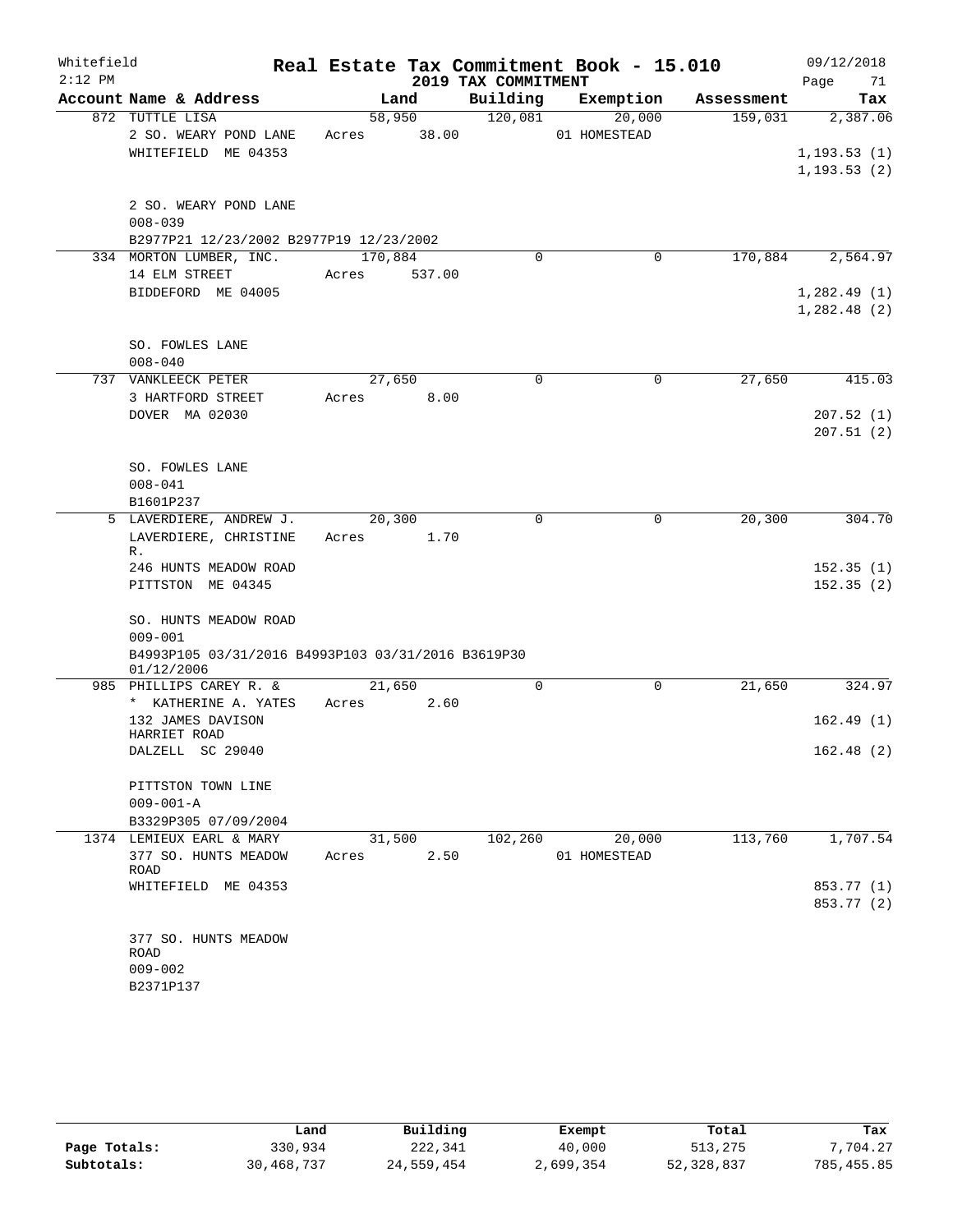# Real Estate Tax Commitment Book - 15.010

Whitefield
2:12 PM

2019 TAX COMMITMENT

09/12/2018

| Account Name & Address | Land | Building | Exemption | Assessment | Tax |
|---|---|---|---|---|---|
| 872 TUTTLE LISA | 58,950 | 120,081 | 20,000 | 159,031 | 2,387.06 |
| 2 SO. WEARY POND LANE | Acres 38.00 | | 01 HOMESTEAD | | |
| WHITEFIELD ME 04353 | | | | | 1,193.53 (1) |
| | | | | | 1,193.53 (2) |
| 2 SO. WEARY POND LANE | | | | | |
| 008-039 | | | | | |
| B2977P21 12/23/2002 B2977P19 12/23/2002 | | | | | |
| 334 MORTON LUMBER, INC. | 170,884 | 0 | 0 | 170,884 | 2,564.97 |
| 14 ELM STREET | Acres 537.00 | | | | |
| BIDDEFORD ME 04005 | | | | | 1,282.49 (1) |
| | | | | | 1,282.48 (2) |
| SO. FOWLES LANE | | | | | |
| 008-040 | | | | | |
| 737 VANKLEECK PETER | 27,650 | 0 | 0 | 27,650 | 415.03 |
| 3 HARTFORD STREET | Acres 8.00 | | | | |
| DOVER MA 02030 | | | | | 207.52 (1) |
| | | | | | 207.51 (2) |
| SO. FOWLES LANE | | | | | |
| 008-041 | | | | | |
| B1601P237 | | | | | |
| 5 LAVERDIERE, ANDREW J. | 20,300 | 0 | 0 | 20,300 | 304.70 |
| LAVERDIERE, CHRISTINE R. | Acres 1.70 | | | | |
| 246 HUNTS MEADOW ROAD | | | | | 152.35 (1) |
| PITTSTON ME 04345 | | | | | 152.35 (2) |
| SO. HUNTS MEADOW ROAD | | | | | |
| 009-001 | | | | | |
| B4993P105 03/31/2016 B4993P103 03/31/2016 B3619P30 01/12/2006 | | | | | |
| 985 PHILLIPS CAREY R. & | 21,650 | 0 | 0 | 21,650 | 324.97 |
| * KATHERINE A. YATES | Acres 2.60 | | | | |
| 132 JAMES DAVISON HARRIET ROAD | | | | | 162.49 (1) |
| DALZELL SC 29040 | | | | | 162.48 (2) |
| PITTSTON TOWN LINE | | | | | |
| 009-001-A | | | | | |
| B3329P305 07/09/2004 | | | | | |
| 1374 LEMIEUX EARL & MARY | 31,500 | 102,260 | 20,000 | 113,760 | 1,707.54 |
| 377 SO. HUNTS MEADOW ROAD | Acres 2.50 | | 01 HOMESTEAD | | |
| WHITEFIELD ME 04353 | | | | | 853.77 (1) |
| | | | | | 853.77 (2) |
| 377 SO. HUNTS MEADOW ROAD | | | | | |
| 009-002 | | | | | |
| B2371P137 | | | | | |

| | Land | Building | Exempt | Total | Tax |
|---|---|---|---|---|---|
| Page Totals: | 330,934 | 222,341 | 40,000 | 513,275 | 7,704.27 |
| Subtotals: | 30,468,737 | 24,559,454 | 2,699,354 | 52,328,837 | 785,455.85 |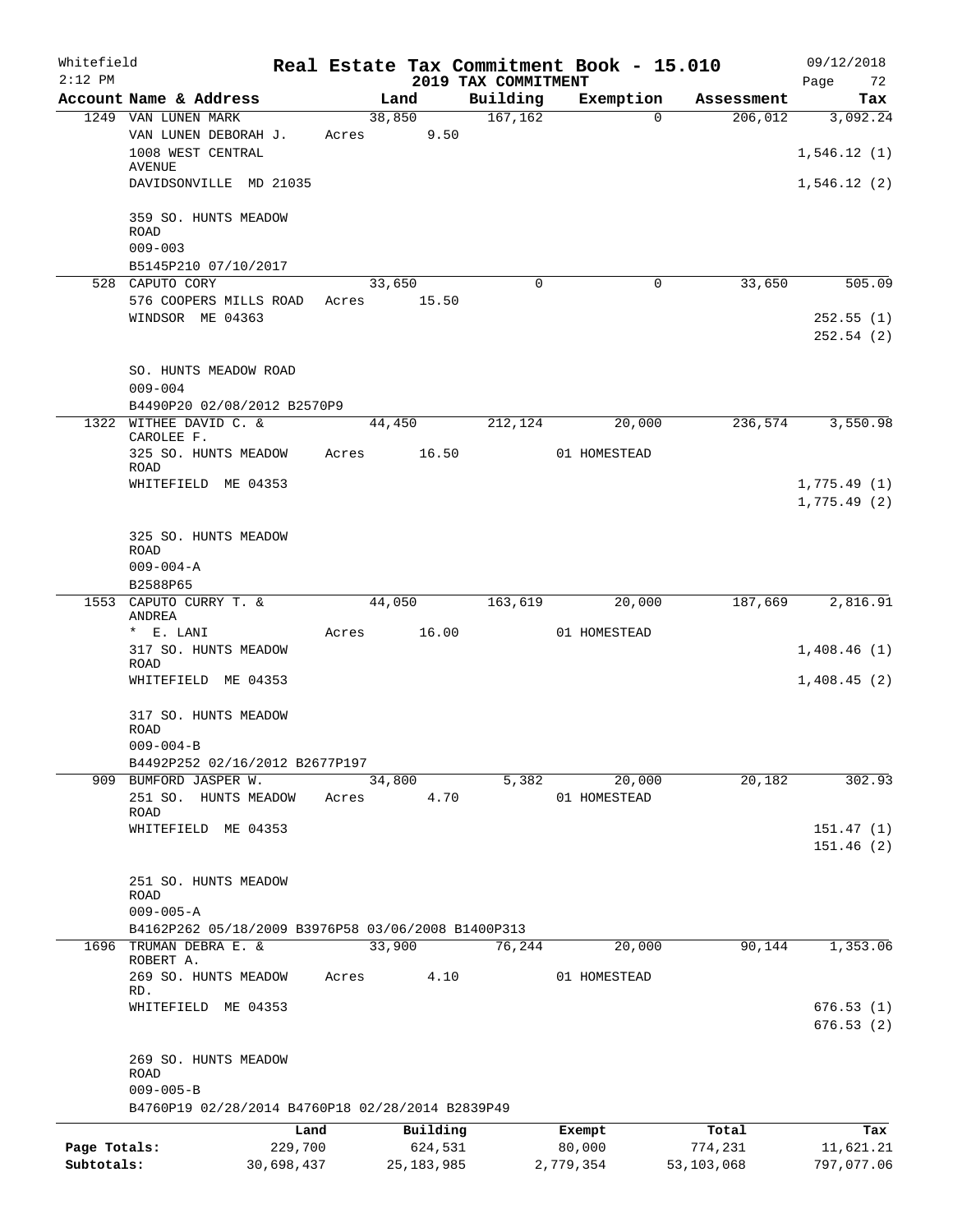Whitefield  Real Estate Tax Commitment Book - 15.010  09/12/2018
2:12 PM  2019 TAX COMMITMENT  Page 72

| Account Name & Address | Land | Building | Exemption | Assessment | Tax |
|---|---|---|---|---|---|
| 1249 VAN LUNEN MARK | 38,850 | 167,162 | 0 | 206,012 | 3,092.24 |
| VAN LUNEN DEBORAH J. | Acres 9.50 | | | | |
| 1008 WEST CENTRAL AVENUE | | | | | 1,546.12 (1) |
| DAVIDSONVILLE MD 21035 | | | | | 1,546.12 (2) |
| 359 SO. HUNTS MEADOW ROAD | | | | | |
| 009-003 | | | | | |
| B5145P210 07/10/2017 | | | | | |
| 528 CAPUTO CORY | 33,650 | 0 | 0 | 33,650 | 505.09 |
| 576 COOPERS MILLS ROAD | Acres 15.50 | | | | |
| WINDSOR ME 04363 | | | | | 252.55 (1) |
| | | | | | 252.54 (2) |
| SO. HUNTS MEADOW ROAD | | | | | |
| 009-004 | | | | | |
| B4490P20 02/08/2012 B2570P9 | | | | | |
| 1322 WITHEE DAVID C. & CAROLEE F. | 44,450 | 212,124 | 20,000 | 236,574 | 3,550.98 |
| 325 SO. HUNTS MEADOW ROAD | Acres 16.50 | | 01 HOMESTEAD | | |
| WHITEFIELD ME 04353 | | | | | 1,775.49 (1) |
| | | | | | 1,775.49 (2) |
| 325 SO. HUNTS MEADOW ROAD | | | | | |
| 009-004-A | | | | | |
| B2588P65 | | | | | |
| 1553 CAPUTO CURRY T. & ANDREA | 44,050 | 163,619 | 20,000 | 187,669 | 2,816.91 |
| * E. LANI | Acres 16.00 | | 01 HOMESTEAD | | |
| 317 SO. HUNTS MEADOW ROAD | | | | | 1,408.46 (1) |
| WHITEFIELD ME 04353 | | | | | 1,408.45 (2) |
| 317 SO. HUNTS MEADOW ROAD | | | | | |
| 009-004-B | | | | | |
| B4492P252 02/16/2012 B2677P197 | | | | | |
| 909 BUMFORD JASPER W. | 34,800 | 5,382 | 20,000 | 20,182 | 302.93 |
| 251 SO. HUNTS MEADOW ROAD | Acres 4.70 | | 01 HOMESTEAD | | |
| WHITEFIELD ME 04353 | | | | | 151.47 (1) |
| | | | | | 151.46 (2) |
| 251 SO. HUNTS MEADOW ROAD | | | | | |
| 009-005-A | | | | | |
| B4162P262 05/18/2009 B3976P58 03/06/2008 B1400P313 | | | | | |
| 1696 TRUMAN DEBRA E. & ROBERT A. | 33,900 | 76,244 | 20,000 | 90,144 | 1,353.06 |
| 269 SO. HUNTS MEADOW RD. | Acres 4.10 | | 01 HOMESTEAD | | |
| WHITEFIELD ME 04353 | | | | | 676.53 (1) |
| | | | | | 676.53 (2) |
| 269 SO. HUNTS MEADOW ROAD | | | | | |
| 009-005-B | | | | | |
| B4760P19 02/28/2014 B4760P18 02/28/2014 B2839P49 | | | | | |

| | Land | Building | Exempt | Total | Tax |
|---|---|---|---|---|---|
| Page Totals: | 229,700 | 624,531 | 80,000 | 774,231 | 11,621.21 |
| Subtotals: | 30,698,437 | 25,183,985 | 2,779,354 | 53,103,068 | 797,077.06 |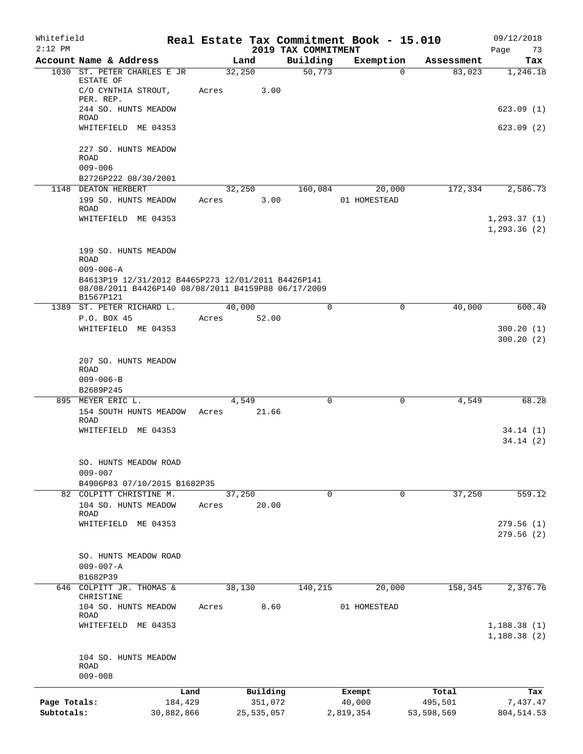Whitefield — Real Estate Tax Commitment Book - 15.010 — 09/12/2018

2:12 PM — 2019 TAX COMMITMENT

| Account Name & Address | Land | Building | Exemption | Assessment | Tax |
|---|---|---|---|---|---|
| 1030 ST. PETER CHARLES E JR ESTATE OF | 32,250 | 50,773 | 0 | 83,023 | 1,246.18 |
| C/O CYNTHIA STROUT, PER. REP. | Acres 3.00 | | | | |
| 244 SO. HUNTS MEADOW ROAD | | | | | 623.09 (1) |
| WHITEFIELD ME 04353 | | | | | 623.09 (2) |
| 227 SO. HUNTS MEADOW ROAD | | | | | |
| 009-006 | | | | | |
| B2726P222 08/30/2001 | | | | | |
| 1148 DEATON HERBERT | 32,250 | 160,084 | 20,000 | 172,334 | 2,586.73 |
| 199 SO. HUNTS MEADOW ROAD | Acres 3.00 | | 01 HOMESTEAD | | |
| WHITEFIELD ME 04353 | | | | | 1,293.37 (1) |
| | | | | | 1,293.36 (2) |
| 199 SO. HUNTS MEADOW ROAD | | | | | |
| 009-006-A | | | | | |
| B4613P19 12/31/2012 B4465P273 12/01/2011 B4426P141 08/08/2011 B4426P140 08/08/2011 B4159P88 06/17/2009 B1567P121 | | | | | |
| 1389 ST. PETER RICHARD L. | 40,000 | 0 | 0 | 40,000 | 600.40 |
| P.O. BOX 45 | Acres 52.00 | | | | |
| WHITEFIELD ME 04353 | | | | | 300.20 (1) |
| | | | | | 300.20 (2) |
| 207 SO. HUNTS MEADOW ROAD | | | | | |
| 009-006-B | | | | | |
| B2689P245 | | | | | |
| 895 MEYER ERIC L. | 4,549 | 0 | 0 | 4,549 | 68.28 |
| 154 SOUTH HUNTS MEADOW ROAD | Acres 21.66 | | | | |
| WHITEFIELD ME 04353 | | | | | 34.14 (1) |
| | | | | | 34.14 (2) |
| SO. HUNTS MEADOW ROAD | | | | | |
| 009-007 | | | | | |
| B4906P83 07/10/2015 B1682P35 | | | | | |
| 82 COLPITT CHRISTINE M. | 37,250 | 0 | 0 | 37,250 | 559.12 |
| 104 SO. HUNTS MEADOW ROAD | Acres 20.00 | | | | |
| WHITEFIELD ME 04353 | | | | | 279.56 (1) |
| | | | | | 279.56 (2) |
| SO. HUNTS MEADOW ROAD | | | | | |
| 009-007-A | | | | | |
| B1682P39 | | | | | |
| 646 COLPITT JR. THOMAS & CHRISTINE | 38,130 | 140,215 | 20,000 | 158,345 | 2,376.76 |
| 104 SO. HUNTS MEADOW ROAD | Acres 8.60 | | 01 HOMESTEAD | | |
| WHITEFIELD ME 04353 | | | | | 1,188.38 (1) |
| | | | | | 1,188.38 (2) |
| 104 SO. HUNTS MEADOW ROAD | | | | | |
| 009-008 | | | | | |

| | Land | Building | Exempt | Total | Tax |
|---|---|---|---|---|---|
| Page Totals: | 184,429 | 351,072 | 40,000 | 495,501 | 7,437.47 |
| Subtotals: | 30,882,866 | 25,535,057 | 2,819,354 | 53,598,569 | 804,514.53 |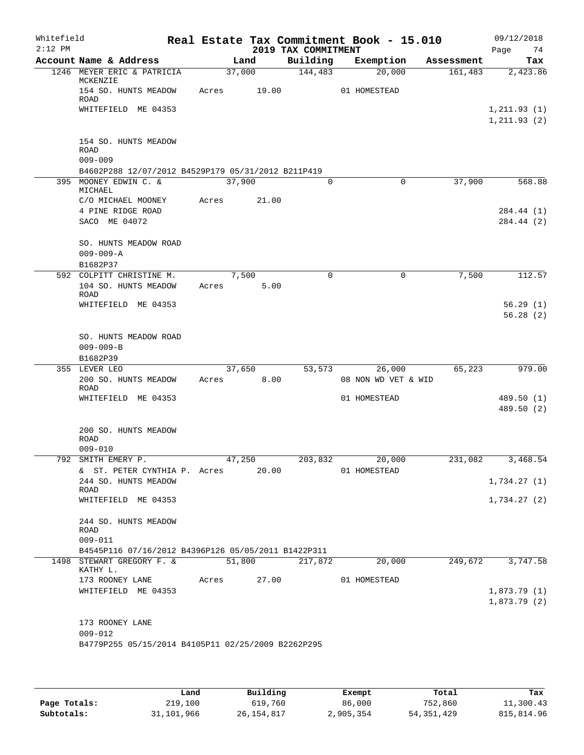Whitefield 2:12 PM

# Real Estate Tax Commitment Book - 15.010

## 2019 TAX COMMITMENT

09/12/2018 Page 74

| Account Name & Address | Land | Building | Exemption | Assessment | Tax |
|---|---|---|---|---|---|
| 1246 MEYER ERIC & PATRICIA MCKENZIE | 37,000 | 144,483 | 20,000 | 161,483 | 2,423.86 |
| 154 SO. HUNTS MEADOW ROAD | Acres 19.00 | | 01 HOMESTEAD | | |
| WHITEFIELD ME 04353 | | | | | 1,211.93 (1) |
| | | | | | 1,211.93 (2) |
| 154 SO. HUNTS MEADOW ROAD | | | | | |
| 009-009 | | | | | |
| B4602P288 12/07/2012 B4529P179 05/31/2012 B211P419 | | | | | |
| 395 MOONEY EDWIN C. & MICHAEL | 37,900 | 0 | 0 | 37,900 | 568.88 |
| C/O MICHAEL MOONEY | Acres 21.00 | | | | |
| 4 PINE RIDGE ROAD | | | | | 284.44 (1) |
| SACO ME 04072 | | | | | 284.44 (2) |
| SO. HUNTS MEADOW ROAD | | | | | |
| 009-009-A | | | | | |
| B1682P37 | | | | | |
| 592 COLPITT CHRISTINE M. | 7,500 | 0 | 0 | 7,500 | 112.57 |
| 104 SO. HUNTS MEADOW ROAD | Acres 5.00 | | | | |
| WHITEFIELD ME 04353 | | | | | 56.29 (1) |
| | | | | | 56.28 (2) |
| SO. HUNTS MEADOW ROAD | | | | | |
| 009-009-B | | | | | |
| B1682P39 | | | | | |
| 355 LEVER LEO | 37,650 | 53,573 | 26,000 | 65,223 | 979.00 |
| 200 SO. HUNTS MEADOW ROAD | Acres 8.00 | | 08 NON WD VET & WID | | |
| WHITEFIELD ME 04353 | | | 01 HOMESTEAD | | 489.50 (1) |
| | | | | | 489.50 (2) |
| 200 SO. HUNTS MEADOW ROAD | | | | | |
| 009-010 | | | | | |
| 792 SMITH EMERY P. | 47,250 | 203,832 | 20,000 | 231,082 | 3,468.54 |
| & ST. PETER CYNTHIA P. | Acres 20.00 | | 01 HOMESTEAD | | |
| 244 SO. HUNTS MEADOW ROAD | | | | | 1,734.27 (1) |
| WHITEFIELD ME 04353 | | | | | 1,734.27 (2) |
| 244 SO. HUNTS MEADOW ROAD | | | | | |
| 009-011 | | | | | |
| B4545P116 07/16/2012 B4396P126 05/05/2011 B1422P311 | | | | | |
| 1498 STEWART GREGORY F. & KATHY L. | 51,800 | 217,872 | 20,000 | 249,672 | 3,747.58 |
| 173 ROONEY LANE | Acres 27.00 | | 01 HOMESTEAD | | |
| WHITEFIELD ME 04353 | | | | | 1,873.79 (1) |
| | | | | | 1,873.79 (2) |
| 173 ROONEY LANE | | | | | |
| 009-012 | | | | | |
| B4779P255 05/15/2014 B4105P11 02/25/2009 B2262P295 | | | | | |

| | Land | Building | Exempt | Total | Tax |
|---|---|---|---|---|---|
| Page Totals: | 219,100 | 619,760 | 86,000 | 752,860 | 11,300.43 |
| Subtotals: | 31,101,966 | 26,154,817 | 2,905,354 | 54,351,429 | 815,814.96 |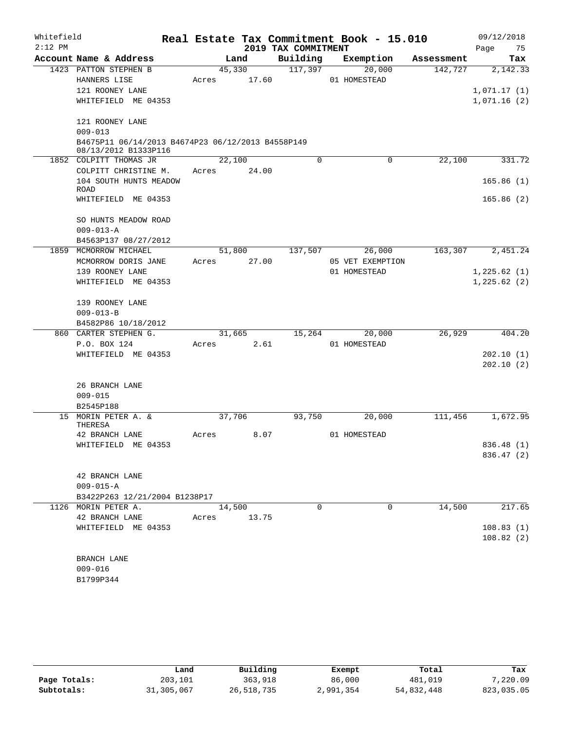Whitefield — Real Estate Tax Commitment Book - 15.010 — 09/12/2018
2:12 PM — 2019 TAX COMMITMENT

| Account Name & Address | Land | Building | Exemption | Assessment | Tax |
|---|---|---|---|---|---|
| 1423 PATTON STEPHEN B | 45,330 | 117,397 | 20,000 | 142,727 | 2,142.33 |
| HANNERS LISE | Acres 17.60 | | 01 HOMESTEAD | | |
| 121 ROONEY LANE | | | | | 1,071.17 (1) |
| WHITEFIELD ME 04353 | | | | | 1,071.16 (2) |
| 121 ROONEY LANE | | | | | |
| 009-013 | | | | | |
| B4675P11 06/14/2013 B4674P23 06/12/2013 B4558P149 08/13/2012 B1333P116 | | | | | |
| 1852 COLPITT THOMAS JR | 22,100 | 0 | 0 | 22,100 | 331.72 |
| COLPITT CHRISTINE M. | Acres 24.00 | | | | |
| 104 SOUTH HUNTS MEADOW ROAD | | | | | 165.86 (1) |
| WHITEFIELD ME 04353 | | | | | 165.86 (2) |
| SO HUNTS MEADOW ROAD | | | | | |
| 009-013-A | | | | | |
| B4563P137 08/27/2012 | | | | | |
| 1859 MCMORROW MICHAEL | 51,800 | 137,507 | 26,000 | 163,307 | 2,451.24 |
| MCMORROW DORIS JANE | Acres 27.00 | | 05 VET EXEMPTION | | |
| 139 ROONEY LANE | | | 01 HOMESTEAD | | 1,225.62 (1) |
| WHITEFIELD ME 04353 | | | | | 1,225.62 (2) |
| 139 ROONEY LANE | | | | | |
| 009-013-B | | | | | |
| B4582P86 10/18/2012 | | | | | |
| 860 CARTER STEPHEN G. | 31,665 | 15,264 | 20,000 | 26,929 | 404.20 |
| P.O. BOX 124 | Acres 2.61 | | 01 HOMESTEAD | | |
| WHITEFIELD ME 04353 | | | | | 202.10 (1) |
| | | | | | 202.10 (2) |
| 26 BRANCH LANE | | | | | |
| 009-015 | | | | | |
| B2545P188 | | | | | |
| 15 MORIN PETER A. & THERESA | 37,706 | 93,750 | 20,000 | 111,456 | 1,672.95 |
| 42 BRANCH LANE | Acres 8.07 | | 01 HOMESTEAD | | |
| WHITEFIELD ME 04353 | | | | | 836.48 (1) |
| | | | | | 836.47 (2) |
| 42 BRANCH LANE | | | | | |
| 009-015-A | | | | | |
| B3422P263 12/21/2004 B1238P17 | | | | | |
| 1126 MORIN PETER A. | 14,500 | 0 | 0 | 14,500 | 217.65 |
| 42 BRANCH LANE | Acres 13.75 | | | | |
| WHITEFIELD ME 04353 | | | | | 108.83 (1) |
| | | | | | 108.82 (2) |
| BRANCH LANE | | | | | |
| 009-016 | | | | | |
| B1799P344 | | | | | |

| | Land | Building | Exempt | Total | Tax |
|---|---|---|---|---|---|
| Page Totals: | 203,101 | 363,918 | 86,000 | 481,019 | 7,220.09 |
| Subtotals: | 31,305,067 | 26,518,735 | 2,991,354 | 54,832,448 | 823,035.05 |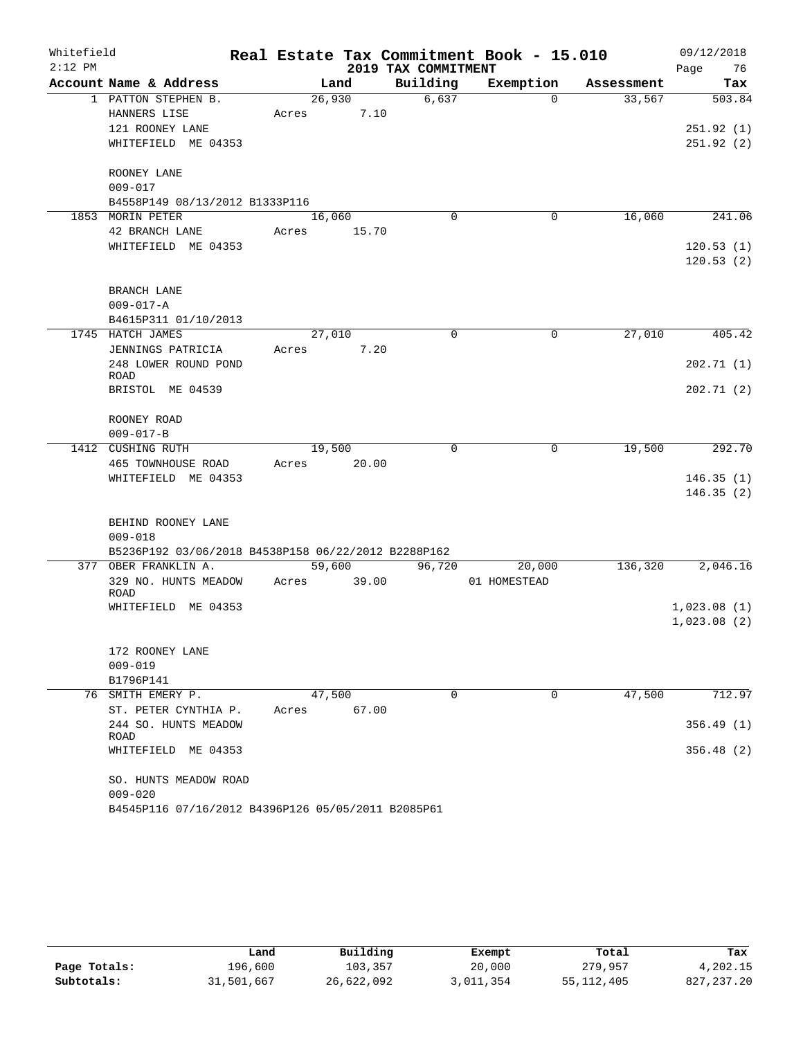Whitefield 2:12 PM

# Real Estate Tax Commitment Book - 15.010

## 2019 TAX COMMITMENT

09/12/2018 Page 76

| Account Name & Address | Land | Building | Exemption | Assessment | Tax |
|---|---|---|---|---|---|
| 1 PATTON STEPHEN B. | 26,930 | 6,637 | 0 | 33,567 | 503.84 |
| HANNERS LISE | Acres 7.10 | | | | |
| 121 ROONEY LANE | | | | | 251.92 (1) |
| WHITEFIELD ME 04353 | | | | | 251.92 (2) |
| ROONEY LANE | | | | | |
| 009-017 | | | | | |
| B4558P149 08/13/2012 B1333P116 | | | | | |
| 1853 MORIN PETER | 16,060 | 0 | 0 | 16,060 | 241.06 |
| 42 BRANCH LANE | Acres 15.70 | | | | |
| WHITEFIELD ME 04353 | | | | | 120.53 (1) |
| | | | | | 120.53 (2) |
| BRANCH LANE | | | | | |
| 009-017-A | | | | | |
| B4615P311 01/10/2013 | | | | | |
| 1745 HATCH JAMES | 27,010 | 0 | 0 | 27,010 | 405.42 |
| JENNINGS PATRICIA | Acres 7.20 | | | | |
| 248 LOWER ROUND POND ROAD | | | | | 202.71 (1) |
| BRISTOL ME 04539 | | | | | 202.71 (2) |
| ROONEY ROAD | | | | | |
| 009-017-B | | | | | |
| 1412 CUSHING RUTH | 19,500 | 0 | 0 | 19,500 | 292.70 |
| 465 TOWNHOUSE ROAD | Acres 20.00 | | | | |
| WHITEFIELD ME 04353 | | | | | 146.35 (1) |
| | | | | | 146.35 (2) |
| BEHIND ROONEY LANE | | | | | |
| 009-018 | | | | | |
| B5236P192 03/06/2018 B4538P158 06/22/2012 B2288P162 | | | | | |
| 377 OBER FRANKLIN A. | 59,600 | 96,720 | 20,000 | 136,320 | 2,046.16 |
| 329 NO. HUNTS MEADOW ROAD | Acres 39.00 | | 01 HOMESTEAD | | |
| WHITEFIELD ME 04353 | | | | | 1,023.08 (1) |
| | | | | | 1,023.08 (2) |
| 172 ROONEY LANE | | | | | |
| 009-019 | | | | | |
| B1796P141 | | | | | |
| 76 SMITH EMERY P. | 47,500 | 0 | 0 | 47,500 | 712.97 |
| ST. PETER CYNTHIA P. | Acres 67.00 | | | | |
| 244 SO. HUNTS MEADOW ROAD | | | | | 356.49 (1) |
| WHITEFIELD ME 04353 | | | | | 356.48 (2) |
| SO. HUNTS MEADOW ROAD | | | | | |
| 009-020 | | | | | |
| B4545P116 07/16/2012 B4396P126 05/05/2011 B2085P61 | | | | | |

| | Land | Building | Exempt | Total | Tax |
|---|---|---|---|---|---|
| Page Totals: | 196,600 | 103,357 | 20,000 | 279,957 | 4,202.15 |
| Subtotals: | 31,501,667 | 26,622,092 | 3,011,354 | 55,112,405 | 827,237.20 |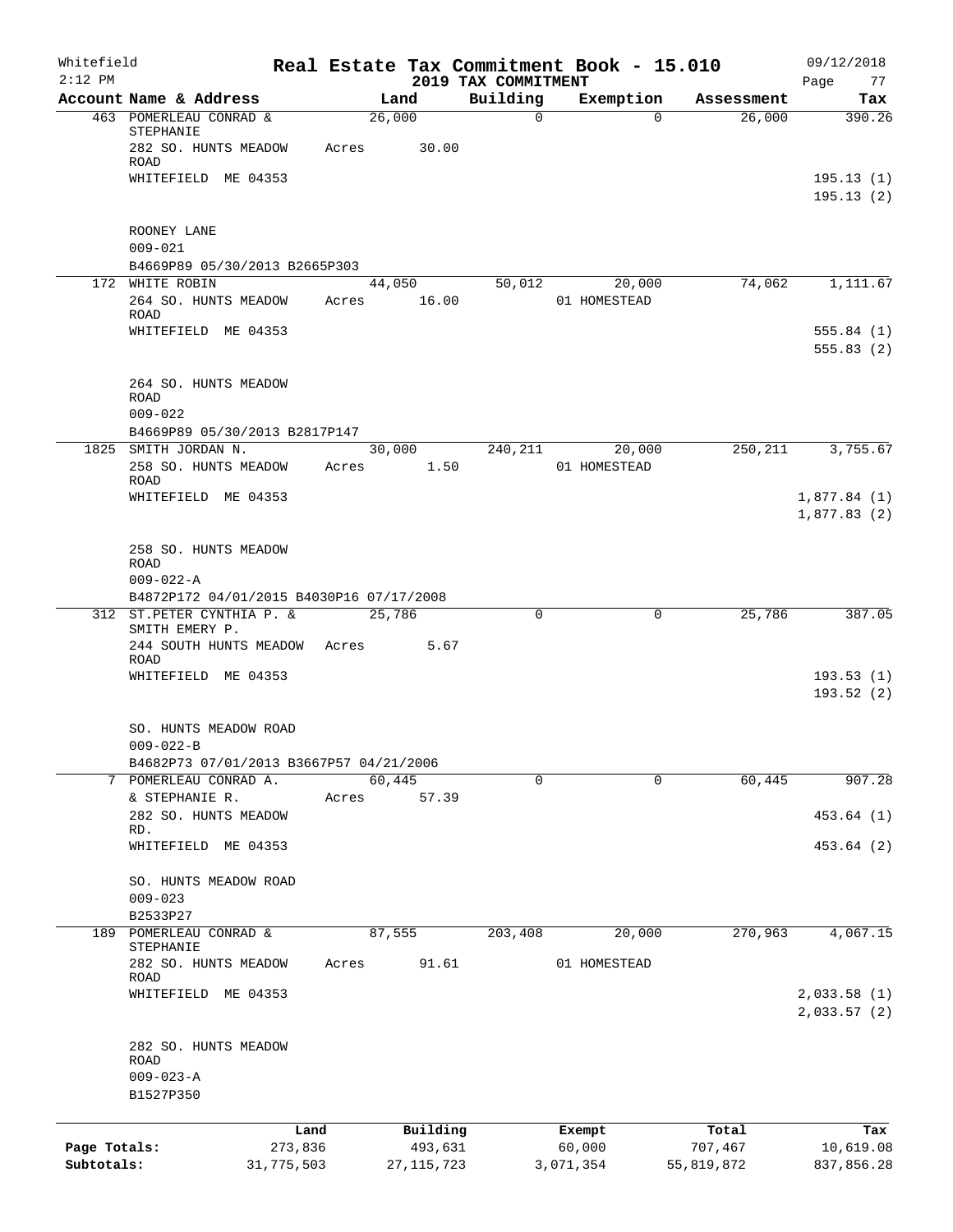Whitefield
2:12 PM

# Real Estate Tax Commitment Book - 15.010

## 2019 TAX COMMITMENT

09/12/2018

| Account Name & Address | Land | Building | Exemption | Assessment | Tax |
|---|---|---|---|---|---|
| 463 POMERLEAU CONRAD & STEPHANIE | 26,000 | 0 | 0 | 26,000 | 390.26 |
| 282 SO. HUNTS MEADOW ROAD | Acres 30.00 | | | | |
| WHITEFIELD ME 04353 | | | | | 195.13 (1) |
| | | | | | 195.13 (2) |
| ROONEY LANE | | | | | |
| 009-021 | | | | | |
| B4669P89 05/30/2013 B2665P303 | | | | | |
| 172 WHITE ROBIN | 44,050 | 50,012 | 20,000 | 74,062 | 1,111.67 |
| 264 SO. HUNTS MEADOW ROAD | Acres 16.00 | | 01 HOMESTEAD | | |
| WHITEFIELD ME 04353 | | | | | 555.84 (1) |
| | | | | | 555.83 (2) |
| 264 SO. HUNTS MEADOW ROAD | | | | | |
| 009-022 | | | | | |
| B4669P89 05/30/2013 B2817P147 | | | | | |
| 1825 SMITH JORDAN N. | 30,000 | 240,211 | 20,000 | 250,211 | 3,755.67 |
| 258 SO. HUNTS MEADOW ROAD | Acres 1.50 | | 01 HOMESTEAD | | |
| WHITEFIELD ME 04353 | | | | | 1,877.84 (1) |
| | | | | | 1,877.83 (2) |
| 258 SO. HUNTS MEADOW ROAD | | | | | |
| 009-022-A | | | | | |
| B4872P172 04/01/2015 B4030P16 07/17/2008 | | | | | |
| 312 ST.PETER CYNTHIA P. & SMITH EMERY P. | 25,786 | 0 | 0 | 25,786 | 387.05 |
| 244 SOUTH HUNTS MEADOW ROAD | Acres 5.67 | | | | |
| WHITEFIELD ME 04353 | | | | | 193.53 (1) |
| | | | | | 193.52 (2) |
| SO. HUNTS MEADOW ROAD | | | | | |
| 009-022-B | | | | | |
| B4682P73 07/01/2013 B3667P57 04/21/2006 | | | | | |
| 7 POMERLEAU CONRAD A. | 60,445 | 0 | 0 | 60,445 | 907.28 |
| & STEPHANIE R. | Acres 57.39 | | | | |
| 282 SO. HUNTS MEADOW RD. | | | | | 453.64 (1) |
| WHITEFIELD ME 04353 | | | | | 453.64 (2) |
| SO. HUNTS MEADOW ROAD | | | | | |
| 009-023 | | | | | |
| B2533P27 | | | | | |
| 189 POMERLEAU CONRAD & STEPHANIE | 87,555 | 203,408 | 20,000 | 270,963 | 4,067.15 |
| 282 SO. HUNTS MEADOW ROAD | Acres 91.61 | | 01 HOMESTEAD | | |
| WHITEFIELD ME 04353 | | | | | 2,033.58 (1) |
| | | | | | 2,033.57 (2) |
| 282 SO. HUNTS MEADOW ROAD | | | | | |
| 009-023-A | | | | | |
| B1527P350 | | | | | |

| | Land | Building | Exempt | Total | Tax |
|---|---|---|---|---|---|
| Page Totals: | 273,836 | 493,631 | 60,000 | 707,467 | 10,619.08 |
| Subtotals: | 31,775,503 | 27,115,723 | 3,071,354 | 55,819,872 | 837,856.28 |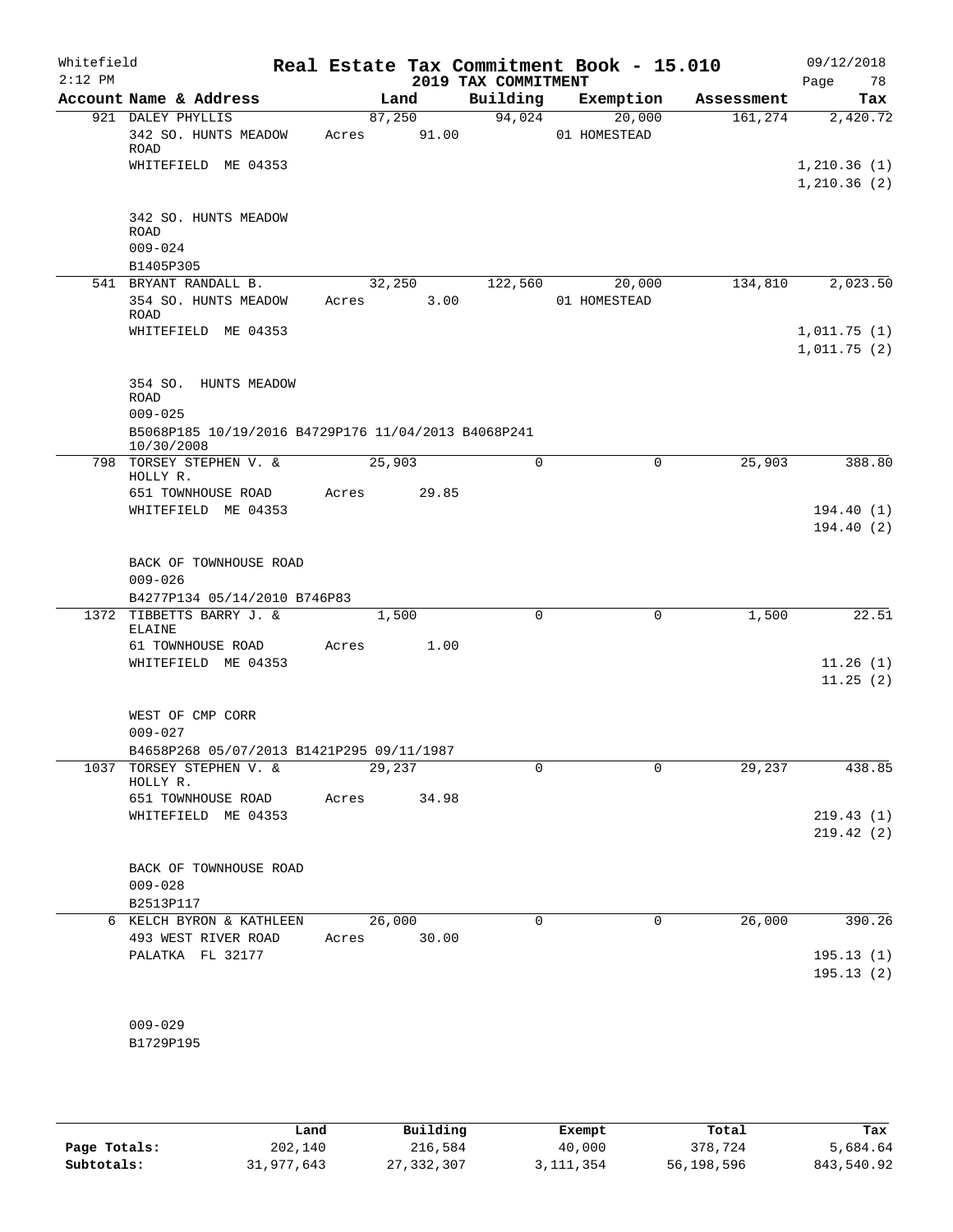Whitefield 2:12 PM

# Real Estate Tax Commitment Book - 15.010

## 2019 TAX COMMITMENT

09/12/2018

| Account Name & Address | Land | Building | Exemption | Assessment | Tax |
|---|---|---|---|---|---|
| 921 DALEY PHYLLIS | 87,250 | 94,024 | 20,000 | 161,274 | 2,420.72 |
| 342 SO. HUNTS MEADOW ROAD | Acres 91.00 | | 01 HOMESTEAD | | |
| WHITEFIELD ME 04353 | | | | | 1,210.36 (1) |
| | | | | | 1,210.36 (2) |
| 342 SO. HUNTS MEADOW ROAD | | | | | |
| 009-024 | | | | | |
| B1405P305 | | | | | |
| 541 BRYANT RANDALL B. | 32,250 | 122,560 | 20,000 | 134,810 | 2,023.50 |
| 354 SO. HUNTS MEADOW ROAD | Acres 3.00 | | 01 HOMESTEAD | | |
| WHITEFIELD ME 04353 | | | | | 1,011.75 (1) |
| | | | | | 1,011.75 (2) |
| 354 SO. HUNTS MEADOW ROAD | | | | | |
| 009-025 | | | | | |
| B5068P185 10/19/2016 B4729P176 11/04/2013 B4068P241 10/30/2008 | | | | | |
| 798 TORSEY STEPHEN V. & HOLLY R. | 25,903 | 0 | 0 | 25,903 | 388.80 |
| 651 TOWNHOUSE ROAD | Acres 29.85 | | | | |
| WHITEFIELD ME 04353 | | | | | 194.40 (1) |
| | | | | | 194.40 (2) |
| BACK OF TOWNHOUSE ROAD | | | | | |
| 009-026 | | | | | |
| B4277P134 05/14/2010 B746P83 | | | | | |
| 1372 TIBBETTS BARRY J. & ELAINE | 1,500 | 0 | 0 | 1,500 | 22.51 |
| 61 TOWNHOUSE ROAD | Acres 1.00 | | | | |
| WHITEFIELD ME 04353 | | | | | 11.26 (1) |
| | | | | | 11.25 (2) |
| WEST OF CMP CORR | | | | | |
| 009-027 | | | | | |
| B4658P268 05/07/2013 B1421P295 09/11/1987 | | | | | |
| 1037 TORSEY STEPHEN V. & HOLLY R. | 29,237 | 0 | 0 | 29,237 | 438.85 |
| 651 TOWNHOUSE ROAD | Acres 34.98 | | | | |
| WHITEFIELD ME 04353 | | | | | 219.43 (1) |
| | | | | | 219.42 (2) |
| BACK OF TOWNHOUSE ROAD | | | | | |
| 009-028 | | | | | |
| B2513P117 | | | | | |
| 6 KELCH BYRON & KATHLEEN | 26,000 | 0 | 0 | 26,000 | 390.26 |
| 493 WEST RIVER ROAD | Acres 30.00 | | | | |
| PALATKA FL 32177 | | | | | 195.13 (1) |
| | | | | | 195.13 (2) |
| 009-029 | | | | | |
| B1729P195 | | | | | |

| | Land | Building | Exempt | Total | Tax |
|---|---|---|---|---|---|
| Page Totals: | 202,140 | 216,584 | 40,000 | 378,724 | 5,684.64 |
| Subtotals: | 31,977,643 | 27,332,307 | 3,111,354 | 56,198,596 | 843,540.92 |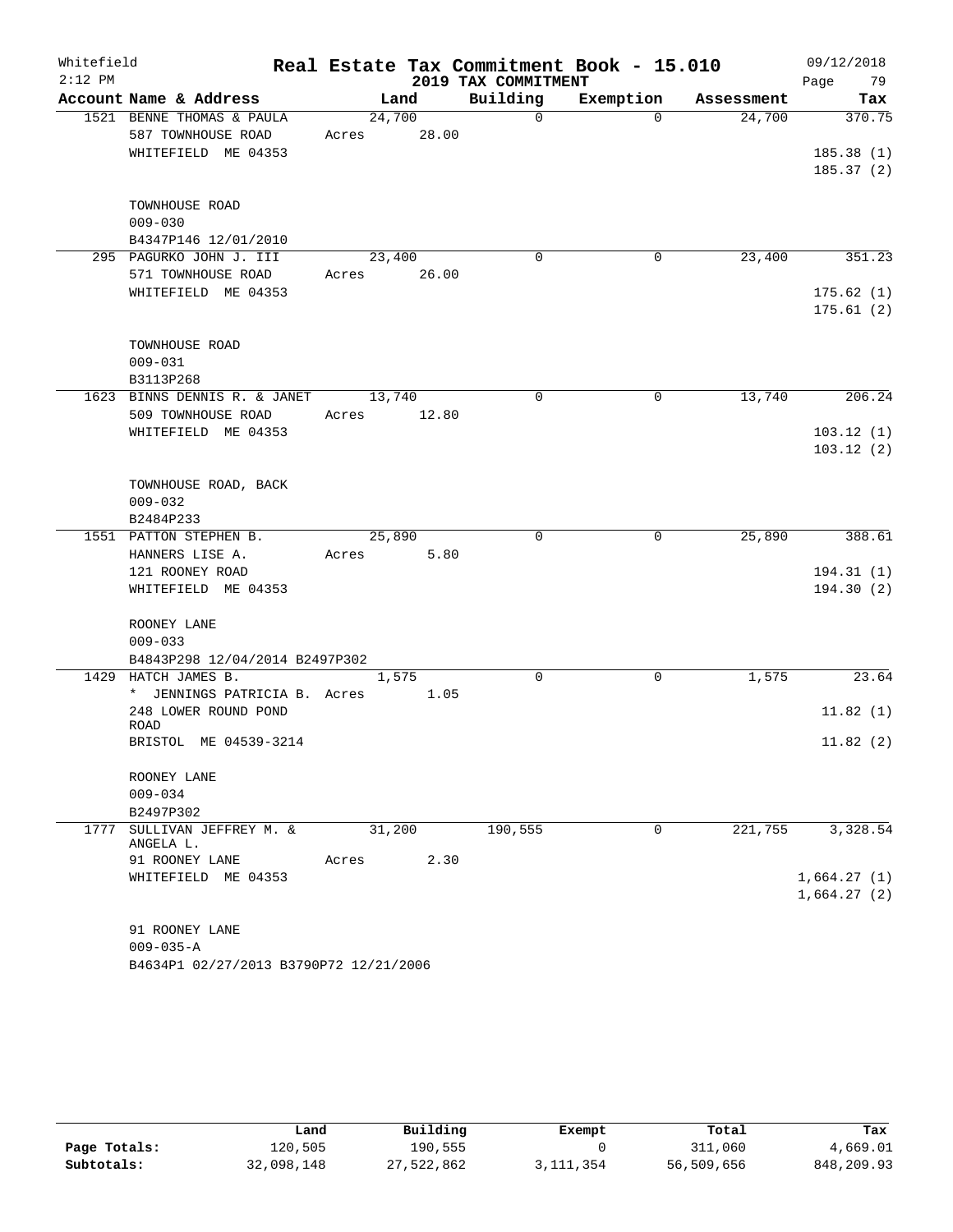Whitefield
2:12 PM

# Real Estate Tax Commitment Book - 15.010

## 2019 TAX COMMITMENT

09/12/2018

| Account | Name & Address | Land | Building | Exemption | Assessment | Tax |
|---|---|---|---|---|---|---|
| 1521 | BENNE THOMAS & PAULA<br>587 TOWNHOUSE ROAD<br>WHITEFIELD ME 04353<br><br>TOWNHOUSE ROAD<br>009-030<br>B4347P146 12/01/2010 | 24,700<br>Acres 28.00 | 0 | 0 | 24,700 | 370.75<br><br>185.38 (1)<br>185.37 (2) |
| 295 | PAGURKO JOHN J. III<br>571 TOWNHOUSE ROAD<br>WHITEFIELD ME 04353<br><br>TOWNHOUSE ROAD<br>009-031<br>B3113P268 | 23,400<br>Acres 26.00 | 0 | 0 | 23,400 | 351.23<br><br>175.62 (1)<br>175.61 (2) |
| 1623 | BINNS DENNIS R. & JANET<br>509 TOWNHOUSE ROAD<br>WHITEFIELD ME 04353<br><br>TOWNHOUSE ROAD, BACK<br>009-032<br>B2484P233 | 13,740<br>Acres 12.80 | 0 | 0 | 13,740 | 206.24<br><br>103.12 (1)<br>103.12 (2) |
| 1551 | PATTON STEPHEN B.<br>HANNERS LISE A.<br>121 ROONEY ROAD<br>WHITEFIELD ME 04353<br><br>ROONEY LANE<br>009-033<br>B4843P298 12/04/2014 B2497P302 | 25,890<br>Acres 5.80 | 0 | 0 | 25,890 | 388.61<br><br>194.31 (1)<br>194.30 (2) |
| 1429 | HATCH JAMES B.<br>* JENNINGS PATRICIA B.<br>248 LOWER ROUND POND ROAD<br>BRISTOL ME 04539-3214<br><br>ROONEY LANE<br>009-034<br>B2497P302 | 1,575<br>Acres 1.05 | 0 | 0 | 1,575 | 23.64<br><br>11.82 (1)<br>11.82 (2) |
| 1777 | SULLIVAN JEFFREY M. & ANGELA L.<br>91 ROONEY LANE<br>WHITEFIELD ME 04353<br><br>91 ROONEY LANE<br>009-035-A<br>B4634P1 02/27/2013 B3790P72 12/21/2006 | 31,200<br>Acres 2.30 | 190,555 | 0 | 221,755 | 3,328.54<br><br>1,664.27 (1)<br>1,664.27 (2) |

| | Land | Building | Exempt | Total | Tax |
|---|---|---|---|---|---|
| Page Totals: | 120,505 | 190,555 | 0 | 311,060 | 4,669.01 |
| Subtotals: | 32,098,148 | 27,522,862 | 3,111,354 | 56,509,656 | 848,209.93 |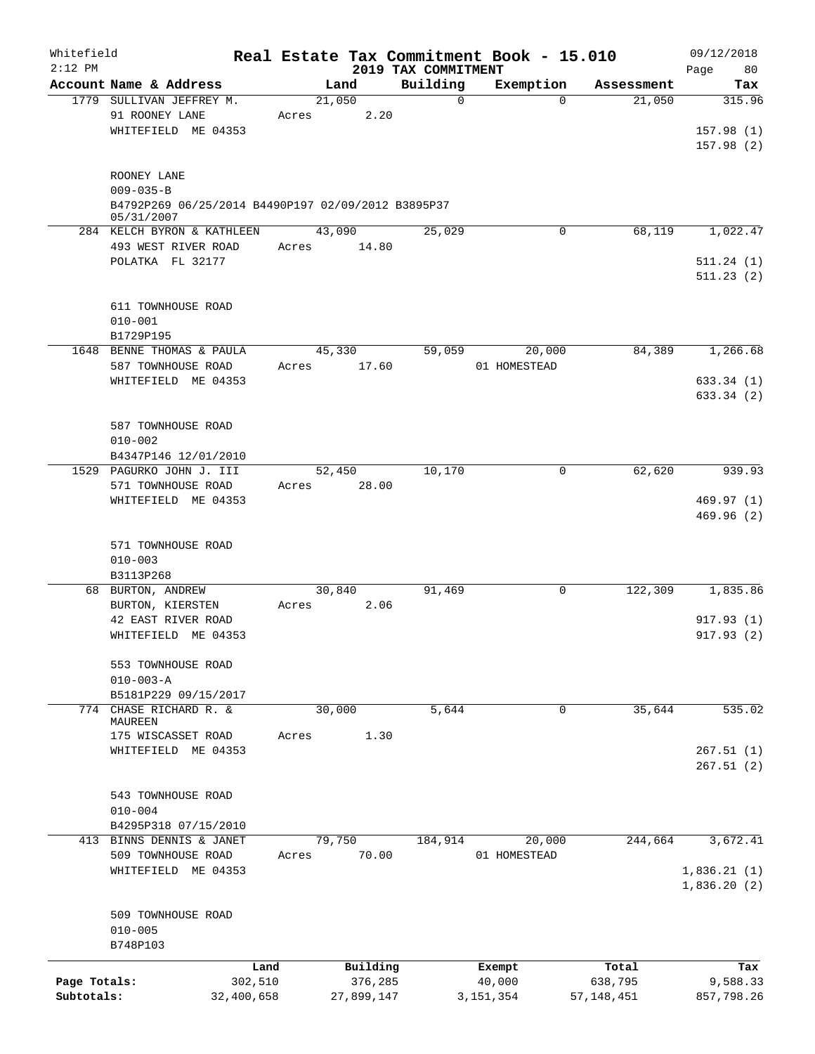Whitefield  Real Estate Tax Commitment Book - 15.010  09/12/2018
2:12 PM  2019 TAX COMMITMENT  Page 80

| Account Name & Address | Land | Building | Exemption | Assessment | Tax |
|---|---|---|---|---|---|
| 1779 SULLIVAN JEFFREY M. | 21,050 | 0 | 0 | 21,050 | 315.96 |
| 91 ROONEY LANE | Acres 2.20 | | | | |
| WHITEFIELD ME 04353 | | | | | 157.98 (1) |
| | | | | | 157.98 (2) |
| ROONEY LANE | | | | | |
| 009-035-B | | | | | |
| B4792P269 06/25/2014 B4490P197 02/09/2012 B3895P37 05/31/2007 | | | | | |
| 284 KELCH BYRON & KATHLEEN | 43,090 | 25,029 | 0 | 68,119 | 1,022.47 |
| 493 WEST RIVER ROAD | Acres 14.80 | | | | |
| POLATKA FL 32177 | | | | | 511.24 (1) |
| | | | | | 511.23 (2) |
| 611 TOWNHOUSE ROAD | | | | | |
| 010-001 | | | | | |
| B1729P195 | | | | | |
| 1648 BENNE THOMAS & PAULA | 45,330 | 59,059 | 20,000 | 84,389 | 1,266.68 |
| 587 TOWNHOUSE ROAD | Acres 17.60 | | 01 HOMESTEAD | | |
| WHITEFIELD ME 04353 | | | | | 633.34 (1) |
| | | | | | 633.34 (2) |
| 587 TOWNHOUSE ROAD | | | | | |
| 010-002 | | | | | |
| B4347P146 12/01/2010 | | | | | |
| 1529 PAGURKO JOHN J. III | 52,450 | 10,170 | 0 | 62,620 | 939.93 |
| 571 TOWNHOUSE ROAD | Acres 28.00 | | | | |
| WHITEFIELD ME 04353 | | | | | 469.97 (1) |
| | | | | | 469.96 (2) |
| 571 TOWNHOUSE ROAD | | | | | |
| 010-003 | | | | | |
| B3113P268 | | | | | |
| 68 BURTON, ANDREW | 30,840 | 91,469 | 0 | 122,309 | 1,835.86 |
| BURTON, KIERSTEN | Acres 2.06 | | | | |
| 42 EAST RIVER ROAD | | | | | 917.93 (1) |
| WHITEFIELD ME 04353 | | | | | 917.93 (2) |
| 553 TOWNHOUSE ROAD | | | | | |
| 010-003-A | | | | | |
| B5181P229 09/15/2017 | | | | | |
| 774 CHASE RICHARD R. & MAUREEN | 30,000 | 5,644 | 0 | 35,644 | 535.02 |
| 175 WISCASSET ROAD | Acres 1.30 | | | | |
| WHITEFIELD ME 04353 | | | | | 267.51 (1) |
| | | | | | 267.51 (2) |
| 543 TOWNHOUSE ROAD | | | | | |
| 010-004 | | | | | |
| B4295P318 07/15/2010 | | | | | |
| 413 BINNS DENNIS & JANET | 79,750 | 184,914 | 20,000 | 244,664 | 3,672.41 |
| 509 TOWNHOUSE ROAD | Acres 70.00 | | 01 HOMESTEAD | | |
| WHITEFIELD ME 04353 | | | | | 1,836.21 (1) |
| | | | | | 1,836.20 (2) |
| 509 TOWNHOUSE ROAD | | | | | |
| 010-005 | | | | | |
| B748P103 | | | | | |

| | Land | Building | Exempt | Total | Tax |
|---|---|---|---|---|---|
| Page Totals: | 302,510 | 376,285 | 40,000 | 638,795 | 9,588.33 |
| Subtotals: | 32,400,658 | 27,899,147 | 3,151,354 | 57,148,451 | 857,798.26 |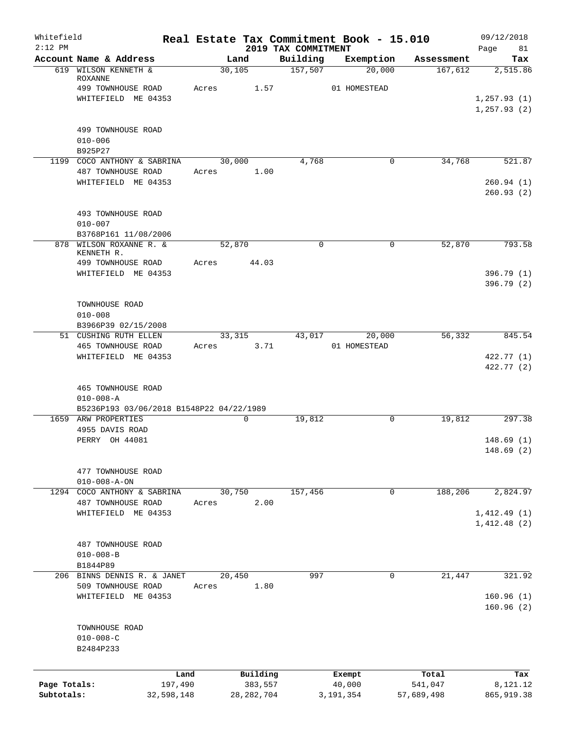Whitefield 2:12 PM

# Real Estate Tax Commitment Book - 15.010

## 2019 TAX COMMITMENT

09/12/2018 Page 81

| Account Name & Address | Land | Building | Exemption | Assessment | Tax |
|---|---|---|---|---|---|
| 619 WILSON KENNETH & ROXANNE | 30,105 | 157,507 | 20,000 | 167,612 | 2,515.86 |
| 499 TOWNHOUSE ROAD | Acres 1.57 | | 01 HOMESTEAD | | |
| WHITEFIELD ME 04353 | | | | | 1,257.93 (1) |
| | | | | | 1,257.93 (2) |
| 499 TOWNHOUSE ROAD | | | | | |
| 010-006 | | | | | |
| B925P27 | | | | | |
| 1199 COCO ANTHONY & SABRINA | 30,000 | 4,768 | 0 | 34,768 | 521.87 |
| 487 TOWNHOUSE ROAD | Acres 1.00 | | | | |
| WHITEFIELD ME 04353 | | | | | 260.94 (1) |
| | | | | | 260.93 (2) |
| 493 TOWNHOUSE ROAD | | | | | |
| 010-007 | | | | | |
| B3768P161 11/08/2006 | | | | | |
| 878 WILSON ROXANNE R. & KENNETH R. | 52,870 | 0 | 0 | 52,870 | 793.58 |
| 499 TOWNHOUSE ROAD | Acres 44.03 | | | | |
| WHITEFIELD ME 04353 | | | | | 396.79 (1) |
| | | | | | 396.79 (2) |
| TOWNHOUSE ROAD | | | | | |
| 010-008 | | | | | |
| B3966P39 02/15/2008 | | | | | |
| 51 CUSHING RUTH ELLEN | 33,315 | 43,017 | 20,000 | 56,332 | 845.54 |
| 465 TOWNHOUSE ROAD | Acres 3.71 | | 01 HOMESTEAD | | |
| WHITEFIELD ME 04353 | | | | | 422.77 (1) |
| | | | | | 422.77 (2) |
| 465 TOWNHOUSE ROAD | | | | | |
| 010-008-A | | | | | |
| B5236P193 03/06/2018 B1548P22 04/22/1989 | | | | | |
| 1659 ARW PROPERTIES | 0 | 19,812 | 0 | 19,812 | 297.38 |
| 4955 DAVIS ROAD | | | | | |
| PERRY OH 44081 | | | | | 148.69 (1) |
| | | | | | 148.69 (2) |
| 477 TOWNHOUSE ROAD | | | | | |
| 010-008-A-ON | | | | | |
| 1294 COCO ANTHONY & SABRINA | 30,750 | 157,456 | 0 | 188,206 | 2,824.97 |
| 487 TOWNHOUSE ROAD | Acres 2.00 | | | | |
| WHITEFIELD ME 04353 | | | | | 1,412.49 (1) |
| | | | | | 1,412.48 (2) |
| 487 TOWNHOUSE ROAD | | | | | |
| 010-008-B | | | | | |
| B1844P89 | | | | | |
| 206 BINNS DENNIS R. & JANET | 20,450 | 997 | 0 | 21,447 | 321.92 |
| 509 TOWNHOUSE ROAD | Acres 1.80 | | | | |
| WHITEFIELD ME 04353 | | | | | 160.96 (1) |
| | | | | | 160.96 (2) |
| TOWNHOUSE ROAD | | | | | |
| 010-008-C | | | | | |
| B2484P233 | | | | | |

| | Land | Building | Exempt | Total | Tax |
|---|---|---|---|---|---|
| Page Totals: | 197,490 | 383,557 | 40,000 | 541,047 | 8,121.12 |
| Subtotals: | 32,598,148 | 28,282,704 | 3,191,354 | 57,689,498 | 865,919.38 |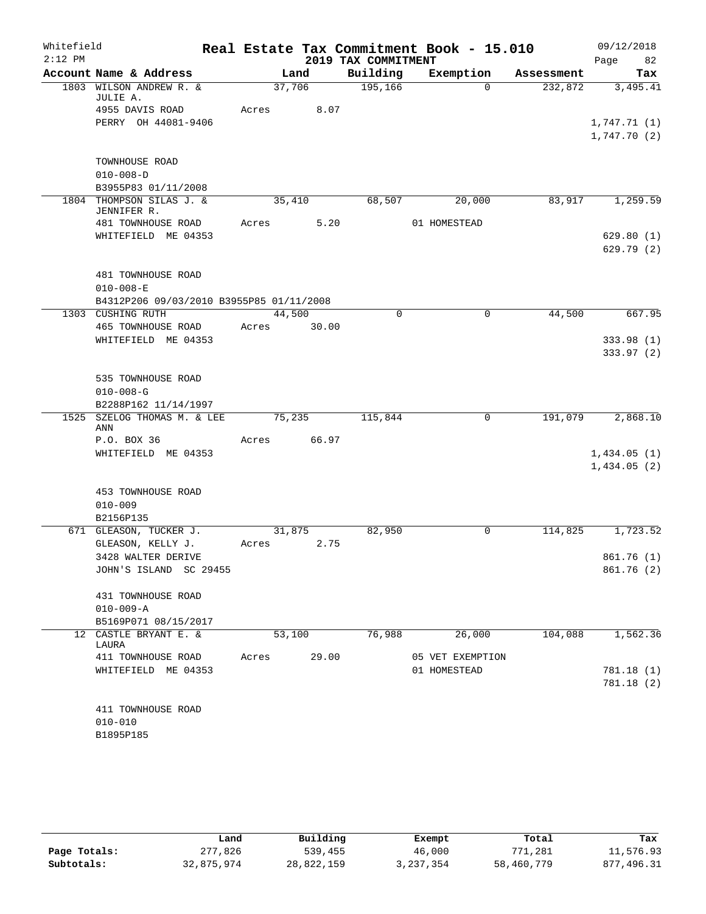Whitefield 2:12 PM

# Real Estate Tax Commitment Book - 15.010

## 2019 TAX COMMITMENT

09/12/2018 Page 82

| Account Name & Address | Land | Building | Exemption | Assessment | Tax |
|---|---|---|---|---|---|
| 1803 WILSON ANDREW R. & JULIE A. | 37,706 | 195,166 | 0 | 232,872 | 3,495.41 |
| 4955 DAVIS ROAD | Acres 8.07 | | | | |
| PERRY OH 44081-9406 | | | | | 1,747.71 (1) |
| | | | | | 1,747.70 (2) |
| TOWNHOUSE ROAD | | | | | |
| 010-008-D | | | | | |
| B3955P83 01/11/2008 | | | | | |
| 1804 THOMPSON SILAS J. & JENNIFER R. | 35,410 | 68,507 | 20,000 | 83,917 | 1,259.59 |
| 481 TOWNHOUSE ROAD | Acres 5.20 | | 01 HOMESTEAD | | |
| WHITEFIELD ME 04353 | | | | | 629.80 (1) |
| | | | | | 629.79 (2) |
| 481 TOWNHOUSE ROAD | | | | | |
| 010-008-E | | | | | |
| B4312P206 09/03/2010 B3955P85 01/11/2008 | | | | | |
| 1303 CUSHING RUTH | 44,500 | 0 | 0 | 44,500 | 667.95 |
| 465 TOWNHOUSE ROAD | Acres 30.00 | | | | |
| WHITEFIELD ME 04353 | | | | | 333.98 (1) |
| | | | | | 333.97 (2) |
| 535 TOWNHOUSE ROAD | | | | | |
| 010-008-G | | | | | |
| B2288P162 11/14/1997 | | | | | |
| 1525 SZELOG THOMAS M. & LEE ANN | 75,235 | 115,844 | 0 | 191,079 | 2,868.10 |
| P.O. BOX 36 | Acres 66.97 | | | | |
| WHITEFIELD ME 04353 | | | | | 1,434.05 (1) |
| | | | | | 1,434.05 (2) |
| 453 TOWNHOUSE ROAD | | | | | |
| 010-009 | | | | | |
| B2156P135 | | | | | |
| 671 GLEASON, TUCKER J. | 31,875 | 82,950 | 0 | 114,825 | 1,723.52 |
| GLEASON, KELLY J. | Acres 2.75 | | | | |
| 3428 WALTER DERIVE | | | | | 861.76 (1) |
| JOHN'S ISLAND SC 29455 | | | | | 861.76 (2) |
| 431 TOWNHOUSE ROAD | | | | | |
| 010-009-A | | | | | |
| B5169P071 08/15/2017 | | | | | |
| 12 CASTLE BRYANT E. & LAURA | 53,100 | 76,988 | 26,000 | 104,088 | 1,562.36 |
| 411 TOWNHOUSE ROAD | Acres 29.00 | | 05 VET EXEMPTION | | |
| WHITEFIELD ME 04353 | | | 01 HOMESTEAD | | 781.18 (1) |
| | | | | | 781.18 (2) |
| 411 TOWNHOUSE ROAD | | | | | |
| 010-010 | | | | | |
| B1895P185 | | | | | |

| | Land | Building | Exempt | Total | Tax |
|---|---|---|---|---|---|
| Page Totals: | 277,826 | 539,455 | 46,000 | 771,281 | 11,576.93 |
| Subtotals: | 32,875,974 | 28,822,159 | 3,237,354 | 58,460,779 | 877,496.31 |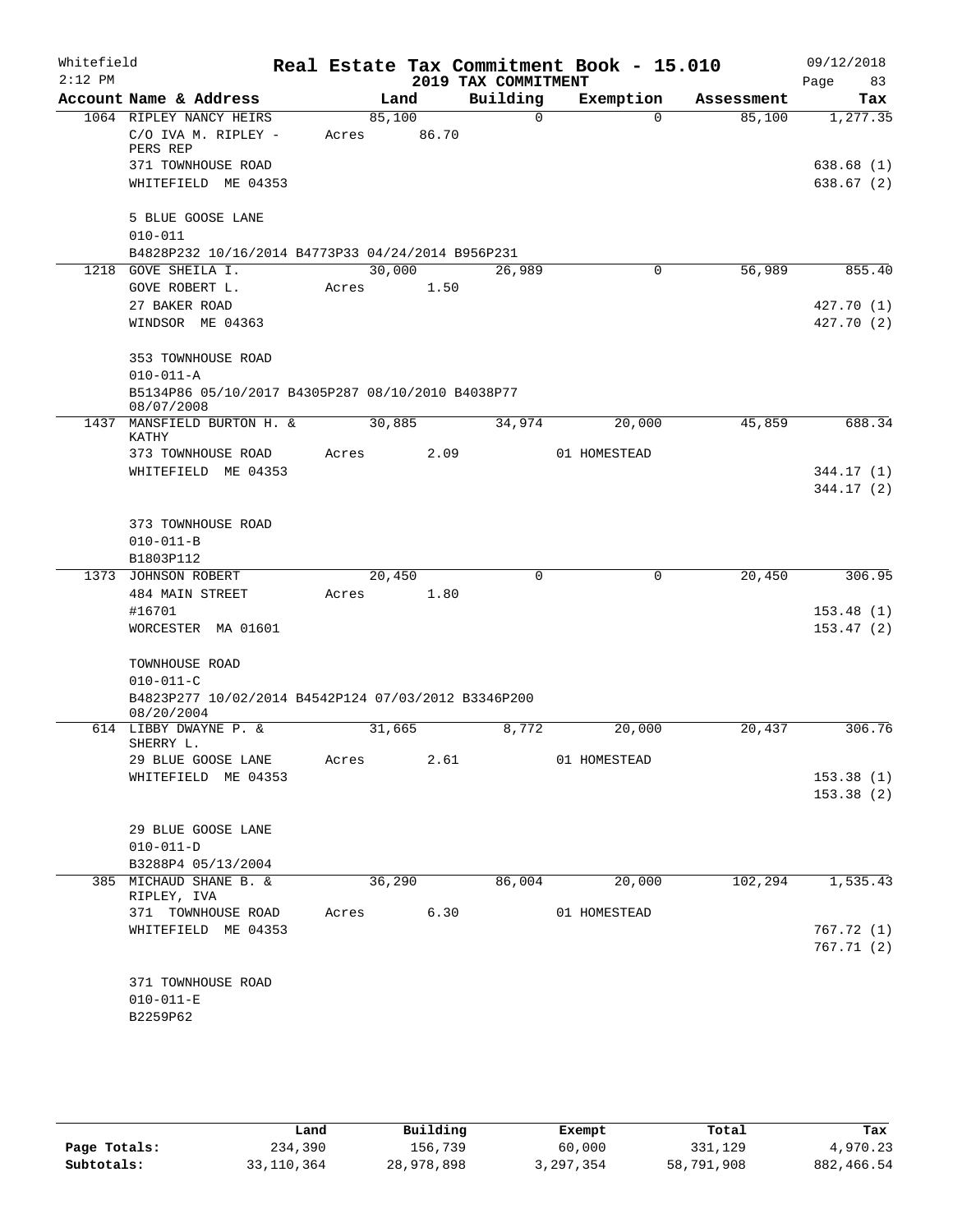Whitefield 2:12 PM

# Real Estate Tax Commitment Book - 15.010

## 2019 TAX COMMITMENT

09/12/2018

| Account Name & Address | Land | Building | Exemption | Assessment | Tax |
|---|---|---|---|---|---|
| 1064 RIPLEY NANCY HEIRS | 85,100 | 0 | 0 | 85,100 | 1,277.35 |
| C/O IVA M. RIPLEY - PERS REP | Acres 86.70 | | | | |
| 371 TOWNHOUSE ROAD | | | | | 638.68 (1) |
| WHITEFIELD ME 04353 | | | | | 638.67 (2) |
| 5 BLUE GOOSE LANE | | | | | |
| 010-011 | | | | | |
| B4828P232 10/16/2014 B4773P33 04/24/2014 B956P231 | | | | | |
| 1218 GOVE SHEILA I. | 30,000 | 26,989 | 0 | 56,989 | 855.40 |
| GOVE ROBERT L. | Acres 1.50 | | | | |
| 27 BAKER ROAD | | | | | 427.70 (1) |
| WINDSOR ME 04363 | | | | | 427.70 (2) |
| 353 TOWNHOUSE ROAD | | | | | |
| 010-011-A | | | | | |
| B5134P86 05/10/2017 B4305P287 08/10/2010 B4038P77 08/07/2008 | | | | | |
| 1437 MANSFIELD BURTON H. & KATHY | 30,885 | 34,974 | 20,000 | 45,859 | 688.34 |
| 373 TOWNHOUSE ROAD | Acres 2.09 | | 01 HOMESTEAD | | |
| WHITEFIELD ME 04353 | | | | | 344.17 (1) |
| | | | | | 344.17 (2) |
| 373 TOWNHOUSE ROAD | | | | | |
| 010-011-B | | | | | |
| B1803P112 | | | | | |
| 1373 JOHNSON ROBERT | 20,450 | 0 | 0 | 20,450 | 306.95 |
| 484 MAIN STREET | Acres 1.80 | | | | |
| #16701 | | | | | 153.48 (1) |
| WORCESTER MA 01601 | | | | | 153.47 (2) |
| TOWNHOUSE ROAD | | | | | |
| 010-011-C | | | | | |
| B4823P277 10/02/2014 B4542P124 07/03/2012 B3346P200 08/20/2004 | | | | | |
| 614 LIBBY DWAYNE P. & SHERRY L. | 31,665 | 8,772 | 20,000 | 20,437 | 306.76 |
| 29 BLUE GOOSE LANE | Acres 2.61 | | 01 HOMESTEAD | | |
| WHITEFIELD ME 04353 | | | | | 153.38 (1) |
| | | | | | 153.38 (2) |
| 29 BLUE GOOSE LANE | | | | | |
| 010-011-D | | | | | |
| B3288P4 05/13/2004 | | | | | |
| 385 MICHAUD SHANE B. & RIPLEY, IVA | 36,290 | 86,004 | 20,000 | 102,294 | 1,535.43 |
| 371 TOWNHOUSE ROAD | Acres 6.30 | | 01 HOMESTEAD | | |
| WHITEFIELD ME 04353 | | | | | 767.72 (1) |
| | | | | | 767.71 (2) |
| 371 TOWNHOUSE ROAD | | | | | |
| 010-011-E | | | | | |
| B2259P62 | | | | | |

| | Land | Building | Exempt | Total | Tax |
|---|---|---|---|---|---|
| Page Totals: | 234,390 | 156,739 | 60,000 | 331,129 | 4,970.23 |
| Subtotals: | 33,110,364 | 28,978,898 | 3,297,354 | 58,791,908 | 882,466.54 |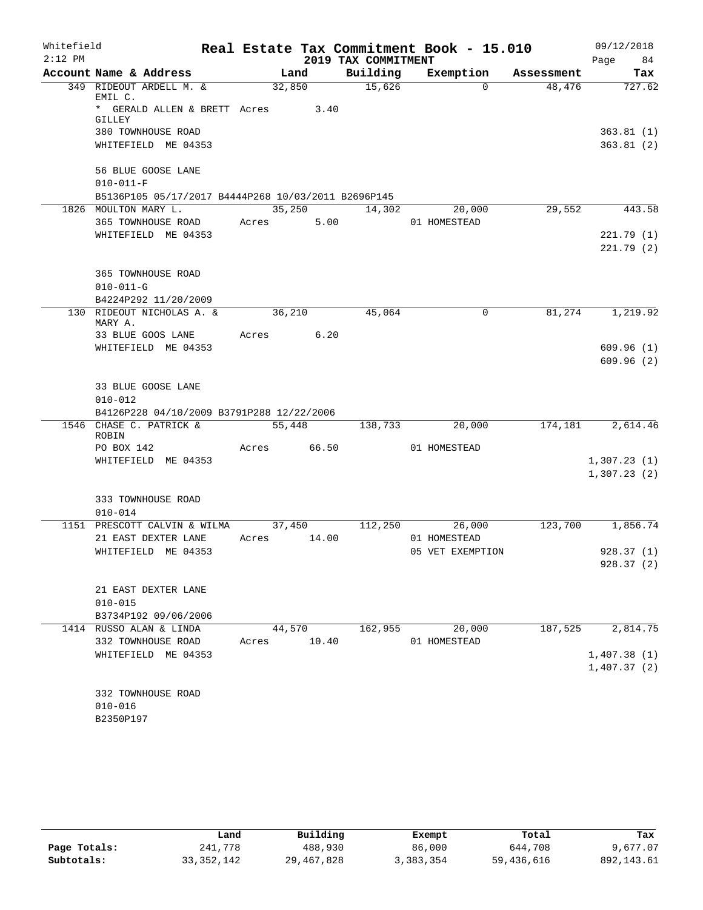Whitefield 2:12 PM

# Real Estate Tax Commitment Book - 15.010

## 2019 TAX COMMITMENT

09/12/2018 Page 84

| Account Name & Address | Land | Building | Exemption | Assessment | Tax |
|---|---|---|---|---|---|
| 349 RIDEOUT ARDELL M. & EMIL C. | 32,850 | 15,626 | 0 | 48,476 | 727.62 |
| * GERALD ALLEN & BRETT GILLEY | Acres 3.40 | | | | |
| 380 TOWNHOUSE ROAD | | | | | 363.81 (1) |
| WHITEFIELD ME 04353 | | | | | 363.81 (2) |
| 56 BLUE GOOSE LANE | | | | | |
| 010-011-F | | | | | |
| B5136P105 05/17/2017 B4444P268 10/03/2011 B2696P145 | | | | | |
| 1826 MOULTON MARY L. | 35,250 | 14,302 | 20,000 | 29,552 | 443.58 |
| 365 TOWNHOUSE ROAD | Acres 5.00 | | 01 HOMESTEAD | | |
| WHITEFIELD ME 04353 | | | | | 221.79 (1) |
| | | | | | 221.79 (2) |
| 365 TOWNHOUSE ROAD | | | | | |
| 010-011-G | | | | | |
| B4224P292 11/20/2009 | | | | | |
| 130 RIDEOUT NICHOLAS A. & MARY A. | 36,210 | 45,064 | 0 | 81,274 | 1,219.92 |
| 33 BLUE GOOS LANE | Acres 6.20 | | | | |
| WHITEFIELD ME 04353 | | | | | 609.96 (1) |
| | | | | | 609.96 (2) |
| 33 BLUE GOOSE LANE | | | | | |
| 010-012 | | | | | |
| B4126P228 04/10/2009 B3791P288 12/22/2006 | | | | | |
| 1546 CHASE C. PATRICK & ROBIN | 55,448 | 138,733 | 20,000 | 174,181 | 2,614.46 |
| PO BOX 142 | Acres 66.50 | | 01 HOMESTEAD | | |
| WHITEFIELD ME 04353 | | | | | 1,307.23 (1) |
| | | | | | 1,307.23 (2) |
| 333 TOWNHOUSE ROAD | | | | | |
| 010-014 | | | | | |
| 1151 PRESCOTT CALVIN & WILMA | 37,450 | 112,250 | 26,000 | 123,700 | 1,856.74 |
| 21 EAST DEXTER LANE | Acres 14.00 | | 01 HOMESTEAD | | |
| WHITEFIELD ME 04353 | | | 05 VET EXEMPTION | | 928.37 (1) |
| | | | | | 928.37 (2) |
| 21 EAST DEXTER LANE | | | | | |
| 010-015 | | | | | |
| B3734P192 09/06/2006 | | | | | |
| 1414 RUSSO ALAN & LINDA | 44,570 | 162,955 | 20,000 | 187,525 | 2,814.75 |
| 332 TOWNHOUSE ROAD | Acres 10.40 | | 01 HOMESTEAD | | |
| WHITEFIELD ME 04353 | | | | | 1,407.38 (1) |
| | | | | | 1,407.37 (2) |
| 332 TOWNHOUSE ROAD | | | | | |
| 010-016 | | | | | |
| B2350P197 | | | | | |

| | Land | Building | Exempt | Total | Tax |
|---|---|---|---|---|---|
| Page Totals: | 241,778 | 488,930 | 86,000 | 644,708 | 9,677.07 |
| Subtotals: | 33,352,142 | 29,467,828 | 3,383,354 | 59,436,616 | 892,143.61 |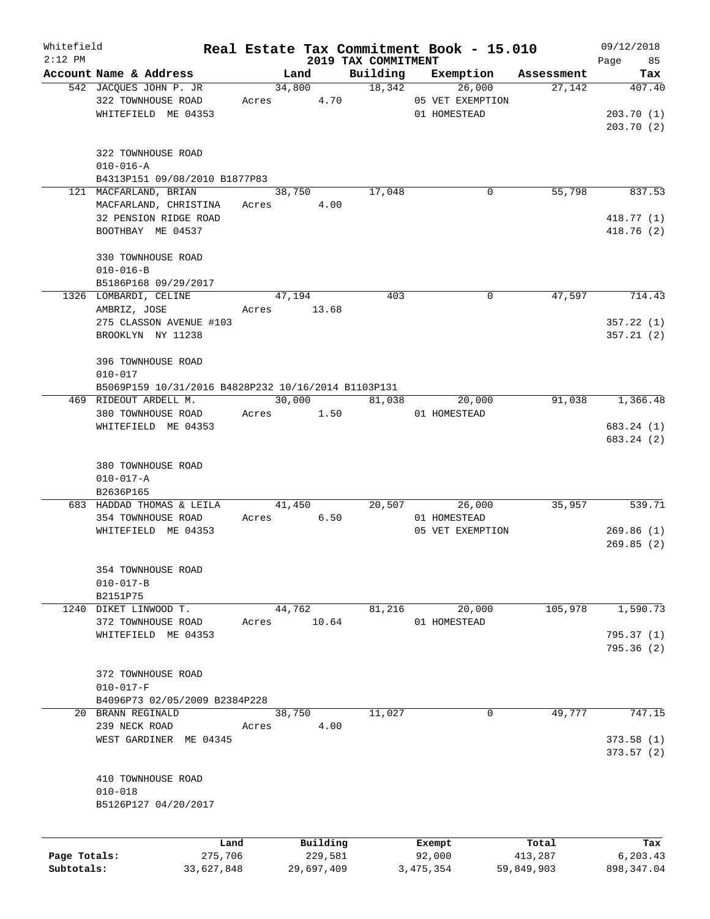Whitefield 2:12 PM

# Real Estate Tax Commitment Book - 15.010

## 2019 TAX COMMITMENT

09/12/2018

| Account Name & Address | Land | Building | Exemption | Assessment | Tax |
|---|---|---|---|---|---|
| 542 JACQUES JOHN P. JR<br>322 TOWNHOUSE ROAD<br>WHITEFIELD ME 04353<br><br>322 TOWNHOUSE ROAD<br>010-016-A<br>B4313P151 09/08/2010 B1877P83 | 34,800<br>Acres 4.70 | 18,342 | 26,000<br>05 VET EXEMPTION<br>01 HOMESTEAD | 27,142 | 407.40<br><br>203.70 (1)<br>203.70 (2) |
| 121 MACFARLAND, BRIAN<br>MACFARLAND, CHRISTINA<br>32 PENSION RIDGE ROAD<br>BOOTHBAY ME 04537<br><br>330 TOWNHOUSE ROAD<br>010-016-B<br>B5186P168 09/29/2017 | 38,750<br>Acres 4.00 | 17,048 | 0 | 55,798 | 837.53<br><br>418.77 (1)<br>418.76 (2) |
| 1326 LOMBARDI, CELINE<br>AMBRIZ, JOSE<br>275 CLASSON AVENUE #103<br>BROOKLYN NY 11238<br><br>396 TOWNHOUSE ROAD<br>010-017<br>B5069P159 10/31/2016 B4828P232 10/16/2014 B1103P131 | 47,194<br>Acres 13.68 | 403 | 0 | 47,597 | 714.43<br><br>357.22 (1)<br>357.21 (2) |
| 469 RIDEOUT ARDELL M.<br>380 TOWNHOUSE ROAD<br>WHITEFIELD ME 04353<br><br>380 TOWNHOUSE ROAD<br>010-017-A<br>B2636P165 | 30,000<br>Acres 1.50 | 81,038 | 20,000<br>01 HOMESTEAD | 91,038 | 1,366.48<br><br>683.24 (1)<br>683.24 (2) |
| 683 HADDAD THOMAS & LEILA<br>354 TOWNHOUSE ROAD<br>WHITEFIELD ME 04353<br><br>354 TOWNHOUSE ROAD<br>010-017-B<br>B2151P75 | 41,450<br>Acres 6.50 | 20,507 | 26,000<br>01 HOMESTEAD<br>05 VET EXEMPTION | 35,957 | 539.71<br><br>269.86 (1)<br>269.85 (2) |
| 1240 DIKET LINWOOD T.<br>372 TOWNHOUSE ROAD<br>WHITEFIELD ME 04353<br><br>372 TOWNHOUSE ROAD<br>010-017-F<br>B4096P73 02/05/2009 B2384P228 | 44,762<br>Acres 10.64 | 81,216 | 20,000<br>01 HOMESTEAD | 105,978 | 1,590.73<br><br>795.37 (1)<br>795.36 (2) |
| 20 BRANN REGINALD<br>239 NECK ROAD<br>WEST GARDINER ME 04345<br><br>410 TOWNHOUSE ROAD<br>010-018<br>B5126P127 04/20/2017 | 38,750<br>Acres 4.00 | 11,027 | 0 | 49,777 | 747.15<br><br>373.58 (1)<br>373.57 (2) |

| | Land | Building | Exempt | Total | Tax |
|---|---|---|---|---|---|
| Page Totals: | 275,706 | 229,581 | 92,000 | 413,287 | 6,203.43 |
| Subtotals: | 33,627,848 | 29,697,409 | 3,475,354 | 59,849,903 | 898,347.04 |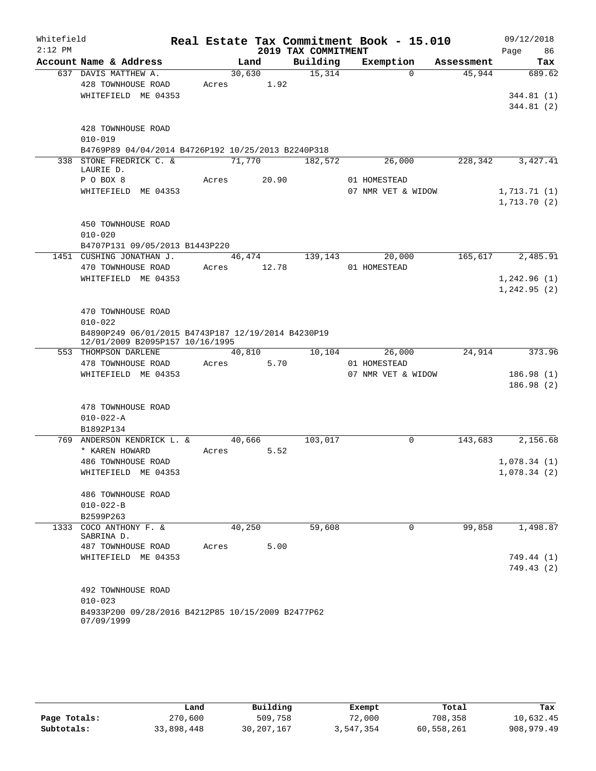Whitefield
2:12 PM

# Real Estate Tax Commitment Book - 15.010
## 2019 TAX COMMITMENT

09/12/2018
Page 86

| Account Name & Address | Land | Building | Exemption | Assessment | Tax |
|---|---|---|---|---|---|
| 637 DAVIS MATTHEW A. | 30,630 | 15,314 | 0 | 45,944 | 689.62 |
| 428 TOWNHOUSE ROAD | Acres 1.92 | | | | |
| WHITEFIELD ME 04353 | | | | | 344.81 (1) |
| | | | | | 344.81 (2) |
| 428 TOWNHOUSE ROAD | | | | | |
| 010-019 | | | | | |
| B4769P89 04/04/2014 B4726P192 10/25/2013 B2240P318 | | | | | |
| 338 STONE FREDRICK C. & LAURIE D. | 71,770 | 182,572 | 26,000 | 228,342 | 3,427.41 |
| P O BOX 8 | Acres 20.90 | | 01 HOMESTEAD | | |
| WHITEFIELD ME 04353 | | | 07 NMR VET & WIDOW | | 1,713.71 (1) |
| | | | | | 1,713.70 (2) |
| 450 TOWNHOUSE ROAD | | | | | |
| 010-020 | | | | | |
| B4707P131 09/05/2013 B1443P220 | | | | | |
| 1451 CUSHING JONATHAN J. | 46,474 | 139,143 | 20,000 | 165,617 | 2,485.91 |
| 470 TOWNHOUSE ROAD | Acres 12.78 | | 01 HOMESTEAD | | |
| WHITEFIELD ME 04353 | | | | | 1,242.96 (1) |
| | | | | | 1,242.95 (2) |
| 470 TOWNHOUSE ROAD | | | | | |
| 010-022 | | | | | |
| B4890P249 06/01/2015 B4743P187 12/19/2014 B4230P19 12/01/2009 B2095P157 10/16/1995 | | | | | |
| 553 THOMPSON DARLENE | 40,810 | 10,104 | 26,000 | 24,914 | 373.96 |
| 478 TOWNHOUSE ROAD | Acres 5.70 | | 01 HOMESTEAD | | |
| WHITEFIELD ME 04353 | | | 07 NMR VET & WIDOW | | 186.98 (1) |
| | | | | | 186.98 (2) |
| 478 TOWNHOUSE ROAD | | | | | |
| 010-022-A | | | | | |
| B1892P134 | | | | | |
| 769 ANDERSON KENDRICK L. & | 40,666 | 103,017 | 0 | 143,683 | 2,156.68 |
| * KAREN HOWARD | Acres 5.52 | | | | |
| 486 TOWNHOUSE ROAD | | | | | 1,078.34 (1) |
| WHITEFIELD ME 04353 | | | | | 1,078.34 (2) |
| 486 TOWNHOUSE ROAD | | | | | |
| 010-022-B | | | | | |
| B2599P263 | | | | | |
| 1333 COCO ANTHONY F. & SABRINA D. | 40,250 | 59,608 | 0 | 99,858 | 1,498.87 |
| 487 TOWNHOUSE ROAD | Acres 5.00 | | | | |
| WHITEFIELD ME 04353 | | | | | 749.44 (1) |
| | | | | | 749.43 (2) |
| 492 TOWNHOUSE ROAD | | | | | |
| 010-023 | | | | | |
| B4933P200 09/28/2016 B4212P85 10/15/2009 B2477P62 07/09/1999 | | | | | |

| | Land | Building | Exempt | Total | Tax |
|---|---|---|---|---|---|
| Page Totals: | 270,600 | 509,758 | 72,000 | 708,358 | 10,632.45 |
| Subtotals: | 33,898,448 | 30,207,167 | 3,547,354 | 60,558,261 | 908,979.49 |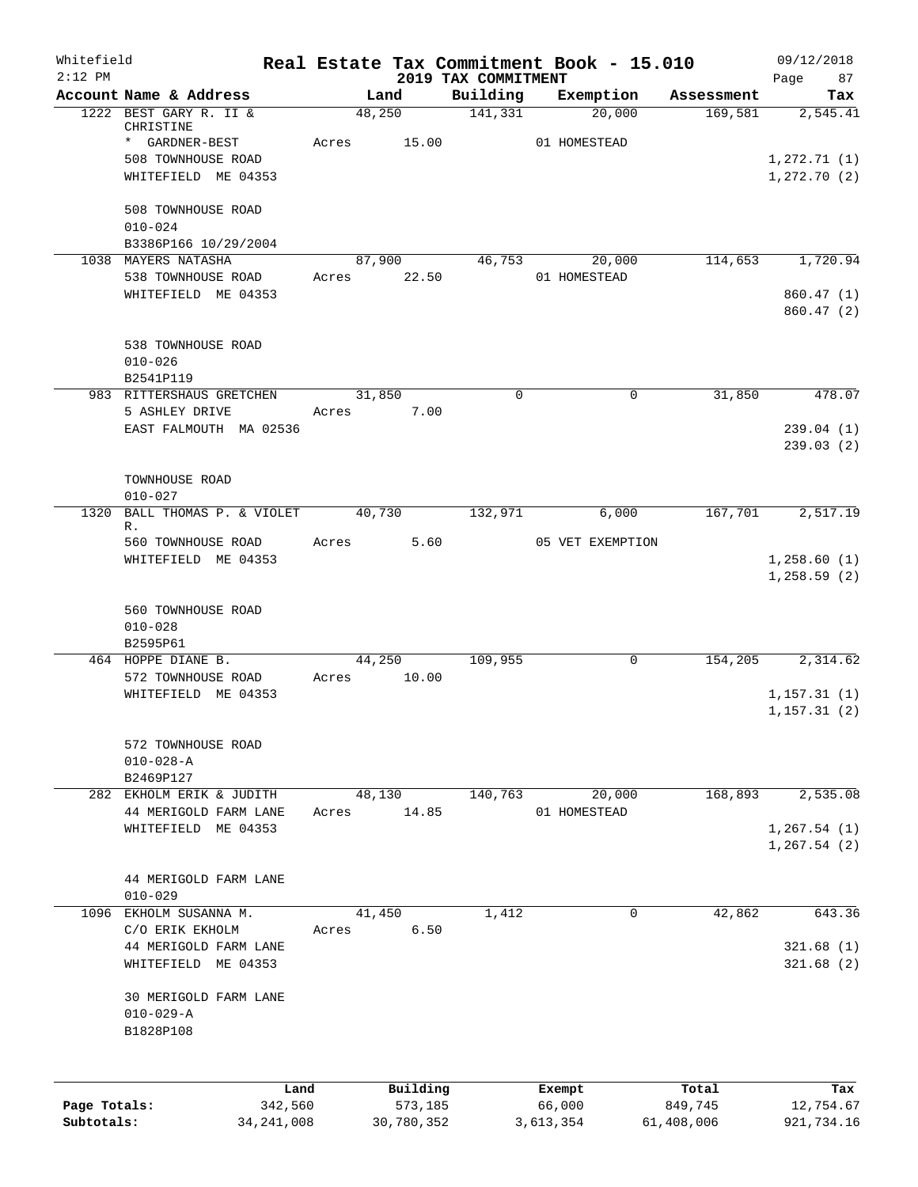Whitefield 2:12 PM

# Real Estate Tax Commitment Book - 15.010

## 2019 TAX COMMITMENT

09/12/2018 Page 87

| Account Name & Address | Land | Building | Exemption | Assessment | Tax |
|---|---|---|---|---|---|
| 1222 BEST GARY R. II & CHRISTINE | 48,250 | 141,331 | 20,000 | 169,581 | 2,545.41 |
| * GARDNER-BEST | Acres 15.00 | | 01 HOMESTEAD | | |
| 508 TOWNHOUSE ROAD | | | | | 1,272.71 (1) |
| WHITEFIELD ME 04353 | | | | | 1,272.70 (2) |
| 508 TOWNHOUSE ROAD | | | | | |
| 010-024 | | | | | |
| B3386P166 10/29/2004 | | | | | |
| 1038 MAYERS NATASHA | 87,900 | 46,753 | 20,000 | 114,653 | 1,720.94 |
| 538 TOWNHOUSE ROAD | Acres 22.50 | | 01 HOMESTEAD | | |
| WHITEFIELD ME 04353 | | | | | 860.47 (1) |
| | | | | | 860.47 (2) |
| 538 TOWNHOUSE ROAD | | | | | |
| 010-026 | | | | | |
| B2541P119 | | | | | |
| 983 RITTERSHAUS GRETCHEN | 31,850 | 0 | 0 | 31,850 | 478.07 |
| 5 ASHLEY DRIVE | Acres 7.00 | | | | |
| EAST FALMOUTH MA 02536 | | | | | 239.04 (1) |
| | | | | | 239.03 (2) |
| TOWNHOUSE ROAD | | | | | |
| 010-027 | | | | | |
| 1320 BALL THOMAS P. & VIOLET R. | 40,730 | 132,971 | 6,000 | 167,701 | 2,517.19 |
| 560 TOWNHOUSE ROAD | Acres 5.60 | | 05 VET EXEMPTION | | |
| WHITEFIELD ME 04353 | | | | | 1,258.60 (1) |
| | | | | | 1,258.59 (2) |
| 560 TOWNHOUSE ROAD | | | | | |
| 010-028 | | | | | |
| B2595P61 | | | | | |
| 464 HOPPE DIANE B. | 44,250 | 109,955 | 0 | 154,205 | 2,314.62 |
| 572 TOWNHOUSE ROAD | Acres 10.00 | | | | |
| WHITEFIELD ME 04353 | | | | | 1,157.31 (1) |
| | | | | | 1,157.31 (2) |
| 572 TOWNHOUSE ROAD | | | | | |
| 010-028-A | | | | | |
| B2469P127 | | | | | |
| 282 EKHOLM ERIK & JUDITH | 48,130 | 140,763 | 20,000 | 168,893 | 2,535.08 |
| 44 MERIGOLD FARM LANE | Acres 14.85 | | 01 HOMESTEAD | | |
| WHITEFIELD ME 04353 | | | | | 1,267.54 (1) |
| | | | | | 1,267.54 (2) |
| 44 MERIGOLD FARM LANE | | | | | |
| 010-029 | | | | | |
| 1096 EKHOLM SUSANNA M. | 41,450 | 1,412 | 0 | 42,862 | 643.36 |
| C/O ERIK EKHOLM | Acres 6.50 | | | | |
| 44 MERIGOLD FARM LANE | | | | | 321.68 (1) |
| WHITEFIELD ME 04353 | | | | | 321.68 (2) |
| 30 MERIGOLD FARM LANE | | | | | |
| 010-029-A | | | | | |
| B1828P108 | | | | | |

| | Land | Building | Exempt | Total | Tax |
|---|---|---|---|---|---|
| Page Totals: | 342,560 | 573,185 | 66,000 | 849,745 | 12,754.67 |
| Subtotals: | 34,241,008 | 30,780,352 | 3,613,354 | 61,408,006 | 921,734.16 |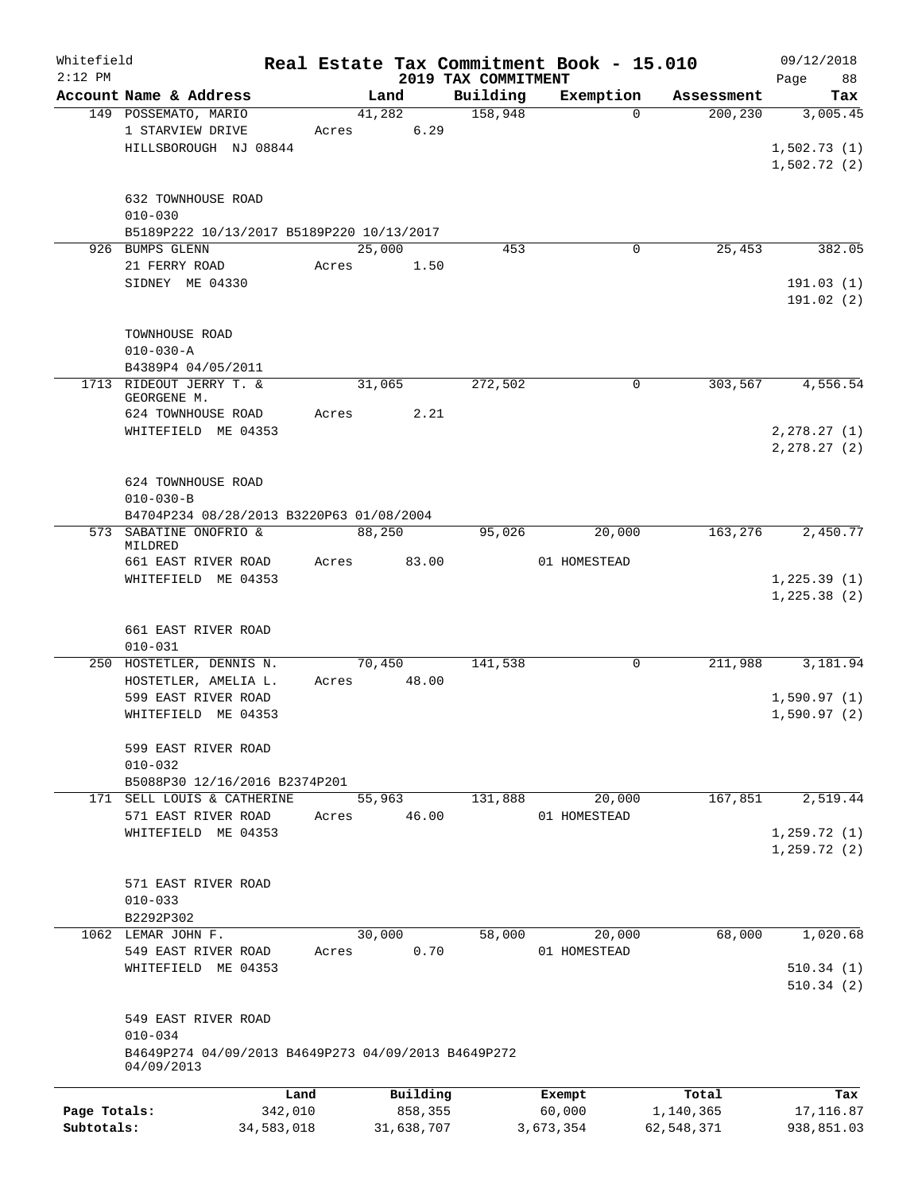Whitefield 2:12 PM

# Real Estate Tax Commitment Book - 15.010

## 2019 TAX COMMITMENT

09/12/2018 Page 88

| Account Name & Address | Land | Building | Exemption | Assessment | Tax |
|---|---|---|---|---|---|
| 149 POSSEMATO, MARIO | 41,282 | 158,948 | 0 | 200,230 | 3,005.45 |
| 1 STARVIEW DRIVE | Acres 6.29 | | | | |
| HILLSBOROUGH NJ 08844 | | | | | 1,502.73 (1) |
| | | | | | 1,502.72 (2) |
| 632 TOWNHOUSE ROAD | | | | | |
| 010-030 | | | | | |
| B5189P222 10/13/2017 B5189P220 10/13/2017 | | | | | |
| 926 BUMPS GLENN | 25,000 | 453 | 0 | 25,453 | 382.05 |
| 21 FERRY ROAD | Acres 1.50 | | | | |
| SIDNEY ME 04330 | | | | | 191.03 (1) |
| | | | | | 191.02 (2) |
| TOWNHOUSE ROAD | | | | | |
| 010-030-A | | | | | |
| B4389P4 04/05/2011 | | | | | |
| 1713 RIDEOUT JERRY T. & GEORGENE M. | 31,065 | 272,502 | 0 | 303,567 | 4,556.54 |
| 624 TOWNHOUSE ROAD | Acres 2.21 | | | | |
| WHITEFIELD ME 04353 | | | | | 2,278.27 (1) |
| | | | | | 2,278.27 (2) |
| 624 TOWNHOUSE ROAD | | | | | |
| 010-030-B | | | | | |
| B4704P234 08/28/2013 B3220P63 01/08/2004 | | | | | |
| 573 SABATINE ONOFRIO & MILDRED | 88,250 | 95,026 | 20,000 | 163,276 | 2,450.77 |
| 661 EAST RIVER ROAD | Acres 83.00 | | 01 HOMESTEAD | | |
| WHITEFIELD ME 04353 | | | | | 1,225.39 (1) |
| | | | | | 1,225.38 (2) |
| 661 EAST RIVER ROAD | | | | | |
| 010-031 | | | | | |
| 250 HOSTETLER, DENNIS N. | 70,450 | 141,538 | 0 | 211,988 | 3,181.94 |
| HOSTETLER, AMELIA L. | Acres 48.00 | | | | |
| 599 EAST RIVER ROAD | | | | | 1,590.97 (1) |
| WHITEFIELD ME 04353 | | | | | 1,590.97 (2) |
| 599 EAST RIVER ROAD | | | | | |
| 010-032 | | | | | |
| B5088P30 12/16/2016 B2374P201 | | | | | |
| 171 SELL LOUIS & CATHERINE | 55,963 | 131,888 | 20,000 | 167,851 | 2,519.44 |
| 571 EAST RIVER ROAD | Acres 46.00 | | 01 HOMESTEAD | | |
| WHITEFIELD ME 04353 | | | | | 1,259.72 (1) |
| | | | | | 1,259.72 (2) |
| 571 EAST RIVER ROAD | | | | | |
| 010-033 | | | | | |
| B2292P302 | | | | | |
| 1062 LEMAR JOHN F. | 30,000 | 58,000 | 20,000 | 68,000 | 1,020.68 |
| 549 EAST RIVER ROAD | Acres 0.70 | | 01 HOMESTEAD | | |
| WHITEFIELD ME 04353 | | | | | 510.34 (1) |
| | | | | | 510.34 (2) |
| 549 EAST RIVER ROAD | | | | | |
| 010-034 | | | | | |
| B4649P274 04/09/2013 B4649P273 04/09/2013 B4649P272 04/09/2013 | | | | | |

| | Land | Building | Exempt | Total | Tax |
|---|---|---|---|---|---|
| Page Totals: | 342,010 | 858,355 | 60,000 | 1,140,365 | 17,116.87 |
| Subtotals: | 34,583,018 | 31,638,707 | 3,673,354 | 62,548,371 | 938,851.03 |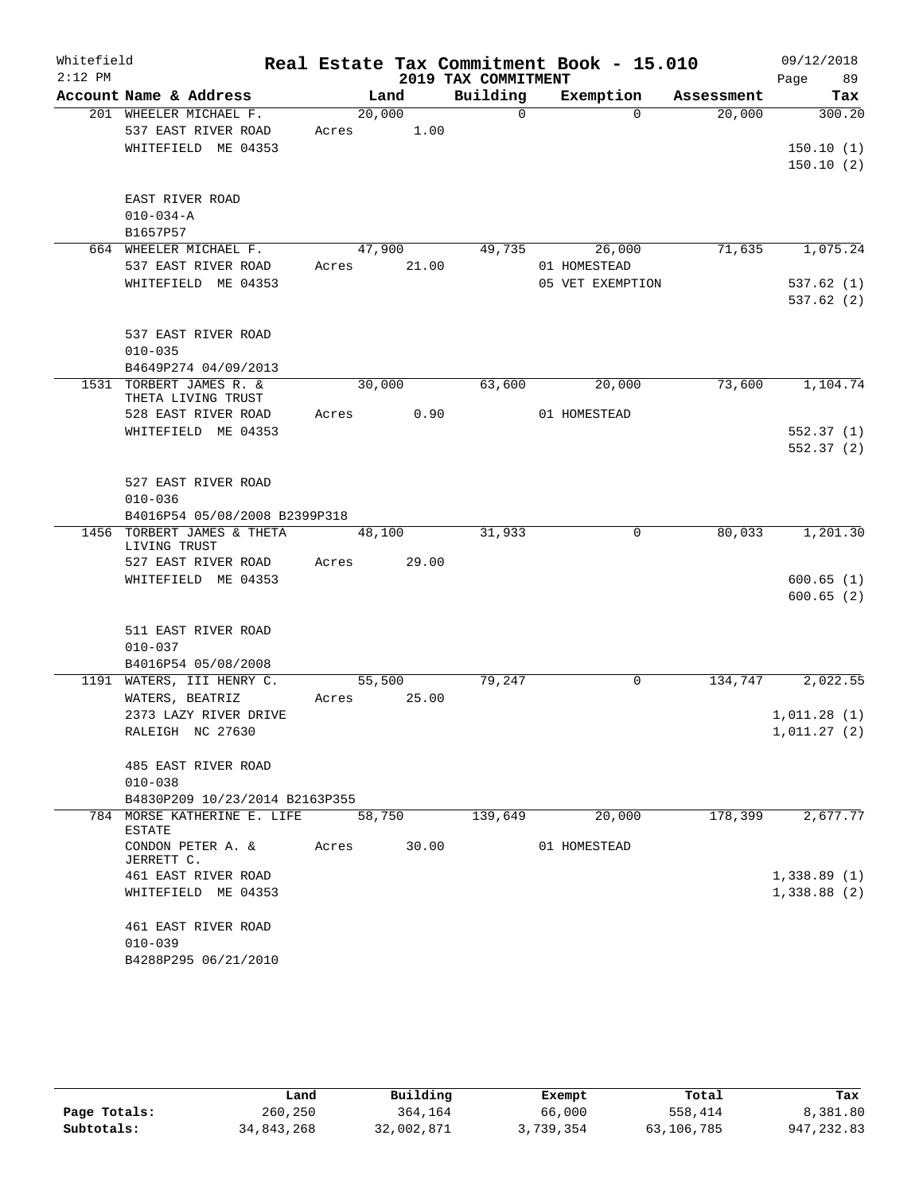Whitefield 2:12 PM

# Real Estate Tax Commitment Book - 15.010

## 2019 TAX COMMITMENT

09/12/2018

| Account Name & Address | Land | Building | Exemption | Assessment | Tax |
|---|---|---|---|---|---|
| 201 WHEELER MICHAEL F. | 20,000 | 0 | 0 | 20,000 | 300.20 |
| 537 EAST RIVER ROAD | Acres 1.00 | | | | |
| WHITEFIELD ME 04353 | | | | | 150.10 (1) |
| | | | | | 150.10 (2) |
| EAST RIVER ROAD | | | | | |
| 010-034-A | | | | | |
| B1657P57 | | | | | |
| 664 WHEELER MICHAEL F. | 47,900 | 49,735 | 26,000 | 71,635 | 1,075.24 |
| 537 EAST RIVER ROAD | Acres 21.00 | | 01 HOMESTEAD | | |
| WHITEFIELD ME 04353 | | | 05 VET EXEMPTION | | 537.62 (1) |
| | | | | | 537.62 (2) |
| 537 EAST RIVER ROAD | | | | | |
| 010-035 | | | | | |
| B4649P274 04/09/2013 | | | | | |
| 1531 TORBERT JAMES R. & THETA LIVING TRUST | 30,000 | 63,600 | 20,000 | 73,600 | 1,104.74 |
| 528 EAST RIVER ROAD | Acres 0.90 | | 01 HOMESTEAD | | |
| WHITEFIELD ME 04353 | | | | | 552.37 (1) |
| | | | | | 552.37 (2) |
| 527 EAST RIVER ROAD | | | | | |
| 010-036 | | | | | |
| B4016P54 05/08/2008 B2399P318 | | | | | |
| 1456 TORBERT JAMES & THETA LIVING TRUST | 48,100 | 31,933 | 0 | 80,033 | 1,201.30 |
| 527 EAST RIVER ROAD | Acres 29.00 | | | | |
| WHITEFIELD ME 04353 | | | | | 600.65 (1) |
| | | | | | 600.65 (2) |
| 511 EAST RIVER ROAD | | | | | |
| 010-037 | | | | | |
| B4016P54 05/08/2008 | | | | | |
| 1191 WATERS, III HENRY C. | 55,500 | 79,247 | 0 | 134,747 | 2,022.55 |
| WATERS, BEATRIZ | Acres 25.00 | | | | |
| 2373 LAZY RIVER DRIVE | | | | | 1,011.28 (1) |
| RALEIGH NC 27630 | | | | | 1,011.27 (2) |
| 485 EAST RIVER ROAD | | | | | |
| 010-038 | | | | | |
| B4830P209 10/23/2014 B2163P355 | | | | | |
| 784 MORSE KATHERINE E. LIFE ESTATE | 58,750 | 139,649 | 20,000 | 178,399 | 2,677.77 |
| CONDON PETER A. & JERRETT C. | Acres 30.00 | | 01 HOMESTEAD | | |
| 461 EAST RIVER ROAD | | | | | 1,338.89 (1) |
| WHITEFIELD ME 04353 | | | | | 1,338.88 (2) |
| 461 EAST RIVER ROAD | | | | | |
| 010-039 | | | | | |
| B4288P295 06/21/2010 | | | | | |

| | Land | Building | Exempt | Total | Tax |
|---|---|---|---|---|---|
| Page Totals: | 260,250 | 364,164 | 66,000 | 558,414 | 8,381.80 |
| Subtotals: | 34,843,268 | 32,002,871 | 3,739,354 | 63,106,785 | 947,232.83 |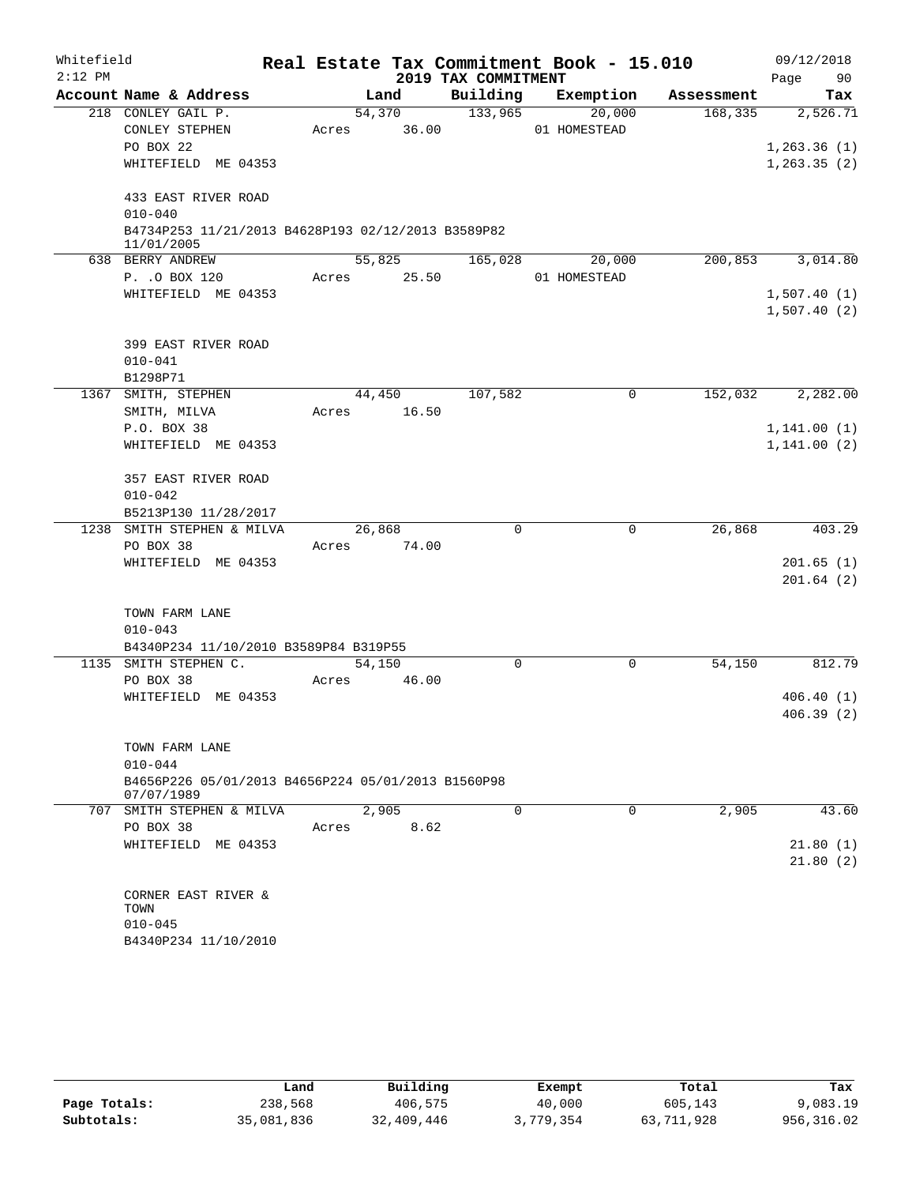Whitefield 2:12 PM

# Real Estate Tax Commitment Book - 15.010

## 2019 TAX COMMITMENT

09/12/2018

| Account Name & Address | Land | Building | Exemption | Assessment | Tax |
|---|---|---|---|---|---|
| 218 CONLEY GAIL P. | 54,370 | 133,965 | 20,000 | 168,335 | 2,526.71 |
| CONLEY STEPHEN | Acres 36.00 | | 01 HOMESTEAD | | |
| PO BOX 22 | | | | | 1,263.36 (1) |
| WHITEFIELD ME 04353 | | | | | 1,263.35 (2) |
| 433 EAST RIVER ROAD | | | | | |
| 010-040 | | | | | |
| B4734P253 11/21/2013 B4628P193 02/12/2013 B3589P82 11/01/2005 | | | | | |
| 638 BERRY ANDREW | 55,825 | 165,028 | 20,000 | 200,853 | 3,014.80 |
| P. .O BOX 120 | Acres 25.50 | | 01 HOMESTEAD | | |
| WHITEFIELD ME 04353 | | | | | 1,507.40 (1) |
| | | | | | 1,507.40 (2) |
| 399 EAST RIVER ROAD | | | | | |
| 010-041 | | | | | |
| B1298P71 | | | | | |
| 1367 SMITH, STEPHEN | 44,450 | 107,582 | 0 | 152,032 | 2,282.00 |
| SMITH, MILVA | Acres 16.50 | | | | |
| P.O. BOX 38 | | | | | 1,141.00 (1) |
| WHITEFIELD ME 04353 | | | | | 1,141.00 (2) |
| 357 EAST RIVER ROAD | | | | | |
| 010-042 | | | | | |
| B5213P130 11/28/2017 | | | | | |
| 1238 SMITH STEPHEN & MILVA | 26,868 | 0 | 0 | 26,868 | 403.29 |
| PO BOX 38 | Acres 74.00 | | | | |
| WHITEFIELD ME 04353 | | | | | 201.65 (1) |
| | | | | | 201.64 (2) |
| TOWN FARM LANE | | | | | |
| 010-043 | | | | | |
| B4340P234 11/10/2010 B3589P84 B319P55 | | | | | |
| 1135 SMITH STEPHEN C. | 54,150 | 0 | 0 | 54,150 | 812.79 |
| PO BOX 38 | Acres 46.00 | | | | |
| WHITEFIELD ME 04353 | | | | | 406.40 (1) |
| | | | | | 406.39 (2) |
| TOWN FARM LANE | | | | | |
| 010-044 | | | | | |
| B4656P226 05/01/2013 B4656P224 05/01/2013 B1560P98 07/07/1989 | | | | | |
| 707 SMITH STEPHEN & MILVA | 2,905 | 0 | 0 | 2,905 | 43.60 |
| PO BOX 38 | Acres 8.62 | | | | |
| WHITEFIELD ME 04353 | | | | | 21.80 (1) |
| | | | | | 21.80 (2) |
| CORNER EAST RIVER & TOWN | | | | | |
| 010-045 | | | | | |
| B4340P234 11/10/2010 | | | | | |

| | Land | Building | Exempt | Total | Tax |
|---|---|---|---|---|---|
| Page Totals: | 238,568 | 406,575 | 40,000 | 605,143 | 9,083.19 |
| Subtotals: | 35,081,836 | 32,409,446 | 3,779,354 | 63,711,928 | 956,316.02 |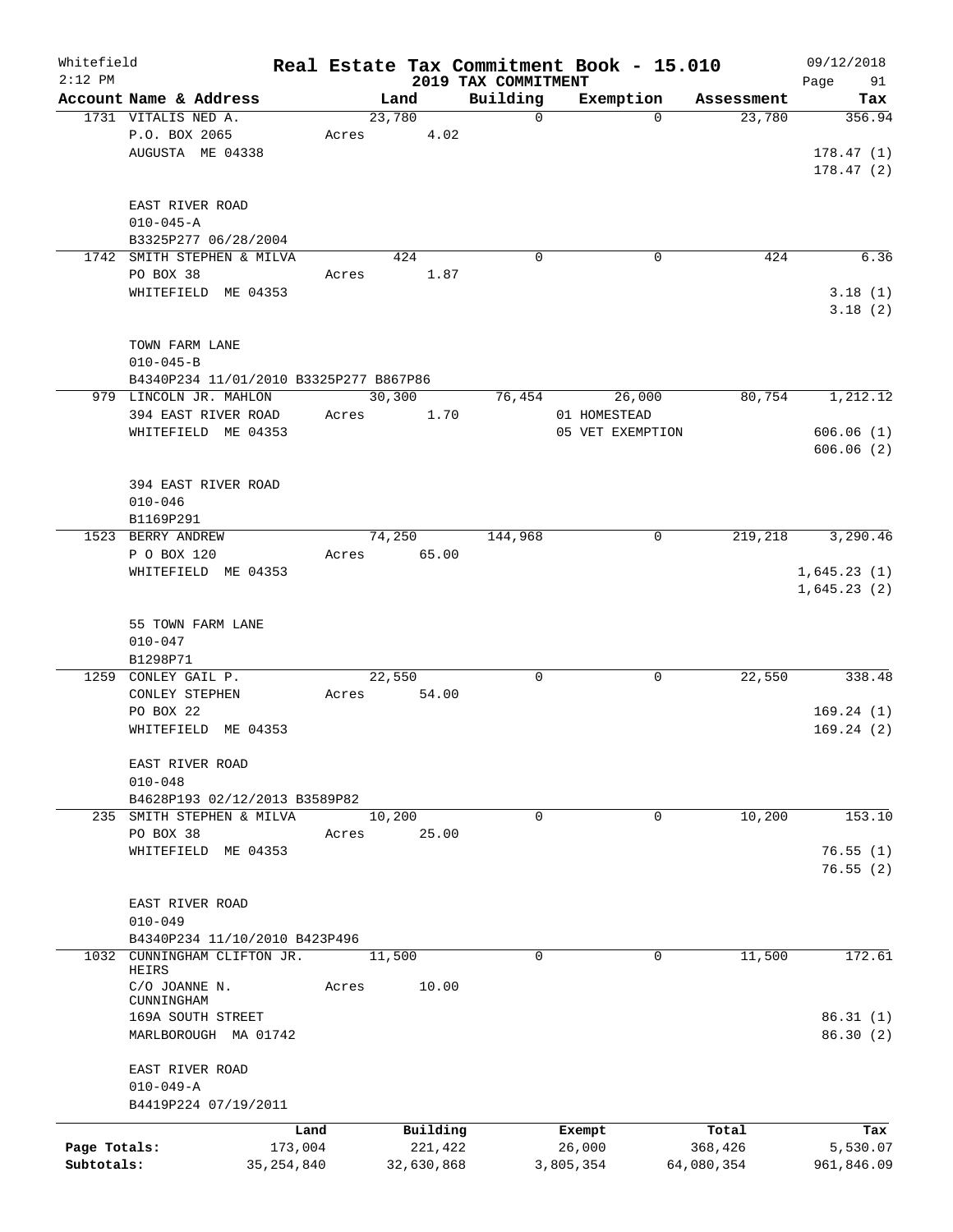Whitefield
2:12 PM

# Real Estate Tax Commitment Book - 15.010
## 2019 TAX COMMITMENT

09/12/2018
Page 91

| Account Name & Address | Land | Building | Exemption | Assessment | Tax |
|---|---|---|---|---|---|
| 1731 VITALIS NED A. | 23,780 | 0 | 0 | 23,780 | 356.94 |
| P.O. BOX 2065 | Acres 4.02 | | | | |
| AUGUSTA ME 04338 | | | | | 178.47 (1) |
| | | | | | 178.47 (2) |
| EAST RIVER ROAD | | | | | |
| 010-045-A | | | | | |
| B3325P277 06/28/2004 | | | | | |
| 1742 SMITH STEPHEN & MILVA | 424 | 0 | 0 | 424 | 6.36 |
| PO BOX 38 | Acres 1.87 | | | | |
| WHITEFIELD ME 04353 | | | | | 3.18 (1) |
| | | | | | 3.18 (2) |
| TOWN FARM LANE | | | | | |
| 010-045-B | | | | | |
| B4340P234 11/01/2010 B3325P277 B867P86 | | | | | |
| 979 LINCOLN JR. MAHLON | 30,300 | 76,454 | 26,000 | 80,754 | 1,212.12 |
| 394 EAST RIVER ROAD | Acres 1.70 | | 01 HOMESTEAD | | |
| WHITEFIELD ME 04353 | | | 05 VET EXEMPTION | | 606.06 (1) |
| | | | | | 606.06 (2) |
| 394 EAST RIVER ROAD | | | | | |
| 010-046 | | | | | |
| B1169P291 | | | | | |
| 1523 BERRY ANDREW | 74,250 | 144,968 | 0 | 219,218 | 3,290.46 |
| P O BOX 120 | Acres 65.00 | | | | |
| WHITEFIELD ME 04353 | | | | | 1,645.23 (1) |
| | | | | | 1,645.23 (2) |
| 55 TOWN FARM LANE | | | | | |
| 010-047 | | | | | |
| B1298P71 | | | | | |
| 1259 CONLEY GAIL P. | 22,550 | 0 | 0 | 22,550 | 338.48 |
| CONLEY STEPHEN | Acres 54.00 | | | | |
| PO BOX 22 | | | | | 169.24 (1) |
| WHITEFIELD ME 04353 | | | | | 169.24 (2) |
| EAST RIVER ROAD | | | | | |
| 010-048 | | | | | |
| B4628P193 02/12/2013 B3589P82 | | | | | |
| 235 SMITH STEPHEN & MILVA | 10,200 | 0 | 0 | 10,200 | 153.10 |
| PO BOX 38 | Acres 25.00 | | | | |
| WHITEFIELD ME 04353 | | | | | 76.55 (1) |
| | | | | | 76.55 (2) |
| EAST RIVER ROAD | | | | | |
| 010-049 | | | | | |
| B4340P234 11/10/2010 B423P496 | | | | | |
| 1032 CUNNINGHAM CLIFTON JR. HEIRS | 11,500 | 0 | 0 | 11,500 | 172.61 |
| C/O JOANNE N. CUNNINGHAM | Acres 10.00 | | | | |
| 169A SOUTH STREET | | | | | 86.31 (1) |
| MARLBOROUGH MA 01742 | | | | | 86.30 (2) |
| EAST RIVER ROAD | | | | | |
| 010-049-A | | | | | |
| B4419P224 07/19/2011 | | | | | |

| | Land | Building | Exempt | Total | Tax |
|---|---|---|---|---|---|
| Page Totals: | 173,004 | 221,422 | 26,000 | 368,426 | 5,530.07 |
| Subtotals: | 35,254,840 | 32,630,868 | 3,805,354 | 64,080,354 | 961,846.09 |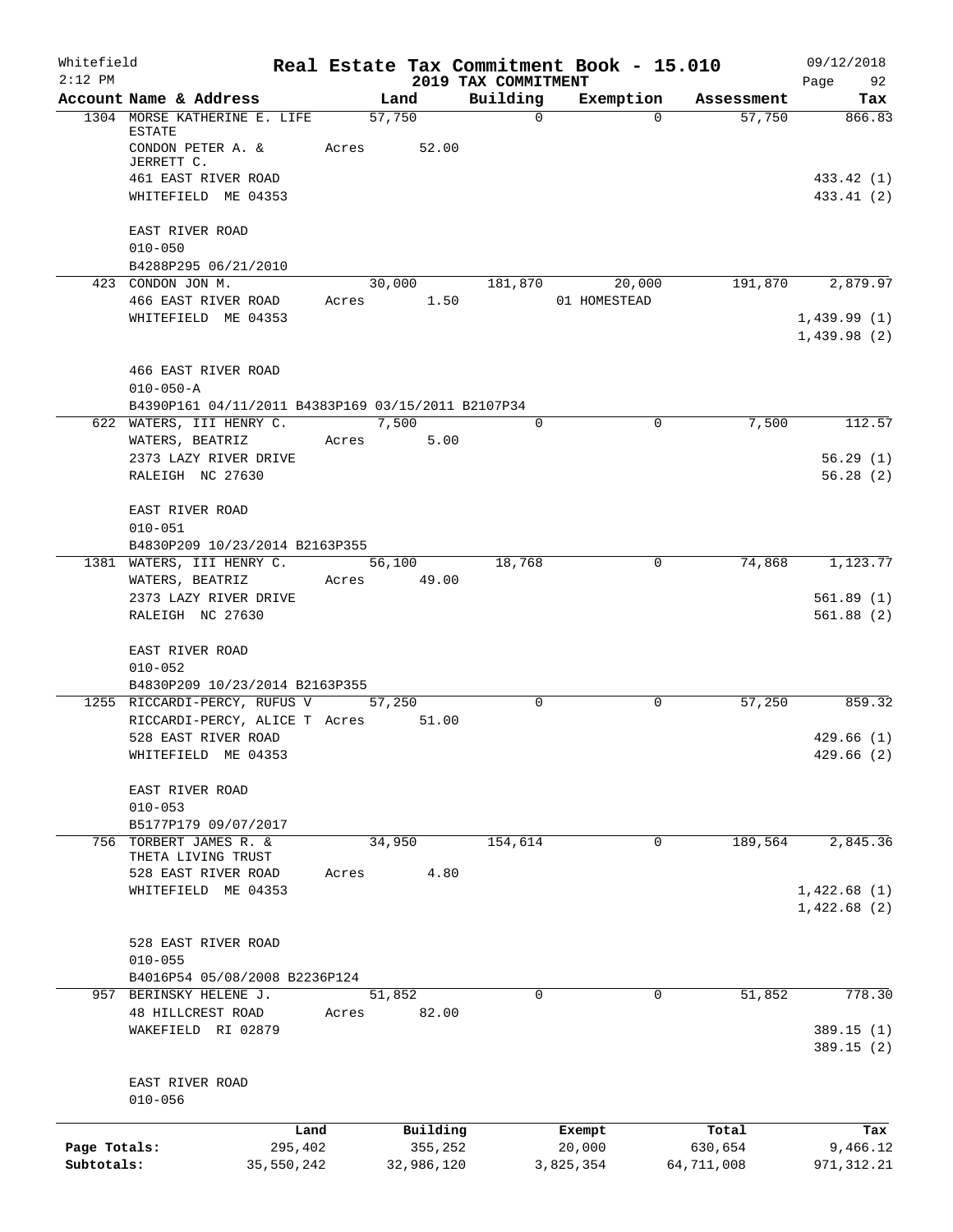Whitefield
2:12 PM

# Real Estate Tax Commitment Book - 15.010
## 2019 TAX COMMITMENT

09/12/2018
Page 92

| Account Name & Address | Land | Building | Exemption | Assessment | Tax |
|---|---|---|---|---|---|
| 1304 MORSE KATHERINE E. LIFE ESTATE | 57,750 | 0 | 0 | 57,750 | 866.83 |
| CONDON PETER A. & JERRETT C. | Acres 52.00 | | | | |
| 461 EAST RIVER ROAD | | | | | 433.42 (1) |
| WHITEFIELD ME 04353 | | | | | 433.41 (2) |
| EAST RIVER ROAD | | | | | |
| 010-050 | | | | | |
| B4288P295 06/21/2010 | | | | | |
| 423 CONDON JON M. | 30,000 | 181,870 | 20,000 | 191,870 | 2,879.97 |
| 466 EAST RIVER ROAD | Acres 1.50 | | 01 HOMESTEAD | | |
| WHITEFIELD ME 04353 | | | | | 1,439.99 (1) |
| | | | | | 1,439.98 (2) |
| 466 EAST RIVER ROAD | | | | | |
| 010-050-A | | | | | |
| B4390P161 04/11/2011 B4383P169 03/15/2011 B2107P34 | | | | | |
| 622 WATERS, III HENRY C. | 7,500 | 0 | 0 | 7,500 | 112.57 |
| WATERS, BEATRIZ | Acres 5.00 | | | | |
| 2373 LAZY RIVER DRIVE | | | | | 56.29 (1) |
| RALEIGH NC 27630 | | | | | 56.28 (2) |
| EAST RIVER ROAD | | | | | |
| 010-051 | | | | | |
| B4830P209 10/23/2014 B2163P355 | | | | | |
| 1381 WATERS, III HENRY C. | 56,100 | 18,768 | 0 | 74,868 | 1,123.77 |
| WATERS, BEATRIZ | Acres 49.00 | | | | |
| 2373 LAZY RIVER DRIVE | | | | | 561.89 (1) |
| RALEIGH NC 27630 | | | | | 561.88 (2) |
| EAST RIVER ROAD | | | | | |
| 010-052 | | | | | |
| B4830P209 10/23/2014 B2163P355 | | | | | |
| 1255 RICCARDI-PERCY, RUFUS V | 57,250 | 0 | 0 | 57,250 | 859.32 |
| RICCARDI-PERCY, ALICE T | Acres 51.00 | | | | |
| 528 EAST RIVER ROAD | | | | | 429.66 (1) |
| WHITEFIELD ME 04353 | | | | | 429.66 (2) |
| EAST RIVER ROAD | | | | | |
| 010-053 | | | | | |
| B5177P179 09/07/2017 | | | | | |
| 756 TORBERT JAMES R. & THETA LIVING TRUST | 34,950 | 154,614 | 0 | 189,564 | 2,845.36 |
| 528 EAST RIVER ROAD | Acres 4.80 | | | | |
| WHITEFIELD ME 04353 | | | | | 1,422.68 (1) |
| | | | | | 1,422.68 (2) |
| 528 EAST RIVER ROAD | | | | | |
| 010-055 | | | | | |
| B4016P54 05/08/2008 B2236P124 | | | | | |
| 957 BERINSKY HELENE J. | 51,852 | 0 | 0 | 51,852 | 778.30 |
| 48 HILLCREST ROAD | Acres 82.00 | | | | |
| WAKEFIELD RI 02879 | | | | | 389.15 (1) |
| | | | | | 389.15 (2) |
| EAST RIVER ROAD | | | | | |
| 010-056 | | | | | |

| | Land | Building | Exempt | Total | Tax |
|---|---|---|---|---|---|
| Page Totals: | 295,402 | 355,252 | 20,000 | 630,654 | 9,466.12 |
| Subtotals: | 35,550,242 | 32,986,120 | 3,825,354 | 64,711,008 | 971,312.21 |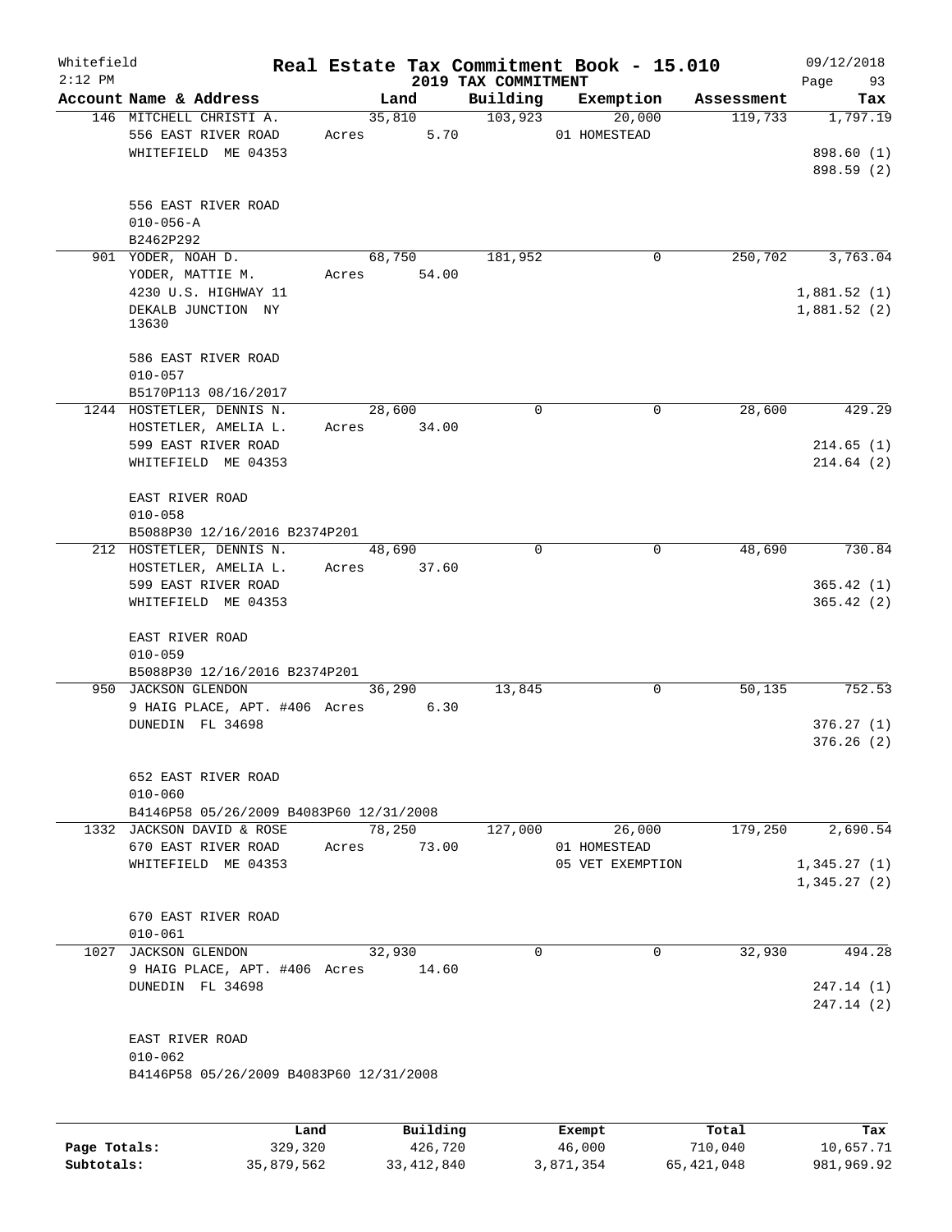Whitefield 2:12 PM

# Real Estate Tax Commitment Book - 15.010

## 2019 TAX COMMITMENT

09/12/2018 Page 93

| Account Name & Address | Land | Building | Exemption | Assessment | Tax |
|---|---|---|---|---|---|
| 146 MITCHELL CHRISTI A.<br>556 EAST RIVER ROAD<br>WHITEFIELD ME 04353<br><br>556 EAST RIVER ROAD<br>010-056-A<br>B2462P292 | 35,810<br>Acres 5.70 | 103,923 | 20,000<br>01 HOMESTEAD | 119,733 | 1,797.19<br><br>898.60 (1)<br>898.59 (2) |
| 901 YODER, NOAH D.<br>YODER, MATTIE M.<br>4230 U.S. HIGHWAY 11<br>DEKALB JUNCTION NY 13630<br><br>586 EAST RIVER ROAD<br>010-057<br>B5170P113 08/16/2017 | 68,750<br>Acres 54.00 | 181,952 | 0 | 250,702 | 3,763.04<br><br>1,881.52 (1)<br>1,881.52 (2) |
| 1244 HOSTETLER, DENNIS N.<br>HOSTETLER, AMELIA L.<br>599 EAST RIVER ROAD<br>WHITEFIELD ME 04353<br><br>EAST RIVER ROAD<br>010-058<br>B5088P30 12/16/2016 B2374P201 | 28,600<br>Acres 34.00 | 0 | 0 | 28,600 | 429.29<br><br>214.65 (1)<br>214.64 (2) |
| 212 HOSTETLER, DENNIS N.<br>HOSTETLER, AMELIA L.<br>599 EAST RIVER ROAD<br>WHITEFIELD ME 04353<br><br>EAST RIVER ROAD<br>010-059<br>B5088P30 12/16/2016 B2374P201 | 48,690<br>Acres 37.60 | 0 | 0 | 48,690 | 730.84<br><br>365.42 (1)<br>365.42 (2) |
| 950 JACKSON GLENDON<br>9 HAIG PLACE, APT. #406<br>DUNEDIN FL 34698<br><br>652 EAST RIVER ROAD<br>010-060<br>B4146P58 05/26/2009 B4083P60 12/31/2008 | 36,290<br>Acres 6.30 | 13,845 | 0 | 50,135 | 752.53<br><br>376.27 (1)<br>376.26 (2) |
| 1332 JACKSON DAVID & ROSE<br>670 EAST RIVER ROAD<br>WHITEFIELD ME 04353<br><br>670 EAST RIVER ROAD<br>010-061 | 78,250<br>Acres 73.00 | 127,000 | 26,000<br>01 HOMESTEAD<br>05 VET EXEMPTION | 179,250 | 2,690.54<br><br>1,345.27 (1)<br>1,345.27 (2) |
| 1027 JACKSON GLENDON<br>9 HAIG PLACE, APT. #406<br>DUNEDIN FL 34698<br><br>EAST RIVER ROAD<br>010-062<br>B4146P58 05/26/2009 B4083P60 12/31/2008 | 32,930<br>Acres 14.60 | 0 | 0 | 32,930 | 494.28<br><br>247.14 (1)<br>247.14 (2) |

| | Land | Building | Exempt | Total | Tax |
|---|---|---|---|---|---|
| **Page Totals:** | 329,320 | 426,720 | 46,000 | 710,040 | 10,657.71 |
| **Subtotals:** | 35,879,562 | 33,412,840 | 3,871,354 | 65,421,048 | 981,969.92 |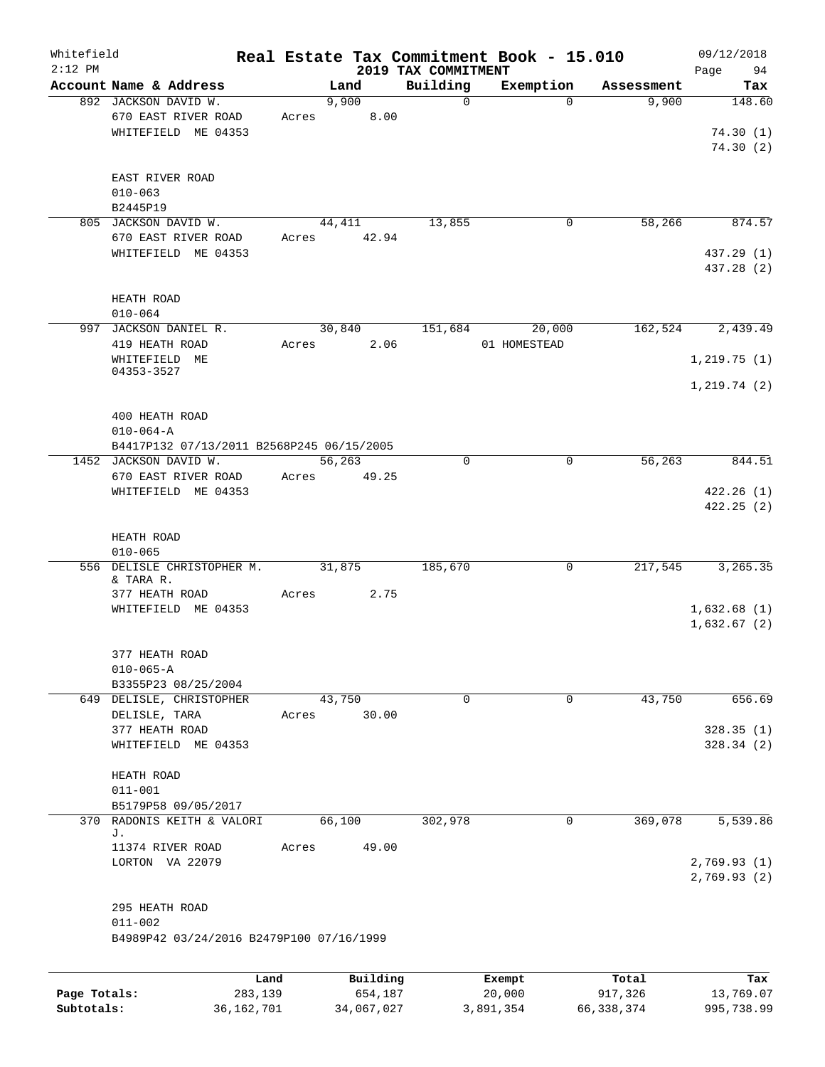Whitefield 2:12 PM

# Real Estate Tax Commitment Book - 15.010

## 2019 TAX COMMITMENT

09/12/2018 Page 94

| Account Name & Address | Land | Building | Exemption | Assessment | Tax |
|---|---|---|---|---|---|
| 892 JACKSON DAVID W. | 9,900 | 0 | 0 | 9,900 | 148.60 |
| 670 EAST RIVER ROAD | Acres 8.00 | | | | |
| WHITEFIELD ME 04353 | | | | | 74.30 (1) |
| | | | | | 74.30 (2) |
| EAST RIVER ROAD | | | | | |
| 010-063 | | | | | |
| B2445P19 | | | | | |
| 805 JACKSON DAVID W. | 44,411 | 13,855 | 0 | 58,266 | 874.57 |
| 670 EAST RIVER ROAD | Acres 42.94 | | | | |
| WHITEFIELD ME 04353 | | | | | 437.29 (1) |
| | | | | | 437.28 (2) |
| HEATH ROAD | | | | | |
| 010-064 | | | | | |
| 997 JACKSON DANIEL R. | 30,840 | 151,684 | 20,000 | 162,524 | 2,439.49 |
| 419 HEATH ROAD | Acres 2.06 | | 01 HOMESTEAD | | |
| WHITEFIELD ME 04353-3527 | | | | | 1,219.75 (1) |
| | | | | | 1,219.74 (2) |
| 400 HEATH ROAD | | | | | |
| 010-064-A | | | | | |
| B4417P132 07/13/2011 B2568P245 06/15/2005 | | | | | |
| 1452 JACKSON DAVID W. | 56,263 | 0 | 0 | 56,263 | 844.51 |
| 670 EAST RIVER ROAD | Acres 49.25 | | | | |
| WHITEFIELD ME 04353 | | | | | 422.26 (1) |
| | | | | | 422.25 (2) |
| HEATH ROAD | | | | | |
| 010-065 | | | | | |
| 556 DELISLE CHRISTOPHER M. & TARA R. | 31,875 | 185,670 | 0 | 217,545 | 3,265.35 |
| 377 HEATH ROAD | Acres 2.75 | | | | |
| WHITEFIELD ME 04353 | | | | | 1,632.68 (1) |
| | | | | | 1,632.67 (2) |
| 377 HEATH ROAD | | | | | |
| 010-065-A | | | | | |
| B3355P23 08/25/2004 | | | | | |
| 649 DELISLE, CHRISTOPHER | 43,750 | 0 | 0 | 43,750 | 656.69 |
| DELISLE, TARA | Acres 30.00 | | | | |
| 377 HEATH ROAD | | | | | 328.35 (1) |
| WHITEFIELD ME 04353 | | | | | 328.34 (2) |
| HEATH ROAD | | | | | |
| 011-001 | | | | | |
| B5179P58 09/05/2017 | | | | | |
| 370 RADONIS KEITH & VALORI J. | 66,100 | 302,978 | 0 | 369,078 | 5,539.86 |
| 11374 RIVER ROAD | Acres 49.00 | | | | |
| LORTON VA 22079 | | | | | 2,769.93 (1) |
| | | | | | 2,769.93 (2) |
| 295 HEATH ROAD | | | | | |
| 011-002 | | | | | |
| B4989P42 03/24/2016 B2479P100 07/16/1999 | | | | | |

| | Land | Building | Exempt | Total | Tax |
|---|---|---|---|---|---|
| Page Totals: | 283,139 | 654,187 | 20,000 | 917,326 | 13,769.07 |
| Subtotals: | 36,162,701 | 34,067,027 | 3,891,354 | 66,338,374 | 995,738.99 |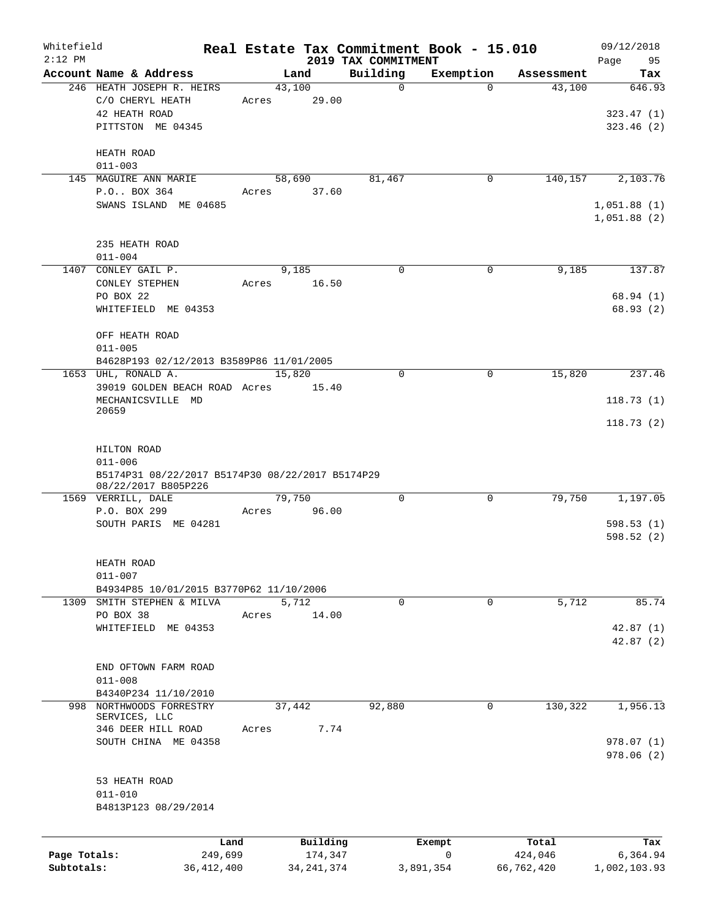Whitefield
2:12 PM

# Real Estate Tax Commitment Book - 15.010

## 2019 TAX COMMITMENT

09/12/2018

| Account Name & Address | Land | Building | Exemption | Assessment | Tax |
|---|---|---|---|---|---|
| 246 HEATH JOSEPH R. HEIRS<br>C/O CHERYL HEATH<br>42 HEATH ROAD<br>PITTSTON ME 04345<br><br>HEATH ROAD<br>011-003 | 43,100<br>Acres 29.00 | 0 | 0 | 43,100 | 646.93<br><br>323.47 (1)<br>323.46 (2) |
| 145 MAGUIRE ANN MARIE<br>P.O.. BOX 364<br>SWANS ISLAND ME 04685<br><br>235 HEATH ROAD<br>011-004 | 58,690<br>Acres 37.60 | 81,467 | 0 | 140,157 | 2,103.76<br><br>1,051.88 (1)<br>1,051.88 (2) |
| 1407 CONLEY GAIL P.<br>CONLEY STEPHEN<br>PO BOX 22<br>WHITEFIELD ME 04353<br><br>OFF HEATH ROAD<br>011-005<br>B4628P193 02/12/2013 B3589P86 11/01/2005 | 9,185<br>Acres 16.50 | 0 | 0 | 9,185 | 137.87<br><br>68.94 (1)<br>68.93 (2) |
| 1653 UHL, RONALD A.<br>39019 GOLDEN BEACH ROAD<br>MECHANICSVILLE MD 20659<br><br>HILTON ROAD<br>011-006<br>B5174P31 08/22/2017 B5174P30 08/22/2017 B5174P29 08/22/2017 B805P226 | 15,820<br>Acres 15.40 | 0 | 0 | 15,820 | 237.46<br><br>118.73 (1)<br>118.73 (2) |
| 1569 VERRILL, DALE<br>P.O. BOX 299<br>SOUTH PARIS ME 04281<br><br>HEATH ROAD<br>011-007<br>B4934P85 10/01/2015 B3770P62 11/10/2006 | 79,750<br>Acres 96.00 | 0 | 0 | 79,750 | 1,197.05<br><br>598.53 (1)<br>598.52 (2) |
| 1309 SMITH STEPHEN & MILVA<br>PO BOX 38<br>WHITEFIELD ME 04353<br><br>END OFTOWN FARM ROAD<br>011-008<br>B4340P234 11/10/2010 | 5,712<br>Acres 14.00 | 0 | 0 | 5,712 | 85.74<br><br>42.87 (1)<br>42.87 (2) |
| 998 NORTHWOODS FORRESTRY SERVICES, LLC<br>346 DEER HILL ROAD<br>SOUTH CHINA ME 04358<br><br>53 HEATH ROAD<br>011-010<br>B4813P123 08/29/2014 | 37,442<br>Acres 7.74 | 92,880 | 0 | 130,322 | 1,956.13<br><br>978.07 (1)<br>978.06 (2) |

| | Land | Building | Exempt | Total | Tax |
|---|---|---|---|---|---|
| Page Totals: | 249,699 | 174,347 | 0 | 424,046 | 6,364.94 |
| Subtotals: | 36,412,400 | 34,241,374 | 3,891,354 | 66,762,420 | 1,002,103.93 |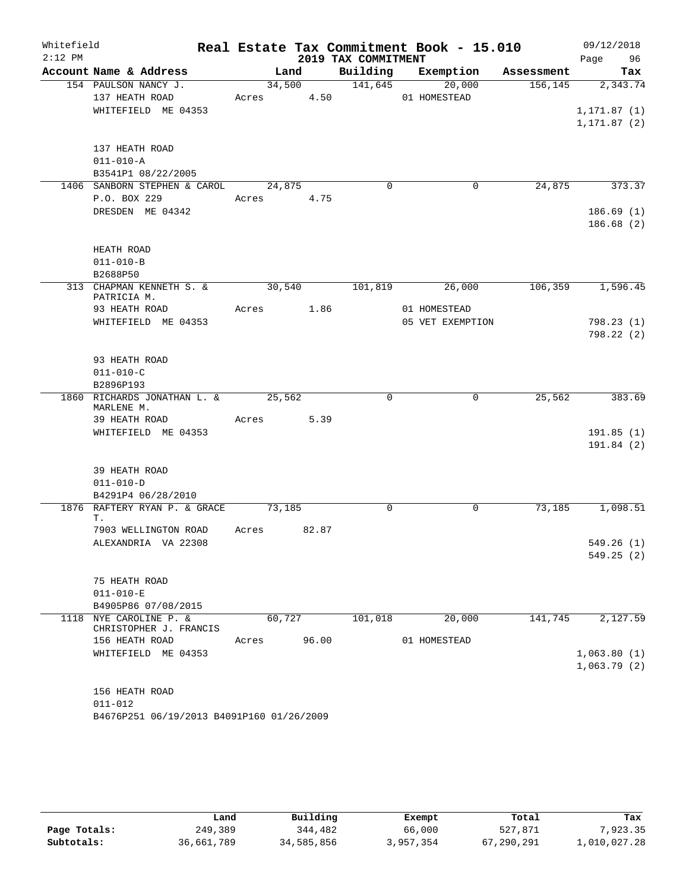Whitefield 2:12 PM

# Real Estate Tax Commitment Book - 15.010

## 2019 TAX COMMITMENT

09/12/2018

| Account Name & Address | Land | Building | Exemption | Assessment | Tax |
|---|---|---|---|---|---|
| 154 PAULSON NANCY J. | 34,500 | 141,645 | 20,000 | 156,145 | 2,343.74 |
| 137 HEATH ROAD | Acres 4.50 | | 01 HOMESTEAD | | |
| WHITEFIELD ME 04353 | | | | | 1,171.87 (1) |
| | | | | | 1,171.87 (2) |
| 137 HEATH ROAD | | | | | |
| 011-010-A | | | | | |
| B3541P1 08/22/2005 | | | | | |
| 1406 SANBORN STEPHEN & CAROL | 24,875 | 0 | 0 | 24,875 | 373.37 |
| P.O. BOX 229 | Acres 4.75 | | | | |
| DRESDEN ME 04342 | | | | | 186.69 (1) |
| | | | | | 186.68 (2) |
| HEATH ROAD | | | | | |
| 011-010-B | | | | | |
| B2688P50 | | | | | |
| 313 CHAPMAN KENNETH S. & PATRICIA M. | 30,540 | 101,819 | 26,000 | 106,359 | 1,596.45 |
| 93 HEATH ROAD | Acres 1.86 | | 01 HOMESTEAD | | |
| WHITEFIELD ME 04353 | | | 05 VET EXEMPTION | | 798.23 (1) |
| | | | | | 798.22 (2) |
| 93 HEATH ROAD | | | | | |
| 011-010-C | | | | | |
| B2896P193 | | | | | |
| 1860 RICHARDS JONATHAN L. & MARLENE M. | 25,562 | 0 | 0 | 25,562 | 383.69 |
| 39 HEATH ROAD | Acres 5.39 | | | | |
| WHITEFIELD ME 04353 | | | | | 191.85 (1) |
| | | | | | 191.84 (2) |
| 39 HEATH ROAD | | | | | |
| 011-010-D | | | | | |
| B4291P4 06/28/2010 | | | | | |
| 1876 RAFTERY RYAN P. & GRACE T. | 73,185 | 0 | 0 | 73,185 | 1,098.51 |
| 7903 WELLINGTON ROAD | Acres 82.87 | | | | |
| ALEXANDRIA VA 22308 | | | | | 549.26 (1) |
| | | | | | 549.25 (2) |
| 75 HEATH ROAD | | | | | |
| 011-010-E | | | | | |
| B4905P86 07/08/2015 | | | | | |
| 1118 NYE CAROLINE P. & CHRISTOPHER J. FRANCIS | 60,727 | 101,018 | 20,000 | 141,745 | 2,127.59 |
| 156 HEATH ROAD | Acres 96.00 | | 01 HOMESTEAD | | |
| WHITEFIELD ME 04353 | | | | | 1,063.80 (1) |
| | | | | | 1,063.79 (2) |
| 156 HEATH ROAD | | | | | |
| 011-012 | | | | | |
| B4676P251 06/19/2013 B4091P160 01/26/2009 | | | | | |

| | Land | Building | Exempt | Total | Tax |
|---|---|---|---|---|---|
| Page Totals: | 249,389 | 344,482 | 66,000 | 527,871 | 7,923.35 |
| Subtotals: | 36,661,789 | 34,585,856 | 3,957,354 | 67,290,291 | 1,010,027.28 |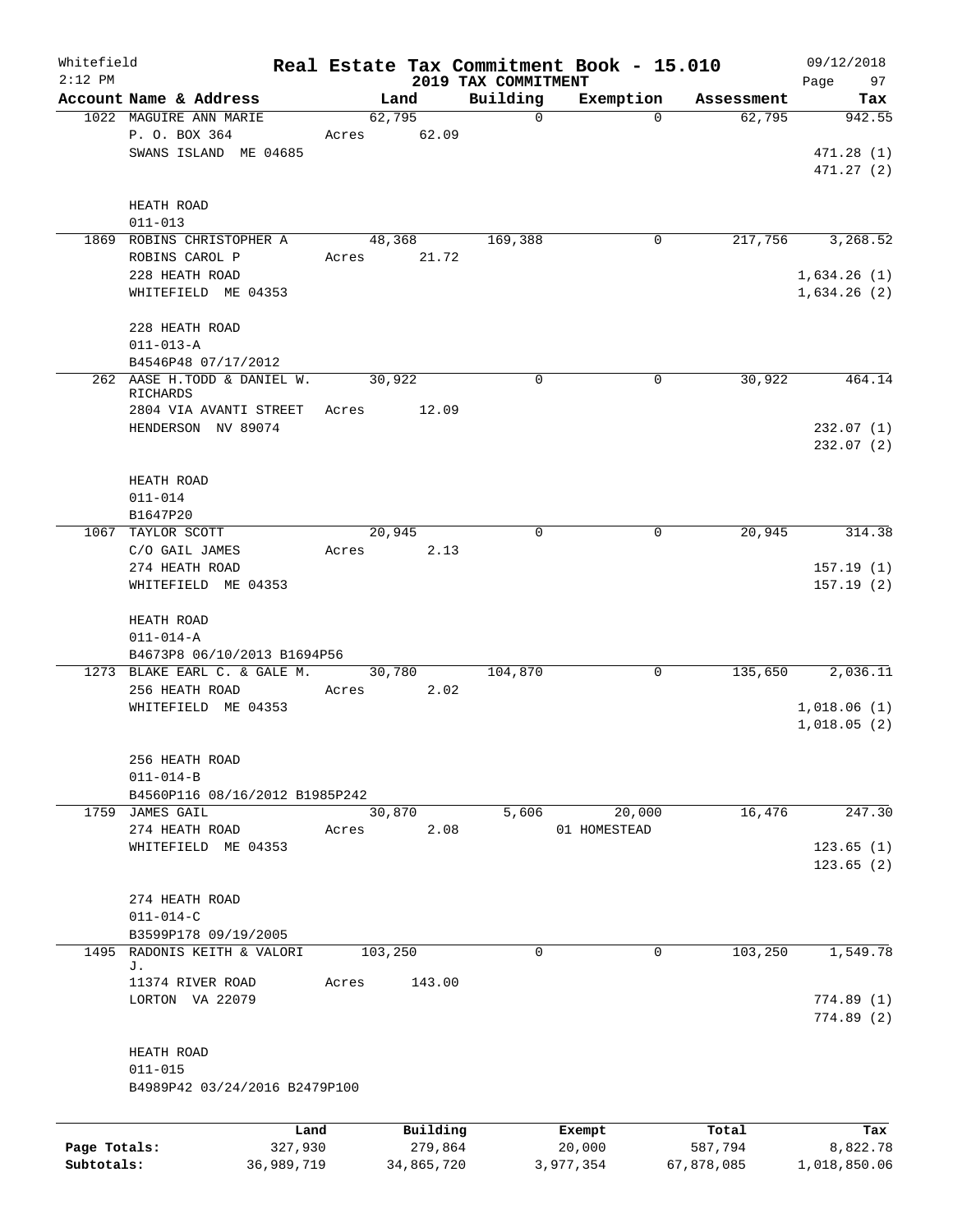Whitefield
2:12 PM

# Real Estate Tax Commitment Book - 15.010

## 2019 TAX COMMITMENT

09/12/2018

| Account | Name & Address | Land | Building | Exemption | Assessment | Tax |
|---|---|---|---|---|---|---|
| 1022 | MAGUIRE ANN MARIE<br>P. O. BOX 364<br>SWANS ISLAND ME 04685<br><br>HEATH ROAD<br>011-013 | 62,795<br>Acres 62.09 | 0 | 0 | 62,795 | 942.55<br>471.28 (1)<br>471.27 (2) |
| 1869 | ROBINS CHRISTOPHER A<br>ROBINS CAROL P<br>228 HEATH ROAD<br>WHITEFIELD ME 04353<br><br>228 HEATH ROAD<br>011-013-A<br>B4546P48 07/17/2012 | 48,368<br>Acres 21.72 | 169,388 | 0 | 217,756 | 3,268.52<br>1,634.26 (1)<br>1,634.26 (2) |
| 262 | AASE H.TODD & DANIEL W. RICHARDS<br>2804 VIA AVANTI STREET<br>HENDERSON NV 89074<br><br>HEATH ROAD<br>011-014<br>B1647P20 | 30,922<br>Acres 12.09 | 0 | 0 | 30,922 | 464.14<br>232.07 (1)<br>232.07 (2) |
| 1067 | TAYLOR SCOTT<br>C/O GAIL JAMES<br>274 HEATH ROAD<br>WHITEFIELD ME 04353<br><br>HEATH ROAD<br>011-014-A<br>B4673P8 06/10/2013 B1694P56 | 20,945<br>Acres 2.13 | 0 | 0 | 20,945 | 314.38<br>157.19 (1)<br>157.19 (2) |
| 1273 | BLAKE EARL C. & GALE M.<br>256 HEATH ROAD<br>WHITEFIELD ME 04353<br><br>256 HEATH ROAD<br>011-014-B<br>B4560P116 08/16/2012 B1985P242 | 30,780<br>Acres 2.02 | 104,870 | 0 | 135,650 | 2,036.11<br>1,018.06 (1)<br>1,018.05 (2) |
| 1759 | JAMES GAIL<br>274 HEATH ROAD<br>WHITEFIELD ME 04353<br><br>274 HEATH ROAD<br>011-014-C<br>B3599P178 09/19/2005 | 30,870<br>Acres 2.08 | 5,606 | 20,000<br>01 HOMESTEAD | 16,476 | 247.30<br>123.65 (1)<br>123.65 (2) |
| 1495 | RADONIS KEITH & VALORI J.<br>11374 RIVER ROAD<br>LORTON VA 22079<br><br>HEATH ROAD<br>011-015<br>B4989P42 03/24/2016 B2479P100 | 103,250<br>Acres 143.00 | 0 | 0 | 103,250 | 1,549.78<br>774.89 (1)<br>774.89 (2) |

| | Land | Building | Exempt | Total | Tax |
|---|---|---|---|---|---|
| Page Totals: | 327,930 | 279,864 | 20,000 | 587,794 | 8,822.78 |
| Subtotals: | 36,989,719 | 34,865,720 | 3,977,354 | 67,878,085 | 1,018,850.06 |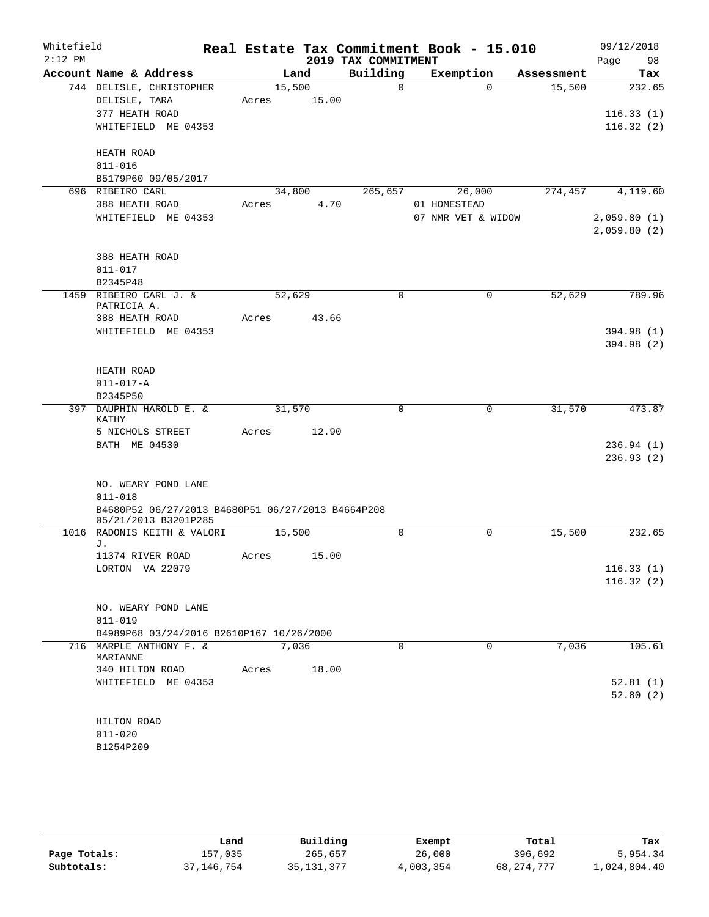Whitefield 2:12 PM

# Real Estate Tax Commitment Book - 15.010
## 2019 TAX COMMITMENT

09/12/2018 Page 98

| Account Name & Address | Land | Building | Exemption | Assessment | Tax |
|---|---|---|---|---|---|
| 744 DELISLE, CHRISTOPHER | 15,500 | 0 | 0 | 15,500 | 232.65 |
| DELISLE, TARA | Acres 15.00 | | | | |
| 377 HEATH ROAD | | | | | 116.33 (1) |
| WHITEFIELD ME 04353 | | | | | 116.32 (2) |
| HEATH ROAD | | | | | |
| 011-016 | | | | | |
| B5179P60 09/05/2017 | | | | | |
| 696 RIBEIRO CARL | 34,800 | 265,657 | 26,000 | 274,457 | 4,119.60 |
| 388 HEATH ROAD | Acres 4.70 | | 01 HOMESTEAD | | |
| WHITEFIELD ME 04353 | | | 07 NMR VET & WIDOW | | 2,059.80 (1) |
| | | | | | 2,059.80 (2) |
| 388 HEATH ROAD | | | | | |
| 011-017 | | | | | |
| B2345P48 | | | | | |
| 1459 RIBEIRO CARL J. & PATRICIA A. | 52,629 | 0 | 0 | 52,629 | 789.96 |
| 388 HEATH ROAD | Acres 43.66 | | | | |
| WHITEFIELD ME 04353 | | | | | 394.98 (1) |
| | | | | | 394.98 (2) |
| HEATH ROAD | | | | | |
| 011-017-A | | | | | |
| B2345P50 | | | | | |
| 397 DAUPHIN HAROLD E. & KATHY | 31,570 | 0 | 0 | 31,570 | 473.87 |
| 5 NICHOLS STREET | Acres 12.90 | | | | |
| BATH ME 04530 | | | | | 236.94 (1) |
| | | | | | 236.93 (2) |
| NO. WEARY POND LANE | | | | | |
| 011-018 | | | | | |
| B4680P52 06/27/2013 B4680P51 06/27/2013 B4664P208 05/21/2013 B3201P285 | | | | | |
| 1016 RADONIS KEITH & VALORI J. | 15,500 | 0 | 0 | 15,500 | 232.65 |
| 11374 RIVER ROAD | Acres 15.00 | | | | |
| LORTON VA 22079 | | | | | 116.33 (1) |
| | | | | | 116.32 (2) |
| NO. WEARY POND LANE | | | | | |
| 011-019 | | | | | |
| B4989P68 03/24/2016 B2610P167 10/26/2000 | | | | | |
| 716 MARPLE ANTHONY F. & MARIANNE | 7,036 | 0 | 0 | 7,036 | 105.61 |
| 340 HILTON ROAD | Acres 18.00 | | | | |
| WHITEFIELD ME 04353 | | | | | 52.81 (1) |
| | | | | | 52.80 (2) |
| HILTON ROAD | | | | | |
| 011-020 | | | | | |
| B1254P209 | | | | | |

| | Land | Building | Exempt | Total | Tax |
|---|---|---|---|---|---|
| Page Totals: | 157,035 | 265,657 | 26,000 | 396,692 | 5,954.34 |
| Subtotals: | 37,146,754 | 35,131,377 | 4,003,354 | 68,274,777 | 1,024,804.40 |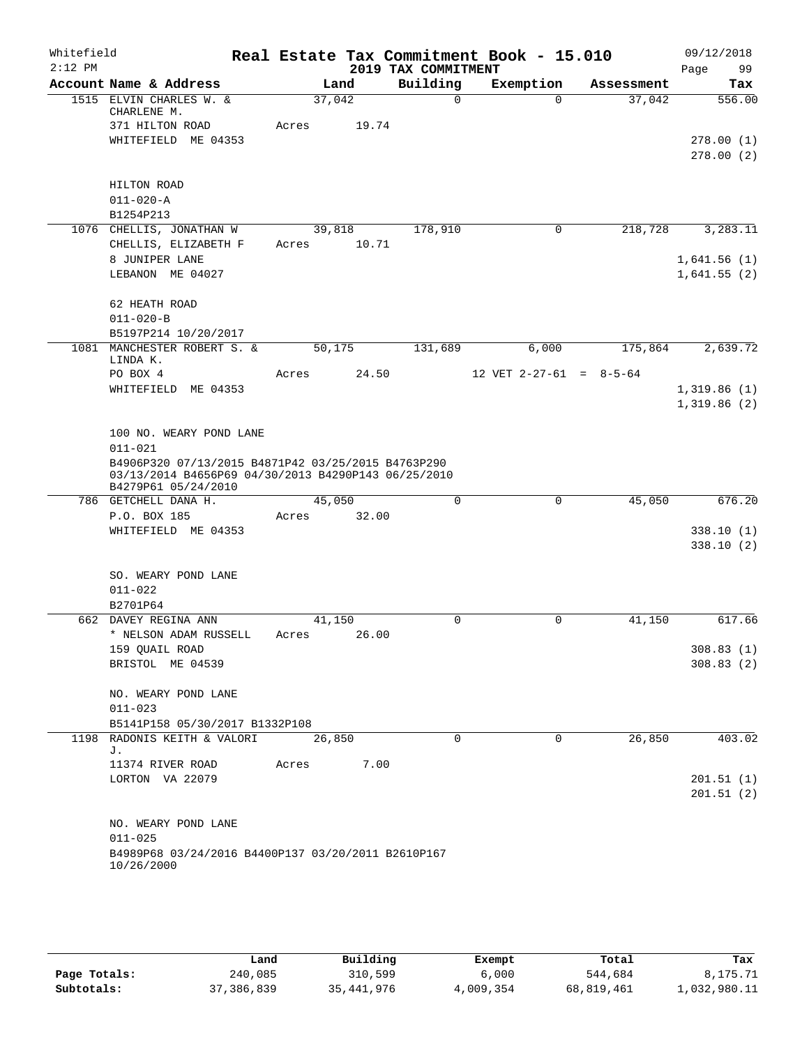Whitefield 2:12 PM

**Real Estate Tax Commitment Book - 15.010**
**2019 TAX COMMITMENT**

09/12/2018 Page 99

| Account Name & Address | Land | Building | Exemption | Assessment | Tax |
|---|---|---|---|---|---|
| 1515 ELVIN CHARLES W. & CHARLENE M. | 37,042 | 0 | 0 | 37,042 | 556.00 |
| 371 HILTON ROAD | Acres 19.74 | | | | |
| WHITEFIELD ME 04353 | | | | | 278.00 (1) |
| | | | | | 278.00 (2) |
| HILTON ROAD | | | | | |
| 011-020-A | | | | | |
| B1254P213 | | | | | |
| 1076 CHELLIS, JONATHAN W | 39,818 | 178,910 | 0 | 218,728 | 3,283.11 |
| CHELLIS, ELIZABETH F | Acres 10.71 | | | | |
| 8 JUNIPER LANE | | | | | 1,641.56 (1) |
| LEBANON ME 04027 | | | | | 1,641.55 (2) |
| 62 HEATH ROAD | | | | | |
| 011-020-B | | | | | |
| B5197P214 10/20/2017 | | | | | |
| 1081 MANCHESTER ROBERT S. & LINDA K. | 50,175 | 131,689 | 6,000 | 175,864 | 2,639.72 |
| PO BOX 4 | Acres 24.50 | | 12 VET 2-27-61 = 8-5-64 | | |
| WHITEFIELD ME 04353 | | | | | 1,319.86 (1) |
| | | | | | 1,319.86 (2) |
| 100 NO. WEARY POND LANE | | | | | |
| 011-021 | | | | | |
| B4906P320 07/13/2015 B4871P42 03/25/2015 B4763P290 03/13/2014 B4656P69 04/30/2013 B4290P143 06/25/2010 B4279P61 05/24/2010 | | | | | |
| 786 GETCHELL DANA H. | 45,050 | 0 | 0 | 45,050 | 676.20 |
| P.O. BOX 185 | Acres 32.00 | | | | |
| WHITEFIELD ME 04353 | | | | | 338.10 (1) |
| | | | | | 338.10 (2) |
| SO. WEARY POND LANE | | | | | |
| 011-022 | | | | | |
| B2701P64 | | | | | |
| 662 DAVEY REGINA ANN | 41,150 | 0 | 0 | 41,150 | 617.66 |
| * NELSON ADAM RUSSELL | Acres 26.00 | | | | |
| 159 QUAIL ROAD | | | | | 308.83 (1) |
| BRISTOL ME 04539 | | | | | 308.83 (2) |
| NO. WEARY POND LANE | | | | | |
| 011-023 | | | | | |
| B5141P158 05/30/2017 B1332P108 | | | | | |
| 1198 RADONIS KEITH & VALORI J. | 26,850 | 0 | 0 | 26,850 | 403.02 |
| 11374 RIVER ROAD | Acres 7.00 | | | | |
| LORTON VA 22079 | | | | | 201.51 (1) |
| | | | | | 201.51 (2) |
| NO. WEARY POND LANE | | | | | |
| 011-025 | | | | | |
| B4989P68 03/24/2016 B4400P137 03/20/2011 B2610P167 10/26/2000 | | | | | |

| | Land | Building | Exempt | Total | Tax |
|---|---|---|---|---|---|
| Page Totals: | 240,085 | 310,599 | 6,000 | 544,684 | 8,175.71 |
| Subtotals: | 37,386,839 | 35,441,976 | 4,009,354 | 68,819,461 | 1,032,980.11 |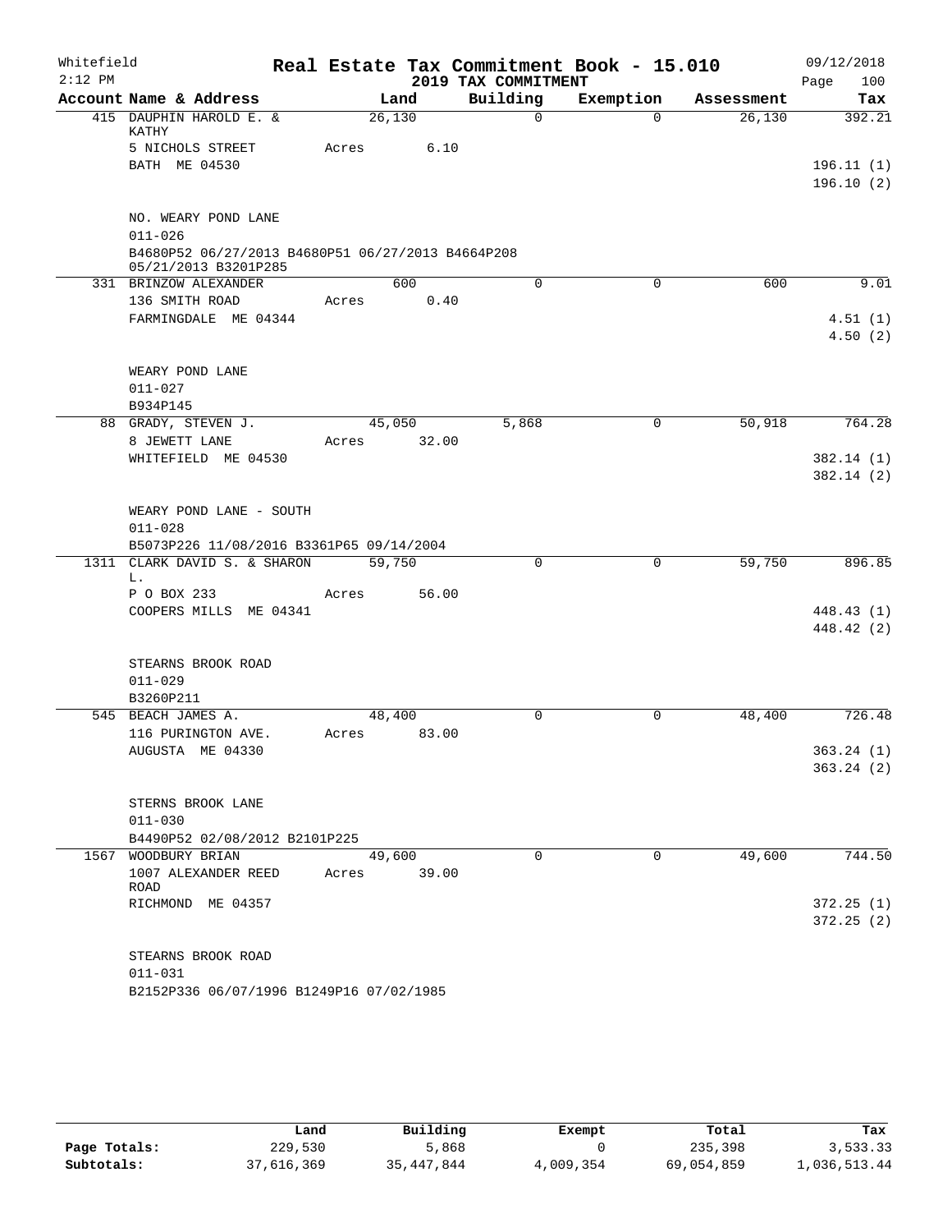Whitefield
2:12 PM

# Real Estate Tax Commitment Book - 15.010

## 2019 TAX COMMITMENT

09/12/2018

| Account Name & Address | Land | Building | Exemption | Assessment | Tax |
|---|---|---|---|---|---|
| 415 DAUPHIN HAROLD E. & KATHY | 26,130 | 0 | 0 | 26,130 | 392.21 |
| 5 NICHOLS STREET | Acres 6.10 | | | | |
| BATH ME 04530 | | | | | 196.11 (1) |
| | | | | | 196.10 (2) |
| NO. WEARY POND LANE | | | | | |
| 011-026 | | | | | |
| B4680P52 06/27/2013 B4680P51 06/27/2013 B4664P208 05/21/2013 B3201P285 | | | | | |
| 331 BRINZOW ALEXANDER | 600 | 0 | 0 | 600 | 9.01 |
| 136 SMITH ROAD | Acres 0.40 | | | | |
| FARMINGDALE ME 04344 | | | | | 4.51 (1) |
| | | | | | 4.50 (2) |
| WEARY POND LANE | | | | | |
| 011-027 | | | | | |
| B934P145 | | | | | |
| 88 GRADY, STEVEN J. | 45,050 | 5,868 | 0 | 50,918 | 764.28 |
| 8 JEWETT LANE | Acres 32.00 | | | | |
| WHITEFIELD ME 04530 | | | | | 382.14 (1) |
| | | | | | 382.14 (2) |
| WEARY POND LANE - SOUTH | | | | | |
| 011-028 | | | | | |
| B5073P226 11/08/2016 B3361P65 09/14/2004 | | | | | |
| 1311 CLARK DAVID S. & SHARON L. | 59,750 | 0 | 0 | 59,750 | 896.85 |
| P O BOX 233 | Acres 56.00 | | | | |
| COOPERS MILLS ME 04341 | | | | | 448.43 (1) |
| | | | | | 448.42 (2) |
| STEARNS BROOK ROAD | | | | | |
| 011-029 | | | | | |
| B3260P211 | | | | | |
| 545 BEACH JAMES A. | 48,400 | 0 | 0 | 48,400 | 726.48 |
| 116 PURINGTON AVE. | Acres 83.00 | | | | |
| AUGUSTA ME 04330 | | | | | 363.24 (1) |
| | | | | | 363.24 (2) |
| STERNS BROOK LANE | | | | | |
| 011-030 | | | | | |
| B4490P52 02/08/2012 B2101P225 | | | | | |
| 1567 WOODBURY BRIAN | 49,600 | 0 | 0 | 49,600 | 744.50 |
| 1007 ALEXANDER REED ROAD | Acres 39.00 | | | | |
| RICHMOND ME 04357 | | | | | 372.25 (1) |
| | | | | | 372.25 (2) |
| STEARNS BROOK ROAD | | | | | |
| 011-031 | | | | | |
| B2152P336 06/07/1996 B1249P16 07/02/1985 | | | | | |

| | Land | Building | Exempt | Total | Tax |
|---|---|---|---|---|---|
| Page Totals: | 229,530 | 5,868 | 0 | 235,398 | 3,533.33 |
| Subtotals: | 37,616,369 | 35,447,844 | 4,009,354 | 69,054,859 | 1,036,513.44 |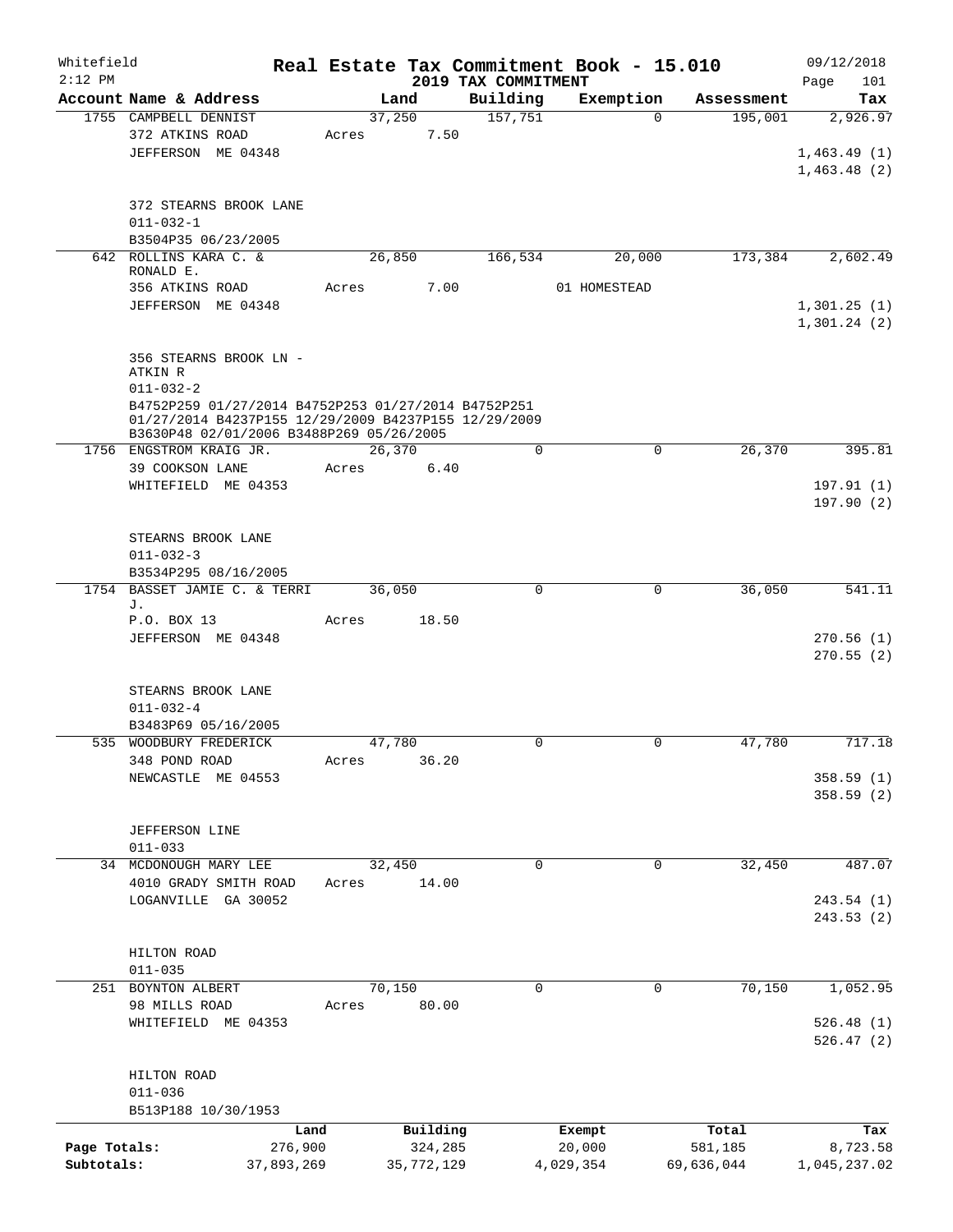Whitefield 2:12 PM

# Real Estate Tax Commitment Book - 15.010

## 2019 TAX COMMITMENT

09/12/2018

| Account Name & Address | Land | Building | Exemption | Assessment | Tax |
|---|---|---|---|---|---|
| 1755 CAMPBELL DENNIST | 37,250 | 157,751 | 0 | 195,001 | 2,926.97 |
| 372 ATKINS ROAD | Acres 7.50 | | | | |
| JEFFERSON ME 04348 | | | | | 1,463.49 (1) |
| | | | | | 1,463.48 (2) |
| 372 STEARNS BROOK LANE | | | | | |
| 011-032-1 | | | | | |
| B3504P35 06/23/2005 | | | | | |
| 642 ROLLINS KARA C. & RONALD E. | 26,850 | 166,534 | 20,000 | 173,384 | 2,602.49 |
| 356 ATKINS ROAD | Acres 7.00 | | 01 HOMESTEAD | | |
| JEFFERSON ME 04348 | | | | | 1,301.25 (1) |
| | | | | | 1,301.24 (2) |
| 356 STEARNS BROOK LN - ATKIN R | | | | | |
| 011-032-2 | | | | | |
| B4752P259 01/27/2014 B4752P253 01/27/2014 B4752P251 01/27/2014 B4237P155 12/29/2009 B4237P155 12/29/2009 B3630P48 02/01/2006 B3488P269 05/26/2005 | | | | | |
| 1756 ENGSTROM KRAIG JR. | 26,370 | 0 | 0 | 26,370 | 395.81 |
| 39 COOKSON LANE | Acres 6.40 | | | | |
| WHITEFIELD ME 04353 | | | | | 197.91 (1) |
| | | | | | 197.90 (2) |
| STEARNS BROOK LANE | | | | | |
| 011-032-3 | | | | | |
| B3534P295 08/16/2005 | | | | | |
| 1754 BASSET JAMIE C. & TERRI J. | 36,050 | 0 | 0 | 36,050 | 541.11 |
| P.O. BOX 13 | Acres 18.50 | | | | |
| JEFFERSON ME 04348 | | | | | 270.56 (1) |
| | | | | | 270.55 (2) |
| STEARNS BROOK LANE | | | | | |
| 011-032-4 | | | | | |
| B3483P69 05/16/2005 | | | | | |
| 535 WOODBURY FREDERICK | 47,780 | 0 | 0 | 47,780 | 717.18 |
| 348 POND ROAD | Acres 36.20 | | | | |
| NEWCASTLE ME 04553 | | | | | 358.59 (1) |
| | | | | | 358.59 (2) |
| JEFFERSON LINE | | | | | |
| 011-033 | | | | | |
| 34 MCDONOUGH MARY LEE | 32,450 | 0 | 0 | 32,450 | 487.07 |
| 4010 GRADY SMITH ROAD | Acres 14.00 | | | | |
| LOGANVILLE GA 30052 | | | | | 243.54 (1) |
| | | | | | 243.53 (2) |
| HILTON ROAD | | | | | |
| 011-035 | | | | | |
| 251 BOYNTON ALBERT | 70,150 | 0 | 0 | 70,150 | 1,052.95 |
| 98 MILLS ROAD | Acres 80.00 | | | | |
| WHITEFIELD ME 04353 | | | | | 526.48 (1) |
| | | | | | 526.47 (2) |
| HILTON ROAD | | | | | |
| 011-036 | | | | | |
| B513P188 10/30/1953 | | | | | |

| | Land | Building | Exempt | Total | Tax |
|---|---|---|---|---|---|
| Page Totals: | 276,900 | 324,285 | 20,000 | 581,185 | 8,723.58 |
| Subtotals: | 37,893,269 | 35,772,129 | 4,029,354 | 69,636,044 | 1,045,237.02 |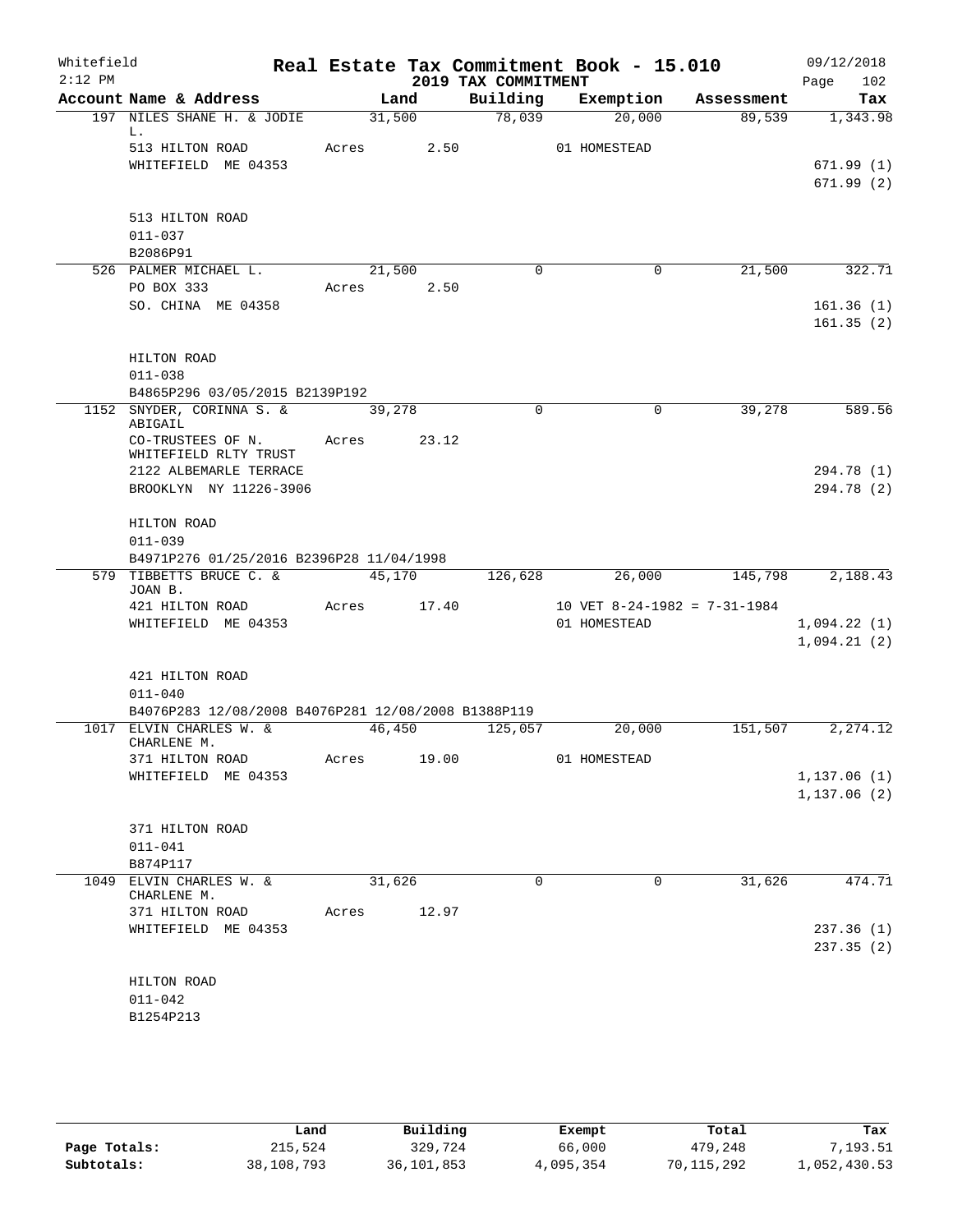Whitefield
2:12 PM

# Real Estate Tax Commitment Book - 15.010

## 2019 TAX COMMITMENT

09/12/2018
Page 102

| Account Name & Address | Land | Building | Exemption | Assessment | Tax |
|---|---|---|---|---|---|
| 197 NILES SHANE H. & JODIE L. | 31,500 | 78,039 | 20,000 | 89,539 | 1,343.98 |
| 513 HILTON ROAD | Acres 2.50 | | 01 HOMESTEAD | | |
| WHITEFIELD ME 04353 | | | | | 671.99 (1) |
| | | | | | 671.99 (2) |
| 513 HILTON ROAD | | | | | |
| 011-037 | | | | | |
| B2086P91 | | | | | |
| 526 PALMER MICHAEL L. | 21,500 | 0 | 0 | 21,500 | 322.71 |
| PO BOX 333 | Acres 2.50 | | | | |
| SO. CHINA ME 04358 | | | | | 161.36 (1) |
| | | | | | 161.35 (2) |
| HILTON ROAD | | | | | |
| 011-038 | | | | | |
| B4865P296 03/05/2015 B2139P192 | | | | | |
| 1152 SNYDER, CORINNA S. & ABIGAIL | 39,278 | 0 | 0 | 39,278 | 589.56 |
| CO-TRUSTEES OF N. WHITEFIELD RLTY TRUST | Acres 23.12 | | | | |
| 2122 ALBEMARLE TERRACE | | | | | 294.78 (1) |
| BROOKLYN NY 11226-3906 | | | | | 294.78 (2) |
| HILTON ROAD | | | | | |
| 011-039 | | | | | |
| B4971P276 01/25/2016 B2396P28 11/04/1998 | | | | | |
| 579 TIBBETTS BRUCE C. & JOAN B. | 45,170 | 126,628 | 26,000 | 145,798 | 2,188.43 |
| 421 HILTON ROAD | Acres 17.40 | | 10 VET 8-24-1982 = 7-31-1984 | | |
| WHITEFIELD ME 04353 | | | 01 HOMESTEAD | | 1,094.22 (1) |
| | | | | | 1,094.21 (2) |
| 421 HILTON ROAD | | | | | |
| 011-040 | | | | | |
| B4076P283 12/08/2008 B4076P281 12/08/2008 B1388P119 | | | | | |
| 1017 ELVIN CHARLES W. & CHARLENE M. | 46,450 | 125,057 | 20,000 | 151,507 | 2,274.12 |
| 371 HILTON ROAD | Acres 19.00 | | 01 HOMESTEAD | | |
| WHITEFIELD ME 04353 | | | | | 1,137.06 (1) |
| | | | | | 1,137.06 (2) |
| 371 HILTON ROAD | | | | | |
| 011-041 | | | | | |
| B874P117 | | | | | |
| 1049 ELVIN CHARLES W. & CHARLENE M. | 31,626 | 0 | 0 | 31,626 | 474.71 |
| 371 HILTON ROAD | Acres 12.97 | | | | |
| WHITEFIELD ME 04353 | | | | | 237.36 (1) |
| | | | | | 237.35 (2) |
| HILTON ROAD | | | | | |
| 011-042 | | | | | |
| B1254P213 | | | | | |

| | Land | Building | Exempt | Total | Tax |
|---|---|---|---|---|---|
| Page Totals: | 215,524 | 329,724 | 66,000 | 479,248 | 7,193.51 |
| Subtotals: | 38,108,793 | 36,101,853 | 4,095,354 | 70,115,292 | 1,052,430.53 |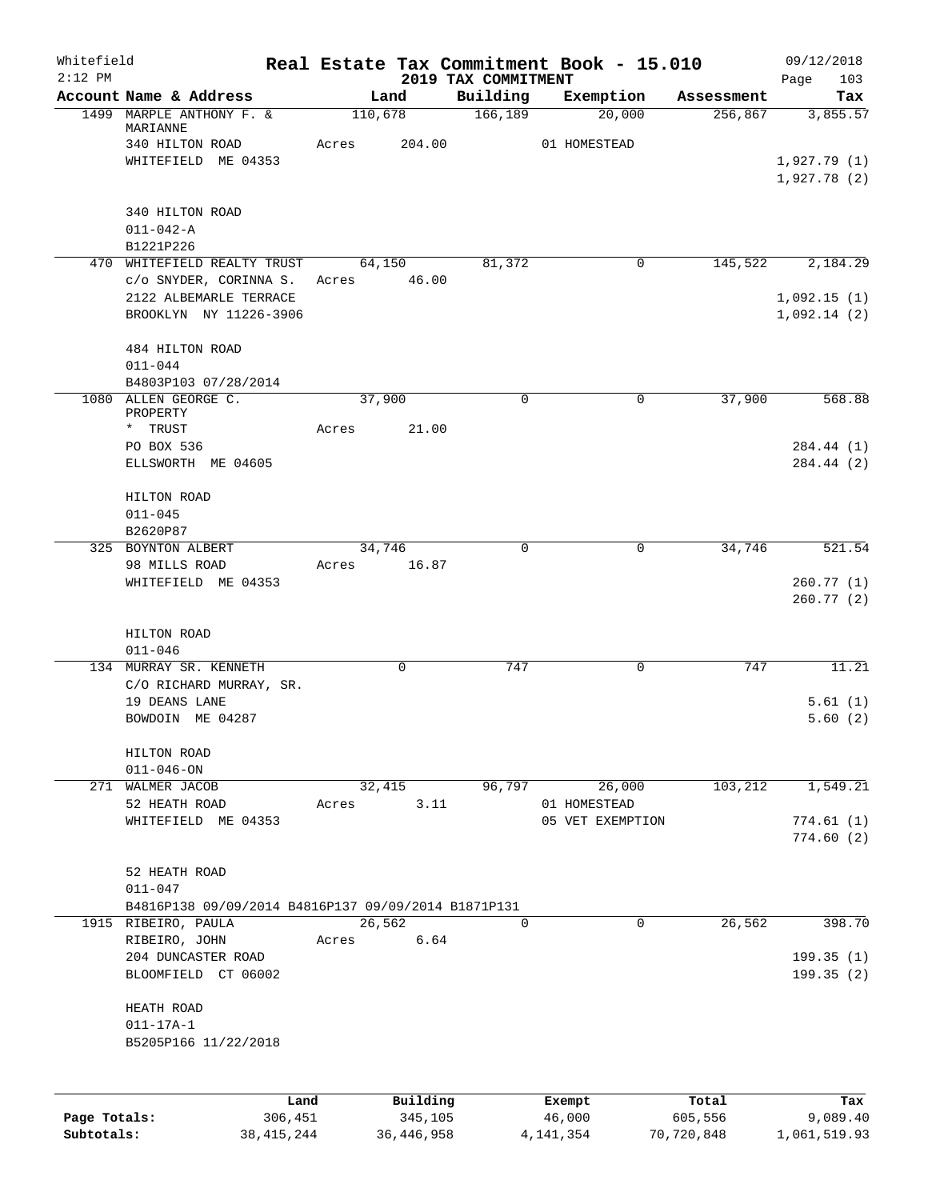Whitefield 2:12 PM

# Real Estate Tax Commitment Book - 15.010

## 2019 TAX COMMITMENT

09/12/2018

| Account Name & Address | Land | Building | Exemption | Assessment | Tax |
|---|---|---|---|---|---|
| 1499 MARPLE ANTHONY F. & MARIANNE | 110,678 | 166,189 | 20,000 | 256,867 | 3,855.57 |
| 340 HILTON ROAD | Acres 204.00 | | 01 HOMESTEAD | | |
| WHITEFIELD ME 04353 | | | | | 1,927.79 (1) |
| | | | | | 1,927.78 (2) |
| 340 HILTON ROAD | | | | | |
| 011-042-A | | | | | |
| B1221P226 | | | | | |
| 470 WHITEFIELD REALTY TRUST | 64,150 | 81,372 | 0 | 145,522 | 2,184.29 |
| c/o SNYDER, CORINNA S. | Acres 46.00 | | | | |
| 2122 ALBEMARLE TERRACE | | | | | 1,092.15 (1) |
| BROOKLYN NY 11226-3906 | | | | | 1,092.14 (2) |
| 484 HILTON ROAD | | | | | |
| 011-044 | | | | | |
| B4803P103 07/28/2014 | | | | | |
| 1080 ALLEN GEORGE C. PROPERTY | 37,900 | 0 | 0 | 37,900 | 568.88 |
| * TRUST | Acres 21.00 | | | | |
| PO BOX 536 | | | | | 284.44 (1) |
| ELLSWORTH ME 04605 | | | | | 284.44 (2) |
| HILTON ROAD | | | | | |
| 011-045 | | | | | |
| B2620P87 | | | | | |
| 325 BOYNTON ALBERT | 34,746 | 0 | 0 | 34,746 | 521.54 |
| 98 MILLS ROAD | Acres 16.87 | | | | |
| WHITEFIELD ME 04353 | | | | | 260.77 (1) |
| | | | | | 260.77 (2) |
| HILTON ROAD | | | | | |
| 011-046 | | | | | |
| 134 MURRAY SR. KENNETH | 0 | 747 | 0 | 747 | 11.21 |
| C/O RICHARD MURRAY, SR. | | | | | |
| 19 DEANS LANE | | | | | 5.61 (1) |
| BOWDOIN ME 04287 | | | | | 5.60 (2) |
| HILTON ROAD | | | | | |
| 011-046-ON | | | | | |
| 271 WALMER JACOB | 32,415 | 96,797 | 26,000 | 103,212 | 1,549.21 |
| 52 HEATH ROAD | Acres 3.11 | | 01 HOMESTEAD | | |
| WHITEFIELD ME 04353 | | | 05 VET EXEMPTION | | 774.61 (1) |
| | | | | | 774.60 (2) |
| 52 HEATH ROAD | | | | | |
| 011-047 | | | | | |
| B4816P138 09/09/2014 B4816P137 09/09/2014 B1871P131 | | | | | |
| 1915 RIBEIRO, PAULA | 26,562 | 0 | 0 | 26,562 | 398.70 |
| RIBEIRO, JOHN | Acres 6.64 | | | | |
| 204 DUNCASTER ROAD | | | | | 199.35 (1) |
| BLOOMFIELD CT 06002 | | | | | 199.35 (2) |
| HEATH ROAD | | | | | |
| 011-17A-1 | | | | | |
| B5205P166 11/22/2018 | | | | | |

| | Land | Building | Exempt | Total | Tax |
|---|---|---|---|---|---|
| Page Totals: | 306,451 | 345,105 | 46,000 | 605,556 | 9,089.40 |
| Subtotals: | 38,415,244 | 36,446,958 | 4,141,354 | 70,720,848 | 1,061,519.93 |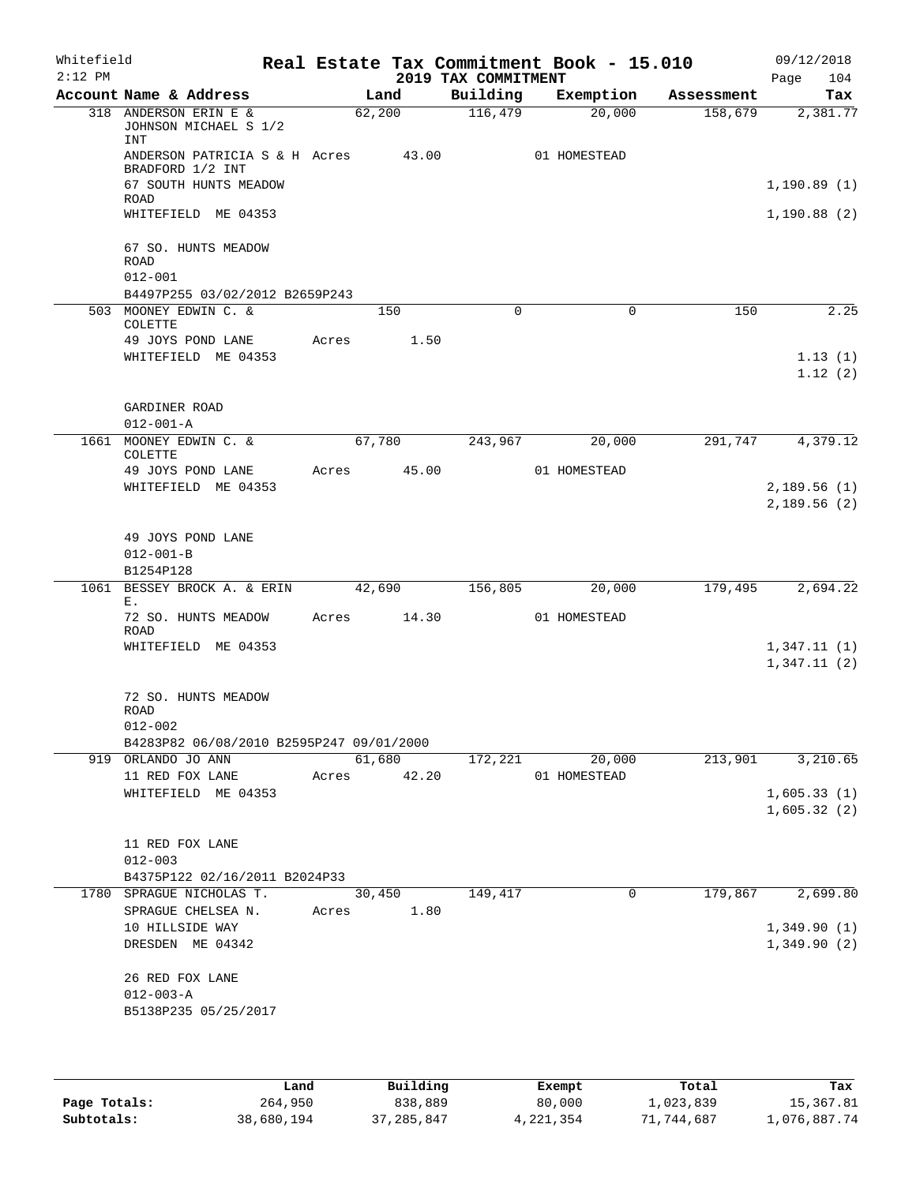Whitefield
2:12 PM

# Real Estate Tax Commitment Book - 15.010

## 2019 TAX COMMITMENT

09/12/2018
Page 104

| Account Name & Address | Land | Building | Exemption | Assessment | Tax |
|---|---|---|---|---|---|
| 318 ANDERSON ERIN E & JOHNSON MICHAEL S 1/2 INT | 62,200 | 116,479 | 20,000 | 158,679 | 2,381.77 |
| ANDERSON PATRICIA S & H BRADFORD 1/2 INT | Acres 43.00 | | 01 HOMESTEAD | | |
| 67 SOUTH HUNTS MEADOW ROAD | | | | | 1,190.89 (1) |
| WHITEFIELD ME 04353 | | | | | 1,190.88 (2) |
| 67 SO. HUNTS MEADOW ROAD | | | | | |
| 012-001 | | | | | |
| B4497P255 03/02/2012 B2659P243 | | | | | |
| 503 MOONEY EDWIN C. & COLETTE | 150 | 0 | 0 | 150 | 2.25 |
| 49 JOYS POND LANE | Acres 1.50 | | | | |
| WHITEFIELD ME 04353 | | | | | 1.13 (1) |
| | | | | | 1.12 (2) |
| GARDINER ROAD | | | | | |
| 012-001-A | | | | | |
| 1661 MOONEY EDWIN C. & COLETTE | 67,780 | 243,967 | 20,000 | 291,747 | 4,379.12 |
| 49 JOYS POND LANE | Acres 45.00 | | 01 HOMESTEAD | | |
| WHITEFIELD ME 04353 | | | | | 2,189.56 (1) |
| | | | | | 2,189.56 (2) |
| 49 JOYS POND LANE | | | | | |
| 012-001-B | | | | | |
| B1254P128 | | | | | |
| 1061 BESSEY BROCK A. & ERIN E. | 42,690 | 156,805 | 20,000 | 179,495 | 2,694.22 |
| 72 SO. HUNTS MEADOW ROAD | Acres 14.30 | | 01 HOMESTEAD | | |
| WHITEFIELD ME 04353 | | | | | 1,347.11 (1) |
| | | | | | 1,347.11 (2) |
| 72 SO. HUNTS MEADOW ROAD | | | | | |
| 012-002 | | | | | |
| B4283P82 06/08/2010 B2595P247 09/01/2000 | | | | | |
| 919 ORLANDO JO ANN | 61,680 | 172,221 | 20,000 | 213,901 | 3,210.65 |
| 11 RED FOX LANE | Acres 42.20 | | 01 HOMESTEAD | | |
| WHITEFIELD ME 04353 | | | | | 1,605.33 (1) |
| | | | | | 1,605.32 (2) |
| 11 RED FOX LANE | | | | | |
| 012-003 | | | | | |
| B4375P122 02/16/2011 B2024P33 | | | | | |
| 1780 SPRAGUE NICHOLAS T. | 30,450 | 149,417 | 0 | 179,867 | 2,699.80 |
| SPRAGUE CHELSEA N. | Acres 1.80 | | | | |
| 10 HILLSIDE WAY | | | | | 1,349.90 (1) |
| DRESDEN ME 04342 | | | | | 1,349.90 (2) |
| 26 RED FOX LANE | | | | | |
| 012-003-A | | | | | |
| B5138P235 05/25/2017 | | | | | |

| | Land | Building | Exempt | Total | Tax |
|---|---|---|---|---|---|
| Page Totals: | 264,950 | 838,889 | 80,000 | 1,023,839 | 15,367.81 |
| Subtotals: | 38,680,194 | 37,285,847 | 4,221,354 | 71,744,687 | 1,076,887.74 |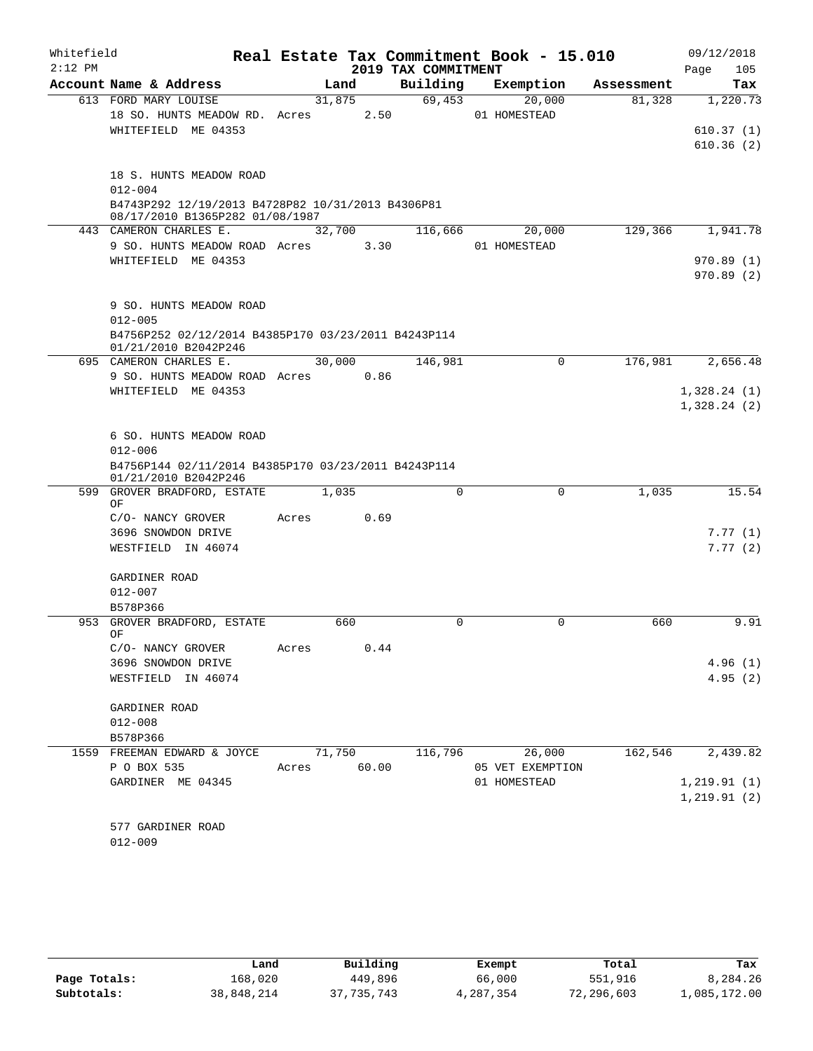Whitefield — Real Estate Tax Commitment Book - 15.010 — 09/12/2018
2:12 PM — 2019 TAX COMMITMENT — Page 105

| Account Name & Address | Land | Building | Exemption | Assessment | Tax |
|---|---|---|---|---|---|
| 613 FORD MARY LOUISE | 31,875 | 69,453 | 20,000 | 81,328 | 1,220.73 |
| 18 SO. HUNTS MEADOW RD. Acres 2.50 | | | 01 HOMESTEAD | | |
| WHITEFIELD ME 04353 | | | | | 610.37 (1) |
| | | | | | 610.36 (2) |
| 18 S. HUNTS MEADOW ROAD | | | | | |
| 012-004 | | | | | |
| B4743P292 12/19/2013 B4728P82 10/31/2013 B4306P81 08/17/2010 B1365P282 01/08/1987 | | | | | |
| 443 CAMERON CHARLES E. | 32,700 | 116,666 | 20,000 | 129,366 | 1,941.78 |
| 9 SO. HUNTS MEADOW ROAD Acres 3.30 | | | 01 HOMESTEAD | | |
| WHITEFIELD ME 04353 | | | | | 970.89 (1) |
| | | | | | 970.89 (2) |
| 9 SO. HUNTS MEADOW ROAD | | | | | |
| 012-005 | | | | | |
| B4756P252 02/12/2014 B4385P170 03/23/2011 B4243P114 01/21/2010 B2042P246 | | | | | |
| 695 CAMERON CHARLES E. | 30,000 | 146,981 | 0 | 176,981 | 2,656.48 |
| 9 SO. HUNTS MEADOW ROAD Acres 0.86 | | | | | |
| WHITEFIELD ME 04353 | | | | | 1,328.24 (1) |
| | | | | | 1,328.24 (2) |
| 6 SO. HUNTS MEADOW ROAD | | | | | |
| 012-006 | | | | | |
| B4756P144 02/11/2014 B4385P170 03/23/2011 B4243P114 01/21/2010 B2042P246 | | | | | |
| 599 GROVER BRADFORD, ESTATE OF | 1,035 | 0 | 0 | 1,035 | 15.54 |
| C/O- NANCY GROVER Acres 0.69 | | | | | |
| 3696 SNOWDON DRIVE | | | | | 7.77 (1) |
| WESTFIELD IN 46074 | | | | | 7.77 (2) |
| GARDINER ROAD | | | | | |
| 012-007 | | | | | |
| B578P366 | | | | | |
| 953 GROVER BRADFORD, ESTATE OF | 660 | 0 | 0 | 660 | 9.91 |
| C/O- NANCY GROVER Acres 0.44 | | | | | |
| 3696 SNOWDON DRIVE | | | | | 4.96 (1) |
| WESTFIELD IN 46074 | | | | | 4.95 (2) |
| GARDINER ROAD | | | | | |
| 012-008 | | | | | |
| B578P366 | | | | | |
| 1559 FREEMAN EDWARD & JOYCE | 71,750 | 116,796 | 26,000 | 162,546 | 2,439.82 |
| P O BOX 535 Acres 60.00 | | | 05 VET EXEMPTION | | |
| GARDINER ME 04345 | | | 01 HOMESTEAD | | 1,219.91 (1) |
| | | | | | 1,219.91 (2) |
| 577 GARDINER ROAD | | | | | |
| 012-009 | | | | | |

| | Land | Building | Exempt | Total | Tax |
|---|---|---|---|---|---|
| Page Totals: | 168,020 | 449,896 | 66,000 | 551,916 | 8,284.26 |
| Subtotals: | 38,848,214 | 37,735,743 | 4,287,354 | 72,296,603 | 1,085,172.00 |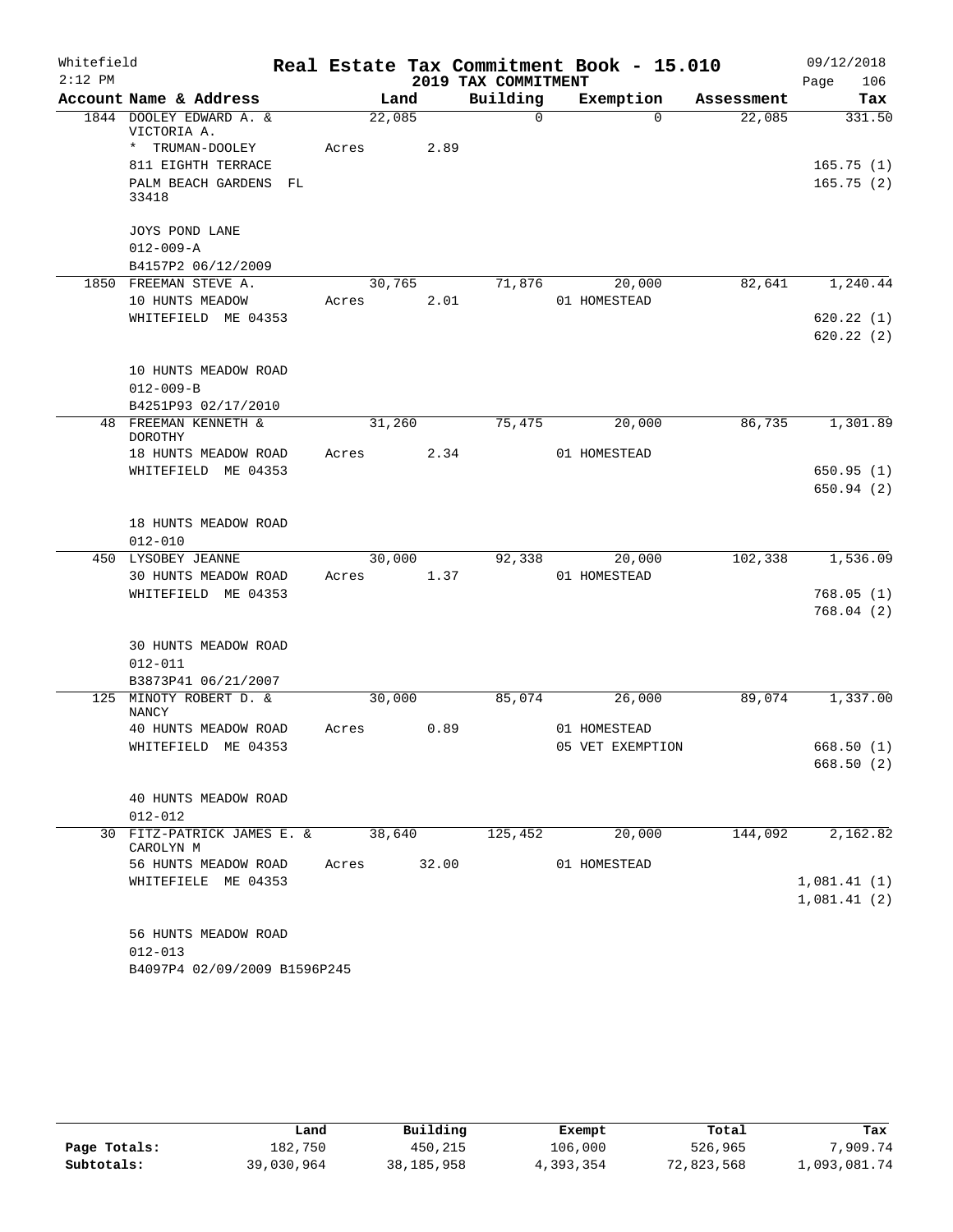Whitefield
2:12 PM

# Real Estate Tax Commitment Book - 15.010
## 2019 TAX COMMITMENT

09/12/2018
Page 106

| Account Name & Address | Land | Building | Exemption | Assessment | Tax |
|---|---|---|---|---|---|
| 1844 DOOLEY EDWARD A. & VICTORIA A. | 22,085 | 0 | 0 | 22,085 | 331.50 |
| * TRUMAN-DOOLEY | Acres 2.89 | | | | |
| 811 EIGHTH TERRACE | | | | | 165.75 (1) |
| PALM BEACH GARDENS FL 33418 | | | | | 165.75 (2) |
| JOYS POND LANE | | | | | |
| 012-009-A | | | | | |
| B4157P2 06/12/2009 | | | | | |
| 1850 FREEMAN STEVE A. | 30,765 | 71,876 | 20,000 | 82,641 | 1,240.44 |
| 10 HUNTS MEADOW | Acres 2.01 | | 01 HOMESTEAD | | |
| WHITEFIELD ME 04353 | | | | | 620.22 (1) |
| | | | | | 620.22 (2) |
| 10 HUNTS MEADOW ROAD | | | | | |
| 012-009-B | | | | | |
| B4251P93 02/17/2010 | | | | | |
| 48 FREEMAN KENNETH & DOROTHY | 31,260 | 75,475 | 20,000 | 86,735 | 1,301.89 |
| 18 HUNTS MEADOW ROAD | Acres 2.34 | | 01 HOMESTEAD | | |
| WHITEFIELD ME 04353 | | | | | 650.95 (1) |
| | | | | | 650.94 (2) |
| 18 HUNTS MEADOW ROAD | | | | | |
| 012-010 | | | | | |
| 450 LYSOBEY JEANNE | 30,000 | 92,338 | 20,000 | 102,338 | 1,536.09 |
| 30 HUNTS MEADOW ROAD | Acres 1.37 | | 01 HOMESTEAD | | |
| WHITEFIELD ME 04353 | | | | | 768.05 (1) |
| | | | | | 768.04 (2) |
| 30 HUNTS MEADOW ROAD | | | | | |
| 012-011 | | | | | |
| B3873P41 06/21/2007 | | | | | |
| 125 MINOTY ROBERT D. & NANCY | 30,000 | 85,074 | 26,000 | 89,074 | 1,337.00 |
| 40 HUNTS MEADOW ROAD | Acres 0.89 | | 01 HOMESTEAD | | |
| WHITEFIELD ME 04353 | | | 05 VET EXEMPTION | | 668.50 (1) |
| | | | | | 668.50 (2) |
| 40 HUNTS MEADOW ROAD | | | | | |
| 012-012 | | | | | |
| 30 FITZ-PATRICK JAMES E. & CAROLYN M | 38,640 | 125,452 | 20,000 | 144,092 | 2,162.82 |
| 56 HUNTS MEADOW ROAD | Acres 32.00 | | 01 HOMESTEAD | | |
| WHITEFIELE ME 04353 | | | | | 1,081.41 (1) |
| | | | | | 1,081.41 (2) |
| 56 HUNTS MEADOW ROAD | | | | | |
| 012-013 | | | | | |
| B4097P4 02/09/2009 B1596P245 | | | | | |

| | Land | Building | Exempt | Total | Tax |
|---|---|---|---|---|---|
| Page Totals: | 182,750 | 450,215 | 106,000 | 526,965 | 7,909.74 |
| Subtotals: | 39,030,964 | 38,185,958 | 4,393,354 | 72,823,568 | 1,093,081.74 |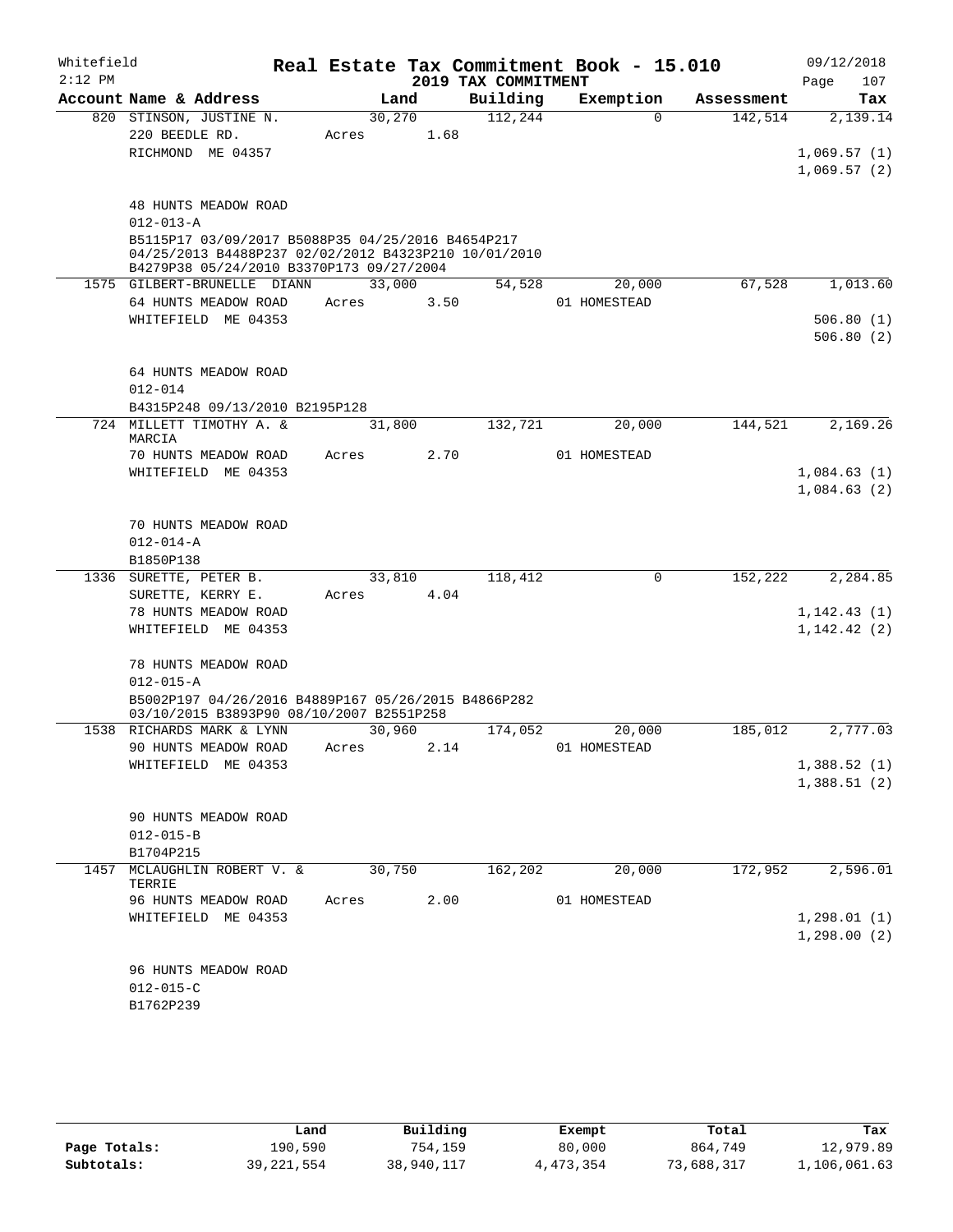Whitefield 2:12 PM

# Real Estate Tax Commitment Book - 15.010
## 2019 TAX COMMITMENT

09/12/2018 Page 107

| Account Name & Address | Land | Building | Exemption | Assessment | Tax |
|---|---|---|---|---|---|
| 820 STINSON, JUSTINE N. | 30,270 | 112,244 | 0 | 142,514 | 2,139.14 |
| 220 BEEDLE RD. | Acres 1.68 | | | | |
| RICHMOND ME 04357 | | | | | 1,069.57 (1) |
| | | | | | 1,069.57 (2) |
| 48 HUNTS MEADOW ROAD | | | | | |
| 012-013-A | | | | | |
| B5115P17 03/09/2017 B5088P35 04/25/2016 B4654P217 04/25/2013 B4488P237 02/02/2012 B4323P210 10/01/2010 B4279P38 05/24/2010 B3370P173 09/27/2004 | | | | | |
| 1575 GILBERT-BRUNELLE DIANN | 33,000 | 54,528 | 20,000 | 67,528 | 1,013.60 |
| 64 HUNTS MEADOW ROAD | Acres 3.50 | | 01 HOMESTEAD | | |
| WHITEFIELD ME 04353 | | | | | 506.80 (1) |
| | | | | | 506.80 (2) |
| 64 HUNTS MEADOW ROAD | | | | | |
| 012-014 | | | | | |
| B4315P248 09/13/2010 B2195P128 | | | | | |
| 724 MILLETT TIMOTHY A. & MARCIA | 31,800 | 132,721 | 20,000 | 144,521 | 2,169.26 |
| 70 HUNTS MEADOW ROAD | Acres 2.70 | | 01 HOMESTEAD | | |
| WHITEFIELD ME 04353 | | | | | 1,084.63 (1) |
| | | | | | 1,084.63 (2) |
| 70 HUNTS MEADOW ROAD | | | | | |
| 012-014-A | | | | | |
| B1850P138 | | | | | |
| 1336 SURETTE, PETER B. | 33,810 | 118,412 | 0 | 152,222 | 2,284.85 |
| SURETTE, KERRY E. | Acres 4.04 | | | | |
| 78 HUNTS MEADOW ROAD | | | | | 1,142.43 (1) |
| WHITEFIELD ME 04353 | | | | | 1,142.42 (2) |
| 78 HUNTS MEADOW ROAD | | | | | |
| 012-015-A | | | | | |
| B5002P197 04/26/2016 B4889P167 05/26/2015 B4866P282 03/10/2015 B3893P90 08/10/2007 B2551P258 | | | | | |
| 1538 RICHARDS MARK & LYNN | 30,960 | 174,052 | 20,000 | 185,012 | 2,777.03 |
| 90 HUNTS MEADOW ROAD | Acres 2.14 | | 01 HOMESTEAD | | |
| WHITEFIELD ME 04353 | | | | | 1,388.52 (1) |
| | | | | | 1,388.51 (2) |
| 90 HUNTS MEADOW ROAD | | | | | |
| 012-015-B | | | | | |
| B1704P215 | | | | | |
| 1457 MCLAUGHLIN ROBERT V. & TERRIE | 30,750 | 162,202 | 20,000 | 172,952 | 2,596.01 |
| 96 HUNTS MEADOW ROAD | Acres 2.00 | | 01 HOMESTEAD | | |
| WHITEFIELD ME 04353 | | | | | 1,298.01 (1) |
| | | | | | 1,298.00 (2) |
| 96 HUNTS MEADOW ROAD | | | | | |
| 012-015-C | | | | | |
| B1762P239 | | | | | |

| | Land | Building | Exempt | Total | Tax |
|---|---|---|---|---|---|
| Page Totals: | 190,590 | 754,159 | 80,000 | 864,749 | 12,979.89 |
| Subtotals: | 39,221,554 | 38,940,117 | 4,473,354 | 73,688,317 | 1,106,061.63 |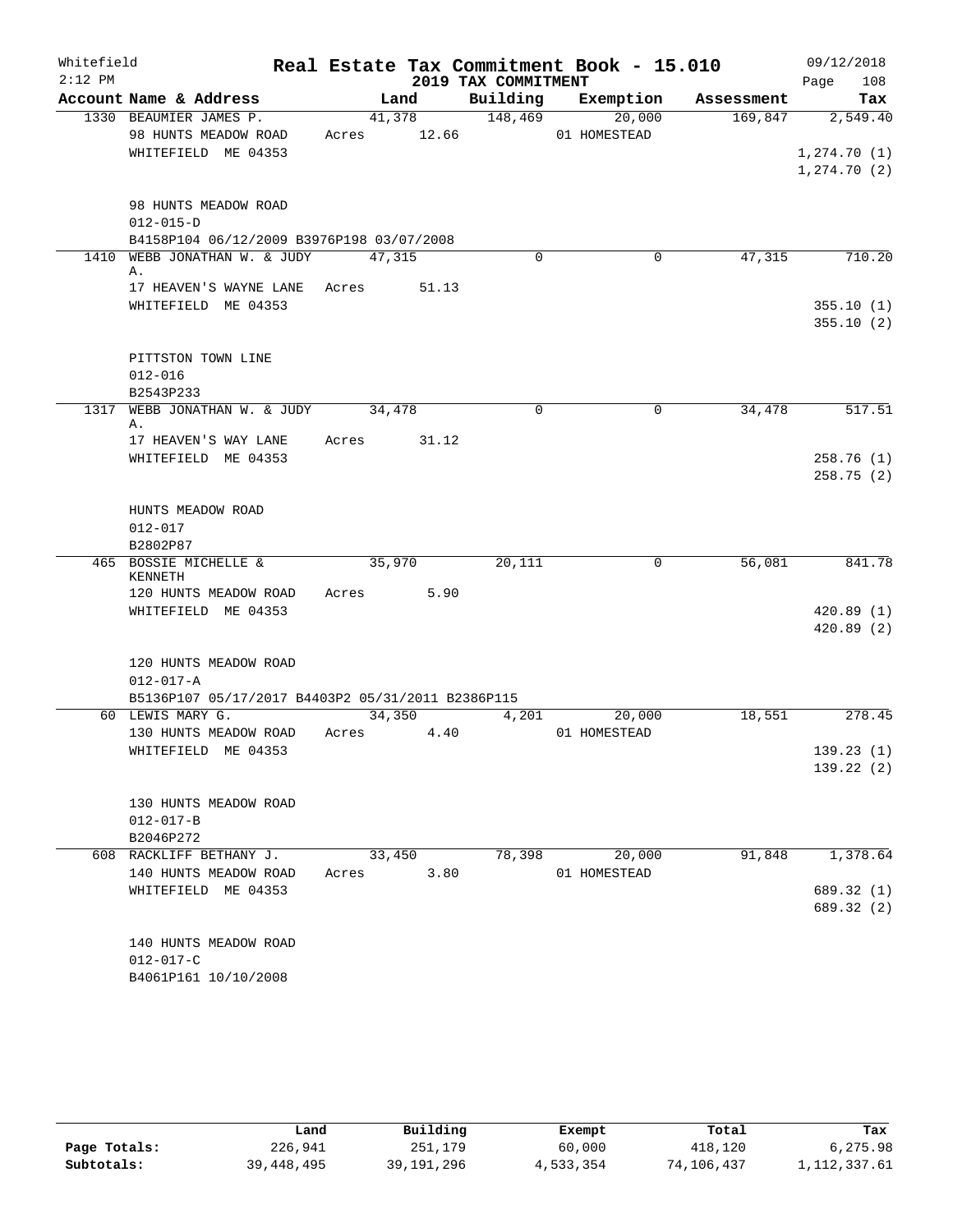Whitefield 2:12 PM

# Real Estate Tax Commitment Book - 15.010

## 2019 TAX COMMITMENT

09/12/2018

| Account Name & Address | Land | Building | Exemption | Assessment | Tax |
|---|---|---|---|---|---|
| 1330 BEAUMIER JAMES P. | 41,378 | 148,469 | 20,000 | 169,847 | 2,549.40 |
| 98 HUNTS MEADOW ROAD | Acres 12.66 | | 01 HOMESTEAD | | |
| WHITEFIELD ME 04353 | | | | | 1,274.70 (1) |
| | | | | | 1,274.70 (2) |
| 98 HUNTS MEADOW ROAD | | | | | |
| 012-015-D | | | | | |
| B4158P104 06/12/2009 B3976P198 03/07/2008 | | | | | |
| 1410 WEBB JONATHAN W. & JUDY A. | 47,315 | 0 | 0 | 47,315 | 710.20 |
| 17 HEAVEN'S WAYNE LANE | Acres 51.13 | | | | |
| WHITEFIELD ME 04353 | | | | | 355.10 (1) |
| | | | | | 355.10 (2) |
| PITTSTON TOWN LINE | | | | | |
| 012-016 | | | | | |
| B2543P233 | | | | | |
| 1317 WEBB JONATHAN W. & JUDY A. | 34,478 | 0 | 0 | 34,478 | 517.51 |
| 17 HEAVEN'S WAY LANE | Acres 31.12 | | | | |
| WHITEFIELD ME 04353 | | | | | 258.76 (1) |
| | | | | | 258.75 (2) |
| HUNTS MEADOW ROAD | | | | | |
| 012-017 | | | | | |
| B2802P87 | | | | | |
| 465 BOSSIE MICHELLE & KENNETH | 35,970 | 20,111 | 0 | 56,081 | 841.78 |
| 120 HUNTS MEADOW ROAD | Acres 5.90 | | | | |
| WHITEFIELD ME 04353 | | | | | 420.89 (1) |
| | | | | | 420.89 (2) |
| 120 HUNTS MEADOW ROAD | | | | | |
| 012-017-A | | | | | |
| B5136P107 05/17/2017 B4403P2 05/31/2011 B2386P115 | | | | | |
| 60 LEWIS MARY G. | 34,350 | 4,201 | 20,000 | 18,551 | 278.45 |
| 130 HUNTS MEADOW ROAD | Acres 4.40 | | 01 HOMESTEAD | | |
| WHITEFIELD ME 04353 | | | | | 139.23 (1) |
| | | | | | 139.22 (2) |
| 130 HUNTS MEADOW ROAD | | | | | |
| 012-017-B | | | | | |
| B2046P272 | | | | | |
| 608 RACKLIFF BETHANY J. | 33,450 | 78,398 | 20,000 | 91,848 | 1,378.64 |
| 140 HUNTS MEADOW ROAD | Acres 3.80 | | 01 HOMESTEAD | | |
| WHITEFIELD ME 04353 | | | | | 689.32 (1) |
| | | | | | 689.32 (2) |
| 140 HUNTS MEADOW ROAD | | | | | |
| 012-017-C | | | | | |
| B4061P161 10/10/2008 | | | | | |

| | Land | Building | Exempt | Total | Tax |
|---|---|---|---|---|---|
| Page Totals: | 226,941 | 251,179 | 60,000 | 418,120 | 6,275.98 |
| Subtotals: | 39,448,495 | 39,191,296 | 4,533,354 | 74,106,437 | 1,112,337.61 |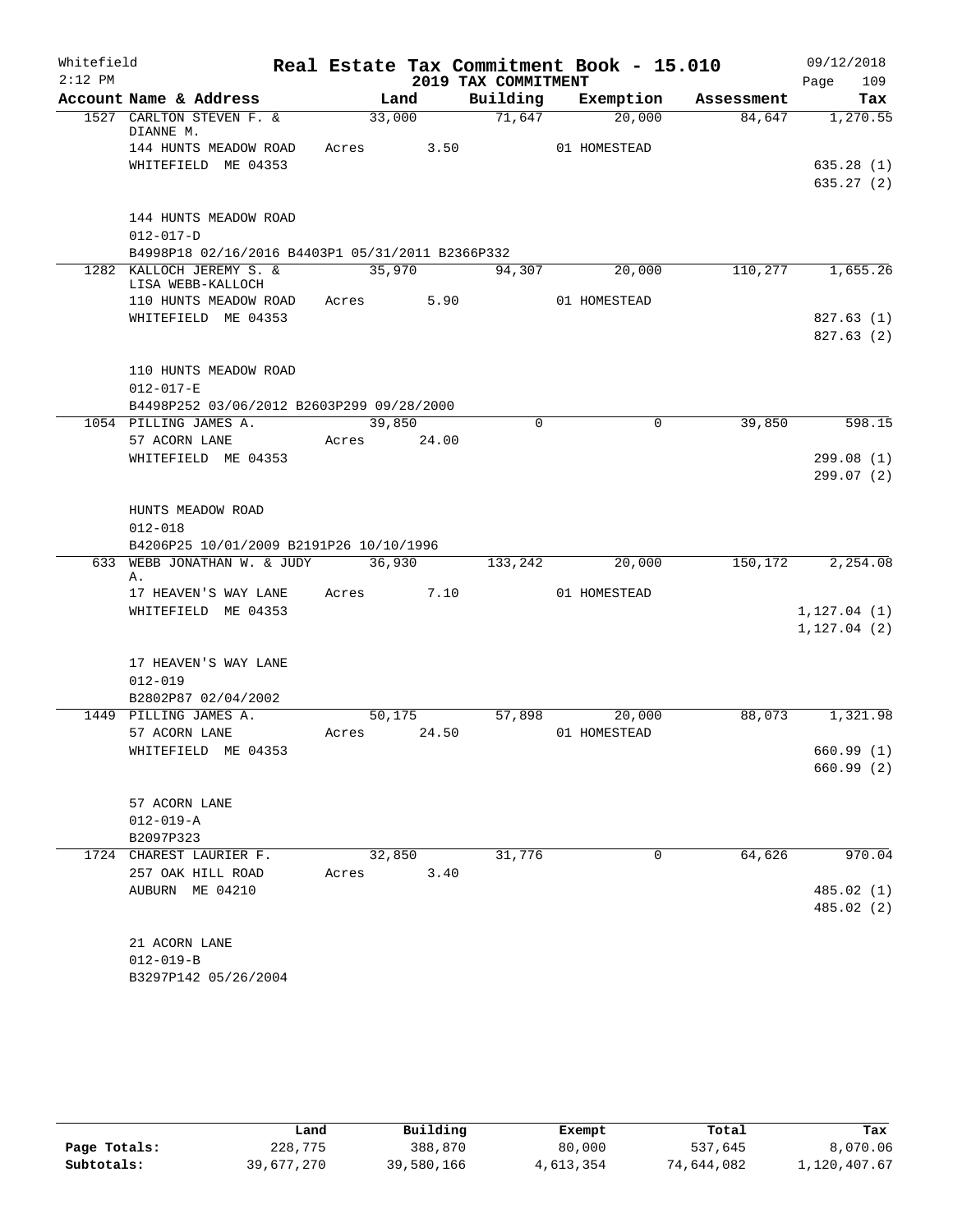Whitefield
2:12 PM

# Real Estate Tax Commitment Book - 15.010

## 2019 TAX COMMITMENT

09/12/2018
Page 109

| Account Name & Address | Land | Building | Exemption | Assessment | Tax |
|---|---|---|---|---|---|
| 1527 CARLTON STEVEN F. & DIANNE M. | 33,000 | 71,647 | 20,000 | 84,647 | 1,270.55 |
| 144 HUNTS MEADOW ROAD | Acres 3.50 | | 01 HOMESTEAD | | |
| WHITEFIELD ME 04353 | | | | | 635.28 (1) |
| | | | | | 635.27 (2) |
| 144 HUNTS MEADOW ROAD | | | | | |
| 012-017-D | | | | | |
| B4998P18 02/16/2016 B4403P1 05/31/2011 B2366P332 | | | | | |
| 1282 KALLOCH JEREMY S. & LISA WEBB-KALLOCH | 35,970 | 94,307 | 20,000 | 110,277 | 1,655.26 |
| 110 HUNTS MEADOW ROAD | Acres 5.90 | | 01 HOMESTEAD | | |
| WHITEFIELD ME 04353 | | | | | 827.63 (1) |
| | | | | | 827.63 (2) |
| 110 HUNTS MEADOW ROAD | | | | | |
| 012-017-E | | | | | |
| B4498P252 03/06/2012 B2603P299 09/28/2000 | | | | | |
| 1054 PILLING JAMES A. | 39,850 | 0 | 0 | 39,850 | 598.15 |
| 57 ACORN LANE | Acres 24.00 | | | | |
| WHITEFIELD ME 04353 | | | | | 299.08 (1) |
| | | | | | 299.07 (2) |
| HUNTS MEADOW ROAD | | | | | |
| 012-018 | | | | | |
| B4206P25 10/01/2009 B2191P26 10/10/1996 | | | | | |
| 633 WEBB JONATHAN W. & JUDY A. | 36,930 | 133,242 | 20,000 | 150,172 | 2,254.08 |
| 17 HEAVEN'S WAY LANE | Acres 7.10 | | 01 HOMESTEAD | | |
| WHITEFIELD ME 04353 | | | | | 1,127.04 (1) |
| | | | | | 1,127.04 (2) |
| 17 HEAVEN'S WAY LANE | | | | | |
| 012-019 | | | | | |
| B2802P87 02/04/2002 | | | | | |
| 1449 PILLING JAMES A. | 50,175 | 57,898 | 20,000 | 88,073 | 1,321.98 |
| 57 ACORN LANE | Acres 24.50 | | 01 HOMESTEAD | | |
| WHITEFIELD ME 04353 | | | | | 660.99 (1) |
| | | | | | 660.99 (2) |
| 57 ACORN LANE | | | | | |
| 012-019-A | | | | | |
| B2097P323 | | | | | |
| 1724 CHAREST LAURIER F. | 32,850 | 31,776 | 0 | 64,626 | 970.04 |
| 257 OAK HILL ROAD | Acres 3.40 | | | | |
| AUBURN ME 04210 | | | | | 485.02 (1) |
| | | | | | 485.02 (2) |
| 21 ACORN LANE | | | | | |
| 012-019-B | | | | | |
| B3297P142 05/26/2004 | | | | | |

| | Land | Building | Exempt | Total | Tax |
|---|---|---|---|---|---|
| Page Totals: | 228,775 | 388,870 | 80,000 | 537,645 | 8,070.06 |
| Subtotals: | 39,677,270 | 39,580,166 | 4,613,354 | 74,644,082 | 1,120,407.67 |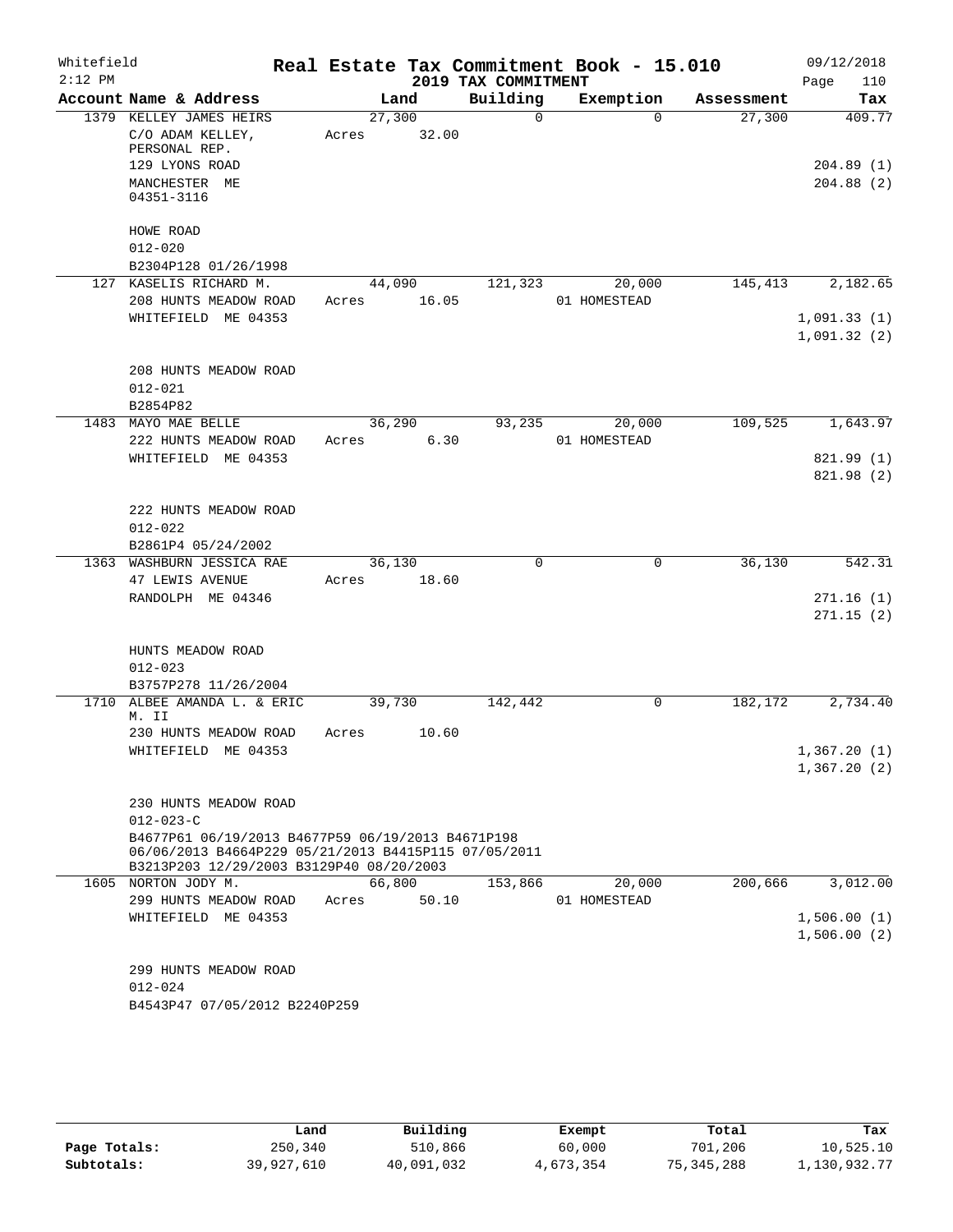Whitefield
2:12 PM

# Real Estate Tax Commitment Book - 15.010

## 2019 TAX COMMITMENT

09/12/2018

| Account Name & Address | Land | Building | Exemption | Assessment | Tax |
|---|---|---|---|---|---|
| 1379 KELLEY JAMES HEIRS<br>C/O ADAM KELLEY, PERSONAL REP.<br>129 LYONS ROAD<br>MANCHESTER ME 04351-3116<br><br>HOWE ROAD<br>012-020<br>B2304P128 01/26/1998 | 27,300<br>Acres 32.00 | 0 | 0 | 27,300 | 409.77<br><br>204.89 (1)<br>204.88 (2) |
| 127 KASELIS RICHARD M.<br>208 HUNTS MEADOW ROAD<br>WHITEFIELD ME 04353<br><br>208 HUNTS MEADOW ROAD<br>012-021<br>B2854P82 | 44,090<br>Acres 16.05 | 121,323 | 20,000<br>01 HOMESTEAD | 145,413 | 2,182.65<br><br>1,091.33 (1)<br>1,091.32 (2) |
| 1483 MAYO MAE BELLE<br>222 HUNTS MEADOW ROAD<br>WHITEFIELD ME 04353<br><br>222 HUNTS MEADOW ROAD<br>012-022<br>B2861P4 05/24/2002 | 36,290<br>Acres 6.30 | 93,235 | 20,000<br>01 HOMESTEAD | 109,525 | 1,643.97<br><br>821.99 (1)<br>821.98 (2) |
| 1363 WASHBURN JESSICA RAE<br>47 LEWIS AVENUE<br>RANDOLPH ME 04346<br><br>HUNTS MEADOW ROAD<br>012-023<br>B3757P278 11/26/2004 | 36,130<br>Acres 18.60 | 0 | 0 | 36,130 | 542.31<br><br>271.16 (1)<br>271.15 (2) |
| 1710 ALBEE AMANDA L. & ERIC M. II<br>230 HUNTS MEADOW ROAD<br>WHITEFIELD ME 04353<br><br>230 HUNTS MEADOW ROAD<br>012-023-C<br>B4677P61 06/19/2013 B4677P59 06/19/2013 B4671P198 06/06/2013 B4664P229 05/21/2013 B4415P115 07/05/2011 B3213P203 12/29/2003 B3129P40 08/20/2003 | 39,730<br>Acres 10.60 | 142,442 | 0 | 182,172 | 2,734.40<br><br>1,367.20 (1)<br>1,367.20 (2) |
| 1605 NORTON JODY M.<br>299 HUNTS MEADOW ROAD<br>WHITEFIELD ME 04353<br><br>299 HUNTS MEADOW ROAD<br>012-024<br>B4543P47 07/05/2012 B2240P259 | 66,800<br>Acres 50.10 | 153,866 | 20,000<br>01 HOMESTEAD | 200,666 | 3,012.00<br><br>1,506.00 (1)<br>1,506.00 (2) |

| | Land | Building | Exempt | Total | Tax |
|---|---|---|---|---|---|
| Page Totals: | 250,340 | 510,866 | 60,000 | 701,206 | 10,525.10 |
| Subtotals: | 39,927,610 | 40,091,032 | 4,673,354 | 75,345,288 | 1,130,932.77 |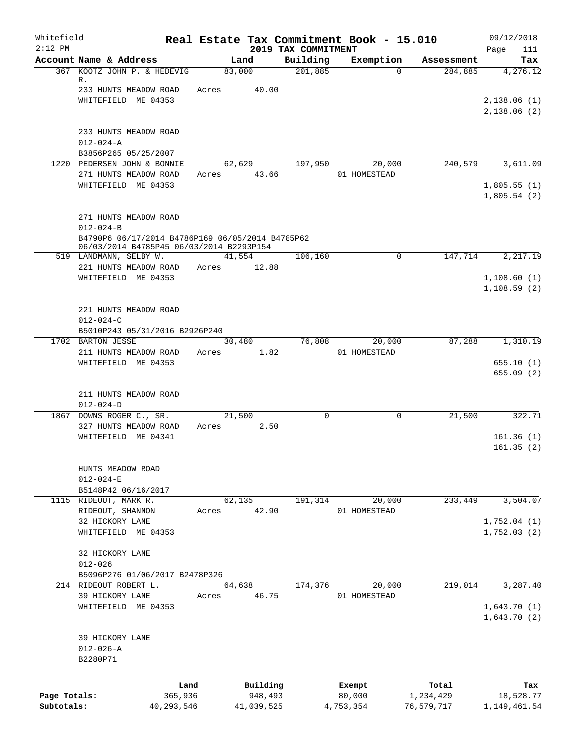Whitefield
2:12 PM

**Real Estate Tax Commitment Book - 15.010**
**2019 TAX COMMITMENT**

09/12/2018
Page 111

| Account Name & Address | Land | Building | Exemption | Assessment | Tax |
|---|---|---|---|---|---|
| 367 KOOTZ JOHN P. & HEDEVIG R. | 83,000 | 201,885 | 0 | 284,885 | 4,276.12 |
| 233 HUNTS MEADOW ROAD | Acres 40.00 | | | | |
| WHITEFIELD ME 04353 | | | | | 2,138.06 (1) |
| | | | | | 2,138.06 (2) |
| 233 HUNTS MEADOW ROAD | | | | | |
| 012-024-A | | | | | |
| B3856P265 05/25/2007 | | | | | |
| 1220 PEDERSEN JOHN & BONNIE | 62,629 | 197,950 | 20,000 | 240,579 | 3,611.09 |
| 271 HUNTS MEADOW ROAD | Acres 43.66 | | 01 HOMESTEAD | | |
| WHITEFIELD ME 04353 | | | | | 1,805.55 (1) |
| | | | | | 1,805.54 (2) |
| 271 HUNTS MEADOW ROAD | | | | | |
| 012-024-B | | | | | |
| B4790P6 06/17/2014 B4786P169 06/05/2014 B4785P62 06/03/2014 B4785P45 06/03/2014 B2293P154 | | | | | |
| 519 LANDMANN, SELBY W. | 41,554 | 106,160 | 0 | 147,714 | 2,217.19 |
| 221 HUNTS MEADOW ROAD | Acres 12.88 | | | | |
| WHITEFIELD ME 04353 | | | | | 1,108.60 (1) |
| | | | | | 1,108.59 (2) |
| 221 HUNTS MEADOW ROAD | | | | | |
| 012-024-C | | | | | |
| B5010P243 05/31/2016 B2926P240 | | | | | |
| 1702 BARTON JESSE | 30,480 | 76,808 | 20,000 | 87,288 | 1,310.19 |
| 211 HUNTS MEADOW ROAD | Acres 1.82 | | 01 HOMESTEAD | | |
| WHITEFIELD ME 04353 | | | | | 655.10 (1) |
| | | | | | 655.09 (2) |
| 211 HUNTS MEADOW ROAD | | | | | |
| 012-024-D | | | | | |
| 1867 DOWNS ROGER C., SR. | 21,500 | 0 | 0 | 21,500 | 322.71 |
| 327 HUNTS MEADOW ROAD | Acres 2.50 | | | | |
| WHITEFIELD ME 04341 | | | | | 161.36 (1) |
| | | | | | 161.35 (2) |
| HUNTS MEADOW ROAD | | | | | |
| 012-024-E | | | | | |
| B5148P42 06/16/2017 | | | | | |
| 1115 RIDEOUT, MARK R. | 62,135 | 191,314 | 20,000 | 233,449 | 3,504.07 |
| RIDEOUT, SHANNON | Acres 42.90 | | 01 HOMESTEAD | | |
| 32 HICKORY LANE | | | | | 1,752.04 (1) |
| WHITEFIELD ME 04353 | | | | | 1,752.03 (2) |
| 32 HICKORY LANE | | | | | |
| 012-026 | | | | | |
| B5096P276 01/06/2017 B2478P326 | | | | | |
| 214 RIDEOUT ROBERT L. | 64,638 | 174,376 | 20,000 | 219,014 | 3,287.40 |
| 39 HICKORY LANE | Acres 46.75 | | 01 HOMESTEAD | | |
| WHITEFIELD ME 04353 | | | | | 1,643.70 (1) |
| | | | | | 1,643.70 (2) |
| 39 HICKORY LANE | | | | | |
| 012-026-A | | | | | |
| B2280P71 | | | | | |

| | Land | Building | Exempt | Total | Tax |
|---|---|---|---|---|---|
| Page Totals: | 365,936 | 948,493 | 80,000 | 1,234,429 | 18,528.77 |
| Subtotals: | 40,293,546 | 41,039,525 | 4,753,354 | 76,579,717 | 1,149,461.54 |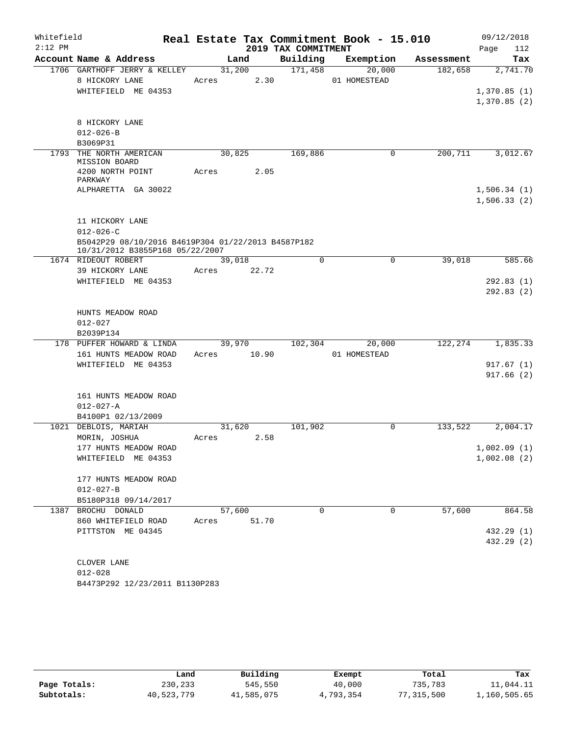Whitefield 2:12 PM

# Real Estate Tax Commitment Book - 15.010

## 2019 TAX COMMITMENT

09/12/2018 Page 112

| Account Name & Address | Land | Building | Exemption | Assessment | Tax |
|---|---|---|---|---|---|
| 1706 GARTHOFF JERRY & KELLEY | 31,200 | 171,458 | 20,000 | 182,658 | 2,741.70 |
| 8 HICKORY LANE | Acres 2.30 | | 01 HOMESTEAD | | |
| WHITEFIELD ME 04353 | | | | | 1,370.85 (1) |
| | | | | | 1,370.85 (2) |
| 8 HICKORY LANE | | | | | |
| 012-026-B | | | | | |
| B3069P31 | | | | | |
| 1793 THE NORTH AMERICAN MISSION BOARD | 30,825 | 169,886 | 0 | 200,711 | 3,012.67 |
| 4200 NORTH POINT PARKWAY | Acres 2.05 | | | | |
| ALPHARETTA GA 30022 | | | | | 1,506.34 (1) |
| | | | | | 1,506.33 (2) |
| 11 HICKORY LANE | | | | | |
| 012-026-C | | | | | |
| B5042P29 08/10/2016 B4619P304 01/22/2013 B4587P182 10/31/2012 B3855P168 05/22/2007 | | | | | |
| 1674 RIDEOUT ROBERT | 39,018 | 0 | 0 | 39,018 | 585.66 |
| 39 HICKORY LANE | Acres 22.72 | | | | |
| WHITEFIELD ME 04353 | | | | | 292.83 (1) |
| | | | | | 292.83 (2) |
| HUNTS MEADOW ROAD | | | | | |
| 012-027 | | | | | |
| B2039P134 | | | | | |
| 178 PUFFER HOWARD & LINDA | 39,970 | 102,304 | 20,000 | 122,274 | 1,835.33 |
| 161 HUNTS MEADOW ROAD | Acres 10.90 | | 01 HOMESTEAD | | |
| WHITEFIELD ME 04353 | | | | | 917.67 (1) |
| | | | | | 917.66 (2) |
| 161 HUNTS MEADOW ROAD | | | | | |
| 012-027-A | | | | | |
| B4100P1 02/13/2009 | | | | | |
| 1021 DEBLOIS, MARIAH | 31,620 | 101,902 | 0 | 133,522 | 2,004.17 |
| MORIN, JOSHUA | Acres 2.58 | | | | |
| 177 HUNTS MEADOW ROAD | | | | | 1,002.09 (1) |
| WHITEFIELD ME 04353 | | | | | 1,002.08 (2) |
| 177 HUNTS MEADOW ROAD | | | | | |
| 012-027-B | | | | | |
| B5180P318 09/14/2017 | | | | | |
| 1387 BROCHU DONALD | 57,600 | 0 | 0 | 57,600 | 864.58 |
| 860 WHITEFIELD ROAD | Acres 51.70 | | | | |
| PITTSTON ME 04345 | | | | | 432.29 (1) |
| | | | | | 432.29 (2) |
| CLOVER LANE | | | | | |
| 012-028 | | | | | |
| B4473P292 12/23/2011 B1130P283 | | | | | |

| | Land | Building | Exempt | Total | Tax |
|---|---|---|---|---|---|
| Page Totals: | 230,233 | 545,550 | 40,000 | 735,783 | 11,044.11 |
| Subtotals: | 40,523,779 | 41,585,075 | 4,793,354 | 77,315,500 | 1,160,505.65 |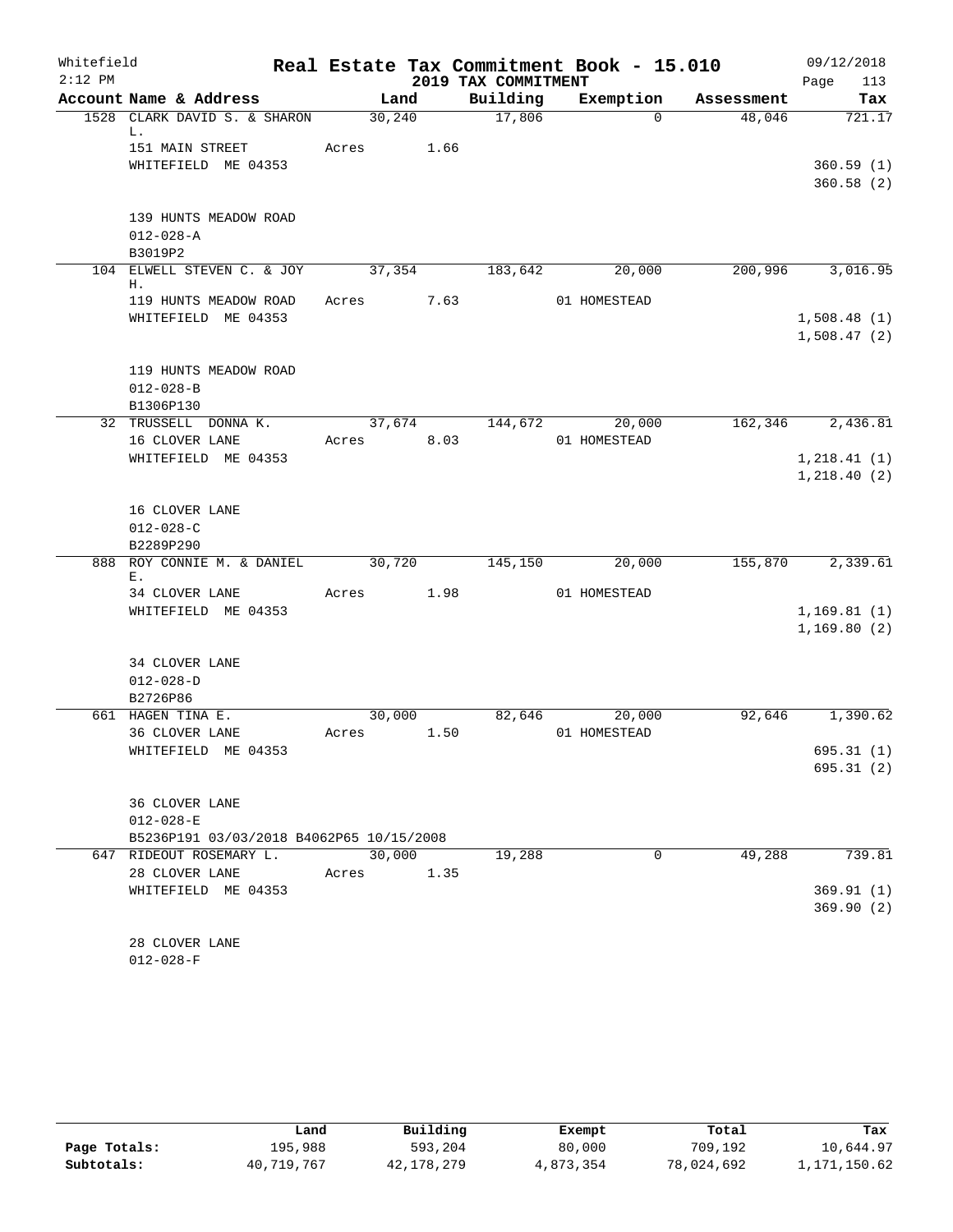Whitefield 2:12 PM

**Real Estate Tax Commitment Book - 15.010**
**2019 TAX COMMITMENT**

09/12/2018

| Account Name & Address | Land | Building | Exemption | Assessment | Tax |
|---|---|---|---|---|---|
| 1528 CLARK DAVID S. & SHARON L. | 30,240 | 17,806 | 0 | 48,046 | 721.17 |
| 151 MAIN STREET | Acres 1.66 | | | | |
| WHITEFIELD ME 04353 | | | | | 360.59 (1) |
| | | | | | 360.58 (2) |
| 139 HUNTS MEADOW ROAD | | | | | |
| 012-028-A | | | | | |
| B3019P2 | | | | | |
| 104 ELWELL STEVEN C. & JOY H. | 37,354 | 183,642 | 20,000 | 200,996 | 3,016.95 |
| 119 HUNTS MEADOW ROAD | Acres 7.63 | | 01 HOMESTEAD | | |
| WHITEFIELD ME 04353 | | | | | 1,508.48 (1) |
| | | | | | 1,508.47 (2) |
| 119 HUNTS MEADOW ROAD | | | | | |
| 012-028-B | | | | | |
| B1306P130 | | | | | |
| 32 TRUSSELL DONNA K. | 37,674 | 144,672 | 20,000 | 162,346 | 2,436.81 |
| 16 CLOVER LANE | Acres 8.03 | | 01 HOMESTEAD | | |
| WHITEFIELD ME 04353 | | | | | 1,218.41 (1) |
| | | | | | 1,218.40 (2) |
| 16 CLOVER LANE | | | | | |
| 012-028-C | | | | | |
| B2289P290 | | | | | |
| 888 ROY CONNIE M. & DANIEL E. | 30,720 | 145,150 | 20,000 | 155,870 | 2,339.61 |
| 34 CLOVER LANE | Acres 1.98 | | 01 HOMESTEAD | | |
| WHITEFIELD ME 04353 | | | | | 1,169.81 (1) |
| | | | | | 1,169.80 (2) |
| 34 CLOVER LANE | | | | | |
| 012-028-D | | | | | |
| B2726P86 | | | | | |
| 661 HAGEN TINA E. | 30,000 | 82,646 | 20,000 | 92,646 | 1,390.62 |
| 36 CLOVER LANE | Acres 1.50 | | 01 HOMESTEAD | | |
| WHITEFIELD ME 04353 | | | | | 695.31 (1) |
| | | | | | 695.31 (2) |
| 36 CLOVER LANE | | | | | |
| 012-028-E | | | | | |
| B5236P191 03/03/2018 B4062P65 10/15/2008 | | | | | |
| 647 RIDEOUT ROSEMARY L. | 30,000 | 19,288 | 0 | 49,288 | 739.81 |
| 28 CLOVER LANE | Acres 1.35 | | | | |
| WHITEFIELD ME 04353 | | | | | 369.91 (1) |
| | | | | | 369.90 (2) |
| 28 CLOVER LANE | | | | | |
| 012-028-F | | | | | |

| | Land | Building | Exempt | Total | Tax |
|---|---|---|---|---|---|
| Page Totals: | 195,988 | 593,204 | 80,000 | 709,192 | 10,644.97 |
| Subtotals: | 40,719,767 | 42,178,279 | 4,873,354 | 78,024,692 | 1,171,150.62 |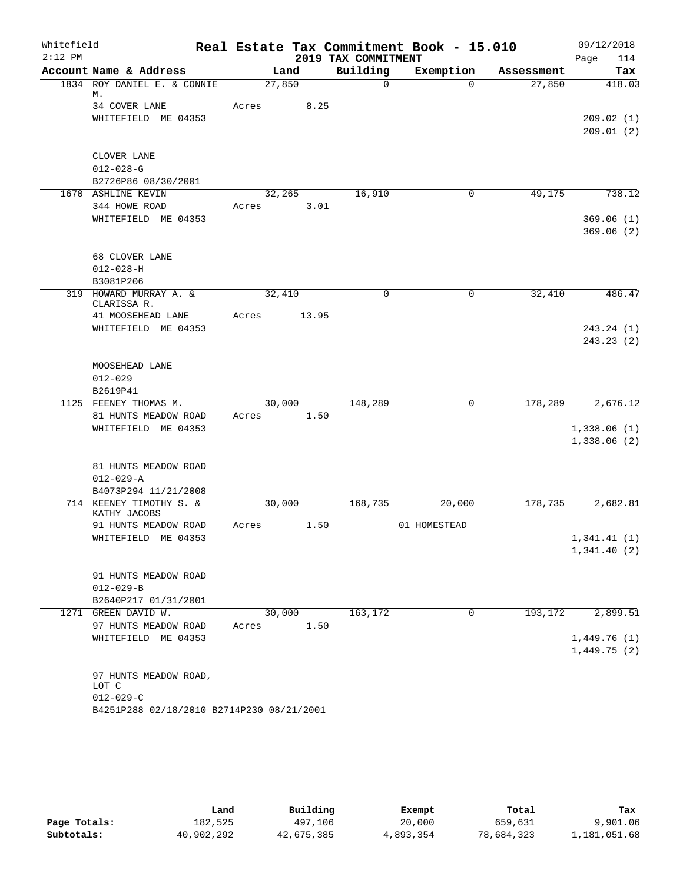Whitefield — Real Estate Tax Commitment Book - 15.010 — 09/12/2018
2:12 PM — 2019 TAX COMMITMENT — Page 114

| Account Name & Address | Land | Building | Exemption | Assessment | Tax |
|---|---|---|---|---|---|
| 1834 ROY DANIEL E. & CONNIE M. | 27,850 | 0 | 0 | 27,850 | 418.03 |
| 34 COVER LANE | Acres 8.25 | | | | |
| WHITEFIELD ME 04353 | | | | | 209.02 (1) |
| | | | | | 209.01 (2) |
| CLOVER LANE | | | | | |
| 012-028-G | | | | | |
| B2726P86 08/30/2001 | | | | | |
| 1670 ASHLINE KEVIN | 32,265 | 16,910 | 0 | 49,175 | 738.12 |
| 344 HOWE ROAD | Acres 3.01 | | | | |
| WHITEFIELD ME 04353 | | | | | 369.06 (1) |
| | | | | | 369.06 (2) |
| 68 CLOVER LANE | | | | | |
| 012-028-H | | | | | |
| B3081P206 | | | | | |
| 319 HOWARD MURRAY A. & CLARISSA R. | 32,410 | 0 | 0 | 32,410 | 486.47 |
| 41 MOOSEHEAD LANE | Acres 13.95 | | | | |
| WHITEFIELD ME 04353 | | | | | 243.24 (1) |
| | | | | | 243.23 (2) |
| MOOSEHEAD LANE | | | | | |
| 012-029 | | | | | |
| B2619P41 | | | | | |
| 1125 FEENEY THOMAS M. | 30,000 | 148,289 | 0 | 178,289 | 2,676.12 |
| 81 HUNTS MEADOW ROAD | Acres 1.50 | | | | |
| WHITEFIELD ME 04353 | | | | | 1,338.06 (1) |
| | | | | | 1,338.06 (2) |
| 81 HUNTS MEADOW ROAD | | | | | |
| 012-029-A | | | | | |
| B4073P294 11/21/2008 | | | | | |
| 714 KEENEY TIMOTHY S. & KATHY JACOBS | 30,000 | 168,735 | 20,000 | 178,735 | 2,682.81 |
| 91 HUNTS MEADOW ROAD | Acres 1.50 | | 01 HOMESTEAD | | |
| WHITEFIELD ME 04353 | | | | | 1,341.41 (1) |
| | | | | | 1,341.40 (2) |
| 91 HUNTS MEADOW ROAD | | | | | |
| 012-029-B | | | | | |
| B2640P217 01/31/2001 | | | | | |
| 1271 GREEN DAVID W. | 30,000 | 163,172 | 0 | 193,172 | 2,899.51 |
| 97 HUNTS MEADOW ROAD | Acres 1.50 | | | | |
| WHITEFIELD ME 04353 | | | | | 1,449.76 (1) |
| | | | | | 1,449.75 (2) |
| 97 HUNTS MEADOW ROAD, LOT C | | | | | |
| 012-029-C | | | | | |
| B4251P288 02/18/2010 B2714P230 08/21/2001 | | | | | |

| | Land | Building | Exempt | Total | Tax |
|---|---|---|---|---|---|
| Page Totals: | 182,525 | 497,106 | 20,000 | 659,631 | 9,901.06 |
| Subtotals: | 40,902,292 | 42,675,385 | 4,893,354 | 78,684,323 | 1,181,051.68 |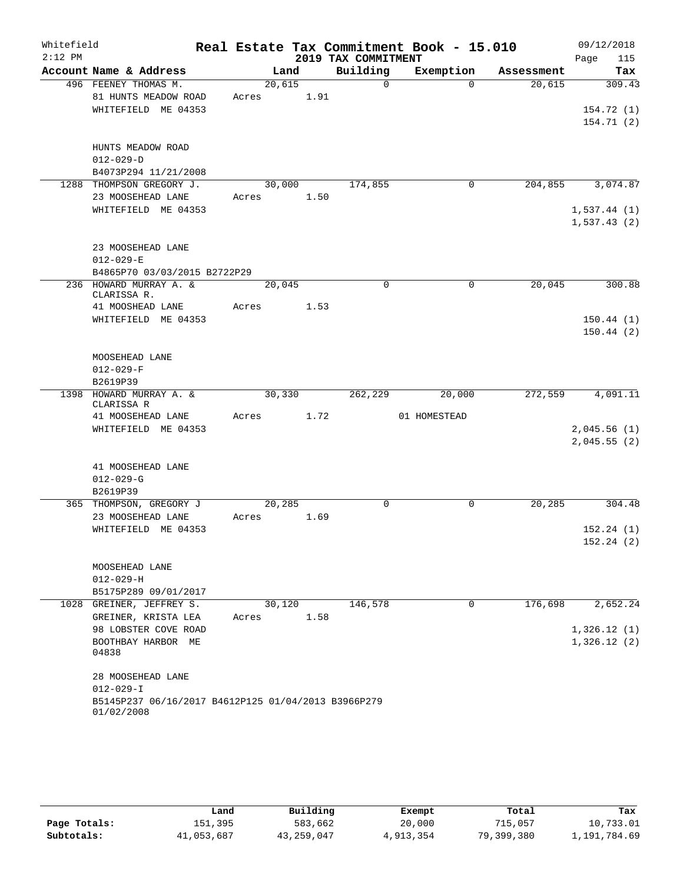Whitefield
2:12 PM

# Real Estate Tax Commitment Book - 15.010
## 2019 TAX COMMITMENT

09/12/2018
Page 115

| Account Name & Address | Land | Building | Exemption | Assessment | Tax |
|---|---|---|---|---|---|
| 496 FEENEY THOMAS M. | 20,615 | 0 | 0 | 20,615 | 309.43 |
| 81 HUNTS MEADOW ROAD | Acres 1.91 | | | | |
| WHITEFIELD ME 04353 | | | | | 154.72 (1) |
| | | | | | 154.71 (2) |
| HUNTS MEADOW ROAD | | | | | |
| 012-029-D | | | | | |
| B4073P294 11/21/2008 | | | | | |
| 1288 THOMPSON GREGORY J. | 30,000 | 174,855 | 0 | 204,855 | 3,074.87 |
| 23 MOOSEHEAD LANE | Acres 1.50 | | | | |
| WHITEFIELD ME 04353 | | | | | 1,537.44 (1) |
| | | | | | 1,537.43 (2) |
| 23 MOOSEHEAD LANE | | | | | |
| 012-029-E | | | | | |
| B4865P70 03/03/2015 B2722P29 | | | | | |
| 236 HOWARD MURRAY A. & CLARISSA R. | 20,045 | 0 | 0 | 20,045 | 300.88 |
| 41 MOOSHEAD LANE | Acres 1.53 | | | | |
| WHITEFIELD ME 04353 | | | | | 150.44 (1) |
| | | | | | 150.44 (2) |
| MOOSEHEAD LANE | | | | | |
| 012-029-F | | | | | |
| B2619P39 | | | | | |
| 1398 HOWARD MURRAY A. & CLARISSA R | 30,330 | 262,229 | 20,000 | 272,559 | 4,091.11 |
| 41 MOOSEHEAD LANE | Acres 1.72 | | 01 HOMESTEAD | | |
| WHITEFIELD ME 04353 | | | | | 2,045.56 (1) |
| | | | | | 2,045.55 (2) |
| 41 MOOSEHEAD LANE | | | | | |
| 012-029-G | | | | | |
| B2619P39 | | | | | |
| 365 THOMPSON, GREGORY J | 20,285 | 0 | 0 | 20,285 | 304.48 |
| 23 MOOSEHEAD LANE | Acres 1.69 | | | | |
| WHITEFIELD ME 04353 | | | | | 152.24 (1) |
| | | | | | 152.24 (2) |
| MOOSEHEAD LANE | | | | | |
| 012-029-H | | | | | |
| B5175P289 09/01/2017 | | | | | |
| 1028 GREINER, JEFFREY S. | 30,120 | 146,578 | 0 | 176,698 | 2,652.24 |
| GREINER, KRISTA LEA | Acres 1.58 | | | | |
| 98 LOBSTER COVE ROAD | | | | | 1,326.12 (1) |
| BOOTHBAY HARBOR ME 04838 | | | | | 1,326.12 (2) |
| 28 MOOSEHEAD LANE | | | | | |
| 012-029-I | | | | | |
| B5145P237 06/16/2017 B4612P125 01/04/2013 B3966P279 01/02/2008 | | | | | |

| | Land | Building | Exempt | Total | Tax |
|---|---|---|---|---|---|
| Page Totals: | 151,395 | 583,662 | 20,000 | 715,057 | 10,733.01 |
| Subtotals: | 41,053,687 | 43,259,047 | 4,913,354 | 79,399,380 | 1,191,784.69 |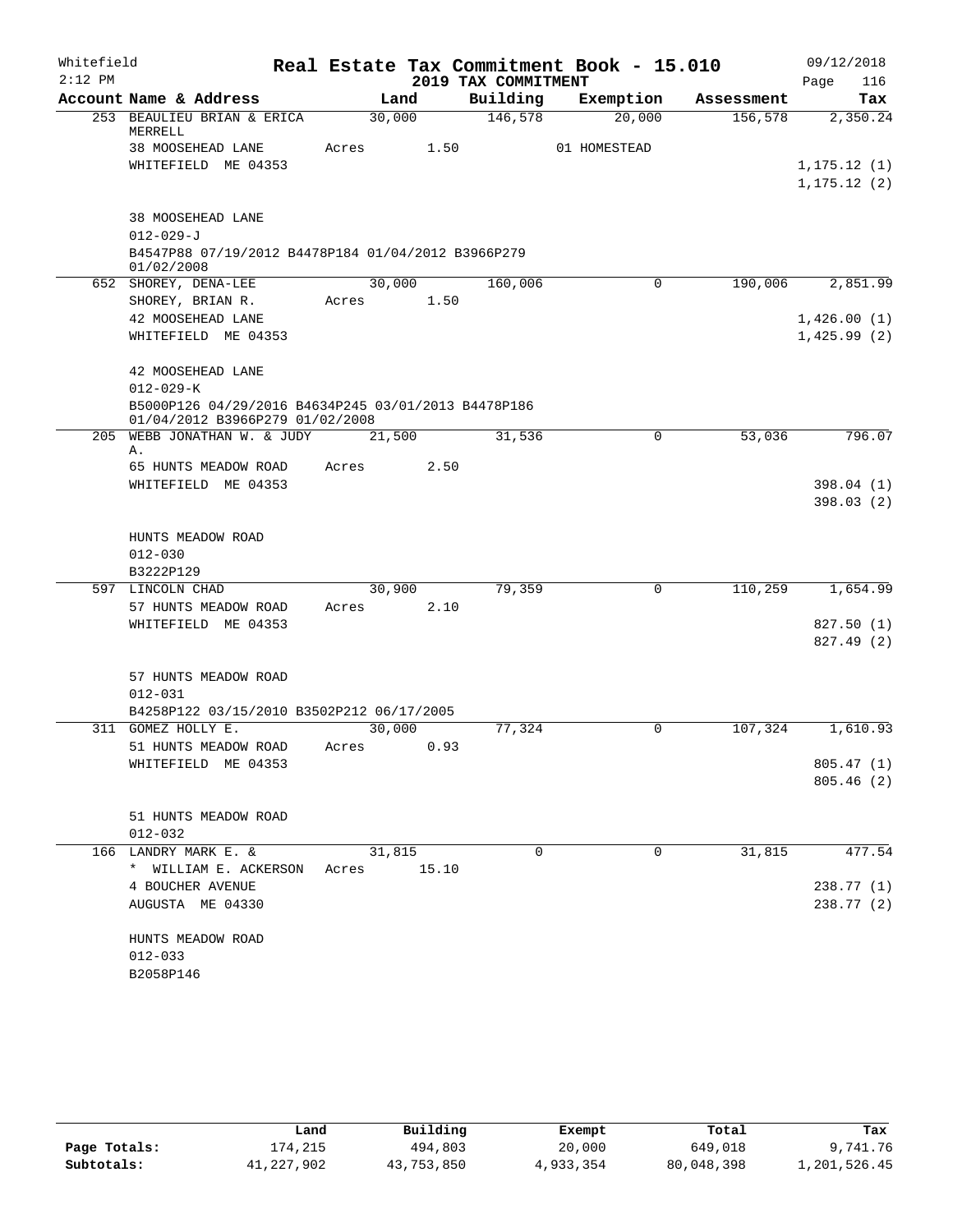Whitefield 2:12 PM

# Real Estate Tax Commitment Book - 15.010

## 2019 TAX COMMITMENT

09/12/2018 Page 116

| Account Name & Address | Land | Building | Exemption | Assessment | Tax |
|---|---|---|---|---|---|
| 253 BEAULIEU BRIAN & ERICA MERRELL | 30,000 | 146,578 | 20,000 | 156,578 | 2,350.24 |
| 38 MOOSEHEAD LANE | Acres 1.50 | | 01 HOMESTEAD | | |
| WHITEFIELD ME 04353 | | | | | 1,175.12 (1) |
| | | | | | 1,175.12 (2) |
| 38 MOOSEHEAD LANE | | | | | |
| 012-029-J | | | | | |
| B4547P88 07/19/2012 B4478P184 01/04/2012 B3966P279 01/02/2008 | | | | | |
| 652 SHOREY, DENA-LEE | 30,000 | 160,006 | 0 | 190,006 | 2,851.99 |
| SHOREY, BRIAN R. | Acres 1.50 | | | | |
| 42 MOOSEHEAD LANE | | | | | 1,426.00 (1) |
| WHITEFIELD ME 04353 | | | | | 1,425.99 (2) |
| 42 MOOSEHEAD LANE | | | | | |
| 012-029-K | | | | | |
| B5000P126 04/29/2016 B4634P245 03/01/2013 B4478P186 01/04/2012 B3966P279 01/02/2008 | | | | | |
| 205 WEBB JONATHAN W. & JUDY A. | 21,500 | 31,536 | 0 | 53,036 | 796.07 |
| 65 HUNTS MEADOW ROAD | Acres 2.50 | | | | |
| WHITEFIELD ME 04353 | | | | | 398.04 (1) |
| | | | | | 398.03 (2) |
| HUNTS MEADOW ROAD | | | | | |
| 012-030 | | | | | |
| B3222P129 | | | | | |
| 597 LINCOLN CHAD | 30,900 | 79,359 | 0 | 110,259 | 1,654.99 |
| 57 HUNTS MEADOW ROAD | Acres 2.10 | | | | |
| WHITEFIELD ME 04353 | | | | | 827.50 (1) |
| | | | | | 827.49 (2) |
| 57 HUNTS MEADOW ROAD | | | | | |
| 012-031 | | | | | |
| B4258P122 03/15/2010 B3502P212 06/17/2005 | | | | | |
| 311 GOMEZ HOLLY E. | 30,000 | 77,324 | 0 | 107,324 | 1,610.93 |
| 51 HUNTS MEADOW ROAD | Acres 0.93 | | | | |
| WHITEFIELD ME 04353 | | | | | 805.47 (1) |
| | | | | | 805.46 (2) |
| 51 HUNTS MEADOW ROAD | | | | | |
| 012-032 | | | | | |
| 166 LANDRY MARK E. & | 31,815 | 0 | 0 | 31,815 | 477.54 |
| * WILLIAM E. ACKERSON | Acres 15.10 | | | | |
| 4 BOUCHER AVENUE | | | | | 238.77 (1) |
| AUGUSTA ME 04330 | | | | | 238.77 (2) |
| HUNTS MEADOW ROAD | | | | | |
| 012-033 | | | | | |
| B2058P146 | | | | | |

| | Land | Building | Exempt | Total | Tax |
|---|---|---|---|---|---|
| Page Totals: | 174,215 | 494,803 | 20,000 | 649,018 | 9,741.76 |
| Subtotals: | 41,227,902 | 43,753,850 | 4,933,354 | 80,048,398 | 1,201,526.45 |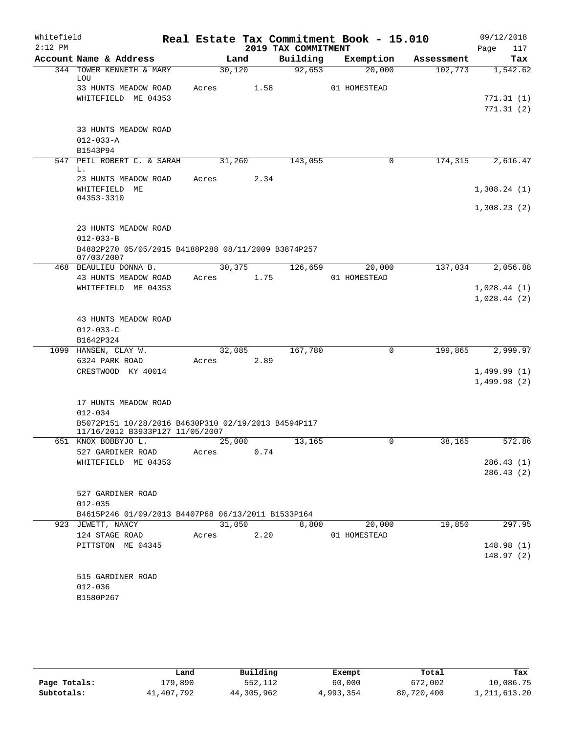Whitefield 2:12 PM

**Real Estate Tax Commitment Book - 15.010**
**2019 TAX COMMITMENT**

09/12/2018 Page 117

| Account Name & Address | Land | Building | Exemption | Assessment | Tax |
|---|---|---|---|---|---|
| 344 TOWER KENNETH & MARY LOU | 30,120 | 92,653 | 20,000 | 102,773 | 1,542.62 |
| 33 HUNTS MEADOW ROAD | Acres 1.58 | | 01 HOMESTEAD | | |
| WHITEFIELD ME 04353 | | | | | 771.31 (1) |
| | | | | | 771.31 (2) |
| 33 HUNTS MEADOW ROAD | | | | | |
| 012-033-A | | | | | |
| B1543P94 | | | | | |
| 547 PEIL ROBERT C. & SARAH L. | 31,260 | 143,055 | 0 | 174,315 | 2,616.47 |
| 23 HUNTS MEADOW ROAD | Acres 2.34 | | | | |
| WHITEFIELD ME 04353-3310 | | | | | 1,308.24 (1) |
| | | | | | 1,308.23 (2) |
| 23 HUNTS MEADOW ROAD | | | | | |
| 012-033-B | | | | | |
| B4882P270 05/05/2015 B4188P288 08/11/2009 B3874P257 07/03/2007 | | | | | |
| 468 BEAULIEU DONNA B. | 30,375 | 126,659 | 20,000 | 137,034 | 2,056.88 |
| 43 HUNTS MEADOW ROAD | Acres 1.75 | | 01 HOMESTEAD | | |
| WHITEFIELD ME 04353 | | | | | 1,028.44 (1) |
| | | | | | 1,028.44 (2) |
| 43 HUNTS MEADOW ROAD | | | | | |
| 012-033-C | | | | | |
| B1642P324 | | | | | |
| 1099 HANSEN, CLAY W. | 32,085 | 167,780 | 0 | 199,865 | 2,999.97 |
| 6324 PARK ROAD | Acres 2.89 | | | | |
| CRESTWOOD KY 40014 | | | | | 1,499.99 (1) |
| | | | | | 1,499.98 (2) |
| 17 HUNTS MEADOW ROAD | | | | | |
| 012-034 | | | | | |
| B5072P151 10/28/2016 B4630P310 02/19/2013 B4594P117 11/16/2012 B3933P127 11/05/2007 | | | | | |
| 651 KNOX BOBBYJO L. | 25,000 | 13,165 | 0 | 38,165 | 572.86 |
| 527 GARDINER ROAD | Acres 0.74 | | | | |
| WHITEFIELD ME 04353 | | | | | 286.43 (1) |
| | | | | | 286.43 (2) |
| 527 GARDINER ROAD | | | | | |
| 012-035 | | | | | |
| B4615P246 01/09/2013 B4407P68 06/13/2011 B1533P164 | | | | | |
| 923 JEWETT, NANCY | 31,050 | 8,800 | 20,000 | 19,850 | 297.95 |
| 124 STAGE ROAD | Acres 2.20 | | 01 HOMESTEAD | | |
| PITTSTON ME 04345 | | | | | 148.98 (1) |
| | | | | | 148.97 (2) |
| 515 GARDINER ROAD | | | | | |
| 012-036 | | | | | |
| B1580P267 | | | | | |

| | Land | Building | Exempt | Total | Tax |
|---|---|---|---|---|---|
| Page Totals: | 179,890 | 552,112 | 60,000 | 672,002 | 10,086.75 |
| Subtotals: | 41,407,792 | 44,305,962 | 4,993,354 | 80,720,400 | 1,211,613.20 |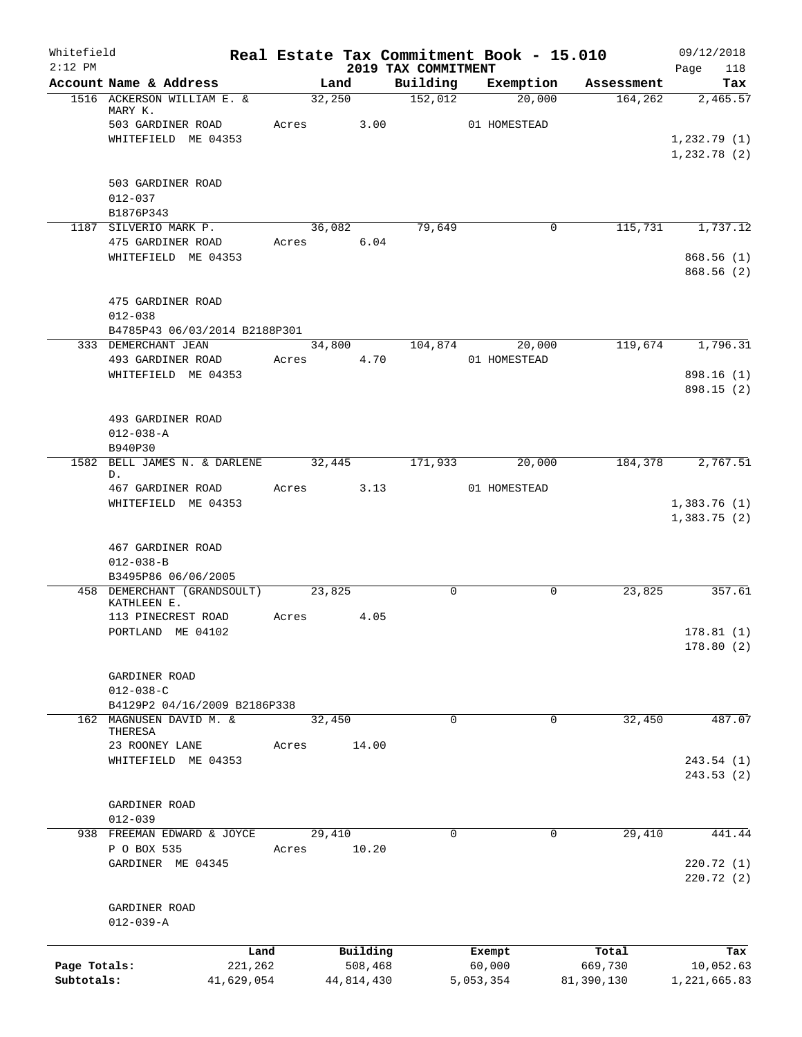Whitefield 2:12 PM

# Real Estate Tax Commitment Book - 15.010

## 2019 TAX COMMITMENT

09/12/2018

| Account | Name & Address | Land | Building | Exemption | Assessment | Tax |
|---|---|---|---|---|---|---|
| 1516 | ACKERSON WILLIAM E. & MARY K. | 32,250 | 152,012 | 20,000 | 164,262 | 2,465.57 |
| | 503 GARDINER ROAD | Acres 3.00 | | 01 HOMESTEAD | | |
| | WHITEFIELD ME 04353 | | | | | 1,232.79 (1) |
| | | | | | | 1,232.78 (2) |
| | 503 GARDINER ROAD | | | | | |
| | 012-037 | | | | | |
| | B1876P343 | | | | | |
| 1187 | SILVERIO MARK P. | 36,082 | 79,649 | 0 | 115,731 | 1,737.12 |
| | 475 GARDINER ROAD | Acres 6.04 | | | | |
| | WHITEFIELD ME 04353 | | | | | 868.56 (1) |
| | | | | | | 868.56 (2) |
| | 475 GARDINER ROAD | | | | | |
| | 012-038 | | | | | |
| | B4785P43 06/03/2014 B2188P301 | | | | | |
| 333 | DEMERCHANT JEAN | 34,800 | 104,874 | 20,000 | 119,674 | 1,796.31 |
| | 493 GARDINER ROAD | Acres 4.70 | | 01 HOMESTEAD | | |
| | WHITEFIELD ME 04353 | | | | | 898.16 (1) |
| | | | | | | 898.15 (2) |
| | 493 GARDINER ROAD | | | | | |
| | 012-038-A | | | | | |
| | B940P30 | | | | | |
| 1582 | BELL JAMES N. & DARLENE D. | 32,445 | 171,933 | 20,000 | 184,378 | 2,767.51 |
| | 467 GARDINER ROAD | Acres 3.13 | | 01 HOMESTEAD | | |
| | WHITEFIELD ME 04353 | | | | | 1,383.76 (1) |
| | | | | | | 1,383.75 (2) |
| | 467 GARDINER ROAD | | | | | |
| | 012-038-B | | | | | |
| | B3495P86 06/06/2005 | | | | | |
| 458 | DEMERCHANT (GRANDSOULT) KATHLEEN E. | 23,825 | 0 | 0 | 23,825 | 357.61 |
| | 113 PINECREST ROAD | Acres 4.05 | | | | |
| | PORTLAND ME 04102 | | | | | 178.81 (1) |
| | | | | | | 178.80 (2) |
| | GARDINER ROAD | | | | | |
| | 012-038-C | | | | | |
| | B4129P2 04/16/2009 B2186P338 | | | | | |
| 162 | MAGNUSEN DAVID M. & THERESA | 32,450 | 0 | 0 | 32,450 | 487.07 |
| | 23 ROONEY LANE | Acres 14.00 | | | | |
| | WHITEFIELD ME 04353 | | | | | 243.54 (1) |
| | | | | | | 243.53 (2) |
| | GARDINER ROAD | | | | | |
| | 012-039 | | | | | |
| 938 | FREEMAN EDWARD & JOYCE | 29,410 | 0 | 0 | 29,410 | 441.44 |
| | P O BOX 535 | Acres 10.20 | | | | |
| | GARDINER ME 04345 | | | | | 220.72 (1) |
| | | | | | | 220.72 (2) |
| | GARDINER ROAD | | | | | |
| | 012-039-A | | | | | |

| | Land | Building | Exempt | Total | Tax |
|---|---|---|---|---|---|
| Page Totals: | 221,262 | 508,468 | 60,000 | 669,730 | 10,052.63 |
| Subtotals: | 41,629,054 | 44,814,430 | 5,053,354 | 81,390,130 | 1,221,665.83 |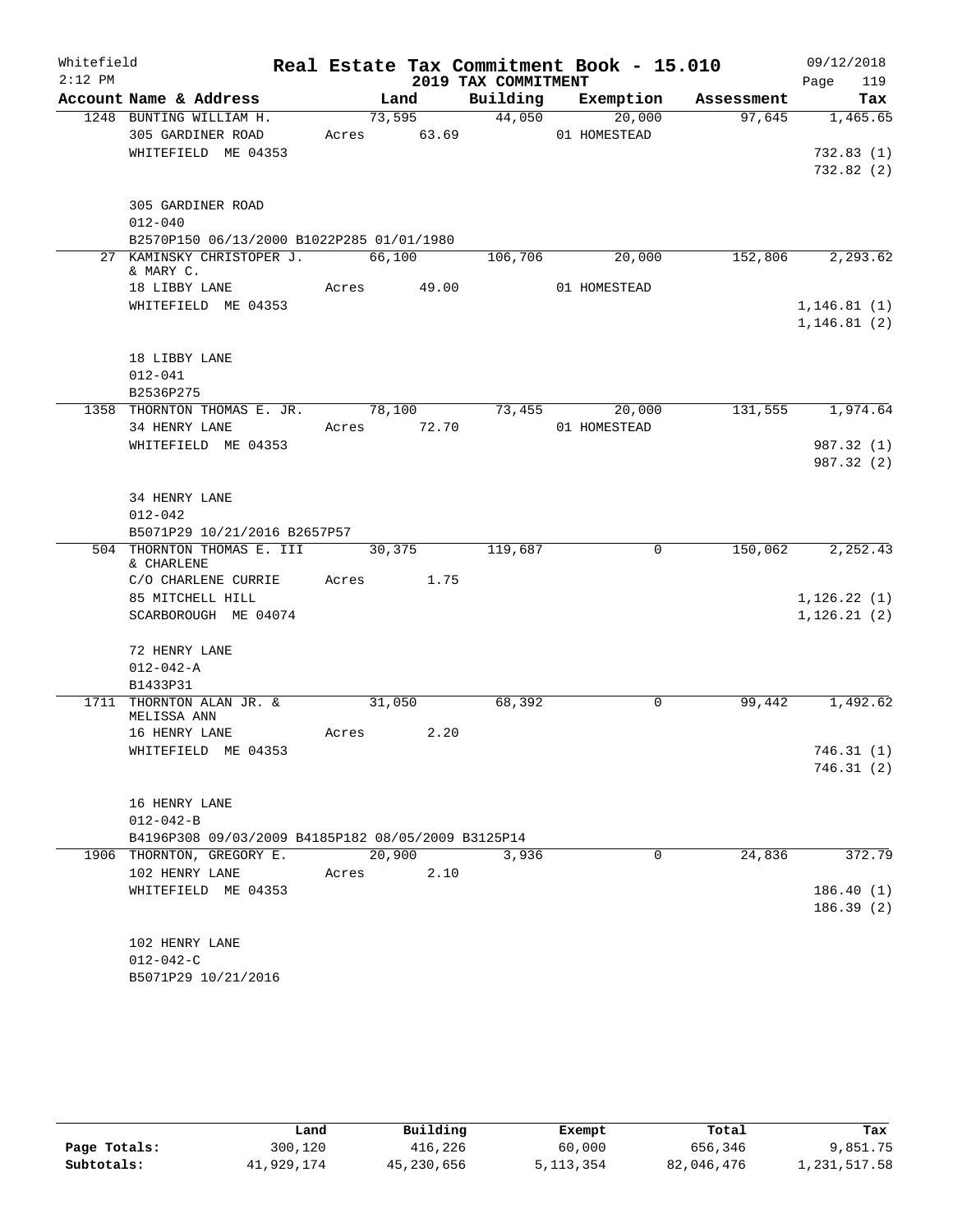Whitefield
2:12 PM

# Real Estate Tax Commitment Book - 15.010

## 2019 TAX COMMITMENT

09/12/2018

| Account Name & Address | Land | Building | Exemption | Assessment | Tax |
|---|---|---|---|---|---|
| 1248 BUNTING WILLIAM H. | 73,595 | 44,050 | 20,000 | 97,645 | 1,465.65 |
| 305 GARDINER ROAD | Acres 63.69 | | 01 HOMESTEAD | | |
| WHITEFIELD ME 04353 | | | | | 732.83 (1) |
| | | | | | 732.82 (2) |
| 305 GARDINER ROAD | | | | | |
| 012-040 | | | | | |
| B2570P150 06/13/2000 B1022P285 01/01/1980 | | | | | |
| 27 KAMINSKY CHRISTOPER J. & MARY C. | 66,100 | 106,706 | 20,000 | 152,806 | 2,293.62 |
| 18 LIBBY LANE | Acres 49.00 | | 01 HOMESTEAD | | |
| WHITEFIELD ME 04353 | | | | | 1,146.81 (1) |
| | | | | | 1,146.81 (2) |
| 18 LIBBY LANE | | | | | |
| 012-041 | | | | | |
| B2536P275 | | | | | |
| 1358 THORNTON THOMAS E. JR. | 78,100 | 73,455 | 20,000 | 131,555 | 1,974.64 |
| 34 HENRY LANE | Acres 72.70 | | 01 HOMESTEAD | | |
| WHITEFIELD ME 04353 | | | | | 987.32 (1) |
| | | | | | 987.32 (2) |
| 34 HENRY LANE | | | | | |
| 012-042 | | | | | |
| B5071P29 10/21/2016 B2657P57 | | | | | |
| 504 THORNTON THOMAS E. III & CHARLENE | 30,375 | 119,687 | 0 | 150,062 | 2,252.43 |
| C/O CHARLENE CURRIE | Acres 1.75 | | | | |
| 85 MITCHELL HILL | | | | | 1,126.22 (1) |
| SCARBOROUGH ME 04074 | | | | | 1,126.21 (2) |
| 72 HENRY LANE | | | | | |
| 012-042-A | | | | | |
| B1433P31 | | | | | |
| 1711 THORNTON ALAN JR. & MELISSA ANN | 31,050 | 68,392 | 0 | 99,442 | 1,492.62 |
| 16 HENRY LANE | Acres 2.20 | | | | |
| WHITEFIELD ME 04353 | | | | | 746.31 (1) |
| | | | | | 746.31 (2) |
| 16 HENRY LANE | | | | | |
| 012-042-B | | | | | |
| B4196P308 09/03/2009 B4185P182 08/05/2009 B3125P14 | | | | | |
| 1906 THORNTON, GREGORY E. | 20,900 | 3,936 | 0 | 24,836 | 372.79 |
| 102 HENRY LANE | Acres 2.10 | | | | |
| WHITEFIELD ME 04353 | | | | | 186.40 (1) |
| | | | | | 186.39 (2) |
| 102 HENRY LANE | | | | | |
| 012-042-C | | | | | |
| B5071P29 10/21/2016 | | | | | |

| | Land | Building | Exempt | Total | Tax |
|---|---|---|---|---|---|
| Page Totals: | 300,120 | 416,226 | 60,000 | 656,346 | 9,851.75 |
| Subtotals: | 41,929,174 | 45,230,656 | 5,113,354 | 82,046,476 | 1,231,517.58 |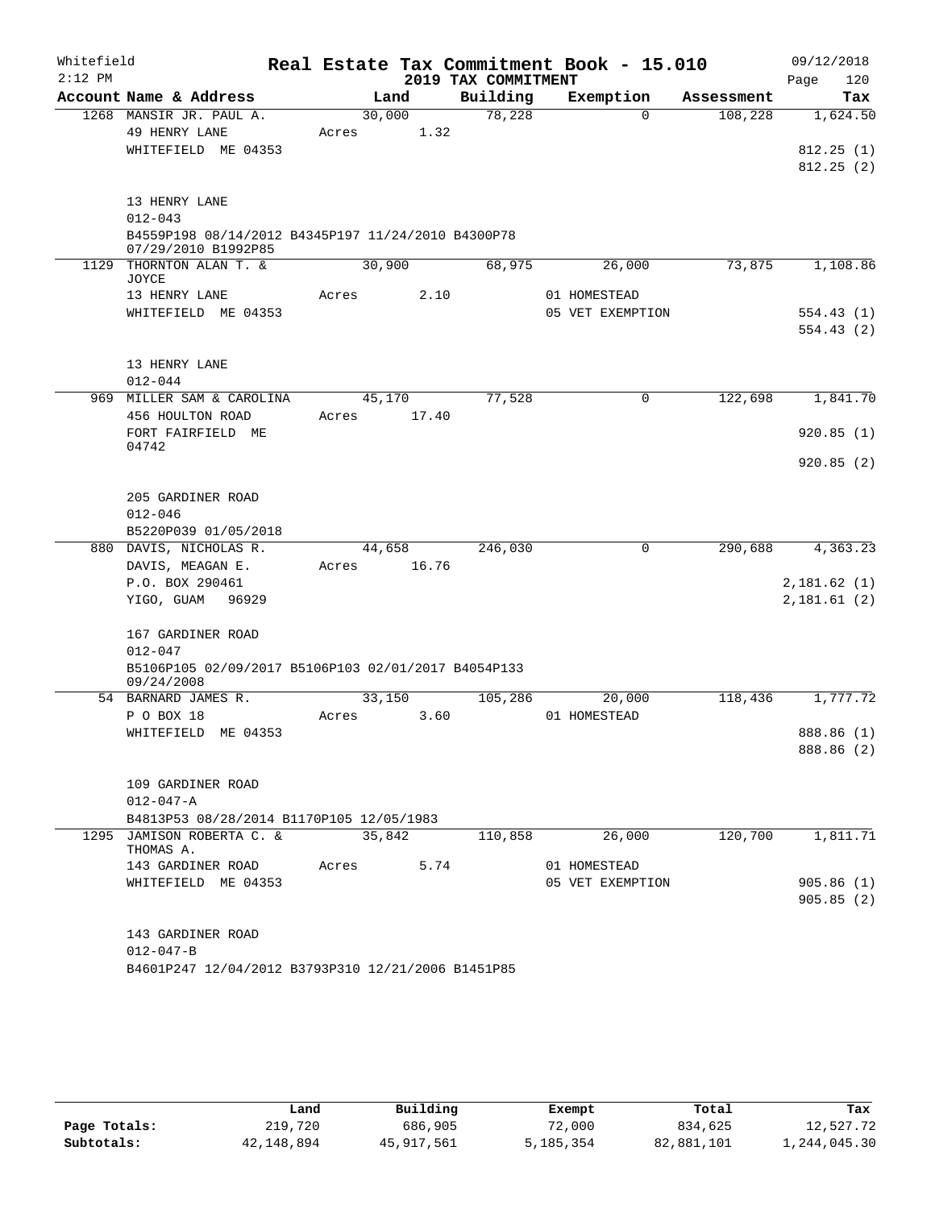Whitefield 2:12 PM

# Real Estate Tax Commitment Book - 15.010

## 2019 TAX COMMITMENT

09/12/2018

| Account Name & Address | Land | Building | Exemption | Assessment | Tax |
|---|---|---|---|---|---|
| 1268 MANSIR JR. PAUL A. | 30,000 | 78,228 | 0 | 108,228 | 1,624.50 |
| 49 HENRY LANE | Acres 1.32 | | | | |
| WHITEFIELD ME 04353 | | | | | 812.25 (1) |
| | | | | | 812.25 (2) |
| 13 HENRY LANE | | | | | |
| 012-043 | | | | | |
| B4559P198 08/14/2012 B4345P197 11/24/2010 B4300P78 07/29/2010 B1992P85 | | | | | |
| 1129 THORNTON ALAN T. & JOYCE | 30,900 | 68,975 | 26,000 | 73,875 | 1,108.86 |
| 13 HENRY LANE | Acres 2.10 | | 01 HOMESTEAD | | |
| WHITEFIELD ME 04353 | | | 05 VET EXEMPTION | | 554.43 (1) |
| | | | | | 554.43 (2) |
| 13 HENRY LANE | | | | | |
| 012-044 | | | | | |
| 969 MILLER SAM & CAROLINA | 45,170 | 77,528 | 0 | 122,698 | 1,841.70 |
| 456 HOULTON ROAD | Acres 17.40 | | | | |
| FORT FAIRFIELD ME 04742 | | | | | 920.85 (1) |
| | | | | | 920.85 (2) |
| 205 GARDINER ROAD | | | | | |
| 012-046 | | | | | |
| B5220P039 01/05/2018 | | | | | |
| 880 DAVIS, NICHOLAS R. | 44,658 | 246,030 | 0 | 290,688 | 4,363.23 |
| DAVIS, MEAGAN E. | Acres 16.76 | | | | |
| P.O. BOX 290461 | | | | | 2,181.62 (1) |
| YIGO, GUAM 96929 | | | | | 2,181.61 (2) |
| 167 GARDINER ROAD | | | | | |
| 012-047 | | | | | |
| B5106P105 02/09/2017 B5106P103 02/01/2017 B4054P133 09/24/2008 | | | | | |
| 54 BARNARD JAMES R. | 33,150 | 105,286 | 20,000 | 118,436 | 1,777.72 |
| P O BOX 18 | Acres 3.60 | | 01 HOMESTEAD | | |
| WHITEFIELD ME 04353 | | | | | 888.86 (1) |
| | | | | | 888.86 (2) |
| 109 GARDINER ROAD | | | | | |
| 012-047-A | | | | | |
| B4813P53 08/28/2014 B1170P105 12/05/1983 | | | | | |
| 1295 JAMISON ROBERTA C. & THOMAS A. | 35,842 | 110,858 | 26,000 | 120,700 | 1,811.71 |
| 143 GARDINER ROAD | Acres 5.74 | | 01 HOMESTEAD | | |
| WHITEFIELD ME 04353 | | | 05 VET EXEMPTION | | 905.86 (1) |
| | | | | | 905.85 (2) |
| 143 GARDINER ROAD | | | | | |
| 012-047-B | | | | | |
| B4601P247 12/04/2012 B3793P310 12/21/2006 B1451P85 | | | | | |

| | Land | Building | Exempt | Total | Tax |
|---|---|---|---|---|---|
| Page Totals: | 219,720 | 686,905 | 72,000 | 834,625 | 12,527.72 |
| Subtotals: | 42,148,894 | 45,917,561 | 5,185,354 | 82,881,101 | 1,244,045.30 |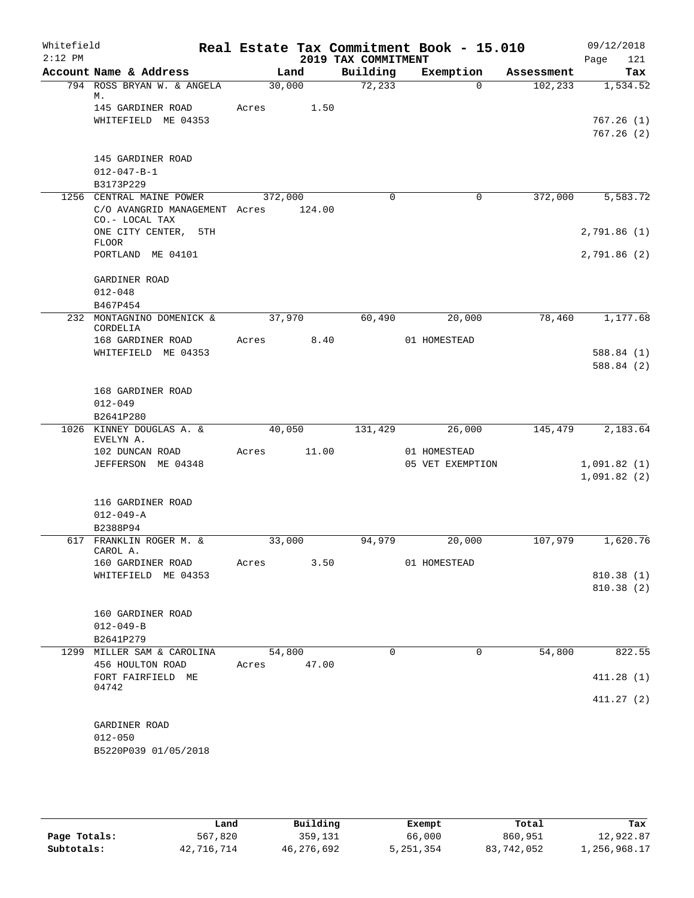Whitefield 2:12 PM

# Real Estate Tax Commitment Book - 15.010

## 2019 TAX COMMITMENT

09/12/2018 Page 121

| Account Name & Address | Land | Building | Exemption | Assessment | Tax |
|---|---|---|---|---|---|
| 794 ROSS BRYAN W. & ANGELA M. | 30,000 | 72,233 | 0 | 102,233 | 1,534.52 |
| 145 GARDINER ROAD | Acres 1.50 | | | | |
| WHITEFIELD ME 04353 | | | | | 767.26 (1) |
| | | | | | 767.26 (2) |
| 145 GARDINER ROAD | | | | | |
| 012-047-B-1 | | | | | |
| B3173P229 | | | | | |
| 1256 CENTRAL MAINE POWER | 372,000 | 0 | 0 | 372,000 | 5,583.72 |
| C/O AVANGRID MANAGEMENT CO.- LOCAL TAX | Acres 124.00 | | | | |
| ONE CITY CENTER, 5TH FLOOR | | | | | 2,791.86 (1) |
| PORTLAND ME 04101 | | | | | 2,791.86 (2) |
| GARDINER ROAD | | | | | |
| 012-048 | | | | | |
| B467P454 | | | | | |
| 232 MONTAGNINO DOMENICK & CORDELIA | 37,970 | 60,490 | 20,000 | 78,460 | 1,177.68 |
| 168 GARDINER ROAD | Acres 8.40 | | 01 HOMESTEAD | | |
| WHITEFIELD ME 04353 | | | | | 588.84 (1) |
| | | | | | 588.84 (2) |
| 168 GARDINER ROAD | | | | | |
| 012-049 | | | | | |
| B2641P280 | | | | | |
| 1026 KINNEY DOUGLAS A. & EVELYN A. | 40,050 | 131,429 | 26,000 | 145,479 | 2,183.64 |
| 102 DUNCAN ROAD | Acres 11.00 | | 01 HOMESTEAD | | |
| JEFFERSON ME 04348 | | | 05 VET EXEMPTION | | 1,091.82 (1) |
| | | | | | 1,091.82 (2) |
| 116 GARDINER ROAD | | | | | |
| 012-049-A | | | | | |
| B2388P94 | | | | | |
| 617 FRANKLIN ROGER M. & CAROL A. | 33,000 | 94,979 | 20,000 | 107,979 | 1,620.76 |
| 160 GARDINER ROAD | Acres 3.50 | | 01 HOMESTEAD | | |
| WHITEFIELD ME 04353 | | | | | 810.38 (1) |
| | | | | | 810.38 (2) |
| 160 GARDINER ROAD | | | | | |
| 012-049-B | | | | | |
| B2641P279 | | | | | |
| 1299 MILLER SAM & CAROLINA | 54,800 | 0 | 0 | 54,800 | 822.55 |
| 456 HOULTON ROAD | Acres 47.00 | | | | |
| FORT FAIRFIELD ME 04742 | | | | | 411.28 (1) |
| | | | | | 411.27 (2) |
| GARDINER ROAD | | | | | |
| 012-050 | | | | | |
| B5220P039 01/05/2018 | | | | | |

| | Land | Building | Exempt | Total | Tax |
|---|---|---|---|---|---|
| Page Totals: | 567,820 | 359,131 | 66,000 | 860,951 | 12,922.87 |
| Subtotals: | 42,716,714 | 46,276,692 | 5,251,354 | 83,742,052 | 1,256,968.17 |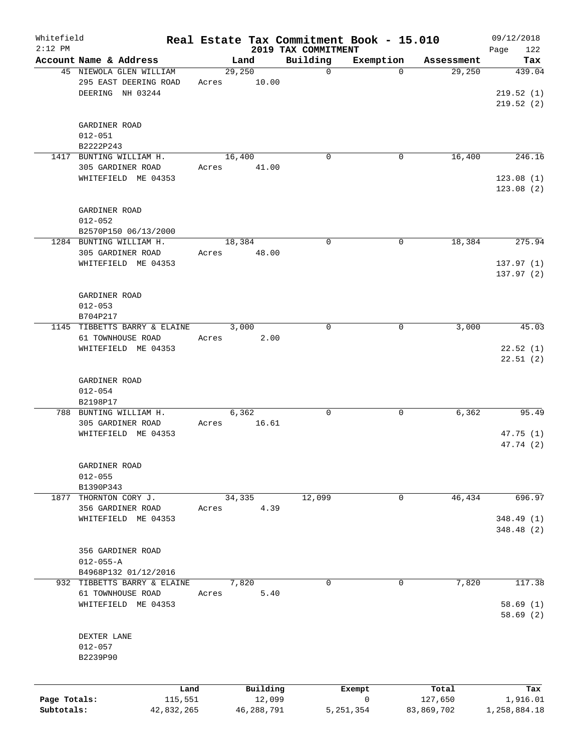Whitefield 2:12 PM

# Real Estate Tax Commitment Book - 15.010

## 2019 TAX COMMITMENT

09/12/2018 Page 122

| Account Name & Address | Land | Building | Exemption | Assessment | Tax |
|---|---|---|---|---|---|
| 45 NIEWOLA GLEN WILLIAM | 29,250 | 0 | 0 | 29,250 | 439.04 |
| 295 EAST DEERING ROAD | Acres 10.00 | | | | |
| DEERING NH 03244 | | | | | 219.52 (1) |
| | | | | | 219.52 (2) |
| GARDINER ROAD | | | | | |
| 012-051 | | | | | |
| B2222P243 | | | | | |
| 1417 BUNTING WILLIAM H. | 16,400 | 0 | 0 | 16,400 | 246.16 |
| 305 GARDINER ROAD | Acres 41.00 | | | | |
| WHITEFIELD ME 04353 | | | | | 123.08 (1) |
| | | | | | 123.08 (2) |
| GARDINER ROAD | | | | | |
| 012-052 | | | | | |
| B2570P150 06/13/2000 | | | | | |
| 1284 BUNTING WILLIAM H. | 18,384 | 0 | 0 | 18,384 | 275.94 |
| 305 GARDINER ROAD | Acres 48.00 | | | | |
| WHITEFIELD ME 04353 | | | | | 137.97 (1) |
| | | | | | 137.97 (2) |
| GARDINER ROAD | | | | | |
| 012-053 | | | | | |
| B704P217 | | | | | |
| 1145 TIBBETTS BARRY & ELAINE | 3,000 | 0 | 0 | 3,000 | 45.03 |
| 61 TOWNHOUSE ROAD | Acres 2.00 | | | | |
| WHITEFIELD ME 04353 | | | | | 22.52 (1) |
| | | | | | 22.51 (2) |
| GARDINER ROAD | | | | | |
| 012-054 | | | | | |
| B2198P17 | | | | | |
| 788 BUNTING WILLIAM H. | 6,362 | 0 | 0 | 6,362 | 95.49 |
| 305 GARDINER ROAD | Acres 16.61 | | | | |
| WHITEFIELD ME 04353 | | | | | 47.75 (1) |
| | | | | | 47.74 (2) |
| GARDINER ROAD | | | | | |
| 012-055 | | | | | |
| B1390P343 | | | | | |
| 1877 THORNTON CORY J. | 34,335 | 12,099 | 0 | 46,434 | 696.97 |
| 356 GARDINER ROAD | Acres 4.39 | | | | |
| WHITEFIELD ME 04353 | | | | | 348.49 (1) |
| | | | | | 348.48 (2) |
| 356 GARDINER ROAD | | | | | |
| 012-055-A | | | | | |
| B4968P132 01/12/2016 | | | | | |
| 932 TIBBETTS BARRY & ELAINE | 7,820 | 0 | 0 | 7,820 | 117.38 |
| 61 TOWNHOUSE ROAD | Acres 5.40 | | | | |
| WHITEFIELD ME 04353 | | | | | 58.69 (1) |
| | | | | | 58.69 (2) |
| DEXTER LANE | | | | | |
| 012-057 | | | | | |
| B2239P90 | | | | | |

| | Land | Building | Exempt | Total | Tax |
|---|---|---|---|---|---|
| Page Totals: | 115,551 | 12,099 | 0 | 127,650 | 1,916.01 |
| Subtotals: | 42,832,265 | 46,288,791 | 5,251,354 | 83,869,702 | 1,258,884.18 |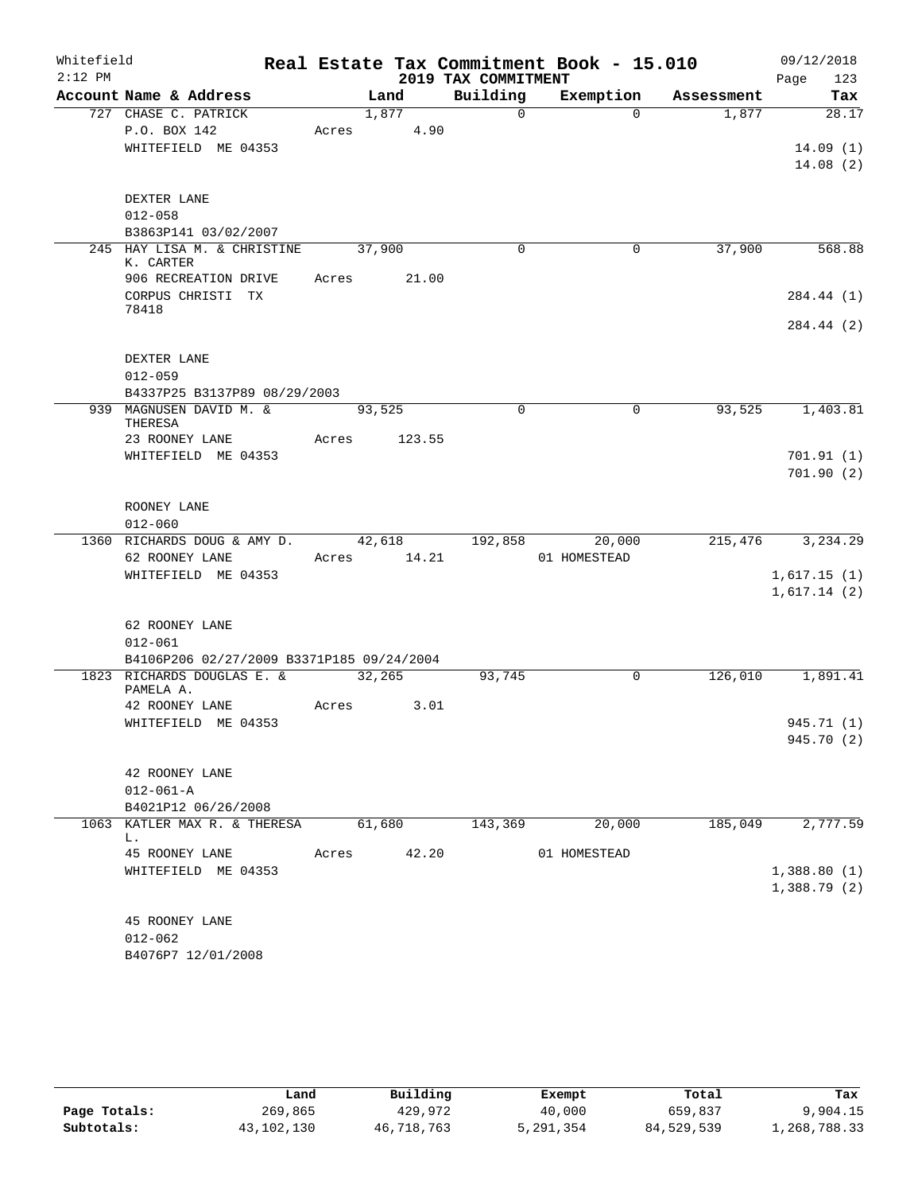Whitefield  
2:12 PM

# Real Estate Tax Commitment Book - 15.010

## 2019 TAX COMMITMENT

09/12/2018  
Page 123

| Account Name & Address | Land | Building | Exemption | Assessment | Tax |
|---|---|---|---|---|---|
| 727 CHASE C. PATRICK | 1,877 | 0 | 0 | 1,877 | 28.17 |
| P.O. BOX 142 | Acres 4.90 | | | | |
| WHITEFIELD ME 04353 | | | | | 14.09 (1) |
| | | | | | 14.08 (2) |
| DEXTER LANE | | | | | |
| 012-058 | | | | | |
| B3863P141 03/02/2007 | | | | | |
| 245 HAY LISA M. & CHRISTINE K. CARTER | 37,900 | 0 | 0 | 37,900 | 568.88 |
| 906 RECREATION DRIVE | Acres 21.00 | | | | |
| CORPUS CHRISTI TX 78418 | | | | | 284.44 (1) |
| | | | | | 284.44 (2) |
| DEXTER LANE | | | | | |
| 012-059 | | | | | |
| B4337P25 B3137P89 08/29/2003 | | | | | |
| 939 MAGNUSEN DAVID M. & THERESA | 93,525 | 0 | 0 | 93,525 | 1,403.81 |
| 23 ROONEY LANE | Acres 123.55 | | | | |
| WHITEFIELD ME 04353 | | | | | 701.91 (1) |
| | | | | | 701.90 (2) |
| ROONEY LANE | | | | | |
| 012-060 | | | | | |
| 1360 RICHARDS DOUG & AMY D. | 42,618 | 192,858 | 20,000 | 215,476 | 3,234.29 |
| 62 ROONEY LANE | Acres 14.21 | | 01 HOMESTEAD | | |
| WHITEFIELD ME 04353 | | | | | 1,617.15 (1) |
| | | | | | 1,617.14 (2) |
| 62 ROONEY LANE | | | | | |
| 012-061 | | | | | |
| B4106P206 02/27/2009 B3371P185 09/24/2004 | | | | | |
| 1823 RICHARDS DOUGLAS E. & PAMELA A. | 32,265 | 93,745 | 0 | 126,010 | 1,891.41 |
| 42 ROONEY LANE | Acres 3.01 | | | | |
| WHITEFIELD ME 04353 | | | | | 945.71 (1) |
| | | | | | 945.70 (2) |
| 42 ROONEY LANE | | | | | |
| 012-061-A | | | | | |
| B4021P12 06/26/2008 | | | | | |
| 1063 KATLER MAX R. & THERESA L. | 61,680 | 143,369 | 20,000 | 185,049 | 2,777.59 |
| 45 ROONEY LANE | Acres 42.20 | | 01 HOMESTEAD | | |
| WHITEFIELD ME 04353 | | | | | 1,388.80 (1) |
| | | | | | 1,388.79 (2) |
| 45 ROONEY LANE | | | | | |
| 012-062 | | | | | |
| B4076P7 12/01/2008 | | | | | |

| | Land | Building | Exempt | Total | Tax |
|---|---|---|---|---|---|
| Page Totals: | 269,865 | 429,972 | 40,000 | 659,837 | 9,904.15 |
| Subtotals: | 43,102,130 | 46,718,763 | 5,291,354 | 84,529,539 | 1,268,788.33 |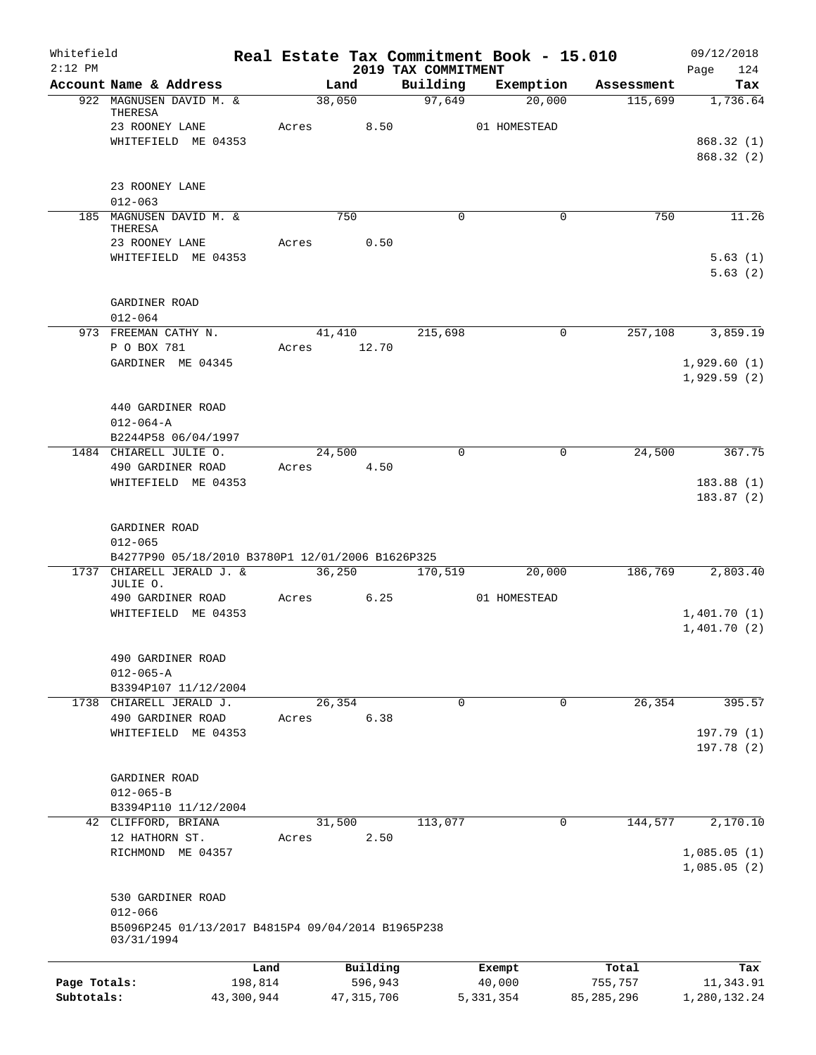Whitefield 2:12 PM

# Real Estate Tax Commitment Book - 15.010

## 2019 TAX COMMITMENT

09/12/2018 Page 124

| Account Name & Address | Land | Building | Exemption | Assessment | Tax |
|---|---|---|---|---|---|
| 922 MAGNUSEN DAVID M. & THERESA | 38,050 | 97,649 | 20,000 | 115,699 | 1,736.64 |
| 23 ROONEY LANE | Acres 8.50 | | 01 HOMESTEAD | | |
| WHITEFIELD ME 04353 | | | | | 868.32 (1) |
| | | | | | 868.32 (2) |
| 23 ROONEY LANE | | | | | |
| 012-063 | | | | | |
| 185 MAGNUSEN DAVID M. & THERESA | 750 | 0 | 0 | 750 | 11.26 |
| 23 ROONEY LANE | Acres 0.50 | | | | |
| WHITEFIELD ME 04353 | | | | | 5.63 (1) |
| | | | | | 5.63 (2) |
| GARDINER ROAD | | | | | |
| 012-064 | | | | | |
| 973 FREEMAN CATHY N. | 41,410 | 215,698 | 0 | 257,108 | 3,859.19 |
| P O BOX 781 | Acres 12.70 | | | | |
| GARDINER ME 04345 | | | | | 1,929.60 (1) |
| | | | | | 1,929.59 (2) |
| 440 GARDINER ROAD | | | | | |
| 012-064-A | | | | | |
| B2244P58 06/04/1997 | | | | | |
| 1484 CHIARELL JULIE O. | 24,500 | 0 | 0 | 24,500 | 367.75 |
| 490 GARDINER ROAD | Acres 4.50 | | | | |
| WHITEFIELD ME 04353 | | | | | 183.88 (1) |
| | | | | | 183.87 (2) |
| GARDINER ROAD | | | | | |
| 012-065 | | | | | |
| B4277P90 05/18/2010 B3780P1 12/01/2006 B1626P325 | | | | | |
| 1737 CHIARELL JERALD J. & JULIE O. | 36,250 | 170,519 | 20,000 | 186,769 | 2,803.40 |
| 490 GARDINER ROAD | Acres 6.25 | | 01 HOMESTEAD | | |
| WHITEFIELD ME 04353 | | | | | 1,401.70 (1) |
| | | | | | 1,401.70 (2) |
| 490 GARDINER ROAD | | | | | |
| 012-065-A | | | | | |
| B3394P107 11/12/2004 | | | | | |
| 1738 CHIARELL JERALD J. | 26,354 | 0 | 0 | 26,354 | 395.57 |
| 490 GARDINER ROAD | Acres 6.38 | | | | |
| WHITEFIELD ME 04353 | | | | | 197.79 (1) |
| | | | | | 197.78 (2) |
| GARDINER ROAD | | | | | |
| 012-065-B | | | | | |
| B3394P110 11/12/2004 | | | | | |
| 42 CLIFFORD, BRIANA | 31,500 | 113,077 | 0 | 144,577 | 2,170.10 |
| 12 HATHORN ST. | Acres 2.50 | | | | |
| RICHMOND ME 04357 | | | | | 1,085.05 (1) |
| | | | | | 1,085.05 (2) |
| 530 GARDINER ROAD | | | | | |
| 012-066 | | | | | |
| B5096P245 01/13/2017 B4815P4 09/04/2014 B1965P238 03/31/1994 | | | | | |

| | Land | Building | Exempt | Total | Tax |
|---|---|---|---|---|---|
| Page Totals: | 198,814 | 596,943 | 40,000 | 755,757 | 11,343.91 |
| Subtotals: | 43,300,944 | 47,315,706 | 5,331,354 | 85,285,296 | 1,280,132.24 |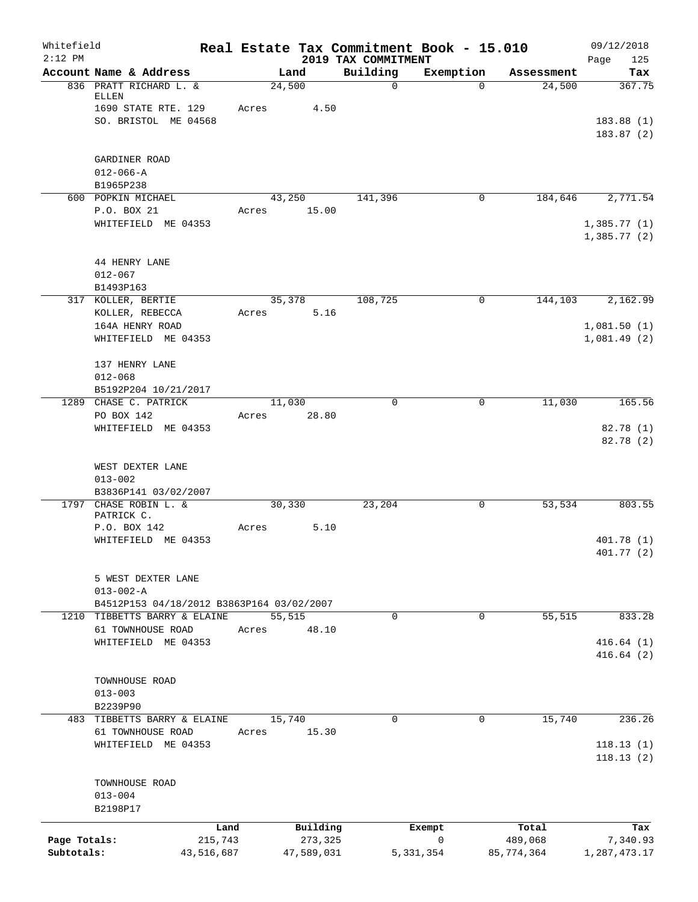Whitefield 2:12 PM

# Real Estate Tax Commitment Book - 15.010

## 2019 TAX COMMITMENT

09/12/2018

| Account Name & Address | Land | Building | Exemption | Assessment | Tax |
|---|---|---|---|---|---|
| 836 PRATT RICHARD L. & ELLEN | 24,500 | 0 | 0 | 24,500 | 367.75 |
| 1690 STATE RTE. 129 | Acres 4.50 | | | | |
| SO. BRISTOL ME 04568 | | | | | 183.88 (1) |
| | | | | | 183.87 (2) |
| GARDINER ROAD | | | | | |
| 012-066-A | | | | | |
| B1965P238 | | | | | |
| 600 POPKIN MICHAEL | 43,250 | 141,396 | 0 | 184,646 | 2,771.54 |
| P.O. BOX 21 | Acres 15.00 | | | | |
| WHITEFIELD ME 04353 | | | | | 1,385.77 (1) |
| | | | | | 1,385.77 (2) |
| 44 HENRY LANE | | | | | |
| 012-067 | | | | | |
| B1493P163 | | | | | |
| 317 KOLLER, BERTIE | 35,378 | 108,725 | 0 | 144,103 | 2,162.99 |
| KOLLER, REBECCA | Acres 5.16 | | | | |
| 164A HENRY ROAD | | | | | 1,081.50 (1) |
| WHITEFIELD ME 04353 | | | | | 1,081.49 (2) |
| 137 HENRY LANE | | | | | |
| 012-068 | | | | | |
| B5192P204 10/21/2017 | | | | | |
| 1289 CHASE C. PATRICK | 11,030 | 0 | 0 | 11,030 | 165.56 |
| PO BOX 142 | Acres 28.80 | | | | |
| WHITEFIELD ME 04353 | | | | | 82.78 (1) |
| | | | | | 82.78 (2) |
| WEST DEXTER LANE | | | | | |
| 013-002 | | | | | |
| B3836P141 03/02/2007 | | | | | |
| 1797 CHASE ROBIN L. & PATRICK C. | 30,330 | 23,204 | 0 | 53,534 | 803.55 |
| P.O. BOX 142 | Acres 5.10 | | | | |
| WHITEFIELD ME 04353 | | | | | 401.78 (1) |
| | | | | | 401.77 (2) |
| 5 WEST DEXTER LANE | | | | | |
| 013-002-A | | | | | |
| B4512P153 04/18/2012 B3863P164 03/02/2007 | | | | | |
| 1210 TIBBETTS BARRY & ELAINE | 55,515 | 0 | 0 | 55,515 | 833.28 |
| 61 TOWNHOUSE ROAD | Acres 48.10 | | | | |
| WHITEFIELD ME 04353 | | | | | 416.64 (1) |
| | | | | | 416.64 (2) |
| TOWNHOUSE ROAD | | | | | |
| 013-003 | | | | | |
| B2239P90 | | | | | |
| 483 TIBBETTS BARRY & ELAINE | 15,740 | 0 | 0 | 15,740 | 236.26 |
| 61 TOWNHOUSE ROAD | Acres 15.30 | | | | |
| WHITEFIELD ME 04353 | | | | | 118.13 (1) |
| | | | | | 118.13 (2) |
| TOWNHOUSE ROAD | | | | | |
| 013-004 | | | | | |
| B2198P17 | | | | | |

| | Land | Building | Exempt | Total | Tax |
|---|---|---|---|---|---|
| Page Totals: | 215,743 | 273,325 | 0 | 489,068 | 7,340.93 |
| Subtotals: | 43,516,687 | 47,589,031 | 5,331,354 | 85,774,364 | 1,287,473.17 |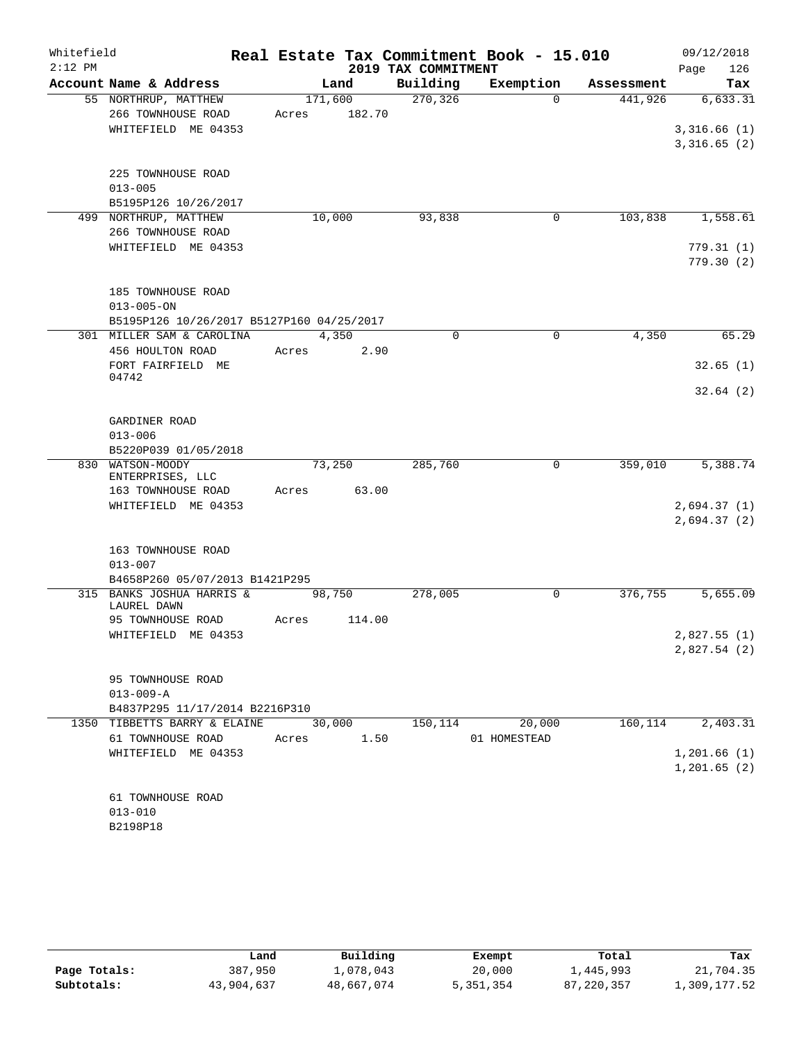Whitefield
2:12 PM

# Real Estate Tax Commitment Book - 15.010

## 2019 TAX COMMITMENT

09/12/2018

| Account Name & Address | Land | Building | Exemption | Assessment | Tax |
|---|---|---|---|---|---|
| 55 NORTHRUP, MATTHEW<br>266 TOWNHOUSE ROAD<br>WHITEFIELD ME 04353<br><br>225 TOWNHOUSE ROAD<br>013-005<br>B5195P126 10/26/2017 | 171,600<br>Acres 182.70 | 270,326 | 0 | 441,926 | 6,633.31<br>3,316.66 (1)<br>3,316.65 (2) |
| 499 NORTHRUP, MATTHEW<br>266 TOWNHOUSE ROAD<br>WHITEFIELD ME 04353<br><br>185 TOWNHOUSE ROAD<br>013-005-ON<br>B5195P126 10/26/2017 B5127P160 04/25/2017 | 10,000 | 93,838 | 0 | 103,838 | 1,558.61<br>779.31 (1)<br>779.30 (2) |
| 301 MILLER SAM & CAROLINA<br>456 HOULTON ROAD<br>FORT FAIRFIELD ME 04742<br><br>GARDINER ROAD<br>013-006<br>B5220P039 01/05/2018 | 4,350<br>Acres 2.90 | 0 | 0 | 4,350 | 65.29<br>32.65 (1)<br>32.64 (2) |
| 830 WATSON-MOODY ENTERPRISES, LLC<br>163 TOWNHOUSE ROAD<br>WHITEFIELD ME 04353<br><br>163 TOWNHOUSE ROAD<br>013-007<br>B4658P260 05/07/2013 B1421P295 | 73,250<br>Acres 63.00 | 285,760 | 0 | 359,010 | 5,388.74<br>2,694.37 (1)<br>2,694.37 (2) |
| 315 BANKS JOSHUA HARRIS & LAUREL DAWN<br>95 TOWNHOUSE ROAD<br>WHITEFIELD ME 04353<br><br>95 TOWNHOUSE ROAD<br>013-009-A<br>B4837P295 11/17/2014 B2216P310 | 98,750<br>Acres 114.00 | 278,005 | 0 | 376,755 | 5,655.09<br>2,827.55 (1)<br>2,827.54 (2) |
| 1350 TIBBETTS BARRY & ELAINE<br>61 TOWNHOUSE ROAD<br>WHITEFIELD ME 04353<br><br>61 TOWNHOUSE ROAD<br>013-010<br>B2198P18 | 30,000<br>Acres 1.50 | 150,114 | 20,000<br>01 HOMESTEAD | 160,114 | 2,403.31<br>1,201.66 (1)<br>1,201.65 (2) |

| | Land | Building | Exempt | Total | Tax |
|---|---|---|---|---|---|
| Page Totals: | 387,950 | 1,078,043 | 20,000 | 1,445,993 | 21,704.35 |
| Subtotals: | 43,904,637 | 48,667,074 | 5,351,354 | 87,220,357 | 1,309,177.52 |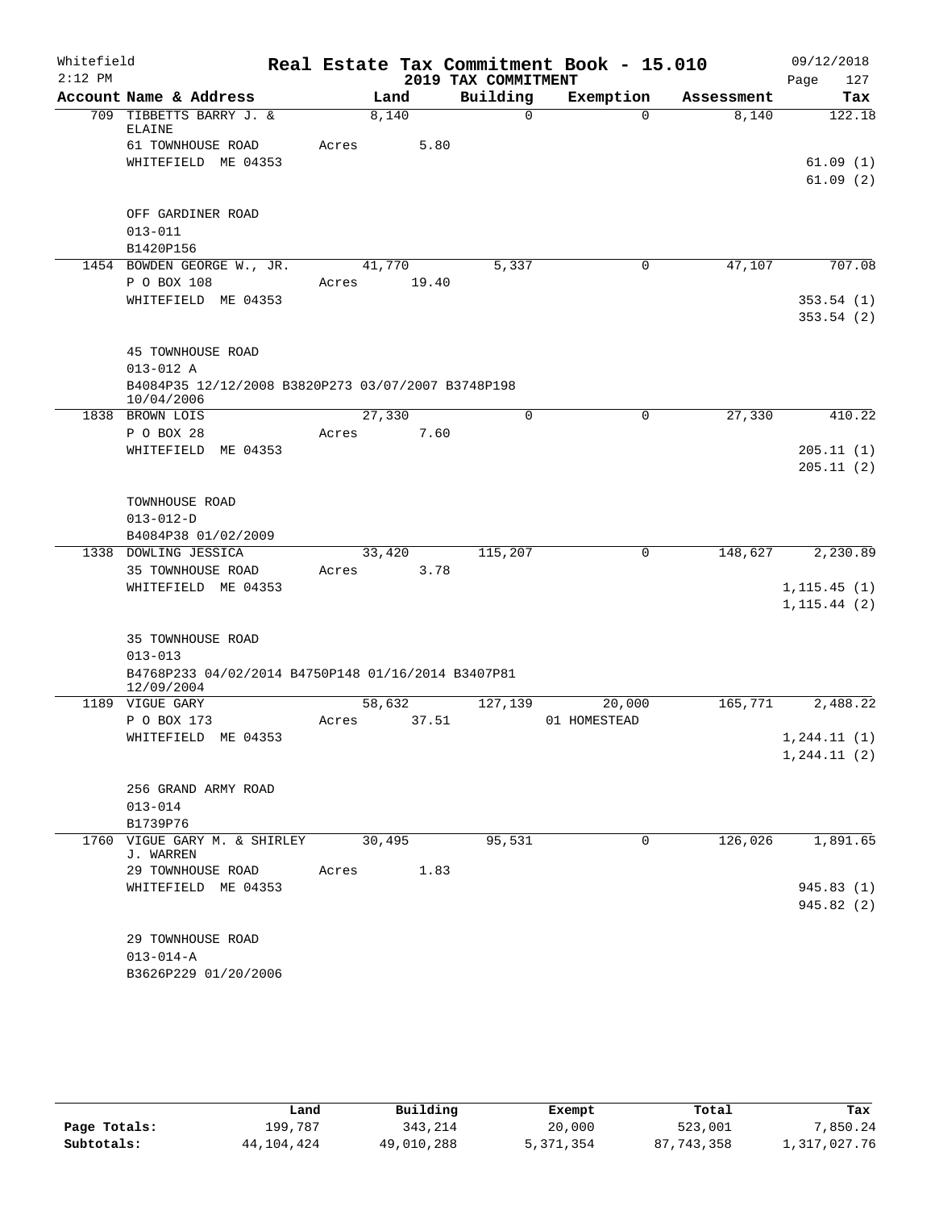Whitefield
2:12 PM

# Real Estate Tax Commitment Book - 15.010

## 2019 TAX COMMITMENT

09/12/2018
Page 127

| Account Name & Address | Land | Building | Exemption | Assessment | Tax |
|---|---|---|---|---|---|
| 709 TIBBETTS BARRY J. & ELAINE | 8,140 | 0 | 0 | 8,140 | 122.18 |
| 61 TOWNHOUSE ROAD | Acres 5.80 | | | | |
| WHITEFIELD ME 04353 | | | | | 61.09 (1) |
| | | | | | 61.09 (2) |
| OFF GARDINER ROAD | | | | | |
| 013-011 | | | | | |
| B1420P156 | | | | | |
| 1454 BOWDEN GEORGE W., JR. | 41,770 | 5,337 | 0 | 47,107 | 707.08 |
| P O BOX 108 | Acres 19.40 | | | | |
| WHITEFIELD ME 04353 | | | | | 353.54 (1) |
| | | | | | 353.54 (2) |
| 45 TOWNHOUSE ROAD | | | | | |
| 013-012 A | | | | | |
| B4084P35 12/12/2008 B3820P273 03/07/2007 B3748P198 10/04/2006 | | | | | |
| 1838 BROWN LOIS | 27,330 | 0 | 0 | 27,330 | 410.22 |
| P O BOX 28 | Acres 7.60 | | | | |
| WHITEFIELD ME 04353 | | | | | 205.11 (1) |
| | | | | | 205.11 (2) |
| TOWNHOUSE ROAD | | | | | |
| 013-012-D | | | | | |
| B4084P38 01/02/2009 | | | | | |
| 1338 DOWLING JESSICA | 33,420 | 115,207 | 0 | 148,627 | 2,230.89 |
| 35 TOWNHOUSE ROAD | Acres 3.78 | | | | |
| WHITEFIELD ME 04353 | | | | | 1,115.45 (1) |
| | | | | | 1,115.44 (2) |
| 35 TOWNHOUSE ROAD | | | | | |
| 013-013 | | | | | |
| B4768P233 04/02/2014 B4750P148 01/16/2014 B3407P81 12/09/2004 | | | | | |
| 1189 VIGUE GARY | 58,632 | 127,139 | 20,000 | 165,771 | 2,488.22 |
| P O BOX 173 | Acres 37.51 | | 01 HOMESTEAD | | |
| WHITEFIELD ME 04353 | | | | | 1,244.11 (1) |
| | | | | | 1,244.11 (2) |
| 256 GRAND ARMY ROAD | | | | | |
| 013-014 | | | | | |
| B1739P76 | | | | | |
| 1760 VIGUE GARY M. & SHIRLEY J. WARREN | 30,495 | 95,531 | 0 | 126,026 | 1,891.65 |
| 29 TOWNHOUSE ROAD | Acres 1.83 | | | | |
| WHITEFIELD ME 04353 | | | | | 945.83 (1) |
| | | | | | 945.82 (2) |
| 29 TOWNHOUSE ROAD | | | | | |
| 013-014-A | | | | | |
| B3626P229 01/20/2006 | | | | | |

| | Land | Building | Exempt | Total | Tax |
|---|---|---|---|---|---|
| Page Totals: | 199,787 | 343,214 | 20,000 | 523,001 | 7,850.24 |
| Subtotals: | 44,104,424 | 49,010,288 | 5,371,354 | 87,743,358 | 1,317,027.76 |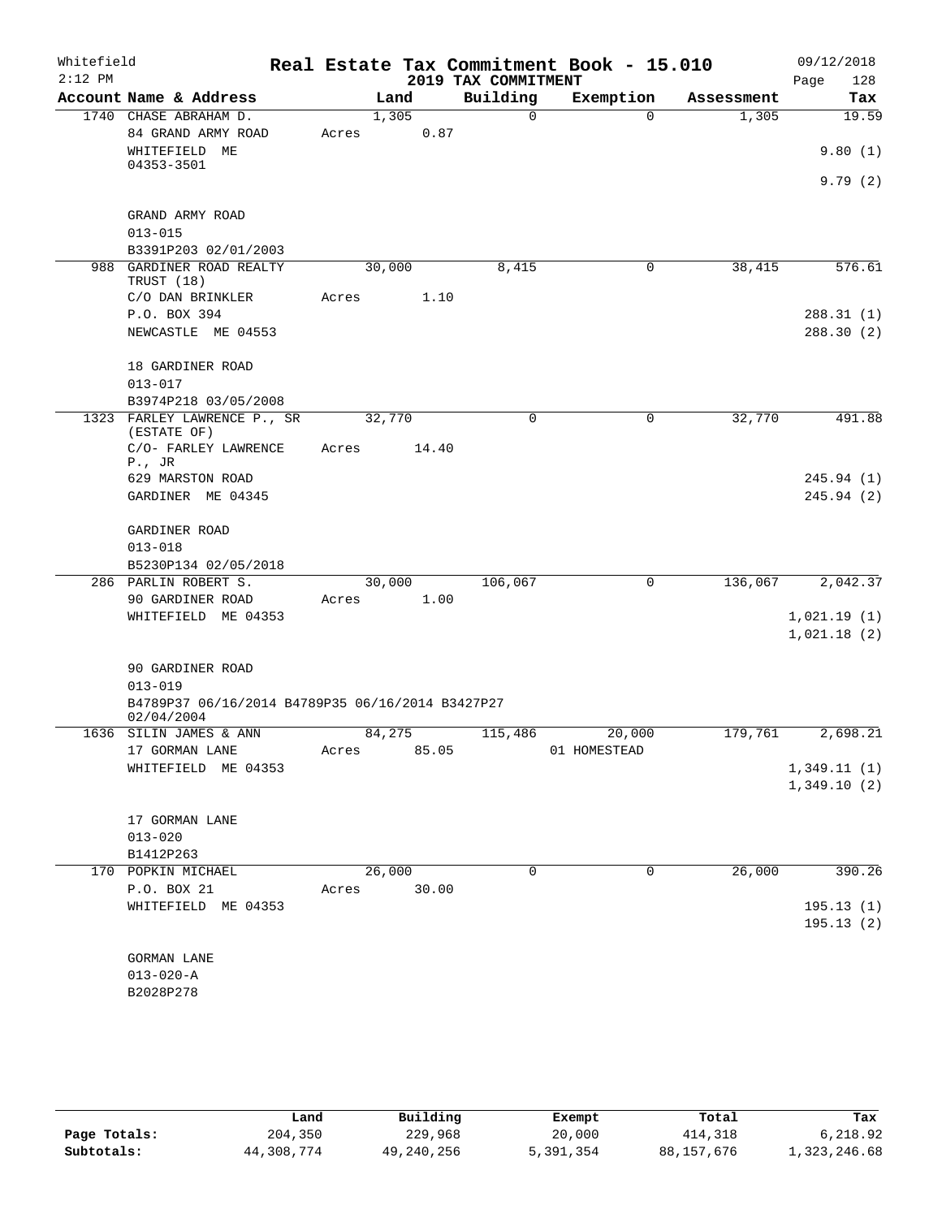Whitefield
2:12 PM

# Real Estate Tax Commitment Book - 15.010

## 2019 TAX COMMITMENT

09/12/2018
Page 128

| Account Name & Address | Land | Building | Exemption | Assessment | Tax |
|---|---|---|---|---|---|
| 1740 CHASE ABRAHAM D. | 1,305 | 0 | 0 | 1,305 | 19.59 |
| 84 GRAND ARMY ROAD | Acres 0.87 | | | | |
| WHITEFIELD ME 04353-3501 | | | | | 9.80 (1) |
| | | | | | 9.79 (2) |
| GRAND ARMY ROAD | | | | | |
| 013-015 | | | | | |
| B3391P203 02/01/2003 | | | | | |
| 988 GARDINER ROAD REALTY TRUST (18) | 30,000 | 8,415 | 0 | 38,415 | 576.61 |
| C/O DAN BRINKLER | Acres 1.10 | | | | |
| P.O. BOX 394 | | | | | 288.31 (1) |
| NEWCASTLE ME 04553 | | | | | 288.30 (2) |
| 18 GARDINER ROAD | | | | | |
| 013-017 | | | | | |
| B3974P218 03/05/2008 | | | | | |
| 1323 FARLEY LAWRENCE P., SR (ESTATE OF) | 32,770 | 0 | 0 | 32,770 | 491.88 |
| C/O- FARLEY LAWRENCE P., JR | Acres 14.40 | | | | |
| 629 MARSTON ROAD | | | | | 245.94 (1) |
| GARDINER ME 04345 | | | | | 245.94 (2) |
| GARDINER ROAD | | | | | |
| 013-018 | | | | | |
| B5230P134 02/05/2018 | | | | | |
| 286 PARLIN ROBERT S. | 30,000 | 106,067 | 0 | 136,067 | 2,042.37 |
| 90 GARDINER ROAD | Acres 1.00 | | | | |
| WHITEFIELD ME 04353 | | | | | 1,021.19 (1) |
| | | | | | 1,021.18 (2) |
| 90 GARDINER ROAD | | | | | |
| 013-019 | | | | | |
| B4789P37 06/16/2014 B4789P35 06/16/2014 B3427P27 02/04/2004 | | | | | |
| 1636 SILIN JAMES & ANN | 84,275 | 115,486 | 20,000 | 179,761 | 2,698.21 |
| 17 GORMAN LANE | Acres 85.05 | | 01 HOMESTEAD | | |
| WHITEFIELD ME 04353 | | | | | 1,349.11 (1) |
| | | | | | 1,349.10 (2) |
| 17 GORMAN LANE | | | | | |
| 013-020 | | | | | |
| B1412P263 | | | | | |
| 170 POPKIN MICHAEL | 26,000 | 0 | 0 | 26,000 | 390.26 |
| P.O. BOX 21 | Acres 30.00 | | | | |
| WHITEFIELD ME 04353 | | | | | 195.13 (1) |
| | | | | | 195.13 (2) |
| GORMAN LANE | | | | | |
| 013-020-A | | | | | |
| B2028P278 | | | | | |

| | Land | Building | Exempt | Total | Tax |
|---|---|---|---|---|---|
| Page Totals: | 204,350 | 229,968 | 20,000 | 414,318 | 6,218.92 |
| Subtotals: | 44,308,774 | 49,240,256 | 5,391,354 | 88,157,676 | 1,323,246.68 |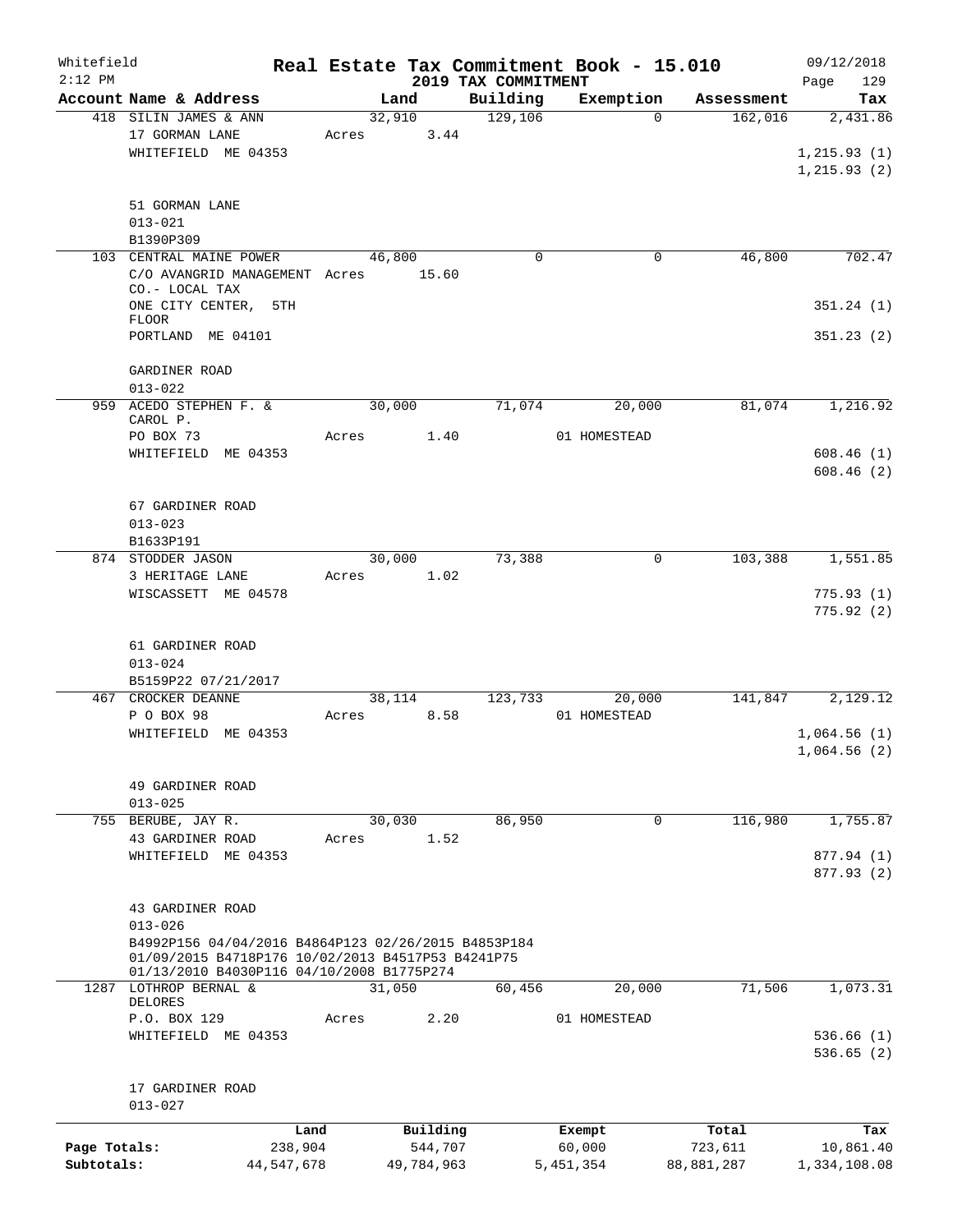Whitefield — Real Estate Tax Commitment Book - 15.010 — 09/12/2018
2:12 PM — 2019 TAX COMMITMENT

| Account Name & Address | Land | Building | Exemption | Assessment | Tax |
|---|---|---|---|---|---|
| 418 SILIN JAMES & ANN<br>17 GORMAN LANE<br>WHITEFIELD ME 04353<br><br>51 GORMAN LANE<br>013-021<br>B1390P309 | 32,910<br>Acres 3.44 | 129,106 | 0 | 162,016 | 2,431.86<br><br>1,215.93 (1)<br>1,215.93 (2) |
| 103 CENTRAL MAINE POWER<br>C/O AVANGRID MANAGEMENT CO.- LOCAL TAX<br>ONE CITY CENTER, 5TH FLOOR<br>PORTLAND ME 04101<br><br>GARDINER ROAD<br>013-022 | 46,800<br>Acres 15.60 | 0 | 0 | 46,800 | 702.47<br><br>351.24 (1)<br>351.23 (2) |
| 959 ACEDO STEPHEN F. & CAROL P.<br>PO BOX 73<br>WHITEFIELD ME 04353<br><br>67 GARDINER ROAD<br>013-023<br>B1633P191 | 30,000<br>Acres 1.40 | 71,074 | 20,000<br>01 HOMESTEAD | 81,074 | 1,216.92<br><br>608.46 (1)<br>608.46 (2) |
| 874 STODDER JASON<br>3 HERITAGE LANE<br>WISCASSETT ME 04578<br><br>61 GARDINER ROAD<br>013-024<br>B5159P22 07/21/2017 | 30,000<br>Acres 1.02 | 73,388 | 0 | 103,388 | 1,551.85<br><br>775.93 (1)<br>775.92 (2) |
| 467 CROCKER DEANNE<br>P O BOX 98<br>WHITEFIELD ME 04353<br><br>49 GARDINER ROAD<br>013-025 | 38,114<br>Acres 8.58 | 123,733 | 20,000<br>01 HOMESTEAD | 141,847 | 2,129.12<br><br>1,064.56 (1)<br>1,064.56 (2) |
| 755 BERUBE, JAY R.<br>43 GARDINER ROAD<br>WHITEFIELD ME 04353<br><br>43 GARDINER ROAD<br>013-026<br>B4992P156 04/04/2016 B4864P123 02/26/2015 B4853P184 01/09/2015 B4718P176 10/02/2013 B4517P53 B4241P75 01/13/2010 B4030P116 04/10/2008 B1775P274 | 30,030<br>Acres 1.52 | 86,950 | 0 | 116,980 | 1,755.87<br><br>877.94 (1)<br>877.93 (2) |
| 1287 LOTHROP BERNAL & DELORES<br>P.O. BOX 129<br>WHITEFIELD ME 04353<br><br>17 GARDINER ROAD<br>013-027 | 31,050<br>Acres 2.20 | 60,456 | 20,000<br>01 HOMESTEAD | 71,506 | 1,073.31<br><br>536.66 (1)<br>536.65 (2) |

| | Land | Building | Exempt | Total | Tax |
|---|---|---|---|---|---|
| Page Totals: | 238,904 | 544,707 | 60,000 | 723,611 | 10,861.40 |
| Subtotals: | 44,547,678 | 49,784,963 | 5,451,354 | 88,881,287 | 1,334,108.08 |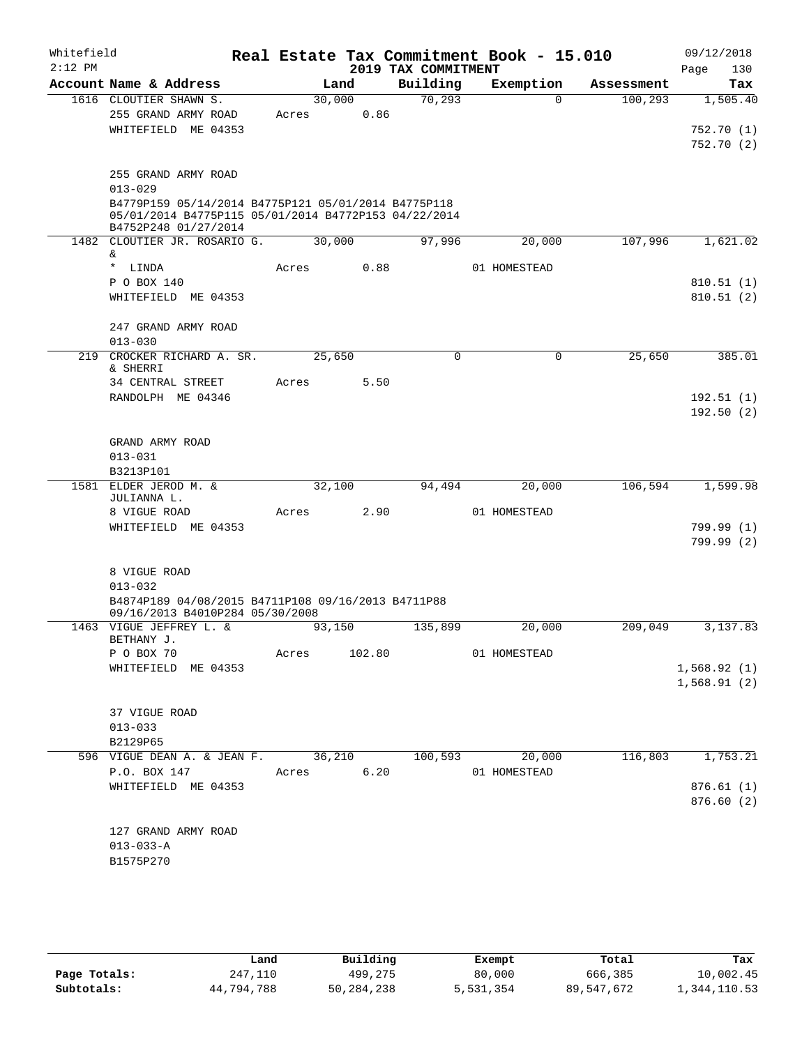Whitefield 2:12 PM

# Real Estate Tax Commitment Book - 15.010

## 2019 TAX COMMITMENT

09/12/2018

| Account Name & Address | Land | Building | Exemption | Assessment | Tax |
|---|---|---|---|---|---|
| 1616 CLOUTIER SHAWN S. | 30,000 | 70,293 | 0 | 100,293 | 1,505.40 |
| 255 GRAND ARMY ROAD | Acres 0.86 | | | | |
| WHITEFIELD ME 04353 | | | | | 752.70 (1) |
| | | | | | 752.70 (2) |
| 255 GRAND ARMY ROAD | | | | | |
| 013-029 | | | | | |
| B4779P159 05/14/2014 B4775P121 05/01/2014 B4775P118 05/01/2014 B4775P115 05/01/2014 B4772P153 04/22/2014 B4752P248 01/27/2014 | | | | | |
| 1482 CLOUTIER JR. ROSARIO G. & | 30,000 | 97,996 | 20,000 | 107,996 | 1,621.02 |
| * LINDA | Acres 0.88 | | 01 HOMESTEAD | | |
| P O BOX 140 | | | | | 810.51 (1) |
| WHITEFIELD ME 04353 | | | | | 810.51 (2) |
| 247 GRAND ARMY ROAD | | | | | |
| 013-030 | | | | | |
| 219 CROCKER RICHARD A. SR. & SHERRI | 25,650 | 0 | 0 | 25,650 | 385.01 |
| 34 CENTRAL STREET | Acres 5.50 | | | | |
| RANDOLPH ME 04346 | | | | | 192.51 (1) |
| | | | | | 192.50 (2) |
| GRAND ARMY ROAD | | | | | |
| 013-031 | | | | | |
| B3213P101 | | | | | |
| 1581 ELDER JEROD M. & JULIANNA L. | 32,100 | 94,494 | 20,000 | 106,594 | 1,599.98 |
| 8 VIGUE ROAD | Acres 2.90 | | 01 HOMESTEAD | | |
| WHITEFIELD ME 04353 | | | | | 799.99 (1) |
| | | | | | 799.99 (2) |
| 8 VIGUE ROAD | | | | | |
| 013-032 | | | | | |
| B4874P189 04/08/2015 B4711P108 09/16/2013 B4711P88 09/16/2013 B4010P284 05/30/2008 | | | | | |
| 1463 VIGUE JEFFREY L. & BETHANY J. | 93,150 | 135,899 | 20,000 | 209,049 | 3,137.83 |
| P O BOX 70 | Acres 102.80 | | 01 HOMESTEAD | | |
| WHITEFIELD ME 04353 | | | | | 1,568.92 (1) |
| | | | | | 1,568.91 (2) |
| 37 VIGUE ROAD | | | | | |
| 013-033 | | | | | |
| B2129P65 | | | | | |
| 596 VIGUE DEAN A. & JEAN F. | 36,210 | 100,593 | 20,000 | 116,803 | 1,753.21 |
| P.O. BOX 147 | Acres 6.20 | | 01 HOMESTEAD | | |
| WHITEFIELD ME 04353 | | | | | 876.61 (1) |
| | | | | | 876.60 (2) |
| 127 GRAND ARMY ROAD | | | | | |
| 013-033-A | | | | | |
| B1575P270 | | | | | |

| | Land | Building | Exempt | Total | Tax |
|---|---|---|---|---|---|
| Page Totals: | 247,110 | 499,275 | 80,000 | 666,385 | 10,002.45 |
| Subtotals: | 44,794,788 | 50,284,238 | 5,531,354 | 89,547,672 | 1,344,110.53 |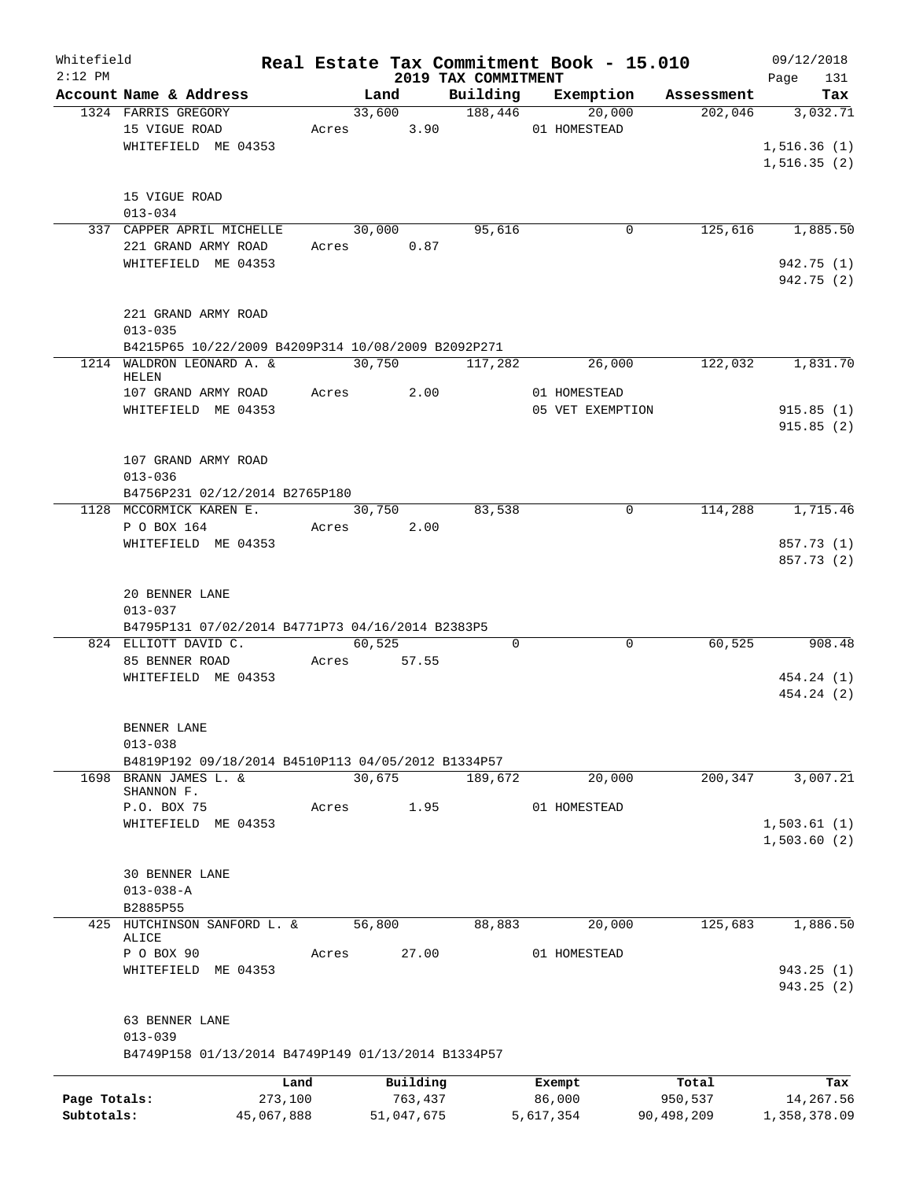Whitefield 2:12 PM

# Real Estate Tax Commitment Book - 15.010

## 2019 TAX COMMITMENT

09/12/2018 Page 131

| Account Name & Address | Land | Building | Exemption | Assessment | Tax |
|---|---|---|---|---|---|
| 1324 FARRIS GREGORY<br>15 VIGUE ROAD<br>WHITEFIELD ME 04353<br><br>15 VIGUE ROAD<br>013-034 | 33,600<br>Acres 3.90 | 188,446 | 20,000<br>01 HOMESTEAD | 202,046 | 3,032.71<br><br>1,516.36 (1)<br>1,516.35 (2) |
| 337 CAPPER APRIL MICHELLE<br>221 GRAND ARMY ROAD<br>WHITEFIELD ME 04353<br><br>221 GRAND ARMY ROAD<br>013-035<br>B4215P65 10/22/2009 B4209P314 10/08/2009 B2092P271 | 30,000<br>Acres 0.87 | 95,616 | 0 | 125,616 | 1,885.50<br><br>942.75 (1)<br>942.75 (2) |
| 1214 WALDRON LEONARD A. & HELEN<br>107 GRAND ARMY ROAD<br>WHITEFIELD ME 04353<br><br>107 GRAND ARMY ROAD<br>013-036<br>B4756P231 02/12/2014 B2765P180 | 30,750<br>Acres 2.00 | 117,282 | 26,000<br>01 HOMESTEAD<br>05 VET EXEMPTION | 122,032 | 1,831.70<br><br>915.85 (1)<br>915.85 (2) |
| 1128 MCCORMICK KAREN E.<br>P O BOX 164<br>WHITEFIELD ME 04353<br><br>20 BENNER LANE<br>013-037<br>B4795P131 07/02/2014 B4771P73 04/16/2014 B2383P5 | 30,750<br>Acres 2.00 | 83,538 | 0 | 114,288 | 1,715.46<br><br>857.73 (1)<br>857.73 (2) |
| 824 ELLIOTT DAVID C.<br>85 BENNER ROAD<br>WHITEFIELD ME 04353<br><br>BENNER LANE<br>013-038<br>B4819P192 09/18/2014 B4510P113 04/05/2012 B1334P57 | 60,525<br>Acres 57.55 | 0 | 0 | 60,525 | 908.48<br><br>454.24 (1)<br>454.24 (2) |
| 1698 BRANN JAMES L. & SHANNON F.<br>P.O. BOX 75<br>WHITEFIELD ME 04353<br><br>30 BENNER LANE<br>013-038-A<br>B2885P55 | 30,675<br>Acres 1.95 | 189,672 | 20,000<br>01 HOMESTEAD | 200,347 | 3,007.21<br><br>1,503.61 (1)<br>1,503.60 (2) |
| 425 HUTCHINSON SANFORD L. & ALICE<br>P O BOX 90<br>WHITEFIELD ME 04353<br><br>63 BENNER LANE<br>013-039<br>B4749P158 01/13/2014 B4749P149 01/13/2014 B1334P57 | 56,800<br>Acres 27.00 | 88,883 | 20,000<br>01 HOMESTEAD | 125,683 | 1,886.50<br><br>943.25 (1)<br>943.25 (2) |

| | Land | Building | Exempt | Total | Tax |
|---|---|---|---|---|---|
| Page Totals: | 273,100 | 763,437 | 86,000 | 950,537 | 14,267.56 |
| Subtotals: | 45,067,888 | 51,047,675 | 5,617,354 | 90,498,209 | 1,358,378.09 |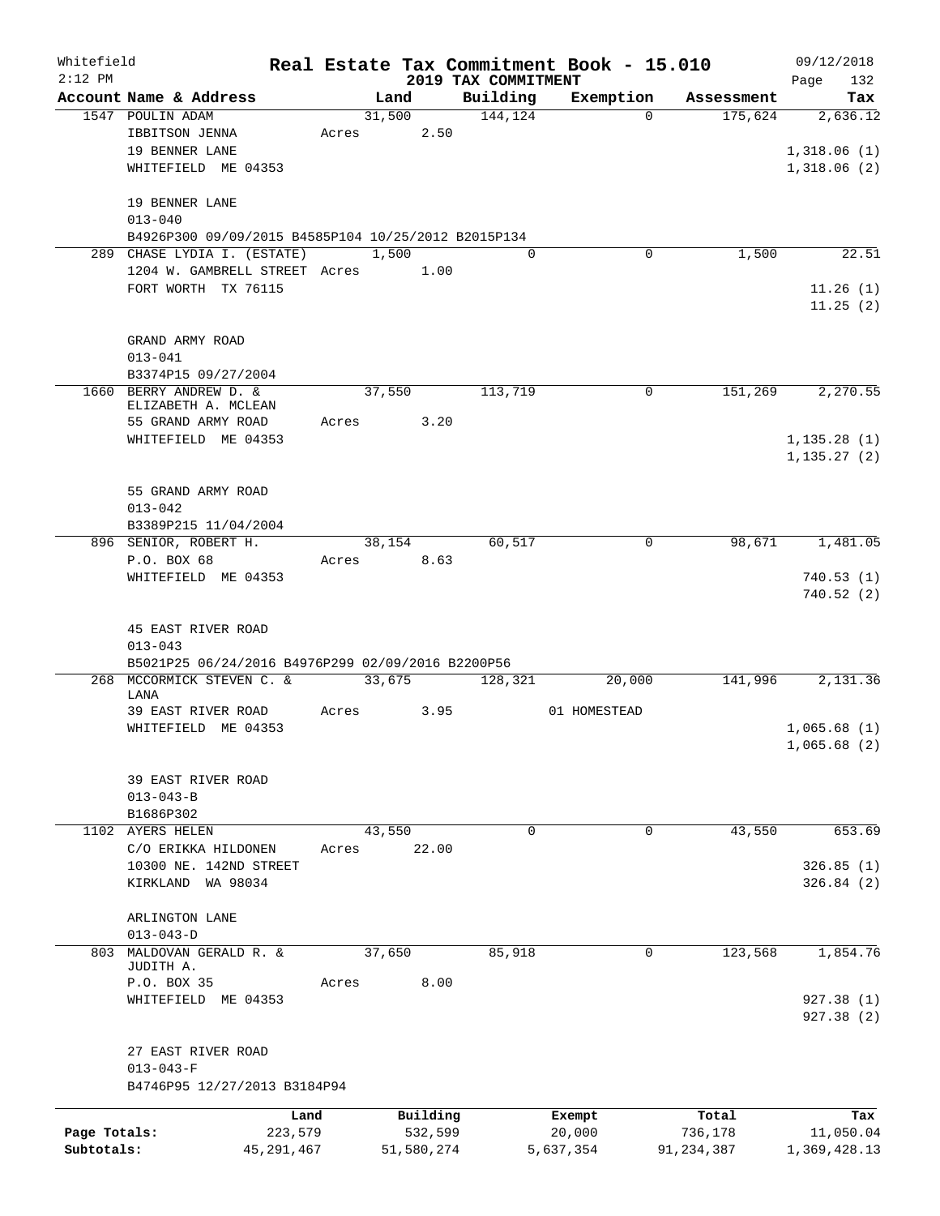Whitefield 2:12 PM

# Real Estate Tax Commitment Book - 15.010

## 2019 TAX COMMITMENT

09/12/2018

| Account Name & Address | Land | Building | Exemption | Assessment | Tax |
|---|---|---|---|---|---|
| 1547 POULIN ADAM | 31,500 | 144,124 | 0 | 175,624 | 2,636.12 |
| IBBITSON JENNA | Acres 2.50 | | | | |
| 19 BENNER LANE | | | | | 1,318.06 (1) |
| WHITEFIELD ME 04353 | | | | | 1,318.06 (2) |
| 19 BENNER LANE | | | | | |
| 013-040 | | | | | |
| B4926P300 09/09/2015 B4585P104 10/25/2012 B2015P134 | | | | | |
| 289 CHASE LYDIA I. (ESTATE) | 1,500 | 0 | 0 | 1,500 | 22.51 |
| 1204 W. GAMBRELL STREET | Acres 1.00 | | | | |
| FORT WORTH TX 76115 | | | | | 11.26 (1) |
| | | | | | 11.25 (2) |
| GRAND ARMY ROAD | | | | | |
| 013-041 | | | | | |
| B3374P15 09/27/2004 | | | | | |
| 1660 BERRY ANDREW D. & ELIZABETH A. MCLEAN | 37,550 | 113,719 | 0 | 151,269 | 2,270.55 |
| 55 GRAND ARMY ROAD | Acres 3.20 | | | | |
| WHITEFIELD ME 04353 | | | | | 1,135.28 (1) |
| | | | | | 1,135.27 (2) |
| 55 GRAND ARMY ROAD | | | | | |
| 013-042 | | | | | |
| B3389P215 11/04/2004 | | | | | |
| 896 SENIOR, ROBERT H. | 38,154 | 60,517 | 0 | 98,671 | 1,481.05 |
| P.O. BOX 68 | Acres 8.63 | | | | |
| WHITEFIELD ME 04353 | | | | | 740.53 (1) |
| | | | | | 740.52 (2) |
| 45 EAST RIVER ROAD | | | | | |
| 013-043 | | | | | |
| B5021P25 06/24/2016 B4976P299 02/09/2016 B2200P56 | | | | | |
| 268 MCCORMICK STEVEN C. & LANA | 33,675 | 128,321 | 20,000 | 141,996 | 2,131.36 |
| 39 EAST RIVER ROAD | Acres 3.95 | | 01 HOMESTEAD | | |
| WHITEFIELD ME 04353 | | | | | 1,065.68 (1) |
| | | | | | 1,065.68 (2) |
| 39 EAST RIVER ROAD | | | | | |
| 013-043-B | | | | | |
| B1686P302 | | | | | |
| 1102 AYERS HELEN | 43,550 | 0 | 0 | 43,550 | 653.69 |
| C/O ERIKKA HILDONEN | Acres 22.00 | | | | |
| 10300 NE. 142ND STREET | | | | | 326.85 (1) |
| KIRKLAND WA 98034 | | | | | 326.84 (2) |
| ARLINGTON LANE | | | | | |
| 013-043-D | | | | | |
| 803 MALDOVAN GERALD R. & JUDITH A. | 37,650 | 85,918 | 0 | 123,568 | 1,854.76 |
| P.O. BOX 35 | Acres 8.00 | | | | |
| WHITEFIELD ME 04353 | | | | | 927.38 (1) |
| | | | | | 927.38 (2) |
| 27 EAST RIVER ROAD | | | | | |
| 013-043-F | | | | | |
| B4746P95 12/27/2013 B3184P94 | | | | | |

| | Land | Building | Exempt | Total | Tax |
|---|---|---|---|---|---|
| Page Totals: | 223,579 | 532,599 | 20,000 | 736,178 | 11,050.04 |
| Subtotals: | 45,291,467 | 51,580,274 | 5,637,354 | 91,234,387 | 1,369,428.13 |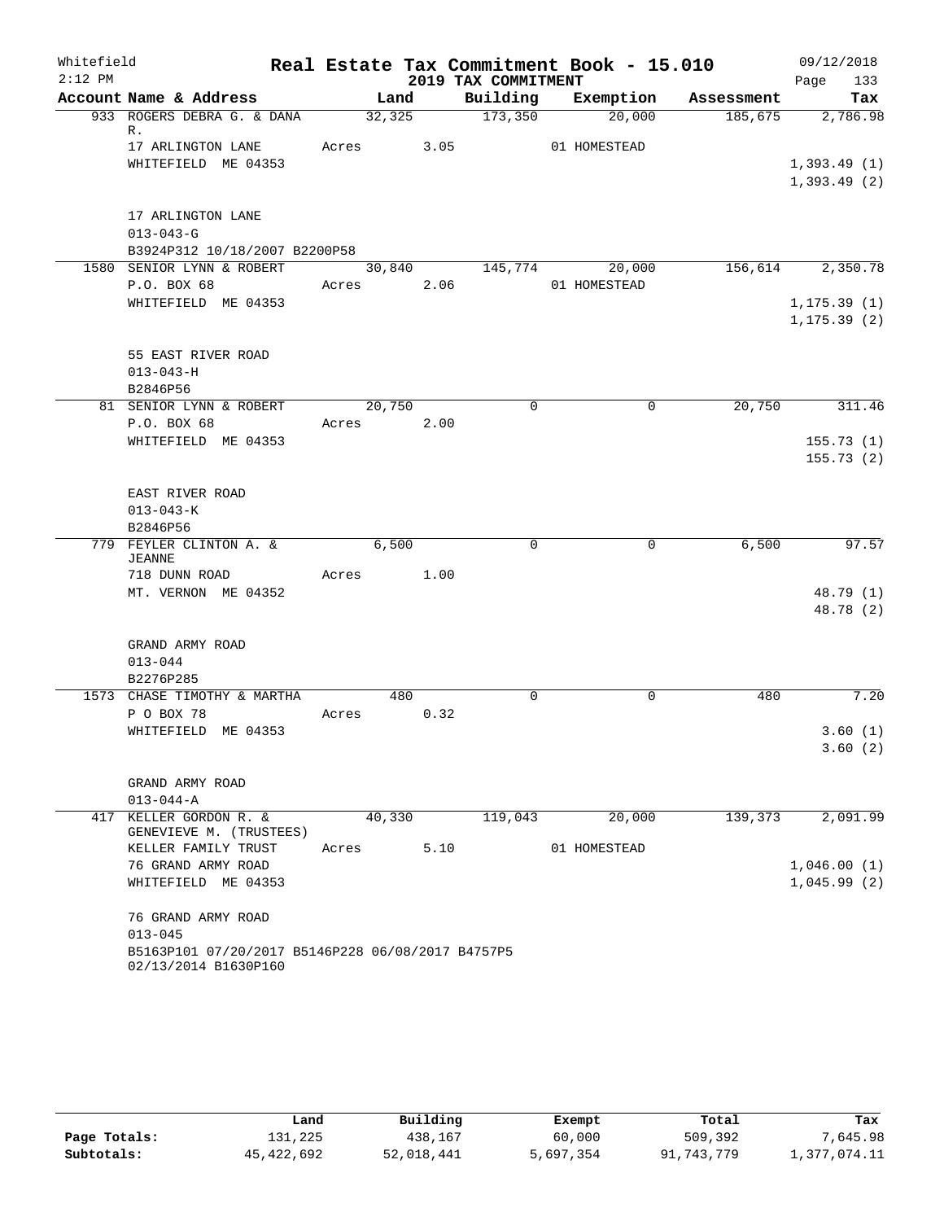Whitefield 2:12 PM

# Real Estate Tax Commitment Book - 15.010

## 2019 TAX COMMITMENT

09/12/2018 Page 133

| Account Name & Address | Land | Building | Exemption | Assessment | Tax |
|---|---|---|---|---|---|
| 933 ROGERS DEBRA G. & DANA R. | 32,325 | 173,350 | 20,000 | 185,675 | 2,786.98 |
| 17 ARLINGTON LANE | Acres 3.05 | | 01 HOMESTEAD | | |
| WHITEFIELD ME 04353 | | | | | 1,393.49 (1) |
| | | | | | 1,393.49 (2) |
| 17 ARLINGTON LANE | | | | | |
| 013-043-G | | | | | |
| B3924P312 10/18/2007 B2200P58 | | | | | |
| 1580 SENIOR LYNN & ROBERT | 30,840 | 145,774 | 20,000 | 156,614 | 2,350.78 |
| P.O. BOX 68 | Acres 2.06 | | 01 HOMESTEAD | | |
| WHITEFIELD ME 04353 | | | | | 1,175.39 (1) |
| | | | | | 1,175.39 (2) |
| 55 EAST RIVER ROAD | | | | | |
| 013-043-H | | | | | |
| B2846P56 | | | | | |
| 81 SENIOR LYNN & ROBERT | 20,750 | 0 | 0 | 20,750 | 311.46 |
| P.O. BOX 68 | Acres 2.00 | | | | |
| WHITEFIELD ME 04353 | | | | | 155.73 (1) |
| | | | | | 155.73 (2) |
| EAST RIVER ROAD | | | | | |
| 013-043-K | | | | | |
| B2846P56 | | | | | |
| 779 FEYLER CLINTON A. & JEANNE | 6,500 | 0 | 0 | 6,500 | 97.57 |
| 718 DUNN ROAD | Acres 1.00 | | | | |
| MT. VERNON ME 04352 | | | | | 48.79 (1) |
| | | | | | 48.78 (2) |
| GRAND ARMY ROAD | | | | | |
| 013-044 | | | | | |
| B2276P285 | | | | | |
| 1573 CHASE TIMOTHY & MARTHA | 480 | 0 | 0 | 480 | 7.20 |
| P O BOX 78 | Acres 0.32 | | | | |
| WHITEFIELD ME 04353 | | | | | 3.60 (1) |
| | | | | | 3.60 (2) |
| GRAND ARMY ROAD | | | | | |
| 013-044-A | | | | | |
| 417 KELLER GORDON R. & GENEVIEVE M. (TRUSTEES) | 40,330 | 119,043 | 20,000 | 139,373 | 2,091.99 |
| KELLER FAMILY TRUST | Acres 5.10 | | 01 HOMESTEAD | | |
| 76 GRAND ARMY ROAD | | | | | 1,046.00 (1) |
| WHITEFIELD ME 04353 | | | | | 1,045.99 (2) |
| 76 GRAND ARMY ROAD | | | | | |
| 013-045 | | | | | |
| B5163P101 07/20/2017 B5146P228 06/08/2017 B4757P5 02/13/2014 B1630P160 | | | | | |

| | Land | Building | Exempt | Total | Tax |
|---|---|---|---|---|---|
| Page Totals: | 131,225 | 438,167 | 60,000 | 509,392 | 7,645.98 |
| Subtotals: | 45,422,692 | 52,018,441 | 5,697,354 | 91,743,779 | 1,377,074.11 |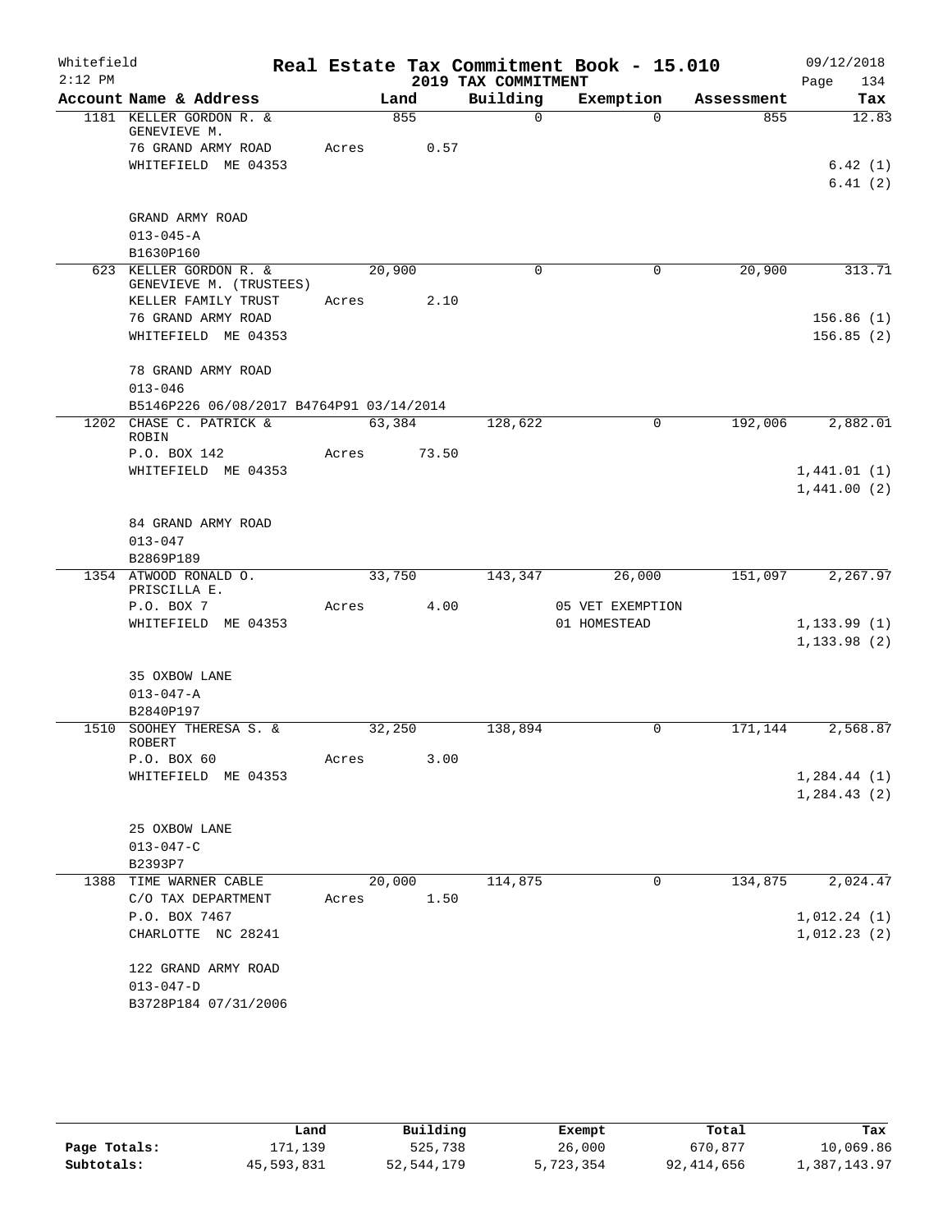Whitefield 2:12 PM

# Real Estate Tax Commitment Book - 15.010

## 2019 TAX COMMITMENT

09/12/2018 Page 134

| Account Name & Address | Land | Building | Exemption | Assessment | Tax |
|---|---|---|---|---|---|
| 1181 KELLER GORDON R. & GENEVIEVE M. | 855 | 0 | 0 | 855 | 12.83 |
| 76 GRAND ARMY ROAD | Acres 0.57 | | | | |
| WHITEFIELD ME 04353 | | | | | 6.42 (1) |
| | | | | | 6.41 (2) |
| GRAND ARMY ROAD | | | | | |
| 013-045-A | | | | | |
| B1630P160 | | | | | |
| 623 KELLER GORDON R. & GENEVIEVE M. (TRUSTEES) | 20,900 | 0 | 0 | 20,900 | 313.71 |
| KELLER FAMILY TRUST | Acres 2.10 | | | | |
| 76 GRAND ARMY ROAD | | | | | 156.86 (1) |
| WHITEFIELD ME 04353 | | | | | 156.85 (2) |
| 78 GRAND ARMY ROAD | | | | | |
| 013-046 | | | | | |
| B5146P226 06/08/2017 B4764P91 03/14/2014 | | | | | |
| 1202 CHASE C. PATRICK & ROBIN | 63,384 | 128,622 | 0 | 192,006 | 2,882.01 |
| P.O. BOX 142 | Acres 73.50 | | | | |
| WHITEFIELD ME 04353 | | | | | 1,441.01 (1) |
| | | | | | 1,441.00 (2) |
| 84 GRAND ARMY ROAD | | | | | |
| 013-047 | | | | | |
| B2869P189 | | | | | |
| 1354 ATWOOD RONALD O. PRISCILLA E. | 33,750 | 143,347 | 26,000 | 151,097 | 2,267.97 |
| P.O. BOX 7 | Acres 4.00 | | 05 VET EXEMPTION | | |
| WHITEFIELD ME 04353 | | | 01 HOMESTEAD | | 1,133.99 (1) |
| | | | | | 1,133.98 (2) |
| 35 OXBOW LANE | | | | | |
| 013-047-A | | | | | |
| B2840P197 | | | | | |
| 1510 SOOHEY THERESA S. & ROBERT | 32,250 | 138,894 | 0 | 171,144 | 2,568.87 |
| P.O. BOX 60 | Acres 3.00 | | | | |
| WHITEFIELD ME 04353 | | | | | 1,284.44 (1) |
| | | | | | 1,284.43 (2) |
| 25 OXBOW LANE | | | | | |
| 013-047-C | | | | | |
| B2393P7 | | | | | |
| 1388 TIME WARNER CABLE | 20,000 | 114,875 | 0 | 134,875 | 2,024.47 |
| C/O TAX DEPARTMENT | Acres 1.50 | | | | |
| P.O. BOX 7467 | | | | | 1,012.24 (1) |
| CHARLOTTE NC 28241 | | | | | 1,012.23 (2) |
| 122 GRAND ARMY ROAD | | | | | |
| 013-047-D | | | | | |
| B3728P184 07/31/2006 | | | | | |

| | Land | Building | Exempt | Total | Tax |
|---|---|---|---|---|---|
| Page Totals: | 171,139 | 525,738 | 26,000 | 670,877 | 10,069.86 |
| Subtotals: | 45,593,831 | 52,544,179 | 5,723,354 | 92,414,656 | 1,387,143.97 |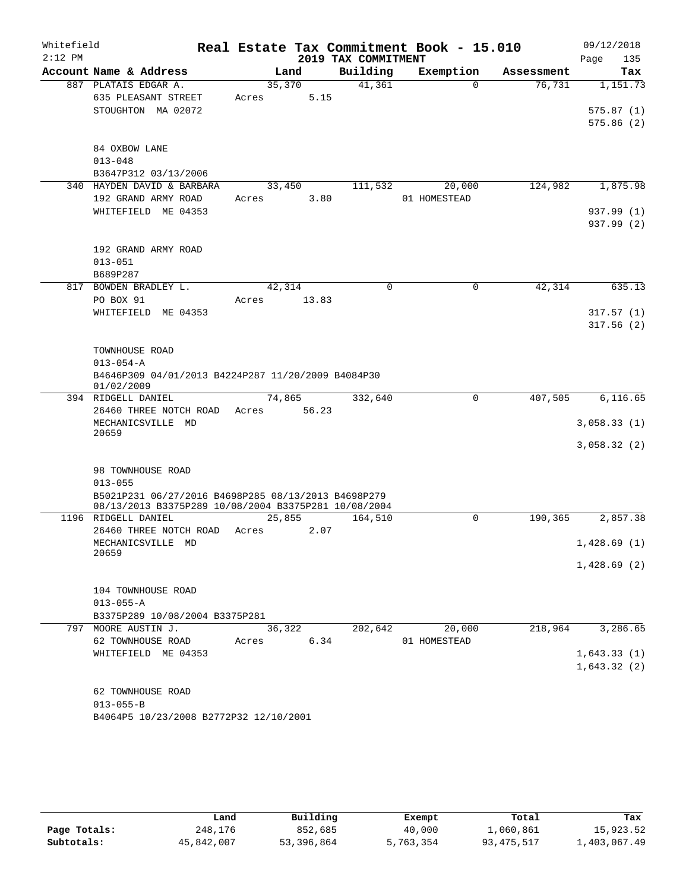Whitefield 2:12 PM

# Real Estate Tax Commitment Book - 15.010

## 2019 TAX COMMITMENT

09/12/2018

| Account Name & Address | Land | Building | Exemption | Assessment | Tax |
|---|---|---|---|---|---|
| 887 PLATAIS EDGAR A. | 35,370 | 41,361 | 0 | 76,731 | 1,151.73 |
| 635 PLEASANT STREET | Acres 5.15 | | | | |
| STOUGHTON MA 02072 | | | | | 575.87 (1) |
| | | | | | 575.86 (2) |
| 84 OXBOW LANE | | | | | |
| 013-048 | | | | | |
| B3647P312 03/13/2006 | | | | | |
| 340 HAYDEN DAVID & BARBARA | 33,450 | 111,532 | 20,000 | 124,982 | 1,875.98 |
| 192 GRAND ARMY ROAD | Acres 3.80 | | 01 HOMESTEAD | | |
| WHITEFIELD ME 04353 | | | | | 937.99 (1) |
| | | | | | 937.99 (2) |
| 192 GRAND ARMY ROAD | | | | | |
| 013-051 | | | | | |
| B689P287 | | | | | |
| 817 BOWDEN BRADLEY L. | 42,314 | 0 | 0 | 42,314 | 635.13 |
| PO BOX 91 | Acres 13.83 | | | | |
| WHITEFIELD ME 04353 | | | | | 317.57 (1) |
| | | | | | 317.56 (2) |
| TOWNHOUSE ROAD | | | | | |
| 013-054-A | | | | | |
| B4646P309 04/01/2013 B4224P287 11/20/2009 B4084P30 01/02/2009 | | | | | |
| 394 RIDGELL DANIEL | 74,865 | 332,640 | 0 | 407,505 | 6,116.65 |
| 26460 THREE NOTCH ROAD | Acres 56.23 | | | | |
| MECHANICSVILLE MD 20659 | | | | | 3,058.33 (1) |
| | | | | | 3,058.32 (2) |
| 98 TOWNHOUSE ROAD | | | | | |
| 013-055 | | | | | |
| B5021P231 06/27/2016 B4698P285 08/13/2013 B4698P279 08/13/2013 B3375P289 10/08/2004 B3375P281 10/08/2004 | | | | | |
| 1196 RIDGELL DANIEL | 25,855 | 164,510 | 0 | 190,365 | 2,857.38 |
| 26460 THREE NOTCH ROAD | Acres 2.07 | | | | |
| MECHANICSVILLE MD 20659 | | | | | 1,428.69 (1) |
| | | | | | 1,428.69 (2) |
| 104 TOWNHOUSE ROAD | | | | | |
| 013-055-A | | | | | |
| B3375P289 10/08/2004 B3375P281 | | | | | |
| 797 MOORE AUSTIN J. | 36,322 | 202,642 | 20,000 | 218,964 | 3,286.65 |
| 62 TOWNHOUSE ROAD | Acres 6.34 | | 01 HOMESTEAD | | |
| WHITEFIELD ME 04353 | | | | | 1,643.33 (1) |
| | | | | | 1,643.32 (2) |
| 62 TOWNHOUSE ROAD | | | | | |
| 013-055-B | | | | | |
| B4064P5 10/23/2008 B2772P32 12/10/2001 | | | | | |

| | Land | Building | Exempt | Total | Tax |
|---|---|---|---|---|---|
| Page Totals: | 248,176 | 852,685 | 40,000 | 1,060,861 | 15,923.52 |
| Subtotals: | 45,842,007 | 53,396,864 | 5,763,354 | 93,475,517 | 1,403,067.49 |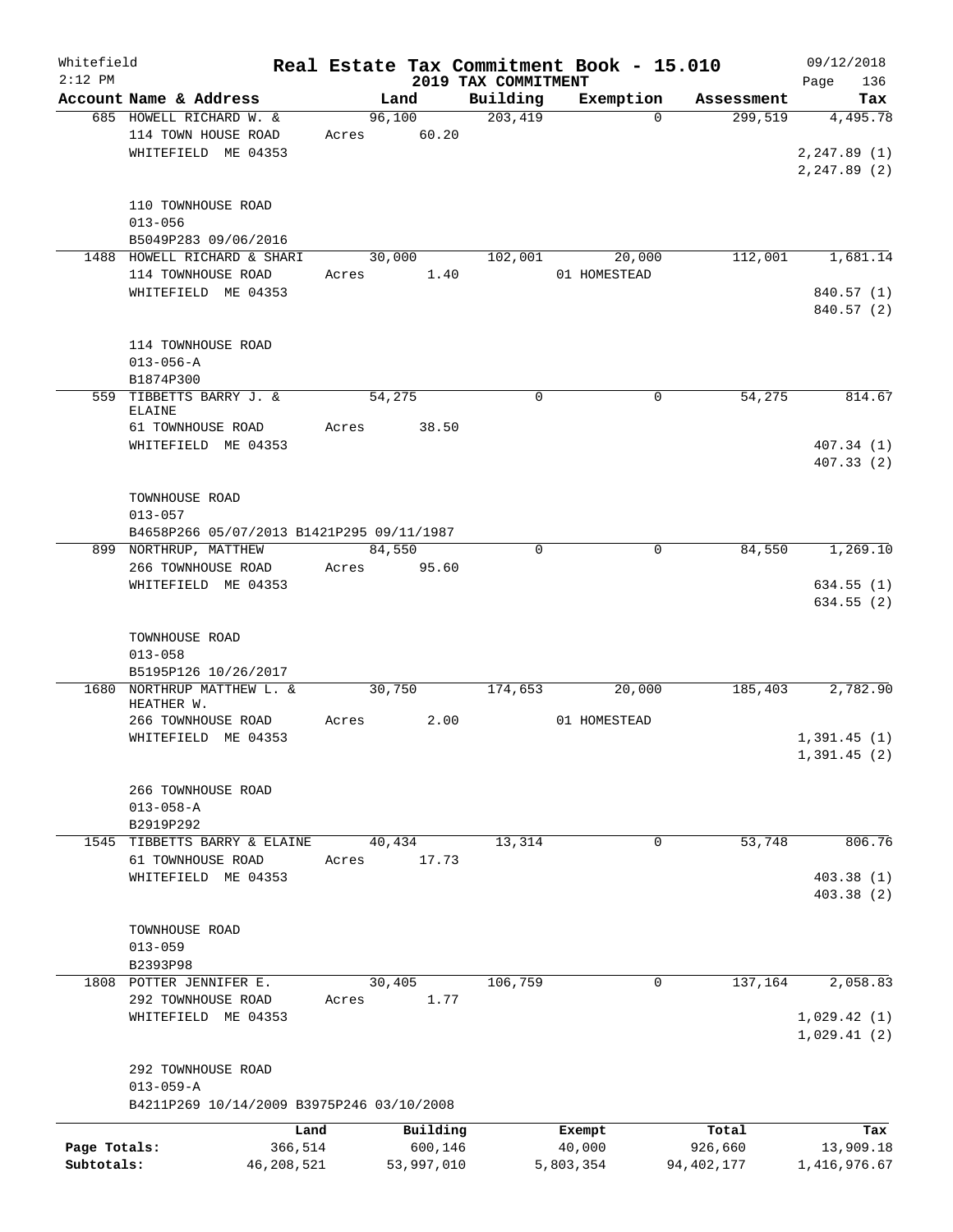Whitefield 2:12 PM

# Real Estate Tax Commitment Book - 15.010
## 2019 TAX COMMITMENT

09/12/2018

| Account Name & Address | Land | Building | Exemption | Assessment | Tax |
|---|---|---|---|---|---|
| 685 HOWELL RICHARD W. & | 96,100 | 203,419 | 0 | 299,519 | 4,495.78 |
| 114 TOWN HOUSE ROAD | Acres 60.20 | | | | |
| WHITEFIELD ME 04353 | | | | | 2,247.89 (1) |
| | | | | | 2,247.89 (2) |
| 110 TOWNHOUSE ROAD | | | | | |
| 013-056 | | | | | |
| B5049P283 09/06/2016 | | | | | |
| 1488 HOWELL RICHARD & SHARI | 30,000 | 102,001 | 20,000 | 112,001 | 1,681.14 |
| 114 TOWNHOUSE ROAD | Acres 1.40 | | 01 HOMESTEAD | | |
| WHITEFIELD ME 04353 | | | | | 840.57 (1) |
| | | | | | 840.57 (2) |
| 114 TOWNHOUSE ROAD | | | | | |
| 013-056-A | | | | | |
| B1874P300 | | | | | |
| 559 TIBBETTS BARRY J. & ELAINE | 54,275 | 0 | 0 | 54,275 | 814.67 |
| 61 TOWNHOUSE ROAD | Acres 38.50 | | | | |
| WHITEFIELD ME 04353 | | | | | 407.34 (1) |
| | | | | | 407.33 (2) |
| TOWNHOUSE ROAD | | | | | |
| 013-057 | | | | | |
| B4658P266 05/07/2013 B1421P295 09/11/1987 | | | | | |
| 899 NORTHRUP, MATTHEW | 84,550 | 0 | 0 | 84,550 | 1,269.10 |
| 266 TOWNHOUSE ROAD | Acres 95.60 | | | | |
| WHITEFIELD ME 04353 | | | | | 634.55 (1) |
| | | | | | 634.55 (2) |
| TOWNHOUSE ROAD | | | | | |
| 013-058 | | | | | |
| B5195P126 10/26/2017 | | | | | |
| 1680 NORTHRUP MATTHEW L. & HEATHER W. | 30,750 | 174,653 | 20,000 | 185,403 | 2,782.90 |
| 266 TOWNHOUSE ROAD | Acres 2.00 | | 01 HOMESTEAD | | |
| WHITEFIELD ME 04353 | | | | | 1,391.45 (1) |
| | | | | | 1,391.45 (2) |
| 266 TOWNHOUSE ROAD | | | | | |
| 013-058-A | | | | | |
| B2919P292 | | | | | |
| 1545 TIBBETTS BARRY & ELAINE | 40,434 | 13,314 | 0 | 53,748 | 806.76 |
| 61 TOWNHOUSE ROAD | Acres 17.73 | | | | |
| WHITEFIELD ME 04353 | | | | | 403.38 (1) |
| | | | | | 403.38 (2) |
| TOWNHOUSE ROAD | | | | | |
| 013-059 | | | | | |
| B2393P98 | | | | | |
| 1808 POTTER JENNIFER E. | 30,405 | 106,759 | 0 | 137,164 | 2,058.83 |
| 292 TOWNHOUSE ROAD | Acres 1.77 | | | | |
| WHITEFIELD ME 04353 | | | | | 1,029.42 (1) |
| | | | | | 1,029.41 (2) |
| 292 TOWNHOUSE ROAD | | | | | |
| 013-059-A | | | | | |
| B4211P269 10/14/2009 B3975P246 03/10/2008 | | | | | |

| | Land | Building | Exempt | Total | Tax |
|---|---|---|---|---|---|
| Page Totals: | 366,514 | 600,146 | 40,000 | 926,660 | 13,909.18 |
| Subtotals: | 46,208,521 | 53,997,010 | 5,803,354 | 94,402,177 | 1,416,976.67 |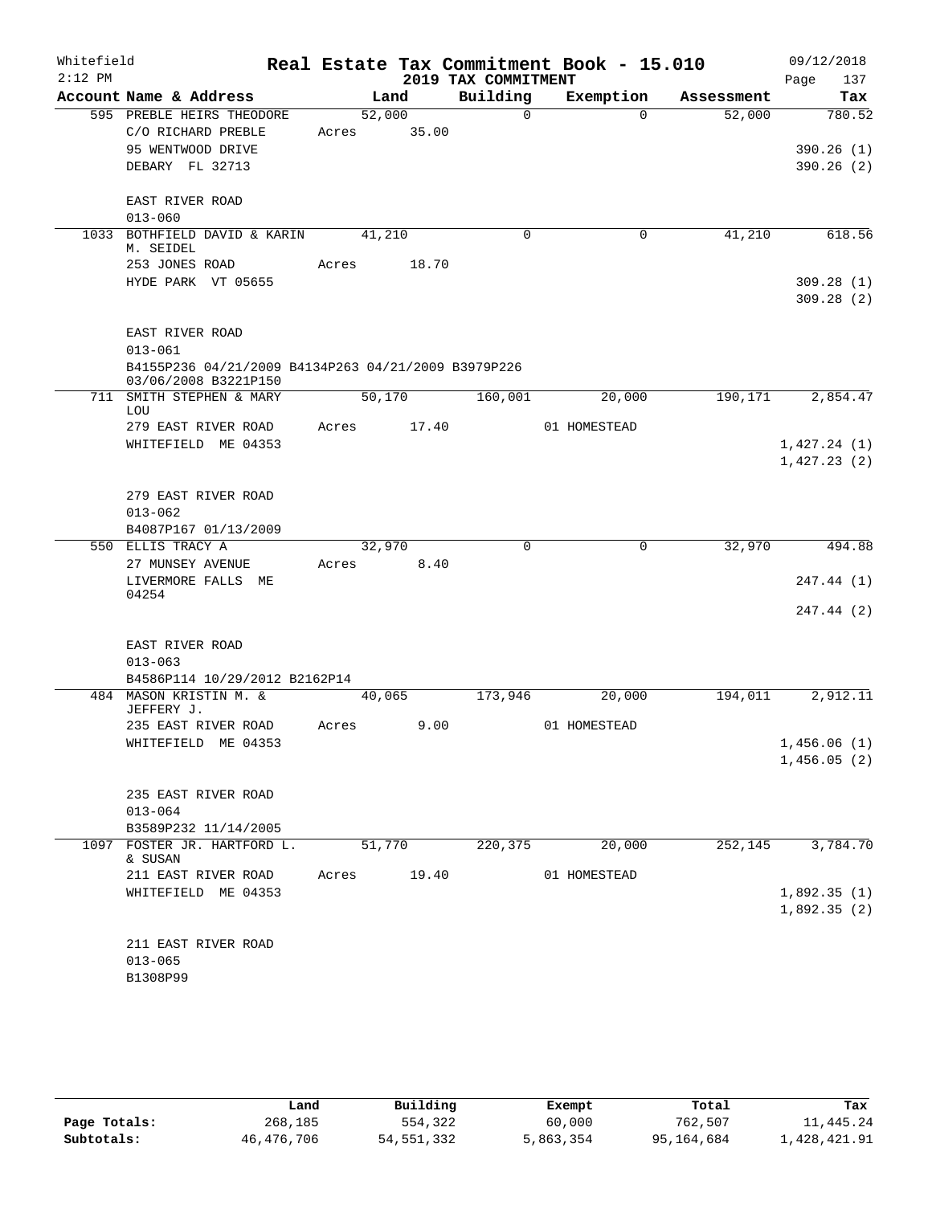Whitefield 2:12 PM

# Real Estate Tax Commitment Book - 15.010

## 2019 TAX COMMITMENT

09/12/2018 Page 137

| Account Name & Address | Land | Building | Exemption | Assessment | Tax |
|---|---|---|---|---|---|
| 595 PREBLE HEIRS THEODORE | 52,000 | 0 | 0 | 52,000 | 780.52 |
| C/O RICHARD PREBLE | Acres 35.00 | | | | |
| 95 WENTWOOD DRIVE | | | | | 390.26 (1) |
| DEBARY FL 32713 | | | | | 390.26 (2) |
| EAST RIVER ROAD | | | | | |
| 013-060 | | | | | |
| 1033 BOTHFIELD DAVID & KARIN M. SEIDEL | 41,210 | 0 | 0 | 41,210 | 618.56 |
| 253 JONES ROAD | Acres 18.70 | | | | |
| HYDE PARK VT 05655 | | | | | 309.28 (1) |
| | | | | | 309.28 (2) |
| EAST RIVER ROAD | | | | | |
| 013-061 | | | | | |
| B4155P236 04/21/2009 B4134P263 04/21/2009 B3979P226 03/06/2008 B3221P150 | | | | | |
| 711 SMITH STEPHEN & MARY LOU | 50,170 | 160,001 | 20,000 | 190,171 | 2,854.47 |
| 279 EAST RIVER ROAD | Acres 17.40 | | 01 HOMESTEAD | | |
| WHITEFIELD ME 04353 | | | | | 1,427.24 (1) |
| | | | | | 1,427.23 (2) |
| 279 EAST RIVER ROAD | | | | | |
| 013-062 | | | | | |
| B4087P167 01/13/2009 | | | | | |
| 550 ELLIS TRACY A | 32,970 | 0 | 0 | 32,970 | 494.88 |
| 27 MUNSEY AVENUE | Acres 8.40 | | | | |
| LIVERMORE FALLS ME 04254 | | | | | 247.44 (1) |
| | | | | | 247.44 (2) |
| EAST RIVER ROAD | | | | | |
| 013-063 | | | | | |
| B4586P114 10/29/2012 B2162P14 | | | | | |
| 484 MASON KRISTIN M. & JEFFERY J. | 40,065 | 173,946 | 20,000 | 194,011 | 2,912.11 |
| 235 EAST RIVER ROAD | Acres 9.00 | | 01 HOMESTEAD | | |
| WHITEFIELD ME 04353 | | | | | 1,456.06 (1) |
| | | | | | 1,456.05 (2) |
| 235 EAST RIVER ROAD | | | | | |
| 013-064 | | | | | |
| B3589P232 11/14/2005 | | | | | |
| 1097 FOSTER JR. HARTFORD L. & SUSAN | 51,770 | 220,375 | 20,000 | 252,145 | 3,784.70 |
| 211 EAST RIVER ROAD | Acres 19.40 | | 01 HOMESTEAD | | |
| WHITEFIELD ME 04353 | | | | | 1,892.35 (1) |
| | | | | | 1,892.35 (2) |
| 211 EAST RIVER ROAD | | | | | |
| 013-065 | | | | | |
| B1308P99 | | | | | |

| | Land | Building | Exempt | Total | Tax |
|---|---|---|---|---|---|
| Page Totals: | 268,185 | 554,322 | 60,000 | 762,507 | 11,445.24 |
| Subtotals: | 46,476,706 | 54,551,332 | 5,863,354 | 95,164,684 | 1,428,421.91 |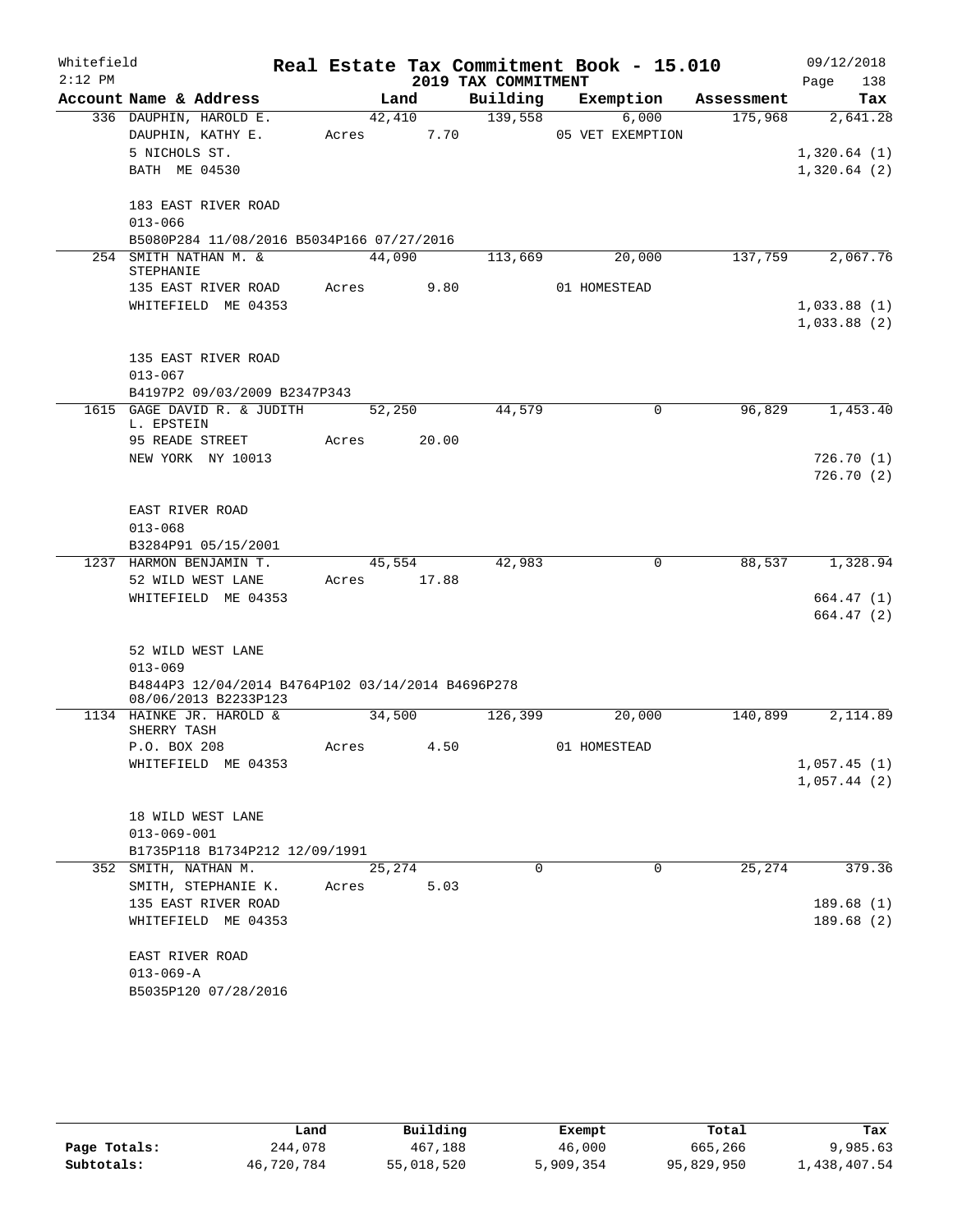Whitefield 2:12 PM

# Real Estate Tax Commitment Book - 15.010

## 2019 TAX COMMITMENT

09/12/2018

| Account Name & Address | Land | Building | Exemption | Assessment | Tax |
|---|---|---|---|---|---|
| 336 DAUPHIN, HAROLD E. | 42,410 | 139,558 | 6,000 | 175,968 | 2,641.28 |
| DAUPHIN, KATHY E. | Acres 7.70 | | 05 VET EXEMPTION | | |
| 5 NICHOLS ST. | | | | | 1,320.64 (1) |
| BATH ME 04530 | | | | | 1,320.64 (2) |
| 183 EAST RIVER ROAD | | | | | |
| 013-066 | | | | | |
| B5080P284 11/08/2016 B5034P166 07/27/2016 | | | | | |
| 254 SMITH NATHAN M. & STEPHANIE | 44,090 | 113,669 | 20,000 | 137,759 | 2,067.76 |
| 135 EAST RIVER ROAD | Acres 9.80 | | 01 HOMESTEAD | | |
| WHITEFIELD ME 04353 | | | | | 1,033.88 (1) |
| | | | | | 1,033.88 (2) |
| 135 EAST RIVER ROAD | | | | | |
| 013-067 | | | | | |
| B4197P2 09/03/2009 B2347P343 | | | | | |
| 1615 GAGE DAVID R. & JUDITH L. EPSTEIN | 52,250 | 44,579 | 0 | 96,829 | 1,453.40 |
| 95 READE STREET | Acres 20.00 | | | | |
| NEW YORK NY 10013 | | | | | 726.70 (1) |
| | | | | | 726.70 (2) |
| EAST RIVER ROAD | | | | | |
| 013-068 | | | | | |
| B3284P91 05/15/2001 | | | | | |
| 1237 HARMON BENJAMIN T. | 45,554 | 42,983 | 0 | 88,537 | 1,328.94 |
| 52 WILD WEST LANE | Acres 17.88 | | | | |
| WHITEFIELD ME 04353 | | | | | 664.47 (1) |
| | | | | | 664.47 (2) |
| 52 WILD WEST LANE | | | | | |
| 013-069 | | | | | |
| B4844P3 12/04/2014 B4764P102 03/14/2014 B4696P278 08/06/2013 B2233P123 | | | | | |
| 1134 HAINKE JR. HAROLD & SHERRY TASH | 34,500 | 126,399 | 20,000 | 140,899 | 2,114.89 |
| P.O. BOX 208 | Acres 4.50 | | 01 HOMESTEAD | | |
| WHITEFIELD ME 04353 | | | | | 1,057.45 (1) |
| | | | | | 1,057.44 (2) |
| 18 WILD WEST LANE | | | | | |
| 013-069-001 | | | | | |
| B1735P118 B1734P212 12/09/1991 | | | | | |
| 352 SMITH, NATHAN M. | 25,274 | 0 | 0 | 25,274 | 379.36 |
| SMITH, STEPHANIE K. | Acres 5.03 | | | | |
| 135 EAST RIVER ROAD | | | | | 189.68 (1) |
| WHITEFIELD ME 04353 | | | | | 189.68 (2) |
| EAST RIVER ROAD | | | | | |
| 013-069-A | | | | | |
| B5035P120 07/28/2016 | | | | | |

| | Land | Building | Exempt | Total | Tax |
|---|---|---|---|---|---|
| Page Totals: | 244,078 | 467,188 | 46,000 | 665,266 | 9,985.63 |
| Subtotals: | 46,720,784 | 55,018,520 | 5,909,354 | 95,829,950 | 1,438,407.54 |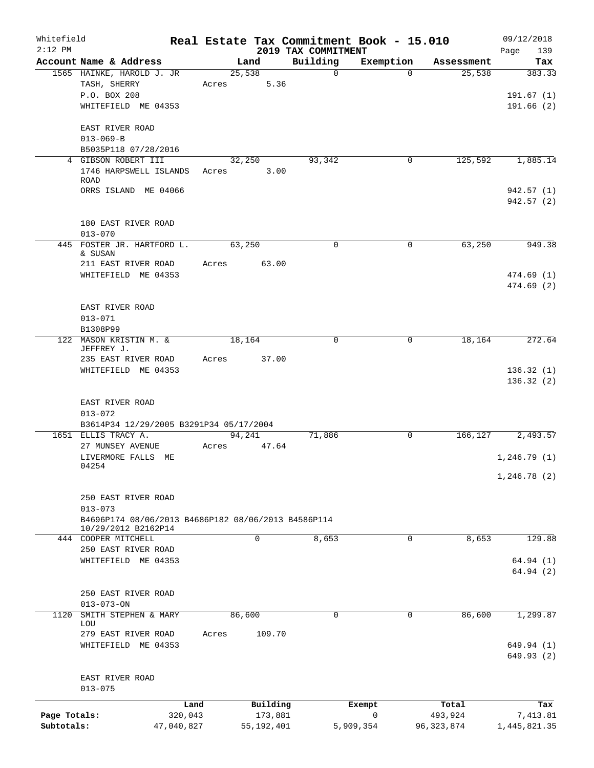Whitefield 2:12 PM

# Real Estate Tax Commitment Book - 15.010
## 2019 TAX COMMITMENT

09/12/2018

| Account Name & Address | Land | Building | Exemption | Assessment | Tax |
|---|---|---|---|---|---|
| 1565 HAINKE, HAROLD J. JR<br>TASH, SHERRY<br>P.O. BOX 208<br>WHITEFIELD ME 04353<br><br>EAST RIVER ROAD<br>013-069-B<br>B5035P118 07/28/2016 | 25,538<br>Acres 5.36 | 0 | 0 | 25,538 | 383.33<br><br>191.67 (1)<br>191.66 (2) |
| 4 GIBSON ROBERT III<br>1746 HARPSWELL ISLANDS ROAD<br>ORRS ISLAND ME 04066<br><br>180 EAST RIVER ROAD<br>013-070 | 32,250<br>Acres 3.00 | 93,342 | 0 | 125,592 | 1,885.14<br><br>942.57 (1)<br>942.57 (2) |
| 445 FOSTER JR. HARTFORD L. & SUSAN<br>211 EAST RIVER ROAD<br>WHITEFIELD ME 04353<br><br>EAST RIVER ROAD<br>013-071<br>B1308P99 | 63,250<br>Acres 63.00 | 0 | 0 | 63,250 | 949.38<br><br>474.69 (1)<br>474.69 (2) |
| 122 MASON KRISTIN M. & JEFFREY J.<br>235 EAST RIVER ROAD<br>WHITEFIELD ME 04353<br><br>EAST RIVER ROAD<br>013-072<br>B3614P34 12/29/2005 B3291P34 05/17/2004 | 18,164<br>Acres 37.00 | 0 | 0 | 18,164 | 272.64<br><br>136.32 (1)<br>136.32 (2) |
| 1651 ELLIS TRACY A.<br>27 MUNSEY AVENUE<br>LIVERMORE FALLS ME 04254<br><br>250 EAST RIVER ROAD<br>013-073<br>B4696P174 08/06/2013 B4686P182 08/06/2013 B4586P114 10/29/2012 B2162P14 | 94,241<br>Acres 47.64 | 71,886 | 0 | 166,127 | 2,493.57<br><br>1,246.79 (1)<br>1,246.78 (2) |
| 444 COOPER MITCHELL<br>250 EAST RIVER ROAD<br>WHITEFIELD ME 04353<br><br>250 EAST RIVER ROAD<br>013-073-ON | 0 | 8,653 | 0 | 8,653 | 129.88<br><br>64.94 (1)<br>64.94 (2) |
| 1120 SMITH STEPHEN & MARY LOU<br>279 EAST RIVER ROAD<br>WHITEFIELD ME 04353<br><br>EAST RIVER ROAD<br>013-075 | 86,600<br>Acres 109.70 | 0 | 0 | 86,600 | 1,299.87<br><br>649.94 (1)<br>649.93 (2) |

| | Land | Building | Exempt | Total | Tax |
|---|---|---|---|---|---|
| Page Totals: | 320,043 | 173,881 | 0 | 493,924 | 7,413.81 |
| Subtotals: | 47,040,827 | 55,192,401 | 5,909,354 | 96,323,874 | 1,445,821.35 |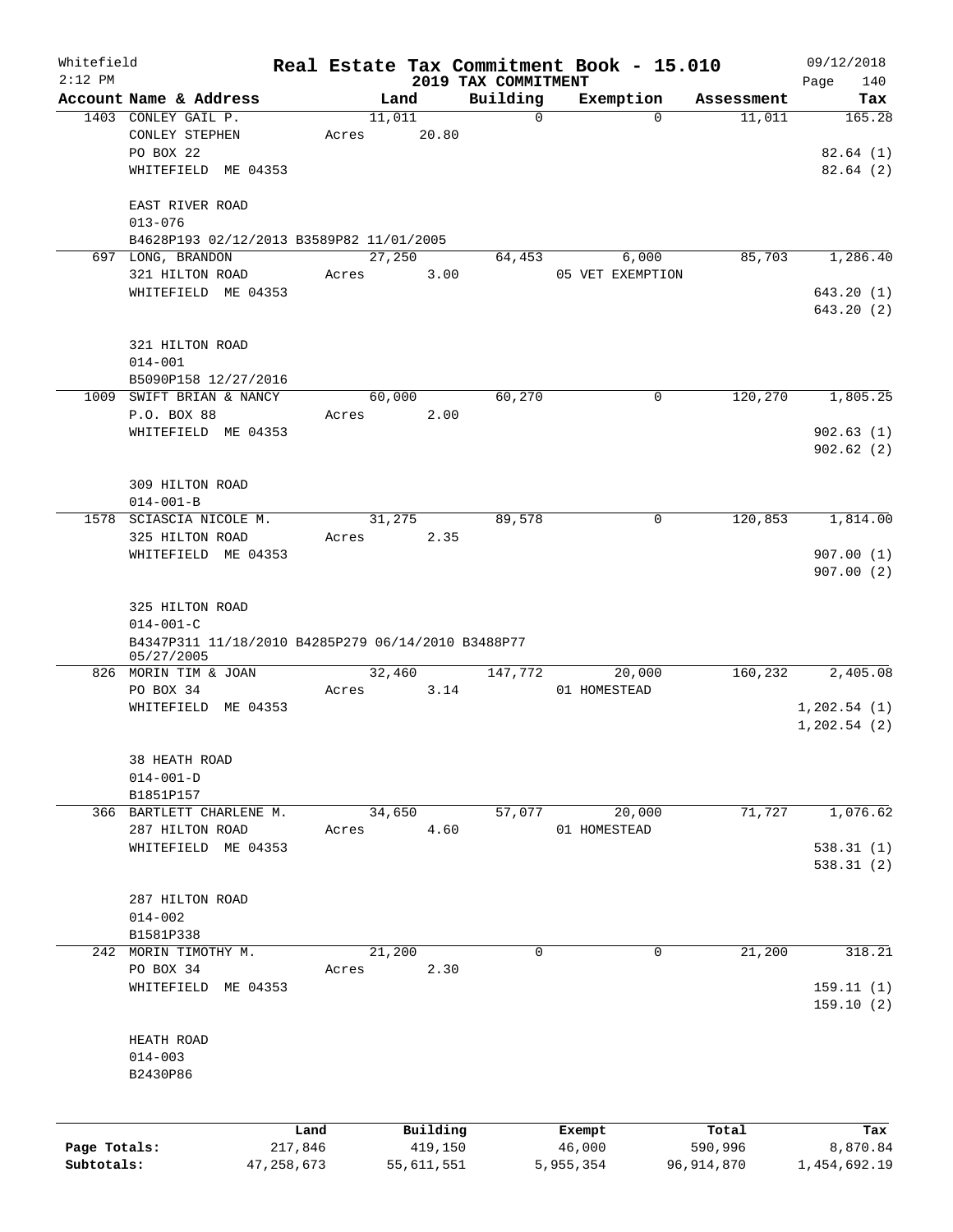Whitefield 2:12 PM

# Real Estate Tax Commitment Book - 15.010

## 2019 TAX COMMITMENT

09/12/2018 Page 140

| Account Name & Address | Land | Building | Exemption | Assessment | Tax |
|---|---|---|---|---|---|
| 1403 CONLEY GAIL P. | 11,011 | 0 | 0 | 11,011 | 165.28 |
| CONLEY STEPHEN | Acres 20.80 | | | | |
| PO BOX 22 | | | | | 82.64 (1) |
| WHITEFIELD ME 04353 | | | | | 82.64 (2) |
| EAST RIVER ROAD | | | | | |
| 013-076 | | | | | |
| B4628P193 02/12/2013 B3589P82 11/01/2005 | | | | | |
| 697 LONG, BRANDON | 27,250 | 64,453 | 6,000 | 85,703 | 1,286.40 |
| 321 HILTON ROAD | Acres 3.00 | | 05 VET EXEMPTION | | |
| WHITEFIELD ME 04353 | | | | | 643.20 (1) |
| | | | | | 643.20 (2) |
| 321 HILTON ROAD | | | | | |
| 014-001 | | | | | |
| B5090P158 12/27/2016 | | | | | |
| 1009 SWIFT BRIAN & NANCY | 60,000 | 60,270 | 0 | 120,270 | 1,805.25 |
| P.O. BOX 88 | Acres 2.00 | | | | |
| WHITEFIELD ME 04353 | | | | | 902.63 (1) |
| | | | | | 902.62 (2) |
| 309 HILTON ROAD | | | | | |
| 014-001-B | | | | | |
| 1578 SCIASCIA NICOLE M. | 31,275 | 89,578 | 0 | 120,853 | 1,814.00 |
| 325 HILTON ROAD | Acres 2.35 | | | | |
| WHITEFIELD ME 04353 | | | | | 907.00 (1) |
| | | | | | 907.00 (2) |
| 325 HILTON ROAD | | | | | |
| 014-001-C | | | | | |
| B4347P311 11/18/2010 B4285P279 06/14/2010 B3488P77 05/27/2005 | | | | | |
| 826 MORIN TIM & JOAN | 32,460 | 147,772 | 20,000 | 160,232 | 2,405.08 |
| PO BOX 34 | Acres 3.14 | | 01 HOMESTEAD | | |
| WHITEFIELD ME 04353 | | | | | 1,202.54 (1) |
| | | | | | 1,202.54 (2) |
| 38 HEATH ROAD | | | | | |
| 014-001-D | | | | | |
| B1851P157 | | | | | |
| 366 BARTLETT CHARLENE M. | 34,650 | 57,077 | 20,000 | 71,727 | 1,076.62 |
| 287 HILTON ROAD | Acres 4.60 | | 01 HOMESTEAD | | |
| WHITEFIELD ME 04353 | | | | | 538.31 (1) |
| | | | | | 538.31 (2) |
| 287 HILTON ROAD | | | | | |
| 014-002 | | | | | |
| B1581P338 | | | | | |
| 242 MORIN TIMOTHY M. | 21,200 | 0 | 0 | 21,200 | 318.21 |
| PO BOX 34 | Acres 2.30 | | | | |
| WHITEFIELD ME 04353 | | | | | 159.11 (1) |
| | | | | | 159.10 (2) |
| HEATH ROAD | | | | | |
| 014-003 | | | | | |
| B2430P86 | | | | | |

| | Land | Building | Exempt | Total | Tax |
|---|---|---|---|---|---|
| Page Totals: | 217,846 | 419,150 | 46,000 | 590,996 | 8,870.84 |
| Subtotals: | 47,258,673 | 55,611,551 | 5,955,354 | 96,914,870 | 1,454,692.19 |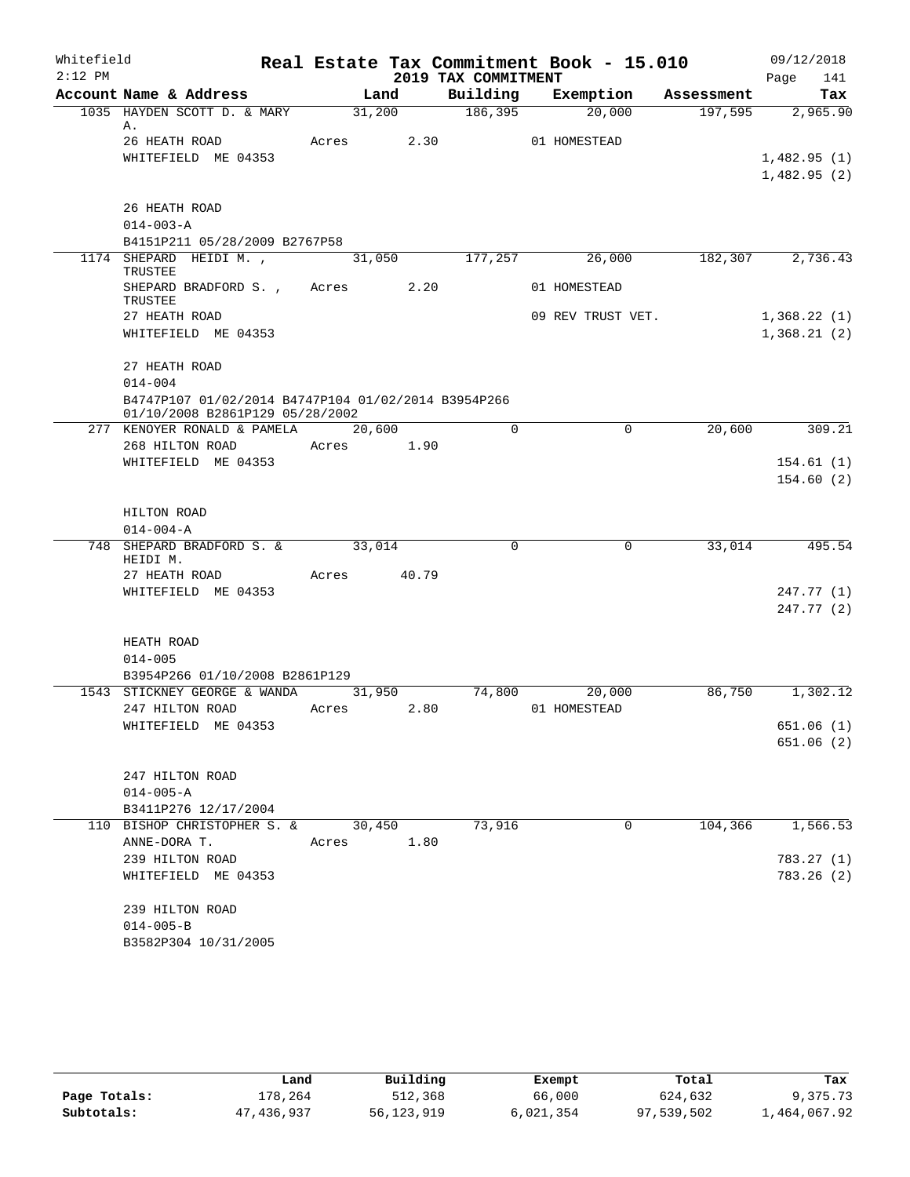Whitefield
2:12 PM

# Real Estate Tax Commitment Book - 15.010

## 2019 TAX COMMITMENT

09/12/2018
Page 141

| Account Name & Address | Land | Building | Exemption | Assessment | Tax |
|---|---|---|---|---|---|
| 1035 HAYDEN SCOTT D. & MARY A. | 31,200 | 186,395 | 20,000 | 197,595 | 2,965.90 |
| 26 HEATH ROAD | Acres 2.30 | | 01 HOMESTEAD | | |
| WHITEFIELD ME 04353 | | | | | 1,482.95 (1) |
| | | | | | 1,482.95 (2) |
| 26 HEATH ROAD | | | | | |
| 014-003-A | | | | | |
| B4151P211 05/28/2009 B2767P58 | | | | | |
| 1174 SHEPARD HEIDI M. , TRUSTEE | 31,050 | 177,257 | 26,000 | 182,307 | 2,736.43 |
| SHEPARD BRADFORD S. , TRUSTEE | Acres 2.20 | | 01 HOMESTEAD | | |
| 27 HEATH ROAD | | | 09 REV TRUST VET. | | 1,368.22 (1) |
| WHITEFIELD ME 04353 | | | | | 1,368.21 (2) |
| 27 HEATH ROAD | | | | | |
| 014-004 | | | | | |
| B4747P107 01/02/2014 B4747P104 01/02/2014 B3954P266 01/10/2008 B2861P129 05/28/2002 | | | | | |
| 277 KENOYER RONALD & PAMELA | 20,600 | 0 | 0 | 20,600 | 309.21 |
| 268 HILTON ROAD | Acres 1.90 | | | | |
| WHITEFIELD ME 04353 | | | | | 154.61 (1) |
| | | | | | 154.60 (2) |
| HILTON ROAD | | | | | |
| 014-004-A | | | | | |
| 748 SHEPARD BRADFORD S. & HEIDI M. | 33,014 | 0 | 0 | 33,014 | 495.54 |
| 27 HEATH ROAD | Acres 40.79 | | | | |
| WHITEFIELD ME 04353 | | | | | 247.77 (1) |
| | | | | | 247.77 (2) |
| HEATH ROAD | | | | | |
| 014-005 | | | | | |
| B3954P266 01/10/2008 B2861P129 | | | | | |
| 1543 STICKNEY GEORGE & WANDA | 31,950 | 74,800 | 20,000 | 86,750 | 1,302.12 |
| 247 HILTON ROAD | Acres 2.80 | | 01 HOMESTEAD | | |
| WHITEFIELD ME 04353 | | | | | 651.06 (1) |
| | | | | | 651.06 (2) |
| 247 HILTON ROAD | | | | | |
| 014-005-A | | | | | |
| B3411P276 12/17/2004 | | | | | |
| 110 BISHOP CHRISTOPHER S. & | 30,450 | 73,916 | 0 | 104,366 | 1,566.53 |
| ANNE-DORA T. | Acres 1.80 | | | | |
| 239 HILTON ROAD | | | | | 783.27 (1) |
| WHITEFIELD ME 04353 | | | | | 783.26 (2) |
| 239 HILTON ROAD | | | | | |
| 014-005-B | | | | | |
| B3582P304 10/31/2005 | | | | | |

| | Land | Building | Exempt | Total | Tax |
|---|---|---|---|---|---|
| Page Totals: | 178,264 | 512,368 | 66,000 | 624,632 | 9,375.73 |
| Subtotals: | 47,436,937 | 56,123,919 | 6,021,354 | 97,539,502 | 1,464,067.92 |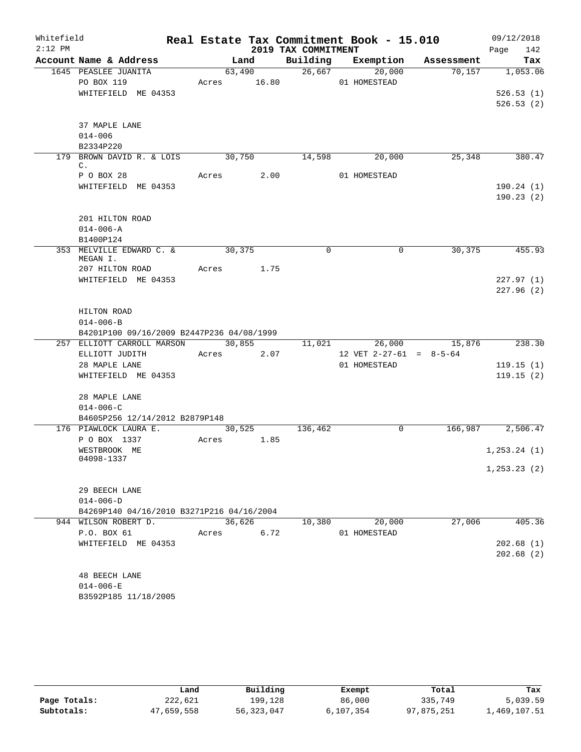# Real Estate Tax Commitment Book - 15.010

Whitefield
2:12 PM

2019 TAX COMMITMENT

09/12/2018

| Account Name & Address | Land | Building | Exemption | Assessment | Tax |
|---|---|---|---|---|---|
| 1645 PEASLEE JUANITA | 63,490 | 26,667 | 20,000 | 70,157 | 1,053.06 |
| PO BOX 119 | Acres 16.80 | | 01 HOMESTEAD | | |
| WHITEFIELD ME 04353 | | | | | 526.53 (1) |
| | | | | | 526.53 (2) |
| 37 MAPLE LANE | | | | | |
| 014-006 | | | | | |
| B2334P220 | | | | | |
| 179 BROWN DAVID R. & LOIS C. | 30,750 | 14,598 | 20,000 | 25,348 | 380.47 |
| P O BOX 28 | Acres 2.00 | | 01 HOMESTEAD | | |
| WHITEFIELD ME 04353 | | | | | 190.24 (1) |
| | | | | | 190.23 (2) |
| 201 HILTON ROAD | | | | | |
| 014-006-A | | | | | |
| B1400P124 | | | | | |
| 353 MELVILLE EDWARD C. & MEGAN I. | 30,375 | 0 | 0 | 30,375 | 455.93 |
| 207 HILTON ROAD | Acres 1.75 | | | | |
| WHITEFIELD ME 04353 | | | | | 227.97 (1) |
| | | | | | 227.96 (2) |
| HILTON ROAD | | | | | |
| 014-006-B | | | | | |
| B4201P100 09/16/2009 B2447P236 04/08/1999 | | | | | |
| 257 ELLIOTT CARROLL MARSON | 30,855 | 11,021 | 26,000 | 15,876 | 238.30 |
| ELLIOTT JUDITH | Acres 2.07 | | 12 VET 2-27-61 = 8-5-64 | | |
| 28 MAPLE LANE | | | 01 HOMESTEAD | | 119.15 (1) |
| WHITEFIELD ME 04353 | | | | | 119.15 (2) |
| 28 MAPLE LANE | | | | | |
| 014-006-C | | | | | |
| B4605P256 12/14/2012 B2879P148 | | | | | |
| 176 PIAWLOCK LAURA E. | 30,525 | 136,462 | 0 | 166,987 | 2,506.47 |
| P O BOX 1337 | Acres 1.85 | | | | |
| WESTBROOK ME 04098-1337 | | | | | 1,253.24 (1) |
| | | | | | 1,253.23 (2) |
| 29 BEECH LANE | | | | | |
| 014-006-D | | | | | |
| B4269P140 04/16/2010 B3271P216 04/16/2004 | | | | | |
| 944 WILSON ROBERT D. | 36,626 | 10,380 | 20,000 | 27,006 | 405.36 |
| P.O. BOX 61 | Acres 6.72 | | 01 HOMESTEAD | | |
| WHITEFIELD ME 04353 | | | | | 202.68 (1) |
| | | | | | 202.68 (2) |
| 48 BEECH LANE | | | | | |
| 014-006-E | | | | | |
| B3592P185 11/18/2005 | | | | | |

| | Land | Building | Exempt | Total | Tax |
|---|---|---|---|---|---|
| Page Totals: | 222,621 | 199,128 | 86,000 | 335,749 | 5,039.59 |
| Subtotals: | 47,659,558 | 56,323,047 | 6,107,354 | 97,875,251 | 1,469,107.51 |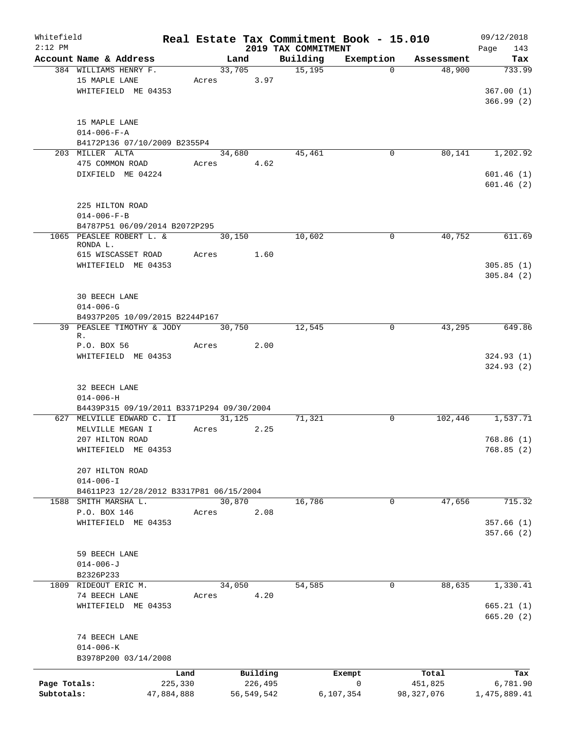Whitefield
2:12 PM

# Real Estate Tax Commitment Book - 15.010
## 2019 TAX COMMITMENT

09/12/2018
Page 143

| Account Name & Address | Land | Building | Exemption | Assessment | Tax |
|---|---|---|---|---|---|
| 384 WILLIAMS HENRY F.<br>15 MAPLE LANE<br>WHITEFIELD ME 04353<br><br>15 MAPLE LANE<br>014-006-F-A<br>B4172P136 07/10/2009 B2355P4 | 33,705<br>Acres 3.97 | 15,195 | 0 | 48,900 | 733.99<br><br>367.00 (1)<br>366.99 (2) |
| 203 MILLER ALTA<br>475 COMMON ROAD<br>DIXFIELD ME 04224<br><br>225 HILTON ROAD<br>014-006-F-B<br>B4787P51 06/09/2014 B2072P295 | 34,680<br>Acres 4.62 | 45,461 | 0 | 80,141 | 1,202.92<br><br>601.46 (1)<br>601.46 (2) |
| 1065 PEASLEE ROBERT L. & RONDA L.<br>615 WISCASSET ROAD<br>WHITEFIELD ME 04353<br><br>30 BEECH LANE<br>014-006-G<br>B4937P205 10/09/2015 B2244P167 | 30,150<br>Acres 1.60 | 10,602 | 0 | 40,752 | 611.69<br><br>305.85 (1)<br>305.84 (2) |
| 39 PEASLEE TIMOTHY & JODY R.<br>P.O. BOX 56<br>WHITEFIELD ME 04353<br><br>32 BEECH LANE<br>014-006-H<br>B4439P315 09/19/2011 B3371P294 09/30/2004 | 30,750<br>Acres 2.00 | 12,545 | 0 | 43,295 | 649.86<br><br>324.93 (1)<br>324.93 (2) |
| 627 MELVILLE EDWARD C. II<br>MELVILLE MEGAN I<br>207 HILTON ROAD<br>WHITEFIELD ME 04353<br><br>207 HILTON ROAD<br>014-006-I<br>B4611P23 12/28/2012 B3317P81 06/15/2004 | 31,125<br>Acres 2.25 | 71,321 | 0 | 102,446 | 1,537.71<br><br>768.86 (1)<br>768.85 (2) |
| 1588 SMITH MARSHA L.<br>P.O. BOX 146<br>WHITEFIELD ME 04353<br><br>59 BEECH LANE<br>014-006-J<br>B2326P233 | 30,870<br>Acres 2.08 | 16,786 | 0 | 47,656 | 715.32<br><br>357.66 (1)<br>357.66 (2) |
| 1809 RIDEOUT ERIC M.<br>74 BEECH LANE<br>WHITEFIELD ME 04353<br><br>74 BEECH LANE<br>014-006-K<br>B3978P200 03/14/2008 | 34,050<br>Acres 4.20 | 54,585 | 0 | 88,635 | 1,330.41<br><br>665.21 (1)<br>665.20 (2) |

| | Land | Building | Exempt | Total | Tax |
|---|---|---|---|---|---|
| Page Totals: | 225,330 | 226,495 | 0 | 451,825 | 6,781.90 |
| Subtotals: | 47,884,888 | 56,549,542 | 6,107,354 | 98,327,076 | 1,475,889.41 |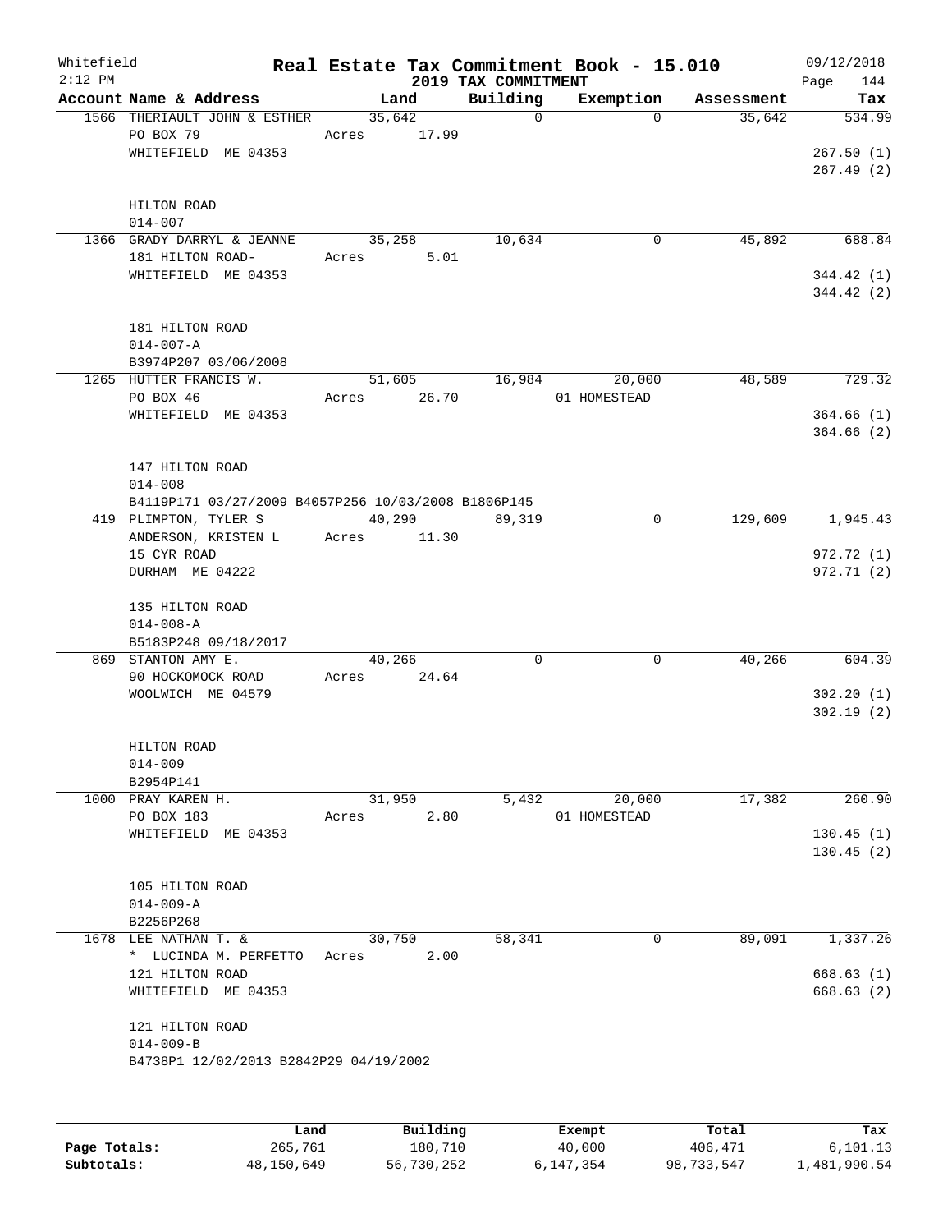Whitefield 2:12 PM

# Real Estate Tax Commitment Book - 15.010

## 2019 TAX COMMITMENT

09/12/2018 Page 144

| Account Name & Address | Land | Building | Exemption | Assessment | Tax |
|---|---|---|---|---|---|
| 1566 THERIAULT JOHN & ESTHER<br>PO BOX 79<br>WHITEFIELD ME 04353<br><br>HILTON ROAD<br>014-007 | 35,642<br>Acres 17.99 | 0 | 0 | 35,642 | 534.99<br>267.50 (1)<br>267.49 (2) |
| 1366 GRADY DARRYL & JEANNE<br>181 HILTON ROAD-<br>WHITEFIELD ME 04353<br><br>181 HILTON ROAD<br>014-007-A<br>B3974P207 03/06/2008 | 35,258<br>Acres 5.01 | 10,634 | 0 | 45,892 | 688.84<br>344.42 (1)<br>344.42 (2) |
| 1265 HUTTER FRANCIS W.<br>PO BOX 46<br>WHITEFIELD ME 04353<br><br>147 HILTON ROAD<br>014-008<br>B4119P171 03/27/2009 B4057P256 10/03/2008 B1806P145 | 51,605<br>Acres 26.70 | 16,984 | 20,000<br>01 HOMESTEAD | 48,589 | 729.32<br>364.66 (1)<br>364.66 (2) |
| 419 PLIMPTON, TYLER S<br>ANDERSON, KRISTEN L<br>15 CYR ROAD<br>DURHAM ME 04222<br><br>135 HILTON ROAD<br>014-008-A<br>B5183P248 09/18/2017 | 40,290<br>Acres 11.30 | 89,319 | 0 | 129,609 | 1,945.43<br>972.72 (1)<br>972.71 (2) |
| 869 STANTON AMY E.<br>90 HOCKOMOCK ROAD<br>WOOLWICH ME 04579<br><br>HILTON ROAD<br>014-009<br>B2954P141 | 40,266<br>Acres 24.64 | 0 | 0 | 40,266 | 604.39<br>302.20 (1)<br>302.19 (2) |
| 1000 PRAY KAREN H.<br>PO BOX 183<br>WHITEFIELD ME 04353<br><br>105 HILTON ROAD<br>014-009-A<br>B2256P268 | 31,950<br>Acres 2.80 | 5,432 | 20,000<br>01 HOMESTEAD | 17,382 | 260.90<br>130.45 (1)<br>130.45 (2) |
| 1678 LEE NATHAN T. &<br>* LUCINDA M. PERFETTO<br>121 HILTON ROAD<br>WHITEFIELD ME 04353<br><br>121 HILTON ROAD<br>014-009-B<br>B4738P1 12/02/2013 B2842P29 04/19/2002 | 30,750<br>Acres 2.00 | 58,341 | 0 | 89,091 | 1,337.26<br>668.63 (1)<br>668.63 (2) |

| | Land | Building | Exempt | Total | Tax |
|---|---|---|---|---|---|
| **Page Totals:** | 265,761 | 180,710 | 40,000 | 406,471 | 6,101.13 |
| **Subtotals:** | 48,150,649 | 56,730,252 | 6,147,354 | 98,733,547 | 1,481,990.54 |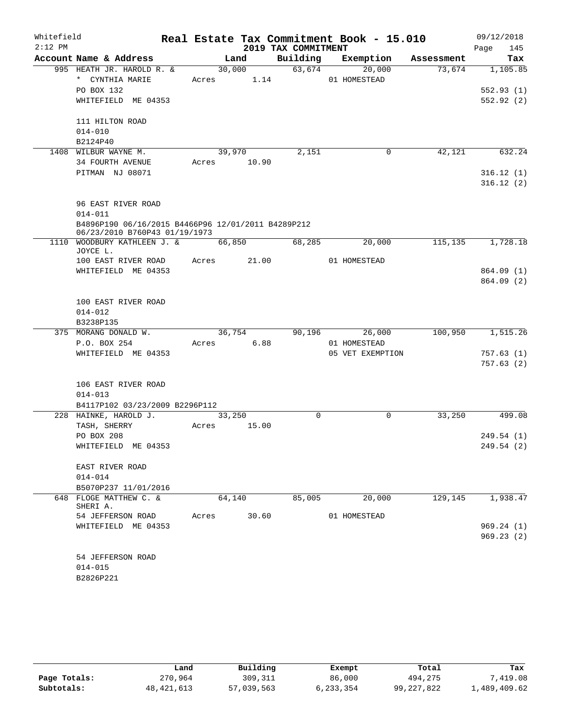Whitefield 2:12 PM

# Real Estate Tax Commitment Book - 15.010

## 2019 TAX COMMITMENT

09/12/2018 Page 145

| Account Name & Address | Land | Building | Exemption | Assessment | Tax |
|---|---|---|---|---|---|
| 995 HEATH JR. HAROLD R. & | 30,000 | 63,674 | 20,000 | 73,674 | 1,105.85 |
| * CYNTHIA MARIE | Acres 1.14 | | 01 HOMESTEAD | | |
| PO BOX 132 | | | | | 552.93 (1) |
| WHITEFIELD ME 04353 | | | | | 552.92 (2) |
| 111 HILTON ROAD | | | | | |
| 014-010 | | | | | |
| B2124P40 | | | | | |
| 1408 WILBUR WAYNE M. | 39,970 | 2,151 | 0 | 42,121 | 632.24 |
| 34 FOURTH AVENUE | Acres 10.90 | | | | |
| PITMAN NJ 08071 | | | | | 316.12 (1) |
| | | | | | 316.12 (2) |
| 96 EAST RIVER ROAD | | | | | |
| 014-011 | | | | | |
| B4896P190 06/16/2015 B4466P96 12/01/2011 B4289P212 06/23/2010 B760P43 01/19/1973 | | | | | |
| 1110 WOODBURY KATHLEEN J. & JOYCE L. | 66,850 | 68,285 | 20,000 | 115,135 | 1,728.18 |
| 100 EAST RIVER ROAD | Acres 21.00 | | 01 HOMESTEAD | | |
| WHITEFIELD ME 04353 | | | | | 864.09 (1) |
| | | | | | 864.09 (2) |
| 100 EAST RIVER ROAD | | | | | |
| 014-012 | | | | | |
| B3238P135 | | | | | |
| 375 MORANG DONALD W. | 36,754 | 90,196 | 26,000 | 100,950 | 1,515.26 |
| P.O. BOX 254 | Acres 6.88 | | 01 HOMESTEAD | | |
| WHITEFIELD ME 04353 | | | 05 VET EXEMPTION | | 757.63 (1) |
| | | | | | 757.63 (2) |
| 106 EAST RIVER ROAD | | | | | |
| 014-013 | | | | | |
| B4117P102 03/23/2009 B2296P112 | | | | | |
| 228 HAINKE, HAROLD J. | 33,250 | 0 | 0 | 33,250 | 499.08 |
| TASH, SHERRY | Acres 15.00 | | | | |
| PO BOX 208 | | | | | 249.54 (1) |
| WHITEFIELD ME 04353 | | | | | 249.54 (2) |
| EAST RIVER ROAD | | | | | |
| 014-014 | | | | | |
| B5070P237 11/01/2016 | | | | | |
| 648 FLOGE MATTHEW C. & SHERI A. | 64,140 | 85,005 | 20,000 | 129,145 | 1,938.47 |
| 54 JEFFERSON ROAD | Acres 30.60 | | 01 HOMESTEAD | | |
| WHITEFIELD ME 04353 | | | | | 969.24 (1) |
| | | | | | 969.23 (2) |
| 54 JEFFERSON ROAD | | | | | |
| 014-015 | | | | | |
| B2826P221 | | | | | |

| | Land | Building | Exempt | Total | Tax |
|---|---|---|---|---|---|
| Page Totals: | 270,964 | 309,311 | 86,000 | 494,275 | 7,419.08 |
| Subtotals: | 48,421,613 | 57,039,563 | 6,233,354 | 99,227,822 | 1,489,409.62 |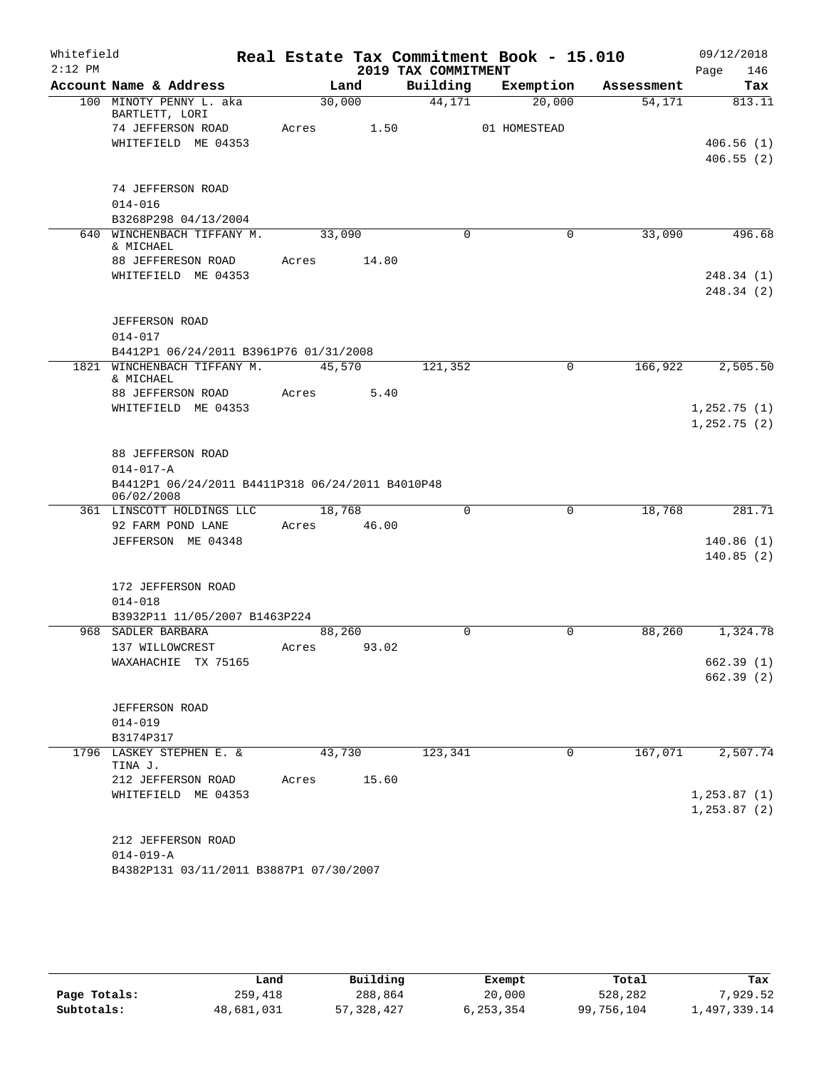Whitefield 2:12 PM

# Real Estate Tax Commitment Book - 15.010
## 2019 TAX COMMITMENT

09/12/2018 Page 146

| Account Name & Address | Land | Building | Exemption | Assessment | Tax |
|---|---|---|---|---|---|
| 100 MINOTY PENNY L. aka BARTLETT, LORI | 30,000 | 44,171 | 20,000 | 54,171 | 813.11 |
| 74 JEFFERSON ROAD | Acres 1.50 | | 01 HOMESTEAD | | |
| WHITEFIELD ME 04353 | | | | | 406.56 (1) |
| | | | | | 406.55 (2) |
| 74 JEFFERSON ROAD | | | | | |
| 014-016 | | | | | |
| B3268P298 04/13/2004 | | | | | |
| 640 WINCHENBACH TIFFANY M. & MICHAEL | 33,090 | 0 | 0 | 33,090 | 496.68 |
| 88 JEFFERESON ROAD | Acres 14.80 | | | | |
| WHITEFIELD ME 04353 | | | | | 248.34 (1) |
| | | | | | 248.34 (2) |
| JEFFERSON ROAD | | | | | |
| 014-017 | | | | | |
| B4412P1 06/24/2011 B3961P76 01/31/2008 | | | | | |
| 1821 WINCHENBACH TIFFANY M. & MICHAEL | 45,570 | 121,352 | 0 | 166,922 | 2,505.50 |
| 88 JEFFERSON ROAD | Acres 5.40 | | | | |
| WHITEFIELD ME 04353 | | | | | 1,252.75 (1) |
| | | | | | 1,252.75 (2) |
| 88 JEFFERSON ROAD | | | | | |
| 014-017-A | | | | | |
| B4412P1 06/24/2011 B4411P318 06/24/2011 B4010P48 06/02/2008 | | | | | |
| 361 LINSCOTT HOLDINGS LLC | 18,768 | 0 | 0 | 18,768 | 281.71 |
| 92 FARM POND LANE | Acres 46.00 | | | | |
| JEFFERSON ME 04348 | | | | | 140.86 (1) |
| | | | | | 140.85 (2) |
| 172 JEFFERSON ROAD | | | | | |
| 014-018 | | | | | |
| B3932P11 11/05/2007 B1463P224 | | | | | |
| 968 SADLER BARBARA | 88,260 | 0 | 0 | 88,260 | 1,324.78 |
| 137 WILLOWCREST | Acres 93.02 | | | | |
| WAXAHACHIE TX 75165 | | | | | 662.39 (1) |
| | | | | | 662.39 (2) |
| JEFFERSON ROAD | | | | | |
| 014-019 | | | | | |
| B3174P317 | | | | | |
| 1796 LASKEY STEPHEN E. & TINA J. | 43,730 | 123,341 | 0 | 167,071 | 2,507.74 |
| 212 JEFFERSON ROAD | Acres 15.60 | | | | |
| WHITEFIELD ME 04353 | | | | | 1,253.87 (1) |
| | | | | | 1,253.87 (2) |
| 212 JEFFERSON ROAD | | | | | |
| 014-019-A | | | | | |
| B4382P131 03/11/2011 B3887P1 07/30/2007 | | | | | |

| | Land | Building | Exempt | Total | Tax |
|---|---|---|---|---|---|
| Page Totals: | 259,418 | 288,864 | 20,000 | 528,282 | 7,929.52 |
| Subtotals: | 48,681,031 | 57,328,427 | 6,253,354 | 99,756,104 | 1,497,339.14 |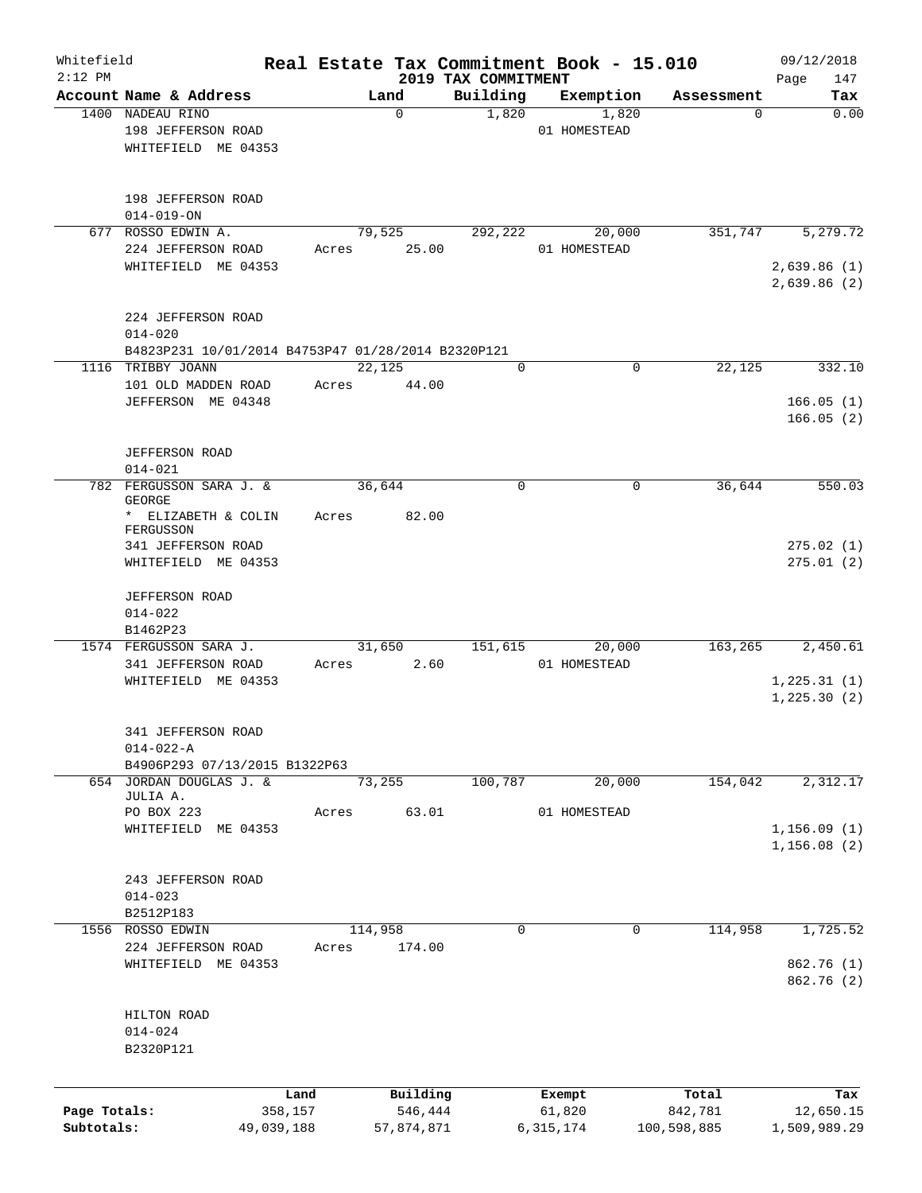Whitefield 2:12 PM

# Real Estate Tax Commitment Book - 15.010

## 2019 TAX COMMITMENT

09/12/2018 Page 147

| Account Name & Address | Land | Building | Exemption | Assessment | Tax |
|---|---|---|---|---|---|
| 1400 NADEAU RINO<br>198 JEFFERSON ROAD<br>WHITEFIELD ME 04353<br><br>198 JEFFERSON ROAD<br>014-019-ON | 0 | 1,820 | 1,820<br>01 HOMESTEAD | 0 | 0.00 |
| 677 ROSSO EDWIN A.<br>224 JEFFERSON ROAD<br>WHITEFIELD ME 04353<br><br>224 JEFFERSON ROAD<br>014-020<br>B4823P231 10/01/2014 B4753P47 01/28/2014 B2320P121 | 79,525<br>Acres 25.00 | 292,222 | 20,000<br>01 HOMESTEAD | 351,747 | 5,279.72<br>2,639.86 (1)<br>2,639.86 (2) |
| 1116 TRIBBY JOANN<br>101 OLD MADDEN ROAD<br>JEFFERSON ME 04348<br><br>JEFFERSON ROAD<br>014-021 | 22,125<br>Acres 44.00 | 0 | 0 | 22,125 | 332.10<br>166.05 (1)<br>166.05 (2) |
| 782 FERGUSSON SARA J. & GEORGE<br>* ELIZABETH & COLIN FERGUSSON<br>341 JEFFERSON ROAD<br>WHITEFIELD ME 04353<br><br>JEFFERSON ROAD<br>014-022<br>B1462P23 | 36,644<br>Acres 82.00 | 0 | 0 | 36,644 | 550.03<br>275.02 (1)<br>275.01 (2) |
| 1574 FERGUSSON SARA J.<br>341 JEFFERSON ROAD<br>WHITEFIELD ME 04353<br><br>341 JEFFERSON ROAD<br>014-022-A<br>B4906P293 07/13/2015 B1322P63 | 31,650<br>Acres 2.60 | 151,615 | 20,000<br>01 HOMESTEAD | 163,265 | 2,450.61<br>1,225.31 (1)<br>1,225.30 (2) |
| 654 JORDAN DOUGLAS J. & JULIA A.<br>PO BOX 223<br>WHITEFIELD ME 04353<br><br>243 JEFFERSON ROAD<br>014-023<br>B2512P183 | 73,255<br>Acres 63.01 | 100,787 | 20,000<br>01 HOMESTEAD | 154,042 | 2,312.17<br>1,156.09 (1)<br>1,156.08 (2) |
| 1556 ROSSO EDWIN<br>224 JEFFERSON ROAD<br>WHITEFIELD ME 04353<br><br>HILTON ROAD<br>014-024<br>B2320P121 | 114,958<br>Acres 174.00 | 0 | 0 | 114,958 | 1,725.52<br>862.76 (1)<br>862.76 (2) |

| | Land | Building | Exempt | Total | Tax |
|---|---|---|---|---|---|
| Page Totals: | 358,157 | 546,444 | 61,820 | 842,781 | 12,650.15 |
| Subtotals: | 49,039,188 | 57,874,871 | 6,315,174 | 100,598,885 | 1,509,989.29 |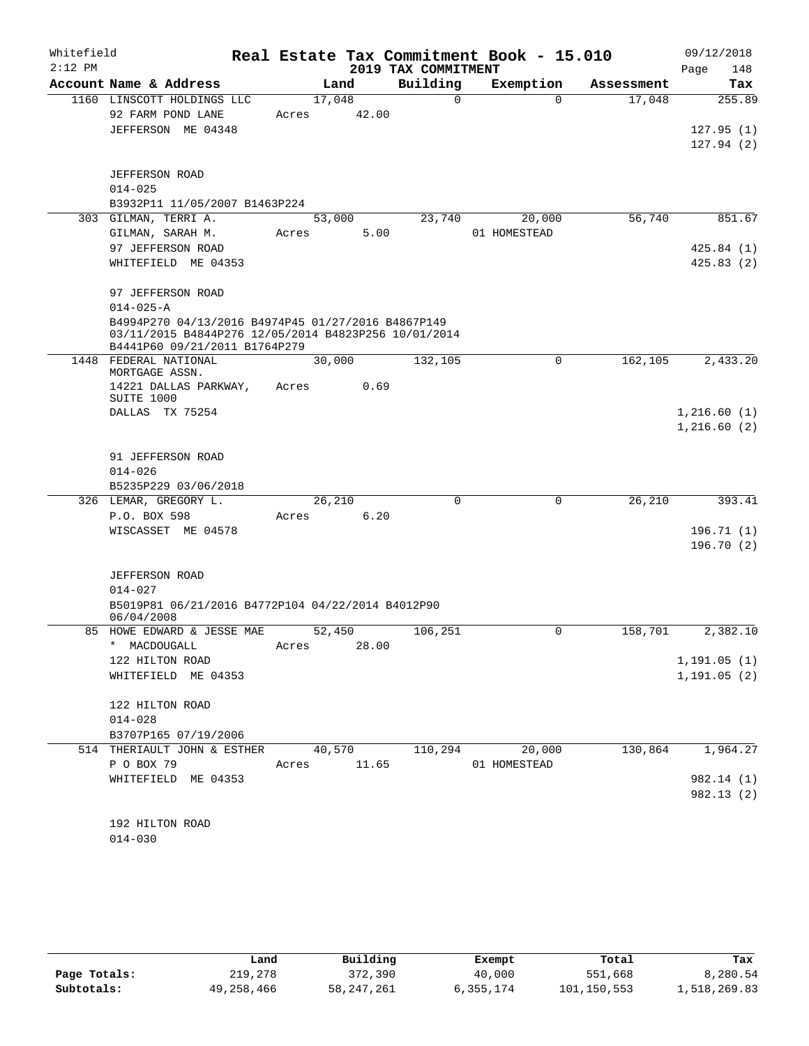Whitefield 2:12 PM

# Real Estate Tax Commitment Book - 15.010

## 2019 TAX COMMITMENT

09/12/2018 Page 148

| Account Name & Address | Land | Building | Exemption | Assessment | Tax |
|---|---|---|---|---|---|
| 1160 LINSCOTT HOLDINGS LLC | 17,048 | 0 | 0 | 17,048 | 255.89 |
| 92 FARM POND LANE | Acres 42.00 | | | | |
| JEFFERSON ME 04348 | | | | | 127.95 (1) |
| | | | | | 127.94 (2) |
| JEFFERSON ROAD | | | | | |
| 014-025 | | | | | |
| B3932P11 11/05/2007 B1463P224 | | | | | |
| 303 GILMAN, TERRI A. | 53,000 | 23,740 | 20,000 | 56,740 | 851.67 |
| GILMAN, SARAH M. | Acres 5.00 | | 01 HOMESTEAD | | |
| 97 JEFFERSON ROAD | | | | | 425.84 (1) |
| WHITEFIELD ME 04353 | | | | | 425.83 (2) |
| 97 JEFFERSON ROAD | | | | | |
| 014-025-A | | | | | |
| B4994P270 04/13/2016 B4974P45 01/27/2016 B4867P149 03/11/2015 B4844P276 12/05/2014 B4823P256 10/01/2014 B4441P60 09/21/2011 B1764P279 | | | | | |
| 1448 FEDERAL NATIONAL MORTGAGE ASSN. | 30,000 | 132,105 | 0 | 162,105 | 2,433.20 |
| 14221 DALLAS PARKWAY, SUITE 1000 | Acres 0.69 | | | | |
| DALLAS TX 75254 | | | | | 1,216.60 (1) |
| | | | | | 1,216.60 (2) |
| 91 JEFFERSON ROAD | | | | | |
| 014-026 | | | | | |
| B5235P229 03/06/2018 | | | | | |
| 326 LEMAR, GREGORY L. | 26,210 | 0 | 0 | 26,210 | 393.41 |
| P.O. BOX 598 | Acres 6.20 | | | | |
| WISCASSET ME 04578 | | | | | 196.71 (1) |
| | | | | | 196.70 (2) |
| JEFFERSON ROAD | | | | | |
| 014-027 | | | | | |
| B5019P81 06/21/2016 B4772P104 04/22/2014 B4012P90 06/04/2008 | | | | | |
| 85 HOWE EDWARD & JESSE MAE | 52,450 | 106,251 | 0 | 158,701 | 2,382.10 |
| * MACDOUGALL | Acres 28.00 | | | | |
| 122 HILTON ROAD | | | | | 1,191.05 (1) |
| WHITEFIELD ME 04353 | | | | | 1,191.05 (2) |
| 122 HILTON ROAD | | | | | |
| 014-028 | | | | | |
| B3707P165 07/19/2006 | | | | | |
| 514 THERIAULT JOHN & ESTHER | 40,570 | 110,294 | 20,000 | 130,864 | 1,964.27 |
| P O BOX 79 | Acres 11.65 | | 01 HOMESTEAD | | |
| WHITEFIELD ME 04353 | | | | | 982.14 (1) |
| | | | | | 982.13 (2) |
| 192 HILTON ROAD | | | | | |
| 014-030 | | | | | |

| | Land | Building | Exempt | Total | Tax |
|---|---|---|---|---|---|
| Page Totals: | 219,278 | 372,390 | 40,000 | 551,668 | 8,280.54 |
| Subtotals: | 49,258,466 | 58,247,261 | 6,355,174 | 101,150,553 | 1,518,269.83 |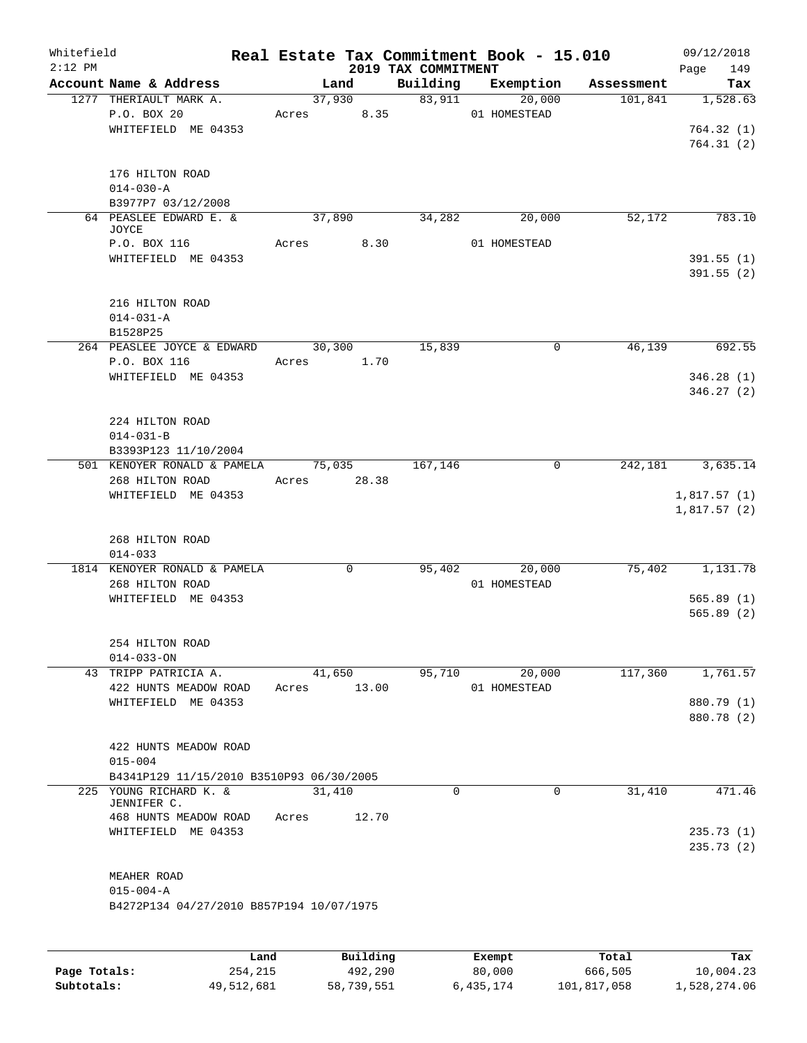Whitefield 2:12 PM

# Real Estate Tax Commitment Book - 15.010

## 2019 TAX COMMITMENT

09/12/2018

| Account Name & Address | Land | Building | Exemption | Assessment | Tax |
|---|---|---|---|---|---|
| 1277 THERIAULT MARK A. | 37,930 | 83,911 | 20,000 | 101,841 | 1,528.63 |
| P.O. BOX 20 | Acres 8.35 | | 01 HOMESTEAD | | |
| WHITEFIELD ME 04353 | | | | | 764.32 (1) |
| | | | | | 764.31 (2) |
| 176 HILTON ROAD | | | | | |
| 014-030-A | | | | | |
| B3977P7 03/12/2008 | | | | | |
| 64 PEASLEE EDWARD E. & JOYCE | 37,890 | 34,282 | 20,000 | 52,172 | 783.10 |
| P.O. BOX 116 | Acres 8.30 | | 01 HOMESTEAD | | |
| WHITEFIELD ME 04353 | | | | | 391.55 (1) |
| | | | | | 391.55 (2) |
| 216 HILTON ROAD | | | | | |
| 014-031-A | | | | | |
| B1528P25 | | | | | |
| 264 PEASLEE JOYCE & EDWARD | 30,300 | 15,839 | 0 | 46,139 | 692.55 |
| P.O. BOX 116 | Acres 1.70 | | | | |
| WHITEFIELD ME 04353 | | | | | 346.28 (1) |
| | | | | | 346.27 (2) |
| 224 HILTON ROAD | | | | | |
| 014-031-B | | | | | |
| B3393P123 11/10/2004 | | | | | |
| 501 KENOYER RONALD & PAMELA | 75,035 | 167,146 | 0 | 242,181 | 3,635.14 |
| 268 HILTON ROAD | Acres 28.38 | | | | |
| WHITEFIELD ME 04353 | | | | | 1,817.57 (1) |
| | | | | | 1,817.57 (2) |
| 268 HILTON ROAD | | | | | |
| 014-033 | | | | | |
| 1814 KENOYER RONALD & PAMELA | 0 | 95,402 | 20,000 | 75,402 | 1,131.78 |
| 268 HILTON ROAD | | | 01 HOMESTEAD | | |
| WHITEFIELD ME 04353 | | | | | 565.89 (1) |
| | | | | | 565.89 (2) |
| 254 HILTON ROAD | | | | | |
| 014-033-ON | | | | | |
| 43 TRIPP PATRICIA A. | 41,650 | 95,710 | 20,000 | 117,360 | 1,761.57 |
| 422 HUNTS MEADOW ROAD | Acres 13.00 | | 01 HOMESTEAD | | |
| WHITEFIELD ME 04353 | | | | | 880.79 (1) |
| | | | | | 880.78 (2) |
| 422 HUNTS MEADOW ROAD | | | | | |
| 015-004 | | | | | |
| B4341P129 11/15/2010 B3510P93 06/30/2005 | | | | | |
| 225 YOUNG RICHARD K. & JENNIFER C. | 31,410 | 0 | 0 | 31,410 | 471.46 |
| 468 HUNTS MEADOW ROAD | Acres 12.70 | | | | |
| WHITEFIELD ME 04353 | | | | | 235.73 (1) |
| | | | | | 235.73 (2) |
| MEAHER ROAD | | | | | |
| 015-004-A | | | | | |
| B4272P134 04/27/2010 B857P194 10/07/1975 | | | | | |

| | Land | Building | Exempt | Total | Tax |
|---|---|---|---|---|---|
| Page Totals: | 254,215 | 492,290 | 80,000 | 666,505 | 10,004.23 |
| Subtotals: | 49,512,681 | 58,739,551 | 6,435,174 | 101,817,058 | 1,528,274.06 |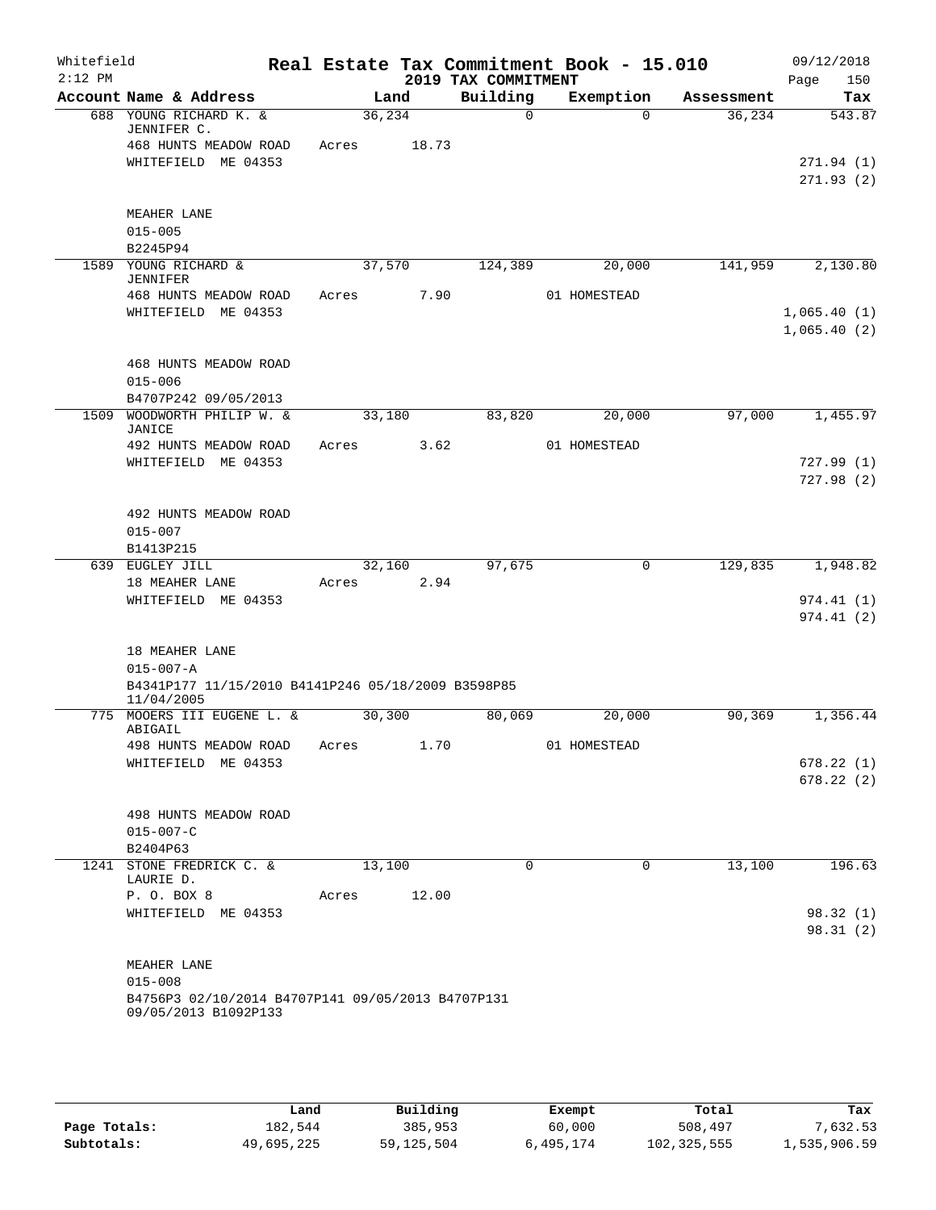Whitefield — Real Estate Tax Commitment Book - 15.010 — 09/12/2018
2:12 PM — 2019 TAX COMMITMENT

| Account Name & Address | Land | Building | Exemption | Assessment | Tax |
|---|---|---|---|---|---|
| 688 YOUNG RICHARD K. & JENNIFER C. | 36,234 | 0 | 0 | 36,234 | 543.87 |
| 468 HUNTS MEADOW ROAD | Acres 18.73 | | | | |
| WHITEFIELD ME 04353 | | | | | 271.94 (1) |
| | | | | | 271.93 (2) |
| MEAHER LANE | | | | | |
| 015-005 | | | | | |
| B2245P94 | | | | | |
| 1589 YOUNG RICHARD & JENNIFER | 37,570 | 124,389 | 20,000 | 141,959 | 2,130.80 |
| 468 HUNTS MEADOW ROAD | Acres 7.90 | | 01 HOMESTEAD | | |
| WHITEFIELD ME 04353 | | | | | 1,065.40 (1) |
| | | | | | 1,065.40 (2) |
| 468 HUNTS MEADOW ROAD | | | | | |
| 015-006 | | | | | |
| B4707P242 09/05/2013 | | | | | |
| 1509 WOODWORTH PHILIP W. & JANICE | 33,180 | 83,820 | 20,000 | 97,000 | 1,455.97 |
| 492 HUNTS MEADOW ROAD | Acres 3.62 | | 01 HOMESTEAD | | |
| WHITEFIELD ME 04353 | | | | | 727.99 (1) |
| | | | | | 727.98 (2) |
| 492 HUNTS MEADOW ROAD | | | | | |
| 015-007 | | | | | |
| B1413P215 | | | | | |
| 639 EUGLEY JILL | 32,160 | 97,675 | 0 | 129,835 | 1,948.82 |
| 18 MEAHER LANE | Acres 2.94 | | | | |
| WHITEFIELD ME 04353 | | | | | 974.41 (1) |
| | | | | | 974.41 (2) |
| 18 MEAHER LANE | | | | | |
| 015-007-A | | | | | |
| B4341P177 11/15/2010 B4141P246 05/18/2009 B3598P85 11/04/2005 | | | | | |
| 775 MOOERS III EUGENE L. & ABIGAIL | 30,300 | 80,069 | 20,000 | 90,369 | 1,356.44 |
| 498 HUNTS MEADOW ROAD | Acres 1.70 | | 01 HOMESTEAD | | |
| WHITEFIELD ME 04353 | | | | | 678.22 (1) |
| | | | | | 678.22 (2) |
| 498 HUNTS MEADOW ROAD | | | | | |
| 015-007-C | | | | | |
| B2404P63 | | | | | |
| 1241 STONE FREDRICK C. & LAURIE D. | 13,100 | 0 | 0 | 13,100 | 196.63 |
| P. O. BOX 8 | Acres 12.00 | | | | |
| WHITEFIELD ME 04353 | | | | | 98.32 (1) |
| | | | | | 98.31 (2) |
| MEAHER LANE | | | | | |
| 015-008 | | | | | |
| B4756P3 02/10/2014 B4707P141 09/05/2013 B4707P131 09/05/2013 B1092P133 | | | | | |

| | Land | Building | Exempt | Total | Tax |
|---|---|---|---|---|---|
| Page Totals: | 182,544 | 385,953 | 60,000 | 508,497 | 7,632.53 |
| Subtotals: | 49,695,225 | 59,125,504 | 6,495,174 | 102,325,555 | 1,535,906.59 |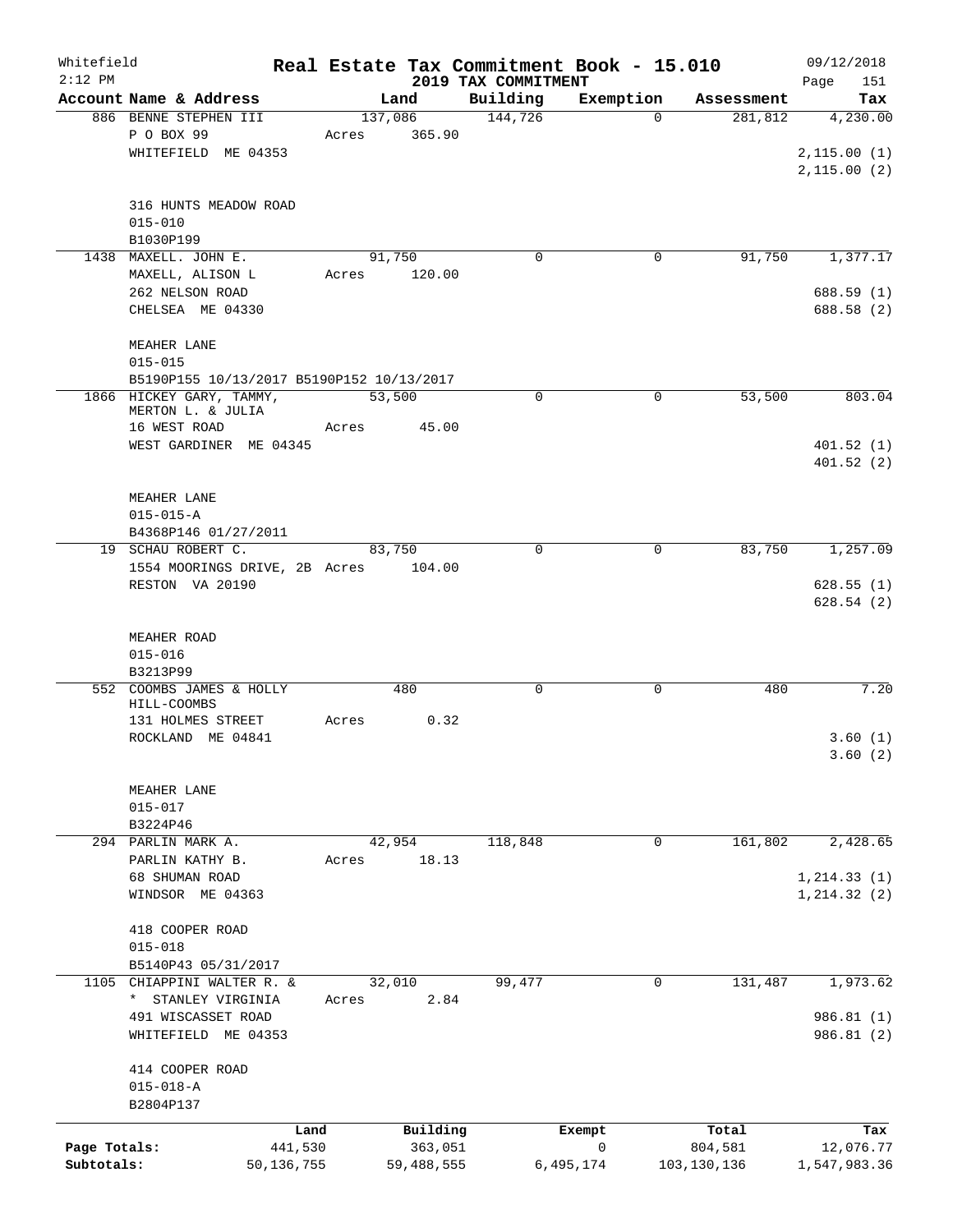Whitefield 2:12 PM

# Real Estate Tax Commitment Book - 15.010

## 2019 TAX COMMITMENT

09/12/2018 Page 151

| Account Name & Address | Land | Building | Exemption | Assessment | Tax |
|---|---|---|---|---|---|
| 886 BENNE STEPHEN III<br>P O BOX 99<br>WHITEFIELD ME 04353<br><br>316 HUNTS MEADOW ROAD<br>015-010<br>B1030P199 | 137,086<br>Acres 365.90 | 144,726 | 0 | 281,812 | 4,230.00<br><br>2,115.00 (1)<br>2,115.00 (2) |
| 1438 MAXELL. JOHN E.<br>MAXELL, ALISON L<br>262 NELSON ROAD<br>CHELSEA ME 04330<br><br>MEAHER LANE<br>015-015<br>B5190P155 10/13/2017 B5190P152 10/13/2017 | 91,750<br>Acres 120.00 | 0 | 0 | 91,750 | 1,377.17<br><br>688.59 (1)<br>688.58 (2) |
| 1866 HICKEY GARY, TAMMY, MERTON L. & JULIA<br>16 WEST ROAD<br>WEST GARDINER ME 04345<br><br>MEAHER LANE<br>015-015-A<br>B4368P146 01/27/2011 | 53,500<br>Acres 45.00 | 0 | 0 | 53,500 | 803.04<br><br>401.52 (1)<br>401.52 (2) |
| 19 SCHAU ROBERT C.<br>1554 MOORINGS DRIVE, 2B<br>RESTON VA 20190<br><br>MEAHER ROAD<br>015-016<br>B3213P99 | 83,750<br>Acres 104.00 | 0 | 0 | 83,750 | 1,257.09<br><br>628.55 (1)<br>628.54 (2) |
| 552 COOMBS JAMES & HOLLY HILL-COOMBS<br>131 HOLMES STREET<br>ROCKLAND ME 04841<br><br>MEAHER LANE<br>015-017<br>B3224P46 | 480<br>Acres 0.32 | 0 | 0 | 480 | 7.20<br><br>3.60 (1)<br>3.60 (2) |
| 294 PARLIN MARK A.<br>PARLIN KATHY B.<br>68 SHUMAN ROAD<br>WINDSOR ME 04363<br><br>418 COOPER ROAD<br>015-018<br>B5140P43 05/31/2017 | 42,954<br>Acres 18.13 | 118,848 | 0 | 161,802 | 2,428.65<br><br>1,214.33 (1)<br>1,214.32 (2) |
| 1105 CHIAPPINI WALTER R. &<br>* STANLEY VIRGINIA<br>491 WISCASSET ROAD<br>WHITEFIELD ME 04353<br><br>414 COOPER ROAD<br>015-018-A<br>B2804P137 | 32,010<br>Acres 2.84 | 99,477 | 0 | 131,487 | 1,973.62<br><br>986.81 (1)<br>986.81 (2) |

| | Land | Building | Exempt | Total | Tax |
|---|---|---|---|---|---|
| Page Totals: | 441,530 | 363,051 | 0 | 804,581 | 12,076.77 |
| Subtotals: | 50,136,755 | 59,488,555 | 6,495,174 | 103,130,136 | 1,547,983.36 |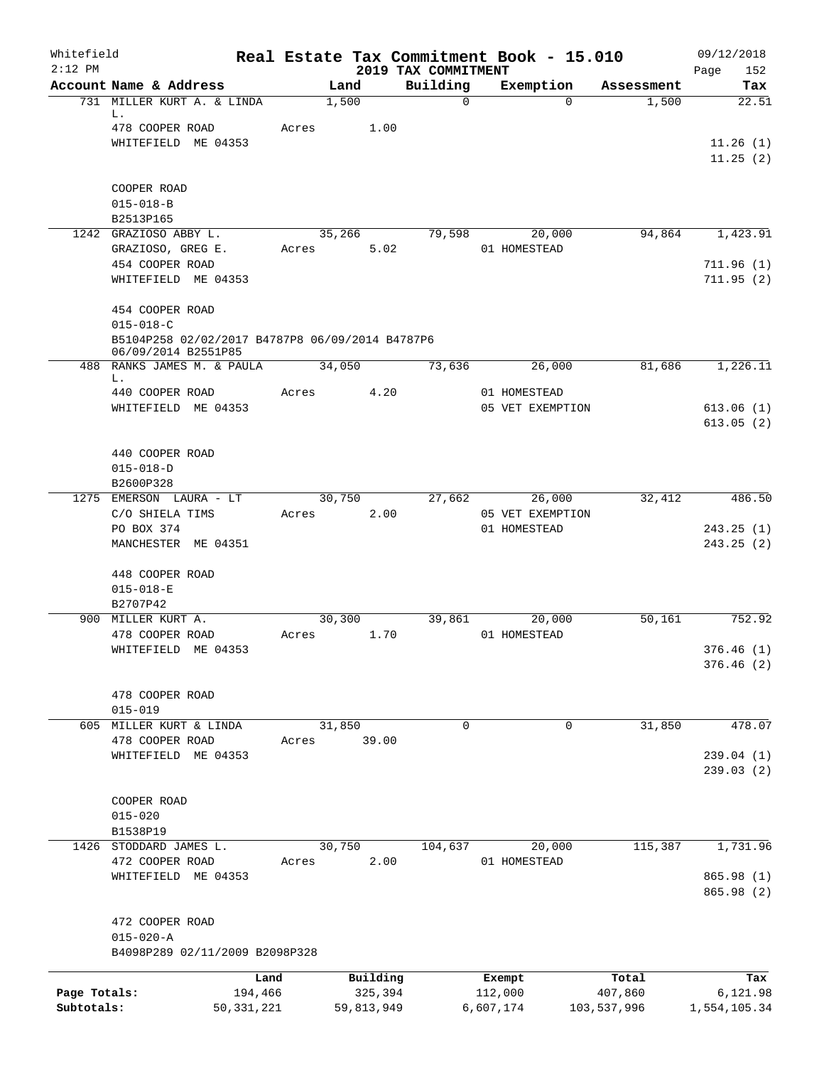Whitefield　　　　Real Estate Tax Commitment Book - 15.010　　　　09/12/2018
2:12 PM　　　　2019 TAX COMMITMENT

| Account Name & Address | Land | Building | Exemption | Assessment | Tax |
|---|---|---|---|---|---|
| 731 MILLER KURT A. & LINDA L. | 1,500 | 0 | 0 | 1,500 | 22.51 |
| 478 COOPER ROAD | Acres 1.00 | | | | |
| WHITEFIELD ME 04353 | | | | | 11.26 (1) |
| | | | | | 11.25 (2) |
| COOPER ROAD | | | | | |
| 015-018-B | | | | | |
| B2513P165 | | | | | |
| 1242 GRAZIOSO ABBY L. | 35,266 | 79,598 | 20,000 | 94,864 | 1,423.91 |
| GRAZIOSO, GREG E. | Acres 5.02 | | 01 HOMESTEAD | | |
| 454 COOPER ROAD | | | | | 711.96 (1) |
| WHITEFIELD ME 04353 | | | | | 711.95 (2) |
| 454 COOPER ROAD | | | | | |
| 015-018-C | | | | | |
| B5104P258 02/02/2017 B4787P8 06/09/2014 B4787P6 06/09/2014 B2551P85 | | | | | |
| 488 RANKS JAMES M. & PAULA L. | 34,050 | 73,636 | 26,000 | 81,686 | 1,226.11 |
| 440 COOPER ROAD | Acres 4.20 | | 01 HOMESTEAD | | |
| WHITEFIELD ME 04353 | | | 05 VET EXEMPTION | | 613.06 (1) |
| | | | | | 613.05 (2) |
| 440 COOPER ROAD | | | | | |
| 015-018-D | | | | | |
| B2600P328 | | | | | |
| 1275 EMERSON LAURA - LT | 30,750 | 27,662 | 26,000 | 32,412 | 486.50 |
| C/O SHIELA TIMS | Acres 2.00 | | 05 VET EXEMPTION | | |
| PO BOX 374 | | | 01 HOMESTEAD | | 243.25 (1) |
| MANCHESTER ME 04351 | | | | | 243.25 (2) |
| 448 COOPER ROAD | | | | | |
| 015-018-E | | | | | |
| B2707P42 | | | | | |
| 900 MILLER KURT A. | 30,300 | 39,861 | 20,000 | 50,161 | 752.92 |
| 478 COOPER ROAD | Acres 1.70 | | 01 HOMESTEAD | | |
| WHITEFIELD ME 04353 | | | | | 376.46 (1) |
| | | | | | 376.46 (2) |
| 478 COOPER ROAD | | | | | |
| 015-019 | | | | | |
| 605 MILLER KURT & LINDA | 31,850 | 0 | 0 | 31,850 | 478.07 |
| 478 COOPER ROAD | Acres 39.00 | | | | |
| WHITEFIELD ME 04353 | | | | | 239.04 (1) |
| | | | | | 239.03 (2) |
| COOPER ROAD | | | | | |
| 015-020 | | | | | |
| B1538P19 | | | | | |
| 1426 STODDARD JAMES L. | 30,750 | 104,637 | 20,000 | 115,387 | 1,731.96 |
| 472 COOPER ROAD | Acres 2.00 | | 01 HOMESTEAD | | |
| WHITEFIELD ME 04353 | | | | | 865.98 (1) |
| | | | | | 865.98 (2) |
| 472 COOPER ROAD | | | | | |
| 015-020-A | | | | | |
| B4098P289 02/11/2009 B2098P328 | | | | | |

| | Land | Building | Exempt | Total | Tax |
|---|---|---|---|---|---|
| Page Totals: | 194,466 | 325,394 | 112,000 | 407,860 | 6,121.98 |
| Subtotals: | 50,331,221 | 59,813,949 | 6,607,174 | 103,537,996 | 1,554,105.34 |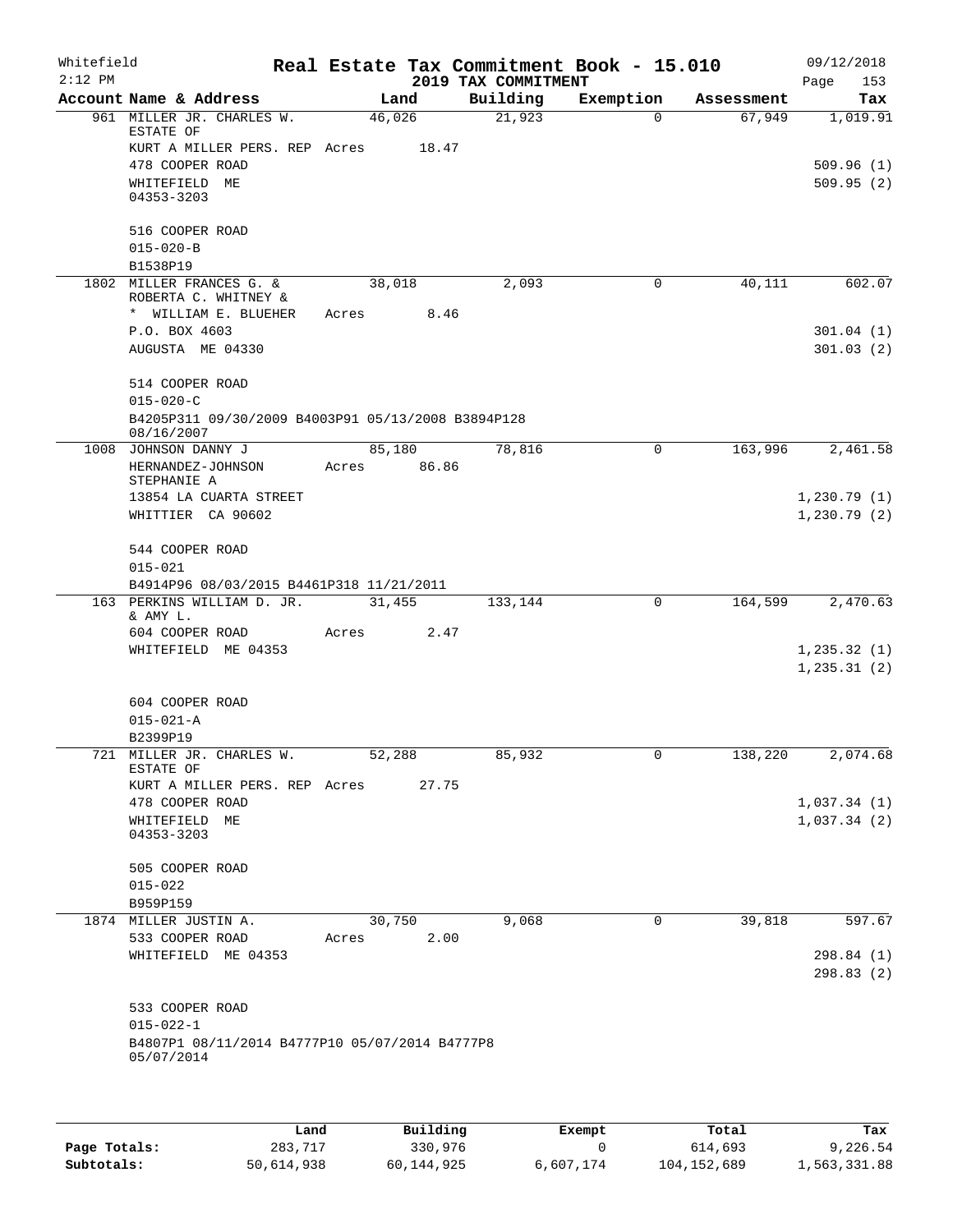Whitefield 2:12 PM

# Real Estate Tax Commitment Book - 15.010

## 2019 TAX COMMITMENT

09/12/2018 Page 153

| Account Name & Address | Land | Building | Exemption | Assessment | Tax |
|---|---|---|---|---|---|
| 961 MILLER JR. CHARLES W. ESTATE OF | 46,026 | 21,923 | 0 | 67,949 | 1,019.91 |
| KURT A MILLER PERS. REP Acres 18.47 | | | | | |
| 478 COOPER ROAD | | | | | 509.96 (1) |
| WHITEFIELD ME 04353-3203 | | | | | 509.95 (2) |
| 516 COOPER ROAD | | | | | |
| 015-020-B | | | | | |
| B1538P19 | | | | | |
| 1802 MILLER FRANCES G. & ROBERTA C. WHITNEY & | 38,018 | 2,093 | 0 | 40,111 | 602.07 |
| * WILLIAM E. BLUEHER Acres 8.46 | | | | | |
| P.O. BOX 4603 | | | | | 301.04 (1) |
| AUGUSTA ME 04330 | | | | | 301.03 (2) |
| 514 COOPER ROAD | | | | | |
| 015-020-C | | | | | |
| B4205P311 09/30/2009 B4003P91 05/13/2008 B3894P128 08/16/2007 | | | | | |
| 1008 JOHNSON DANNY J | 85,180 | 78,816 | 0 | 163,996 | 2,461.58 |
| HERNANDEZ-JOHNSON STEPHANIE A Acres 86.86 | | | | | |
| 13854 LA CUARTA STREET | | | | | 1,230.79 (1) |
| WHITTIER CA 90602 | | | | | 1,230.79 (2) |
| 544 COOPER ROAD | | | | | |
| 015-021 | | | | | |
| B4914P96 08/03/2015 B4461P318 11/21/2011 | | | | | |
| 163 PERKINS WILLIAM D. JR. & AMY L. | 31,455 | 133,144 | 0 | 164,599 | 2,470.63 |
| 604 COOPER ROAD Acres 2.47 | | | | | |
| WHITEFIELD ME 04353 | | | | | 1,235.32 (1) |
| | | | | | 1,235.31 (2) |
| 604 COOPER ROAD | | | | | |
| 015-021-A | | | | | |
| B2399P19 | | | | | |
| 721 MILLER JR. CHARLES W. ESTATE OF | 52,288 | 85,932 | 0 | 138,220 | 2,074.68 |
| KURT A MILLER PERS. REP Acres 27.75 | | | | | |
| 478 COOPER ROAD | | | | | 1,037.34 (1) |
| WHITEFIELD ME 04353-3203 | | | | | 1,037.34 (2) |
| 505 COOPER ROAD | | | | | |
| 015-022 | | | | | |
| B959P159 | | | | | |
| 1874 MILLER JUSTIN A. | 30,750 | 9,068 | 0 | 39,818 | 597.67 |
| 533 COOPER ROAD Acres 2.00 | | | | | |
| WHITEFIELD ME 04353 | | | | | 298.84 (1) |
| | | | | | 298.83 (2) |
| 533 COOPER ROAD | | | | | |
| 015-022-1 | | | | | |
| B4807P1 08/11/2014 B4777P10 05/07/2014 B4777P8 05/07/2014 | | | | | |

| | Land | Building | Exempt | Total | Tax |
|---|---|---|---|---|---|
| Page Totals: | 283,717 | 330,976 | 0 | 614,693 | 9,226.54 |
| Subtotals: | 50,614,938 | 60,144,925 | 6,607,174 | 104,152,689 | 1,563,331.88 |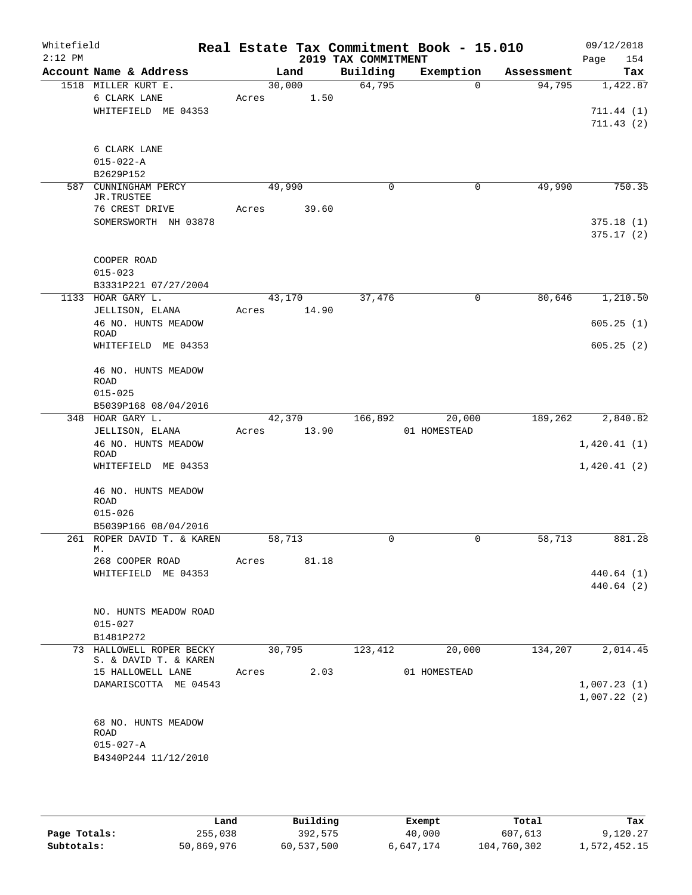Whitefield
2:12 PM

**Real Estate Tax Commitment Book - 15.010**
**2019 TAX COMMITMENT**

09/12/2018
Page 154

| Account Name & Address | Land | Building | Exemption | Assessment | Tax |
|---|---|---|---|---|---|
| 1518 MILLER KURT E. | 30,000 | 64,795 | 0 | 94,795 | 1,422.87 |
| 6 CLARK LANE | Acres 1.50 | | | | |
| WHITEFIELD ME 04353 | | | | | 711.44 (1) |
| | | | | | 711.43 (2) |
| 6 CLARK LANE | | | | | |
| 015-022-A | | | | | |
| B2629P152 | | | | | |
| 587 CUNNINGHAM PERCY JR.TRUSTEE | 49,990 | 0 | 0 | 49,990 | 750.35 |
| 76 CREST DRIVE | Acres 39.60 | | | | |
| SOMERSWORTH NH 03878 | | | | | 375.18 (1) |
| | | | | | 375.17 (2) |
| COOPER ROAD | | | | | |
| 015-023 | | | | | |
| B3331P221 07/27/2004 | | | | | |
| 1133 HOAR GARY L. | 43,170 | 37,476 | 0 | 80,646 | 1,210.50 |
| JELLISON, ELANA | Acres 14.90 | | | | |
| 46 NO. HUNTS MEADOW ROAD | | | | | 605.25 (1) |
| WHITEFIELD ME 04353 | | | | | 605.25 (2) |
| 46 NO. HUNTS MEADOW ROAD | | | | | |
| 015-025 | | | | | |
| B5039P168 08/04/2016 | | | | | |
| 348 HOAR GARY L. | 42,370 | 166,892 | 20,000 | 189,262 | 2,840.82 |
| JELLISON, ELANA | Acres 13.90 | | 01 HOMESTEAD | | |
| 46 NO. HUNTS MEADOW ROAD | | | | | 1,420.41 (1) |
| WHITEFIELD ME 04353 | | | | | 1,420.41 (2) |
| 46 NO. HUNTS MEADOW ROAD | | | | | |
| 015-026 | | | | | |
| B5039P166 08/04/2016 | | | | | |
| 261 ROPER DAVID T. & KAREN M. | 58,713 | 0 | 0 | 58,713 | 881.28 |
| 268 COOPER ROAD | Acres 81.18 | | | | |
| WHITEFIELD ME 04353 | | | | | 440.64 (1) |
| | | | | | 440.64 (2) |
| NO. HUNTS MEADOW ROAD | | | | | |
| 015-027 | | | | | |
| B1481P272 | | | | | |
| 73 HALLOWELL ROPER BECKY S. & DAVID T. & KAREN | 30,795 | 123,412 | 20,000 | 134,207 | 2,014.45 |
| 15 HALLOWELL LANE | Acres 2.03 | | 01 HOMESTEAD | | |
| DAMARISCOTTA ME 04543 | | | | | 1,007.23 (1) |
| | | | | | 1,007.22 (2) |
| 68 NO. HUNTS MEADOW ROAD | | | | | |
| 015-027-A | | | | | |
| B4340P244 11/12/2010 | | | | | |

| | Land | Building | Exempt | Total | Tax |
|---|---|---|---|---|---|
| Page Totals: | 255,038 | 392,575 | 40,000 | 607,613 | 9,120.27 |
| Subtotals: | 50,869,976 | 60,537,500 | 6,647,174 | 104,760,302 | 1,572,452.15 |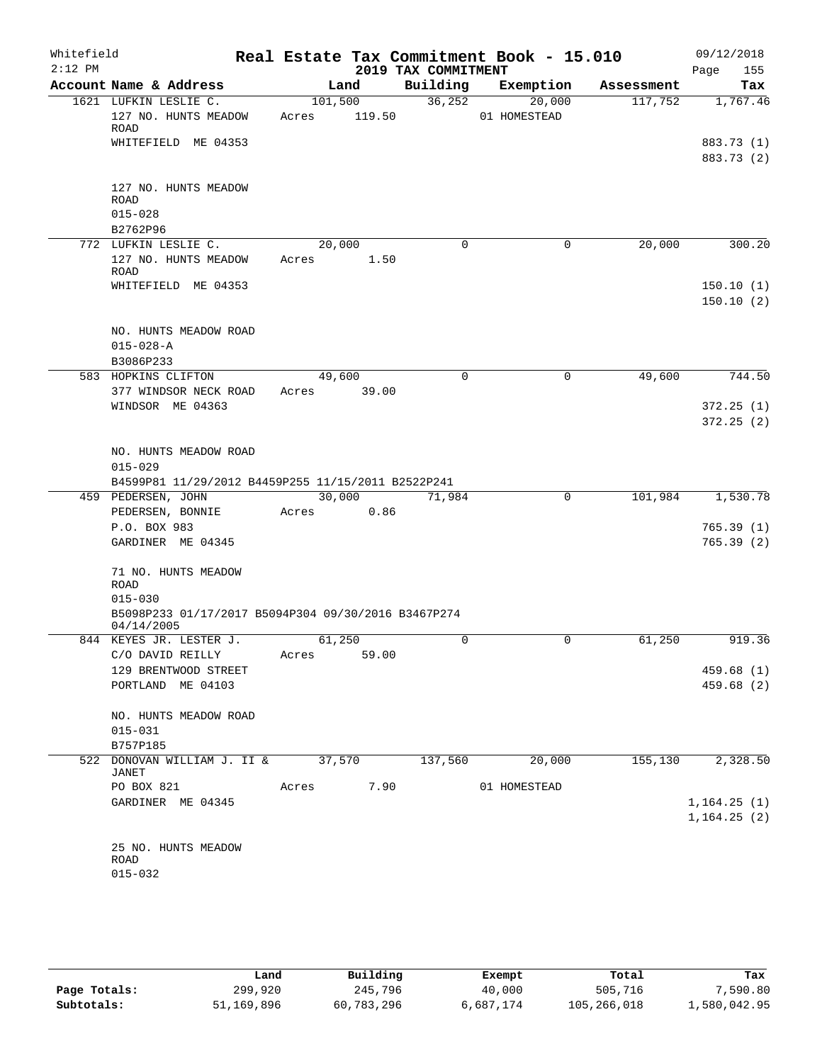Whitefield 2:12 PM

# Real Estate Tax Commitment Book - 15.010

## 2019 TAX COMMITMENT

09/12/2018 Page 155

| Account Name & Address | Land | Building | Exemption | Assessment | Tax |
|---|---|---|---|---|---|
| 1621 LUFKIN LESLIE C. | 101,500 | 36,252 | 20,000 | 117,752 | 1,767.46 |
| 127 NO. HUNTS MEADOW ROAD | Acres 119.50 | | 01 HOMESTEAD | | |
| WHITEFIELD ME 04353 | | | | | 883.73 (1) |
| | | | | | 883.73 (2) |
| 127 NO. HUNTS MEADOW ROAD | | | | | |
| 015-028 | | | | | |
| B2762P96 | | | | | |
| 772 LUFKIN LESLIE C. | 20,000 | 0 | 0 | 20,000 | 300.20 |
| 127 NO. HUNTS MEADOW ROAD | Acres 1.50 | | | | |
| WHITEFIELD ME 04353 | | | | | 150.10 (1) |
| | | | | | 150.10 (2) |
| NO. HUNTS MEADOW ROAD | | | | | |
| 015-028-A | | | | | |
| B3086P233 | | | | | |
| 583 HOPKINS CLIFTON | 49,600 | 0 | 0 | 49,600 | 744.50 |
| 377 WINDSOR NECK ROAD | Acres 39.00 | | | | |
| WINDSOR ME 04363 | | | | | 372.25 (1) |
| | | | | | 372.25 (2) |
| NO. HUNTS MEADOW ROAD | | | | | |
| 015-029 | | | | | |
| B4599P81 11/29/2012 B4459P255 11/15/2011 B2522P241 | | | | | |
| 459 PEDERSEN, JOHN | 30,000 | 71,984 | 0 | 101,984 | 1,530.78 |
| PEDERSEN, BONNIE | Acres 0.86 | | | | |
| P.O. BOX 983 | | | | | 765.39 (1) |
| GARDINER ME 04345 | | | | | 765.39 (2) |
| 71 NO. HUNTS MEADOW ROAD | | | | | |
| 015-030 | | | | | |
| B5098P233 01/17/2017 B5094P304 09/30/2016 B3467P274 04/14/2005 | | | | | |
| 844 KEYES JR. LESTER J. | 61,250 | 0 | 0 | 61,250 | 919.36 |
| C/O DAVID REILLY | Acres 59.00 | | | | |
| 129 BRENTWOOD STREET | | | | | 459.68 (1) |
| PORTLAND ME 04103 | | | | | 459.68 (2) |
| NO. HUNTS MEADOW ROAD | | | | | |
| 015-031 | | | | | |
| B757P185 | | | | | |
| 522 DONOVAN WILLIAM J. II & JANET | 37,570 | 137,560 | 20,000 | 155,130 | 2,328.50 |
| PO BOX 821 | Acres 7.90 | | 01 HOMESTEAD | | |
| GARDINER ME 04345 | | | | | 1,164.25 (1) |
| | | | | | 1,164.25 (2) |
| 25 NO. HUNTS MEADOW ROAD | | | | | |
| 015-032 | | | | | |

| | Land | Building | Exempt | Total | Tax |
|---|---|---|---|---|---|
| Page Totals: | 299,920 | 245,796 | 40,000 | 505,716 | 7,590.80 |
| Subtotals: | 51,169,896 | 60,783,296 | 6,687,174 | 105,266,018 | 1,580,042.95 |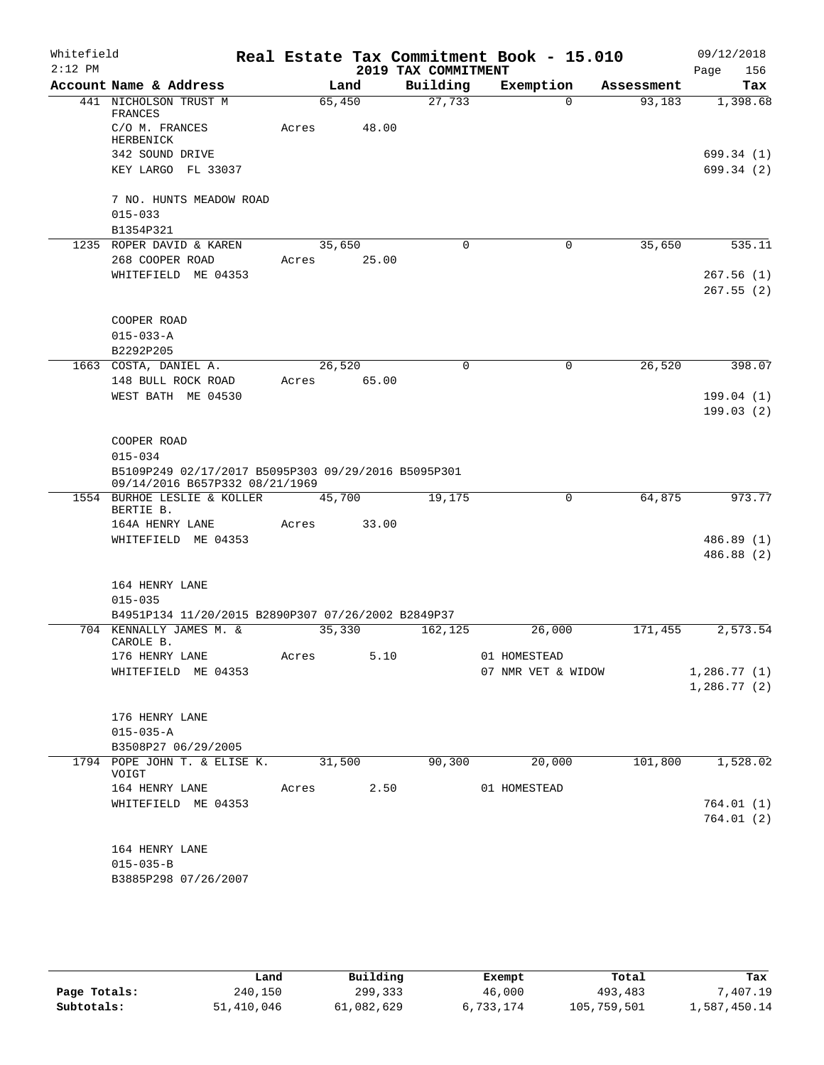Whitefield 2:12 PM

# Real Estate Tax Commitment Book - 15.010

## 2019 TAX COMMITMENT

09/12/2018 Page 156

| Account | Name & Address | Land | Building | Exemption | Assessment | Tax |
|---|---|---|---|---|---|---|
| 441 | NICHOLSON TRUST M FRANCES | 65,450 | 27,733 | 0 | 93,183 | 1,398.68 |
| | C/O M. FRANCES HERBENICK | Acres 48.00 | | | | |
| | 342 SOUND DRIVE | | | | | 699.34 (1) |
| | KEY LARGO FL 33037 | | | | | 699.34 (2) |
| | 7 NO. HUNTS MEADOW ROAD | | | | | |
| | 015-033 | | | | | |
| | B1354P321 | | | | | |
| 1235 | ROPER DAVID & KAREN | 35,650 | 0 | 0 | 35,650 | 535.11 |
| | 268 COOPER ROAD | Acres 25.00 | | | | |
| | WHITEFIELD ME 04353 | | | | | 267.56 (1) |
| | | | | | | 267.55 (2) |
| | COOPER ROAD | | | | | |
| | 015-033-A | | | | | |
| | B2292P205 | | | | | |
| 1663 | COSTA, DANIEL A. | 26,520 | 0 | 0 | 26,520 | 398.07 |
| | 148 BULL ROCK ROAD | Acres 65.00 | | | | |
| | WEST BATH ME 04530 | | | | | 199.04 (1) |
| | | | | | | 199.03 (2) |
| | COOPER ROAD | | | | | |
| | 015-034 | | | | | |
| | B5109P249 02/17/2017 B5095P303 09/29/2016 B5095P301 09/14/2016 B657P332 08/21/1969 | | | | | |
| 1554 | BURHOE LESLIE & KOLLER BERTIE B. | 45,700 | 19,175 | 0 | 64,875 | 973.77 |
| | 164A HENRY LANE | Acres 33.00 | | | | |
| | WHITEFIELD ME 04353 | | | | | 486.89 (1) |
| | | | | | | 486.88 (2) |
| | 164 HENRY LANE | | | | | |
| | 015-035 | | | | | |
| | B4951P134 11/20/2015 B2890P307 07/26/2002 B2849P37 | | | | | |
| 704 | KENNALLY JAMES M. & CAROLE B. | 35,330 | 162,125 | 26,000 | 171,455 | 2,573.54 |
| | 176 HENRY LANE | Acres 5.10 | | 01 HOMESTEAD | | |
| | WHITEFIELD ME 04353 | | | 07 NMR VET & WIDOW | | 1,286.77 (1) |
| | | | | | | 1,286.77 (2) |
| | 176 HENRY LANE | | | | | |
| | 015-035-A | | | | | |
| | B3508P27 06/29/2005 | | | | | |
| 1794 | POPE JOHN T. & ELISE K. VOIGT | 31,500 | 90,300 | 20,000 | 101,800 | 1,528.02 |
| | 164 HENRY LANE | Acres 2.50 | | 01 HOMESTEAD | | |
| | WHITEFIELD ME 04353 | | | | | 764.01 (1) |
| | | | | | | 764.01 (2) |
| | 164 HENRY LANE | | | | | |
| | 015-035-B | | | | | |
| | B3885P298 07/26/2007 | | | | | |

| | Land | Building | Exempt | Total | Tax |
|---|---|---|---|---|---|
| Page Totals: | 240,150 | 299,333 | 46,000 | 493,483 | 7,407.19 |
| Subtotals: | 51,410,046 | 61,082,629 | 6,733,174 | 105,759,501 | 1,587,450.14 |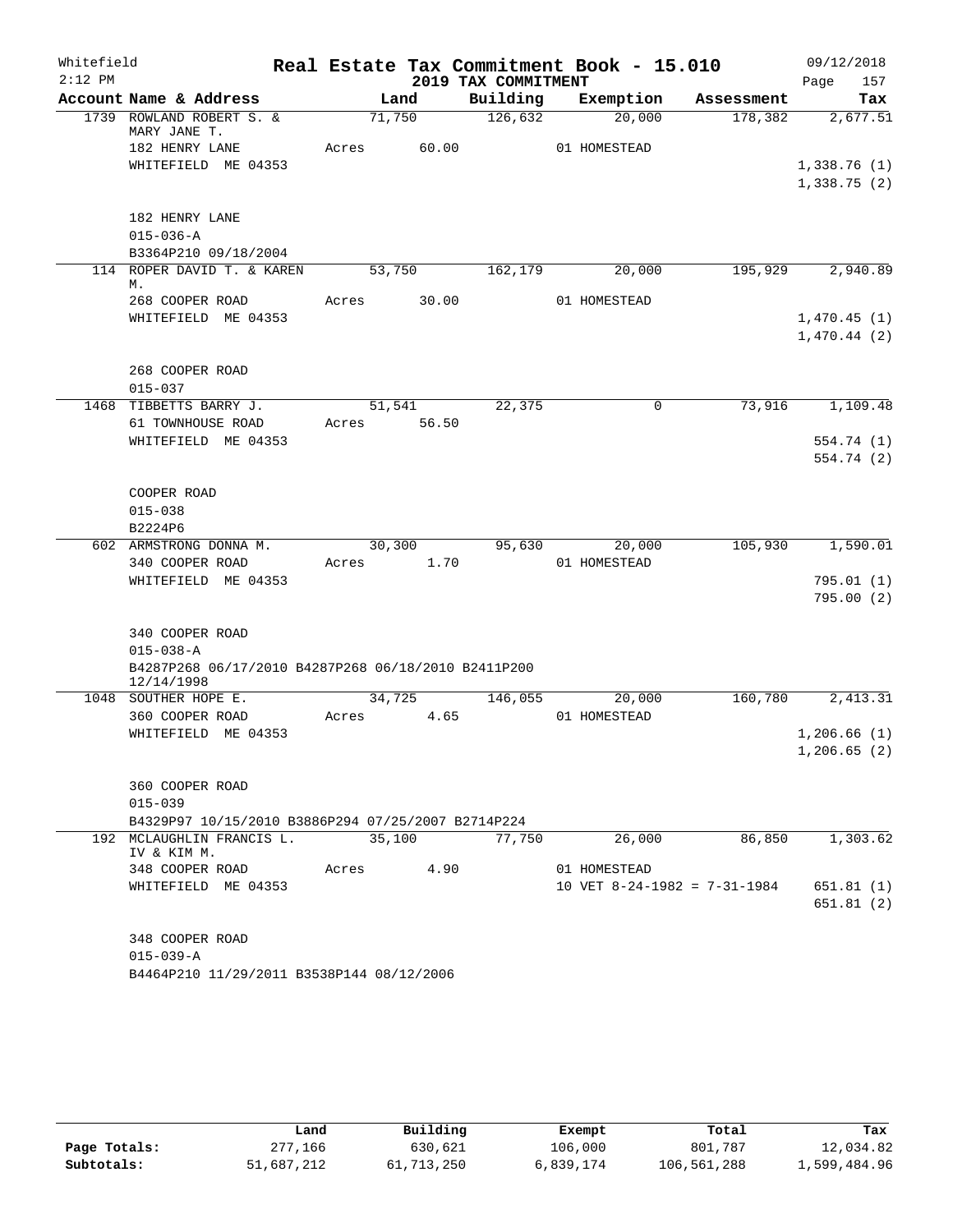Whitefield
2:12 PM

# Real Estate Tax Commitment Book - 15.010
## 2019 TAX COMMITMENT

09/12/2018
Page 157

| Account Name & Address | Land | Building | Exemption | Assessment | Tax |
|---|---|---|---|---|---|
| 1739 ROWLAND ROBERT S. & MARY JANE T. | 71,750 | 126,632 | 20,000 | 178,382 | 2,677.51 |
| 182 HENRY LANE | Acres 60.00 | | 01 HOMESTEAD | | |
| WHITEFIELD ME 04353 | | | | | 1,338.76 (1) |
| | | | | | 1,338.75 (2) |
| 182 HENRY LANE | | | | | |
| 015-036-A | | | | | |
| B3364P210 09/18/2004 | | | | | |
| 114 ROPER DAVID T. & KAREN M. | 53,750 | 162,179 | 20,000 | 195,929 | 2,940.89 |
| 268 COOPER ROAD | Acres 30.00 | | 01 HOMESTEAD | | |
| WHITEFIELD ME 04353 | | | | | 1,470.45 (1) |
| | | | | | 1,470.44 (2) |
| 268 COOPER ROAD | | | | | |
| 015-037 | | | | | |
| 1468 TIBBETTS BARRY J. | 51,541 | 22,375 | 0 | 73,916 | 1,109.48 |
| 61 TOWNHOUSE ROAD | Acres 56.50 | | | | |
| WHITEFIELD ME 04353 | | | | | 554.74 (1) |
| | | | | | 554.74 (2) |
| COOPER ROAD | | | | | |
| 015-038 | | | | | |
| B2224P6 | | | | | |
| 602 ARMSTRONG DONNA M. | 30,300 | 95,630 | 20,000 | 105,930 | 1,590.01 |
| 340 COOPER ROAD | Acres 1.70 | | 01 HOMESTEAD | | |
| WHITEFIELD ME 04353 | | | | | 795.01 (1) |
| | | | | | 795.00 (2) |
| 340 COOPER ROAD | | | | | |
| 015-038-A | | | | | |
| B4287P268 06/17/2010 B4287P268 06/18/2010 B2411P200 12/14/1998 | | | | | |
| 1048 SOUTHER HOPE E. | 34,725 | 146,055 | 20,000 | 160,780 | 2,413.31 |
| 360 COOPER ROAD | Acres 4.65 | | 01 HOMESTEAD | | |
| WHITEFIELD ME 04353 | | | | | 1,206.66 (1) |
| | | | | | 1,206.65 (2) |
| 360 COOPER ROAD | | | | | |
| 015-039 | | | | | |
| B4329P97 10/15/2010 B3886P294 07/25/2007 B2714P224 | | | | | |
| 192 MCLAUGHLIN FRANCIS L. IV & KIM M. | 35,100 | 77,750 | 26,000 | 86,850 | 1,303.62 |
| 348 COOPER ROAD | Acres 4.90 | | 01 HOMESTEAD | | |
| WHITEFIELD ME 04353 | | | 10 VET 8-24-1982 = 7-31-1984 | | 651.81 (1) |
| | | | | | 651.81 (2) |
| 348 COOPER ROAD | | | | | |
| 015-039-A | | | | | |
| B4464P210 11/29/2011 B3538P144 08/12/2006 | | | | | |

| | Land | Building | Exempt | Total | Tax |
|---|---|---|---|---|---|
| Page Totals: | 277,166 | 630,621 | 106,000 | 801,787 | 12,034.82 |
| Subtotals: | 51,687,212 | 61,713,250 | 6,839,174 | 106,561,288 | 1,599,484.96 |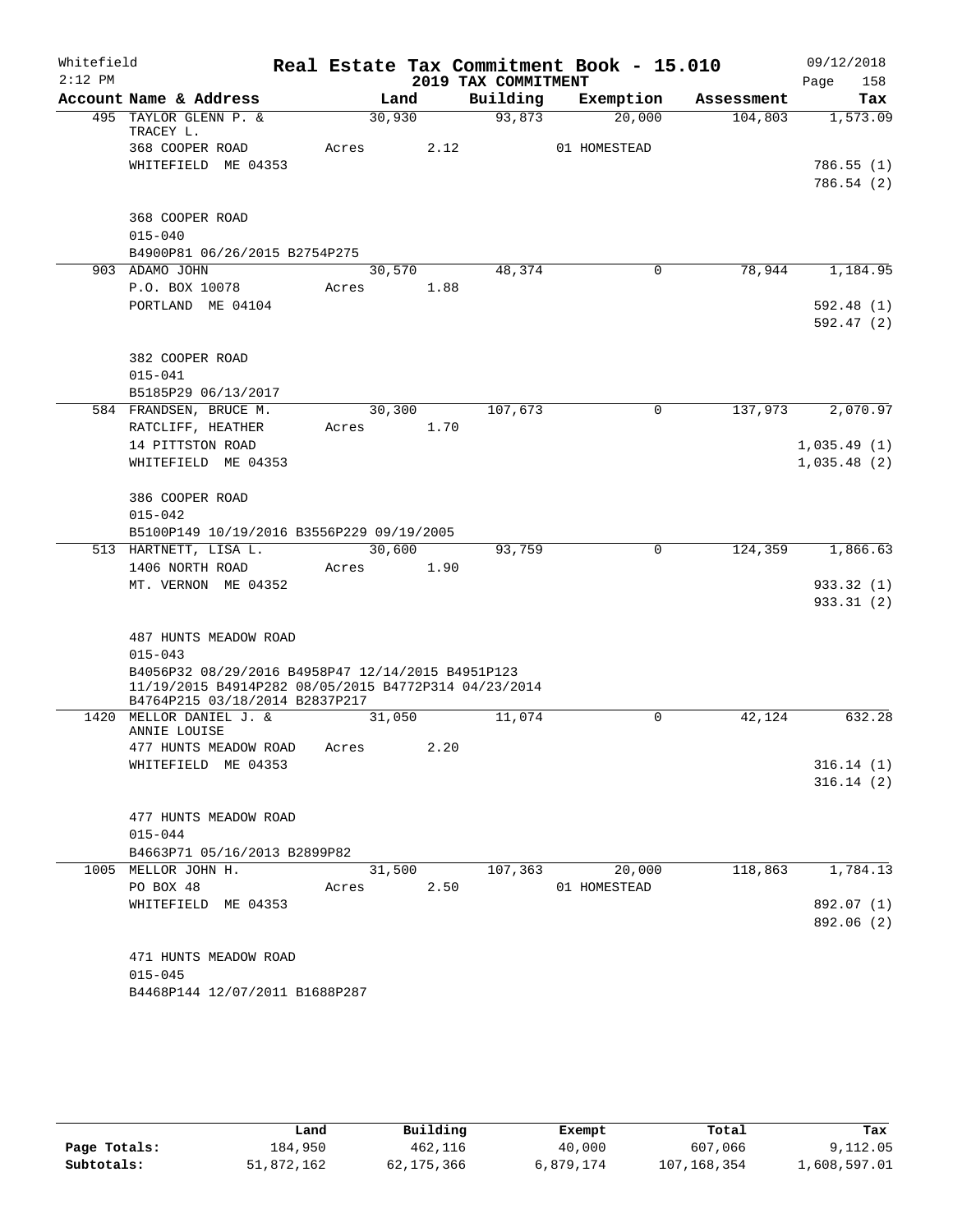Whitefield　　　　　　　　　　　　Real Estate Tax Commitment Book - 15.010　　　　　　09/12/2018
2:12 PM　　　　　　　　　　　　　　　　2019 TAX COMMITMENT

| Account Name & Address | Land | Building | Exemption | Assessment | Tax |
|---|---|---|---|---|---|
| 495 TAYLOR GLENN P. & TRACEY L. | 30,930 | 93,873 | 20,000 | 104,803 | 1,573.09 |
| 368 COOPER ROAD | Acres 2.12 | | 01 HOMESTEAD | | |
| WHITEFIELD ME 04353 | | | | | 786.55 (1) |
| | | | | | 786.54 (2) |
| 368 COOPER ROAD | | | | | |
| 015-040 | | | | | |
| B4900P81 06/26/2015 B2754P275 | | | | | |
| 903 ADAMO JOHN | 30,570 | 48,374 | 0 | 78,944 | 1,184.95 |
| P.O. BOX 10078 | Acres 1.88 | | | | |
| PORTLAND ME 04104 | | | | | 592.48 (1) |
| | | | | | 592.47 (2) |
| 382 COOPER ROAD | | | | | |
| 015-041 | | | | | |
| B5185P29 06/13/2017 | | | | | |
| 584 FRANDSEN, BRUCE M. | 30,300 | 107,673 | 0 | 137,973 | 2,070.97 |
| RATCLIFF, HEATHER | Acres 1.70 | | | | |
| 14 PITTSTON ROAD | | | | | 1,035.49 (1) |
| WHITEFIELD ME 04353 | | | | | 1,035.48 (2) |
| 386 COOPER ROAD | | | | | |
| 015-042 | | | | | |
| B5100P149 10/19/2016 B3556P229 09/19/2005 | | | | | |
| 513 HARTNETT, LISA L. | 30,600 | 93,759 | 0 | 124,359 | 1,866.63 |
| 1406 NORTH ROAD | Acres 1.90 | | | | |
| MT. VERNON ME 04352 | | | | | 933.32 (1) |
| | | | | | 933.31 (2) |
| 487 HUNTS MEADOW ROAD | | | | | |
| 015-043 | | | | | |
| B4056P32 08/29/2016 B4958P47 12/14/2015 B4951P123 11/19/2015 B4914P282 08/05/2015 B4772P314 04/23/2014 B4764P215 03/18/2014 B2837P217 | | | | | |
| 1420 MELLOR DANIEL J. & ANNIE LOUISE | 31,050 | 11,074 | 0 | 42,124 | 632.28 |
| 477 HUNTS MEADOW ROAD | Acres 2.20 | | | | |
| WHITEFIELD ME 04353 | | | | | 316.14 (1) |
| | | | | | 316.14 (2) |
| 477 HUNTS MEADOW ROAD | | | | | |
| 015-044 | | | | | |
| B4663P71 05/16/2013 B2899P82 | | | | | |
| 1005 MELLOR JOHN H. | 31,500 | 107,363 | 20,000 | 118,863 | 1,784.13 |
| PO BOX 48 | Acres 2.50 | | 01 HOMESTEAD | | |
| WHITEFIELD ME 04353 | | | | | 892.07 (1) |
| | | | | | 892.06 (2) |
| 471 HUNTS MEADOW ROAD | | | | | |
| 015-045 | | | | | |
| B4468P144 12/07/2011 B1688P287 | | | | | |

| | Land | Building | Exempt | Total | Tax |
|---|---|---|---|---|---|
| Page Totals: | 184,950 | 462,116 | 40,000 | 607,066 | 9,112.05 |
| Subtotals: | 51,872,162 | 62,175,366 | 6,879,174 | 107,168,354 | 1,608,597.01 |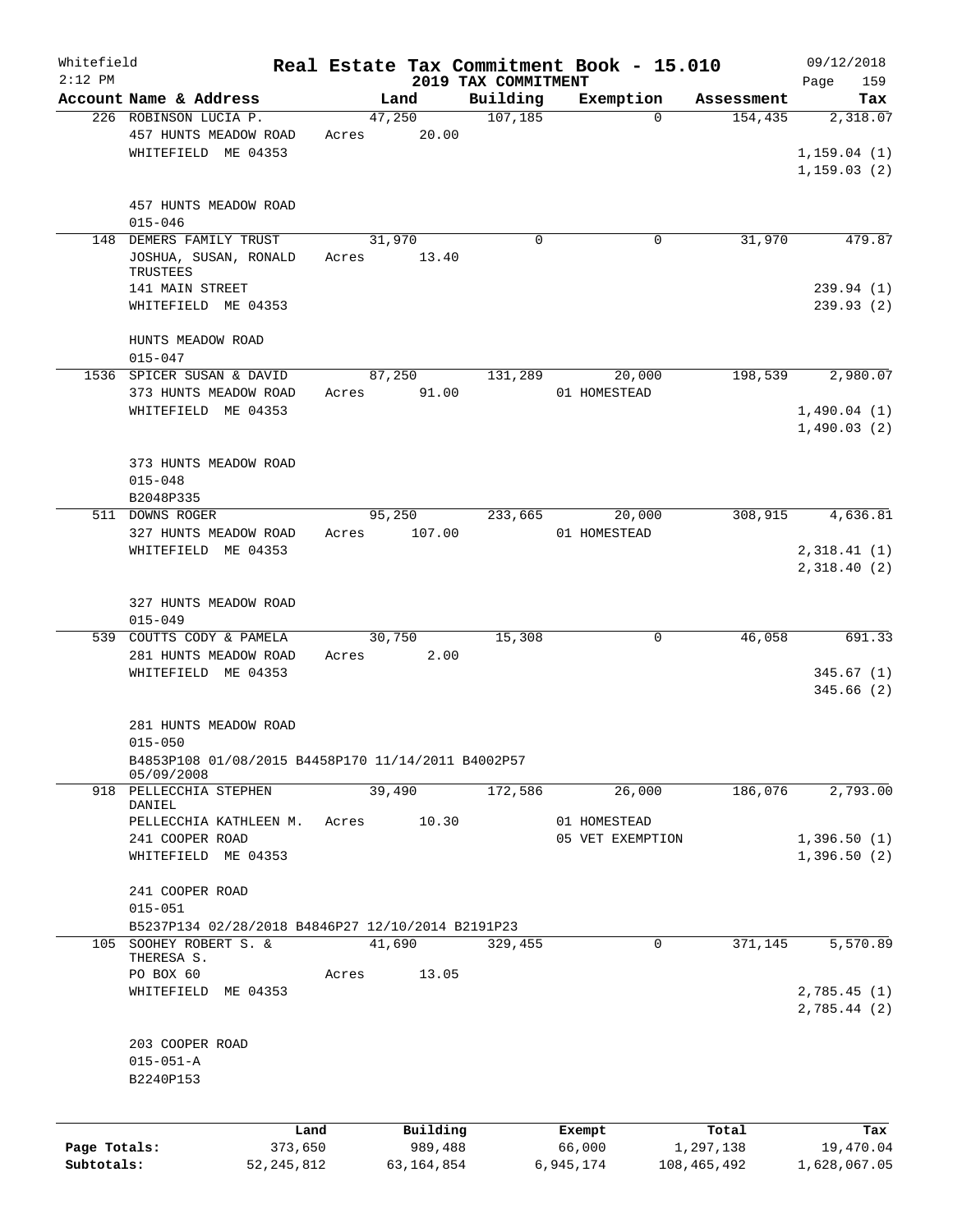Whitefield 2:12 PM

# Real Estate Tax Commitment Book - 15.010

## 2019 TAX COMMITMENT

09/12/2018 Page 159

| Account Name & Address | Land | Building | Exemption | Assessment | Tax |
|---|---|---|---|---|---|
| 226 ROBINSON LUCIA P. | 47,250 | 107,185 | 0 | 154,435 | 2,318.07 |
| 457 HUNTS MEADOW ROAD | Acres 20.00 | | | | |
| WHITEFIELD ME 04353 | | | | | 1,159.04 (1) |
| | | | | | 1,159.03 (2) |
| 457 HUNTS MEADOW ROAD | | | | | |
| 015-046 | | | | | |
| 148 DEMERS FAMILY TRUST | 31,970 | 0 | 0 | 31,970 | 479.87 |
| JOSHUA, SUSAN, RONALD TRUSTEES | Acres 13.40 | | | | |
| 141 MAIN STREET | | | | | 239.94 (1) |
| WHITEFIELD ME 04353 | | | | | 239.93 (2) |
| HUNTS MEADOW ROAD | | | | | |
| 015-047 | | | | | |
| 1536 SPICER SUSAN & DAVID | 87,250 | 131,289 | 20,000 | 198,539 | 2,980.07 |
| 373 HUNTS MEADOW ROAD | Acres 91.00 | | 01 HOMESTEAD | | |
| WHITEFIELD ME 04353 | | | | | 1,490.04 (1) |
| | | | | | 1,490.03 (2) |
| 373 HUNTS MEADOW ROAD | | | | | |
| 015-048 | | | | | |
| B2048P335 | | | | | |
| 511 DOWNS ROGER | 95,250 | 233,665 | 20,000 | 308,915 | 4,636.81 |
| 327 HUNTS MEADOW ROAD | Acres 107.00 | | 01 HOMESTEAD | | |
| WHITEFIELD ME 04353 | | | | | 2,318.41 (1) |
| | | | | | 2,318.40 (2) |
| 327 HUNTS MEADOW ROAD | | | | | |
| 015-049 | | | | | |
| 539 COUTTS CODY & PAMELA | 30,750 | 15,308 | 0 | 46,058 | 691.33 |
| 281 HUNTS MEADOW ROAD | Acres 2.00 | | | | |
| WHITEFIELD ME 04353 | | | | | 345.67 (1) |
| | | | | | 345.66 (2) |
| 281 HUNTS MEADOW ROAD | | | | | |
| 015-050 | | | | | |
| B4853P108 01/08/2015 B4458P170 11/14/2011 B4002P57 05/09/2008 | | | | | |
| 918 PELLECCHIA STEPHEN DANIEL | 39,490 | 172,586 | 26,000 | 186,076 | 2,793.00 |
| PELLECCHIA KATHLEEN M. | Acres 10.30 | | 01 HOMESTEAD | | |
| 241 COOPER ROAD | | | 05 VET EXEMPTION | | 1,396.50 (1) |
| WHITEFIELD ME 04353 | | | | | 1,396.50 (2) |
| 241 COOPER ROAD | | | | | |
| 015-051 | | | | | |
| B5237P134 02/28/2018 B4846P27 12/10/2014 B2191P23 | | | | | |
| 105 SOOHEY ROBERT S. & THERESA S. | 41,690 | 329,455 | 0 | 371,145 | 5,570.89 |
| PO BOX 60 | Acres 13.05 | | | | |
| WHITEFIELD ME 04353 | | | | | 2,785.45 (1) |
| | | | | | 2,785.44 (2) |
| 203 COOPER ROAD | | | | | |
| 015-051-A | | | | | |
| B2240P153 | | | | | |

| | Land | Building | Exempt | Total | Tax |
|---|---|---|---|---|---|
| Page Totals: | 373,650 | 989,488 | 66,000 | 1,297,138 | 19,470.04 |
| Subtotals: | 52,245,812 | 63,164,854 | 6,945,174 | 108,465,492 | 1,628,067.05 |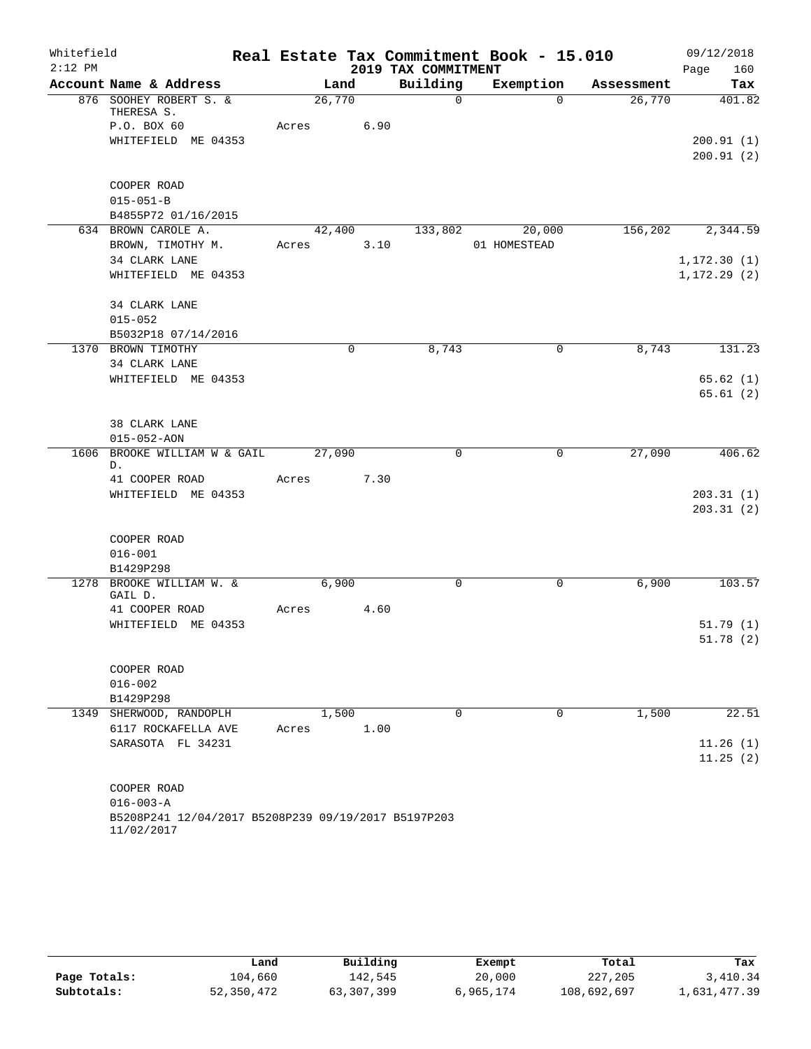Whitefield
2:12 PM

# Real Estate Tax Commitment Book - 15.010
## 2019 TAX COMMITMENT

09/12/2018

| Account Name & Address | Land | Building | Exemption | Assessment | Tax |
|---|---|---|---|---|---|
| 876 SOOHEY ROBERT S. & THERESA S. | 26,770 | 0 | 0 | 26,770 | 401.82 |
| P.O. BOX 60 | Acres 6.90 | | | | |
| WHITEFIELD ME 04353 | | | | | 200.91 (1) |
| | | | | | 200.91 (2) |
| COOPER ROAD | | | | | |
| 015-051-B | | | | | |
| B4855P72 01/16/2015 | | | | | |
| 634 BROWN CAROLE A. | 42,400 | 133,802 | 20,000 | 156,202 | 2,344.59 |
| BROWN, TIMOTHY M. | Acres 3.10 | | 01 HOMESTEAD | | |
| 34 CLARK LANE | | | | | 1,172.30 (1) |
| WHITEFIELD ME 04353 | | | | | 1,172.29 (2) |
| 34 CLARK LANE | | | | | |
| 015-052 | | | | | |
| B5032P18 07/14/2016 | | | | | |
| 1370 BROWN TIMOTHY | 0 | 8,743 | 0 | 8,743 | 131.23 |
| 34 CLARK LANE | | | | | |
| WHITEFIELD ME 04353 | | | | | 65.62 (1) |
| | | | | | 65.61 (2) |
| 38 CLARK LANE | | | | | |
| 015-052-AON | | | | | |
| 1606 BROOKE WILLIAM W & GAIL D. | 27,090 | 0 | 0 | 27,090 | 406.62 |
| 41 COOPER ROAD | Acres 7.30 | | | | |
| WHITEFIELD ME 04353 | | | | | 203.31 (1) |
| | | | | | 203.31 (2) |
| COOPER ROAD | | | | | |
| 016-001 | | | | | |
| B1429P298 | | | | | |
| 1278 BROOKE WILLIAM W. & GAIL D. | 6,900 | 0 | 0 | 6,900 | 103.57 |
| 41 COOPER ROAD | Acres 4.60 | | | | |
| WHITEFIELD ME 04353 | | | | | 51.79 (1) |
| | | | | | 51.78 (2) |
| COOPER ROAD | | | | | |
| 016-002 | | | | | |
| B1429P298 | | | | | |
| 1349 SHERWOOD, RANDOPLH | 1,500 | 0 | 0 | 1,500 | 22.51 |
| 6117 ROCKAFELLA AVE | Acres 1.00 | | | | |
| SARASOTA FL 34231 | | | | | 11.26 (1) |
| | | | | | 11.25 (2) |
| COOPER ROAD | | | | | |
| 016-003-A | | | | | |
| B5208P241 12/04/2017 B5208P239 09/19/2017 B5197P203 11/02/2017 | | | | | |

| | Land | Building | Exempt | Total | Tax |
|---|---|---|---|---|---|
| Page Totals: | 104,660 | 142,545 | 20,000 | 227,205 | 3,410.34 |
| Subtotals: | 52,350,472 | 63,307,399 | 6,965,174 | 108,692,697 | 1,631,477.39 |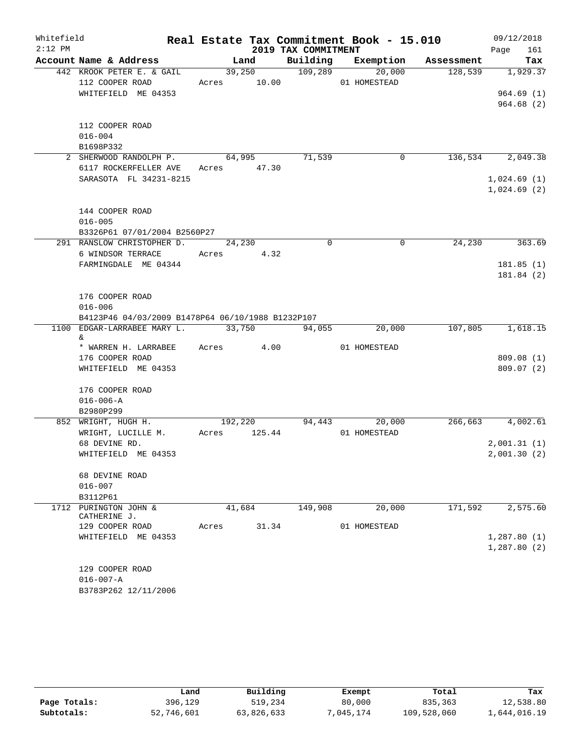Whitefield 2:12 PM

# Real Estate Tax Commitment Book - 15.010

## 2019 TAX COMMITMENT

09/12/2018 Page 161

| Account Name & Address | Land | Building | Exemption | Assessment | Tax |
|---|---|---|---|---|---|
| 442 KROOK PETER E. & GAIL | 39,250 | 109,289 | 20,000 | 128,539 | 1,929.37 |
| 112 COOPER ROAD | Acres 10.00 | | 01 HOMESTEAD | | |
| WHITEFIELD ME 04353 | | | | | 964.69 (1) |
| | | | | | 964.68 (2) |
| 112 COOPER ROAD | | | | | |
| 016-004 | | | | | |
| B1698P332 | | | | | |
| 2 SHERWOOD RANDOLPH P. | 64,995 | 71,539 | 0 | 136,534 | 2,049.38 |
| 6117 ROCKERFELLER AVE | Acres 47.30 | | | | |
| SARASOTA FL 34231-8215 | | | | | 1,024.69 (1) |
| | | | | | 1,024.69 (2) |
| 144 COOPER ROAD | | | | | |
| 016-005 | | | | | |
| B3326P61 07/01/2004 B2560P27 | | | | | |
| 291 RANSLOW CHRISTOPHER D. | 24,230 | 0 | 0 | 24,230 | 363.69 |
| 6 WINDSOR TERRACE | Acres 4.32 | | | | |
| FARMINGDALE ME 04344 | | | | | 181.85 (1) |
| | | | | | 181.84 (2) |
| 176 COOPER ROAD | | | | | |
| 016-006 | | | | | |
| B4123P46 04/03/2009 B1478P64 06/10/1988 B1232P107 | | | | | |
| 1100 EDGAR-LARRABEE MARY L. & | 33,750 | 94,055 | 20,000 | 107,805 | 1,618.15 |
| * WARREN H. LARRABEE | Acres 4.00 | | 01 HOMESTEAD | | |
| 176 COOPER ROAD | | | | | 809.08 (1) |
| WHITEFIELD ME 04353 | | | | | 809.07 (2) |
| 176 COOPER ROAD | | | | | |
| 016-006-A | | | | | |
| B2980P299 | | | | | |
| 852 WRIGHT, HUGH H. | 192,220 | 94,443 | 20,000 | 266,663 | 4,002.61 |
| WRIGHT, LUCILLE M. | Acres 125.44 | | 01 HOMESTEAD | | |
| 68 DEVINE RD. | | | | | 2,001.31 (1) |
| WHITEFIELD ME 04353 | | | | | 2,001.30 (2) |
| 68 DEVINE ROAD | | | | | |
| 016-007 | | | | | |
| B3112P61 | | | | | |
| 1712 PURINGTON JOHN & CATHERINE J. | 41,684 | 149,908 | 20,000 | 171,592 | 2,575.60 |
| 129 COOPER ROAD | Acres 31.34 | | 01 HOMESTEAD | | |
| WHITEFIELD ME 04353 | | | | | 1,287.80 (1) |
| | | | | | 1,287.80 (2) |
| 129 COOPER ROAD | | | | | |
| 016-007-A | | | | | |
| B3783P262 12/11/2006 | | | | | |

| | Land | Building | Exempt | Total | Tax |
|---|---|---|---|---|---|
| Page Totals: | 396,129 | 519,234 | 80,000 | 835,363 | 12,538.80 |
| Subtotals: | 52,746,601 | 63,826,633 | 7,045,174 | 109,528,060 | 1,644,016.19 |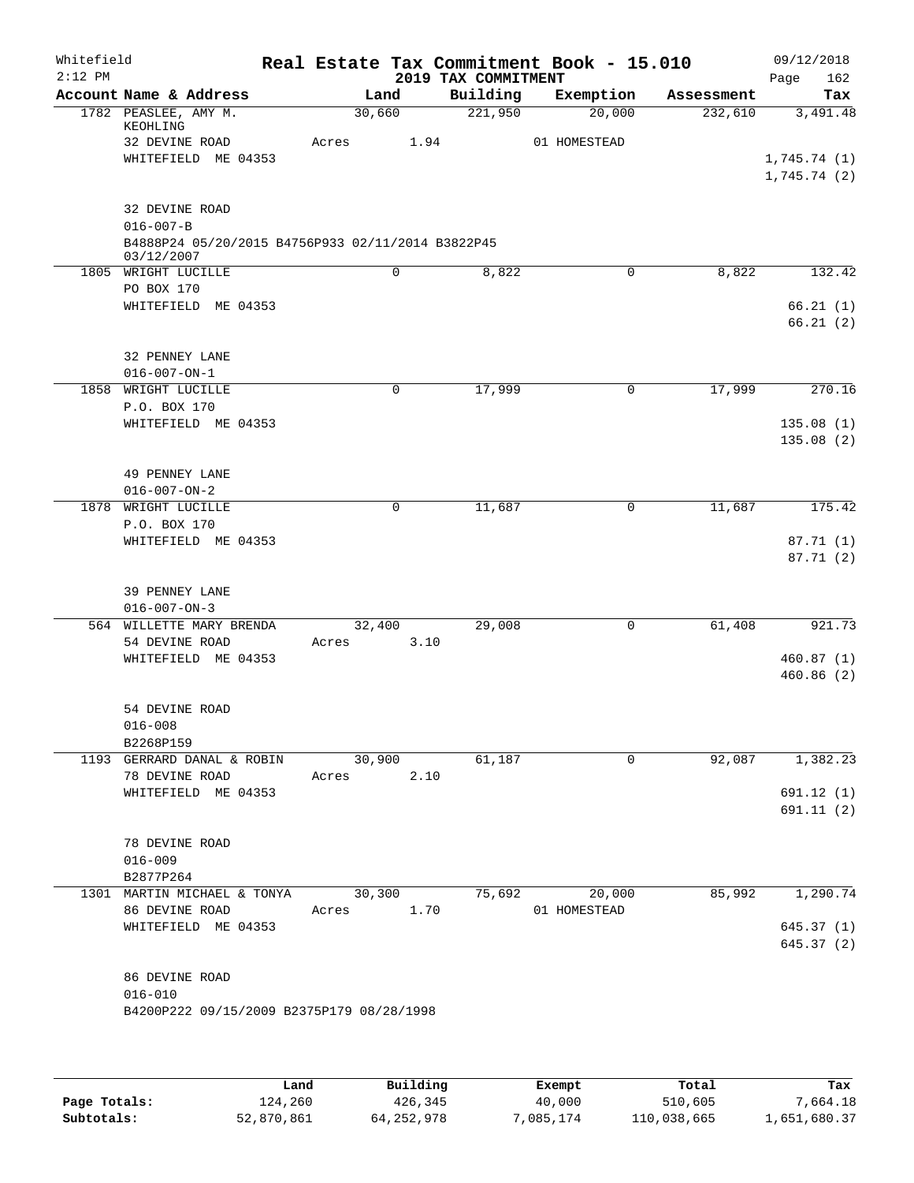Whitefield 2:12 PM

**Real Estate Tax Commitment Book - 15.010**
**2019 TAX COMMITMENT**

09/12/2018

| Account Name & Address | Land | Building | Exemption | Assessment | Tax |
|---|---|---|---|---|---|
| 1782 PEASLEE, AMY M. KEOHLING | 30,660 | 221,950 | 20,000 | 232,610 | 3,491.48 |
| 32 DEVINE ROAD | Acres 1.94 | | 01 HOMESTEAD | | |
| WHITEFIELD ME 04353 | | | | | 1,745.74 (1) |
| | | | | | 1,745.74 (2) |
| 32 DEVINE ROAD | | | | | |
| 016-007-B | | | | | |
| B4888P24 05/20/2015 B4756P933 02/11/2014 B3822P45 03/12/2007 | | | | | |
| 1805 WRIGHT LUCILLE | 0 | 8,822 | 0 | 8,822 | 132.42 |
| PO BOX 170 | | | | | |
| WHITEFIELD ME 04353 | | | | | 66.21 (1) |
| | | | | | 66.21 (2) |
| 32 PENNEY LANE | | | | | |
| 016-007-ON-1 | | | | | |
| 1858 WRIGHT LUCILLE | 0 | 17,999 | 0 | 17,999 | 270.16 |
| P.O. BOX 170 | | | | | |
| WHITEFIELD ME 04353 | | | | | 135.08 (1) |
| | | | | | 135.08 (2) |
| 49 PENNEY LANE | | | | | |
| 016-007-ON-2 | | | | | |
| 1878 WRIGHT LUCILLE | 0 | 11,687 | 0 | 11,687 | 175.42 |
| P.O. BOX 170 | | | | | |
| WHITEFIELD ME 04353 | | | | | 87.71 (1) |
| | | | | | 87.71 (2) |
| 39 PENNEY LANE | | | | | |
| 016-007-ON-3 | | | | | |
| 564 WILLETTE MARY BRENDA | 32,400 | 29,008 | 0 | 61,408 | 921.73 |
| 54 DEVINE ROAD | Acres 3.10 | | | | |
| WHITEFIELD ME 04353 | | | | | 460.87 (1) |
| | | | | | 460.86 (2) |
| 54 DEVINE ROAD | | | | | |
| 016-008 | | | | | |
| B2268P159 | | | | | |
| 1193 GERRARD DANAL & ROBIN | 30,900 | 61,187 | 0 | 92,087 | 1,382.23 |
| 78 DEVINE ROAD | Acres 2.10 | | | | |
| WHITEFIELD ME 04353 | | | | | 691.12 (1) |
| | | | | | 691.11 (2) |
| 78 DEVINE ROAD | | | | | |
| 016-009 | | | | | |
| B2877P264 | | | | | |
| 1301 MARTIN MICHAEL & TONYA | 30,300 | 75,692 | 20,000 | 85,992 | 1,290.74 |
| 86 DEVINE ROAD | Acres 1.70 | | 01 HOMESTEAD | | |
| WHITEFIELD ME 04353 | | | | | 645.37 (1) |
| | | | | | 645.37 (2) |
| 86 DEVINE ROAD | | | | | |
| 016-010 | | | | | |
| B4200P222 09/15/2009 B2375P179 08/28/1998 | | | | | |

| | Land | Building | Exempt | Total | Tax |
|---|---|---|---|---|---|
| Page Totals: | 124,260 | 426,345 | 40,000 | 510,605 | 7,664.18 |
| Subtotals: | 52,870,861 | 64,252,978 | 7,085,174 | 110,038,665 | 1,651,680.37 |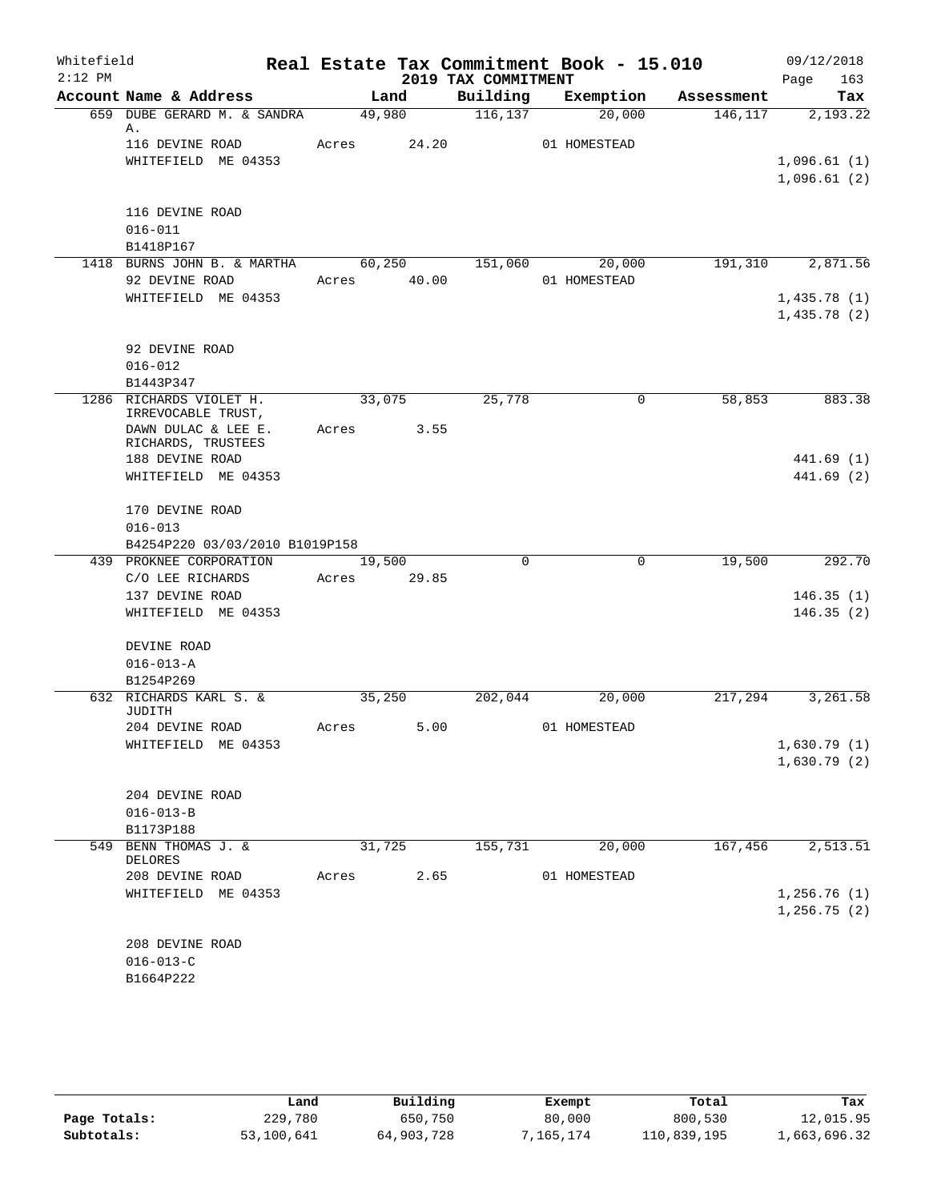Whitefield 2:12 PM — Real Estate Tax Commitment Book - 15.010 — 2019 TAX COMMITMENT — 09/12/2018 Page 163

| Account Name & Address | Land | Building | Exemption | Assessment | Tax |
|---|---|---|---|---|---|
| 659 DUBE GERARD M. & SANDRA A. | 49,980 | 116,137 | 20,000 | 146,117 | 2,193.22 |
| 116 DEVINE ROAD | Acres 24.20 | | 01 HOMESTEAD | | |
| WHITEFIELD ME 04353 | | | | | 1,096.61 (1) |
| | | | | | 1,096.61 (2) |
| 116 DEVINE ROAD | | | | | |
| 016-011 | | | | | |
| B1418P167 | | | | | |
| 1418 BURNS JOHN B. & MARTHA | 60,250 | 151,060 | 20,000 | 191,310 | 2,871.56 |
| 92 DEVINE ROAD | Acres 40.00 | | 01 HOMESTEAD | | |
| WHITEFIELD ME 04353 | | | | | 1,435.78 (1) |
| | | | | | 1,435.78 (2) |
| 92 DEVINE ROAD | | | | | |
| 016-012 | | | | | |
| B1443P347 | | | | | |
| 1286 RICHARDS VIOLET H. IRREVOCABLE TRUST, | 33,075 | 25,778 | 0 | 58,853 | 883.38 |
| DAWN DULAC & LEE E. RICHARDS, TRUSTEES | Acres 3.55 | | | | |
| 188 DEVINE ROAD | | | | | 441.69 (1) |
| WHITEFIELD ME 04353 | | | | | 441.69 (2) |
| 170 DEVINE ROAD | | | | | |
| 016-013 | | | | | |
| B4254P220 03/03/2010 B1019P158 | | | | | |
| 439 PROKNEE CORPORATION | 19,500 | 0 | 0 | 19,500 | 292.70 |
| C/O LEE RICHARDS | Acres 29.85 | | | | |
| 137 DEVINE ROAD | | | | | 146.35 (1) |
| WHITEFIELD ME 04353 | | | | | 146.35 (2) |
| DEVINE ROAD | | | | | |
| 016-013-A | | | | | |
| B1254P269 | | | | | |
| 632 RICHARDS KARL S. & JUDITH | 35,250 | 202,044 | 20,000 | 217,294 | 3,261.58 |
| 204 DEVINE ROAD | Acres 5.00 | | 01 HOMESTEAD | | |
| WHITEFIELD ME 04353 | | | | | 1,630.79 (1) |
| | | | | | 1,630.79 (2) |
| 204 DEVINE ROAD | | | | | |
| 016-013-B | | | | | |
| B1173P188 | | | | | |
| 549 BENN THOMAS J. & DELORES | 31,725 | 155,731 | 20,000 | 167,456 | 2,513.51 |
| 208 DEVINE ROAD | Acres 2.65 | | 01 HOMESTEAD | | |
| WHITEFIELD ME 04353 | | | | | 1,256.76 (1) |
| | | | | | 1,256.75 (2) |
| 208 DEVINE ROAD | | | | | |
| 016-013-C | | | | | |
| B1664P222 | | | | | |

| | Land | Building | Exempt | Total | Tax |
|---|---|---|---|---|---|
| Page Totals: | 229,780 | 650,750 | 80,000 | 800,530 | 12,015.95 |
| Subtotals: | 53,100,641 | 64,903,728 | 7,165,174 | 110,839,195 | 1,663,696.32 |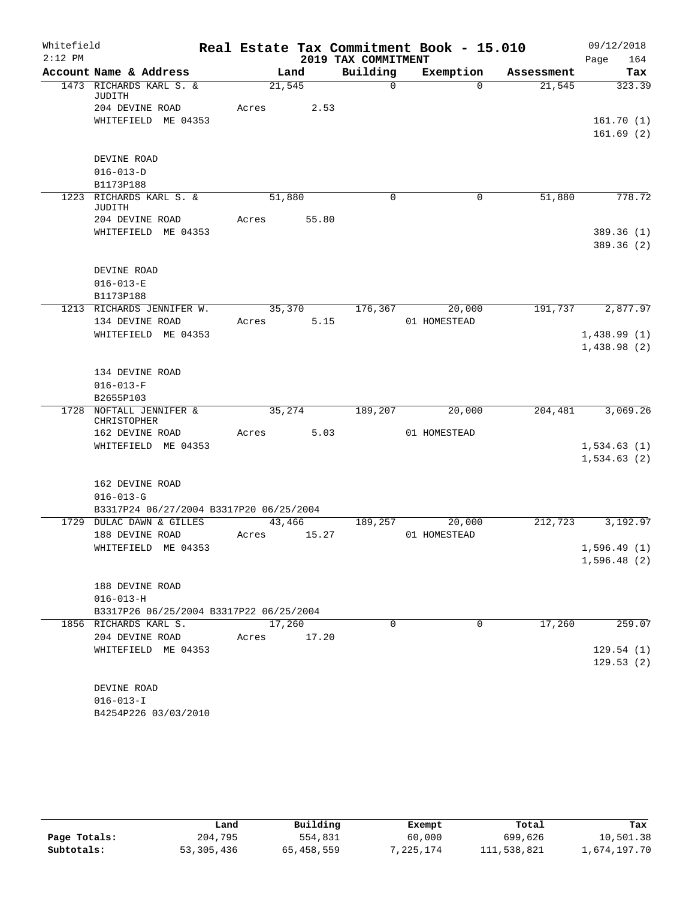Whitefield 2:12 PM

# Real Estate Tax Commitment Book - 15.010

## 2019 TAX COMMITMENT

09/12/2018 Page 164

| Account Name & Address | Land | Building | Exemption | Assessment | Tax |
|---|---|---|---|---|---|
| 1473 RICHARDS KARL S. & JUDITH | 21,545 | 0 | 0 | 21,545 | 323.39 |
| 204 DEVINE ROAD | Acres 2.53 | | | | |
| WHITEFIELD ME 04353 | | | | | 161.70 (1) |
| | | | | | 161.69 (2) |
| DEVINE ROAD | | | | | |
| 016-013-D | | | | | |
| B1173P188 | | | | | |
| 1223 RICHARDS KARL S. & JUDITH | 51,880 | 0 | 0 | 51,880 | 778.72 |
| 204 DEVINE ROAD | Acres 55.80 | | | | |
| WHITEFIELD ME 04353 | | | | | 389.36 (1) |
| | | | | | 389.36 (2) |
| DEVINE ROAD | | | | | |
| 016-013-E | | | | | |
| B1173P188 | | | | | |
| 1213 RICHARDS JENNIFER W. | 35,370 | 176,367 | 20,000 | 191,737 | 2,877.97 |
| 134 DEVINE ROAD | Acres 5.15 | | 01 HOMESTEAD | | |
| WHITEFIELD ME 04353 | | | | | 1,438.99 (1) |
| | | | | | 1,438.98 (2) |
| 134 DEVINE ROAD | | | | | |
| 016-013-F | | | | | |
| B2655P103 | | | | | |
| 1728 NOFTALL JENNIFER & CHRISTOPHER | 35,274 | 189,207 | 20,000 | 204,481 | 3,069.26 |
| 162 DEVINE ROAD | Acres 5.03 | | 01 HOMESTEAD | | |
| WHITEFIELD ME 04353 | | | | | 1,534.63 (1) |
| | | | | | 1,534.63 (2) |
| 162 DEVINE ROAD | | | | | |
| 016-013-G | | | | | |
| B3317P24 06/27/2004 B3317P20 06/25/2004 | | | | | |
| 1729 DULAC DAWN & GILLES | 43,466 | 189,257 | 20,000 | 212,723 | 3,192.97 |
| 188 DEVINE ROAD | Acres 15.27 | | 01 HOMESTEAD | | |
| WHITEFIELD ME 04353 | | | | | 1,596.49 (1) |
| | | | | | 1,596.48 (2) |
| 188 DEVINE ROAD | | | | | |
| 016-013-H | | | | | |
| B3317P26 06/25/2004 B3317P22 06/25/2004 | | | | | |
| 1856 RICHARDS KARL S. | 17,260 | 0 | 0 | 17,260 | 259.07 |
| 204 DEVINE ROAD | Acres 17.20 | | | | |
| WHITEFIELD ME 04353 | | | | | 129.54 (1) |
| | | | | | 129.53 (2) |
| DEVINE ROAD | | | | | |
| 016-013-I | | | | | |
| B4254P226 03/03/2010 | | | | | |

| | Land | Building | Exempt | Total | Tax |
|---|---|---|---|---|---|
| Page Totals: | 204,795 | 554,831 | 60,000 | 699,626 | 10,501.38 |
| Subtotals: | 53,305,436 | 65,458,559 | 7,225,174 | 111,538,821 | 1,674,197.70 |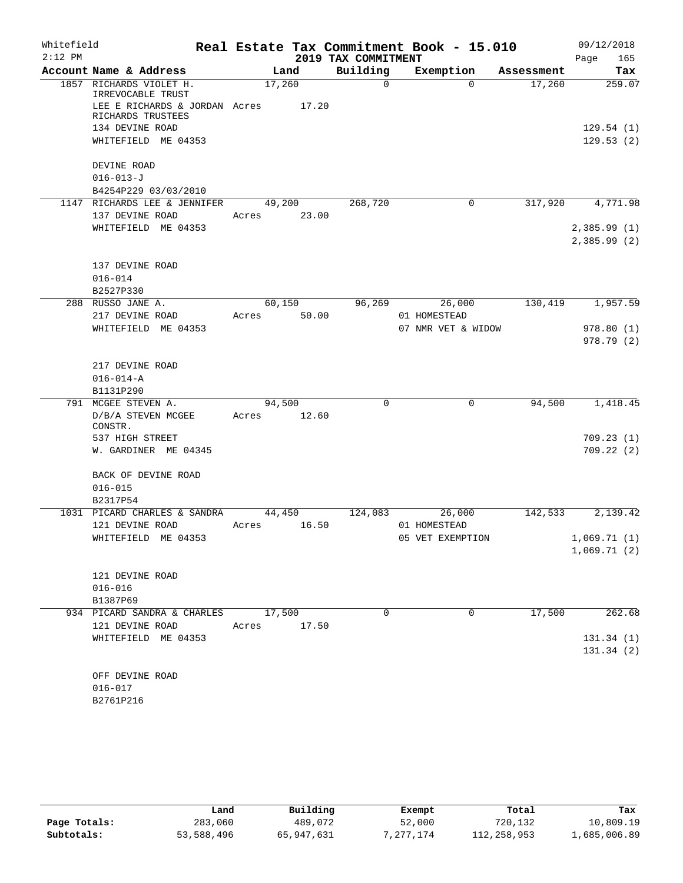# Real Estate Tax Commitment Book - 15.010

Whitefield 2:12 PM — 2019 TAX COMMITMENT — 09/12/2018

| Account Name & Address | Land | Building | Exemption | Assessment | Tax |
|---|---|---|---|---|---|
| 1857 RICHARDS VIOLET H. IRREVOCABLE TRUST<br>LEE E RICHARDS & JORDAN RICHARDS TRUSTEES<br>134 DEVINE ROAD<br>WHITEFIELD ME 04353<br><br>DEVINE ROAD<br>016-013-J<br>B4254P229 03/03/2010 | 17,260<br>Acres 17.20 | 0 | 0 | 17,260 | 259.07<br><br>129.54 (1)<br>129.53 (2) |
| 1147 RICHARDS LEE & JENNIFER<br>137 DEVINE ROAD<br>WHITEFIELD ME 04353<br><br>137 DEVINE ROAD<br>016-014<br>B2527P330 | 49,200<br>Acres 23.00 | 268,720 | 0 | 317,920 | 4,771.98<br><br>2,385.99 (1)<br>2,385.99 (2) |
| 288 RUSSO JANE A.<br>217 DEVINE ROAD<br>WHITEFIELD ME 04353<br><br>217 DEVINE ROAD<br>016-014-A<br>B1131P290 | 60,150<br>Acres 50.00 | 96,269 | 26,000<br>01 HOMESTEAD<br>07 NMR VET & WIDOW | 130,419 | 1,957.59<br><br>978.80 (1)<br>978.79 (2) |
| 791 MCGEE STEVEN A.<br>D/B/A STEVEN MCGEE CONSTR.<br>537 HIGH STREET<br>W. GARDINER ME 04345<br><br>BACK OF DEVINE ROAD<br>016-015<br>B2317P54 | 94,500<br>Acres 12.60 | 0 | 0 | 94,500 | 1,418.45<br><br>709.23 (1)<br>709.22 (2) |
| 1031 PICARD CHARLES & SANDRA<br>121 DEVINE ROAD<br>WHITEFIELD ME 04353<br><br>121 DEVINE ROAD<br>016-016<br>B1387P69 | 44,450<br>Acres 16.50 | 124,083 | 26,000<br>01 HOMESTEAD<br>05 VET EXEMPTION | 142,533 | 2,139.42<br><br>1,069.71 (1)<br>1,069.71 (2) |
| 934 PICARD SANDRA & CHARLES<br>121 DEVINE ROAD<br>WHITEFIELD ME 04353<br><br>OFF DEVINE ROAD<br>016-017<br>B2761P216 | 17,500<br>Acres 17.50 | 0 | 0 | 17,500 | 262.68<br><br>131.34 (1)<br>131.34 (2) |

| | Land | Building | Exempt | Total | Tax |
|---|---|---|---|---|---|
| Page Totals: | 283,060 | 489,072 | 52,000 | 720,132 | 10,809.19 |
| Subtotals: | 53,588,496 | 65,947,631 | 7,277,174 | 112,258,953 | 1,685,006.89 |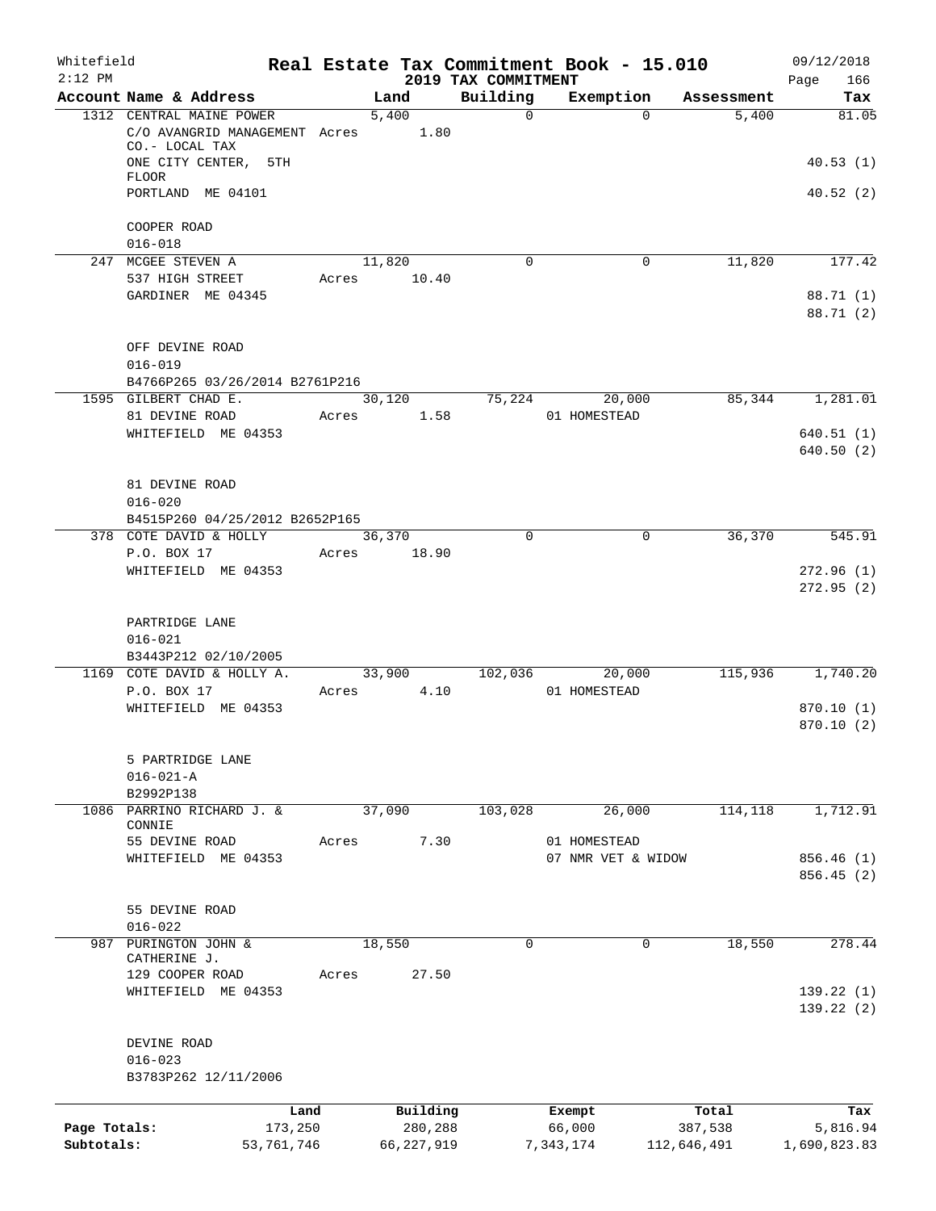Whitefield 2:12 PM

# Real Estate Tax Commitment Book - 15.010

## 2019 TAX COMMITMENT

09/12/2018 Page 166

| Account Name & Address | Land | Building | Exemption | Assessment | Tax |
|---|---|---|---|---|---|
| 1312 CENTRAL MAINE POWER<br>C/O AVANGRID MANAGEMENT CO.- LOCAL TAX<br>ONE CITY CENTER, 5TH FLOOR<br>PORTLAND ME 04101<br><br>COOPER ROAD<br>016-018 | 5,400<br>Acres 1.80 | 0 | 0 | 5,400 | 81.05<br><br>40.53 (1)<br>40.52 (2) |
| 247 MCGEE STEVEN A<br>537 HIGH STREET<br>GARDINER ME 04345<br><br>OFF DEVINE ROAD<br>016-019<br>B4766P265 03/26/2014 B2761P216 | 11,820<br>Acres 10.40 | 0 | 0 | 11,820 | 177.42<br><br>88.71 (1)<br>88.71 (2) |
| 1595 GILBERT CHAD E.<br>81 DEVINE ROAD<br>WHITEFIELD ME 04353<br><br>81 DEVINE ROAD<br>016-020<br>B4515P260 04/25/2012 B2652P165 | 30,120<br>Acres 1.58 | 75,224 | 20,000<br>01 HOMESTEAD | 85,344 | 1,281.01<br><br>640.51 (1)<br>640.50 (2) |
| 378 COTE DAVID & HOLLY<br>P.O. BOX 17<br>WHITEFIELD ME 04353<br><br>PARTRIDGE LANE<br>016-021<br>B3443P212 02/10/2005 | 36,370<br>Acres 18.90 | 0 | 0 | 36,370 | 545.91<br><br>272.96 (1)<br>272.95 (2) |
| 1169 COTE DAVID & HOLLY A.<br>P.O. BOX 17<br>WHITEFIELD ME 04353<br><br>5 PARTRIDGE LANE<br>016-021-A<br>B2992P138 | 33,900<br>Acres 4.10 | 102,036 | 20,000<br>01 HOMESTEAD | 115,936 | 1,740.20<br><br>870.10 (1)<br>870.10 (2) |
| 1086 PARRINO RICHARD J. & CONNIE<br>55 DEVINE ROAD<br>WHITEFIELD ME 04353<br><br>55 DEVINE ROAD<br>016-022 | 37,090<br>Acres 7.30 | 103,028 | 26,000<br>01 HOMESTEAD<br>07 NMR VET & WIDOW | 114,118 | 1,712.91<br><br>856.46 (1)<br>856.45 (2) |
| 987 PURINGTON JOHN & CATHERINE J.<br>129 COOPER ROAD<br>WHITEFIELD ME 04353<br><br>DEVINE ROAD<br>016-023<br>B3783P262 12/11/2006 | 18,550<br>Acres 27.50 | 0 | 0 | 18,550 | 278.44<br><br>139.22 (1)<br>139.22 (2) |

| | Land | Building | Exempt | Total | Tax |
|---|---|---|---|---|---|
| Page Totals: | 173,250 | 280,288 | 66,000 | 387,538 | 5,816.94 |
| Subtotals: | 53,761,746 | 66,227,919 | 7,343,174 | 112,646,491 | 1,690,823.83 |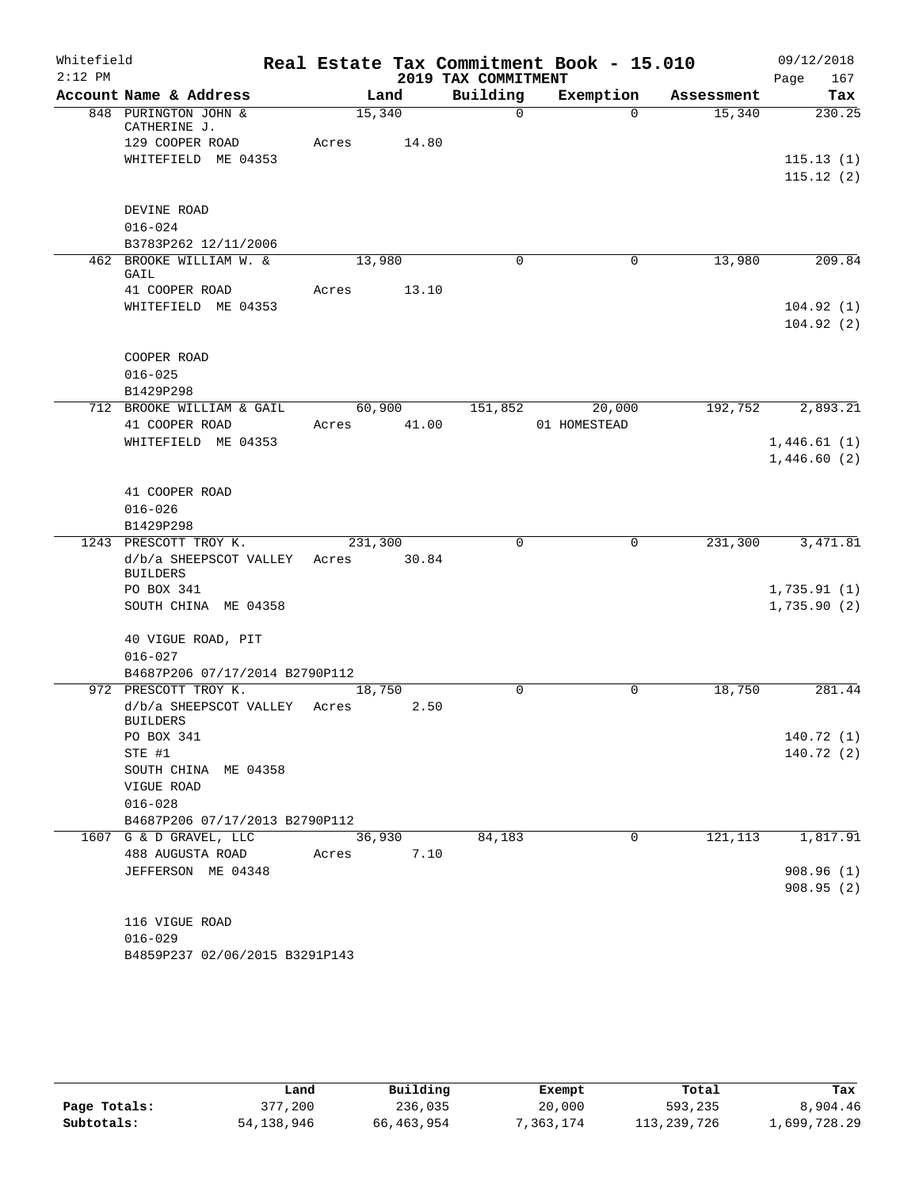Whitefield 2:12 PM

# Real Estate Tax Commitment Book - 15.010

## 2019 TAX COMMITMENT

09/12/2018 Page 167

| Account Name & Address | Land | Building | Exemption | Assessment | Tax |
|---|---|---|---|---|---|
| 848 PURINGTON JOHN & CATHERINE J. | 15,340 | 0 | 0 | 15,340 | 230.25 |
| 129 COOPER ROAD | Acres 14.80 | | | | |
| WHITEFIELD ME 04353 | | | | | 115.13 (1) |
| | | | | | 115.12 (2) |
| DEVINE ROAD | | | | | |
| 016-024 | | | | | |
| B3783P262 12/11/2006 | | | | | |
| 462 BROOKE WILLIAM W. & GAIL | 13,980 | 0 | 0 | 13,980 | 209.84 |
| 41 COOPER ROAD | Acres 13.10 | | | | |
| WHITEFIELD ME 04353 | | | | | 104.92 (1) |
| | | | | | 104.92 (2) |
| COOPER ROAD | | | | | |
| 016-025 | | | | | |
| B1429P298 | | | | | |
| 712 BROOKE WILLIAM & GAIL | 60,900 | 151,852 | 20,000 | 192,752 | 2,893.21 |
| 41 COOPER ROAD | Acres 41.00 | | 01 HOMESTEAD | | |
| WHITEFIELD ME 04353 | | | | | 1,446.61 (1) |
| | | | | | 1,446.60 (2) |
| 41 COOPER ROAD | | | | | |
| 016-026 | | | | | |
| B1429P298 | | | | | |
| 1243 PRESCOTT TROY K. | 231,300 | 0 | 0 | 231,300 | 3,471.81 |
| d/b/a SHEEPSCOT VALLEY BUILDERS | Acres 30.84 | | | | |
| PO BOX 341 | | | | | 1,735.91 (1) |
| SOUTH CHINA ME 04358 | | | | | 1,735.90 (2) |
| 40 VIGUE ROAD, PIT | | | | | |
| 016-027 | | | | | |
| B4687P206 07/17/2014 B2790P112 | | | | | |
| 972 PRESCOTT TROY K. | 18,750 | 0 | 0 | 18,750 | 281.44 |
| d/b/a SHEEPSCOT VALLEY BUILDERS | Acres 2.50 | | | | |
| PO BOX 341 | | | | | 140.72 (1) |
| STE #1 | | | | | 140.72 (2) |
| SOUTH CHINA ME 04358 | | | | | |
| VIGUE ROAD | | | | | |
| 016-028 | | | | | |
| B4687P206 07/17/2013 B2790P112 | | | | | |
| 1607 G & D GRAVEL, LLC | 36,930 | 84,183 | 0 | 121,113 | 1,817.91 |
| 488 AUGUSTA ROAD | Acres 7.10 | | | | |
| JEFFERSON ME 04348 | | | | | 908.96 (1) |
| | | | | | 908.95 (2) |
| 116 VIGUE ROAD | | | | | |
| 016-029 | | | | | |
| B4859P237 02/06/2015 B3291P143 | | | | | |

| | Land | Building | Exempt | Total | Tax |
|---|---|---|---|---|---|
| Page Totals: | 377,200 | 236,035 | 20,000 | 593,235 | 8,904.46 |
| Subtotals: | 54,138,946 | 66,463,954 | 7,363,174 | 113,239,726 | 1,699,728.29 |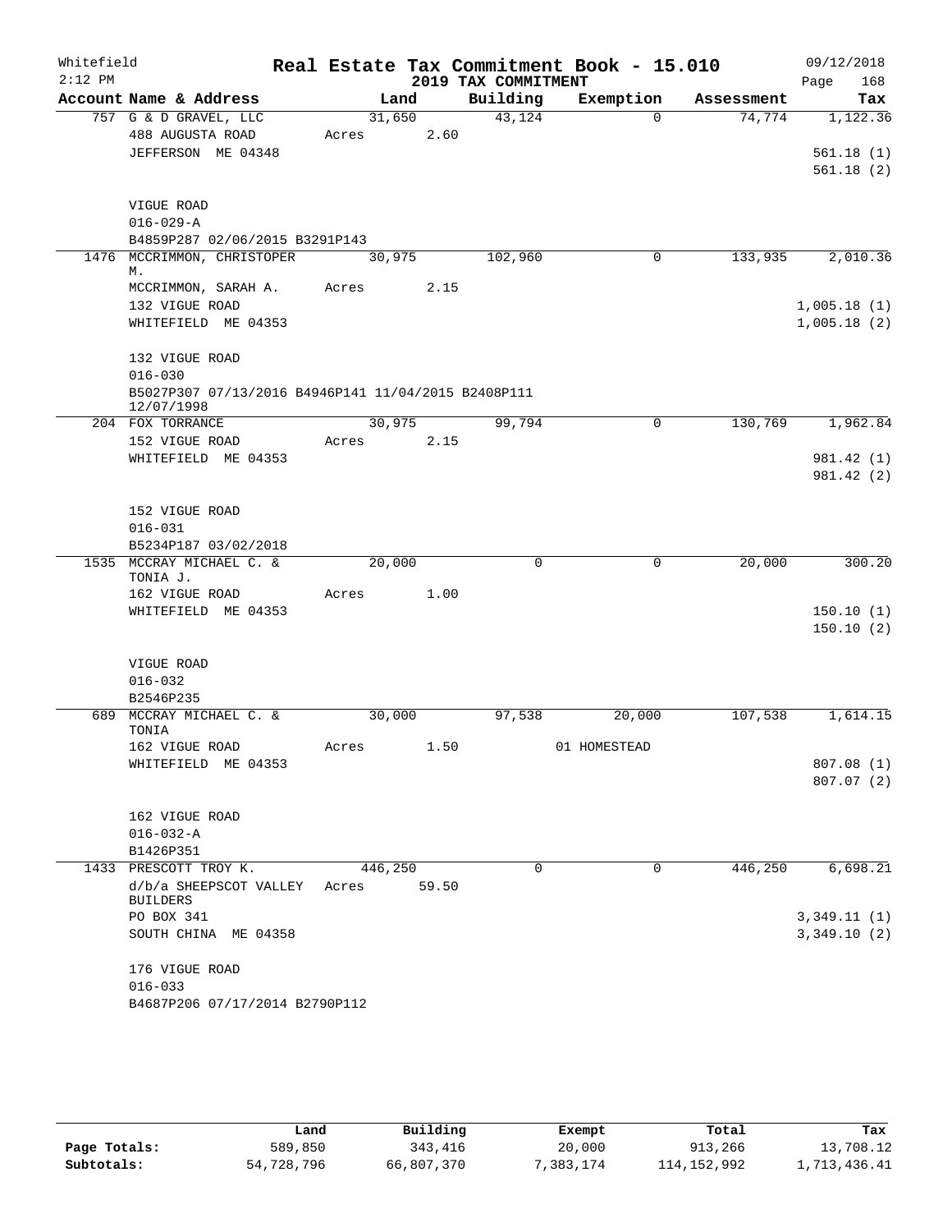Whitefield 2:12 PM

# Real Estate Tax Commitment Book - 15.010

## 2019 TAX COMMITMENT

09/12/2018 Page 168

| Account Name & Address | Land | Building | Exemption | Assessment | Tax |
|---|---|---|---|---|---|
| 757 G & D GRAVEL, LLC | 31,650 | 43,124 | 0 | 74,774 | 1,122.36 |
| 488 AUGUSTA ROAD | Acres 2.60 | | | | |
| JEFFERSON ME 04348 | | | | | 561.18 (1) |
| | | | | | 561.18 (2) |
| VIGUE ROAD | | | | | |
| 016-029-A | | | | | |
| B4859P287 02/06/2015 B3291P143 | | | | | |
| 1476 MCCRIMMON, CHRISTOPER M. | 30,975 | 102,960 | 0 | 133,935 | 2,010.36 |
| MCCRIMMON, SARAH A. | Acres 2.15 | | | | |
| 132 VIGUE ROAD | | | | | 1,005.18 (1) |
| WHITEFIELD ME 04353 | | | | | 1,005.18 (2) |
| 132 VIGUE ROAD | | | | | |
| 016-030 | | | | | |
| B5027P307 07/13/2016 B4946P141 11/04/2015 B2408P111 12/07/1998 | | | | | |
| 204 FOX TORRANCE | 30,975 | 99,794 | 0 | 130,769 | 1,962.84 |
| 152 VIGUE ROAD | Acres 2.15 | | | | |
| WHITEFIELD ME 04353 | | | | | 981.42 (1) |
| | | | | | 981.42 (2) |
| 152 VIGUE ROAD | | | | | |
| 016-031 | | | | | |
| B5234P187 03/02/2018 | | | | | |
| 1535 MCCRAY MICHAEL C. & TONIA J. | 20,000 | 0 | 0 | 20,000 | 300.20 |
| 162 VIGUE ROAD | Acres 1.00 | | | | |
| WHITEFIELD ME 04353 | | | | | 150.10 (1) |
| | | | | | 150.10 (2) |
| VIGUE ROAD | | | | | |
| 016-032 | | | | | |
| B2546P235 | | | | | |
| 689 MCCRAY MICHAEL C. & TONIA | 30,000 | 97,538 | 20,000 | 107,538 | 1,614.15 |
| 162 VIGUE ROAD | Acres 1.50 | | 01 HOMESTEAD | | |
| WHITEFIELD ME 04353 | | | | | 807.08 (1) |
| | | | | | 807.07 (2) |
| 162 VIGUE ROAD | | | | | |
| 016-032-A | | | | | |
| B1426P351 | | | | | |
| 1433 PRESCOTT TROY K. | 446,250 | 0 | 0 | 446,250 | 6,698.21 |
| d/b/a SHEEPSCOT VALLEY BUILDERS | Acres 59.50 | | | | |
| PO BOX 341 | | | | | 3,349.11 (1) |
| SOUTH CHINA ME 04358 | | | | | 3,349.10 (2) |
| 176 VIGUE ROAD | | | | | |
| 016-033 | | | | | |
| B4687P206 07/17/2014 B2790P112 | | | | | |

| | Land | Building | Exempt | Total | Tax |
|---|---|---|---|---|---|
| Page Totals: | 589,850 | 343,416 | 20,000 | 913,266 | 13,708.12 |
| Subtotals: | 54,728,796 | 66,807,370 | 7,383,174 | 114,152,992 | 1,713,436.41 |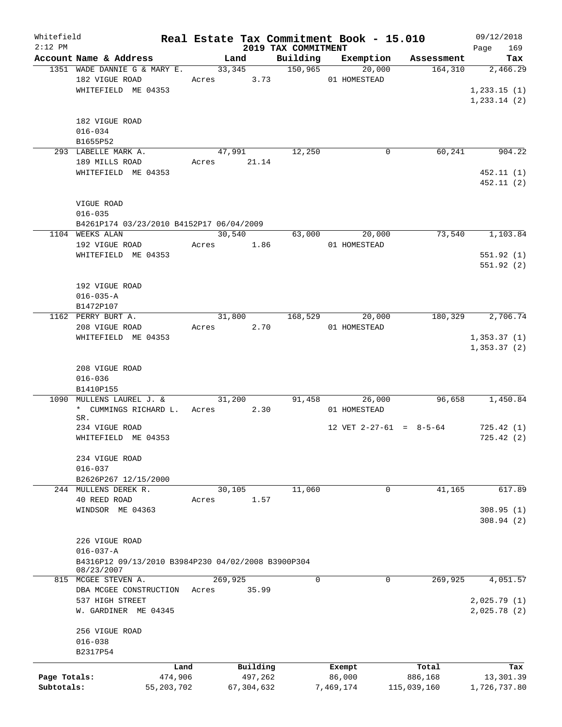Whitefield 2:12 PM

# Real Estate Tax Commitment Book - 15.010
## 2019 TAX COMMITMENT

09/12/2018

| Account Name & Address | Land | Building | Exemption | Assessment | Tax |
|---|---|---|---|---|---|
| 1351 WADE DANNIE G & MARY E. | 33,345 | 150,965 | 20,000 | 164,310 | 2,466.29 |
| 182 VIGUE ROAD | Acres 3.73 | | 01 HOMESTEAD | | |
| WHITEFIELD ME 04353 | | | | | 1,233.15 (1) |
| | | | | | 1,233.14 (2) |
| 182 VIGUE ROAD | | | | | |
| 016-034 | | | | | |
| B1655P52 | | | | | |
| 293 LABELLE MARK A. | 47,991 | 12,250 | 0 | 60,241 | 904.22 |
| 189 MILLS ROAD | Acres 21.14 | | | | |
| WHITEFIELD ME 04353 | | | | | 452.11 (1) |
| | | | | | 452.11 (2) |
| VIGUE ROAD | | | | | |
| 016-035 | | | | | |
| B4261P174 03/23/2010 B4152P17 06/04/2009 | | | | | |
| 1104 WEEKS ALAN | 30,540 | 63,000 | 20,000 | 73,540 | 1,103.84 |
| 192 VIGUE ROAD | Acres 1.86 | | 01 HOMESTEAD | | |
| WHITEFIELD ME 04353 | | | | | 551.92 (1) |
| | | | | | 551.92 (2) |
| 192 VIGUE ROAD | | | | | |
| 016-035-A | | | | | |
| B1472P107 | | | | | |
| 1162 PERRY BURT A. | 31,800 | 168,529 | 20,000 | 180,329 | 2,706.74 |
| 208 VIGUE ROAD | Acres 2.70 | | 01 HOMESTEAD | | |
| WHITEFIELD ME 04353 | | | | | 1,353.37 (1) |
| | | | | | 1,353.37 (2) |
| 208 VIGUE ROAD | | | | | |
| 016-036 | | | | | |
| B1410P155 | | | | | |
| 1090 MULLENS LAUREL J. & | 31,200 | 91,458 | 26,000 | 96,658 | 1,450.84 |
| * CUMMINGS RICHARD L. SR. | Acres 2.30 | | 01 HOMESTEAD | | |
| 234 VIGUE ROAD | | | 12 VET 2-27-61 = 8-5-64 | | 725.42 (1) |
| WHITEFIELD ME 04353 | | | | | 725.42 (2) |
| 234 VIGUE ROAD | | | | | |
| 016-037 | | | | | |
| B2626P267 12/15/2000 | | | | | |
| 244 MULLENS DEREK R. | 30,105 | 11,060 | 0 | 41,165 | 617.89 |
| 40 REED ROAD | Acres 1.57 | | | | |
| WINDSOR ME 04363 | | | | | 308.95 (1) |
| | | | | | 308.94 (2) |
| 226 VIGUE ROAD | | | | | |
| 016-037-A | | | | | |
| B4316P12 09/13/2010 B3984P230 04/02/2008 B3900P304 08/23/2007 | | | | | |
| 815 MCGEE STEVEN A. | 269,925 | 0 | 0 | 269,925 | 4,051.57 |
| DBA MCGEE CONSTRUCTION | Acres 35.99 | | | | |
| 537 HIGH STREET | | | | | 2,025.79 (1) |
| W. GARDINER ME 04345 | | | | | 2,025.78 (2) |
| 256 VIGUE ROAD | | | | | |
| 016-038 | | | | | |
| B2317P54 | | | | | |

| | Land | Building | Exempt | Total | Tax |
|---|---|---|---|---|---|
| Page Totals: | 474,906 | 497,262 | 86,000 | 886,168 | 13,301.39 |
| Subtotals: | 55,203,702 | 67,304,632 | 7,469,174 | 115,039,160 | 1,726,737.80 |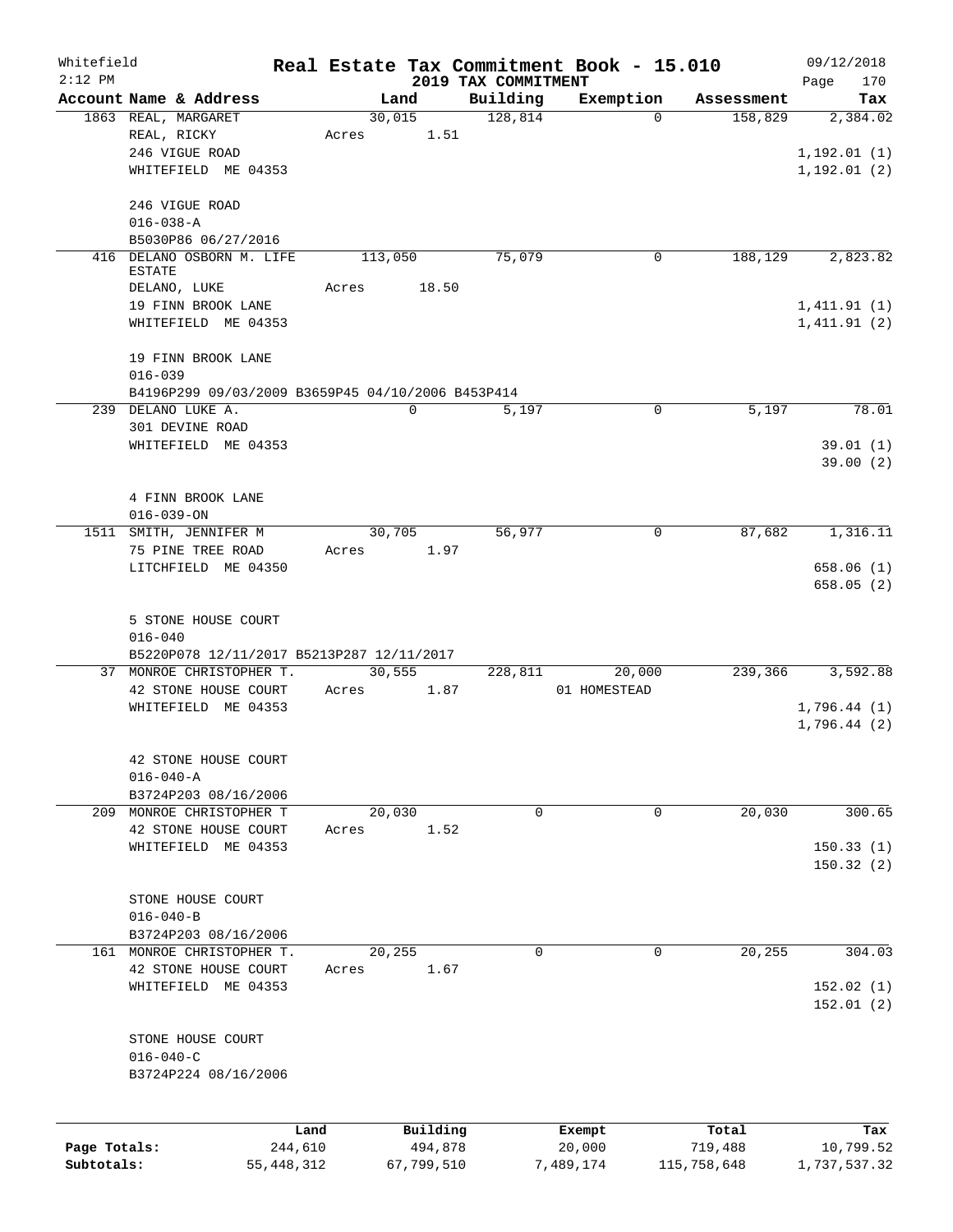Whitefield
2:12 PM

# Real Estate Tax Commitment Book - 15.010

## 2019 TAX COMMITMENT

09/12/2018
Page 170

| Account Name & Address | Land | Building | Exemption | Assessment | Tax |
|---|---|---|---|---|---|
| 1863 REAL, MARGARET | 30,015 | 128,814 | 0 | 158,829 | 2,384.02 |
| REAL, RICKY | Acres 1.51 | | | | |
| 246 VIGUE ROAD | | | | | 1,192.01 (1) |
| WHITEFIELD ME 04353 | | | | | 1,192.01 (2) |
| 246 VIGUE ROAD | | | | | |
| 016-038-A | | | | | |
| B5030P86 06/27/2016 | | | | | |
| 416 DELANO OSBORN M. LIFE ESTATE | 113,050 | 75,079 | 0 | 188,129 | 2,823.82 |
| DELANO, LUKE | Acres 18.50 | | | | |
| 19 FINN BROOK LANE | | | | | 1,411.91 (1) |
| WHITEFIELD ME 04353 | | | | | 1,411.91 (2) |
| 19 FINN BROOK LANE | | | | | |
| 016-039 | | | | | |
| B4196P299 09/03/2009 B3659P45 04/10/2006 B453P414 | | | | | |
| 239 DELANO LUKE A. | 0 | 5,197 | 0 | 5,197 | 78.01 |
| 301 DEVINE ROAD | | | | | |
| WHITEFIELD ME 04353 | | | | | 39.01 (1) |
| | | | | | 39.00 (2) |
| 4 FINN BROOK LANE | | | | | |
| 016-039-ON | | | | | |
| 1511 SMITH, JENNIFER M | 30,705 | 56,977 | 0 | 87,682 | 1,316.11 |
| 75 PINE TREE ROAD | Acres 1.97 | | | | |
| LITCHFIELD ME 04350 | | | | | 658.06 (1) |
| | | | | | 658.05 (2) |
| 5 STONE HOUSE COURT | | | | | |
| 016-040 | | | | | |
| B5220P078 12/11/2017 B5213P287 12/11/2017 | | | | | |
| 37 MONROE CHRISTOPHER T. | 30,555 | 228,811 | 20,000 | 239,366 | 3,592.88 |
| 42 STONE HOUSE COURT | Acres 1.87 | | 01 HOMESTEAD | | |
| WHITEFIELD ME 04353 | | | | | 1,796.44 (1) |
| | | | | | 1,796.44 (2) |
| 42 STONE HOUSE COURT | | | | | |
| 016-040-A | | | | | |
| B3724P203 08/16/2006 | | | | | |
| 209 MONROE CHRISTOPHER T | 20,030 | 0 | 0 | 20,030 | 300.65 |
| 42 STONE HOUSE COURT | Acres 1.52 | | | | |
| WHITEFIELD ME 04353 | | | | | 150.33 (1) |
| | | | | | 150.32 (2) |
| STONE HOUSE COURT | | | | | |
| 016-040-B | | | | | |
| B3724P203 08/16/2006 | | | | | |
| 161 MONROE CHRISTOPHER T. | 20,255 | 0 | 0 | 20,255 | 304.03 |
| 42 STONE HOUSE COURT | Acres 1.67 | | | | |
| WHITEFIELD ME 04353 | | | | | 152.02 (1) |
| | | | | | 152.01 (2) |
| STONE HOUSE COURT | | | | | |
| 016-040-C | | | | | |
| B3724P224 08/16/2006 | | | | | |

| | Land | Building | Exempt | Total | Tax |
|---|---|---|---|---|---|
| Page Totals: | 244,610 | 494,878 | 20,000 | 719,488 | 10,799.52 |
| Subtotals: | 55,448,312 | 67,799,510 | 7,489,174 | 115,758,648 | 1,737,537.32 |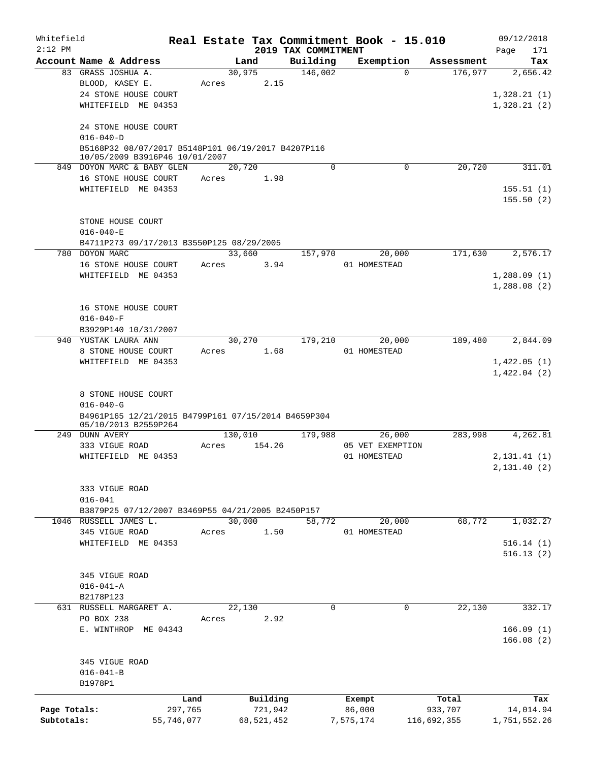Whitefield 2:12 PM

# Real Estate Tax Commitment Book - 15.010

## 2019 TAX COMMITMENT

09/12/2018

| Account Name & Address | Land | Building | Exemption | Assessment | Tax |
|---|---|---|---|---|---|
| 83 GRASS JOSHUA A. | 30,975 | 146,002 | 0 | 176,977 | 2,656.42 |
| BLOOD, KASEY E. | Acres 2.15 | | | | |
| 24 STONE HOUSE COURT | | | | | 1,328.21 (1) |
| WHITEFIELD ME 04353 | | | | | 1,328.21 (2) |
| 24 STONE HOUSE COURT | | | | | |
| 016-040-D | | | | | |
| B5168P32 08/07/2017 B5148P101 06/19/2017 B4207P116 10/05/2009 B3916P46 10/01/2007 | | | | | |
| 849 DOYON MARC & BABY GLEN | 20,720 | 0 | 0 | 20,720 | 311.01 |
| 16 STONE HOUSE COURT | Acres 1.98 | | | | |
| WHITEFIELD ME 04353 | | | | | 155.51 (1) |
| | | | | | 155.50 (2) |
| STONE HOUSE COURT | | | | | |
| 016-040-E | | | | | |
| B4711P273 09/17/2013 B3550P125 08/29/2005 | | | | | |
| 780 DOYON MARC | 33,660 | 157,970 | 20,000 | 171,630 | 2,576.17 |
| 16 STONE HOUSE COURT | Acres 3.94 | | 01 HOMESTEAD | | |
| WHITEFIELD ME 04353 | | | | | 1,288.09 (1) |
| | | | | | 1,288.08 (2) |
| 16 STONE HOUSE COURT | | | | | |
| 016-040-F | | | | | |
| B3929P140 10/31/2007 | | | | | |
| 940 YUSTAK LAURA ANN | 30,270 | 179,210 | 20,000 | 189,480 | 2,844.09 |
| 8 STONE HOUSE COURT | Acres 1.68 | | 01 HOMESTEAD | | |
| WHITEFIELD ME 04353 | | | | | 1,422.05 (1) |
| | | | | | 1,422.04 (2) |
| 8 STONE HOUSE COURT | | | | | |
| 016-040-G | | | | | |
| B4961P165 12/21/2015 B4799P161 07/15/2014 B4659P304 05/10/2013 B2559P264 | | | | | |
| 249 DUNN AVERY | 130,010 | 179,988 | 26,000 | 283,998 | 4,262.81 |
| 333 VIGUE ROAD | Acres 154.26 | | 05 VET EXEMPTION | | |
| WHITEFIELD ME 04353 | | | 01 HOMESTEAD | | 2,131.41 (1) |
| | | | | | 2,131.40 (2) |
| 333 VIGUE ROAD | | | | | |
| 016-041 | | | | | |
| B3879P25 07/12/2007 B3469P55 04/21/2005 B2450P157 | | | | | |
| 1046 RUSSELL JAMES L. | 30,000 | 58,772 | 20,000 | 68,772 | 1,032.27 |
| 345 VIGUE ROAD | Acres 1.50 | | 01 HOMESTEAD | | |
| WHITEFIELD ME 04353 | | | | | 516.14 (1) |
| | | | | | 516.13 (2) |
| 345 VIGUE ROAD | | | | | |
| 016-041-A | | | | | |
| B2178P123 | | | | | |
| 631 RUSSELL MARGARET A. | 22,130 | 0 | 0 | 22,130 | 332.17 |
| PO BOX 238 | Acres 2.92 | | | | |
| E. WINTHROP ME 04343 | | | | | 166.09 (1) |
| | | | | | 166.08 (2) |
| 345 VIGUE ROAD | | | | | |
| 016-041-B | | | | | |
| B1978P1 | | | | | |

| | Land | Building | Exempt | Total | Tax |
|---|---|---|---|---|---|
| Page Totals: | 297,765 | 721,942 | 86,000 | 933,707 | 14,014.94 |
| Subtotals: | 55,746,077 | 68,521,452 | 7,575,174 | 116,692,355 | 1,751,552.26 |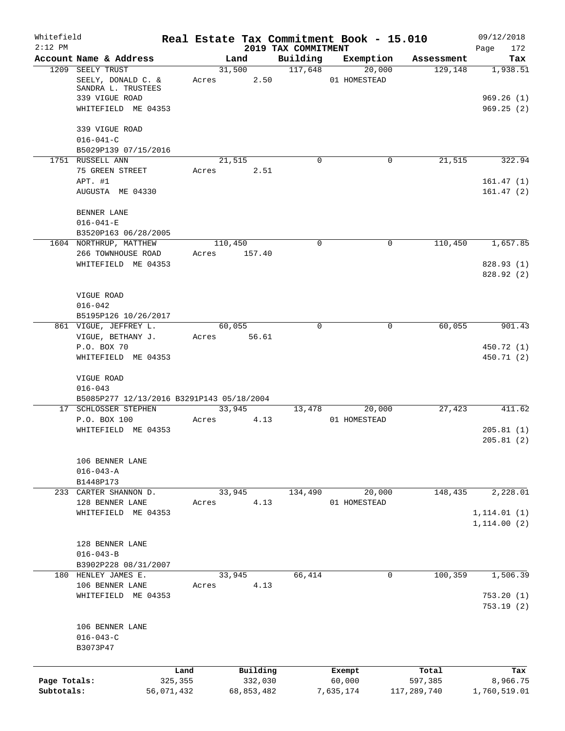Whitefield 2:12 PM

# Real Estate Tax Commitment Book - 15.010

## 2019 TAX COMMITMENT

09/12/2018 Page 172

| Account Name & Address | Land | Building | Exemption | Assessment | Tax |
|---|---|---|---|---|---|
| 1209 SEELY TRUST<br>SEELY, DONALD C. & SANDRA L. TRUSTEES<br>339 VIGUE ROAD<br>WHITEFIELD ME 04353<br><br>339 VIGUE ROAD<br>016-041-C<br>B5029P139 07/15/2016 | 31,500<br>Acres 2.50 | 117,648 | 20,000<br>01 HOMESTEAD | 129,148 | 1,938.51<br><br>969.26 (1)<br>969.25 (2) |
| 1751 RUSSELL ANN<br>75 GREEN STREET<br>APT. #1<br>AUGUSTA ME 04330<br><br>BENNER LANE<br>016-041-E<br>B3520P163 06/28/2005 | 21,515<br>Acres 2.51 | 0 | 0 | 21,515 | 322.94<br><br>161.47 (1)<br>161.47 (2) |
| 1604 NORTHRUP, MATTHEW<br>266 TOWNHOUSE ROAD<br>WHITEFIELD ME 04353<br><br>VIGUE ROAD<br>016-042<br>B5195P126 10/26/2017 | 110,450<br>Acres 157.40 | 0 | 0 | 110,450 | 1,657.85<br><br>828.93 (1)<br>828.92 (2) |
| 861 VIGUE, JEFFREY L.<br>VIGUE, BETHANY J.<br>P.O. BOX 70<br>WHITEFIELD ME 04353<br><br>VIGUE ROAD<br>016-043<br>B5085P277 12/13/2016 B3291P143 05/18/2004 | 60,055<br>Acres 56.61 | 0 | 0 | 60,055 | 901.43<br><br>450.72 (1)<br>450.71 (2) |
| 17 SCHLOSSER STEPHEN<br>P.O. BOX 100<br>WHITEFIELD ME 04353<br><br>106 BENNER LANE<br>016-043-A<br>B1448P173 | 33,945<br>Acres 4.13 | 13,478 | 20,000<br>01 HOMESTEAD | 27,423 | 411.62<br><br>205.81 (1)<br>205.81 (2) |
| 233 CARTER SHANNON D.<br>128 BENNER LANE<br>WHITEFIELD ME 04353<br><br>128 BENNER LANE<br>016-043-B<br>B3902P228 08/31/2007 | 33,945<br>Acres 4.13 | 134,490 | 20,000<br>01 HOMESTEAD | 148,435 | 2,228.01<br><br>1,114.01 (1)<br>1,114.00 (2) |
| 180 HENLEY JAMES E.<br>106 BENNER LANE<br>WHITEFIELD ME 04353<br><br>106 BENNER LANE<br>016-043-C<br>B3073P47 | 33,945<br>Acres 4.13 | 66,414 | 0 | 100,359 | 1,506.39<br><br>753.20 (1)<br>753.19 (2) |

| | Land | Building | Exempt | Total | Tax |
|---|---|---|---|---|---|
| Page Totals: | 325,355 | 332,030 | 60,000 | 597,385 | 8,966.75 |
| Subtotals: | 56,071,432 | 68,853,482 | 7,635,174 | 117,289,740 | 1,760,519.01 |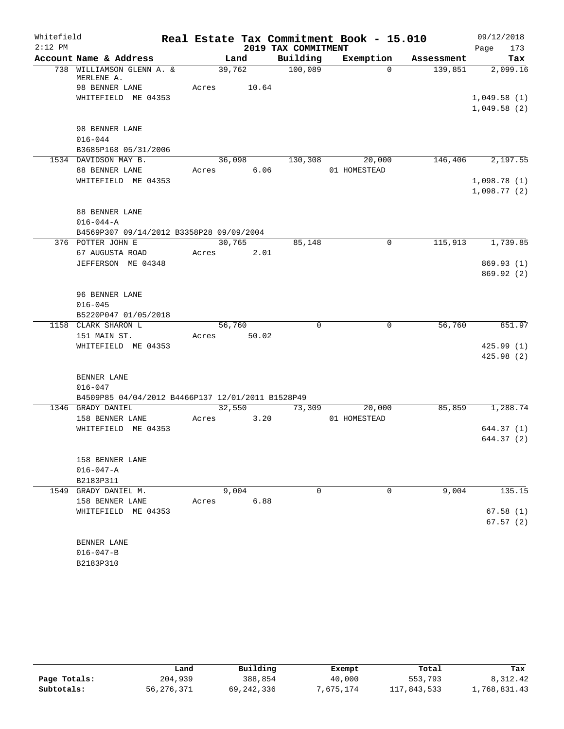Whitefield 2:12 PM

# Real Estate Tax Commitment Book - 15.010

## 2019 TAX COMMITMENT

09/12/2018 Page 173

| Account Name & Address | Land | Building | Exemption | Assessment | Tax |
|---|---|---|---|---|---|
| 738 WILLIAMSON GLENN A. & MERLENE A. | 39,762 | 100,089 | 0 | 139,851 | 2,099.16 |
| 98 BENNER LANE | Acres 10.64 | | | | |
| WHITEFIELD ME 04353 | | | | | 1,049.58 (1) |
| | | | | | 1,049.58 (2) |
| 98 BENNER LANE | | | | | |
| 016-044 | | | | | |
| B3685P168 05/31/2006 | | | | | |
| 1534 DAVIDSON MAY B. | 36,098 | 130,308 | 20,000 | 146,406 | 2,197.55 |
| 88 BENNER LANE | Acres 6.06 | | 01 HOMESTEAD | | |
| WHITEFIELD ME 04353 | | | | | 1,098.78 (1) |
| | | | | | 1,098.77 (2) |
| 88 BENNER LANE | | | | | |
| 016-044-A | | | | | |
| B4569P307 09/14/2012 B3358P28 09/09/2004 | | | | | |
| 376 POTTER JOHN E | 30,765 | 85,148 | 0 | 115,913 | 1,739.85 |
| 67 AUGUSTA ROAD | Acres 2.01 | | | | |
| JEFFERSON ME 04348 | | | | | 869.93 (1) |
| | | | | | 869.92 (2) |
| 96 BENNER LANE | | | | | |
| 016-045 | | | | | |
| B5220P047 01/05/2018 | | | | | |
| 1158 CLARK SHARON L | 56,760 | 0 | 0 | 56,760 | 851.97 |
| 151 MAIN ST. | Acres 50.02 | | | | |
| WHITEFIELD ME 04353 | | | | | 425.99 (1) |
| | | | | | 425.98 (2) |
| BENNER LANE | | | | | |
| 016-047 | | | | | |
| B4509P85 04/04/2012 B4466P137 12/01/2011 B1528P49 | | | | | |
| 1346 GRADY DANIEL | 32,550 | 73,309 | 20,000 | 85,859 | 1,288.74 |
| 158 BENNER LANE | Acres 3.20 | | 01 HOMESTEAD | | |
| WHITEFIELD ME 04353 | | | | | 644.37 (1) |
| | | | | | 644.37 (2) |
| 158 BENNER LANE | | | | | |
| 016-047-A | | | | | |
| B2183P311 | | | | | |
| 1549 GRADY DANIEL M. | 9,004 | 0 | 0 | 9,004 | 135.15 |
| 158 BENNER LANE | Acres 6.88 | | | | |
| WHITEFIELD ME 04353 | | | | | 67.58 (1) |
| | | | | | 67.57 (2) |
| BENNER LANE | | | | | |
| 016-047-B | | | | | |
| B2183P310 | | | | | |

| | Land | Building | Exempt | Total | Tax |
|---|---|---|---|---|---|
| Page Totals: | 204,939 | 388,854 | 40,000 | 553,793 | 8,312.42 |
| Subtotals: | 56,276,371 | 69,242,336 | 7,675,174 | 117,843,533 | 1,768,831.43 |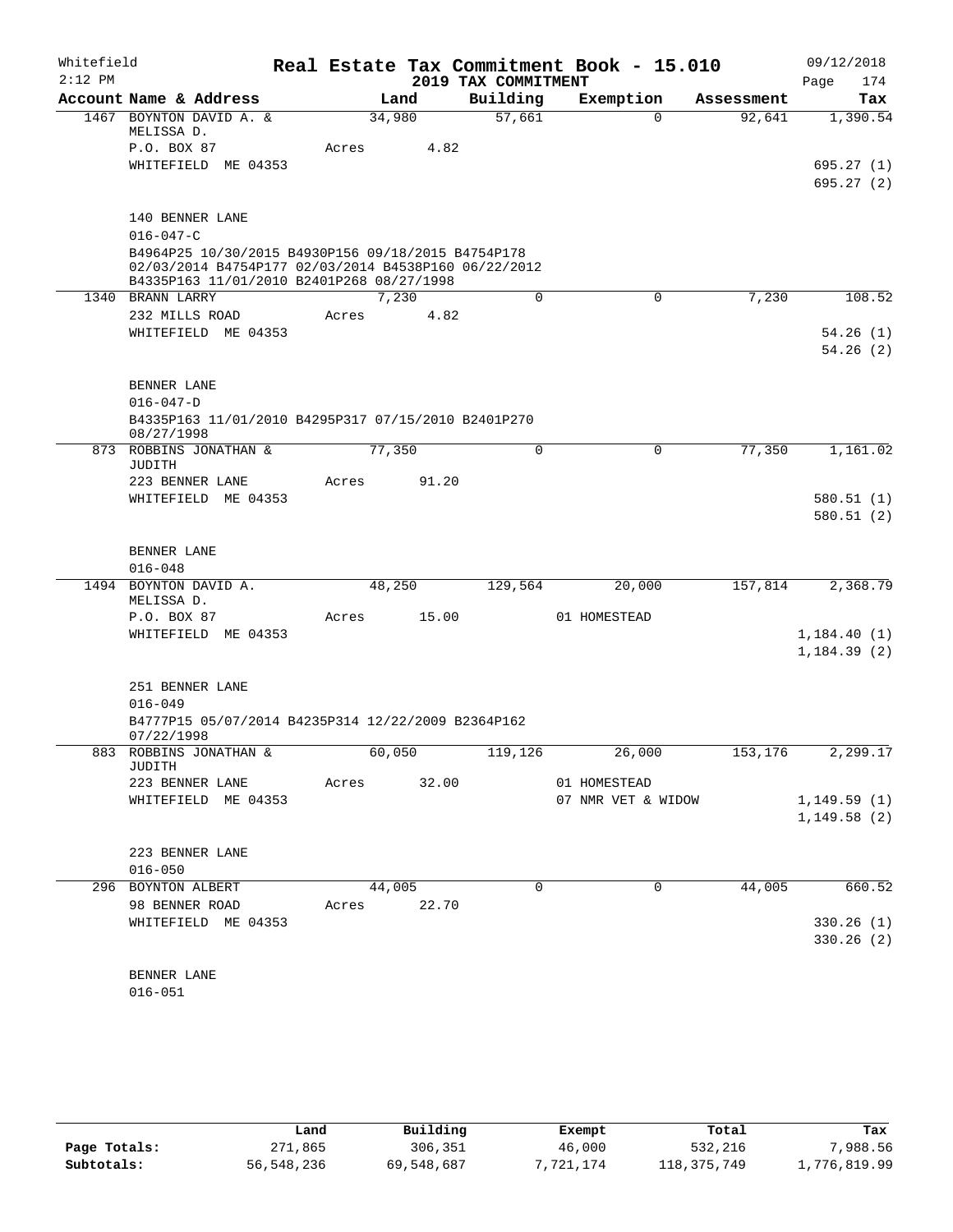Whitefield
2:12 PM

# Real Estate Tax Commitment Book - 15.010
## 2019 TAX COMMITMENT

09/12/2018

| Account Name & Address | Land | Building | Exemption | Assessment | Tax |
|---|---|---|---|---|---|
| 1467 BOYNTON DAVID A. & MELISSA D. | 34,980 | 57,661 | 0 | 92,641 | 1,390.54 |
| P.O. BOX 87 | Acres 4.82 | | | | |
| WHITEFIELD ME 04353 | | | | | 695.27 (1) |
| | | | | | 695.27 (2) |
| 140 BENNER LANE | | | | | |
| 016-047-C | | | | | |
| B4964P25 10/30/2015 B4930P156 09/18/2015 B4754P178 02/03/2014 B4754P177 02/03/2014 B4538P160 06/22/2012 B4335P163 11/01/2010 B2401P268 08/27/1998 | | | | | |
| 1340 BRANN LARRY | 7,230 | 0 | 0 | 7,230 | 108.52 |
| 232 MILLS ROAD | Acres 4.82 | | | | |
| WHITEFIELD ME 04353 | | | | | 54.26 (1) |
| | | | | | 54.26 (2) |
| BENNER LANE | | | | | |
| 016-047-D | | | | | |
| B4335P163 11/01/2010 B4295P317 07/15/2010 B2401P270 08/27/1998 | | | | | |
| 873 ROBBINS JONATHAN & JUDITH | 77,350 | 0 | 0 | 77,350 | 1,161.02 |
| 223 BENNER LANE | Acres 91.20 | | | | |
| WHITEFIELD ME 04353 | | | | | 580.51 (1) |
| | | | | | 580.51 (2) |
| BENNER LANE | | | | | |
| 016-048 | | | | | |
| 1494 BOYNTON DAVID A. MELISSA D. | 48,250 | 129,564 | 20,000 | 157,814 | 2,368.79 |
| P.O. BOX 87 | Acres 15.00 | | 01 HOMESTEAD | | |
| WHITEFIELD ME 04353 | | | | | 1,184.40 (1) |
| | | | | | 1,184.39 (2) |
| 251 BENNER LANE | | | | | |
| 016-049 | | | | | |
| B4777P15 05/07/2014 B4235P314 12/22/2009 B2364P162 07/22/1998 | | | | | |
| 883 ROBBINS JONATHAN & JUDITH | 60,050 | 119,126 | 26,000 | 153,176 | 2,299.17 |
| 223 BENNER LANE | Acres 32.00 | | 01 HOMESTEAD | | |
| WHITEFIELD ME 04353 | | | 07 NMR VET & WIDOW | | 1,149.59 (1) |
| | | | | | 1,149.58 (2) |
| 223 BENNER LANE | | | | | |
| 016-050 | | | | | |
| 296 BOYNTON ALBERT | 44,005 | 0 | 0 | 44,005 | 660.52 |
| 98 BENNER ROAD | Acres 22.70 | | | | |
| WHITEFIELD ME 04353 | | | | | 330.26 (1) |
| | | | | | 330.26 (2) |
| BENNER LANE | | | | | |
| 016-051 | | | | | |

| | Land | Building | Exempt | Total | Tax |
|---|---|---|---|---|---|
| Page Totals: | 271,865 | 306,351 | 46,000 | 532,216 | 7,988.56 |
| Subtotals: | 56,548,236 | 69,548,687 | 7,721,174 | 118,375,749 | 1,776,819.99 |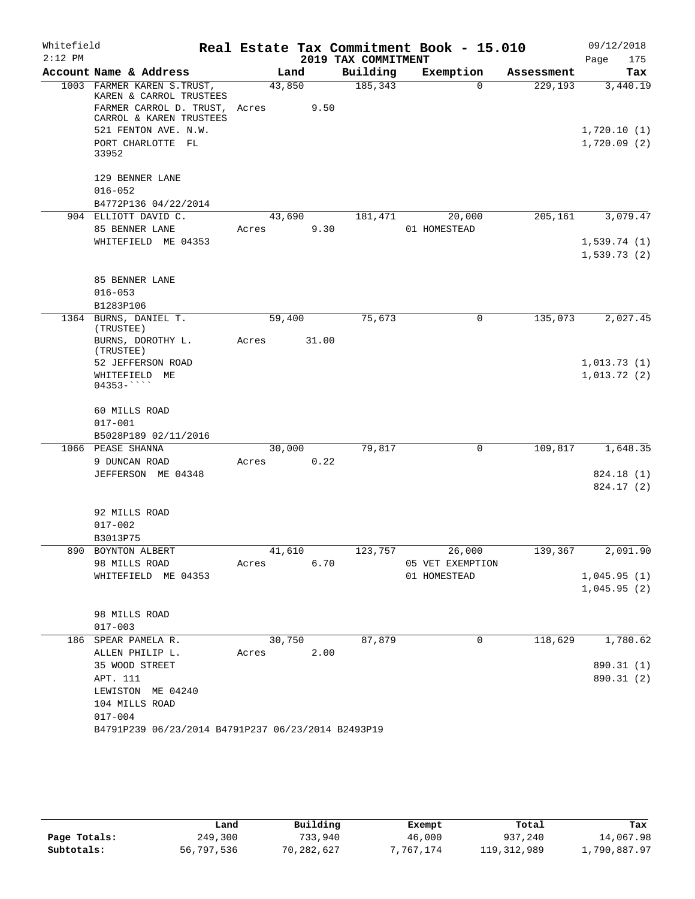Whitefield 2:12 PM

# Real Estate Tax Commitment Book - 15.010

## 2019 TAX COMMITMENT

09/12/2018

| Account Name & Address | Land | Building | Exemption | Assessment | Tax |
|---|---|---|---|---|---|
| 1003 FARMER KAREN S.TRUST, KAREN & CARROL TRUSTEES | 43,850 | 185,343 | 0 | 229,193 | 3,440.19 |
| FARMER CARROL D. TRUST, CARROL & KAREN TRUSTEES | Acres 9.50 | | | | |
| 521 FENTON AVE. N.W. | | | | | 1,720.10 (1) |
| PORT CHARLOTTE FL 33952 | | | | | 1,720.09 (2) |
| 129 BENNER LANE | | | | | |
| 016-052 | | | | | |
| B4772P136 04/22/2014 | | | | | |
| 904 ELLIOTT DAVID C. | 43,690 | 181,471 | 20,000 | 205,161 | 3,079.47 |
| 85 BENNER LANE | Acres 9.30 | | 01 HOMESTEAD | | |
| WHITEFIELD ME 04353 | | | | | 1,539.74 (1) |
| | | | | | 1,539.73 (2) |
| 85 BENNER LANE | | | | | |
| 016-053 | | | | | |
| B1283P106 | | | | | |
| 1364 BURNS, DANIEL T. (TRUSTEE) | 59,400 | 75,673 | 0 | 135,073 | 2,027.45 |
| BURNS, DOROTHY L. (TRUSTEE) | Acres 31.00 | | | | |
| 52 JEFFERSON ROAD | | | | | 1,013.73 (1) |
| WHITEFIELD ME 04353-```` | | | | | 1,013.72 (2) |
| 60 MILLS ROAD | | | | | |
| 017-001 | | | | | |
| B5028P189 02/11/2016 | | | | | |
| 1066 PEASE SHANNA | 30,000 | 79,817 | 0 | 109,817 | 1,648.35 |
| 9 DUNCAN ROAD | Acres 0.22 | | | | |
| JEFFERSON ME 04348 | | | | | 824.18 (1) |
| | | | | | 824.17 (2) |
| 92 MILLS ROAD | | | | | |
| 017-002 | | | | | |
| B3013P75 | | | | | |
| 890 BOYNTON ALBERT | 41,610 | 123,757 | 26,000 | 139,367 | 2,091.90 |
| 98 MILLS ROAD | Acres 6.70 | | 05 VET EXEMPTION | | |
| WHITEFIELD ME 04353 | | | 01 HOMESTEAD | | 1,045.95 (1) |
| | | | | | 1,045.95 (2) |
| 98 MILLS ROAD | | | | | |
| 017-003 | | | | | |
| 186 SPEAR PAMELA R. | 30,750 | 87,879 | 0 | 118,629 | 1,780.62 |
| ALLEN PHILIP L. | Acres 2.00 | | | | |
| 35 WOOD STREET | | | | | 890.31 (1) |
| APT. 111 | | | | | 890.31 (2) |
| LEWISTON ME 04240 | | | | | |
| 104 MILLS ROAD | | | | | |
| 017-004 | | | | | |
| B4791P239 06/23/2014 B4791P237 06/23/2014 B2493P19 | | | | | |

| | Land | Building | Exempt | Total | Tax |
|---|---|---|---|---|---|
| Page Totals: | 249,300 | 733,940 | 46,000 | 937,240 | 14,067.98 |
| Subtotals: | 56,797,536 | 70,282,627 | 7,767,174 | 119,312,989 | 1,790,887.97 |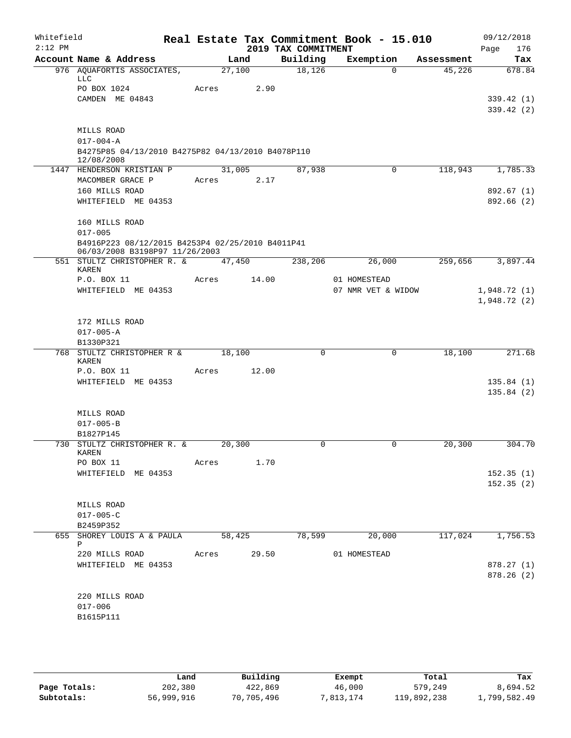Whitefield 2:12 PM

# Real Estate Tax Commitment Book - 15.010

## 2019 TAX COMMITMENT

09/12/2018 Page 176

| Account Name & Address | Land | Building | Exemption | Assessment | Tax |
|---|---|---|---|---|---|
| 976 AQUAFORTIS ASSOCIATES, LLC | 27,100 | 18,126 | 0 | 45,226 | 678.84 |
| PO BOX 1024 | Acres 2.90 | | | | |
| CAMDEN ME 04843 | | | | | 339.42 (1) |
| | | | | | 339.42 (2) |
| MILLS ROAD | | | | | |
| 017-004-A | | | | | |
| B4275P85 04/13/2010 B4275P82 04/13/2010 B4078P110 12/08/2008 | | | | | |
| 1447 HENDERSON KRISTIAN P | 31,005 | 87,938 | 0 | 118,943 | 1,785.33 |
| MACOMBER GRACE P | Acres 2.17 | | | | |
| 160 MILLS ROAD | | | | | 892.67 (1) |
| WHITEFIELD ME 04353 | | | | | 892.66 (2) |
| 160 MILLS ROAD | | | | | |
| 017-005 | | | | | |
| B4916P223 08/12/2015 B4253P4 02/25/2010 B4011P41 06/03/2008 B3198P97 11/26/2003 | | | | | |
| 551 STULTZ CHRISTOPHER R. & KAREN | 47,450 | 238,206 | 26,000 | 259,656 | 3,897.44 |
| P.O. BOX 11 | Acres 14.00 | | 01 HOMESTEAD | | |
| WHITEFIELD ME 04353 | | | 07 NMR VET & WIDOW | | 1,948.72 (1) |
| | | | | | 1,948.72 (2) |
| 172 MILLS ROAD | | | | | |
| 017-005-A | | | | | |
| B1330P321 | | | | | |
| 768 STULTZ CHRISTOPHER R & KAREN | 18,100 | 0 | 0 | 18,100 | 271.68 |
| P.O. BOX 11 | Acres 12.00 | | | | |
| WHITEFIELD ME 04353 | | | | | 135.84 (1) |
| | | | | | 135.84 (2) |
| MILLS ROAD | | | | | |
| 017-005-B | | | | | |
| B1827P145 | | | | | |
| 730 STULTZ CHRISTOPHER R. & KAREN | 20,300 | 0 | 0 | 20,300 | 304.70 |
| PO BOX 11 | Acres 1.70 | | | | |
| WHITEFIELD ME 04353 | | | | | 152.35 (1) |
| | | | | | 152.35 (2) |
| MILLS ROAD | | | | | |
| 017-005-C | | | | | |
| B2459P352 | | | | | |
| 655 SHOREY LOUIS A & PAULA P | 58,425 | 78,599 | 20,000 | 117,024 | 1,756.53 |
| 220 MILLS ROAD | Acres 29.50 | | 01 HOMESTEAD | | |
| WHITEFIELD ME 04353 | | | | | 878.27 (1) |
| | | | | | 878.26 (2) |
| 220 MILLS ROAD | | | | | |
| 017-006 | | | | | |
| B1615P111 | | | | | |

| | Land | Building | Exempt | Total | Tax |
|---|---|---|---|---|---|
| Page Totals: | 202,380 | 422,869 | 46,000 | 579,249 | 8,694.52 |
| Subtotals: | 56,999,916 | 70,705,496 | 7,813,174 | 119,892,238 | 1,799,582.49 |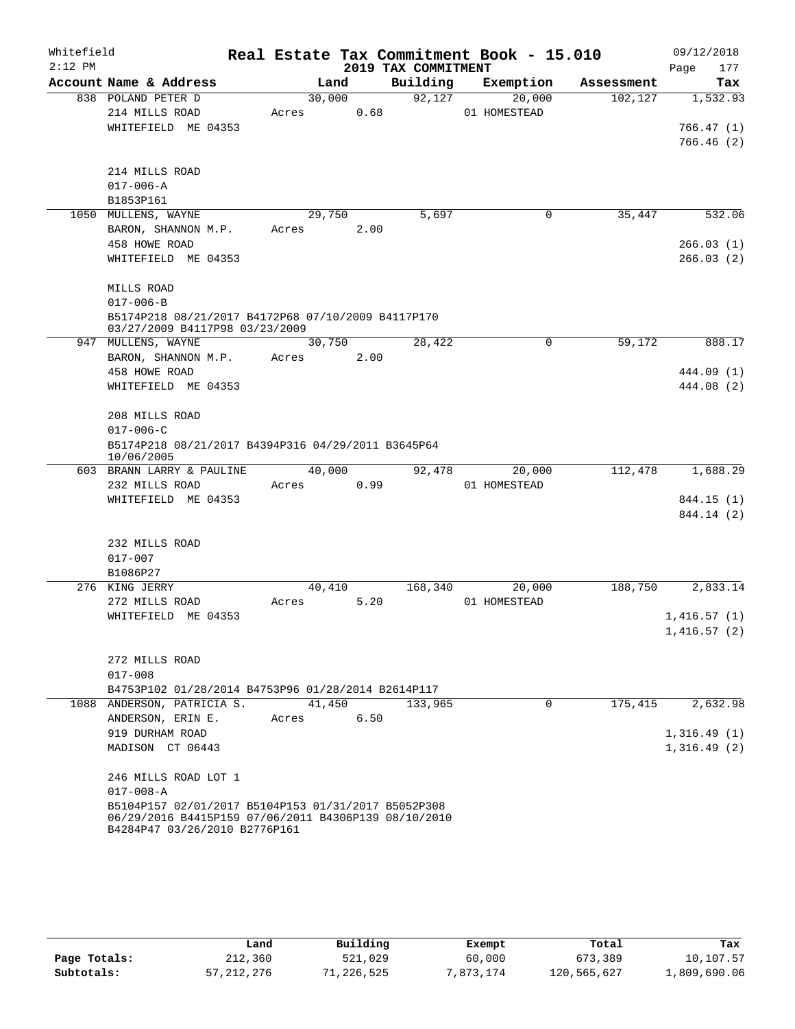Whitefield 2:12 PM

# Real Estate Tax Commitment Book - 15.010

## 2019 TAX COMMITMENT

09/12/2018

| Account Name & Address | Land | Building | Exemption | Assessment | Tax |
|---|---|---|---|---|---|
| 838 POLAND PETER D | 30,000 | 92,127 | 20,000 | 102,127 | 1,532.93 |
| 214 MILLS ROAD | Acres 0.68 | | 01 HOMESTEAD | | |
| WHITEFIELD ME 04353 | | | | | 766.47 (1) |
| | | | | | 766.46 (2) |
| 214 MILLS ROAD | | | | | |
| 017-006-A | | | | | |
| B1853P161 | | | | | |
| 1050 MULLENS, WAYNE | 29,750 | 5,697 | 0 | 35,447 | 532.06 |
| BARON, SHANNON M.P. | Acres 2.00 | | | | |
| 458 HOWE ROAD | | | | | 266.03 (1) |
| WHITEFIELD ME 04353 | | | | | 266.03 (2) |
| MILLS ROAD | | | | | |
| 017-006-B | | | | | |
| B5174P218 08/21/2017 B4172P68 07/10/2009 B4117P170 03/27/2009 B4117P98 03/23/2009 | | | | | |
| 947 MULLENS, WAYNE | 30,750 | 28,422 | 0 | 59,172 | 888.17 |
| BARON, SHANNON M.P. | Acres 2.00 | | | | |
| 458 HOWE ROAD | | | | | 444.09 (1) |
| WHITEFIELD ME 04353 | | | | | 444.08 (2) |
| 208 MILLS ROAD | | | | | |
| 017-006-C | | | | | |
| B5174P218 08/21/2017 B4394P316 04/29/2011 B3645P64 10/06/2005 | | | | | |
| 603 BRANN LARRY & PAULINE | 40,000 | 92,478 | 20,000 | 112,478 | 1,688.29 |
| 232 MILLS ROAD | Acres 0.99 | | 01 HOMESTEAD | | |
| WHITEFIELD ME 04353 | | | | | 844.15 (1) |
| | | | | | 844.14 (2) |
| 232 MILLS ROAD | | | | | |
| 017-007 | | | | | |
| B1086P27 | | | | | |
| 276 KING JERRY | 40,410 | 168,340 | 20,000 | 188,750 | 2,833.14 |
| 272 MILLS ROAD | Acres 5.20 | | 01 HOMESTEAD | | |
| WHITEFIELD ME 04353 | | | | | 1,416.57 (1) |
| | | | | | 1,416.57 (2) |
| 272 MILLS ROAD | | | | | |
| 017-008 | | | | | |
| B4753P102 01/28/2014 B4753P96 01/28/2014 B2614P117 | | | | | |
| 1088 ANDERSON, PATRICIA S. | 41,450 | 133,965 | 0 | 175,415 | 2,632.98 |
| ANDERSON, ERIN E. | Acres 6.50 | | | | |
| 919 DURHAM ROAD | | | | | 1,316.49 (1) |
| MADISON CT 06443 | | | | | 1,316.49 (2) |
| 246 MILLS ROAD LOT 1 | | | | | |
| 017-008-A | | | | | |
| B5104P157 02/01/2017 B5104P153 01/31/2017 B5052P308 06/29/2016 B4415P159 07/06/2011 B4306P139 08/10/2010 B4284P47 03/26/2010 B2776P161 | | | | | |

| | Land | Building | Exempt | Total | Tax |
|---|---|---|---|---|---|
| Page Totals: | 212,360 | 521,029 | 60,000 | 673,389 | 10,107.57 |
| Subtotals: | 57,212,276 | 71,226,525 | 7,873,174 | 120,565,627 | 1,809,690.06 |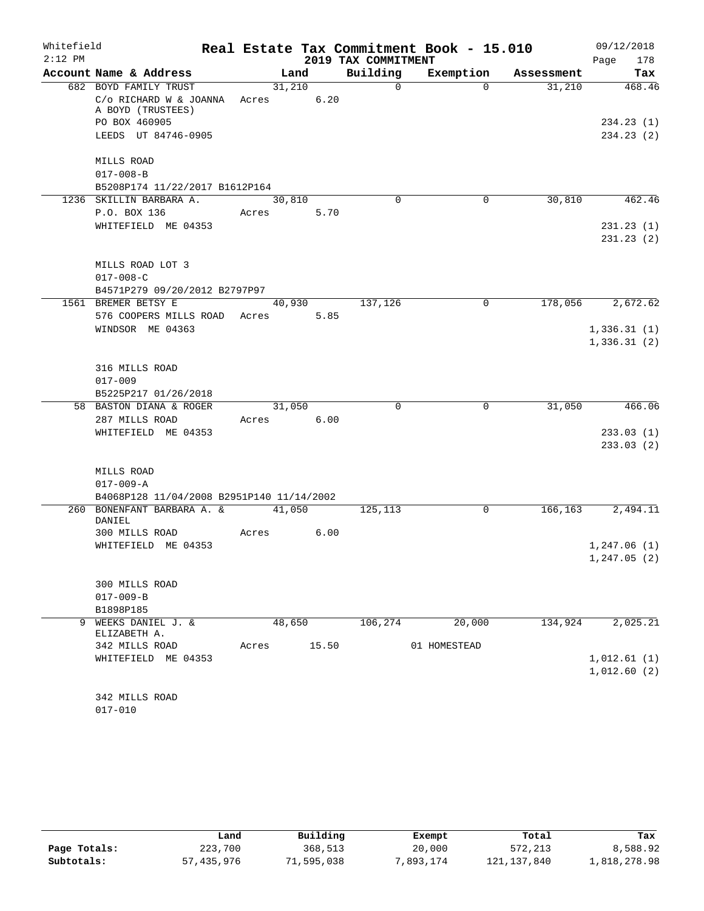Whitefield
2:12 PM

# Real Estate Tax Commitment Book - 15.010

## 2019 TAX COMMITMENT

09/12/2018
Page 178

| Account Name & Address | Land | Building | Exemption | Assessment | Tax |
|---|---|---|---|---|---|
| 682 BOYD FAMILY TRUST | 31,210 | 0 | 0 | 31,210 | 468.46 |
| C/o RICHARD W & JOANNA A BOYD (TRUSTEES) | Acres 6.20 | | | | |
| PO BOX 460905 | | | | | 234.23 (1) |
| LEEDS UT 84746-0905 | | | | | 234.23 (2) |
| MILLS ROAD | | | | | |
| 017-008-B | | | | | |
| B5208P174 11/22/2017 B1612P164 | | | | | |
| 1236 SKILLIN BARBARA A. | 30,810 | 0 | 0 | 30,810 | 462.46 |
| P.O. BOX 136 | Acres 5.70 | | | | |
| WHITEFIELD ME 04353 | | | | | 231.23 (1) |
| | | | | | 231.23 (2) |
| MILLS ROAD LOT 3 | | | | | |
| 017-008-C | | | | | |
| B4571P279 09/20/2012 B2797P97 | | | | | |
| 1561 BREMER BETSY E | 40,930 | 137,126 | 0 | 178,056 | 2,672.62 |
| 576 COOPERS MILLS ROAD | Acres 5.85 | | | | |
| WINDSOR ME 04363 | | | | | 1,336.31 (1) |
| | | | | | 1,336.31 (2) |
| 316 MILLS ROAD | | | | | |
| 017-009 | | | | | |
| B5225P217 01/26/2018 | | | | | |
| 58 BASTON DIANA & ROGER | 31,050 | 0 | 0 | 31,050 | 466.06 |
| 287 MILLS ROAD | Acres 6.00 | | | | |
| WHITEFIELD ME 04353 | | | | | 233.03 (1) |
| | | | | | 233.03 (2) |
| MILLS ROAD | | | | | |
| 017-009-A | | | | | |
| B4068P128 11/04/2008 B2951P140 11/14/2002 | | | | | |
| 260 BONENFANT BARBARA A. & DANIEL | 41,050 | 125,113 | 0 | 166,163 | 2,494.11 |
| 300 MILLS ROAD | Acres 6.00 | | | | |
| WHITEFIELD ME 04353 | | | | | 1,247.06 (1) |
| | | | | | 1,247.05 (2) |
| 300 MILLS ROAD | | | | | |
| 017-009-B | | | | | |
| B1898P185 | | | | | |
| 9 WEEKS DANIEL J. & ELIZABETH A. | 48,650 | 106,274 | 20,000 | 134,924 | 2,025.21 |
| 342 MILLS ROAD | Acres 15.50 | | 01 HOMESTEAD | | |
| WHITEFIELD ME 04353 | | | | | 1,012.61 (1) |
| | | | | | 1,012.60 (2) |
| 342 MILLS ROAD | | | | | |
| 017-010 | | | | | |

| | Land | Building | Exempt | Total | Tax |
|---|---|---|---|---|---|
| Page Totals: | 223,700 | 368,513 | 20,000 | 572,213 | 8,588.92 |
| Subtotals: | 57,435,976 | 71,595,038 | 7,893,174 | 121,137,840 | 1,818,278.98 |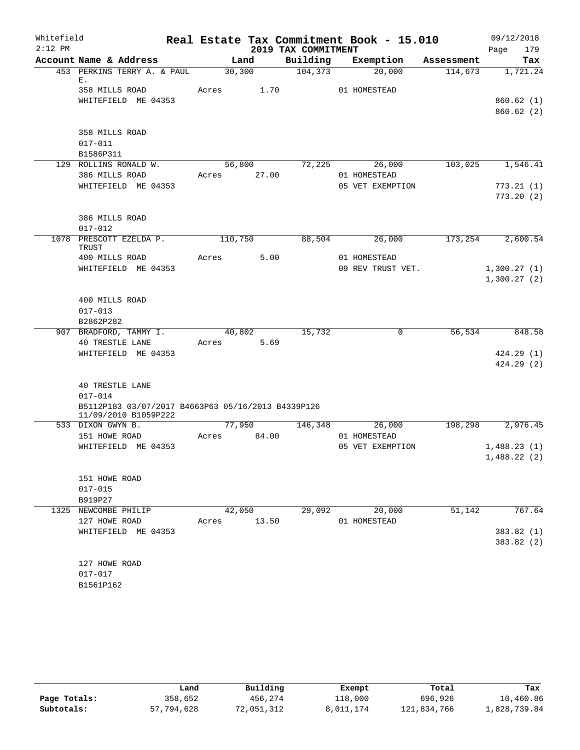Whitefield
2:12 PM

# Real Estate Tax Commitment Book - 15.010
## 2019 TAX COMMITMENT

09/12/2018
Page 179

| Account Name & Address | Land | Building | Exemption | Assessment | Tax |
|---|---|---|---|---|---|
| 453 PERKINS TERRY A. & PAUL E. | 30,300 | 104,373 | 20,000 | 114,673 | 1,721.24 |
| 358 MILLS ROAD | Acres 1.70 | | 01 HOMESTEAD | | |
| WHITEFIELD ME 04353 | | | | | 860.62 (1) |
| | | | | | 860.62 (2) |
| 358 MILLS ROAD | | | | | |
| 017-011 | | | | | |
| B1586P311 | | | | | |
| 129 ROLLINS RONALD W. | 56,800 | 72,225 | 26,000 | 103,025 | 1,546.41 |
| 386 MILLS ROAD | Acres 27.00 | | 01 HOMESTEAD | | |
| WHITEFIELD ME 04353 | | | 05 VET EXEMPTION | | 773.21 (1) |
| | | | | | 773.20 (2) |
| 386 MILLS ROAD | | | | | |
| 017-012 | | | | | |
| 1078 PRESCOTT EZELDA P. TRUST | 110,750 | 88,504 | 26,000 | 173,254 | 2,600.54 |
| 400 MILLS ROAD | Acres 5.00 | | 01 HOMESTEAD | | |
| WHITEFIELD ME 04353 | | | 09 REV TRUST VET. | | 1,300.27 (1) |
| | | | | | 1,300.27 (2) |
| 400 MILLS ROAD | | | | | |
| 017-013 | | | | | |
| B2862P282 | | | | | |
| 907 BRADFORD, TAMMY I. | 40,802 | 15,732 | 0 | 56,534 | 848.58 |
| 40 TRESTLE LANE | Acres 5.69 | | | | |
| WHITEFIELD ME 04353 | | | | | 424.29 (1) |
| | | | | | 424.29 (2) |
| 40 TRESTLE LANE | | | | | |
| 017-014 | | | | | |
| B5112P183 03/07/2017 B4663P63 05/16/2013 B4339P126 11/09/2010 B1059P222 | | | | | |
| 533 DIXON GWYN B. | 77,950 | 146,348 | 26,000 | 198,298 | 2,976.45 |
| 151 HOWE ROAD | Acres 84.00 | | 01 HOMESTEAD | | |
| WHITEFIELD ME 04353 | | | 05 VET EXEMPTION | | 1,488.23 (1) |
| | | | | | 1,488.22 (2) |
| 151 HOWE ROAD | | | | | |
| 017-015 | | | | | |
| B919P27 | | | | | |
| 1325 NEWCOMBE PHILIP | 42,050 | 29,092 | 20,000 | 51,142 | 767.64 |
| 127 HOWE ROAD | Acres 13.50 | | 01 HOMESTEAD | | |
| WHITEFIELD ME 04353 | | | | | 383.82 (1) |
| | | | | | 383.82 (2) |
| 127 HOWE ROAD | | | | | |
| 017-017 | | | | | |
| B1561P162 | | | | | |

| | Land | Building | Exempt | Total | Tax |
|---|---|---|---|---|---|
| Page Totals: | 358,652 | 456,274 | 118,000 | 696,926 | 10,460.86 |
| Subtotals: | 57,794,628 | 72,051,312 | 8,011,174 | 121,834,766 | 1,828,739.84 |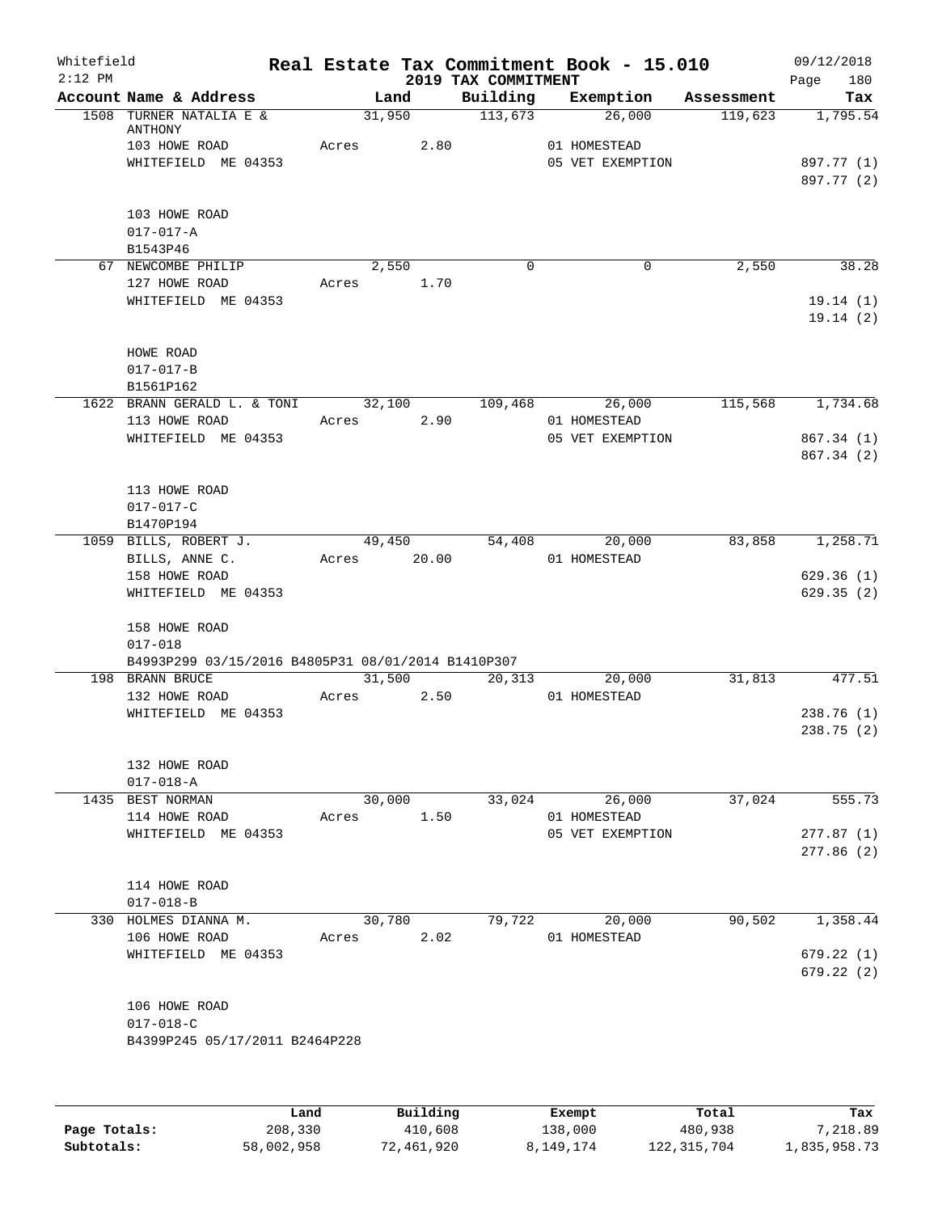Whitefield 2:12 PM

# Real Estate Tax Commitment Book - 15.010

## 2019 TAX COMMITMENT

09/12/2018

| Account Name & Address | Land | Building | Exemption | Assessment | Tax |
|---|---|---|---|---|---|
| 1508 TURNER NATALIA E & ANTHONY | 31,950 | 113,673 | 26,000 | 119,623 | 1,795.54 |
| 103 HOWE ROAD | Acres 2.80 | | 01 HOMESTEAD | | |
| WHITEFIELD ME 04353 | | | 05 VET EXEMPTION | | 897.77 (1) |
| | | | | | 897.77 (2) |
| 103 HOWE ROAD | | | | | |
| 017-017-A | | | | | |
| B1543P46 | | | | | |
| 67 NEWCOMBE PHILIP | 2,550 | 0 | 0 | 2,550 | 38.28 |
| 127 HOWE ROAD | Acres 1.70 | | | | |
| WHITEFIELD ME 04353 | | | | | 19.14 (1) |
| | | | | | 19.14 (2) |
| HOWE ROAD | | | | | |
| 017-017-B | | | | | |
| B1561P162 | | | | | |
| 1622 BRANN GERALD L. & TONI | 32,100 | 109,468 | 26,000 | 115,568 | 1,734.68 |
| 113 HOWE ROAD | Acres 2.90 | | 01 HOMESTEAD | | |
| WHITEFIELD ME 04353 | | | 05 VET EXEMPTION | | 867.34 (1) |
| | | | | | 867.34 (2) |
| 113 HOWE ROAD | | | | | |
| 017-017-C | | | | | |
| B1470P194 | | | | | |
| 1059 BILLS, ROBERT J. | 49,450 | 54,408 | 20,000 | 83,858 | 1,258.71 |
| BILLS, ANNE C. | Acres 20.00 | | 01 HOMESTEAD | | |
| 158 HOWE ROAD | | | | | 629.36 (1) |
| WHITEFIELD ME 04353 | | | | | 629.35 (2) |
| 158 HOWE ROAD | | | | | |
| 017-018 | | | | | |
| B4993P299 03/15/2016 B4805P31 08/01/2014 B1410P307 | | | | | |
| 198 BRANN BRUCE | 31,500 | 20,313 | 20,000 | 31,813 | 477.51 |
| 132 HOWE ROAD | Acres 2.50 | | 01 HOMESTEAD | | |
| WHITEFIELD ME 04353 | | | | | 238.76 (1) |
| | | | | | 238.75 (2) |
| 132 HOWE ROAD | | | | | |
| 017-018-A | | | | | |
| 1435 BEST NORMAN | 30,000 | 33,024 | 26,000 | 37,024 | 555.73 |
| 114 HOWE ROAD | Acres 1.50 | | 01 HOMESTEAD | | |
| WHITEFIELD ME 04353 | | | 05 VET EXEMPTION | | 277.87 (1) |
| | | | | | 277.86 (2) |
| 114 HOWE ROAD | | | | | |
| 017-018-B | | | | | |
| 330 HOLMES DIANNA M. | 30,780 | 79,722 | 20,000 | 90,502 | 1,358.44 |
| 106 HOWE ROAD | Acres 2.02 | | 01 HOMESTEAD | | |
| WHITEFIELD ME 04353 | | | | | 679.22 (1) |
| | | | | | 679.22 (2) |
| 106 HOWE ROAD | | | | | |
| 017-018-C | | | | | |
| B4399P245 05/17/2011 B2464P228 | | | | | |

| | Land | Building | Exempt | Total | Tax |
|---|---|---|---|---|---|
| Page Totals: | 208,330 | 410,608 | 138,000 | 480,938 | 7,218.89 |
| Subtotals: | 58,002,958 | 72,461,920 | 8,149,174 | 122,315,704 | 1,835,958.73 |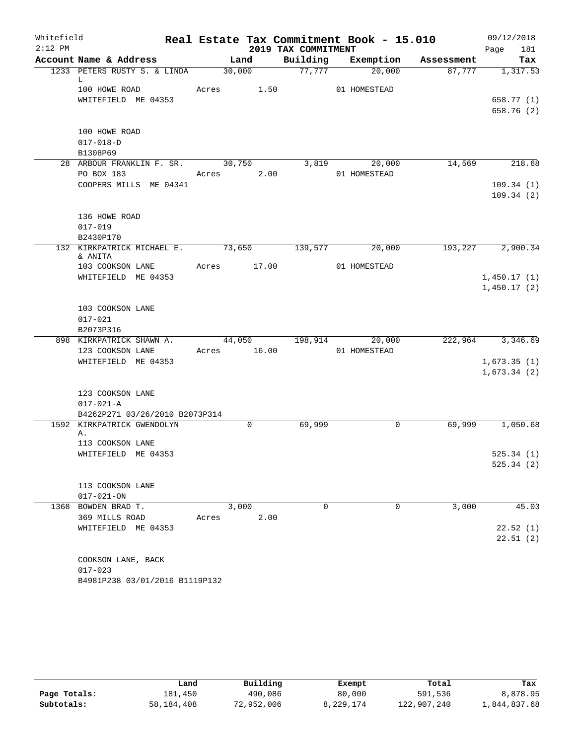Whitefield 2:12 PM

# Real Estate Tax Commitment Book - 15.010

## 2019 TAX COMMITMENT

09/12/2018 Page 181

| Account Name & Address | Land | Building | Exemption | Assessment | Tax |
|---|---|---|---|---|---|
| 1233 PETERS RUSTY S. & LINDA L | 30,000 | 77,777 | 20,000 | 87,777 | 1,317.53 |
| 100 HOWE ROAD | Acres 1.50 | | 01 HOMESTEAD | | |
| WHITEFIELD ME 04353 | | | | | 658.77 (1) |
| | | | | | 658.76 (2) |
| 100 HOWE ROAD | | | | | |
| 017-018-D | | | | | |
| B1308P69 | | | | | |
| 28 ARBOUR FRANKLIN F. SR. | 30,750 | 3,819 | 20,000 | 14,569 | 218.68 |
| PO BOX 183 | Acres 2.00 | | 01 HOMESTEAD | | |
| COOPERS MILLS ME 04341 | | | | | 109.34 (1) |
| | | | | | 109.34 (2) |
| 136 HOWE ROAD | | | | | |
| 017-019 | | | | | |
| B2430P170 | | | | | |
| 132 KIRKPATRICK MICHAEL E. & ANITA | 73,650 | 139,577 | 20,000 | 193,227 | 2,900.34 |
| 103 COOKSON LANE | Acres 17.00 | | 01 HOMESTEAD | | |
| WHITEFIELD ME 04353 | | | | | 1,450.17 (1) |
| | | | | | 1,450.17 (2) |
| 103 COOKSON LANE | | | | | |
| 017-021 | | | | | |
| B2073P316 | | | | | |
| 898 KIRKPATRICK SHAWN A. | 44,050 | 198,914 | 20,000 | 222,964 | 3,346.69 |
| 123 COOKSON LANE | Acres 16.00 | | 01 HOMESTEAD | | |
| WHITEFIELD ME 04353 | | | | | 1,673.35 (1) |
| | | | | | 1,673.34 (2) |
| 123 COOKSON LANE | | | | | |
| 017-021-A | | | | | |
| B4262P271 03/26/2010 B2073P314 | | | | | |
| 1592 KIRKPATRICK GWENDOLYN A. | 0 | 69,999 | 0 | 69,999 | 1,050.68 |
| 113 COOKSON LANE | | | | | |
| WHITEFIELD ME 04353 | | | | | 525.34 (1) |
| | | | | | 525.34 (2) |
| 113 COOKSON LANE | | | | | |
| 017-021-ON | | | | | |
| 1368 BOWDEN BRAD T. | 3,000 | 0 | 0 | 3,000 | 45.03 |
| 369 MILLS ROAD | Acres 2.00 | | | | |
| WHITEFIELD ME 04353 | | | | | 22.52 (1) |
| | | | | | 22.51 (2) |
| COOKSON LANE, BACK | | | | | |
| 017-023 | | | | | |
| B4981P238 03/01/2016 B1119P132 | | | | | |

| | Land | Building | Exempt | Total | Tax |
|---|---|---|---|---|---|
| Page Totals: | 181,450 | 490,086 | 80,000 | 591,536 | 8,878.95 |
| Subtotals: | 58,184,408 | 72,952,006 | 8,229,174 | 122,907,240 | 1,844,837.68 |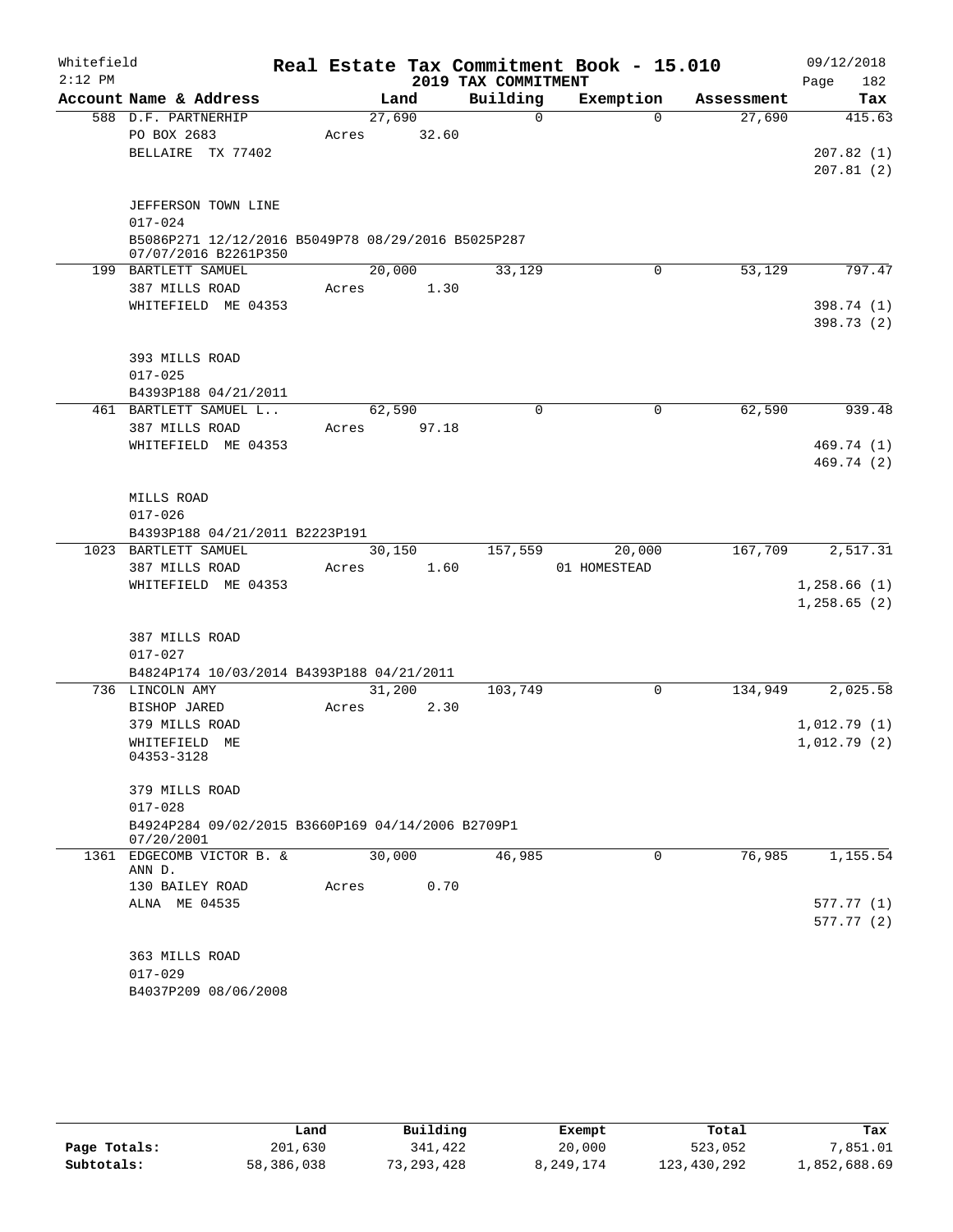Whitefield
2:12 PM

# Real Estate Tax Commitment Book - 15.010

## 2019 TAX COMMITMENT

09/12/2018
Page 182

| Account Name & Address | Land | Building | Exemption | Assessment | Tax |
|---|---|---|---|---|---|
| 588 D.F. PARTNERHIP | 27,690 | 0 | 0 | 27,690 | 415.63 |
| PO BOX 2683 | Acres 32.60 | | | | |
| BELLAIRE TX 77402 | | | | | 207.82 (1) |
| | | | | | 207.81 (2) |
| JEFFERSON TOWN LINE | | | | | |
| 017-024 | | | | | |
| B5086P271 12/12/2016 B5049P78 08/29/2016 B5025P287 07/07/2016 B2261P350 | | | | | |
| 199 BARTLETT SAMUEL | 20,000 | 33,129 | 0 | 53,129 | 797.47 |
| 387 MILLS ROAD | Acres 1.30 | | | | |
| WHITEFIELD ME 04353 | | | | | 398.74 (1) |
| | | | | | 398.73 (2) |
| 393 MILLS ROAD | | | | | |
| 017-025 | | | | | |
| B4393P188 04/21/2011 | | | | | |
| 461 BARTLETT SAMUEL L.. | 62,590 | 0 | 0 | 62,590 | 939.48 |
| 387 MILLS ROAD | Acres 97.18 | | | | |
| WHITEFIELD ME 04353 | | | | | 469.74 (1) |
| | | | | | 469.74 (2) |
| MILLS ROAD | | | | | |
| 017-026 | | | | | |
| B4393P188 04/21/2011 B2223P191 | | | | | |
| 1023 BARTLETT SAMUEL | 30,150 | 157,559 | 20,000 | 167,709 | 2,517.31 |
| 387 MILLS ROAD | Acres 1.60 | | 01 HOMESTEAD | | |
| WHITEFIELD ME 04353 | | | | | 1,258.66 (1) |
| | | | | | 1,258.65 (2) |
| 387 MILLS ROAD | | | | | |
| 017-027 | | | | | |
| B4824P174 10/03/2014 B4393P188 04/21/2011 | | | | | |
| 736 LINCOLN AMY | 31,200 | 103,749 | 0 | 134,949 | 2,025.58 |
| BISHOP JARED | Acres 2.30 | | | | |
| 379 MILLS ROAD | | | | | 1,012.79 (1) |
| WHITEFIELD ME 04353-3128 | | | | | 1,012.79 (2) |
| 379 MILLS ROAD | | | | | |
| 017-028 | | | | | |
| B4924P284 09/02/2015 B3660P169 04/14/2006 B2709P1 07/20/2001 | | | | | |
| 1361 EDGECOMB VICTOR B. & ANN D. | 30,000 | 46,985 | 0 | 76,985 | 1,155.54 |
| 130 BAILEY ROAD | Acres 0.70 | | | | |
| ALNA ME 04535 | | | | | 577.77 (1) |
| | | | | | 577.77 (2) |
| 363 MILLS ROAD | | | | | |
| 017-029 | | | | | |
| B4037P209 08/06/2008 | | | | | |

| | Land | Building | Exempt | Total | Tax |
|---|---|---|---|---|---|
| Page Totals: | 201,630 | 341,422 | 20,000 | 523,052 | 7,851.01 |
| Subtotals: | 58,386,038 | 73,293,428 | 8,249,174 | 123,430,292 | 1,852,688.69 |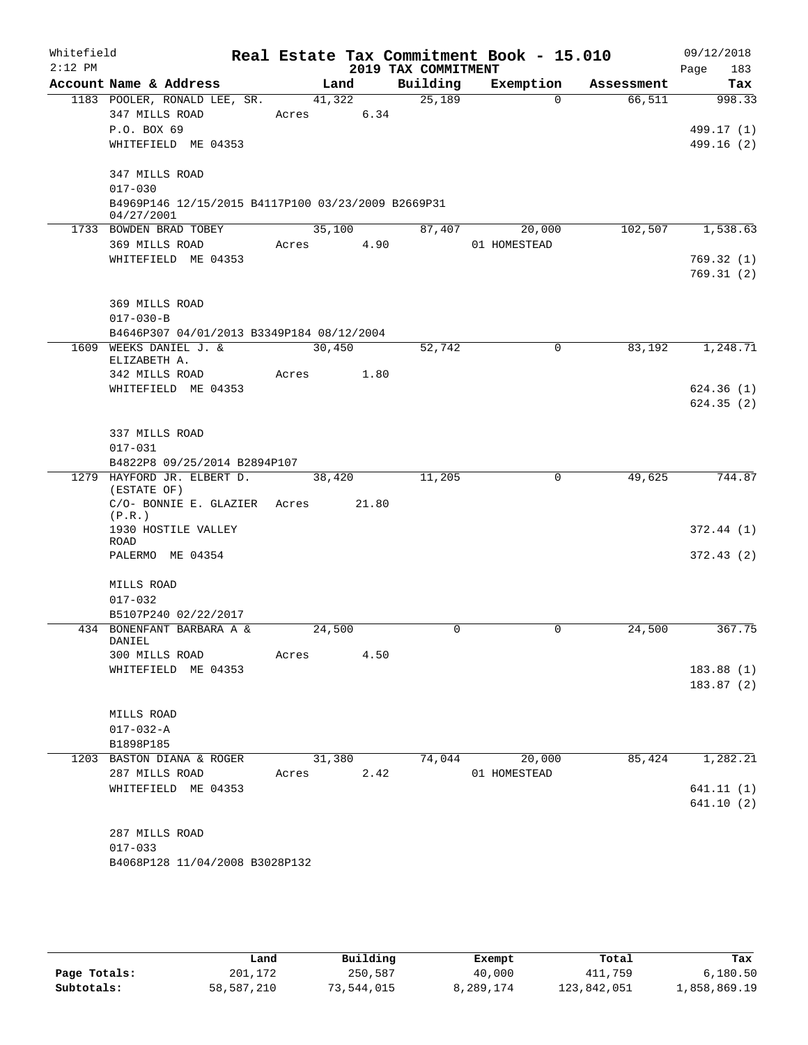Whitefield 2:12 PM

# Real Estate Tax Commitment Book - 15.010

## 2019 TAX COMMITMENT

09/12/2018

| Account Name & Address | Land | Building | Exemption | Assessment | Tax |
|---|---|---|---|---|---|
| 1183 POOLER, RONALD LEE, SR. | 41,322 | 25,189 | 0 | 66,511 | 998.33 |
| 347 MILLS ROAD | Acres 6.34 | | | | |
| P.O. BOX 69 | | | | | 499.17 (1) |
| WHITEFIELD ME 04353 | | | | | 499.16 (2) |
| 347 MILLS ROAD | | | | | |
| 017-030 | | | | | |
| B4969P146 12/15/2015 B4117P100 03/23/2009 B2669P31 04/27/2001 | | | | | |
| 1733 BOWDEN BRAD TOBEY | 35,100 | 87,407 | 20,000 | 102,507 | 1,538.63 |
| 369 MILLS ROAD | Acres 4.90 | | 01 HOMESTEAD | | |
| WHITEFIELD ME 04353 | | | | | 769.32 (1) |
| | | | | | 769.31 (2) |
| 369 MILLS ROAD | | | | | |
| 017-030-B | | | | | |
| B4646P307 04/01/2013 B3349P184 08/12/2004 | | | | | |
| 1609 WEEKS DANIEL J. & ELIZABETH A. | 30,450 | 52,742 | 0 | 83,192 | 1,248.71 |
| 342 MILLS ROAD | Acres 1.80 | | | | |
| WHITEFIELD ME 04353 | | | | | 624.36 (1) |
| | | | | | 624.35 (2) |
| 337 MILLS ROAD | | | | | |
| 017-031 | | | | | |
| B4822P8 09/25/2014 B2894P107 | | | | | |
| 1279 HAYFORD JR. ELBERT D. (ESTATE OF) | 38,420 | 11,205 | 0 | 49,625 | 744.87 |
| C/O- BONNIE E. GLAZIER (P.R.) | Acres 21.80 | | | | |
| 1930 HOSTILE VALLEY ROAD | | | | | 372.44 (1) |
| PALERMO ME 04354 | | | | | 372.43 (2) |
| MILLS ROAD | | | | | |
| 017-032 | | | | | |
| B5107P240 02/22/2017 | | | | | |
| 434 BONENFANT BARBARA A & DANIEL | 24,500 | 0 | 0 | 24,500 | 367.75 |
| 300 MILLS ROAD | Acres 4.50 | | | | |
| WHITEFIELD ME 04353 | | | | | 183.88 (1) |
| | | | | | 183.87 (2) |
| MILLS ROAD | | | | | |
| 017-032-A | | | | | |
| B1898P185 | | | | | |
| 1203 BASTON DIANA & ROGER | 31,380 | 74,044 | 20,000 | 85,424 | 1,282.21 |
| 287 MILLS ROAD | Acres 2.42 | | 01 HOMESTEAD | | |
| WHITEFIELD ME 04353 | | | | | 641.11 (1) |
| | | | | | 641.10 (2) |
| 287 MILLS ROAD | | | | | |
| 017-033 | | | | | |
| B4068P128 11/04/2008 B3028P132 | | | | | |

| | Land | Building | Exempt | Total | Tax |
|---|---|---|---|---|---|
| Page Totals: | 201,172 | 250,587 | 40,000 | 411,759 | 6,180.50 |
| Subtotals: | 58,587,210 | 73,544,015 | 8,289,174 | 123,842,051 | 1,858,869.19 |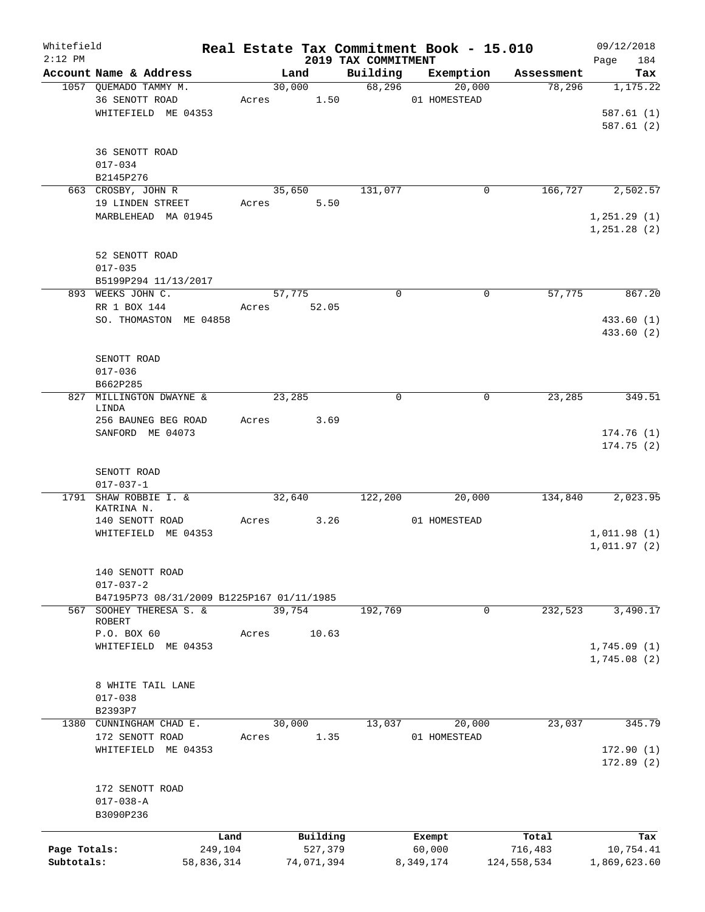Whitefield                    Real Estate Tax Commitment Book - 15.010                    09/12/2018
2:12 PM                                    2019 TAX COMMITMENT

| Account Name & Address | Land | Building | Exemption | Assessment | Tax |
|---|---|---|---|---|---|
| 1057 QUEMADO TAMMY M. | 30,000 | 68,296 | 20,000 | 78,296 | 1,175.22 |
| 36 SENOTT ROAD | Acres 1.50 | | 01 HOMESTEAD | | |
| WHITEFIELD ME 04353 | | | | | 587.61 (1) |
| | | | | | 587.61 (2) |
| 36 SENOTT ROAD | | | | | |
| 017-034 | | | | | |
| B2145P276 | | | | | |
| 663 CROSBY, JOHN R | 35,650 | 131,077 | 0 | 166,727 | 2,502.57 |
| 19 LINDEN STREET | Acres 5.50 | | | | |
| MARBLEHEAD MA 01945 | | | | | 1,251.29 (1) |
| | | | | | 1,251.28 (2) |
| 52 SENOTT ROAD | | | | | |
| 017-035 | | | | | |
| B5199P294 11/13/2017 | | | | | |
| 893 WEEKS JOHN C. | 57,775 | 0 | 0 | 57,775 | 867.20 |
| RR 1 BOX 144 | Acres 52.05 | | | | |
| SO. THOMASTON ME 04858 | | | | | 433.60 (1) |
| | | | | | 433.60 (2) |
| SENOTT ROAD | | | | | |
| 017-036 | | | | | |
| B662P285 | | | | | |
| 827 MILLINGTON DWAYNE & LINDA | 23,285 | 0 | 0 | 23,285 | 349.51 |
| 256 BAUNEG BEG ROAD | Acres 3.69 | | | | |
| SANFORD ME 04073 | | | | | 174.76 (1) |
| | | | | | 174.75 (2) |
| SENOTT ROAD | | | | | |
| 017-037-1 | | | | | |
| 1791 SHAW ROBBIE I. & KATRINA N. | 32,640 | 122,200 | 20,000 | 134,840 | 2,023.95 |
| 140 SENOTT ROAD | Acres 3.26 | | 01 HOMESTEAD | | |
| WHITEFIELD ME 04353 | | | | | 1,011.98 (1) |
| | | | | | 1,011.97 (2) |
| 140 SENOTT ROAD | | | | | |
| 017-037-2 | | | | | |
| B47195P73 08/31/2009 B1225P167 01/11/1985 | | | | | |
| 567 SOOHEY THERESA S. & ROBERT | 39,754 | 192,769 | 0 | 232,523 | 3,490.17 |
| P.O. BOX 60 | Acres 10.63 | | | | |
| WHITEFIELD ME 04353 | | | | | 1,745.09 (1) |
| | | | | | 1,745.08 (2) |
| 8 WHITE TAIL LANE | | | | | |
| 017-038 | | | | | |
| B2393P7 | | | | | |
| 1380 CUNNINGHAM CHAD E. | 30,000 | 13,037 | 20,000 | 23,037 | 345.79 |
| 172 SENOTT ROAD | Acres 1.35 | | 01 HOMESTEAD | | |
| WHITEFIELD ME 04353 | | | | | 172.90 (1) |
| | | | | | 172.89 (2) |
| 172 SENOTT ROAD | | | | | |
| 017-038-A | | | | | |
| B3090P236 | | | | | |

| | Land | Building | Exempt | Total | Tax |
|---|---|---|---|---|---|
| Page Totals: | 249,104 | 527,379 | 60,000 | 716,483 | 10,754.41 |
| Subtotals: | 58,836,314 | 74,071,394 | 8,349,174 | 124,558,534 | 1,869,623.60 |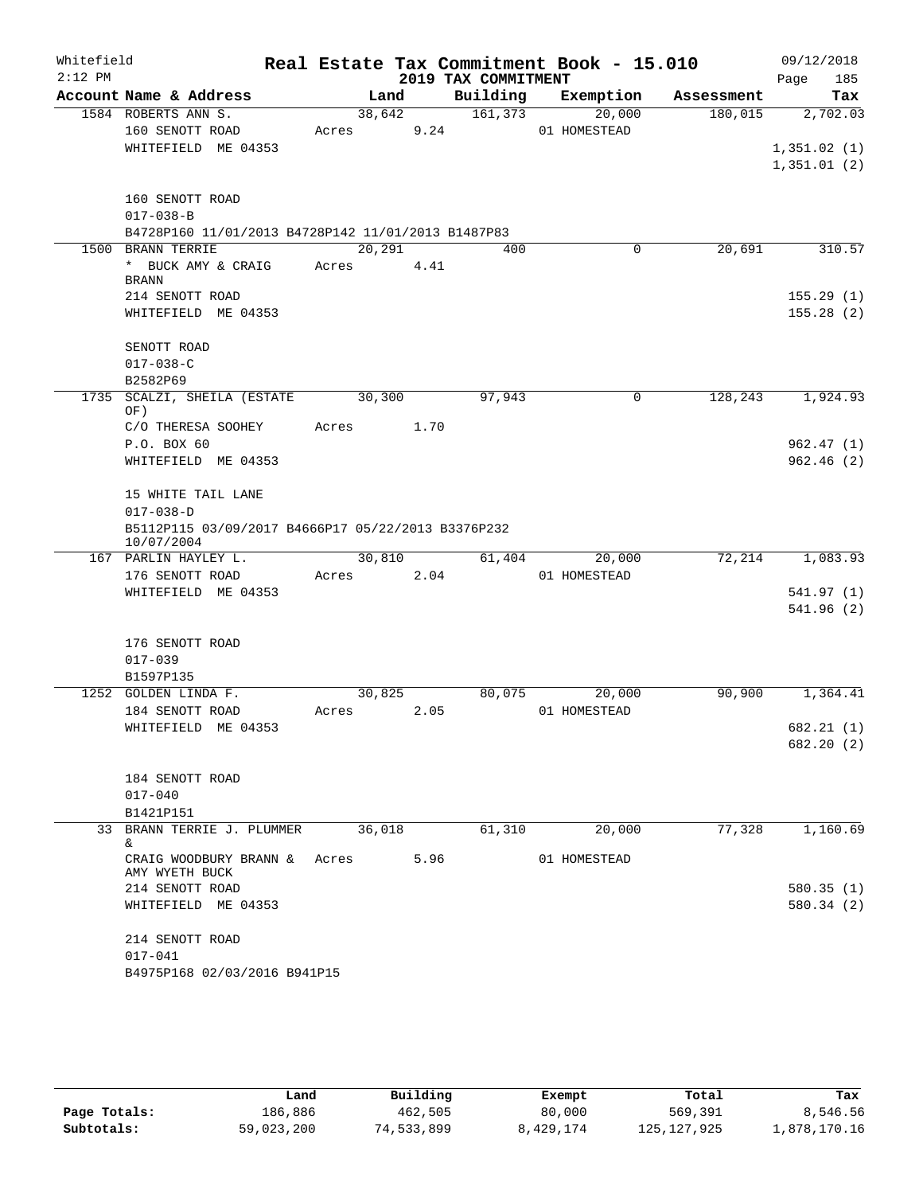Whitefield 2:12 PM

# Real Estate Tax Commitment Book - 15.010

## 2019 TAX COMMITMENT

09/12/2018

| Account Name & Address | Land | Building | Exemption | Assessment | Tax |
|---|---|---|---|---|---|
| 1584 ROBERTS ANN S. | 38,642 | 161,373 | 20,000 | 180,015 | 2,702.03 |
| 160 SENOTT ROAD | Acres 9.24 | | 01 HOMESTEAD | | |
| WHITEFIELD ME 04353 | | | | | 1,351.02 (1) |
| | | | | | 1,351.01 (2) |
| 160 SENOTT ROAD | | | | | |
| 017-038-B | | | | | |
| B4728P160 11/01/2013 B4728P142 11/01/2013 B1487P83 | | | | | |
| 1500 BRANN TERRIE | 20,291 | 400 | 0 | 20,691 | 310.57 |
| * BUCK AMY & CRAIG BRANN | Acres 4.41 | | | | |
| 214 SENOTT ROAD | | | | | 155.29 (1) |
| WHITEFIELD ME 04353 | | | | | 155.28 (2) |
| SENOTT ROAD | | | | | |
| 017-038-C | | | | | |
| B2582P69 | | | | | |
| 1735 SCALZI, SHEILA (ESTATE OF) | 30,300 | 97,943 | 0 | 128,243 | 1,924.93 |
| C/O THERESA SOOHEY | Acres 1.70 | | | | |
| P.O. BOX 60 | | | | | 962.47 (1) |
| WHITEFIELD ME 04353 | | | | | 962.46 (2) |
| 15 WHITE TAIL LANE | | | | | |
| 017-038-D | | | | | |
| B5112P115 03/09/2017 B4666P17 05/22/2013 B3376P232 10/07/2004 | | | | | |
| 167 PARLIN HAYLEY L. | 30,810 | 61,404 | 20,000 | 72,214 | 1,083.93 |
| 176 SENOTT ROAD | Acres 2.04 | | 01 HOMESTEAD | | |
| WHITEFIELD ME 04353 | | | | | 541.97 (1) |
| | | | | | 541.96 (2) |
| 176 SENOTT ROAD | | | | | |
| 017-039 | | | | | |
| B1597P135 | | | | | |
| 1252 GOLDEN LINDA F. | 30,825 | 80,075 | 20,000 | 90,900 | 1,364.41 |
| 184 SENOTT ROAD | Acres 2.05 | | 01 HOMESTEAD | | |
| WHITEFIELD ME 04353 | | | | | 682.21 (1) |
| | | | | | 682.20 (2) |
| 184 SENOTT ROAD | | | | | |
| 017-040 | | | | | |
| B1421P151 | | | | | |
| 33 BRANN TERRIE J. PLUMMER & | 36,018 | 61,310 | 20,000 | 77,328 | 1,160.69 |
| CRAIG WOODBURY BRANN & AMY WYETH BUCK | Acres 5.96 | | 01 HOMESTEAD | | |
| 214 SENOTT ROAD | | | | | 580.35 (1) |
| WHITEFIELD ME 04353 | | | | | 580.34 (2) |
| 214 SENOTT ROAD | | | | | |
| 017-041 | | | | | |
| B4975P168 02/03/2016 B941P15 | | | | | |

| | Land | Building | Exempt | Total | Tax |
|---|---|---|---|---|---|
| Page Totals: | 186,886 | 462,505 | 80,000 | 569,391 | 8,546.56 |
| Subtotals: | 59,023,200 | 74,533,899 | 8,429,174 | 125,127,925 | 1,878,170.16 |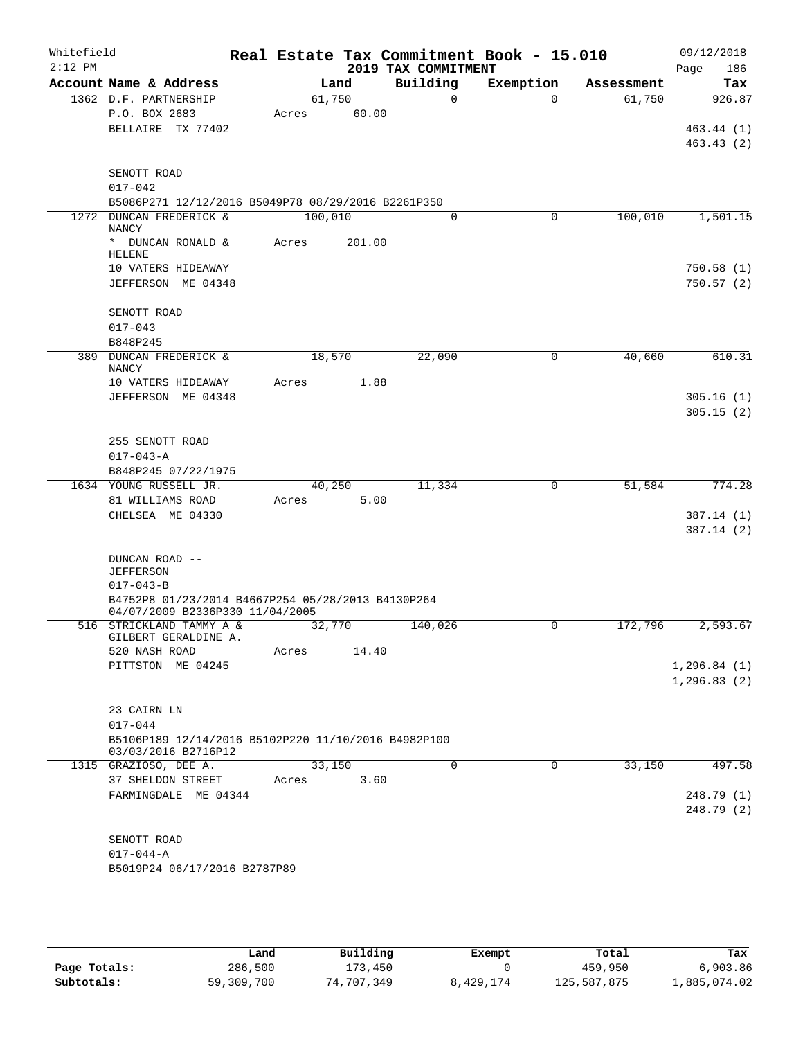Whitefield  
2:12 PM

# Real Estate Tax Commitment Book - 15.010

## 2019 TAX COMMITMENT

09/12/2018  
Page 186

| Account Name & Address | Land | Building | Exemption | Assessment | Tax |
|---|---|---|---|---|---|
| 1362 D.F. PARTNERSHIP | 61,750 | 0 | 0 | 61,750 | 926.87 |
| P.O. BOX 2683 | Acres 60.00 | | | | |
| BELLAIRE TX 77402 | | | | | 463.44 (1) |
| | | | | | 463.43 (2) |
| SENOTT ROAD | | | | | |
| 017-042 | | | | | |
| B5086P271 12/12/2016 B5049P78 08/29/2016 B2261P350 | | | | | |
| 1272 DUNCAN FREDERICK & NANCY | 100,010 | 0 | 0 | 100,010 | 1,501.15 |
| * DUNCAN RONALD & HELENE | Acres 201.00 | | | | |
| 10 VATERS HIDEAWAY | | | | | 750.58 (1) |
| JEFFERSON ME 04348 | | | | | 750.57 (2) |
| SENOTT ROAD | | | | | |
| 017-043 | | | | | |
| B848P245 | | | | | |
| 389 DUNCAN FREDERICK & NANCY | 18,570 | 22,090 | 0 | 40,660 | 610.31 |
| 10 VATERS HIDEAWAY | Acres 1.88 | | | | |
| JEFFERSON ME 04348 | | | | | 305.16 (1) |
| | | | | | 305.15 (2) |
| 255 SENOTT ROAD | | | | | |
| 017-043-A | | | | | |
| B848P245 07/22/1975 | | | | | |
| 1634 YOUNG RUSSELL JR. | 40,250 | 11,334 | 0 | 51,584 | 774.28 |
| 81 WILLIAMS ROAD | Acres 5.00 | | | | |
| CHELSEA ME 04330 | | | | | 387.14 (1) |
| | | | | | 387.14 (2) |
| DUNCAN ROAD -- JEFFERSON | | | | | |
| 017-043-B | | | | | |
| B4752P8 01/23/2014 B4667P254 05/28/2013 B4130P264 04/07/2009 B2336P330 11/04/2005 | | | | | |
| 516 STRICKLAND TAMMY A & GILBERT GERALDINE A. | 32,770 | 140,026 | 0 | 172,796 | 2,593.67 |
| 520 NASH ROAD | Acres 14.40 | | | | |
| PITTSTON ME 04245 | | | | | 1,296.84 (1) |
| | | | | | 1,296.83 (2) |
| 23 CAIRN LN | | | | | |
| 017-044 | | | | | |
| B5106P189 12/14/2016 B5102P220 11/10/2016 B4982P100 03/03/2016 B2716P12 | | | | | |
| 1315 GRAZIOSO, DEE A. | 33,150 | 0 | 0 | 33,150 | 497.58 |
| 37 SHELDON STREET | Acres 3.60 | | | | |
| FARMINGDALE ME 04344 | | | | | 248.79 (1) |
| | | | | | 248.79 (2) |
| SENOTT ROAD | | | | | |
| 017-044-A | | | | | |
| B5019P24 06/17/2016 B2787P89 | | | | | |

| | Land | Building | Exempt | Total | Tax |
|---|---|---|---|---|---|
| Page Totals: | 286,500 | 173,450 | 0 | 459,950 | 6,903.86 |
| Subtotals: | 59,309,700 | 74,707,349 | 8,429,174 | 125,587,875 | 1,885,074.02 |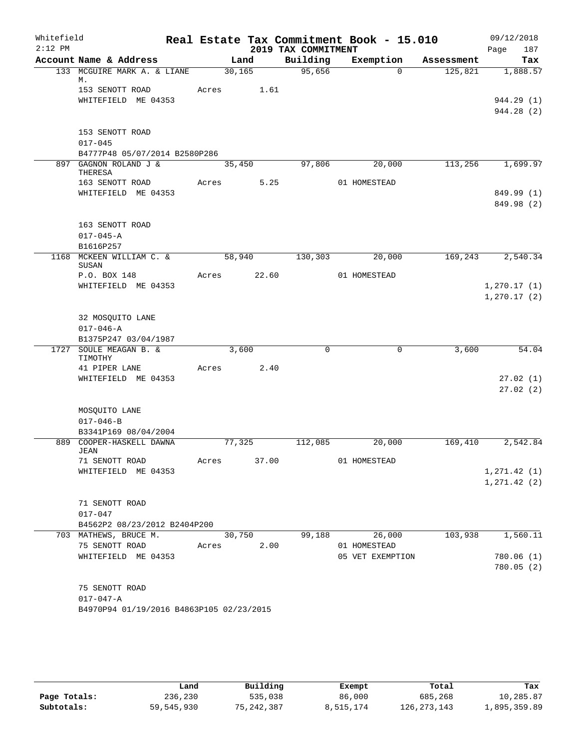Whitefield
2:12 PM

# Real Estate Tax Commitment Book - 15.010
## 2019 TAX COMMITMENT

09/12/2018
Page 187

| Account Name & Address | Land | Building | Exemption | Assessment | Tax |
|---|---|---|---|---|---|
| 133 MCGUIRE MARK A. & LIANE M. | 30,165 | 95,656 | 0 | 125,821 | 1,888.57 |
| 153 SENOTT ROAD | Acres 1.61 | | | | |
| WHITEFIELD ME 04353 | | | | | 944.29 (1) |
| | | | | | 944.28 (2) |
| 153 SENOTT ROAD | | | | | |
| 017-045 | | | | | |
| B4777P48 05/07/2014 B2580P286 | | | | | |
| 897 GAGNON ROLAND J & THERESA | 35,450 | 97,806 | 20,000 | 113,256 | 1,699.97 |
| 163 SENOTT ROAD | Acres 5.25 | | 01 HOMESTEAD | | |
| WHITEFIELD ME 04353 | | | | | 849.99 (1) |
| | | | | | 849.98 (2) |
| 163 SENOTT ROAD | | | | | |
| 017-045-A | | | | | |
| B1616P257 | | | | | |
| 1168 MCKEEN WILLIAM C. & SUSAN | 58,940 | 130,303 | 20,000 | 169,243 | 2,540.34 |
| P.O. BOX 148 | Acres 22.60 | | 01 HOMESTEAD | | |
| WHITEFIELD ME 04353 | | | | | 1,270.17 (1) |
| | | | | | 1,270.17 (2) |
| 32 MOSQUITO LANE | | | | | |
| 017-046-A | | | | | |
| B1375P247 03/04/1987 | | | | | |
| 1727 SOULE MEAGAN B. & TIMOTHY | 3,600 | 0 | 0 | 3,600 | 54.04 |
| 41 PIPER LANE | Acres 2.40 | | | | |
| WHITEFIELD ME 04353 | | | | | 27.02 (1) |
| | | | | | 27.02 (2) |
| MOSQUITO LANE | | | | | |
| 017-046-B | | | | | |
| B3341P169 08/04/2004 | | | | | |
| 889 COOPER-HASKELL DAWNA JEAN | 77,325 | 112,085 | 20,000 | 169,410 | 2,542.84 |
| 71 SENOTT ROAD | Acres 37.00 | | 01 HOMESTEAD | | |
| WHITEFIELD ME 04353 | | | | | 1,271.42 (1) |
| | | | | | 1,271.42 (2) |
| 71 SENOTT ROAD | | | | | |
| 017-047 | | | | | |
| B4562P2 08/23/2012 B2404P200 | | | | | |
| 703 MATHEWS, BRUCE M. | 30,750 | 99,188 | 26,000 | 103,938 | 1,560.11 |
| 75 SENOTT ROAD | Acres 2.00 | | 01 HOMESTEAD | | |
| WHITEFIELD ME 04353 | | | 05 VET EXEMPTION | | 780.06 (1) |
| | | | | | 780.05 (2) |
| 75 SENOTT ROAD | | | | | |
| 017-047-A | | | | | |
| B4970P94 01/19/2016 B4863P105 02/23/2015 | | | | | |

| | Land | Building | Exempt | Total | Tax |
|---|---|---|---|---|---|
| Page Totals: | 236,230 | 535,038 | 86,000 | 685,268 | 10,285.87 |
| Subtotals: | 59,545,930 | 75,242,387 | 8,515,174 | 126,273,143 | 1,895,359.89 |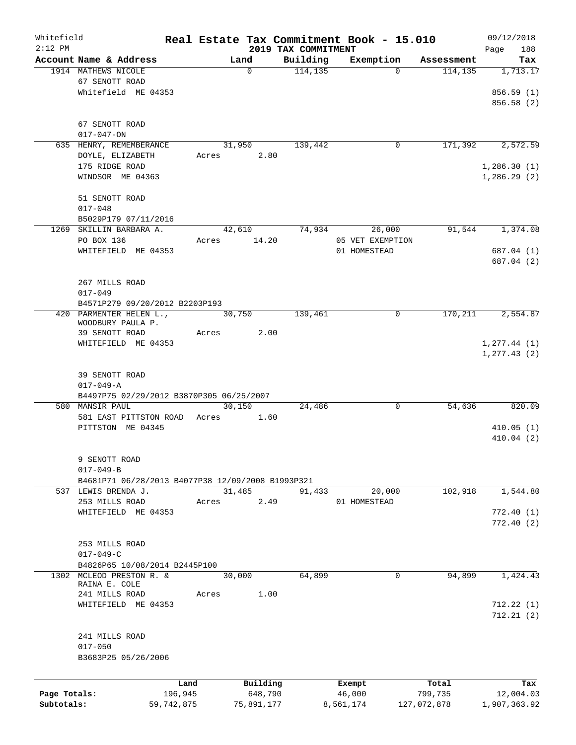Whitefield 2:12 PM

# Real Estate Tax Commitment Book - 15.010

## 2019 TAX COMMITMENT

09/12/2018

| Account Name & Address | Land | Building | Exemption | Assessment | Tax |
|---|---|---|---|---|---|
| 1914 MATHEWS NICOLE<br>67 SENOTT ROAD<br>Whitefield ME 04353<br><br>67 SENOTT ROAD<br>017-047-ON | 0 | 114,135 | 0 | 114,135 | 1,713.17<br><br>856.59 (1)<br>856.58 (2) |
| 635 HENRY, REMEMBERANCE<br>DOYLE, ELIZABETH<br>175 RIDGE ROAD<br>WINDSOR ME 04363<br><br>51 SENOTT ROAD<br>017-048<br>B5029P179 07/11/2016 | 31,950<br>Acres 2.80 | 139,442 | 0 | 171,392 | 2,572.59<br><br>1,286.30 (1)<br>1,286.29 (2) |
| 1269 SKILLIN BARBARA A.<br>PO BOX 136<br>WHITEFIELD ME 04353<br><br>267 MILLS ROAD<br>017-049<br>B4571P279 09/20/2012 B2203P193 | 42,610<br>Acres 14.20 | 74,934 | 26,000<br>05 VET EXEMPTION<br>01 HOMESTEAD | 91,544 | 1,374.08<br><br>687.04 (1)<br>687.04 (2) |
| 420 PARMENTER HELEN L.,<br>WOODBURY PAULA P.<br>39 SENOTT ROAD<br>WHITEFIELD ME 04353<br><br>39 SENOTT ROAD<br>017-049-A<br>B4497P75 02/29/2012 B3870P305 06/25/2007 | 30,750<br>Acres 2.00 | 139,461 | 0 | 170,211 | 2,554.87<br><br>1,277.44 (1)<br>1,277.43 (2) |
| 580 MANSIR PAUL<br>581 EAST PITTSTON ROAD<br>PITTSTON ME 04345<br><br>9 SENOTT ROAD<br>017-049-B<br>B4681P71 06/28/2013 B4077P38 12/09/2008 B1993P321 | 30,150<br>Acres 1.60 | 24,486 | 0 | 54,636 | 820.09<br><br>410.05 (1)<br>410.04 (2) |
| 537 LEWIS BRENDA J.<br>253 MILLS ROAD<br>WHITEFIELD ME 04353<br><br>253 MILLS ROAD<br>017-049-C<br>B4826P65 10/08/2014 B2445P100 | 31,485<br>Acres 2.49 | 91,433 | 20,000<br>01 HOMESTEAD | 102,918 | 1,544.80<br><br>772.40 (1)<br>772.40 (2) |
| 1302 MCLEOD PRESTON R. &<br>RAINA E. COLE<br>241 MILLS ROAD<br>WHITEFIELD ME 04353<br><br>241 MILLS ROAD<br>017-050<br>B3683P25 05/26/2006 | 30,000<br>Acres 1.00 | 64,899 | 0 | 94,899 | 1,424.43<br><br>712.22 (1)<br>712.21 (2) |

| | Land | Building | Exempt | Total | Tax |
|---|---|---|---|---|---|
| Page Totals: | 196,945 | 648,790 | 46,000 | 799,735 | 12,004.03 |
| Subtotals: | 59,742,875 | 75,891,177 | 8,561,174 | 127,072,878 | 1,907,363.92 |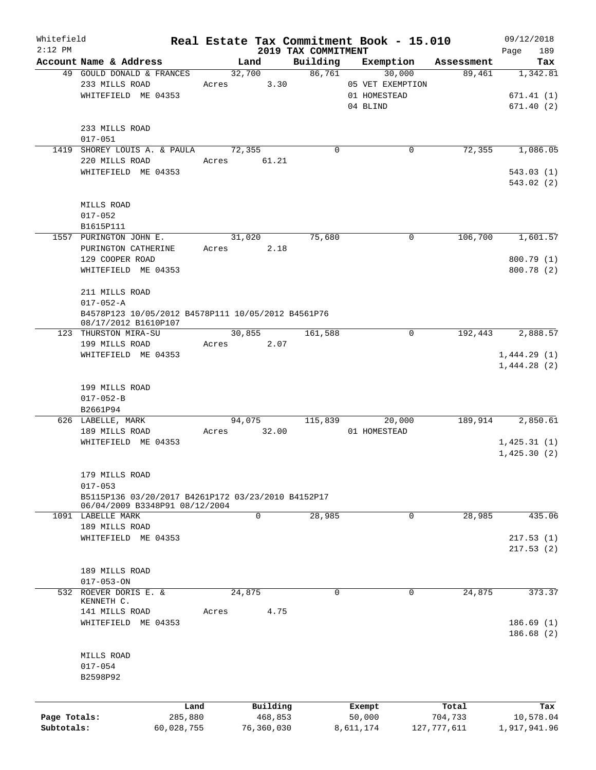Whitefield 2:12 PM

# Real Estate Tax Commitment Book - 15.010

## 2019 TAX COMMITMENT

09/12/2018 Page 189

| Account Name & Address | Land | Building | Exemption | Assessment | Tax |
|---|---|---|---|---|---|
| 49 GOULD DONALD & FRANCES<br>233 MILLS ROAD<br>WHITEFIELD ME 04353<br><br>233 MILLS ROAD<br>017-051 | 32,700<br>Acres 3.30 | 86,761 | 30,000<br>05 VET EXEMPTION<br>01 HOMESTEAD<br>04 BLIND | 89,461 | 1,342.81<br><br>671.41 (1)<br>671.40 (2) |
| 1419 SHOREY LOUIS A. & PAULA<br>220 MILLS ROAD<br>WHITEFIELD ME 04353<br><br>MILLS ROAD<br>017-052<br>B1615P111 | 72,355<br>Acres 61.21 | 0 | 0 | 72,355 | 1,086.05<br><br>543.03 (1)<br>543.02 (2) |
| 1557 PURINGTON JOHN E.<br>PURINGTON CATHERINE<br>129 COOPER ROAD<br>WHITEFIELD ME 04353<br><br>211 MILLS ROAD<br>017-052-A<br>B4578P123 10/05/2012 B4578P111 10/05/2012 B4561P76 08/17/2012 B1610P107 | 31,020<br>Acres 2.18 | 75,680 | 0 | 106,700 | 1,601.57<br><br>800.79 (1)<br>800.78 (2) |
| 123 THURSTON MIRA-SU<br>199 MILLS ROAD<br>WHITEFIELD ME 04353<br><br>199 MILLS ROAD<br>017-052-B<br>B2661P94 | 30,855<br>Acres 2.07 | 161,588 | 0 | 192,443 | 2,888.57<br><br>1,444.29 (1)<br>1,444.28 (2) |
| 626 LABELLE, MARK<br>189 MILLS ROAD<br>WHITEFIELD ME 04353<br><br>179 MILLS ROAD<br>017-053<br>B5115P136 03/20/2017 B4261P172 03/23/2010 B4152P17 06/04/2009 B3348P91 08/12/2004 | 94,075<br>Acres 32.00 | 115,839 | 20,000<br>01 HOMESTEAD | 189,914 | 2,850.61<br><br>1,425.31 (1)<br>1,425.30 (2) |
| 1091 LABELLE MARK<br>189 MILLS ROAD<br>WHITEFIELD ME 04353<br><br>189 MILLS ROAD<br>017-053-ON | 0 | 28,985 | 0 | 28,985 | 435.06<br><br>217.53 (1)<br>217.53 (2) |
| 532 ROEVER DORIS E. & KENNETH C.<br>141 MILLS ROAD<br>WHITEFIELD ME 04353<br><br>MILLS ROAD<br>017-054<br>B2598P92 | 24,875<br>Acres 4.75 | 0 | 0 | 24,875 | 373.37<br><br>186.69 (1)<br>186.68 (2) |

| | Land | Building | Exempt | Total | Tax |
|---|---|---|---|---|---|
| Page Totals: | 285,880 | 468,853 | 50,000 | 704,733 | 10,578.04 |
| Subtotals: | 60,028,755 | 76,360,030 | 8,611,174 | 127,777,611 | 1,917,941.96 |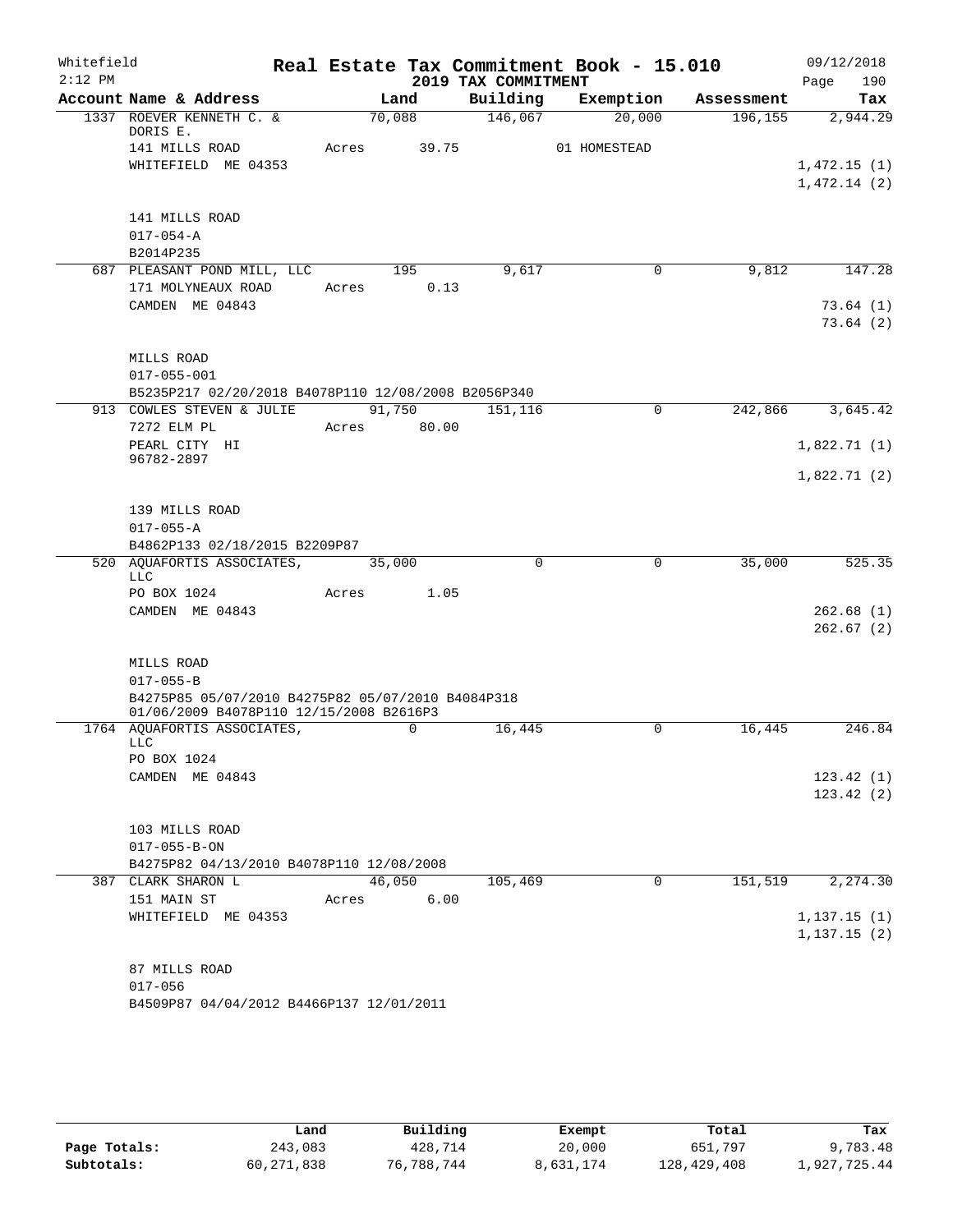Whitefield 2:12 PM

# Real Estate Tax Commitment Book - 15.010
## 2019 TAX COMMITMENT

09/12/2018 Page 190

| Account Name & Address | Land | Building | Exemption | Assessment | Tax |
|---|---|---|---|---|---|
| 1337 ROEVER KENNETH C. & DORIS E. | 70,088 | 146,067 | 20,000 | 196,155 | 2,944.29 |
| 141 MILLS ROAD | Acres 39.75 | | 01 HOMESTEAD | | |
| WHITEFIELD ME 04353 | | | | | 1,472.15 (1) |
| | | | | | 1,472.14 (2) |
| 141 MILLS ROAD | | | | | |
| 017-054-A | | | | | |
| B2014P235 | | | | | |
| 687 PLEASANT POND MILL, LLC | 195 | 9,617 | 0 | 9,812 | 147.28 |
| 171 MOLYNEAUX ROAD | Acres 0.13 | | | | |
| CAMDEN ME 04843 | | | | | 73.64 (1) |
| | | | | | 73.64 (2) |
| MILLS ROAD | | | | | |
| 017-055-001 | | | | | |
| B5235P217 02/20/2018 B4078P110 12/08/2008 B2056P340 | | | | | |
| 913 COWLES STEVEN & JULIE | 91,750 | 151,116 | 0 | 242,866 | 3,645.42 |
| 7272 ELM PL | Acres 80.00 | | | | |
| PEARL CITY HI 96782-2897 | | | | | 1,822.71 (1) |
| | | | | | 1,822.71 (2) |
| 139 MILLS ROAD | | | | | |
| 017-055-A | | | | | |
| B4862P133 02/18/2015 B2209P87 | | | | | |
| 520 AQUAFORTIS ASSOCIATES, LLC | 35,000 | 0 | 0 | 35,000 | 525.35 |
| PO BOX 1024 | Acres 1.05 | | | | |
| CAMDEN ME 04843 | | | | | 262.68 (1) |
| | | | | | 262.67 (2) |
| MILLS ROAD | | | | | |
| 017-055-B | | | | | |
| B4275P85 05/07/2010 B4275P82 05/07/2010 B4084P318 01/06/2009 B4078P110 12/15/2008 B2616P3 | | | | | |
| 1764 AQUAFORTIS ASSOCIATES, LLC | 0 | 16,445 | 0 | 16,445 | 246.84 |
| PO BOX 1024 | | | | | |
| CAMDEN ME 04843 | | | | | 123.42 (1) |
| | | | | | 123.42 (2) |
| 103 MILLS ROAD | | | | | |
| 017-055-B-ON | | | | | |
| B4275P82 04/13/2010 B4078P110 12/08/2008 | | | | | |
| 387 CLARK SHARON L | 46,050 | 105,469 | 0 | 151,519 | 2,274.30 |
| 151 MAIN ST | Acres 6.00 | | | | |
| WHITEFIELD ME 04353 | | | | | 1,137.15 (1) |
| | | | | | 1,137.15 (2) |
| 87 MILLS ROAD | | | | | |
| 017-056 | | | | | |
| B4509P87 04/04/2012 B4466P137 12/01/2011 | | | | | |

| | Land | Building | Exempt | Total | Tax |
|---|---|---|---|---|---|
| Page Totals: | 243,083 | 428,714 | 20,000 | 651,797 | 9,783.48 |
| Subtotals: | 60,271,838 | 76,788,744 | 8,631,174 | 128,429,408 | 1,927,725.44 |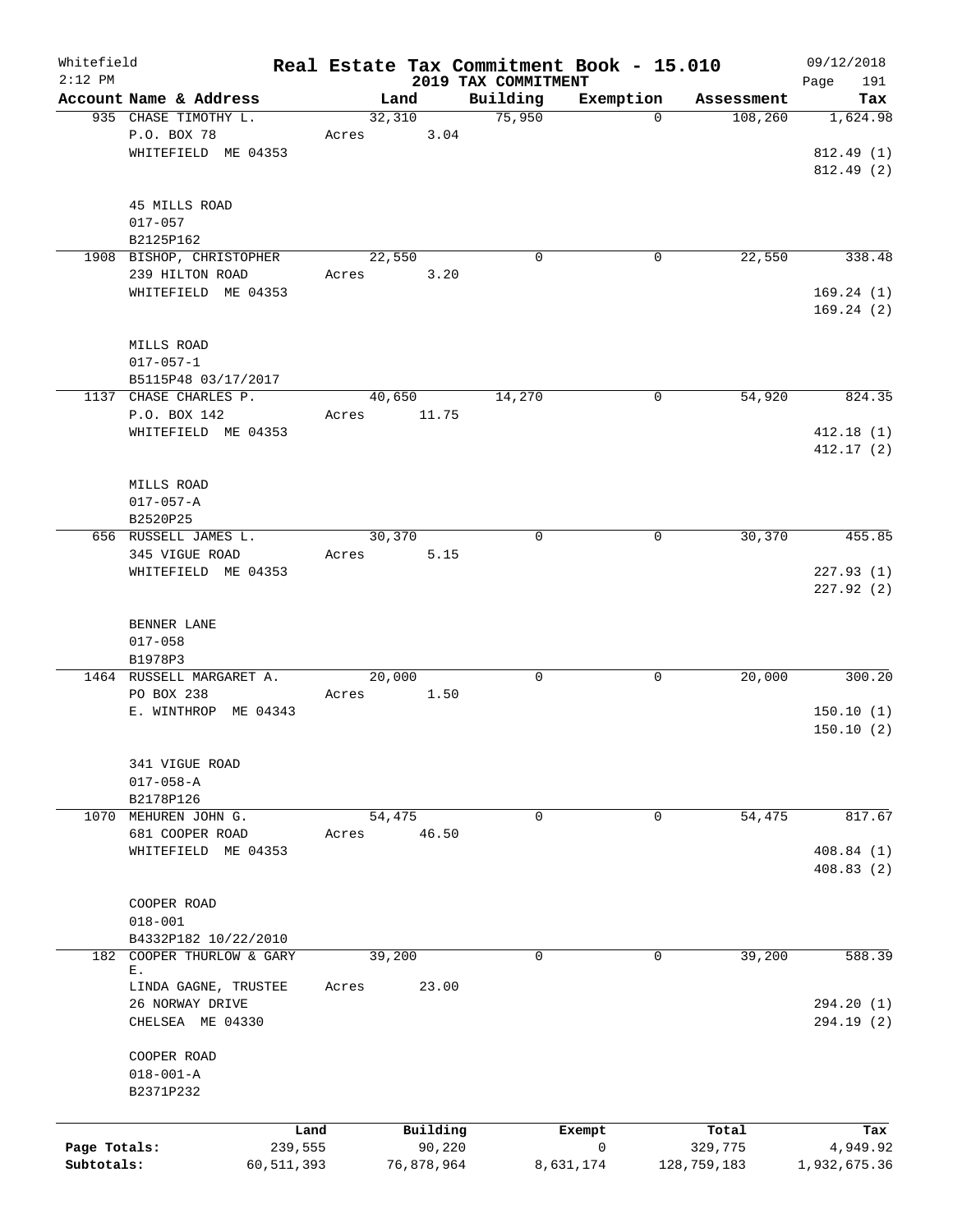Whitefield 2:12 PM

**Real Estate Tax Commitment Book - 15.010**
**2019 TAX COMMITMENT**

09/12/2018

| Account Name & Address | Land | Building | Exemption | Assessment | Tax |
|---|---|---|---|---|---|
| 935 CHASE TIMOTHY L.<br>P.O. BOX 78<br>WHITEFIELD ME 04353<br><br>45 MILLS ROAD<br>017-057<br>B2125P162 | 32,310<br>Acres 3.04 | 75,950 | 0 | 108,260 | 1,624.98<br><br>812.49 (1)<br>812.49 (2) |
| 1908 BISHOP, CHRISTOPHER<br>239 HILTON ROAD<br>WHITEFIELD ME 04353<br><br>MILLS ROAD<br>017-057-1<br>B5115P48 03/17/2017 | 22,550<br>Acres 3.20 | 0 | 0 | 22,550 | 338.48<br><br>169.24 (1)<br>169.24 (2) |
| 1137 CHASE CHARLES P.<br>P.O. BOX 142<br>WHITEFIELD ME 04353<br><br>MILLS ROAD<br>017-057-A<br>B2520P25 | 40,650<br>Acres 11.75 | 14,270 | 0 | 54,920 | 824.35<br><br>412.18 (1)<br>412.17 (2) |
| 656 RUSSELL JAMES L.<br>345 VIGUE ROAD<br>WHITEFIELD ME 04353<br><br>BENNER LANE<br>017-058<br>B1978P3 | 30,370<br>Acres 5.15 | 0 | 0 | 30,370 | 455.85<br><br>227.93 (1)<br>227.92 (2) |
| 1464 RUSSELL MARGARET A.<br>PO BOX 238<br>E. WINTHROP ME 04343<br><br>341 VIGUE ROAD<br>017-058-A<br>B2178P126 | 20,000<br>Acres 1.50 | 0 | 0 | 20,000 | 300.20<br><br>150.10 (1)<br>150.10 (2) |
| 1070 MEHUREN JOHN G.<br>681 COOPER ROAD<br>WHITEFIELD ME 04353<br><br>COOPER ROAD<br>018-001<br>B4332P182 10/22/2010 | 54,475<br>Acres 46.50 | 0 | 0 | 54,475 | 817.67<br><br>408.84 (1)<br>408.83 (2) |
| 182 COOPER THURLOW & GARY E.<br>LINDA GAGNE, TRUSTEE<br>26 NORWAY DRIVE<br>CHELSEA ME 04330<br><br>COOPER ROAD<br>018-001-A<br>B2371P232 | 39,200<br>Acres 23.00 | 0 | 0 | 39,200 | 588.39<br><br>294.20 (1)<br>294.19 (2) |

| | Land | Building | Exempt | Total | Tax |
|---|---|---|---|---|---|
| Page Totals: | 239,555 | 90,220 | 0 | 329,775 | 4,949.92 |
| Subtotals: | 60,511,393 | 76,878,964 | 8,631,174 | 128,759,183 | 1,932,675.36 |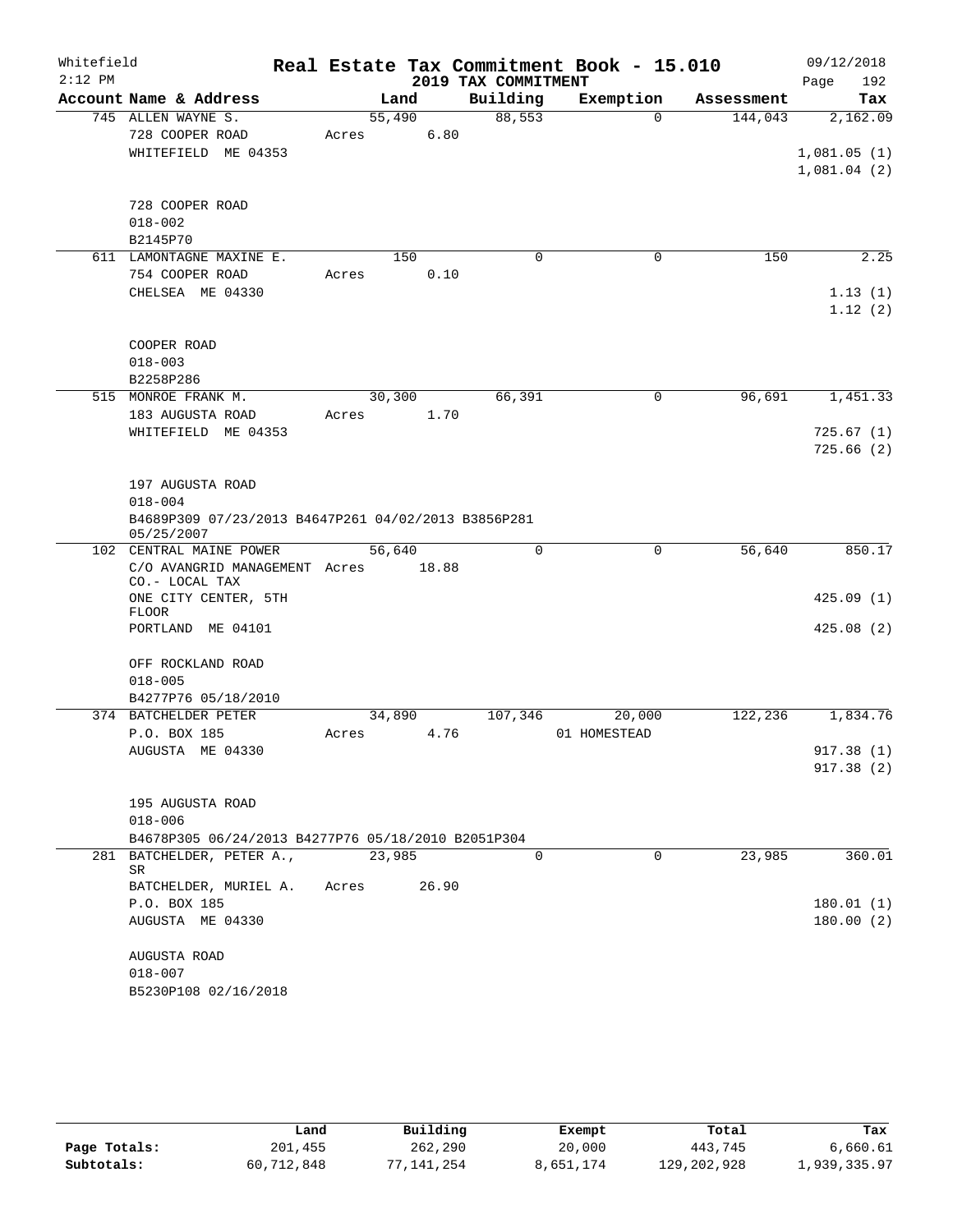# Real Estate Tax Commitment Book - 15.010

Whitefield
2:12 PM

2019 TAX COMMITMENT

09/12/2018

| Account Name & Address | Land | Building | Exemption | Assessment | Tax |
|---|---|---|---|---|---|
| 745 ALLEN WAYNE S. | 55,490 | 88,553 | 0 | 144,043 | 2,162.09 |
| 728 COOPER ROAD | Acres 6.80 | | | | |
| WHITEFIELD ME 04353 | | | | | 1,081.05 (1) |
| | | | | | 1,081.04 (2) |
| 728 COOPER ROAD | | | | | |
| 018-002 | | | | | |
| B2145P70 | | | | | |
| 611 LAMONTAGNE MAXINE E. | 150 | 0 | 0 | 150 | 2.25 |
| 754 COOPER ROAD | Acres 0.10 | | | | |
| CHELSEA ME 04330 | | | | | 1.13 (1) |
| | | | | | 1.12 (2) |
| COOPER ROAD | | | | | |
| 018-003 | | | | | |
| B2258P286 | | | | | |
| 515 MONROE FRANK M. | 30,300 | 66,391 | 0 | 96,691 | 1,451.33 |
| 183 AUGUSTA ROAD | Acres 1.70 | | | | |
| WHITEFIELD ME 04353 | | | | | 725.67 (1) |
| | | | | | 725.66 (2) |
| 197 AUGUSTA ROAD | | | | | |
| 018-004 | | | | | |
| B4689P309 07/23/2013 B4647P261 04/02/2013 B3856P281 05/25/2007 | | | | | |
| 102 CENTRAL MAINE POWER | 56,640 | 0 | 0 | 56,640 | 850.17 |
| C/O AVANGRID MANAGEMENT CO.- LOCAL TAX | Acres 18.88 | | | | |
| ONE CITY CENTER, 5TH FLOOR | | | | | 425.09 (1) |
| PORTLAND ME 04101 | | | | | 425.08 (2) |
| OFF ROCKLAND ROAD | | | | | |
| 018-005 | | | | | |
| B4277P76 05/18/2010 | | | | | |
| 374 BATCHELDER PETER | 34,890 | 107,346 | 20,000 | 122,236 | 1,834.76 |
| P.O. BOX 185 | Acres 4.76 | | 01 HOMESTEAD | | |
| AUGUSTA ME 04330 | | | | | 917.38 (1) |
| | | | | | 917.38 (2) |
| 195 AUGUSTA ROAD | | | | | |
| 018-006 | | | | | |
| B4678P305 06/24/2013 B4277P76 05/18/2010 B2051P304 | | | | | |
| 281 BATCHELDER, PETER A., SR | 23,985 | 0 | 0 | 23,985 | 360.01 |
| BATCHELDER, MURIEL A. | Acres 26.90 | | | | |
| P.O. BOX 185 | | | | | 180.01 (1) |
| AUGUSTA ME 04330 | | | | | 180.00 (2) |
| AUGUSTA ROAD | | | | | |
| 018-007 | | | | | |
| B5230P108 02/16/2018 | | | | | |

| | Land | Building | Exempt | Total | Tax |
|---|---|---|---|---|---|
| Page Totals: | 201,455 | 262,290 | 20,000 | 443,745 | 6,660.61 |
| Subtotals: | 60,712,848 | 77,141,254 | 8,651,174 | 129,202,928 | 1,939,335.97 |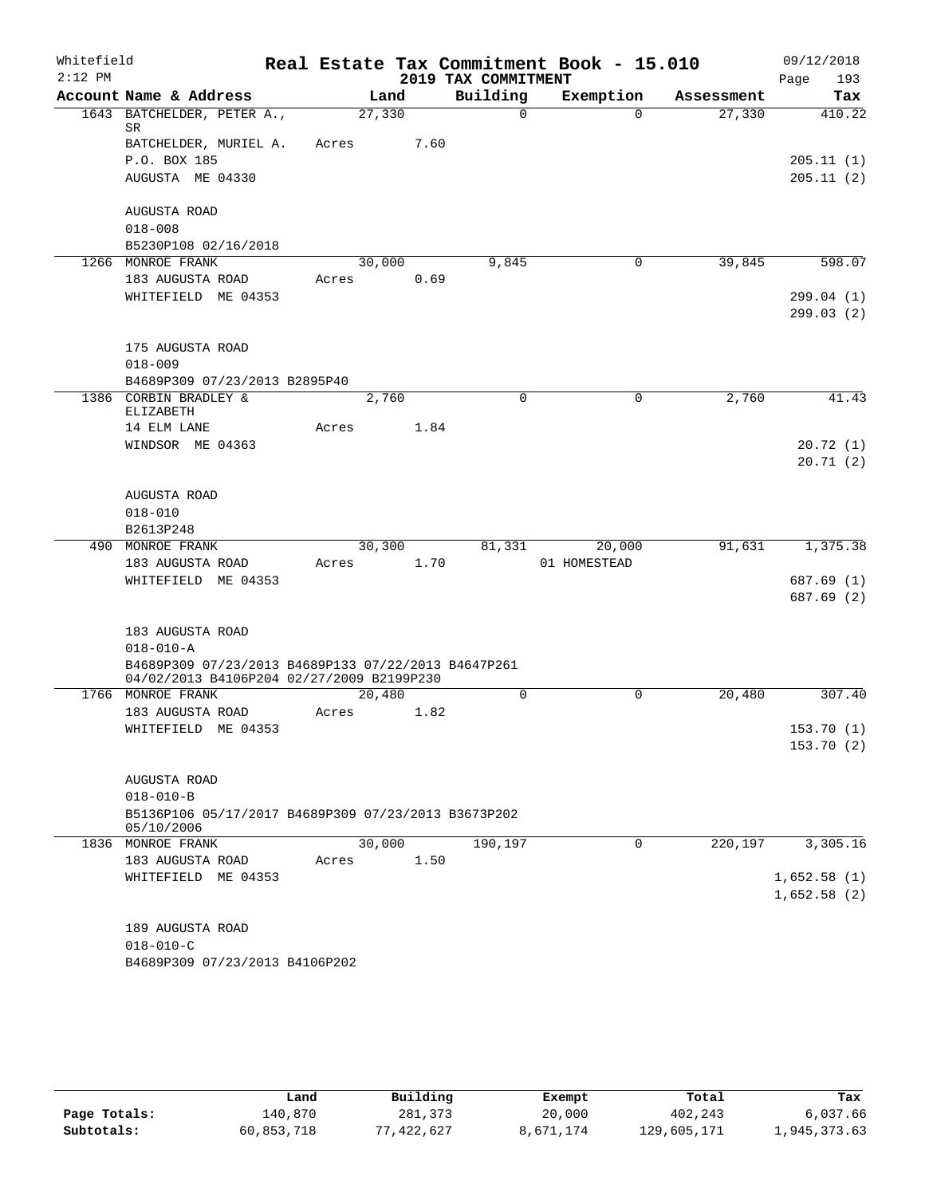Whitefield 2:12 PM

# Real Estate Tax Commitment Book - 15.010

## 2019 TAX COMMITMENT

09/12/2018 Page 193

| Account Name & Address | Land | Building | Exemption | Assessment | Tax |
|---|---|---|---|---|---|
| 1643 BATCHELDER, PETER A., SR | 27,330 | 0 | 0 | 27,330 | 410.22 |
| BATCHELDER, MURIEL A. | Acres 7.60 | | | | |
| P.O. BOX 185 | | | | | 205.11 (1) |
| AUGUSTA ME 04330 | | | | | 205.11 (2) |
| AUGUSTA ROAD | | | | | |
| 018-008 | | | | | |
| B5230P108 02/16/2018 | | | | | |
| 1266 MONROE FRANK | 30,000 | 9,845 | 0 | 39,845 | 598.07 |
| 183 AUGUSTA ROAD | Acres 0.69 | | | | |
| WHITEFIELD ME 04353 | | | | | 299.04 (1) |
| | | | | | 299.03 (2) |
| 175 AUGUSTA ROAD | | | | | |
| 018-009 | | | | | |
| B4689P309 07/23/2013 B2895P40 | | | | | |
| 1386 CORBIN BRADLEY & ELIZABETH | 2,760 | 0 | 0 | 2,760 | 41.43 |
| 14 ELM LANE | Acres 1.84 | | | | |
| WINDSOR ME 04363 | | | | | 20.72 (1) |
| | | | | | 20.71 (2) |
| AUGUSTA ROAD | | | | | |
| 018-010 | | | | | |
| B2613P248 | | | | | |
| 490 MONROE FRANK | 30,300 | 81,331 | 20,000 | 91,631 | 1,375.38 |
| 183 AUGUSTA ROAD | Acres 1.70 | | 01 HOMESTEAD | | |
| WHITEFIELD ME 04353 | | | | | 687.69 (1) |
| | | | | | 687.69 (2) |
| 183 AUGUSTA ROAD | | | | | |
| 018-010-A | | | | | |
| B4689P309 07/23/2013 B4689P133 07/22/2013 B4647P261 04/02/2013 B4106P204 02/27/2009 B2199P230 | | | | | |
| 1766 MONROE FRANK | 20,480 | 0 | 0 | 20,480 | 307.40 |
| 183 AUGUSTA ROAD | Acres 1.82 | | | | |
| WHITEFIELD ME 04353 | | | | | 153.70 (1) |
| | | | | | 153.70 (2) |
| AUGUSTA ROAD | | | | | |
| 018-010-B | | | | | |
| B5136P106 05/17/2017 B4689P309 07/23/2013 B3673P202 05/10/2006 | | | | | |
| 1836 MONROE FRANK | 30,000 | 190,197 | 0 | 220,197 | 3,305.16 |
| 183 AUGUSTA ROAD | Acres 1.50 | | | | |
| WHITEFIELD ME 04353 | | | | | 1,652.58 (1) |
| | | | | | 1,652.58 (2) |
| 189 AUGUSTA ROAD | | | | | |
| 018-010-C | | | | | |
| B4689P309 07/23/2013 B4106P202 | | | | | |

| | Land | Building | Exempt | Total | Tax |
|---|---|---|---|---|---|
| Page Totals: | 140,870 | 281,373 | 20,000 | 402,243 | 6,037.66 |
| Subtotals: | 60,853,718 | 77,422,627 | 8,671,174 | 129,605,171 | 1,945,373.63 |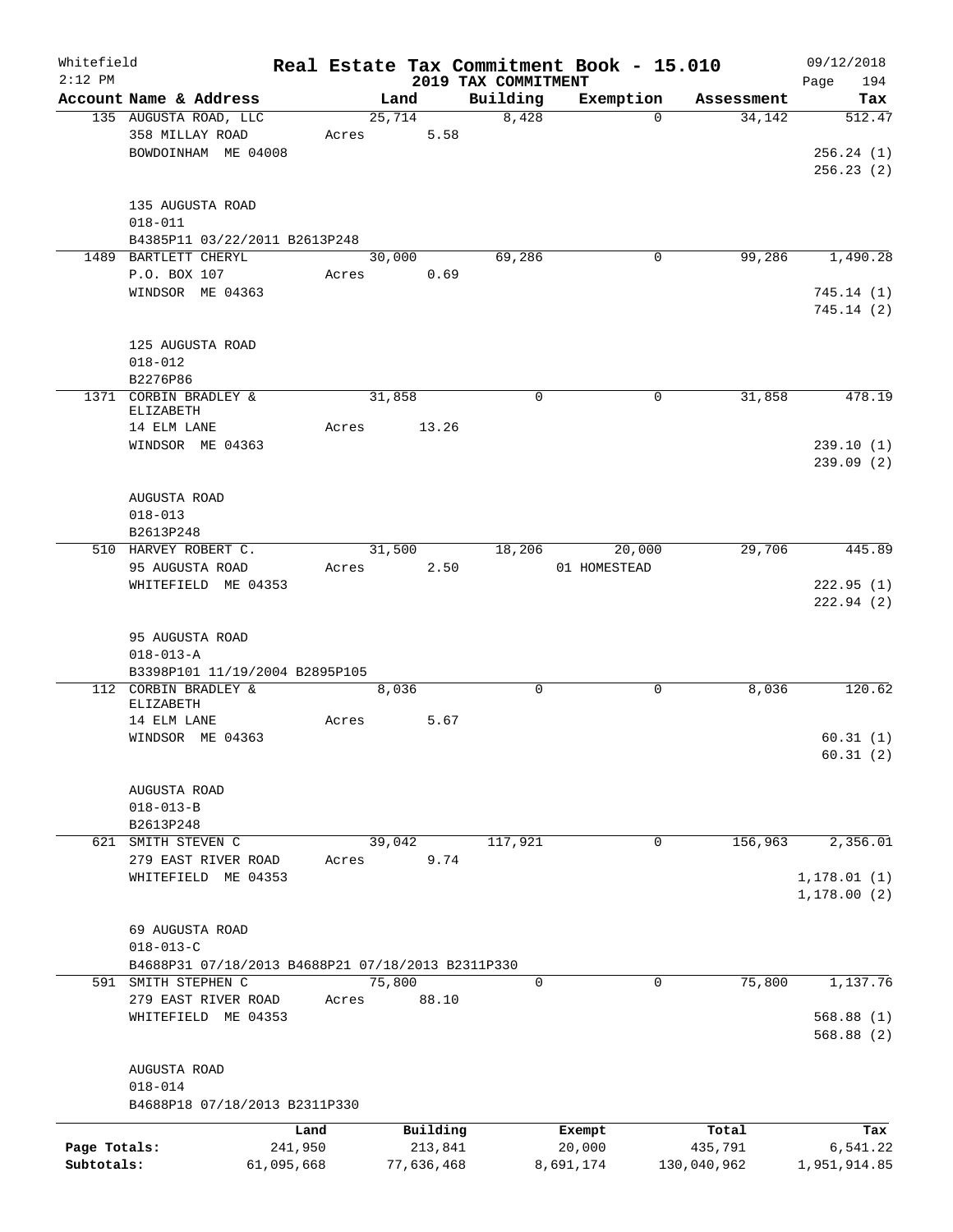Whitefield 2:12 PM

# Real Estate Tax Commitment Book - 15.010

## 2019 TAX COMMITMENT

09/12/2018 Page 194

| Account Name & Address | Land | Building | Exemption | Assessment | Tax |
|---|---|---|---|---|---|
| 135 AUGUSTA ROAD, LLC | 25,714 | 8,428 | 0 | 34,142 | 512.47 |
| 358 MILLAY ROAD | Acres 5.58 | | | | |
| BOWDOINHAM ME 04008 | | | | | 256.24 (1) |
| | | | | | 256.23 (2) |
| 135 AUGUSTA ROAD | | | | | |
| 018-011 | | | | | |
| B4385P11 03/22/2011 B2613P248 | | | | | |
| 1489 BARTLETT CHERYL | 30,000 | 69,286 | 0 | 99,286 | 1,490.28 |
| P.O. BOX 107 | Acres 0.69 | | | | |
| WINDSOR ME 04363 | | | | | 745.14 (1) |
| | | | | | 745.14 (2) |
| 125 AUGUSTA ROAD | | | | | |
| 018-012 | | | | | |
| B2276P86 | | | | | |
| 1371 CORBIN BRADLEY & ELIZABETH | 31,858 | 0 | 0 | 31,858 | 478.19 |
| 14 ELM LANE | Acres 13.26 | | | | |
| WINDSOR ME 04363 | | | | | 239.10 (1) |
| | | | | | 239.09 (2) |
| AUGUSTA ROAD | | | | | |
| 018-013 | | | | | |
| B2613P248 | | | | | |
| 510 HARVEY ROBERT C. | 31,500 | 18,206 | 20,000 | 29,706 | 445.89 |
| 95 AUGUSTA ROAD | Acres 2.50 | | 01 HOMESTEAD | | |
| WHITEFIELD ME 04353 | | | | | 222.95 (1) |
| | | | | | 222.94 (2) |
| 95 AUGUSTA ROAD | | | | | |
| 018-013-A | | | | | |
| B3398P101 11/19/2004 B2895P105 | | | | | |
| 112 CORBIN BRADLEY & ELIZABETH | 8,036 | 0 | 0 | 8,036 | 120.62 |
| 14 ELM LANE | Acres 5.67 | | | | |
| WINDSOR ME 04363 | | | | | 60.31 (1) |
| | | | | | 60.31 (2) |
| AUGUSTA ROAD | | | | | |
| 018-013-B | | | | | |
| B2613P248 | | | | | |
| 621 SMITH STEVEN C | 39,042 | 117,921 | 0 | 156,963 | 2,356.01 |
| 279 EAST RIVER ROAD | Acres 9.74 | | | | |
| WHITEFIELD ME 04353 | | | | | 1,178.01 (1) |
| | | | | | 1,178.00 (2) |
| 69 AUGUSTA ROAD | | | | | |
| 018-013-C | | | | | |
| B4688P31 07/18/2013 B4688P21 07/18/2013 B2311P330 | | | | | |
| 591 SMITH STEPHEN C | 75,800 | 0 | 0 | 75,800 | 1,137.76 |
| 279 EAST RIVER ROAD | Acres 88.10 | | | | |
| WHITEFIELD ME 04353 | | | | | 568.88 (1) |
| | | | | | 568.88 (2) |
| AUGUSTA ROAD | | | | | |
| 018-014 | | | | | |
| B4688P18 07/18/2013 B2311P330 | | | | | |

| | Land | Building | Exempt | Total | Tax |
|---|---|---|---|---|---|
| Page Totals: | 241,950 | 213,841 | 20,000 | 435,791 | 6,541.22 |
| Subtotals: | 61,095,668 | 77,636,468 | 8,691,174 | 130,040,962 | 1,951,914.85 |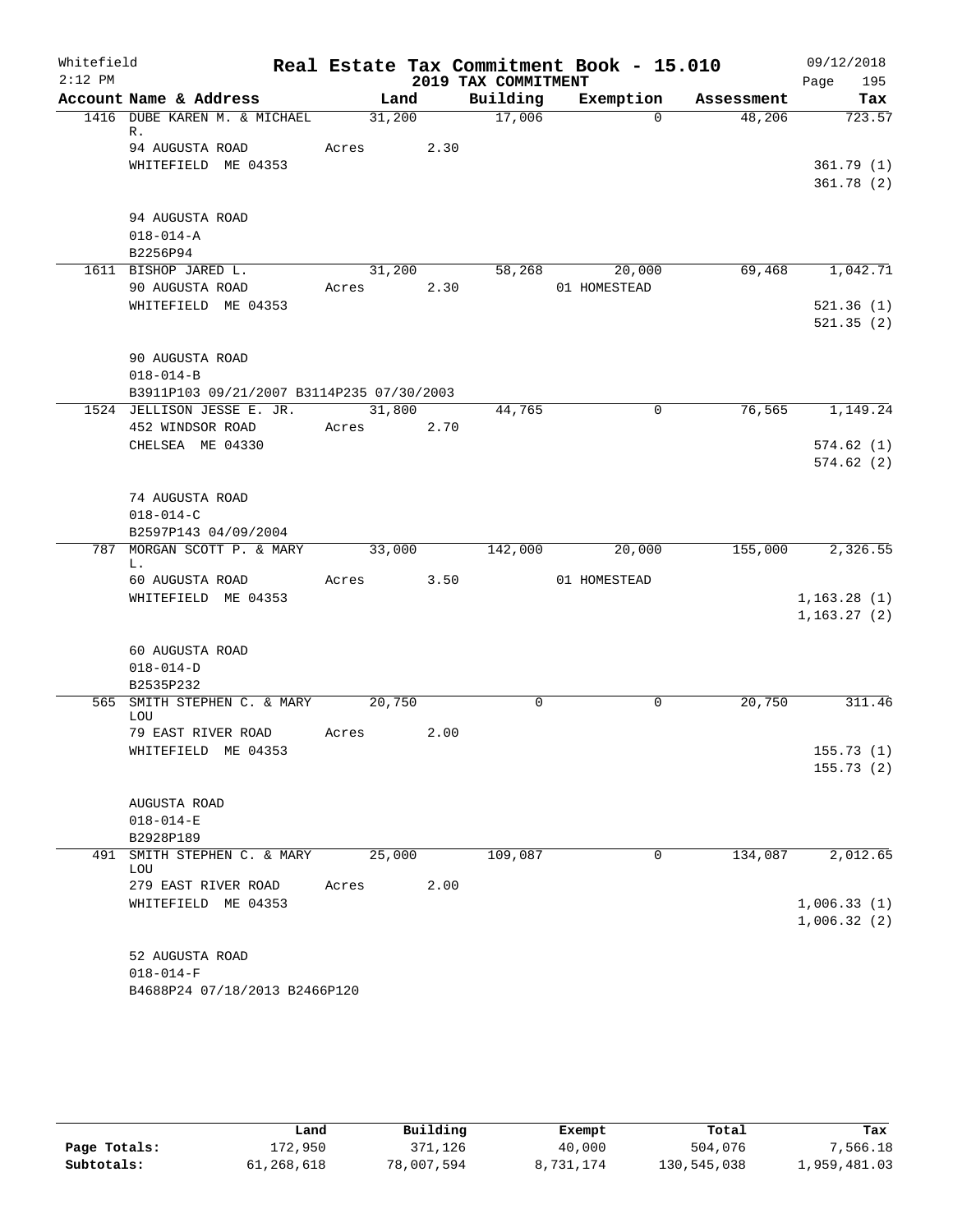Whitefield 2:12 PM

# Real Estate Tax Commitment Book - 15.010

## 2019 TAX COMMITMENT

09/12/2018

| Account | Name & Address | Land | Building | Exemption | Assessment | Tax |
|---|---|---|---|---|---|---|
| 1416 | DUBE KAREN M. & MICHAEL R. | 31,200 | 17,006 | 0 | 48,206 | 723.57 |
| | 94 AUGUSTA ROAD | Acres 2.30 | | | | |
| | WHITEFIELD ME 04353 | | | | | 361.79 (1) |
| | | | | | | 361.78 (2) |
| | 94 AUGUSTA ROAD | | | | | |
| | 018-014-A | | | | | |
| | B2256P94 | | | | | |
| 1611 | BISHOP JARED L. | 31,200 | 58,268 | 20,000 | 69,468 | 1,042.71 |
| | 90 AUGUSTA ROAD | Acres 2.30 | | 01 HOMESTEAD | | |
| | WHITEFIELD ME 04353 | | | | | 521.36 (1) |
| | | | | | | 521.35 (2) |
| | 90 AUGUSTA ROAD | | | | | |
| | 018-014-B | | | | | |
| | B3911P103 09/21/2007 B3114P235 07/30/2003 | | | | | |
| 1524 | JELLISON JESSE E. JR. | 31,800 | 44,765 | 0 | 76,565 | 1,149.24 |
| | 452 WINDSOR ROAD | Acres 2.70 | | | | |
| | CHELSEA ME 04330 | | | | | 574.62 (1) |
| | | | | | | 574.62 (2) |
| | 74 AUGUSTA ROAD | | | | | |
| | 018-014-C | | | | | |
| | B2597P143 04/09/2004 | | | | | |
| 787 | MORGAN SCOTT P. & MARY L. | 33,000 | 142,000 | 20,000 | 155,000 | 2,326.55 |
| | 60 AUGUSTA ROAD | Acres 3.50 | | 01 HOMESTEAD | | |
| | WHITEFIELD ME 04353 | | | | | 1,163.28 (1) |
| | | | | | | 1,163.27 (2) |
| | 60 AUGUSTA ROAD | | | | | |
| | 018-014-D | | | | | |
| | B2535P232 | | | | | |
| 565 | SMITH STEPHEN C. & MARY LOU | 20,750 | 0 | 0 | 20,750 | 311.46 |
| | 79 EAST RIVER ROAD | Acres 2.00 | | | | |
| | WHITEFIELD ME 04353 | | | | | 155.73 (1) |
| | | | | | | 155.73 (2) |
| | AUGUSTA ROAD | | | | | |
| | 018-014-E | | | | | |
| | B2928P189 | | | | | |
| 491 | SMITH STEPHEN C. & MARY LOU | 25,000 | 109,087 | 0 | 134,087 | 2,012.65 |
| | 279 EAST RIVER ROAD | Acres 2.00 | | | | |
| | WHITEFIELD ME 04353 | | | | | 1,006.33 (1) |
| | | | | | | 1,006.32 (2) |
| | 52 AUGUSTA ROAD | | | | | |
| | 018-014-F | | | | | |
| | B4688P24 07/18/2013 B2466P120 | | | | | |

| | Land | Building | Exempt | Total | Tax |
|---|---|---|---|---|---|
| Page Totals: | 172,950 | 371,126 | 40,000 | 504,076 | 7,566.18 |
| Subtotals: | 61,268,618 | 78,007,594 | 8,731,174 | 130,545,038 | 1,959,481.03 |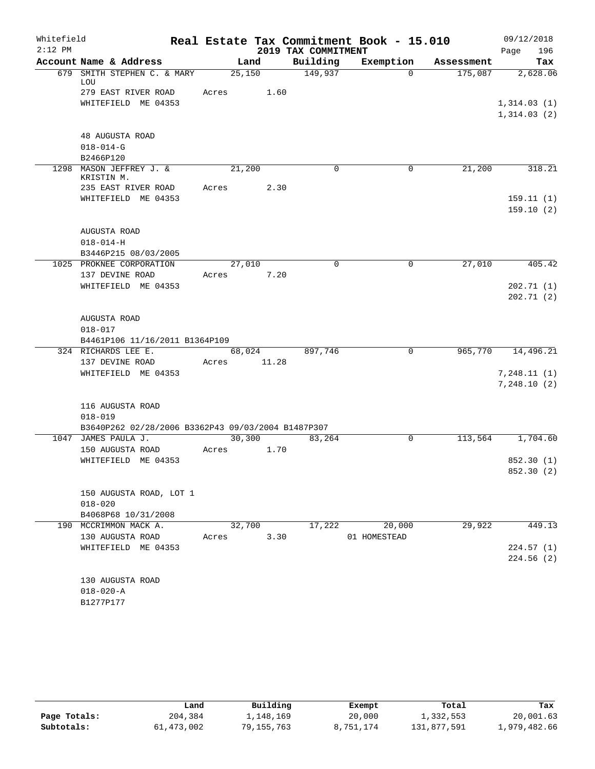Whitefield
2:12 PM

# Real Estate Tax Commitment Book - 15.010
## 2019 TAX COMMITMENT

09/12/2018
Page 196

| Account Name & Address | Land | Building | Exemption | Assessment | Tax |
|---|---|---|---|---|---|
| 679 SMITH STEPHEN C. & MARY LOU | 25,150 | 149,937 | 0 | 175,087 | 2,628.06 |
| 279 EAST RIVER ROAD | Acres 1.60 | | | | |
| WHITEFIELD ME 04353 | | | | | 1,314.03 (1) |
| | | | | | 1,314.03 (2) |
| 48 AUGUSTA ROAD | | | | | |
| 018-014-G | | | | | |
| B2466P120 | | | | | |
| 1298 MASON JEFFREY J. & KRISTIN M. | 21,200 | 0 | 0 | 21,200 | 318.21 |
| 235 EAST RIVER ROAD | Acres 2.30 | | | | |
| WHITEFIELD ME 04353 | | | | | 159.11 (1) |
| | | | | | 159.10 (2) |
| AUGUSTA ROAD | | | | | |
| 018-014-H | | | | | |
| B3446P215 08/03/2005 | | | | | |
| 1025 PROKNEE CORPORATION | 27,010 | 0 | 0 | 27,010 | 405.42 |
| 137 DEVINE ROAD | Acres 7.20 | | | | |
| WHITEFIELD ME 04353 | | | | | 202.71 (1) |
| | | | | | 202.71 (2) |
| AUGUSTA ROAD | | | | | |
| 018-017 | | | | | |
| B4461P106 11/16/2011 B1364P109 | | | | | |
| 324 RICHARDS LEE E. | 68,024 | 897,746 | 0 | 965,770 | 14,496.21 |
| 137 DEVINE ROAD | Acres 11.28 | | | | |
| WHITEFIELD ME 04353 | | | | | 7,248.11 (1) |
| | | | | | 7,248.10 (2) |
| 116 AUGUSTA ROAD | | | | | |
| 018-019 | | | | | |
| B3640P262 02/28/2006 B3362P43 09/03/2004 B1487P307 | | | | | |
| 1047 JAMES PAULA J. | 30,300 | 83,264 | 0 | 113,564 | 1,704.60 |
| 150 AUGUSTA ROAD | Acres 1.70 | | | | |
| WHITEFIELD ME 04353 | | | | | 852.30 (1) |
| | | | | | 852.30 (2) |
| 150 AUGUSTA ROAD, LOT 1 | | | | | |
| 018-020 | | | | | |
| B4068P68 10/31/2008 | | | | | |
| 190 MCCRIMMON MACK A. | 32,700 | 17,222 | 20,000 | 29,922 | 449.13 |
| 130 AUGUSTA ROAD | Acres 3.30 | | 01 HOMESTEAD | | |
| WHITEFIELD ME 04353 | | | | | 224.57 (1) |
| | | | | | 224.56 (2) |
| 130 AUGUSTA ROAD | | | | | |
| 018-020-A | | | | | |
| B1277P177 | | | | | |

| | Land | Building | Exempt | Total | Tax |
|---|---|---|---|---|---|
| Page Totals: | 204,384 | 1,148,169 | 20,000 | 1,332,553 | 20,001.63 |
| Subtotals: | 61,473,002 | 79,155,763 | 8,751,174 | 131,877,591 | 1,979,482.66 |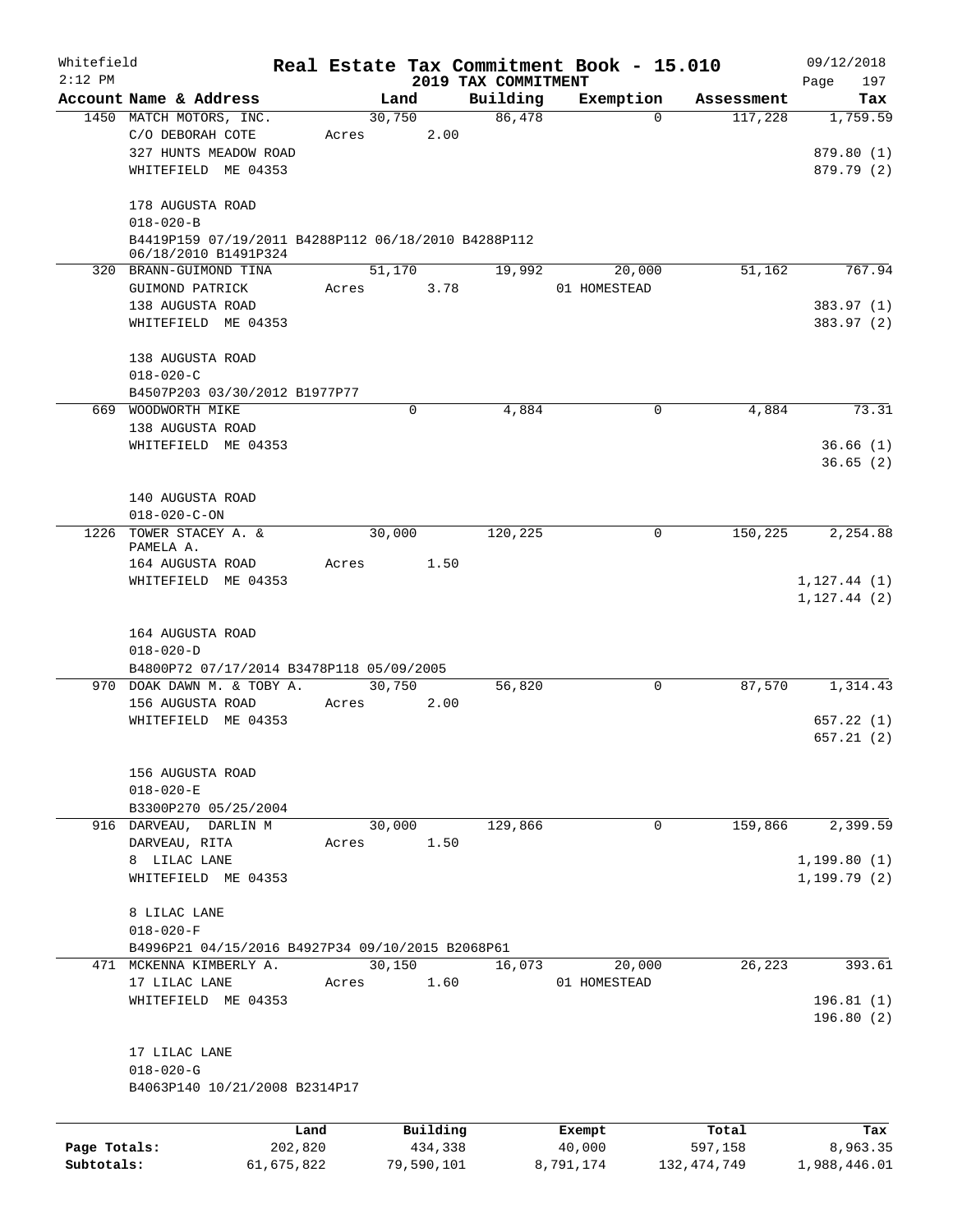Whitefield 2:12 PM

# Real Estate Tax Commitment Book - 15.010

## 2019 TAX COMMITMENT

09/12/2018

| Account Name & Address | Land | Building | Exemption | Assessment | Tax |
|---|---|---|---|---|---|
| 1450 MATCH MOTORS, INC. | 30,750 | 86,478 | 0 | 117,228 | 1,759.59 |
| C/O DEBORAH COTE | Acres 2.00 | | | | |
| 327 HUNTS MEADOW ROAD | | | | | 879.80 (1) |
| WHITEFIELD ME 04353 | | | | | 879.79 (2) |
| 178 AUGUSTA ROAD | | | | | |
| 018-020-B | | | | | |
| B4419P159 07/19/2011 B4288P112 06/18/2010 B4288P112 06/18/2010 B1491P324 | | | | | |
| 320 BRANN-GUIMOND TINA | 51,170 | 19,992 | 20,000 | 51,162 | 767.94 |
| GUIMOND PATRICK | Acres 3.78 | | 01 HOMESTEAD | | |
| 138 AUGUSTA ROAD | | | | | 383.97 (1) |
| WHITEFIELD ME 04353 | | | | | 383.97 (2) |
| 138 AUGUSTA ROAD | | | | | |
| 018-020-C | | | | | |
| B4507P203 03/30/2012 B1977P77 | | | | | |
| 669 WOODWORTH MIKE | 0 | 4,884 | 0 | 4,884 | 73.31 |
| 138 AUGUSTA ROAD | | | | | |
| WHITEFIELD ME 04353 | | | | | 36.66 (1) |
| | | | | | 36.65 (2) |
| 140 AUGUSTA ROAD | | | | | |
| 018-020-C-ON | | | | | |
| 1226 TOWER STACEY A. & PAMELA A. | 30,000 | 120,225 | 0 | 150,225 | 2,254.88 |
| 164 AUGUSTA ROAD | Acres 1.50 | | | | |
| WHITEFIELD ME 04353 | | | | | 1,127.44 (1) |
| | | | | | 1,127.44 (2) |
| 164 AUGUSTA ROAD | | | | | |
| 018-020-D | | | | | |
| B4800P72 07/17/2014 B3478P118 05/09/2005 | | | | | |
| 970 DOAK DAWN M. & TOBY A. | 30,750 | 56,820 | 0 | 87,570 | 1,314.43 |
| 156 AUGUSTA ROAD | Acres 2.00 | | | | |
| WHITEFIELD ME 04353 | | | | | 657.22 (1) |
| | | | | | 657.21 (2) |
| 156 AUGUSTA ROAD | | | | | |
| 018-020-E | | | | | |
| B3300P270 05/25/2004 | | | | | |
| 916 DARVEAU, DARLIN M | 30,000 | 129,866 | 0 | 159,866 | 2,399.59 |
| DARVEAU, RITA | Acres 1.50 | | | | |
| 8 LILAC LANE | | | | | 1,199.80 (1) |
| WHITEFIELD ME 04353 | | | | | 1,199.79 (2) |
| 8 LILAC LANE | | | | | |
| 018-020-F | | | | | |
| B4996P21 04/15/2016 B4927P34 09/10/2015 B2068P61 | | | | | |
| 471 MCKENNA KIMBERLY A. | 30,150 | 16,073 | 20,000 | 26,223 | 393.61 |
| 17 LILAC LANE | Acres 1.60 | | 01 HOMESTEAD | | |
| WHITEFIELD ME 04353 | | | | | 196.81 (1) |
| | | | | | 196.80 (2) |
| 17 LILAC LANE | | | | | |
| 018-020-G | | | | | |
| B4063P140 10/21/2008 B2314P17 | | | | | |

| | Land | Building | Exempt | Total | Tax |
|---|---|---|---|---|---|
| Page Totals: | 202,820 | 434,338 | 40,000 | 597,158 | 8,963.35 |
| Subtotals: | 61,675,822 | 79,590,101 | 8,791,174 | 132,474,749 | 1,988,446.01 |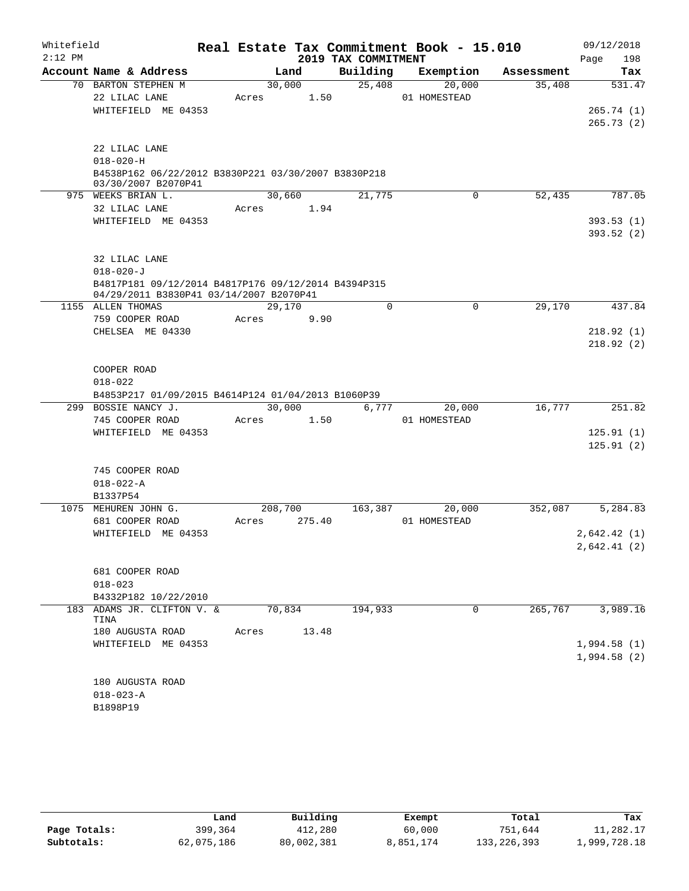Whitefield
2:12 PM

# Real Estate Tax Commitment Book - 15.010
## 2019 TAX COMMITMENT

09/12/2018
Page 198

| Account Name & Address | Land | Building | Exemption | Assessment | Tax |
|---|---|---|---|---|---|
| 70 BARTON STEPHEN M | 30,000 | 25,408 | 20,000 | 35,408 | 531.47 |
| 22 LILAC LANE | Acres 1.50 | | 01 HOMESTEAD | | |
| WHITEFIELD ME 04353 | | | | | 265.74 (1) |
| | | | | | 265.73 (2) |
| 22 LILAC LANE | | | | | |
| 018-020-H | | | | | |
| B4538P162 06/22/2012 B3830P221 03/30/2007 B3830P218 03/30/2007 B2070P41 | | | | | |
| 975 WEEKS BRIAN L. | 30,660 | 21,775 | 0 | 52,435 | 787.05 |
| 32 LILAC LANE | Acres 1.94 | | | | |
| WHITEFIELD ME 04353 | | | | | 393.53 (1) |
| | | | | | 393.52 (2) |
| 32 LILAC LANE | | | | | |
| 018-020-J | | | | | |
| B4817P181 09/12/2014 B4817P176 09/12/2014 B4394P315 04/29/2011 B3830P41 03/14/2007 B2070P41 | | | | | |
| 1155 ALLEN THOMAS | 29,170 | 0 | 0 | 29,170 | 437.84 |
| 759 COOPER ROAD | Acres 9.90 | | | | |
| CHELSEA ME 04330 | | | | | 218.92 (1) |
| | | | | | 218.92 (2) |
| COOPER ROAD | | | | | |
| 018-022 | | | | | |
| B4853P217 01/09/2015 B4614P124 01/04/2013 B1060P39 | | | | | |
| 299 BOSSIE NANCY J. | 30,000 | 6,777 | 20,000 | 16,777 | 251.82 |
| 745 COOPER ROAD | Acres 1.50 | | 01 HOMESTEAD | | |
| WHITEFIELD ME 04353 | | | | | 125.91 (1) |
| | | | | | 125.91 (2) |
| 745 COOPER ROAD | | | | | |
| 018-022-A | | | | | |
| B1337P54 | | | | | |
| 1075 MEHUREN JOHN G. | 208,700 | 163,387 | 20,000 | 352,087 | 5,284.83 |
| 681 COOPER ROAD | Acres 275.40 | | 01 HOMESTEAD | | |
| WHITEFIELD ME 04353 | | | | | 2,642.42 (1) |
| | | | | | 2,642.41 (2) |
| 681 COOPER ROAD | | | | | |
| 018-023 | | | | | |
| B4332P182 10/22/2010 | | | | | |
| 183 ADAMS JR. CLIFTON V. & TINA | 70,834 | 194,933 | 0 | 265,767 | 3,989.16 |
| 180 AUGUSTA ROAD | Acres 13.48 | | | | |
| WHITEFIELD ME 04353 | | | | | 1,994.58 (1) |
| | | | | | 1,994.58 (2) |
| 180 AUGUSTA ROAD | | | | | |
| 018-023-A | | | | | |
| B1898P19 | | | | | |

| | Land | Building | Exempt | Total | Tax |
|---|---|---|---|---|---|
| Page Totals: | 399,364 | 412,280 | 60,000 | 751,644 | 11,282.17 |
| Subtotals: | 62,075,186 | 80,002,381 | 8,851,174 | 133,226,393 | 1,999,728.18 |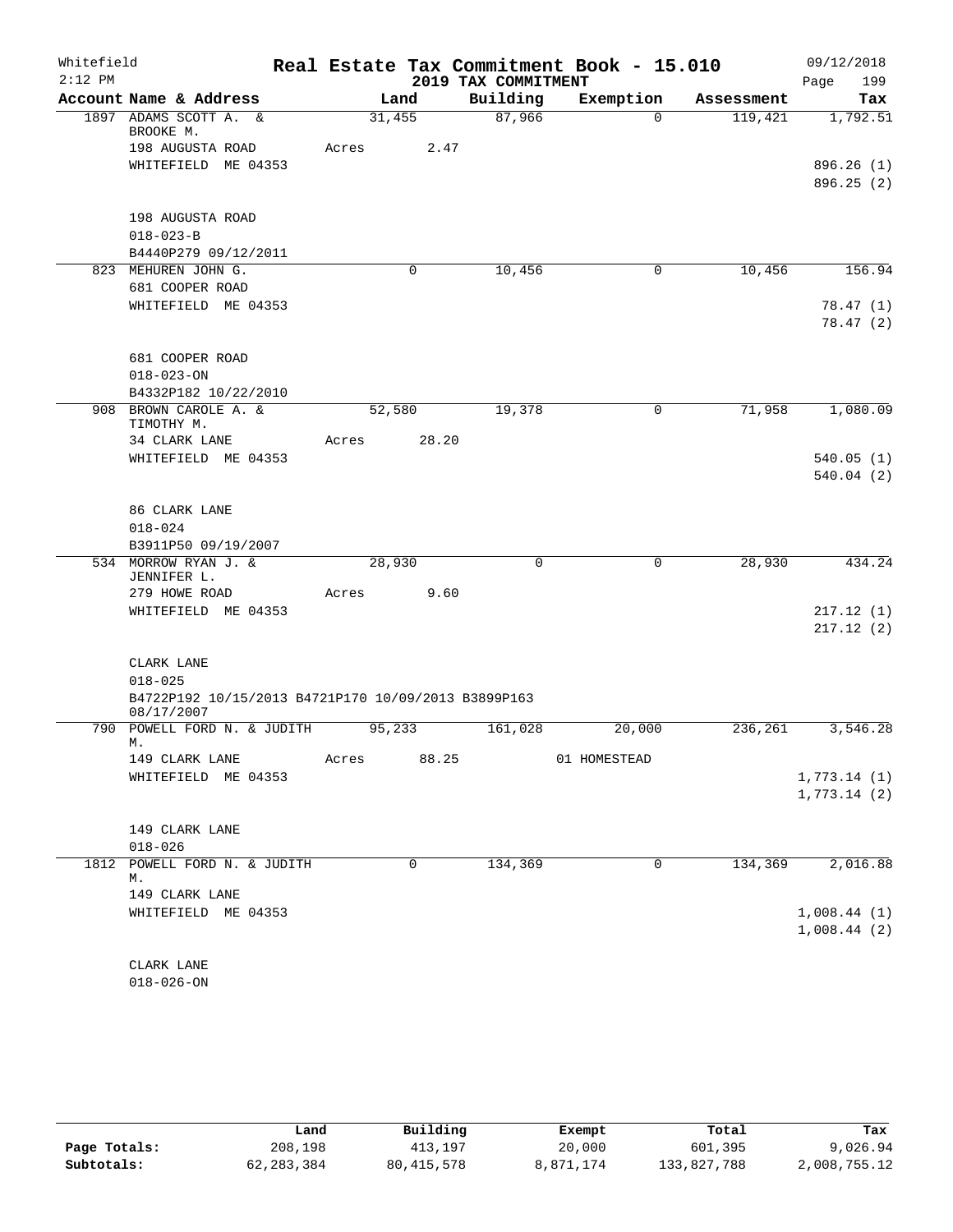Whitefield 2:12 PM

# Real Estate Tax Commitment Book - 15.010

## 2019 TAX COMMITMENT

09/12/2018 Page 199

| Account Name & Address | Land | Building | Exemption | Assessment | Tax |
|---|---|---|---|---|---|
| 1897 ADAMS SCOTT A. & BROOKE M. | 31,455 | 87,966 | 0 | 119,421 | 1,792.51 |
| 198 AUGUSTA ROAD | Acres 2.47 | | | | |
| WHITEFIELD ME 04353 | | | | | 896.26 (1) |
| | | | | | 896.25 (2) |
| 198 AUGUSTA ROAD | | | | | |
| 018-023-B | | | | | |
| B4440P279 09/12/2011 | | | | | |
| 823 MEHUREN JOHN G. | 0 | 10,456 | 0 | 10,456 | 156.94 |
| 681 COOPER ROAD | | | | | |
| WHITEFIELD ME 04353 | | | | | 78.47 (1) |
| | | | | | 78.47 (2) |
| 681 COOPER ROAD | | | | | |
| 018-023-ON | | | | | |
| B4332P182 10/22/2010 | | | | | |
| 908 BROWN CAROLE A. & TIMOTHY M. | 52,580 | 19,378 | 0 | 71,958 | 1,080.09 |
| 34 CLARK LANE | Acres 28.20 | | | | |
| WHITEFIELD ME 04353 | | | | | 540.05 (1) |
| | | | | | 540.04 (2) |
| 86 CLARK LANE | | | | | |
| 018-024 | | | | | |
| B3911P50 09/19/2007 | | | | | |
| 534 MORROW RYAN J. & JENNIFER L. | 28,930 | 0 | 0 | 28,930 | 434.24 |
| 279 HOWE ROAD | Acres 9.60 | | | | |
| WHITEFIELD ME 04353 | | | | | 217.12 (1) |
| | | | | | 217.12 (2) |
| CLARK LANE | | | | | |
| 018-025 | | | | | |
| B4722P192 10/15/2013 B4721P170 10/09/2013 B3899P163 08/17/2007 | | | | | |
| 790 POWELL FORD N. & JUDITH M. | 95,233 | 161,028 | 20,000 | 236,261 | 3,546.28 |
| 149 CLARK LANE | Acres 88.25 | | 01 HOMESTEAD | | |
| WHITEFIELD ME 04353 | | | | | 1,773.14 (1) |
| | | | | | 1,773.14 (2) |
| 149 CLARK LANE | | | | | |
| 018-026 | | | | | |
| 1812 POWELL FORD N. & JUDITH M. | 0 | 134,369 | 0 | 134,369 | 2,016.88 |
| 149 CLARK LANE | | | | | |
| WHITEFIELD ME 04353 | | | | | 1,008.44 (1) |
| | | | | | 1,008.44 (2) |
| CLARK LANE | | | | | |
| 018-026-ON | | | | | |

| | Land | Building | Exempt | Total | Tax |
|---|---|---|---|---|---|
| Page Totals: | 208,198 | 413,197 | 20,000 | 601,395 | 9,026.94 |
| Subtotals: | 62,283,384 | 80,415,578 | 8,871,174 | 133,827,788 | 2,008,755.12 |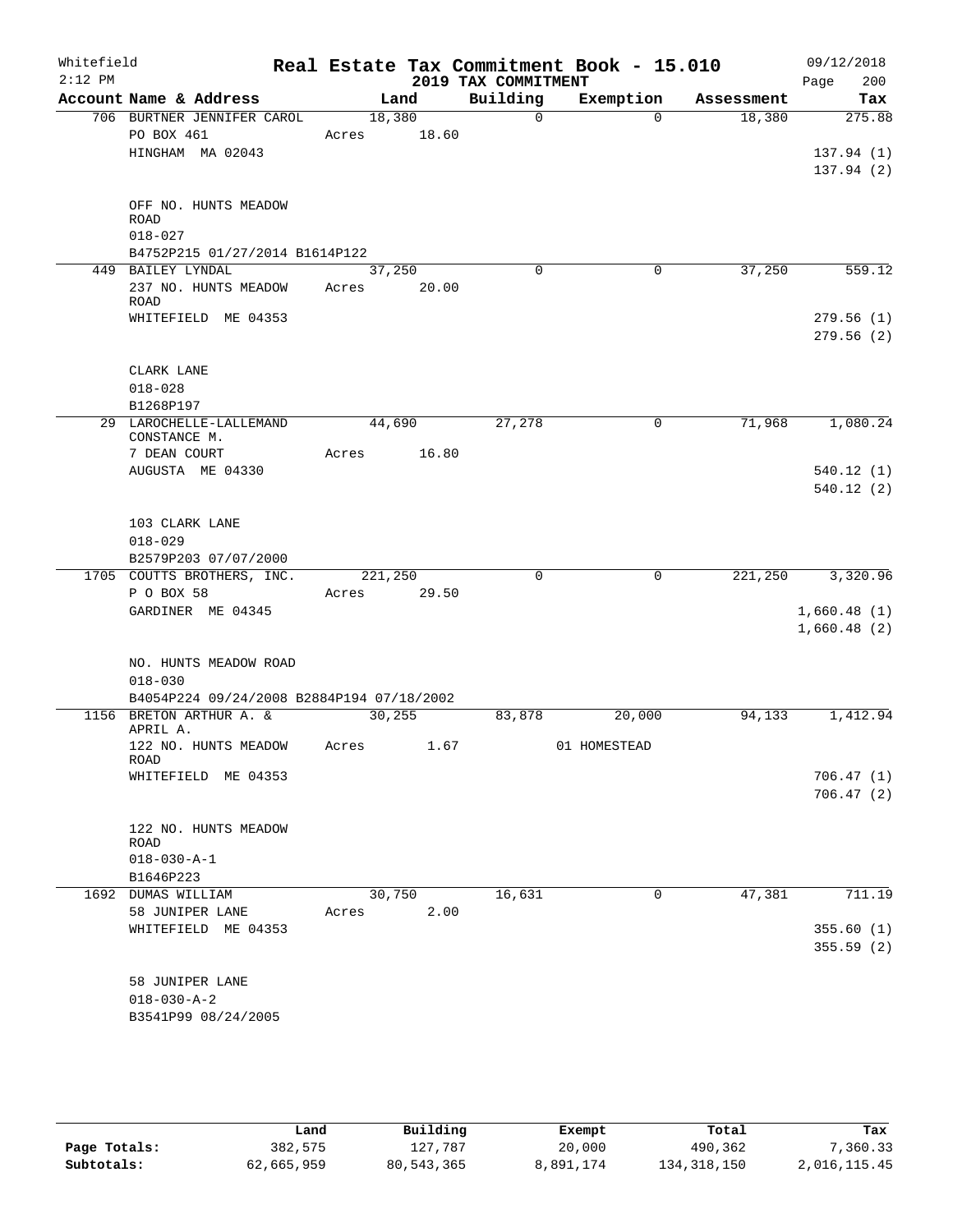Whitefield — Real Estate Tax Commitment Book - 15.010 — 09/12/2018
2:12 PM — 2019 TAX COMMITMENT

| Account Name & Address | Land | Building | Exemption | Assessment | Tax |
|---|---|---|---|---|---|
| 706 BURTNER JENNIFER CAROL | 18,380 | 0 | 0 | 18,380 | 275.88 |
| PO BOX 461 | Acres 18.60 | | | | |
| HINGHAM MA 02043 | | | | | 137.94 (1) |
| | | | | | 137.94 (2) |
| OFF NO. HUNTS MEADOW ROAD | | | | | |
| 018-027 | | | | | |
| B4752P215 01/27/2014 B1614P122 | | | | | |
| 449 BAILEY LYNDAL | 37,250 | 0 | 0 | 37,250 | 559.12 |
| 237 NO. HUNTS MEADOW ROAD | Acres 20.00 | | | | |
| WHITEFIELD ME 04353 | | | | | 279.56 (1) |
| | | | | | 279.56 (2) |
| CLARK LANE | | | | | |
| 018-028 | | | | | |
| B1268P197 | | | | | |
| 29 LAROCHELLE-LALLEMAND CONSTANCE M. | 44,690 | 27,278 | 0 | 71,968 | 1,080.24 |
| 7 DEAN COURT | Acres 16.80 | | | | |
| AUGUSTA ME 04330 | | | | | 540.12 (1) |
| | | | | | 540.12 (2) |
| 103 CLARK LANE | | | | | |
| 018-029 | | | | | |
| B2579P203 07/07/2000 | | | | | |
| 1705 COUTTS BROTHERS, INC. | 221,250 | 0 | 0 | 221,250 | 3,320.96 |
| P O BOX 58 | Acres 29.50 | | | | |
| GARDINER ME 04345 | | | | | 1,660.48 (1) |
| | | | | | 1,660.48 (2) |
| NO. HUNTS MEADOW ROAD | | | | | |
| 018-030 | | | | | |
| B4054P224 09/24/2008 B2884P194 07/18/2002 | | | | | |
| 1156 BRETON ARTHUR A. & APRIL A. | 30,255 | 83,878 | 20,000 | 94,133 | 1,412.94 |
| 122 NO. HUNTS MEADOW ROAD | Acres 1.67 | | 01 HOMESTEAD | | |
| WHITEFIELD ME 04353 | | | | | 706.47 (1) |
| | | | | | 706.47 (2) |
| 122 NO. HUNTS MEADOW ROAD | | | | | |
| 018-030-A-1 | | | | | |
| B1646P223 | | | | | |
| 1692 DUMAS WILLIAM | 30,750 | 16,631 | 0 | 47,381 | 711.19 |
| 58 JUNIPER LANE | Acres 2.00 | | | | |
| WHITEFIELD ME 04353 | | | | | 355.60 (1) |
| | | | | | 355.59 (2) |
| 58 JUNIPER LANE | | | | | |
| 018-030-A-2 | | | | | |
| B3541P99 08/24/2005 | | | | | |

| | Land | Building | Exempt | Total | Tax |
|---|---|---|---|---|---|
| Page Totals: | 382,575 | 127,787 | 20,000 | 490,362 | 7,360.33 |
| Subtotals: | 62,665,959 | 80,543,365 | 8,891,174 | 134,318,150 | 2,016,115.45 |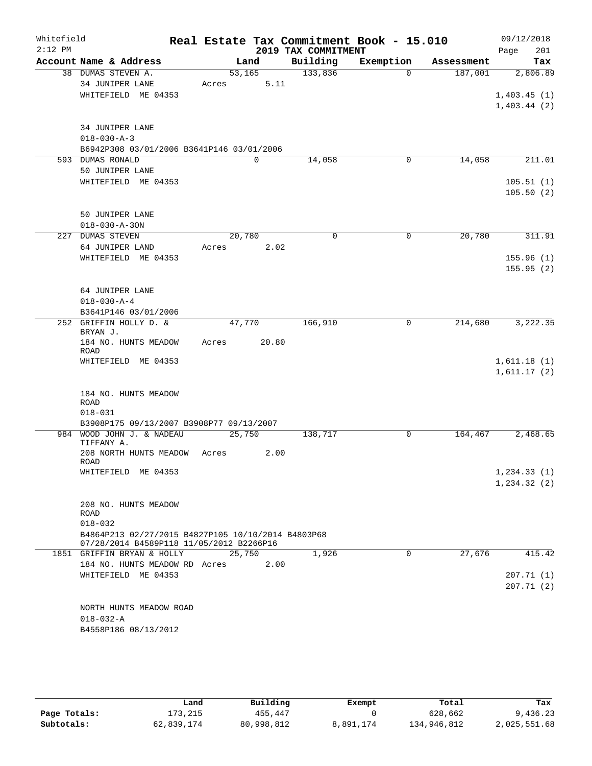Whitefield  
2:12 PM

# Real Estate Tax Commitment Book - 15.010

## 2019 TAX COMMITMENT

09/12/2018  
Page 201

| Account Name & Address | Land | Building | Exemption | Assessment | Tax |
|---|---|---|---|---|---|
| 38 DUMAS STEVEN A. | 53,165 | 133,836 | 0 | 187,001 | 2,806.89 |
| 34 JUNIPER LANE | Acres 5.11 | | | | |
| WHITEFIELD ME 04353 | | | | | 1,403.45 (1) |
| | | | | | 1,403.44 (2) |
| 34 JUNIPER LANE | | | | | |
| 018-030-A-3 | | | | | |
| B6942P308 03/01/2006 B3641P146 03/01/2006 | | | | | |
| 593 DUMAS RONALD | 0 | 14,058 | 0 | 14,058 | 211.01 |
| 50 JUNIPER LANE | | | | | |
| WHITEFIELD ME 04353 | | | | | 105.51 (1) |
| | | | | | 105.50 (2) |
| 50 JUNIPER LANE | | | | | |
| 018-030-A-3ON | | | | | |
| 227 DUMAS STEVEN | 20,780 | 0 | 0 | 20,780 | 311.91 |
| 64 JUNIPER LAND | Acres 2.02 | | | | |
| WHITEFIELD ME 04353 | | | | | 155.96 (1) |
| | | | | | 155.95 (2) |
| 64 JUNIPER LANE | | | | | |
| 018-030-A-4 | | | | | |
| B3641P146 03/01/2006 | | | | | |
| 252 GRIFFIN HOLLY D. & BRYAN J. | 47,770 | 166,910 | 0 | 214,680 | 3,222.35 |
| 184 NO. HUNTS MEADOW ROAD | Acres 20.80 | | | | |
| WHITEFIELD ME 04353 | | | | | 1,611.18 (1) |
| | | | | | 1,611.17 (2) |
| 184 NO. HUNTS MEADOW ROAD | | | | | |
| 018-031 | | | | | |
| B3908P175 09/13/2007 B3908P77 09/13/2007 | | | | | |
| 984 WOOD JOHN J. & NADEAU TIFFANY A. | 25,750 | 138,717 | 0 | 164,467 | 2,468.65 |
| 208 NORTH HUNTS MEADOW ROAD | Acres 2.00 | | | | |
| WHITEFIELD ME 04353 | | | | | 1,234.33 (1) |
| | | | | | 1,234.32 (2) |
| 208 NO. HUNTS MEADOW ROAD | | | | | |
| 018-032 | | | | | |
| B4864P213 02/27/2015 B4827P105 10/10/2014 B4803P68 07/28/2014 B4589P118 11/05/2012 B2266P16 | | | | | |
| 1851 GRIFFIN BRYAN & HOLLY | 25,750 | 1,926 | 0 | 27,676 | 415.42 |
| 184 NO. HUNTS MEADOW RD | Acres 2.00 | | | | |
| WHITEFIELD ME 04353 | | | | | 207.71 (1) |
| | | | | | 207.71 (2) |
| NORTH HUNTS MEADOW ROAD | | | | | |
| 018-032-A | | | | | |
| B4558P186 08/13/2012 | | | | | |

| | Land | Building | Exempt | Total | Tax |
|---|---|---|---|---|---|
| Page Totals: | 173,215 | 455,447 | 0 | 628,662 | 9,436.23 |
| Subtotals: | 62,839,174 | 80,998,812 | 8,891,174 | 134,946,812 | 2,025,551.68 |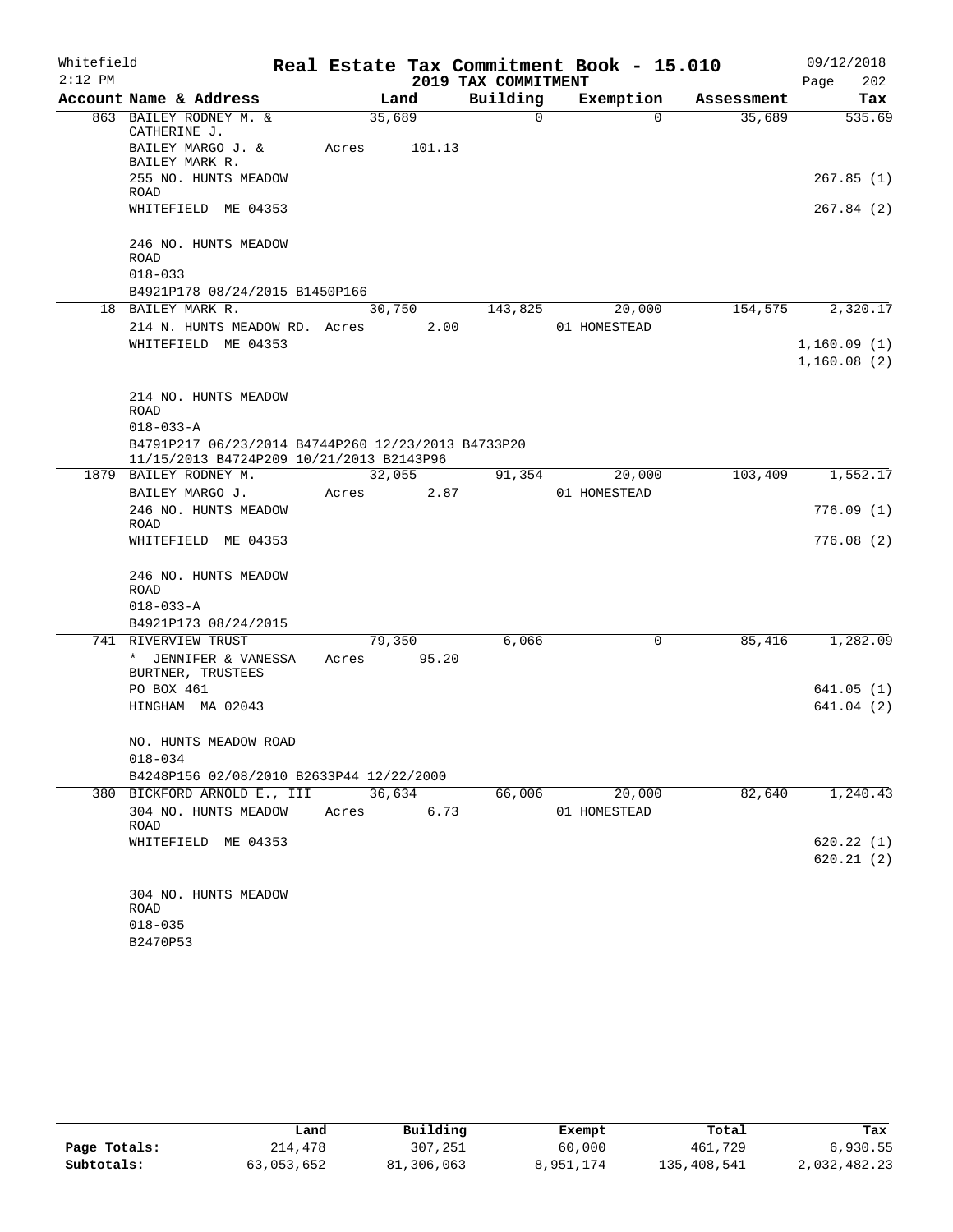Whitefield
2:12 PM

**Real Estate Tax Commitment Book - 15.010**
**2019 TAX COMMITMENT**

09/12/2018
Page 202

| Account Name & Address | Land | Building | Exemption | Assessment | Tax |
|---|---|---|---|---|---|
| 863 BAILEY RODNEY M. & CATHERINE J. | 35,689 | 0 | 0 | 35,689 | 535.69 |
| BAILEY MARGO J. & BAILEY MARK R. | Acres 101.13 | | | | |
| 255 NO. HUNTS MEADOW ROAD | | | | | 267.85 (1) |
| WHITEFIELD ME 04353 | | | | | 267.84 (2) |
| 246 NO. HUNTS MEADOW ROAD | | | | | |
| 018-033 | | | | | |
| B4921P178 08/24/2015 B1450P166 | | | | | |
| 18 BAILEY MARK R. | 30,750 | 143,825 | 20,000 | 154,575 | 2,320.17 |
| 214 N. HUNTS MEADOW RD. | Acres 2.00 | | 01 HOMESTEAD | | |
| WHITEFIELD ME 04353 | | | | | 1,160.09 (1) |
| | | | | | 1,160.08 (2) |
| 214 NO. HUNTS MEADOW ROAD | | | | | |
| 018-033-A | | | | | |
| B4791P217 06/23/2014 B4744P260 12/23/2013 B4733P20 11/15/2013 B4724P209 10/21/2013 B2143P96 | | | | | |
| 1879 BAILEY RODNEY M. | 32,055 | 91,354 | 20,000 | 103,409 | 1,552.17 |
| BAILEY MARGO J. | Acres 2.87 | | 01 HOMESTEAD | | |
| 246 NO. HUNTS MEADOW ROAD | | | | | 776.09 (1) |
| WHITEFIELD ME 04353 | | | | | 776.08 (2) |
| 246 NO. HUNTS MEADOW ROAD | | | | | |
| 018-033-A | | | | | |
| B4921P173 08/24/2015 | | | | | |
| 741 RIVERVIEW TRUST | 79,350 | 6,066 | 0 | 85,416 | 1,282.09 |
| * JENNIFER & VANESSA BURTNER, TRUSTEES | Acres 95.20 | | | | |
| PO BOX 461 | | | | | 641.05 (1) |
| HINGHAM MA 02043 | | | | | 641.04 (2) |
| NO. HUNTS MEADOW ROAD | | | | | |
| 018-034 | | | | | |
| B4248P156 02/08/2010 B2633P44 12/22/2000 | | | | | |
| 380 BICKFORD ARNOLD E., III | 36,634 | 66,006 | 20,000 | 82,640 | 1,240.43 |
| 304 NO. HUNTS MEADOW ROAD | Acres 6.73 | | 01 HOMESTEAD | | |
| WHITEFIELD ME 04353 | | | | | 620.22 (1) |
| | | | | | 620.21 (2) |
| 304 NO. HUNTS MEADOW ROAD | | | | | |
| 018-035 | | | | | |
| B2470P53 | | | | | |

| | Land | Building | Exempt | Total | Tax |
|---|---|---|---|---|---|
| **Page Totals:** | 214,478 | 307,251 | 60,000 | 461,729 | 6,930.55 |
| **Subtotals:** | 63,053,652 | 81,306,063 | 8,951,174 | 135,408,541 | 2,032,482.23 |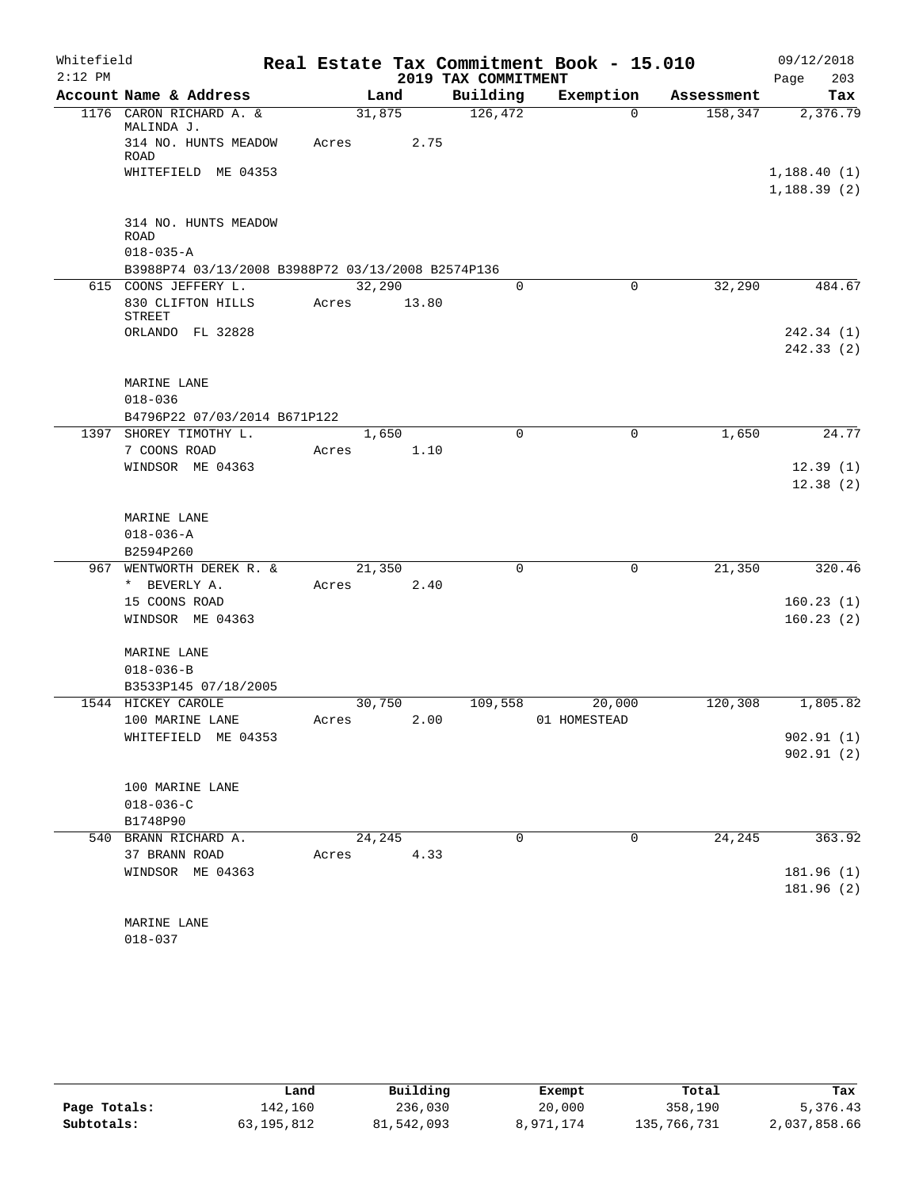# Real Estate Tax Commitment Book - 15.010

Whitefield
2:12 PM

## 2019 TAX COMMITMENT

09/12/2018

| Account Name & Address | Land | Building | Exemption | Assessment | Tax |
|---|---|---|---|---|---|
| 1176 CARON RICHARD A. & MALINDA J. | 31,875 | 126,472 | 0 | 158,347 | 2,376.79 |
| 314 NO. HUNTS MEADOW ROAD | Acres 2.75 | | | | |
| WHITEFIELD ME 04353 | | | | | 1,188.40 (1) |
| | | | | | 1,188.39 (2) |
| 314 NO. HUNTS MEADOW ROAD | | | | | |
| 018-035-A | | | | | |
| B3988P74 03/13/2008 B3988P72 03/13/2008 B2574P136 | | | | | |
| 615 COONS JEFFERY L. | 32,290 | 0 | 0 | 32,290 | 484.67 |
| 830 CLIFTON HILLS STREET | Acres 13.80 | | | | |
| ORLANDO FL 32828 | | | | | 242.34 (1) |
| | | | | | 242.33 (2) |
| MARINE LANE | | | | | |
| 018-036 | | | | | |
| B4796P22 07/03/2014 B671P122 | | | | | |
| 1397 SHOREY TIMOTHY L. | 1,650 | 0 | 0 | 1,650 | 24.77 |
| 7 COONS ROAD | Acres 1.10 | | | | |
| WINDSOR ME 04363 | | | | | 12.39 (1) |
| | | | | | 12.38 (2) |
| MARINE LANE | | | | | |
| 018-036-A | | | | | |
| B2594P260 | | | | | |
| 967 WENTWORTH DEREK R. & * BEVERLY A. | 21,350 | 0 | 0 | 21,350 | 320.46 |
| | Acres 2.40 | | | | |
| 15 COONS ROAD | | | | | 160.23 (1) |
| WINDSOR ME 04363 | | | | | 160.23 (2) |
| MARINE LANE | | | | | |
| 018-036-B | | | | | |
| B3533P145 07/18/2005 | | | | | |
| 1544 HICKEY CAROLE | 30,750 | 109,558 | 20,000 | 120,308 | 1,805.82 |
| 100 MARINE LANE | Acres 2.00 | | 01 HOMESTEAD | | |
| WHITEFIELD ME 04353 | | | | | 902.91 (1) |
| | | | | | 902.91 (2) |
| 100 MARINE LANE | | | | | |
| 018-036-C | | | | | |
| B1748P90 | | | | | |
| 540 BRANN RICHARD A. | 24,245 | 0 | 0 | 24,245 | 363.92 |
| 37 BRANN ROAD | Acres 4.33 | | | | |
| WINDSOR ME 04363 | | | | | 181.96 (1) |
| | | | | | 181.96 (2) |
| MARINE LANE | | | | | |
| 018-037 | | | | | |

| | Land | Building | Exempt | Total | Tax |
|---|---|---|---|---|---|
| Page Totals: | 142,160 | 236,030 | 20,000 | 358,190 | 5,376.43 |
| Subtotals: | 63,195,812 | 81,542,093 | 8,971,174 | 135,766,731 | 2,037,858.66 |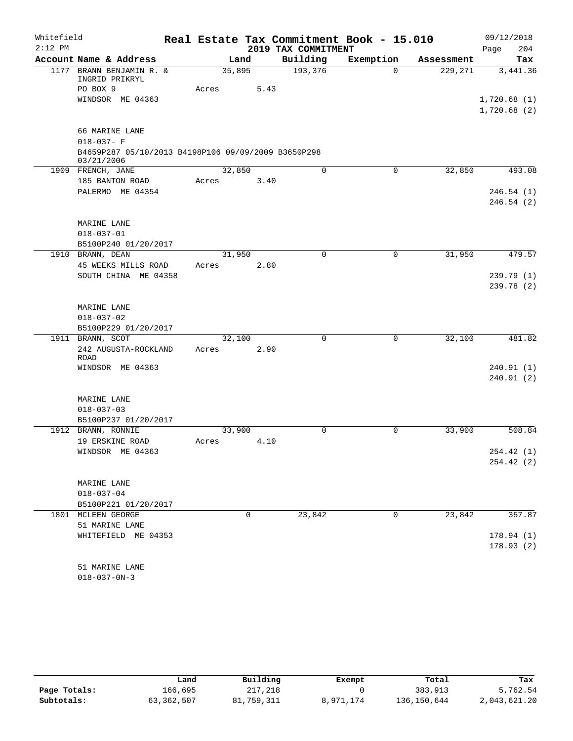Whitefield 2:12 PM

# Real Estate Tax Commitment Book - 15.010

## 2019 TAX COMMITMENT

09/12/2018 Page 204

| Account Name & Address | Land | Building | Exemption | Assessment | Tax |
|---|---|---|---|---|---|
| 1177 BRANN BENJAMIN R. & INGRID PRIKRYL | 35,895 | 193,376 | 0 | 229,271 | 3,441.36 |
| PO BOX 9 | Acres 5.43 | | | | |
| WINDSOR ME 04363 | | | | | 1,720.68 (1) |
| | | | | | 1,720.68 (2) |
| 66 MARINE LANE | | | | | |
| 018-037- F | | | | | |
| B4659P287 05/10/2013 B4198P106 09/09/2009 B3650P298 03/21/2006 | | | | | |
| 1909 FRENCH, JANE | 32,850 | 0 | 0 | 32,850 | 493.08 |
| 185 BANTON ROAD | Acres 3.40 | | | | |
| PALERMO ME 04354 | | | | | 246.54 (1) |
| | | | | | 246.54 (2) |
| MARINE LANE | | | | | |
| 018-037-01 | | | | | |
| B5100P240 01/20/2017 | | | | | |
| 1910 BRANN, DEAN | 31,950 | 0 | 0 | 31,950 | 479.57 |
| 45 WEEKS MILLS ROAD | Acres 2.80 | | | | |
| SOUTH CHINA ME 04358 | | | | | 239.79 (1) |
| | | | | | 239.78 (2) |
| MARINE LANE | | | | | |
| 018-037-02 | | | | | |
| B5100P229 01/20/2017 | | | | | |
| 1911 BRANN, SCOT | 32,100 | 0 | 0 | 32,100 | 481.82 |
| 242 AUGUSTA-ROCKLAND ROAD | Acres 2.90 | | | | |
| WINDSOR ME 04363 | | | | | 240.91 (1) |
| | | | | | 240.91 (2) |
| MARINE LANE | | | | | |
| 018-037-03 | | | | | |
| B5100P237 01/20/2017 | | | | | |
| 1912 BRANN, RONNIE | 33,900 | 0 | 0 | 33,900 | 508.84 |
| 19 ERSKINE ROAD | Acres 4.10 | | | | |
| WINDSOR ME 04363 | | | | | 254.42 (1) |
| | | | | | 254.42 (2) |
| MARINE LANE | | | | | |
| 018-037-04 | | | | | |
| B5100P221 01/20/2017 | | | | | |
| 1801 MCLEEN GEORGE | 0 | 23,842 | 0 | 23,842 | 357.87 |
| 51 MARINE LANE | | | | | |
| WHITEFIELD ME 04353 | | | | | 178.94 (1) |
| | | | | | 178.93 (2) |
| 51 MARINE LANE | | | | | |
| 018-037-0N-3 | | | | | |

| | Land | Building | Exempt | Total | Tax |
|---|---|---|---|---|---|
| Page Totals: | 166,695 | 217,218 | 0 | 383,913 | 5,762.54 |
| Subtotals: | 63,362,507 | 81,759,311 | 8,971,174 | 136,150,644 | 2,043,621.20 |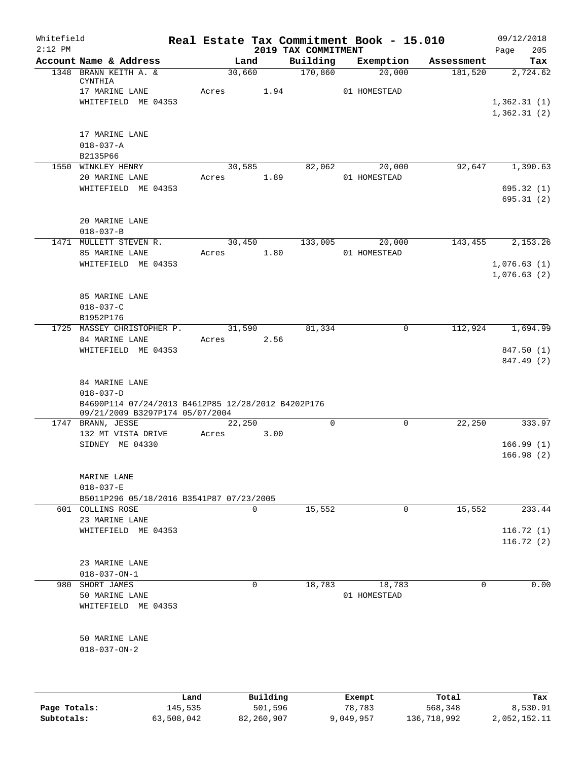Whitefield  
2:12 PM

# Real Estate Tax Commitment Book - 15.010
## 2019 TAX COMMITMENT

09/12/2018  
Page 205

| Account Name & Address | Land | Building | Exemption | Assessment | Tax |
|---|---|---|---|---|---|
| 1348 BRANN KEITH A. & CYNTHIA | 30,660 | 170,860 | 20,000 | 181,520 | 2,724.62 |
| 17 MARINE LANE | Acres 1.94 | | 01 HOMESTEAD | | |
| WHITEFIELD ME 04353 | | | | | 1,362.31 (1) |
| | | | | | 1,362.31 (2) |
| 17 MARINE LANE | | | | | |
| 018-037-A | | | | | |
| B2135P66 | | | | | |
| 1550 WINKLEY HENRY | 30,585 | 82,062 | 20,000 | 92,647 | 1,390.63 |
| 20 MARINE LANE | Acres 1.89 | | 01 HOMESTEAD | | |
| WHITEFIELD ME 04353 | | | | | 695.32 (1) |
| | | | | | 695.31 (2) |
| 20 MARINE LANE | | | | | |
| 018-037-B | | | | | |
| 1471 MULLETT STEVEN R. | 30,450 | 133,005 | 20,000 | 143,455 | 2,153.26 |
| 85 MARINE LANE | Acres 1.80 | | 01 HOMESTEAD | | |
| WHITEFIELD ME 04353 | | | | | 1,076.63 (1) |
| | | | | | 1,076.63 (2) |
| 85 MARINE LANE | | | | | |
| 018-037-C | | | | | |
| B1952P176 | | | | | |
| 1725 MASSEY CHRISTOPHER P. | 31,590 | 81,334 | 0 | 112,924 | 1,694.99 |
| 84 MARINE LANE | Acres 2.56 | | | | |
| WHITEFIELD ME 04353 | | | | | 847.50 (1) |
| | | | | | 847.49 (2) |
| 84 MARINE LANE | | | | | |
| 018-037-D | | | | | |
| B4690P114 07/24/2013 B4612P85 12/28/2012 B4202P176 09/21/2009 B3297P174 05/07/2004 | | | | | |
| 1747 BRANN, JESSE | 22,250 | 0 | 0 | 22,250 | 333.97 |
| 132 MT VISTA DRIVE | Acres 3.00 | | | | |
| SIDNEY ME 04330 | | | | | 166.99 (1) |
| | | | | | 166.98 (2) |
| MARINE LANE | | | | | |
| 018-037-E | | | | | |
| B5011P296 05/18/2016 B3541P87 07/23/2005 | | | | | |
| 601 COLLINS ROSE | 0 | 15,552 | 0 | 15,552 | 233.44 |
| 23 MARINE LANE | | | | | |
| WHITEFIELD ME 04353 | | | | | 116.72 (1) |
| | | | | | 116.72 (2) |
| 23 MARINE LANE | | | | | |
| 018-037-ON-1 | | | | | |
| 980 SHORT JAMES | 0 | 18,783 | 18,783 | 0 | 0.00 |
| 50 MARINE LANE | | | 01 HOMESTEAD | | |
| WHITEFIELD ME 04353 | | | | | |
| 50 MARINE LANE | | | | | |
| 018-037-ON-2 | | | | | |

| | Land | Building | Exempt | Total | Tax |
|---|---|---|---|---|---|
| Page Totals: | 145,535 | 501,596 | 78,783 | 568,348 | 8,530.91 |
| Subtotals: | 63,508,042 | 82,260,907 | 9,049,957 | 136,718,992 | 2,052,152.11 |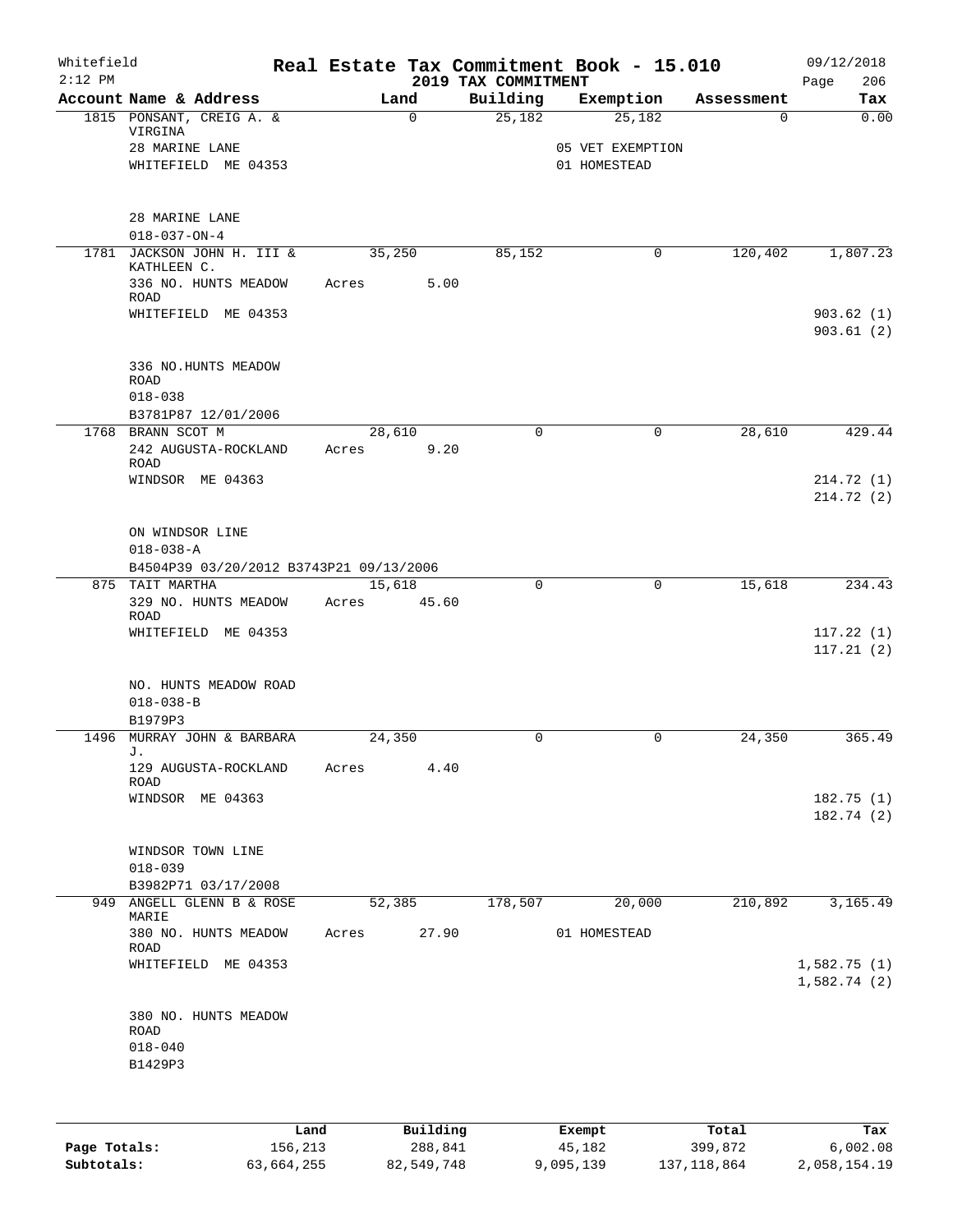Whitefield
2:12 PM

# Real Estate Tax Commitment Book - 15.010

## 2019 TAX COMMITMENT

09/12/2018
Page 206

| Account Name & Address | Land | Building | Exemption | Assessment | Tax |
|---|---|---|---|---|---|
| 1815 PONSANT, CREIG A. & VIRGINA<br>28 MARINE LANE<br>WHITEFIELD ME 04353<br><br>28 MARINE LANE<br>018-037-ON-4 | 0 | 25,182 | 25,182<br>05 VET EXEMPTION<br>01 HOMESTEAD | 0 | 0.00 |
| 1781 JACKSON JOHN H. III & KATHLEEN C.<br>336 NO. HUNTS MEADOW ROAD<br>WHITEFIELD ME 04353<br><br>336 NO.HUNTS MEADOW ROAD<br>018-038<br>B3781P87 12/01/2006 | 35,250<br>Acres 5.00 | 85,152 | 0 | 120,402 | 1,807.23<br><br>903.62 (1)<br>903.61 (2) |
| 1768 BRANN SCOT M<br>242 AUGUSTA-ROCKLAND ROAD<br>WINDSOR ME 04363<br><br>ON WINDSOR LINE<br>018-038-A<br>B4504P39 03/20/2012 B3743P21 09/13/2006 | 28,610<br>Acres 9.20 | 0 | 0 | 28,610 | 429.44<br><br>214.72 (1)<br>214.72 (2) |
| 875 TAIT MARTHA<br>329 NO. HUNTS MEADOW ROAD<br>WHITEFIELD ME 04353<br><br>NO. HUNTS MEADOW ROAD<br>018-038-B<br>B1979P3 | 15,618<br>Acres 45.60 | 0 | 0 | 15,618 | 234.43<br><br>117.22 (1)<br>117.21 (2) |
| 1496 MURRAY JOHN & BARBARA J.<br>129 AUGUSTA-ROCKLAND ROAD<br>WINDSOR ME 04363<br><br>WINDSOR TOWN LINE<br>018-039<br>B3982P71 03/17/2008 | 24,350<br>Acres 4.40 | 0 | 0 | 24,350 | 365.49<br><br>182.75 (1)<br>182.74 (2) |
| 949 ANGELL GLENN B & ROSE MARIE<br>380 NO. HUNTS MEADOW ROAD<br>WHITEFIELD ME 04353<br><br>380 NO. HUNTS MEADOW ROAD<br>018-040<br>B1429P3 | 52,385<br>Acres 27.90 | 178,507 | 20,000<br>01 HOMESTEAD | 210,892 | 3,165.49<br><br>1,582.75 (1)<br>1,582.74 (2) |

| | Land | Building | Exempt | Total | Tax |
|---|---|---|---|---|---|
| Page Totals: | 156,213 | 288,841 | 45,182 | 399,872 | 6,002.08 |
| Subtotals: | 63,664,255 | 82,549,748 | 9,095,139 | 137,118,864 | 2,058,154.19 |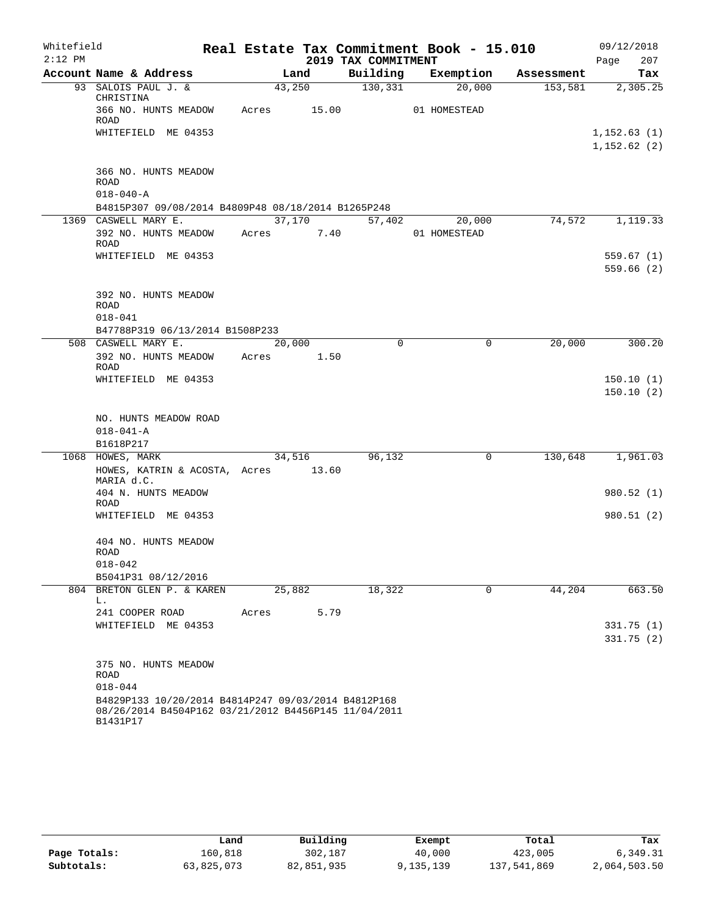Whitefield 2:12 PM

# Real Estate Tax Commitment Book - 15.010

## 2019 TAX COMMITMENT

09/12/2018 Page 207

| Account Name & Address | Land | Building | Exemption | Assessment | Tax |
|---|---|---|---|---|---|
| 93 SALOIS PAUL J. & CHRISTINA | 43,250 | 130,331 | 20,000 | 153,581 | 2,305.25 |
| 366 NO. HUNTS MEADOW ROAD | Acres 15.00 | | 01 HOMESTEAD | | |
| WHITEFIELD ME 04353 | | | | | 1,152.63 (1) |
| | | | | | 1,152.62 (2) |
| 366 NO. HUNTS MEADOW ROAD | | | | | |
| 018-040-A | | | | | |
| B4815P307 09/08/2014 B4809P48 08/18/2014 B1265P248 | | | | | |
| 1369 CASWELL MARY E. | 37,170 | 57,402 | 20,000 | 74,572 | 1,119.33 |
| 392 NO. HUNTS MEADOW ROAD | Acres 7.40 | | 01 HOMESTEAD | | |
| WHITEFIELD ME 04353 | | | | | 559.67 (1) |
| | | | | | 559.66 (2) |
| 392 NO. HUNTS MEADOW ROAD | | | | | |
| 018-041 | | | | | |
| B47788P319 06/13/2014 B1508P233 | | | | | |
| 508 CASWELL MARY E. | 20,000 | 0 | 0 | 20,000 | 300.20 |
| 392 NO. HUNTS MEADOW ROAD | Acres 1.50 | | | | |
| WHITEFIELD ME 04353 | | | | | 150.10 (1) |
| | | | | | 150.10 (2) |
| NO. HUNTS MEADOW ROAD | | | | | |
| 018-041-A | | | | | |
| B1618P217 | | | | | |
| 1068 HOWES, MARK | 34,516 | 96,132 | 0 | 130,648 | 1,961.03 |
| HOWES, KATRIN & ACOSTA, MARIA d.C. | Acres 13.60 | | | | |
| 404 N. HUNTS MEADOW ROAD | | | | | 980.52 (1) |
| WHITEFIELD ME 04353 | | | | | 980.51 (2) |
| 404 NO. HUNTS MEADOW ROAD | | | | | |
| 018-042 | | | | | |
| B5041P31 08/12/2016 | | | | | |
| 804 BRETON GLEN P. & KAREN L. | 25,882 | 18,322 | 0 | 44,204 | 663.50 |
| 241 COOPER ROAD | Acres 5.79 | | | | |
| WHITEFIELD ME 04353 | | | | | 331.75 (1) |
| | | | | | 331.75 (2) |
| 375 NO. HUNTS MEADOW ROAD | | | | | |
| 018-044 | | | | | |
| B4829P133 10/20/2014 B4814P247 09/03/2014 B4812P168 08/26/2014 B4504P162 03/21/2012 B4456P145 11/04/2011 B1431P17 | | | | | |

| | Land | Building | Exempt | Total | Tax |
|---|---|---|---|---|---|
| Page Totals: | 160,818 | 302,187 | 40,000 | 423,005 | 6,349.31 |
| Subtotals: | 63,825,073 | 82,851,935 | 9,135,139 | 137,541,869 | 2,064,503.50 |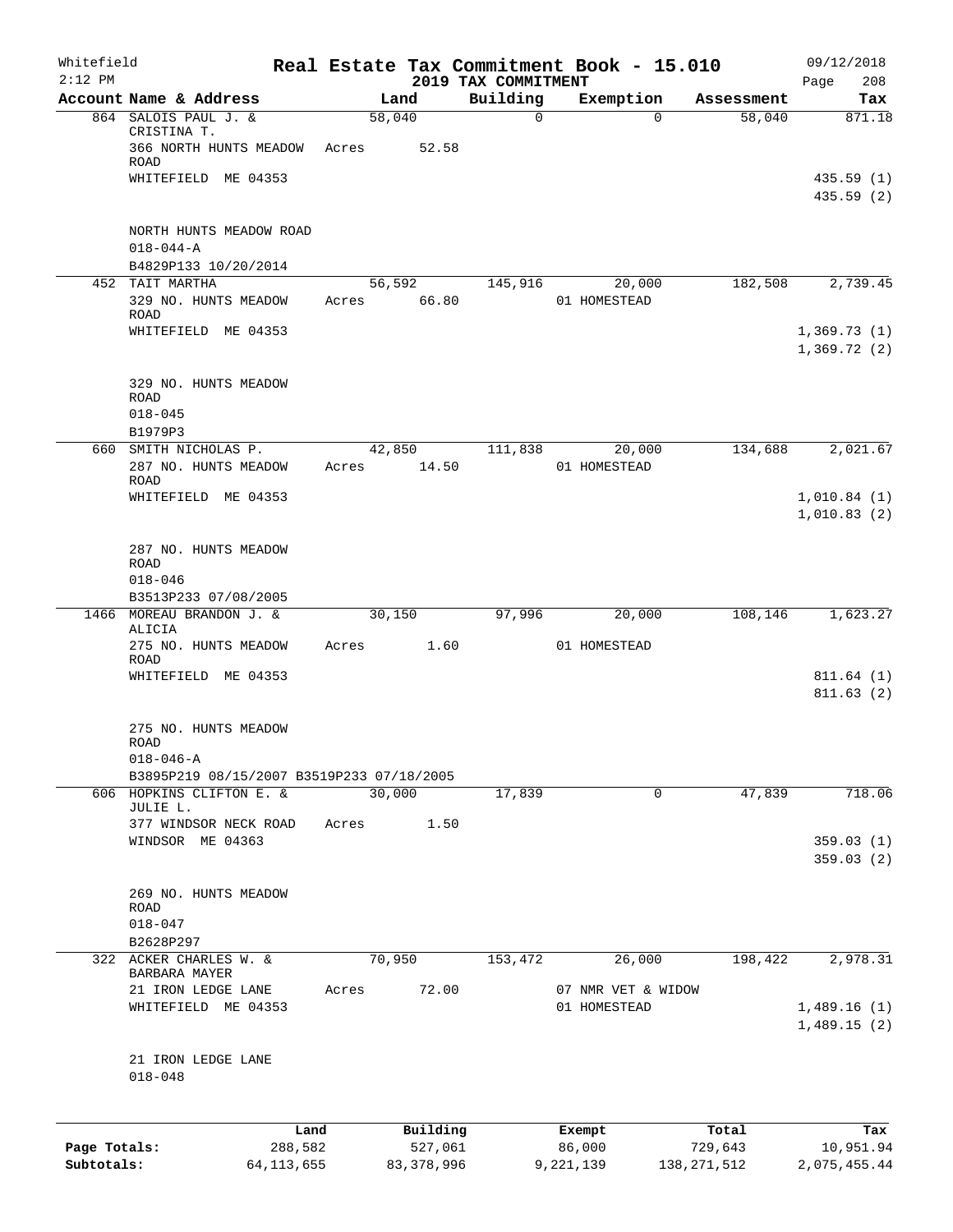Whitefield 2:12 PM

# Real Estate Tax Commitment Book - 15.010

## 2019 TAX COMMITMENT

09/12/2018 Page 208

| Account Name & Address | Land | Building | Exemption | Assessment | Tax |
|---|---|---|---|---|---|
| 864 SALOIS PAUL J. & CRISTINA T. | 58,040 | 0 | 0 | 58,040 | 871.18 |
| 366 NORTH HUNTS MEADOW ROAD | Acres 52.58 | | | | |
| WHITEFIELD ME 04353 | | | | | 435.59 (1) |
| | | | | | 435.59 (2) |
| NORTH HUNTS MEADOW ROAD | | | | | |
| 018-044-A | | | | | |
| B4829P133 10/20/2014 | | | | | |
| 452 TAIT MARTHA | 56,592 | 145,916 | 20,000 | 182,508 | 2,739.45 |
| 329 NO. HUNTS MEADOW ROAD | Acres 66.80 | | 01 HOMESTEAD | | |
| WHITEFIELD ME 04353 | | | | | 1,369.73 (1) |
| | | | | | 1,369.72 (2) |
| 329 NO. HUNTS MEADOW ROAD | | | | | |
| 018-045 | | | | | |
| B1979P3 | | | | | |
| 660 SMITH NICHOLAS P. | 42,850 | 111,838 | 20,000 | 134,688 | 2,021.67 |
| 287 NO. HUNTS MEADOW ROAD | Acres 14.50 | | 01 HOMESTEAD | | |
| WHITEFIELD ME 04353 | | | | | 1,010.84 (1) |
| | | | | | 1,010.83 (2) |
| 287 NO. HUNTS MEADOW ROAD | | | | | |
| 018-046 | | | | | |
| B3513P233 07/08/2005 | | | | | |
| 1466 MOREAU BRANDON J. & ALICIA | 30,150 | 97,996 | 20,000 | 108,146 | 1,623.27 |
| 275 NO. HUNTS MEADOW ROAD | Acres 1.60 | | 01 HOMESTEAD | | |
| WHITEFIELD ME 04353 | | | | | 811.64 (1) |
| | | | | | 811.63 (2) |
| 275 NO. HUNTS MEADOW ROAD | | | | | |
| 018-046-A | | | | | |
| B3895P219 08/15/2007 B3519P233 07/18/2005 | | | | | |
| 606 HOPKINS CLIFTON E. & JULIE L. | 30,000 | 17,839 | 0 | 47,839 | 718.06 |
| 377 WINDSOR NECK ROAD | Acres 1.50 | | | | |
| WINDSOR ME 04363 | | | | | 359.03 (1) |
| | | | | | 359.03 (2) |
| 269 NO. HUNTS MEADOW ROAD | | | | | |
| 018-047 | | | | | |
| B2628P297 | | | | | |
| 322 ACKER CHARLES W. & BARBARA MAYER | 70,950 | 153,472 | 26,000 | 198,422 | 2,978.31 |
| 21 IRON LEDGE LANE | Acres 72.00 | | 07 NMR VET & WIDOW | | |
| WHITEFIELD ME 04353 | | | 01 HOMESTEAD | | 1,489.16 (1) |
| | | | | | 1,489.15 (2) |
| 21 IRON LEDGE LANE | | | | | |
| 018-048 | | | | | |

| | Land | Building | Exempt | Total | Tax |
|---|---|---|---|---|---|
| Page Totals: | 288,582 | 527,061 | 86,000 | 729,643 | 10,951.94 |
| Subtotals: | 64,113,655 | 83,378,996 | 9,221,139 | 138,271,512 | 2,075,455.44 |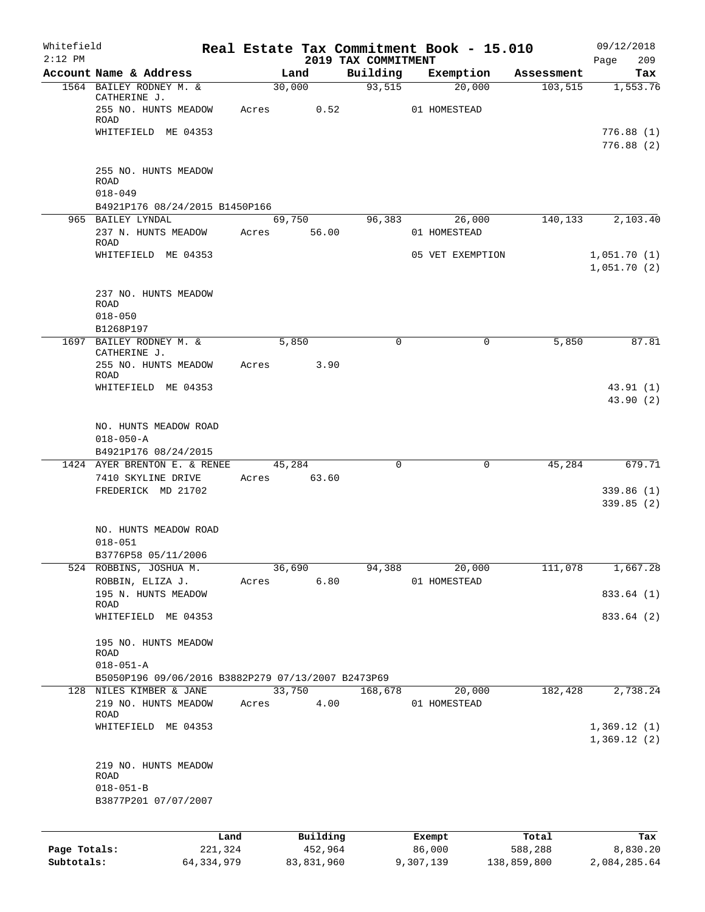Whitefield 2:12 PM

# Real Estate Tax Commitment Book - 15.010
## 2019 TAX COMMITMENT

09/12/2018 Page 209

| Account Name & Address | Land | Building | Exemption | Assessment | Tax |
|---|---|---|---|---|---|
| 1564 BAILEY RODNEY M. & CATHERINE J. | 30,000 | 93,515 | 20,000 | 103,515 | 1,553.76 |
| 255 NO. HUNTS MEADOW ROAD | Acres 0.52 | | 01 HOMESTEAD | | |
| WHITEFIELD ME 04353 | | | | | 776.88 (1) |
| | | | | | 776.88 (2) |
| 255 NO. HUNTS MEADOW ROAD | | | | | |
| 018-049 | | | | | |
| B4921P176 08/24/2015 B1450P166 | | | | | |
| 965 BAILEY LYNDAL | 69,750 | 96,383 | 26,000 | 140,133 | 2,103.40 |
| 237 N. HUNTS MEADOW ROAD | Acres 56.00 | | 01 HOMESTEAD | | |
| WHITEFIELD ME 04353 | | | 05 VET EXEMPTION | | 1,051.70 (1) |
| | | | | | 1,051.70 (2) |
| 237 NO. HUNTS MEADOW ROAD | | | | | |
| 018-050 | | | | | |
| B1268P197 | | | | | |
| 1697 BAILEY RODNEY M. & CATHERINE J. | 5,850 | 0 | 0 | 5,850 | 87.81 |
| 255 NO. HUNTS MEADOW ROAD | Acres 3.90 | | | | |
| WHITEFIELD ME 04353 | | | | | 43.91 (1) |
| | | | | | 43.90 (2) |
| NO. HUNTS MEADOW ROAD | | | | | |
| 018-050-A | | | | | |
| B4921P176 08/24/2015 | | | | | |
| 1424 AYER BRENTON E. & RENEE | 45,284 | 0 | 0 | 45,284 | 679.71 |
| 7410 SKYLINE DRIVE | Acres 63.60 | | | | |
| FREDERICK MD 21702 | | | | | 339.86 (1) |
| | | | | | 339.85 (2) |
| NO. HUNTS MEADOW ROAD | | | | | |
| 018-051 | | | | | |
| B3776P58 05/11/2006 | | | | | |
| 524 ROBBINS, JOSHUA M. | 36,690 | 94,388 | 20,000 | 111,078 | 1,667.28 |
| ROBBIN, ELIZA J. | Acres 6.80 | | 01 HOMESTEAD | | |
| 195 N. HUNTS MEADOW ROAD | | | | | 833.64 (1) |
| WHITEFIELD ME 04353 | | | | | 833.64 (2) |
| 195 NO. HUNTS MEADOW ROAD | | | | | |
| 018-051-A | | | | | |
| B5050P196 09/06/2016 B3882P279 07/13/2007 B2473P69 | | | | | |
| 128 NILES KIMBER & JANE | 33,750 | 168,678 | 20,000 | 182,428 | 2,738.24 |
| 219 NO. HUNTS MEADOW ROAD | Acres 4.00 | | 01 HOMESTEAD | | |
| WHITEFIELD ME 04353 | | | | | 1,369.12 (1) |
| | | | | | 1,369.12 (2) |
| 219 NO. HUNTS MEADOW ROAD | | | | | |
| 018-051-B | | | | | |
| B3877P201 07/07/2007 | | | | | |

| | Land | Building | Exempt | Total | Tax |
|---|---|---|---|---|---|
| Page Totals: | 221,324 | 452,964 | 86,000 | 588,288 | 8,830.20 |
| Subtotals: | 64,334,979 | 83,831,960 | 9,307,139 | 138,859,800 | 2,084,285.64 |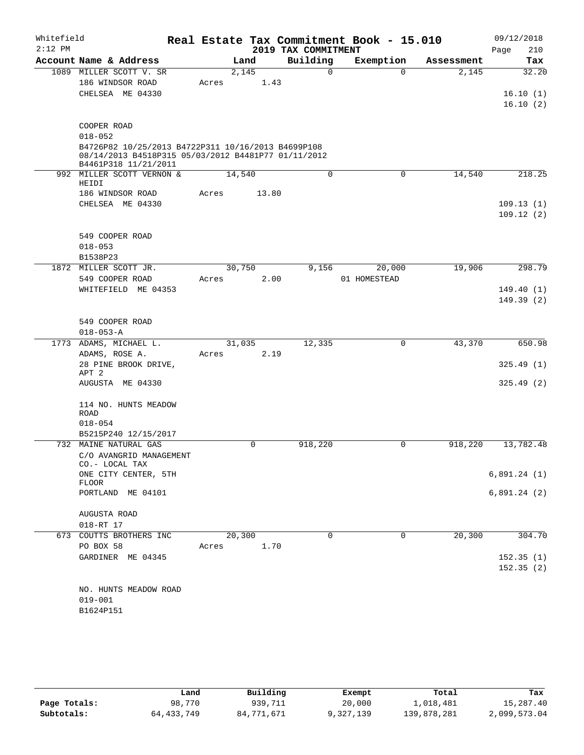Whitefield  
2:12 PM

# Real Estate Tax Commitment Book - 15.010
## 2019 TAX COMMITMENT

09/12/2018  
Page 210

| Account Name & Address | Land | Building | Exemption | Assessment | Tax |
|---|---|---|---|---|---|
| 1089 MILLER SCOTT V. SR | 2,145 | 0 | 0 | 2,145 | 32.20 |
| 186 WINDSOR ROAD | Acres 1.43 | | | | |
| CHELSEA ME 04330 | | | | | 16.10 (1) |
| | | | | | 16.10 (2) |
| COOPER ROAD | | | | | |
| 018-052 | | | | | |
| B4726P82 10/25/2013 B4722P311 10/16/2013 B4699P108 08/14/2013 B4518P315 05/03/2012 B4481P77 01/11/2012 B4461P318 11/21/2011 | | | | | |
| 992 MILLER SCOTT VERNON & HEIDI | 14,540 | 0 | 0 | 14,540 | 218.25 |
| 186 WINDSOR ROAD | Acres 13.80 | | | | |
| CHELSEA ME 04330 | | | | | 109.13 (1) |
| | | | | | 109.12 (2) |
| 549 COOPER ROAD | | | | | |
| 018-053 | | | | | |
| B1538P23 | | | | | |
| 1872 MILLER SCOTT JR. | 30,750 | 9,156 | 20,000 | 19,906 | 298.79 |
| 549 COOPER ROAD | Acres 2.00 | | 01 HOMESTEAD | | |
| WHITEFIELD ME 04353 | | | | | 149.40 (1) |
| | | | | | 149.39 (2) |
| 549 COOPER ROAD | | | | | |
| 018-053-A | | | | | |
| 1773 ADAMS, MICHAEL L. | 31,035 | 12,335 | 0 | 43,370 | 650.98 |
| ADAMS, ROSE A. | Acres 2.19 | | | | |
| 28 PINE BROOK DRIVE, APT 2 | | | | | 325.49 (1) |
| AUGUSTA ME 04330 | | | | | 325.49 (2) |
| 114 NO. HUNTS MEADOW ROAD | | | | | |
| 018-054 | | | | | |
| B5215P240 12/15/2017 | | | | | |
| 732 MAINE NATURAL GAS | 0 | 918,220 | 0 | 918,220 | 13,782.48 |
| C/O AVANGRID MANAGEMENT CO.- LOCAL TAX | | | | | |
| ONE CITY CENTER, 5TH FLOOR | | | | | 6,891.24 (1) |
| PORTLAND ME 04101 | | | | | 6,891.24 (2) |
| AUGUSTA ROAD | | | | | |
| 018-RT 17 | | | | | |
| 673 COUTTS BROTHERS INC | 20,300 | 0 | 0 | 20,300 | 304.70 |
| PO BOX 58 | Acres 1.70 | | | | |
| GARDINER ME 04345 | | | | | 152.35 (1) |
| | | | | | 152.35 (2) |
| NO. HUNTS MEADOW ROAD | | | | | |
| 019-001 | | | | | |
| B1624P151 | | | | | |

| | Land | Building | Exempt | Total | Tax |
|---|---|---|---|---|---|
| Page Totals: | 98,770 | 939,711 | 20,000 | 1,018,481 | 15,287.40 |
| Subtotals: | 64,433,749 | 84,771,671 | 9,327,139 | 139,878,281 | 2,099,573.04 |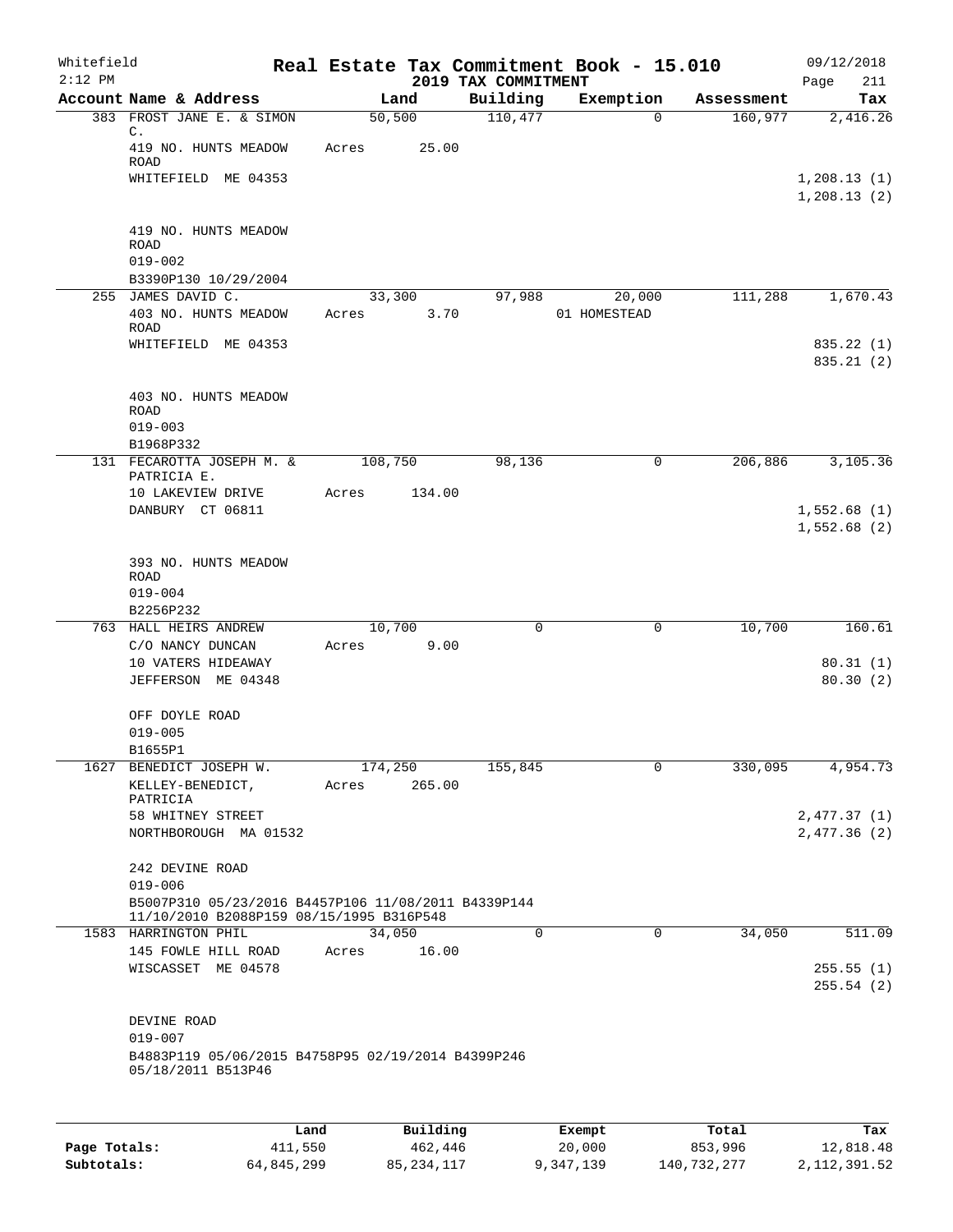Whitefield
2:12 PM

# Real Estate Tax Commitment Book - 15.010

## 2019 TAX COMMITMENT

09/12/2018
Page 211

| Account Name & Address | Land | Building | Exemption | Assessment | Tax |
|---|---|---|---|---|---|
| 383 FROST JANE E. & SIMON C. | 50,500 | 110,477 | 0 | 160,977 | 2,416.26 |
| 419 NO. HUNTS MEADOW ROAD | Acres 25.00 | | | | |
| WHITEFIELD ME 04353 | | | | | 1,208.13 (1) |
| | | | | | 1,208.13 (2) |
| 419 NO. HUNTS MEADOW ROAD | | | | | |
| 019-002 | | | | | |
| B3390P130 10/29/2004 | | | | | |
| 255 JAMES DAVID C. | 33,300 | 97,988 | 20,000 | 111,288 | 1,670.43 |
| 403 NO. HUNTS MEADOW ROAD | Acres 3.70 | | 01 HOMESTEAD | | |
| WHITEFIELD ME 04353 | | | | | 835.22 (1) |
| | | | | | 835.21 (2) |
| 403 NO. HUNTS MEADOW ROAD | | | | | |
| 019-003 | | | | | |
| B1968P332 | | | | | |
| 131 FECAROTTA JOSEPH M. & PATRICIA E. | 108,750 | 98,136 | 0 | 206,886 | 3,105.36 |
| 10 LAKEVIEW DRIVE | Acres 134.00 | | | | |
| DANBURY CT 06811 | | | | | 1,552.68 (1) |
| | | | | | 1,552.68 (2) |
| 393 NO. HUNTS MEADOW ROAD | | | | | |
| 019-004 | | | | | |
| B2256P232 | | | | | |
| 763 HALL HEIRS ANDREW | 10,700 | 0 | 0 | 10,700 | 160.61 |
| C/O NANCY DUNCAN | Acres 9.00 | | | | |
| 10 VATERS HIDEAWAY | | | | | 80.31 (1) |
| JEFFERSON ME 04348 | | | | | 80.30 (2) |
| OFF DOYLE ROAD | | | | | |
| 019-005 | | | | | |
| B1655P1 | | | | | |
| 1627 BENEDICT JOSEPH W. | 174,250 | 155,845 | 0 | 330,095 | 4,954.73 |
| KELLEY-BENEDICT, PATRICIA | Acres 265.00 | | | | |
| 58 WHITNEY STREET | | | | | 2,477.37 (1) |
| NORTHBOROUGH MA 01532 | | | | | 2,477.36 (2) |
| 242 DEVINE ROAD | | | | | |
| 019-006 | | | | | |
| B5007P310 05/23/2016 B4457P106 11/08/2011 B4339P144 11/10/2010 B2088P159 08/15/1995 B316P548 | | | | | |
| 1583 HARRINGTON PHIL | 34,050 | 0 | 0 | 34,050 | 511.09 |
| 145 FOWLE HILL ROAD | Acres 16.00 | | | | |
| WISCASSET ME 04578 | | | | | 255.55 (1) |
| | | | | | 255.54 (2) |
| DEVINE ROAD | | | | | |
| 019-007 | | | | | |
| B4883P119 05/06/2015 B4758P95 02/19/2014 B4399P246 05/18/2011 B513P46 | | | | | |

| | Land | Building | Exempt | Total | Tax |
|---|---|---|---|---|---|
| Page Totals: | 411,550 | 462,446 | 20,000 | 853,996 | 12,818.48 |
| Subtotals: | 64,845,299 | 85,234,117 | 9,347,139 | 140,732,277 | 2,112,391.52 |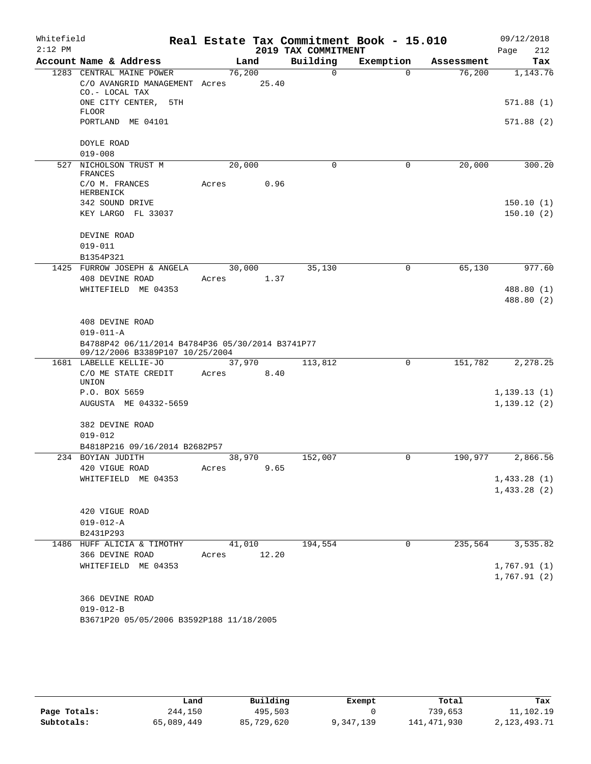Whitefield
2:12 PM

# Real Estate Tax Commitment Book - 15.010

## 2019 TAX COMMITMENT

09/12/2018
Page 212

| Account Name & Address | Land | Building | Exemption | Assessment | Tax |
|---|---|---|---|---|---|
| 1283 CENTRAL MAINE POWER | 76,200 | 0 | 0 | 76,200 | 1,143.76 |
| C/O AVANGRID MANAGEMENT CO.- LOCAL TAX | Acres 25.40 | | | | |
| ONE CITY CENTER, 5TH FLOOR | | | | | 571.88 (1) |
| PORTLAND ME 04101 | | | | | 571.88 (2) |
| DOYLE ROAD | | | | | |
| 019-008 | | | | | |
| 527 NICHOLSON TRUST M FRANCES | 20,000 | 0 | 0 | 20,000 | 300.20 |
| C/O M. FRANCES HERBENICK | Acres 0.96 | | | | |
| 342 SOUND DRIVE | | | | | 150.10 (1) |
| KEY LARGO FL 33037 | | | | | 150.10 (2) |
| DEVINE ROAD | | | | | |
| 019-011 | | | | | |
| B1354P321 | | | | | |
| 1425 FURROW JOSEPH & ANGELA | 30,000 | 35,130 | 0 | 65,130 | 977.60 |
| 408 DEVINE ROAD | Acres 1.37 | | | | |
| WHITEFIELD ME 04353 | | | | | 488.80 (1) |
| | | | | | 488.80 (2) |
| 408 DEVINE ROAD | | | | | |
| 019-011-A | | | | | |
| B4788P42 06/11/2014 B4784P36 05/30/2014 B3741P77 09/12/2006 B3389P107 10/25/2004 | | | | | |
| 1681 LABELLE KELLIE-JO | 37,970 | 113,812 | 0 | 151,782 | 2,278.25 |
| C/O ME STATE CREDIT UNION | Acres 8.40 | | | | |
| P.O. BOX 5659 | | | | | 1,139.13 (1) |
| AUGUSTA ME 04332-5659 | | | | | 1,139.12 (2) |
| 382 DEVINE ROAD | | | | | |
| 019-012 | | | | | |
| B4818P216 09/16/2014 B2682P57 | | | | | |
| 234 BOYIAN JUDITH | 38,970 | 152,007 | 0 | 190,977 | 2,866.56 |
| 420 VIGUE ROAD | Acres 9.65 | | | | |
| WHITEFIELD ME 04353 | | | | | 1,433.28 (1) |
| | | | | | 1,433.28 (2) |
| 420 VIGUE ROAD | | | | | |
| 019-012-A | | | | | |
| B2431P293 | | | | | |
| 1486 HUFF ALICIA & TIMOTHY | 41,010 | 194,554 | 0 | 235,564 | 3,535.82 |
| 366 DEVINE ROAD | Acres 12.20 | | | | |
| WHITEFIELD ME 04353 | | | | | 1,767.91 (1) |
| | | | | | 1,767.91 (2) |
| 366 DEVINE ROAD | | | | | |
| 019-012-B | | | | | |
| B3671P20 05/05/2006 B3592P188 11/18/2005 | | | | | |

| | Land | Building | Exempt | Total | Tax |
|---|---|---|---|---|---|
| Page Totals: | 244,150 | 495,503 | 0 | 739,653 | 11,102.19 |
| Subtotals: | 65,089,449 | 85,729,620 | 9,347,139 | 141,471,930 | 2,123,493.71 |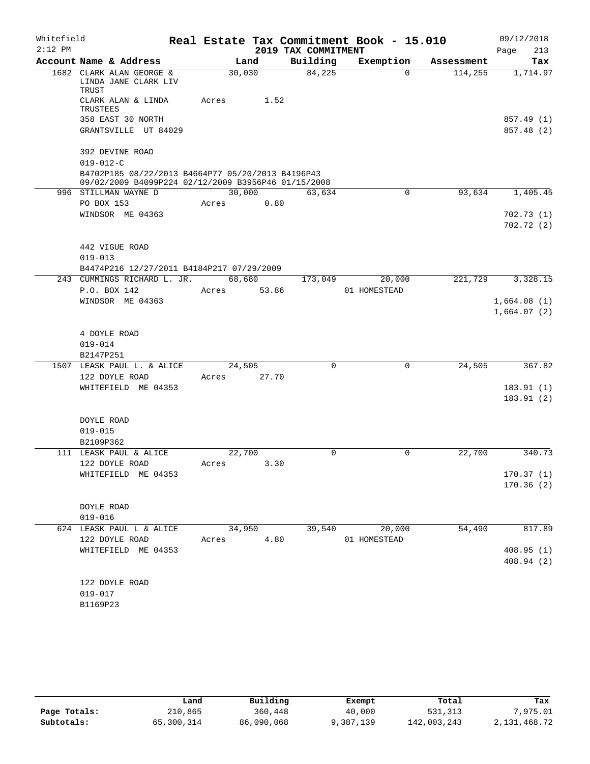# Real Estate Tax Commitment Book - 15.010

Whitefield 2:12 PM — 2019 TAX COMMITMENT — 09/12/2018 Page 213

| Account Name & Address | Land | Building | Exemption | Assessment | Tax |
|---|---|---|---|---|---|
| 1682 CLARK ALAN GEORGE & LINDA JANE CLARK LIV TRUST | 30,030 | 84,225 | 0 | 114,255 | 1,714.97 |
| CLARK ALAN & LINDA TRUSTEES | Acres 1.52 | | | | |
| 358 EAST 30 NORTH | | | | | 857.49 (1) |
| GRANTSVILLE UT 84029 | | | | | 857.48 (2) |
| 392 DEVINE ROAD | | | | | |
| 019-012-C | | | | | |
| B4702P185 08/22/2013 B4664P77 05/20/2013 B4196P43 09/02/2009 B4099P224 02/12/2009 B3956P46 01/15/2008 | | | | | |
| 996 STILLMAN WAYNE D | 30,000 | 63,634 | 0 | 93,634 | 1,405.45 |
| PO BOX 153 | Acres 0.80 | | | | |
| WINDSOR ME 04363 | | | | | 702.73 (1) |
| | | | | | 702.72 (2) |
| 442 VIGUE ROAD | | | | | |
| 019-013 | | | | | |
| B4474P216 12/27/2011 B4184P217 07/29/2009 | | | | | |
| 243 CUMMINGS RICHARD L. JR. | 68,680 | 173,049 | 20,000 | 221,729 | 3,328.15 |
| P.O. BOX 142 | Acres 53.86 | | 01 HOMESTEAD | | |
| WINDSOR ME 04363 | | | | | 1,664.08 (1) |
| | | | | | 1,664.07 (2) |
| 4 DOYLE ROAD | | | | | |
| 019-014 | | | | | |
| B2147P251 | | | | | |
| 1507 LEASK PAUL L. & ALICE | 24,505 | 0 | 0 | 24,505 | 367.82 |
| 122 DOYLE ROAD | Acres 27.70 | | | | |
| WHITEFIELD ME 04353 | | | | | 183.91 (1) |
| | | | | | 183.91 (2) |
| DOYLE ROAD | | | | | |
| 019-015 | | | | | |
| B2109P362 | | | | | |
| 111 LEASK PAUL & ALICE | 22,700 | 0 | 0 | 22,700 | 340.73 |
| 122 DOYLE ROAD | Acres 3.30 | | | | |
| WHITEFIELD ME 04353 | | | | | 170.37 (1) |
| | | | | | 170.36 (2) |
| DOYLE ROAD | | | | | |
| 019-016 | | | | | |
| 624 LEASK PAUL L & ALICE | 34,950 | 39,540 | 20,000 | 54,490 | 817.89 |
| 122 DOYLE ROAD | Acres 4.80 | | 01 HOMESTEAD | | |
| WHITEFIELD ME 04353 | | | | | 408.95 (1) |
| | | | | | 408.94 (2) |
| 122 DOYLE ROAD | | | | | |
| 019-017 | | | | | |
| B1169P23 | | | | | |

| | Land | Building | Exempt | Total | Tax |
|---|---|---|---|---|---|
| Page Totals: | 210,865 | 360,448 | 40,000 | 531,313 | 7,975.01 |
| Subtotals: | 65,300,314 | 86,090,068 | 9,387,139 | 142,003,243 | 2,131,468.72 |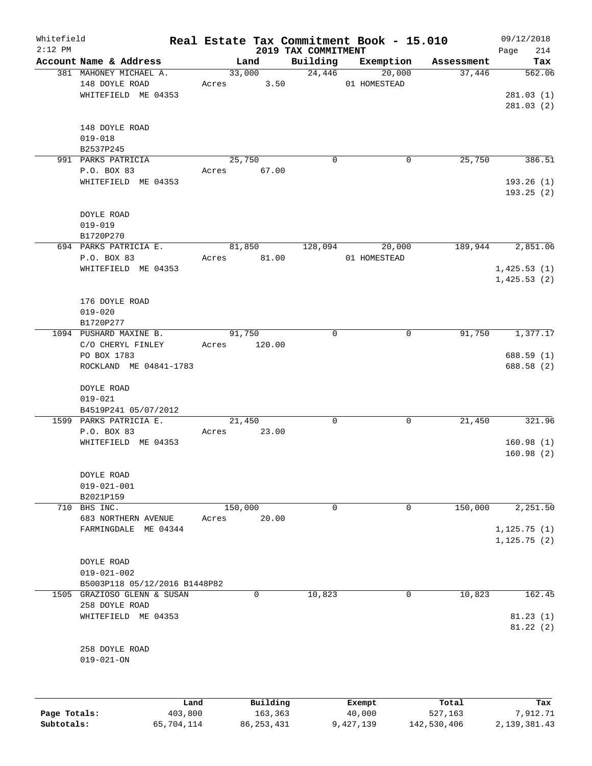Whitefield 2:12 PM

# Real Estate Tax Commitment Book - 15.010

## 2019 TAX COMMITMENT

09/12/2018

| Account Name & Address | Land | Building | Exemption | Assessment | Tax |
|---|---|---|---|---|---|
| 381 MAHONEY MICHAEL A. | 33,000 | 24,446 | 20,000 | 37,446 | 562.06 |
| 148 DOYLE ROAD | Acres 3.50 | | 01 HOMESTEAD | | |
| WHITEFIELD ME 04353 | | | | | 281.03 (1) |
| | | | | | 281.03 (2) |
| 148 DOYLE ROAD | | | | | |
| 019-018 | | | | | |
| B2537P245 | | | | | |
| 991 PARKS PATRICIA | 25,750 | 0 | 0 | 25,750 | 386.51 |
| P.O. BOX 83 | Acres 67.00 | | | | |
| WHITEFIELD ME 04353 | | | | | 193.26 (1) |
| | | | | | 193.25 (2) |
| DOYLE ROAD | | | | | |
| 019-019 | | | | | |
| B1720P270 | | | | | |
| 694 PARKS PATRICIA E. | 81,850 | 128,094 | 20,000 | 189,944 | 2,851.06 |
| P.O. BOX 83 | Acres 81.00 | | 01 HOMESTEAD | | |
| WHITEFIELD ME 04353 | | | | | 1,425.53 (1) |
| | | | | | 1,425.53 (2) |
| 176 DOYLE ROAD | | | | | |
| 019-020 | | | | | |
| B1720P277 | | | | | |
| 1094 PUSHARD MAXINE B. | 91,750 | 0 | 0 | 91,750 | 1,377.17 |
| C/O CHERYL FINLEY | Acres 120.00 | | | | |
| PO BOX 1783 | | | | | 688.59 (1) |
| ROCKLAND ME 04841-1783 | | | | | 688.58 (2) |
| DOYLE ROAD | | | | | |
| 019-021 | | | | | |
| B4519P241 05/07/2012 | | | | | |
| 1599 PARKS PATRICIA E. | 21,450 | 0 | 0 | 21,450 | 321.96 |
| P.O. BOX 83 | Acres 23.00 | | | | |
| WHITEFIELD ME 04353 | | | | | 160.98 (1) |
| | | | | | 160.98 (2) |
| DOYLE ROAD | | | | | |
| 019-021-001 | | | | | |
| B2021P159 | | | | | |
| 710 BHS INC. | 150,000 | 0 | 0 | 150,000 | 2,251.50 |
| 683 NORTHERN AVENUE | Acres 20.00 | | | | |
| FARMINGDALE ME 04344 | | | | | 1,125.75 (1) |
| | | | | | 1,125.75 (2) |
| DOYLE ROAD | | | | | |
| 019-021-002 | | | | | |
| B5003P118 05/12/2016 B1448P82 | | | | | |
| 1505 GRAZIOSO GLENN & SUSAN | 0 | 10,823 | 0 | 10,823 | 162.45 |
| 258 DOYLE ROAD | | | | | |
| WHITEFIELD ME 04353 | | | | | 81.23 (1) |
| | | | | | 81.22 (2) |
| 258 DOYLE ROAD | | | | | |
| 019-021-ON | | | | | |

| | Land | Building | Exempt | Total | Tax |
|---|---|---|---|---|---|
| Page Totals: | 403,800 | 163,363 | 40,000 | 527,163 | 7,912.71 |
| Subtotals: | 65,704,114 | 86,253,431 | 9,427,139 | 142,530,406 | 2,139,381.43 |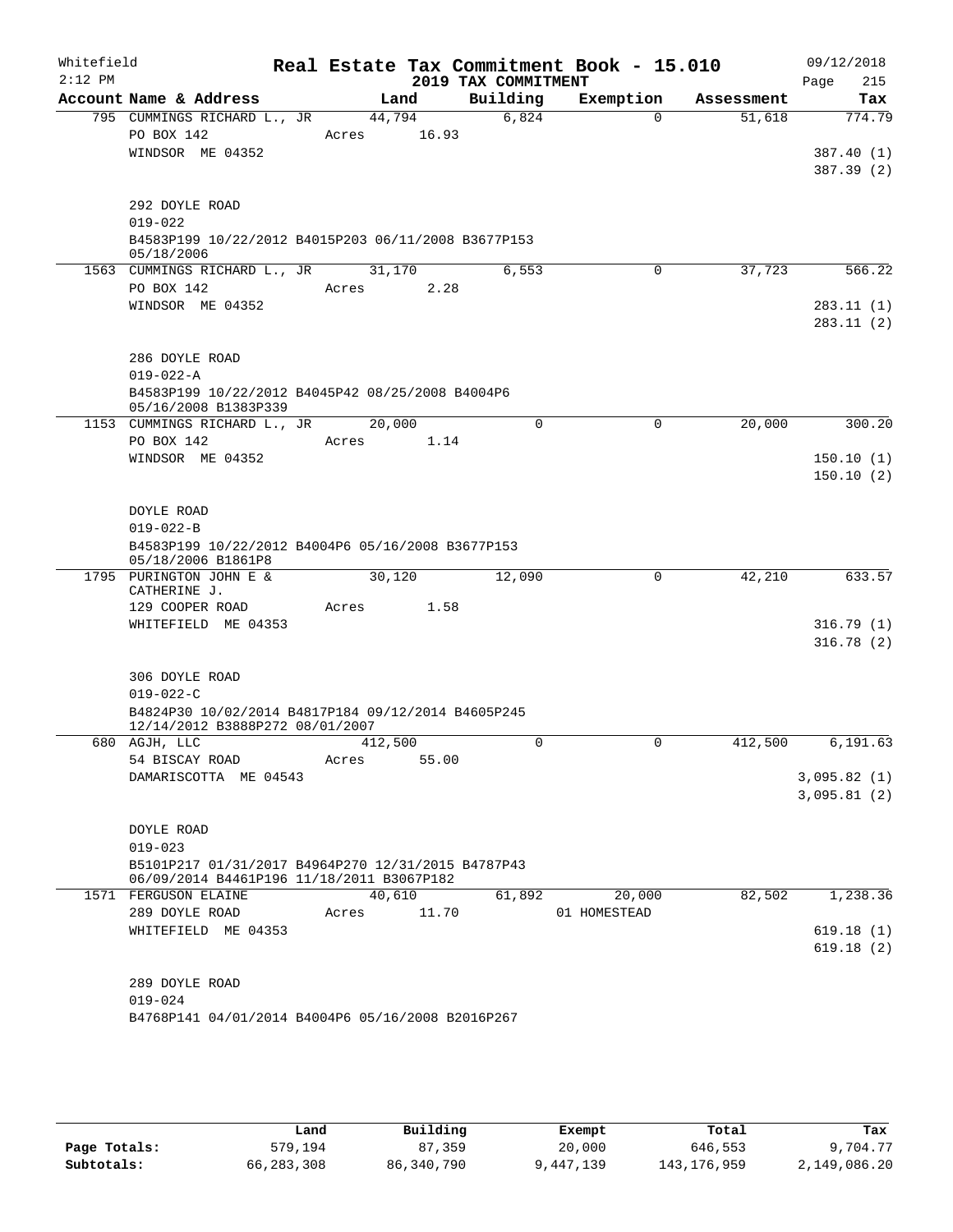Whitefield 2:12 PM

# Real Estate Tax Commitment Book - 15.010

## 2019 TAX COMMITMENT

09/12/2018 Page 215

| Account Name & Address | Land | Building | Exemption | Assessment | Tax |
|---|---|---|---|---|---|
| 795 CUMMINGS RICHARD L., JR | 44,794 | 6,824 | 0 | 51,618 | 774.79 |
| PO BOX 142 | Acres 16.93 | | | | |
| WINDSOR ME 04352 | | | | | 387.40 (1) |
| | | | | | 387.39 (2) |
| 292 DOYLE ROAD | | | | | |
| 019-022 | | | | | |
| B4583P199 10/22/2012 B4015P203 06/11/2008 B3677P153 05/18/2006 | | | | | |
| 1563 CUMMINGS RICHARD L., JR | 31,170 | 6,553 | 0 | 37,723 | 566.22 |
| PO BOX 142 | Acres 2.28 | | | | |
| WINDSOR ME 04352 | | | | | 283.11 (1) |
| | | | | | 283.11 (2) |
| 286 DOYLE ROAD | | | | | |
| 019-022-A | | | | | |
| B4583P199 10/22/2012 B4045P42 08/25/2008 B4004P6 05/16/2008 B1383P339 | | | | | |
| 1153 CUMMINGS RICHARD L., JR | 20,000 | 0 | 0 | 20,000 | 300.20 |
| PO BOX 142 | Acres 1.14 | | | | |
| WINDSOR ME 04352 | | | | | 150.10 (1) |
| | | | | | 150.10 (2) |
| DOYLE ROAD | | | | | |
| 019-022-B | | | | | |
| B4583P199 10/22/2012 B4004P6 05/16/2008 B3677P153 05/18/2006 B1861P8 | | | | | |
| 1795 PURINGTON JOHN E & CATHERINE J. | 30,120 | 12,090 | 0 | 42,210 | 633.57 |
| 129 COOPER ROAD | Acres 1.58 | | | | |
| WHITEFIELD ME 04353 | | | | | 316.79 (1) |
| | | | | | 316.78 (2) |
| 306 DOYLE ROAD | | | | | |
| 019-022-C | | | | | |
| B4824P30 10/02/2014 B4817P184 09/12/2014 B4605P245 12/14/2012 B3888P272 08/01/2007 | | | | | |
| 680 AGJH, LLC | 412,500 | 0 | 0 | 412,500 | 6,191.63 |
| 54 BISCAY ROAD | Acres 55.00 | | | | |
| DAMARISCOTTA ME 04543 | | | | | 3,095.82 (1) |
| | | | | | 3,095.81 (2) |
| DOYLE ROAD | | | | | |
| 019-023 | | | | | |
| B5101P217 01/31/2017 B4964P270 12/31/2015 B4787P43 06/09/2014 B4461P196 11/18/2011 B3067P182 | | | | | |
| 1571 FERGUSON ELAINE | 40,610 | 61,892 | 20,000 | 82,502 | 1,238.36 |
| 289 DOYLE ROAD | Acres 11.70 | | 01 HOMESTEAD | | |
| WHITEFIELD ME 04353 | | | | | 619.18 (1) |
| | | | | | 619.18 (2) |
| 289 DOYLE ROAD | | | | | |
| 019-024 | | | | | |
| B4768P141 04/01/2014 B4004P6 05/16/2008 B2016P267 | | | | | |

| | Land | Building | Exempt | Total | Tax |
|---|---|---|---|---|---|
| Page Totals: | 579,194 | 87,359 | 20,000 | 646,553 | 9,704.77 |
| Subtotals: | 66,283,308 | 86,340,790 | 9,447,139 | 143,176,959 | 2,149,086.20 |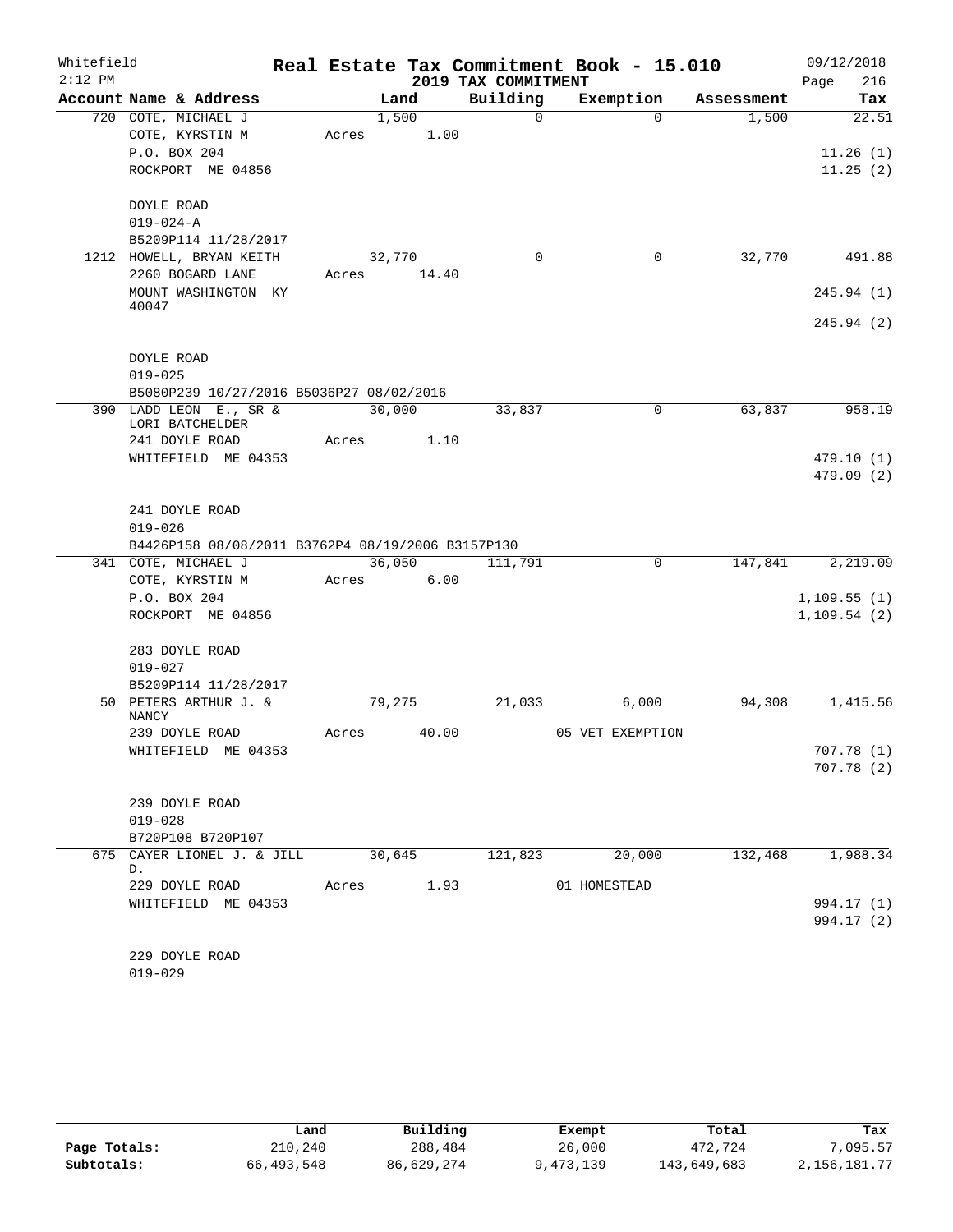Whitefield 2:12 PM

# Real Estate Tax Commitment Book - 15.010

## 2019 TAX COMMITMENT

09/12/2018 Page 216

| Account Name & Address | Land | Building | Exemption | Assessment | Tax |
|---|---|---|---|---|---|
| 720 COTE, MICHAEL J | 1,500 | 0 | 0 | 1,500 | 22.51 |
| COTE, KYRSTIN M | Acres 1.00 | | | | |
| P.O. BOX 204 | | | | | 11.26 (1) |
| ROCKPORT ME 04856 | | | | | 11.25 (2) |
| DOYLE ROAD | | | | | |
| 019-024-A | | | | | |
| B5209P114 11/28/2017 | | | | | |
| 1212 HOWELL, BRYAN KEITH | 32,770 | 0 | 0 | 32,770 | 491.88 |
| 2260 BOGARD LANE | Acres 14.40 | | | | |
| MOUNT WASHINGTON KY 40047 | | | | | 245.94 (1) |
| | | | | | 245.94 (2) |
| DOYLE ROAD | | | | | |
| 019-025 | | | | | |
| B5080P239 10/27/2016 B5036P27 08/02/2016 | | | | | |
| 390 LADD LEON E., SR & LORI BATCHELDER | 30,000 | 33,837 | 0 | 63,837 | 958.19 |
| 241 DOYLE ROAD | Acres 1.10 | | | | |
| WHITEFIELD ME 04353 | | | | | 479.10 (1) |
| | | | | | 479.09 (2) |
| 241 DOYLE ROAD | | | | | |
| 019-026 | | | | | |
| B4426P158 08/08/2011 B3762P4 08/19/2006 B3157P130 | | | | | |
| 341 COTE, MICHAEL J | 36,050 | 111,791 | 0 | 147,841 | 2,219.09 |
| COTE, KYRSTIN M | Acres 6.00 | | | | |
| P.O. BOX 204 | | | | | 1,109.55 (1) |
| ROCKPORT ME 04856 | | | | | 1,109.54 (2) |
| 283 DOYLE ROAD | | | | | |
| 019-027 | | | | | |
| B5209P114 11/28/2017 | | | | | |
| 50 PETERS ARTHUR J. & NANCY | 79,275 | 21,033 | 6,000 | 94,308 | 1,415.56 |
| 239 DOYLE ROAD | Acres 40.00 | | 05 VET EXEMPTION | | |
| WHITEFIELD ME 04353 | | | | | 707.78 (1) |
| | | | | | 707.78 (2) |
| 239 DOYLE ROAD | | | | | |
| 019-028 | | | | | |
| B720P108 B720P107 | | | | | |
| 675 CAYER LIONEL J. & JILL D. | 30,645 | 121,823 | 20,000 | 132,468 | 1,988.34 |
| 229 DOYLE ROAD | Acres 1.93 | | 01 HOMESTEAD | | |
| WHITEFIELD ME 04353 | | | | | 994.17 (1) |
| | | | | | 994.17 (2) |
| 229 DOYLE ROAD | | | | | |
| 019-029 | | | | | |

| | Land | Building | Exempt | Total | Tax |
|---|---|---|---|---|---|
| Page Totals: | 210,240 | 288,484 | 26,000 | 472,724 | 7,095.57 |
| Subtotals: | 66,493,548 | 86,629,274 | 9,473,139 | 143,649,683 | 2,156,181.77 |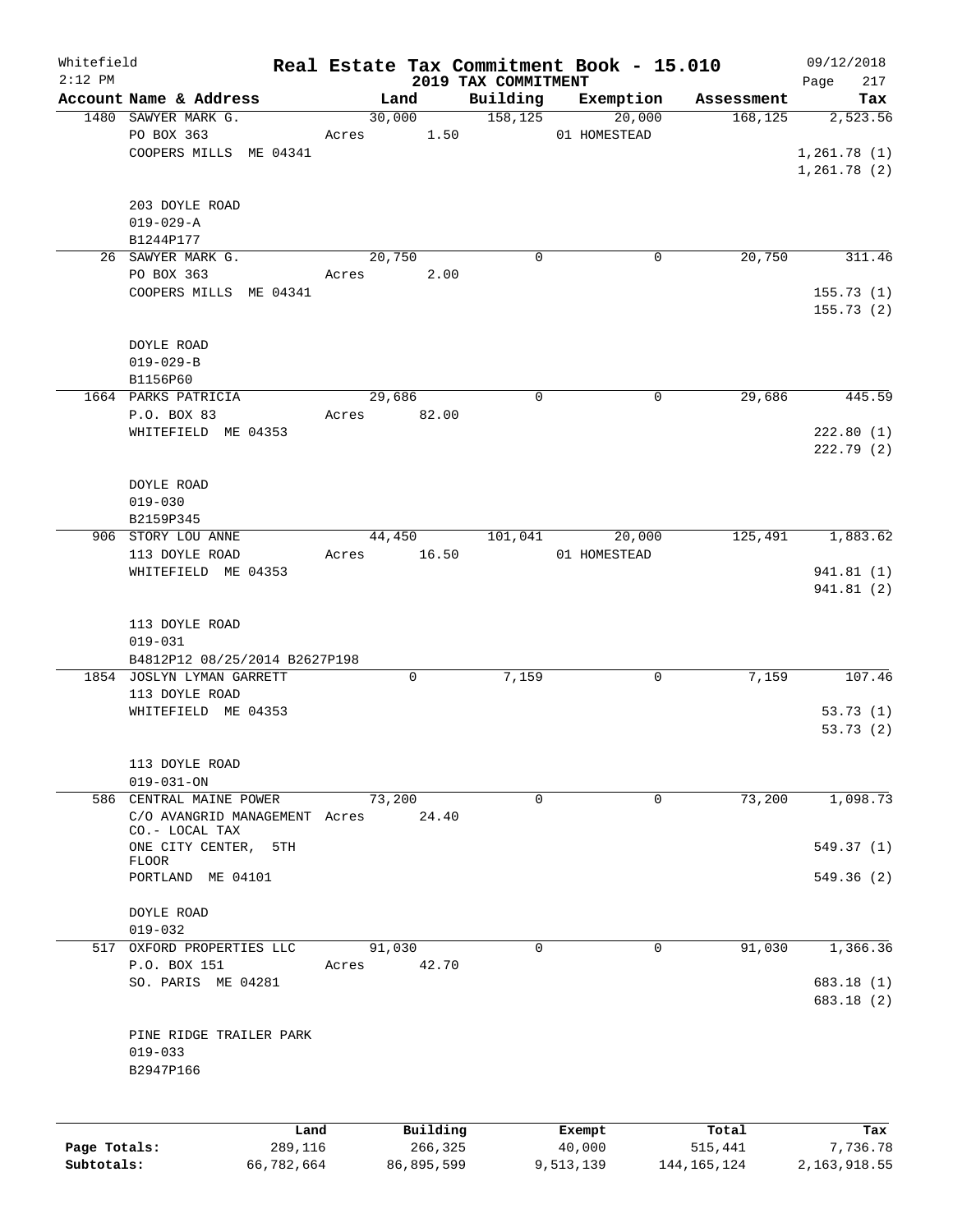Whitefield
2:12 PM

# Real Estate Tax Commitment Book - 15.010

## 2019 TAX COMMITMENT

09/12/2018

| Account Name & Address | Land | Building | Exemption | Assessment | Tax |
|---|---|---|---|---|---|
| 1480 SAWYER MARK G.<br>PO BOX 363<br>COOPERS MILLS ME 04341<br><br>203 DOYLE ROAD<br>019-029-A<br>B1244P177 | 30,000<br>Acres 1.50 | 158,125 | 20,000<br>01 HOMESTEAD | 168,125 | 2,523.56<br><br>1,261.78 (1)<br>1,261.78 (2) |
| 26 SAWYER MARK G.<br>PO BOX 363<br>COOPERS MILLS ME 04341<br><br>DOYLE ROAD<br>019-029-B<br>B1156P60 | 20,750<br>Acres 2.00 | 0 | 0 | 20,750 | 311.46<br><br>155.73 (1)<br>155.73 (2) |
| 1664 PARKS PATRICIA<br>P.O. BOX 83<br>WHITEFIELD ME 04353<br><br>DOYLE ROAD<br>019-030<br>B2159P345 | 29,686<br>Acres 82.00 | 0 | 0 | 29,686 | 445.59<br><br>222.80 (1)<br>222.79 (2) |
| 906 STORY LOU ANNE<br>113 DOYLE ROAD<br>WHITEFIELD ME 04353<br><br>113 DOYLE ROAD<br>019-031<br>B4812P12 08/25/2014 B2627P198 | 44,450<br>Acres 16.50 | 101,041 | 20,000<br>01 HOMESTEAD | 125,491 | 1,883.62<br><br>941.81 (1)<br>941.81 (2) |
| 1854 JOSLYN LYMAN GARRETT<br>113 DOYLE ROAD<br>WHITEFIELD ME 04353<br><br>113 DOYLE ROAD<br>019-031-ON | 0 | 7,159 | 0 | 7,159 | 107.46<br><br>53.73 (1)<br>53.73 (2) |
| 586 CENTRAL MAINE POWER<br>C/O AVANGRID MANAGEMENT CO.- LOCAL TAX<br>ONE CITY CENTER, 5TH FLOOR<br>PORTLAND ME 04101<br><br>DOYLE ROAD<br>019-032 | 73,200<br>Acres 24.40 | 0 | 0 | 73,200 | 1,098.73<br><br>549.37 (1)<br>549.36 (2) |
| 517 OXFORD PROPERTIES LLC<br>P.O. BOX 151<br>SO. PARIS ME 04281<br><br>PINE RIDGE TRAILER PARK<br>019-033<br>B2947P166 | 91,030<br>Acres 42.70 | 0 | 0 | 91,030 | 1,366.36<br><br>683.18 (1)<br>683.18 (2) |

| | Land | Building | Exempt | Total | Tax |
|---|---|---|---|---|---|
| Page Totals: | 289,116 | 266,325 | 40,000 | 515,441 | 7,736.78 |
| Subtotals: | 66,782,664 | 86,895,599 | 9,513,139 | 144,165,124 | 2,163,918.55 |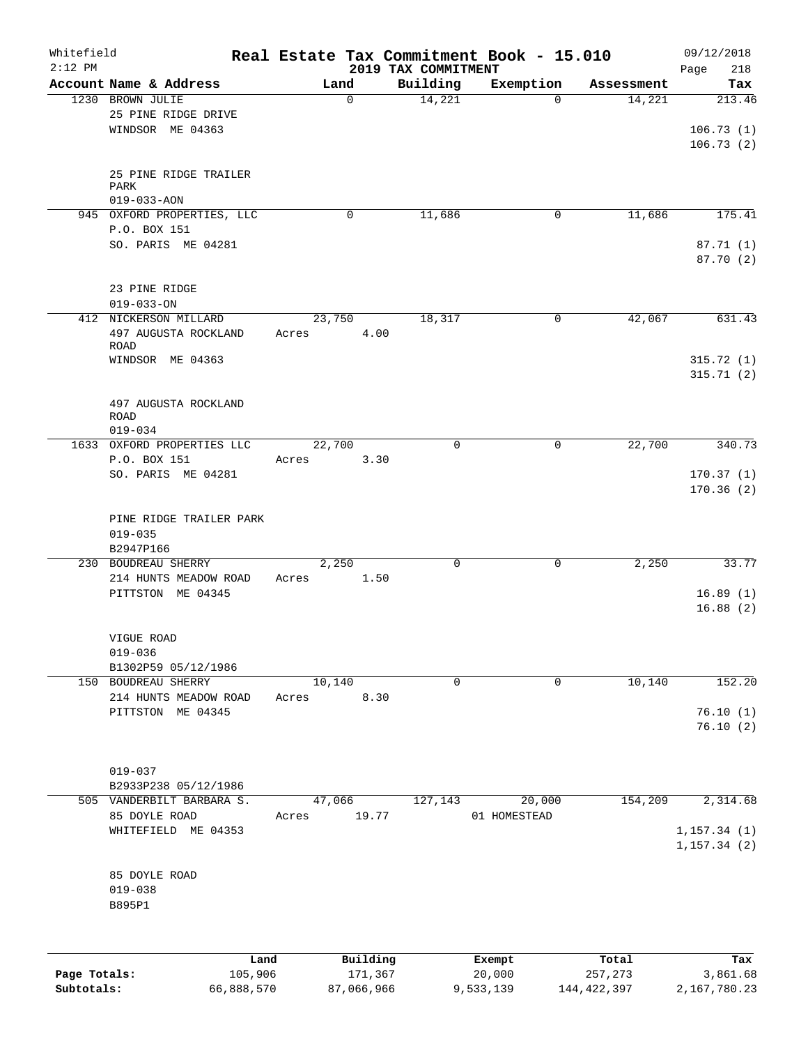Whitefield  
2:12 PM

# Real Estate Tax Commitment Book - 15.010

## 2019 TAX COMMITMENT

09/12/2018  
Page 218

| Account Name & Address | Land | Building | Exemption | Assessment | Tax |
|---|---|---|---|---|---|
| 1230 BROWN JULIE | 0 | 14,221 | 0 | 14,221 | 213.46 |
| 25 PINE RIDGE DRIVE | | | | | |
| WINDSOR ME 04363 | | | | | 106.73 (1) |
| | | | | | 106.73 (2) |
| 25 PINE RIDGE TRAILER PARK | | | | | |
| 019-033-AON | | | | | |
| 945 OXFORD PROPERTIES, LLC | 0 | 11,686 | 0 | 11,686 | 175.41 |
| P.O. BOX 151 | | | | | |
| SO. PARIS ME 04281 | | | | | 87.71 (1) |
| | | | | | 87.70 (2) |
| 23 PINE RIDGE | | | | | |
| 019-033-ON | | | | | |
| 412 NICKERSON MILLARD | 23,750 | 18,317 | 0 | 42,067 | 631.43 |
| 497 AUGUSTA ROCKLAND ROAD | Acres 4.00 | | | | |
| WINDSOR ME 04363 | | | | | 315.72 (1) |
| | | | | | 315.71 (2) |
| 497 AUGUSTA ROCKLAND ROAD | | | | | |
| 019-034 | | | | | |
| 1633 OXFORD PROPERTIES LLC | 22,700 | 0 | 0 | 22,700 | 340.73 |
| P.O. BOX 151 | Acres 3.30 | | | | |
| SO. PARIS ME 04281 | | | | | 170.37 (1) |
| | | | | | 170.36 (2) |
| PINE RIDGE TRAILER PARK | | | | | |
| 019-035 | | | | | |
| B2947P166 | | | | | |
| 230 BOUDREAU SHERRY | 2,250 | 0 | 0 | 2,250 | 33.77 |
| 214 HUNTS MEADOW ROAD | Acres 1.50 | | | | |
| PITTSTON ME 04345 | | | | | 16.89 (1) |
| | | | | | 16.88 (2) |
| VIGUE ROAD | | | | | |
| 019-036 | | | | | |
| B1302P59 05/12/1986 | | | | | |
| 150 BOUDREAU SHERRY | 10,140 | 0 | 0 | 10,140 | 152.20 |
| 214 HUNTS MEADOW ROAD | Acres 8.30 | | | | |
| PITTSTON ME 04345 | | | | | 76.10 (1) |
| | | | | | 76.10 (2) |
| 019-037 | | | | | |
| B2933P238 05/12/1986 | | | | | |
| 505 VANDERBILT BARBARA S. | 47,066 | 127,143 | 20,000 | 154,209 | 2,314.68 |
| 85 DOYLE ROAD | Acres 19.77 | | 01 HOMESTEAD | | |
| WHITEFIELD ME 04353 | | | | | 1,157.34 (1) |
| | | | | | 1,157.34 (2) |
| 85 DOYLE ROAD | | | | | |
| 019-038 | | | | | |
| B895P1 | | | | | |

| | Land | Building | Exempt | Total | Tax |
|---|---|---|---|---|---|
| Page Totals: | 105,906 | 171,367 | 20,000 | 257,273 | 3,861.68 |
| Subtotals: | 66,888,570 | 87,066,966 | 9,533,139 | 144,422,397 | 2,167,780.23 |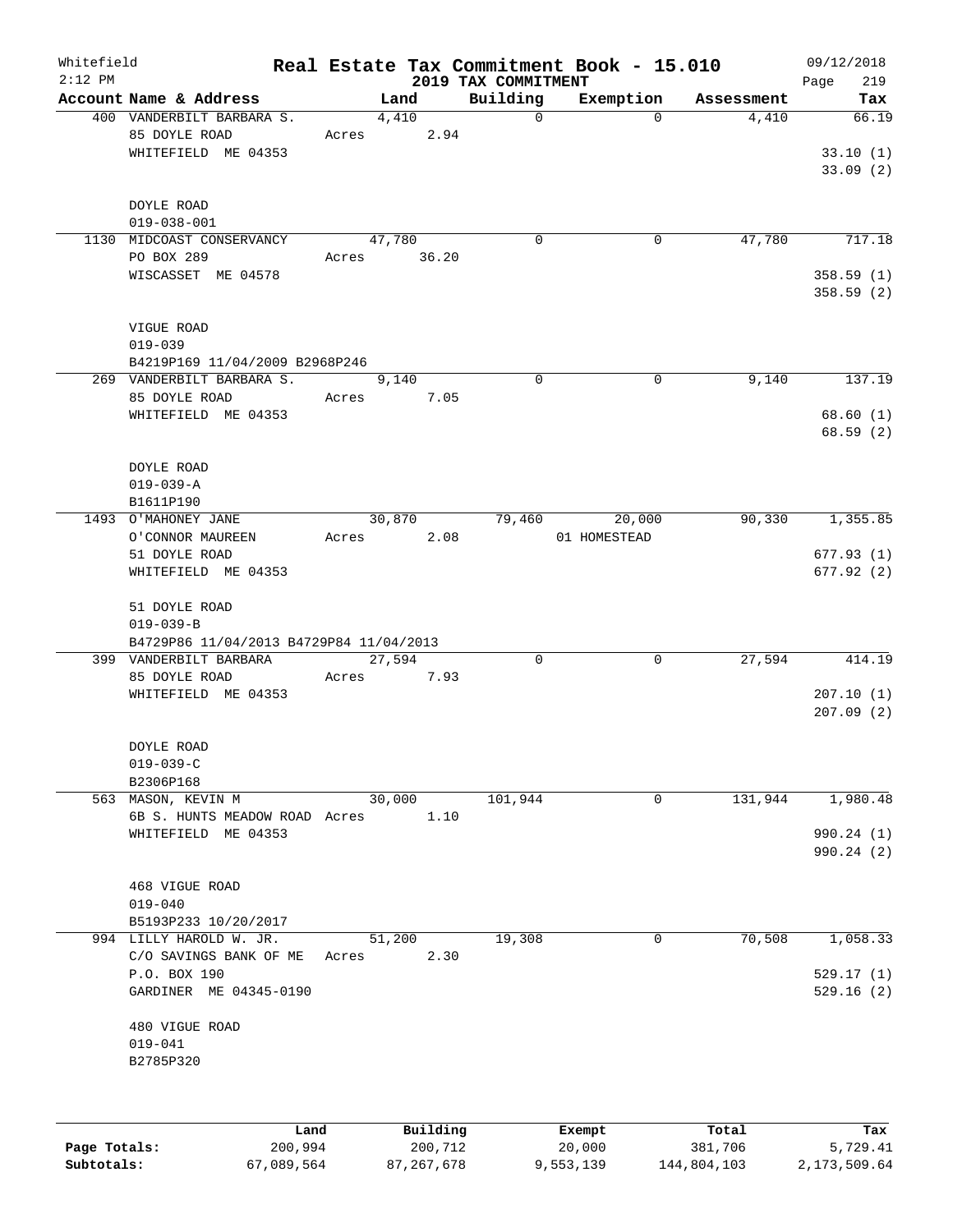Whitefield
2:12 PM

# Real Estate Tax Commitment Book - 15.010

## 2019 TAX COMMITMENT

09/12/2018
Page 219

| Account Name & Address | Land | Building | Exemption | Assessment | Tax |
|---|---|---|---|---|---|
| 400 VANDERBILT BARBARA S. | 4,410 | 0 | 0 | 4,410 | 66.19 |
| 85 DOYLE ROAD | Acres 2.94 | | | | |
| WHITEFIELD ME 04353 | | | | | 33.10 (1) |
| | | | | | 33.09 (2) |
| DOYLE ROAD | | | | | |
| 019-038-001 | | | | | |
| 1130 MIDCOAST CONSERVANCY | 47,780 | 0 | 0 | 47,780 | 717.18 |
| PO BOX 289 | Acres 36.20 | | | | |
| WISCASSET ME 04578 | | | | | 358.59 (1) |
| | | | | | 358.59 (2) |
| VIGUE ROAD | | | | | |
| 019-039 | | | | | |
| B4219P169 11/04/2009 B2968P246 | | | | | |
| 269 VANDERBILT BARBARA S. | 9,140 | 0 | 0 | 9,140 | 137.19 |
| 85 DOYLE ROAD | Acres 7.05 | | | | |
| WHITEFIELD ME 04353 | | | | | 68.60 (1) |
| | | | | | 68.59 (2) |
| DOYLE ROAD | | | | | |
| 019-039-A | | | | | |
| B1611P190 | | | | | |
| 1493 O'MAHONEY JANE | 30,870 | 79,460 | 20,000 | 90,330 | 1,355.85 |
| O'CONNOR MAUREEN | Acres 2.08 | | 01 HOMESTEAD | | |
| 51 DOYLE ROAD | | | | | 677.93 (1) |
| WHITEFIELD ME 04353 | | | | | 677.92 (2) |
| 51 DOYLE ROAD | | | | | |
| 019-039-B | | | | | |
| B4729P86 11/04/2013 B4729P84 11/04/2013 | | | | | |
| 399 VANDERBILT BARBARA | 27,594 | 0 | 0 | 27,594 | 414.19 |
| 85 DOYLE ROAD | Acres 7.93 | | | | |
| WHITEFIELD ME 04353 | | | | | 207.10 (1) |
| | | | | | 207.09 (2) |
| DOYLE ROAD | | | | | |
| 019-039-C | | | | | |
| B2306P168 | | | | | |
| 563 MASON, KEVIN M | 30,000 | 101,944 | 0 | 131,944 | 1,980.48 |
| 6B S. HUNTS MEADOW ROAD | Acres 1.10 | | | | |
| WHITEFIELD ME 04353 | | | | | 990.24 (1) |
| | | | | | 990.24 (2) |
| 468 VIGUE ROAD | | | | | |
| 019-040 | | | | | |
| B5193P233 10/20/2017 | | | | | |
| 994 LILLY HAROLD W. JR. | 51,200 | 19,308 | 0 | 70,508 | 1,058.33 |
| C/O SAVINGS BANK OF ME | Acres 2.30 | | | | |
| P.O. BOX 190 | | | | | 529.17 (1) |
| GARDINER ME 04345-0190 | | | | | 529.16 (2) |
| 480 VIGUE ROAD | | | | | |
| 019-041 | | | | | |
| B2785P320 | | | | | |

| | Land | Building | Exempt | Total | Tax |
|---|---|---|---|---|---|
| Page Totals: | 200,994 | 200,712 | 20,000 | 381,706 | 5,729.41 |
| Subtotals: | 67,089,564 | 87,267,678 | 9,553,139 | 144,804,103 | 2,173,509.64 |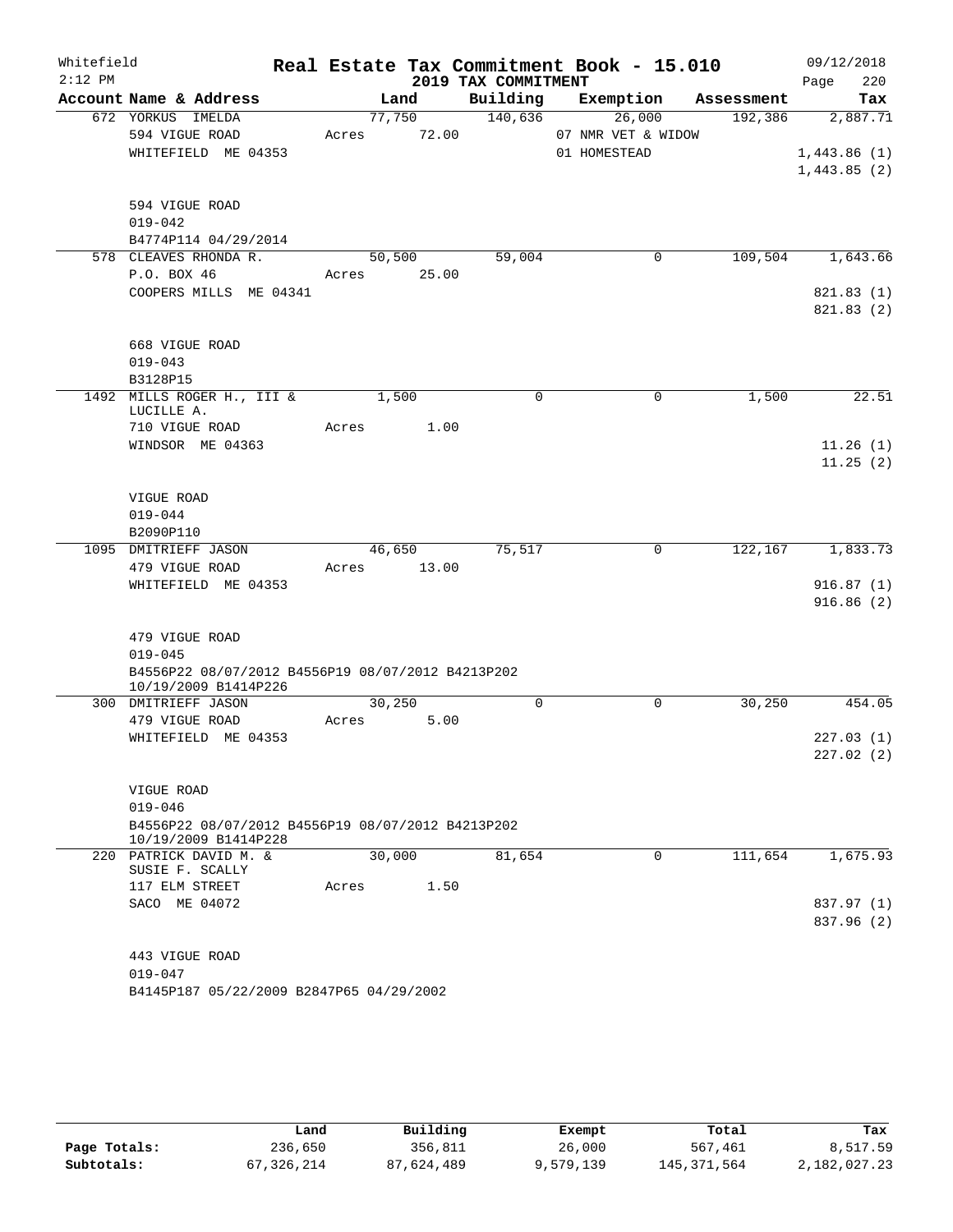Whitefield 2:12 PM

# Real Estate Tax Commitment Book - 15.010

## 2019 TAX COMMITMENT

09/12/2018 Page 220

| Account Name & Address | Land | Building | Exemption | Assessment | Tax |
|---|---|---|---|---|---|
| 672 YORKUS IMELDA<br>594 VIGUE ROAD<br>WHITEFIELD ME 04353<br><br>594 VIGUE ROAD<br>019-042<br>B4774P114 04/29/2014 | 77,750<br>Acres 72.00 | 140,636 | 26,000<br>07 NMR VET & WIDOW<br>01 HOMESTEAD | 192,386 | 2,887.71<br><br>1,443.86 (1)<br>1,443.85 (2) |
| 578 CLEAVES RHONDA R.<br>P.O. BOX 46<br>COOPERS MILLS ME 04341<br><br>668 VIGUE ROAD<br>019-043<br>B3128P15 | 50,500<br>Acres 25.00 | 59,004 | 0 | 109,504 | 1,643.66<br><br>821.83 (1)<br>821.83 (2) |
| 1492 MILLS ROGER H., III & LUCILLE A.<br>710 VIGUE ROAD<br>WINDSOR ME 04363<br><br>VIGUE ROAD<br>019-044<br>B2090P110 | 1,500<br>Acres 1.00 | 0 | 0 | 1,500 | 22.51<br><br>11.26 (1)<br>11.25 (2) |
| 1095 DMITRIEFF JASON<br>479 VIGUE ROAD<br>WHITEFIELD ME 04353<br><br>479 VIGUE ROAD<br>019-045<br>B4556P22 08/07/2012 B4556P19 08/07/2012 B4213P202 10/19/2009 B1414P226 | 46,650<br>Acres 13.00 | 75,517 | 0 | 122,167 | 1,833.73<br><br>916.87 (1)<br>916.86 (2) |
| 300 DMITRIEFF JASON<br>479 VIGUE ROAD<br>WHITEFIELD ME 04353<br><br>VIGUE ROAD<br>019-046<br>B4556P22 08/07/2012 B4556P19 08/07/2012 B4213P202 10/19/2009 B1414P228 | 30,250<br>Acres 5.00 | 0 | 0 | 30,250 | 454.05<br><br>227.03 (1)<br>227.02 (2) |
| 220 PATRICK DAVID M. & SUSIE F. SCALLY<br>117 ELM STREET<br>SACO ME 04072<br><br>443 VIGUE ROAD<br>019-047<br>B4145P187 05/22/2009 B2847P65 04/29/2002 | 30,000<br>Acres 1.50 | 81,654 | 0 | 111,654 | 1,675.93<br><br>837.97 (1)<br>837.96 (2) |

| | Land | Building | Exempt | Total | Tax |
|---|---|---|---|---|---|
| Page Totals: | 236,650 | 356,811 | 26,000 | 567,461 | 8,517.59 |
| Subtotals: | 67,326,214 | 87,624,489 | 9,579,139 | 145,371,564 | 2,182,027.23 |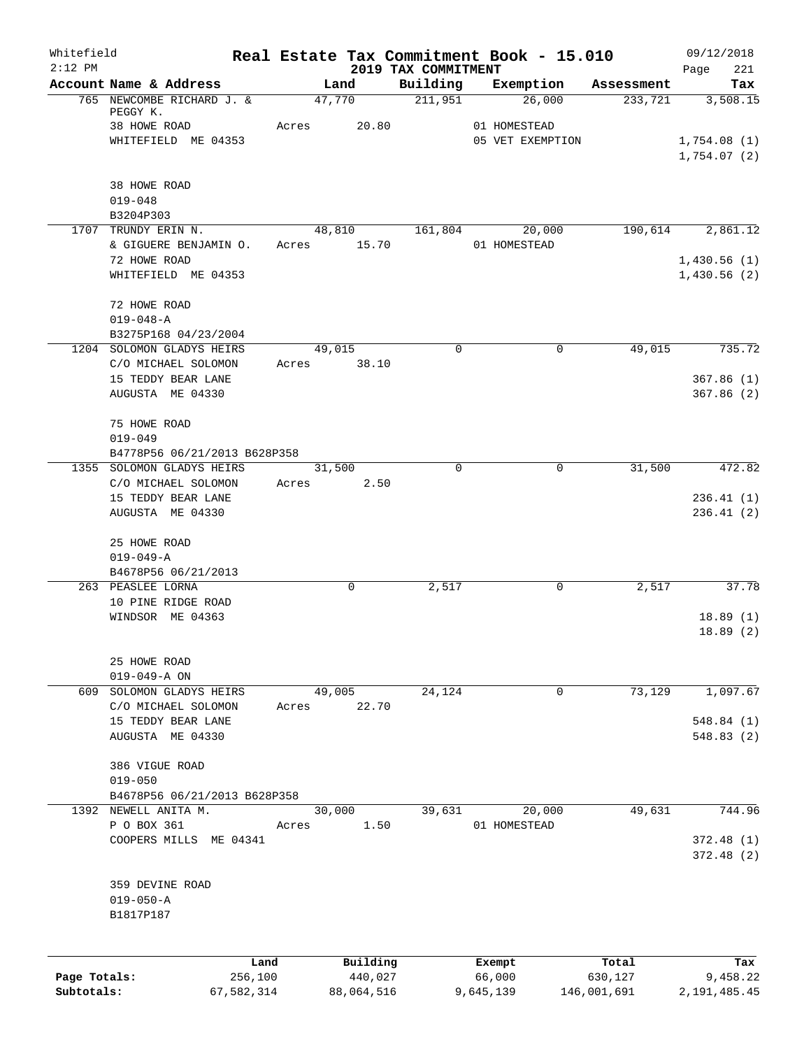Whitefield 2:12 PM

# Real Estate Tax Commitment Book - 15.010

## 2019 TAX COMMITMENT

09/12/2018 Page 221

| Account | Name & Address | Land | Building | Exemption | Assessment | Tax |
|---|---|---|---|---|---|---|
| 765 | NEWCOMBE RICHARD J. & PEGGY K. | 47,770 | 211,951 | 26,000 | 233,721 | 3,508.15 |
| | 38 HOWE ROAD | Acres 20.80 | | 01 HOMESTEAD | | |
| | WHITEFIELD ME 04353 | | | 05 VET EXEMPTION | | 1,754.08 (1) |
| | | | | | | 1,754.07 (2) |
| | 38 HOWE ROAD | | | | | |
| | 019-048 | | | | | |
| | B3204P303 | | | | | |
| 1707 | TRUNDY ERIN N. | 48,810 | 161,804 | 20,000 | 190,614 | 2,861.12 |
| | & GIGUERE BENJAMIN O. | Acres 15.70 | | 01 HOMESTEAD | | |
| | 72 HOWE ROAD | | | | | 1,430.56 (1) |
| | WHITEFIELD ME 04353 | | | | | 1,430.56 (2) |
| | 72 HOWE ROAD | | | | | |
| | 019-048-A | | | | | |
| | B3275P168 04/23/2004 | | | | | |
| 1204 | SOLOMON GLADYS HEIRS | 49,015 | 0 | 0 | 49,015 | 735.72 |
| | C/O MICHAEL SOLOMON | Acres 38.10 | | | | |
| | 15 TEDDY BEAR LANE | | | | | 367.86 (1) |
| | AUGUSTA ME 04330 | | | | | 367.86 (2) |
| | 75 HOWE ROAD | | | | | |
| | 019-049 | | | | | |
| | B4778P56 06/21/2013 B628P358 | | | | | |
| 1355 | SOLOMON GLADYS HEIRS | 31,500 | 0 | 0 | 31,500 | 472.82 |
| | C/O MICHAEL SOLOMON | Acres 2.50 | | | | |
| | 15 TEDDY BEAR LANE | | | | | 236.41 (1) |
| | AUGUSTA ME 04330 | | | | | 236.41 (2) |
| | 25 HOWE ROAD | | | | | |
| | 019-049-A | | | | | |
| | B4678P56 06/21/2013 | | | | | |
| 263 | PEASLEE LORNA | 0 | 2,517 | 0 | 2,517 | 37.78 |
| | 10 PINE RIDGE ROAD | | | | | |
| | WINDSOR ME 04363 | | | | | 18.89 (1) |
| | | | | | | 18.89 (2) |
| | 25 HOWE ROAD | | | | | |
| | 019-049-A ON | | | | | |
| 609 | SOLOMON GLADYS HEIRS | 49,005 | 24,124 | 0 | 73,129 | 1,097.67 |
| | C/O MICHAEL SOLOMON | Acres 22.70 | | | | |
| | 15 TEDDY BEAR LANE | | | | | 548.84 (1) |
| | AUGUSTA ME 04330 | | | | | 548.83 (2) |
| | 386 VIGUE ROAD | | | | | |
| | 019-050 | | | | | |
| | B4678P56 06/21/2013 B628P358 | | | | | |
| 1392 | NEWELL ANITA M. | 30,000 | 39,631 | 20,000 | 49,631 | 744.96 |
| | P O BOX 361 | Acres 1.50 | | 01 HOMESTEAD | | |
| | COOPERS MILLS ME 04341 | | | | | 372.48 (1) |
| | | | | | | 372.48 (2) |
| | 359 DEVINE ROAD | | | | | |
| | 019-050-A | | | | | |
| | B1817P187 | | | | | |

| | Land | Building | Exempt | Total | Tax |
|---|---|---|---|---|---|
| Page Totals: | 256,100 | 440,027 | 66,000 | 630,127 | 9,458.22 |
| Subtotals: | 67,582,314 | 88,064,516 | 9,645,139 | 146,001,691 | 2,191,485.45 |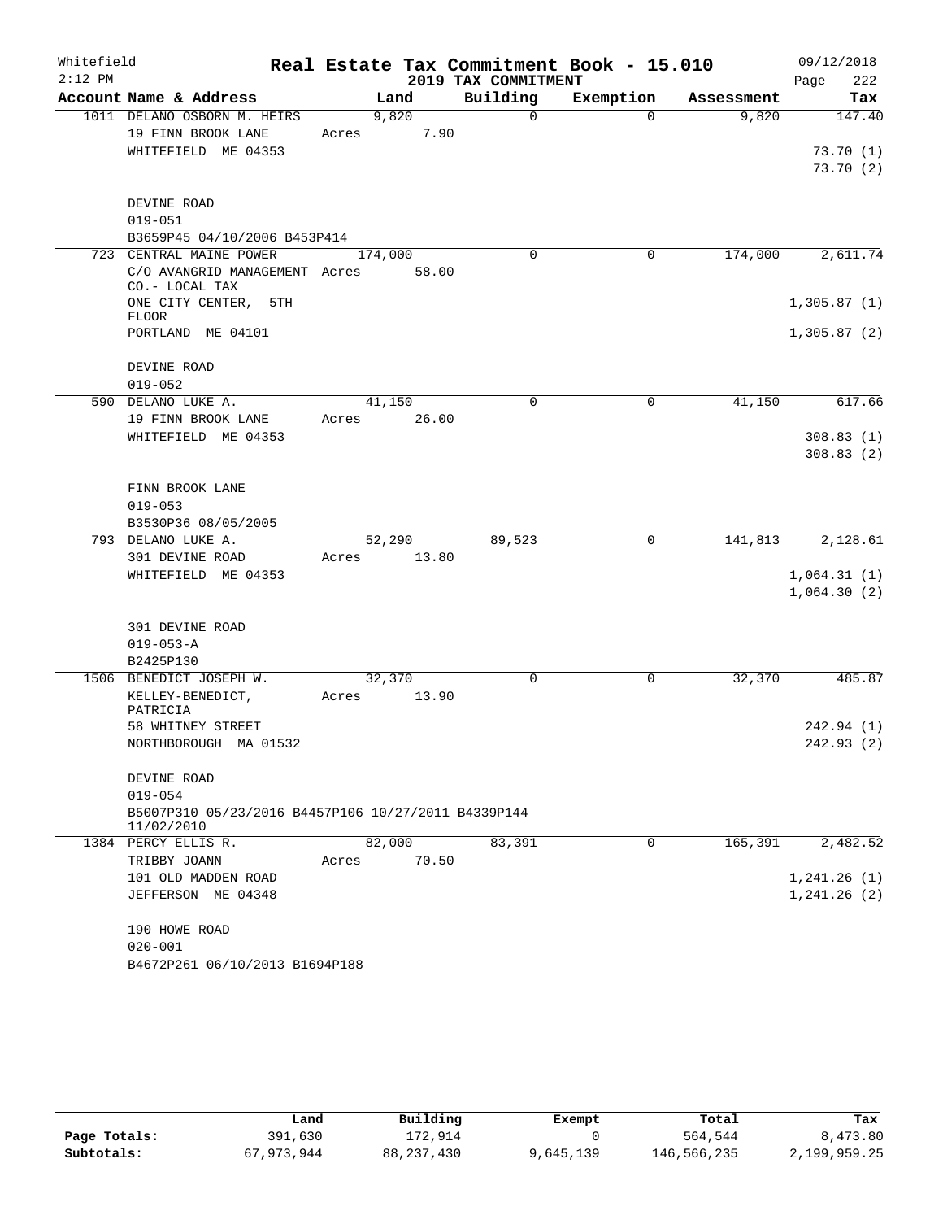Whitefield 2:12 PM

# Real Estate Tax Commitment Book - 15.010

## 2019 TAX COMMITMENT

09/12/2018 Page 222

| Account Name & Address | Land | Building | Exemption | Assessment | Tax |
|---|---|---|---|---|---|
| 1011 DELANO OSBORN M. HEIRS | 9,820 | 0 | 0 | 9,820 | 147.40 |
| 19 FINN BROOK LANE | Acres 7.90 | | | | |
| WHITEFIELD ME 04353 | | | | | 73.70 (1) |
| | | | | | 73.70 (2) |
| DEVINE ROAD | | | | | |
| 019-051 | | | | | |
| B3659P45 04/10/2006 B453P414 | | | | | |
| 723 CENTRAL MAINE POWER | 174,000 | 0 | 0 | 174,000 | 2,611.74 |
| C/O AVANGRID MANAGEMENT CO.- LOCAL TAX | Acres 58.00 | | | | |
| ONE CITY CENTER, 5TH FLOOR | | | | | 1,305.87 (1) |
| PORTLAND ME 04101 | | | | | 1,305.87 (2) |
| DEVINE ROAD | | | | | |
| 019-052 | | | | | |
| 590 DELANO LUKE A. | 41,150 | 0 | 0 | 41,150 | 617.66 |
| 19 FINN BROOK LANE | Acres 26.00 | | | | |
| WHITEFIELD ME 04353 | | | | | 308.83 (1) |
| | | | | | 308.83 (2) |
| FINN BROOK LANE | | | | | |
| 019-053 | | | | | |
| B3530P36 08/05/2005 | | | | | |
| 793 DELANO LUKE A. | 52,290 | 89,523 | 0 | 141,813 | 2,128.61 |
| 301 DEVINE ROAD | Acres 13.80 | | | | |
| WHITEFIELD ME 04353 | | | | | 1,064.31 (1) |
| | | | | | 1,064.30 (2) |
| 301 DEVINE ROAD | | | | | |
| 019-053-A | | | | | |
| B2425P130 | | | | | |
| 1506 BENEDICT JOSEPH W. | 32,370 | 0 | 0 | 32,370 | 485.87 |
| KELLEY-BENEDICT, PATRICIA | Acres 13.90 | | | | |
| 58 WHITNEY STREET | | | | | 242.94 (1) |
| NORTHBOROUGH MA 01532 | | | | | 242.93 (2) |
| DEVINE ROAD | | | | | |
| 019-054 | | | | | |
| B5007P310 05/23/2016 B4457P106 10/27/2011 B4339P144 11/02/2010 | | | | | |
| 1384 PERCY ELLIS R. | 82,000 | 83,391 | 0 | 165,391 | 2,482.52 |
| TRIBBY JOANN | Acres 70.50 | | | | |
| 101 OLD MADDEN ROAD | | | | | 1,241.26 (1) |
| JEFFERSON ME 04348 | | | | | 1,241.26 (2) |
| 190 HOWE ROAD | | | | | |
| 020-001 | | | | | |
| B4672P261 06/10/2013 B1694P188 | | | | | |

| | Land | Building | Exempt | Total | Tax |
|---|---|---|---|---|---|
| Page Totals: | 391,630 | 172,914 | 0 | 564,544 | 8,473.80 |
| Subtotals: | 67,973,944 | 88,237,430 | 9,645,139 | 146,566,235 | 2,199,959.25 |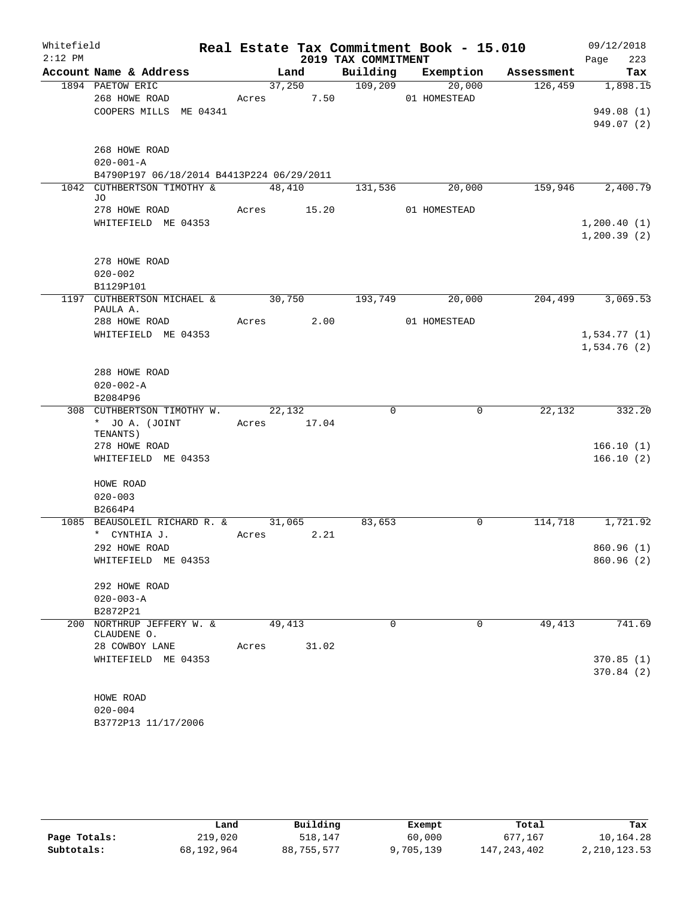Whitefield 2:12 PM

# Real Estate Tax Commitment Book - 15.010

## 2019 TAX COMMITMENT

09/12/2018 Page 223

| Account Name & Address | Land | Building | Exemption | Assessment | Tax |
|---|---|---|---|---|---|
| 1894 PAETOW ERIC | 37,250 | 109,209 | 20,000 | 126,459 | 1,898.15 |
| 268 HOWE ROAD | Acres 7.50 | | 01 HOMESTEAD | | |
| COOPERS MILLS ME 04341 | | | | | 949.08 (1) |
| | | | | | 949.07 (2) |
| 268 HOWE ROAD | | | | | |
| 020-001-A | | | | | |
| B4790P197 06/18/2014 B4413P224 06/29/2011 | | | | | |
| 1042 CUTHBERTSON TIMOTHY & JO | 48,410 | 131,536 | 20,000 | 159,946 | 2,400.79 |
| 278 HOWE ROAD | Acres 15.20 | | 01 HOMESTEAD | | |
| WHITEFIELD ME 04353 | | | | | 1,200.40 (1) |
| | | | | | 1,200.39 (2) |
| 278 HOWE ROAD | | | | | |
| 020-002 | | | | | |
| B1129P101 | | | | | |
| 1197 CUTHBERTSON MICHAEL & PAULA A. | 30,750 | 193,749 | 20,000 | 204,499 | 3,069.53 |
| 288 HOWE ROAD | Acres 2.00 | | 01 HOMESTEAD | | |
| WHITEFIELD ME 04353 | | | | | 1,534.77 (1) |
| | | | | | 1,534.76 (2) |
| 288 HOWE ROAD | | | | | |
| 020-002-A | | | | | |
| B2084P96 | | | | | |
| 308 CUTHBERTSON TIMOTHY W. * JO A. (JOINT TENANTS) | 22,132 | 0 | 0 | 22,132 | 332.20 |
| | Acres 17.04 | | | | |
| 278 HOWE ROAD | | | | | 166.10 (1) |
| WHITEFIELD ME 04353 | | | | | 166.10 (2) |
| HOWE ROAD | | | | | |
| 020-003 | | | | | |
| B2664P4 | | | | | |
| 1085 BEAUSOLEIL RICHARD R. & * CYNTHIA J. | 31,065 | 83,653 | 0 | 114,718 | 1,721.92 |
| | Acres 2.21 | | | | |
| 292 HOWE ROAD | | | | | 860.96 (1) |
| WHITEFIELD ME 04353 | | | | | 860.96 (2) |
| 292 HOWE ROAD | | | | | |
| 020-003-A | | | | | |
| B2872P21 | | | | | |
| 200 NORTHRUP JEFFERY W. & CLAUDENE O. | 49,413 | 0 | 0 | 49,413 | 741.69 |
| 28 COWBOY LANE | Acres 31.02 | | | | |
| WHITEFIELD ME 04353 | | | | | 370.85 (1) |
| | | | | | 370.84 (2) |
| HOWE ROAD | | | | | |
| 020-004 | | | | | |
| B3772P13 11/17/2006 | | | | | |

| | Land | Building | Exempt | Total | Tax |
|---|---|---|---|---|---|
| Page Totals: | 219,020 | 518,147 | 60,000 | 677,167 | 10,164.28 |
| Subtotals: | 68,192,964 | 88,755,577 | 9,705,139 | 147,243,402 | 2,210,123.53 |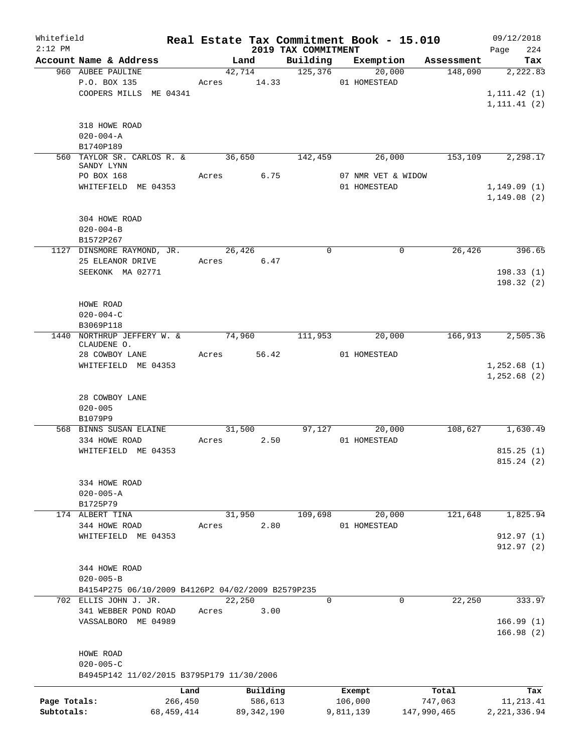Whitefield
2:12 PM

# Real Estate Tax Commitment Book - 15.010

## 2019 TAX COMMITMENT

09/12/2018
Page 224

| Account Name & Address | Land | Building | Exemption | Assessment | Tax |
|---|---|---|---|---|---|
| 960 AUBEE PAULINE | 42,714 | 125,376 | 20,000 | 148,090 | 2,222.83 |
| P.O. BOX 135 | Acres 14.33 | | 01 HOMESTEAD | | |
| COOPERS MILLS ME 04341 | | | | | 1,111.42 (1) |
| | | | | | 1,111.41 (2) |
| 318 HOWE ROAD | | | | | |
| 020-004-A | | | | | |
| B1740P189 | | | | | |
| 560 TAYLOR SR. CARLOS R. & SANDY LYNN | 36,650 | 142,459 | 26,000 | 153,109 | 2,298.17 |
| PO BOX 168 | Acres 6.75 | | 07 NMR VET & WIDOW | | |
| WHITEFIELD ME 04353 | | | 01 HOMESTEAD | | 1,149.09 (1) |
| | | | | | 1,149.08 (2) |
| 304 HOWE ROAD | | | | | |
| 020-004-B | | | | | |
| B1572P267 | | | | | |
| 1127 DINSMORE RAYMOND, JR. | 26,426 | 0 | 0 | 26,426 | 396.65 |
| 25 ELEANOR DRIVE | Acres 6.47 | | | | |
| SEEKONK MA 02771 | | | | | 198.33 (1) |
| | | | | | 198.32 (2) |
| HOWE ROAD | | | | | |
| 020-004-C | | | | | |
| B3069P118 | | | | | |
| 1440 NORTHRUP JEFFERY W. & CLAUDENE O. | 74,960 | 111,953 | 20,000 | 166,913 | 2,505.36 |
| 28 COWBOY LANE | Acres 56.42 | | 01 HOMESTEAD | | |
| WHITEFIELD ME 04353 | | | | | 1,252.68 (1) |
| | | | | | 1,252.68 (2) |
| 28 COWBOY LANE | | | | | |
| 020-005 | | | | | |
| B1079P9 | | | | | |
| 568 BINNS SUSAN ELAINE | 31,500 | 97,127 | 20,000 | 108,627 | 1,630.49 |
| 334 HOWE ROAD | Acres 2.50 | | 01 HOMESTEAD | | |
| WHITEFIELD ME 04353 | | | | | 815.25 (1) |
| | | | | | 815.24 (2) |
| 334 HOWE ROAD | | | | | |
| 020-005-A | | | | | |
| B1725P79 | | | | | |
| 174 ALBERT TINA | 31,950 | 109,698 | 20,000 | 121,648 | 1,825.94 |
| 344 HOWE ROAD | Acres 2.80 | | 01 HOMESTEAD | | |
| WHITEFIELD ME 04353 | | | | | 912.97 (1) |
| | | | | | 912.97 (2) |
| 344 HOWE ROAD | | | | | |
| 020-005-B | | | | | |
| B4154P275 06/10/2009 B4126P2 04/02/2009 B2579P235 | | | | | |
| 702 ELLIS JOHN J. JR. | 22,250 | 0 | 0 | 22,250 | 333.97 |
| 341 WEBBER POND ROAD | Acres 3.00 | | | | |
| VASSALBORO ME 04989 | | | | | 166.99 (1) |
| | | | | | 166.98 (2) |
| HOWE ROAD | | | | | |
| 020-005-C | | | | | |
| B4945P142 11/02/2015 B3795P179 11/30/2006 | | | | | |

| | Land | Building | Exempt | Total | Tax |
|---|---|---|---|---|---|
| Page Totals: | 266,450 | 586,613 | 106,000 | 747,063 | 11,213.41 |
| Subtotals: | 68,459,414 | 89,342,190 | 9,811,139 | 147,990,465 | 2,221,336.94 |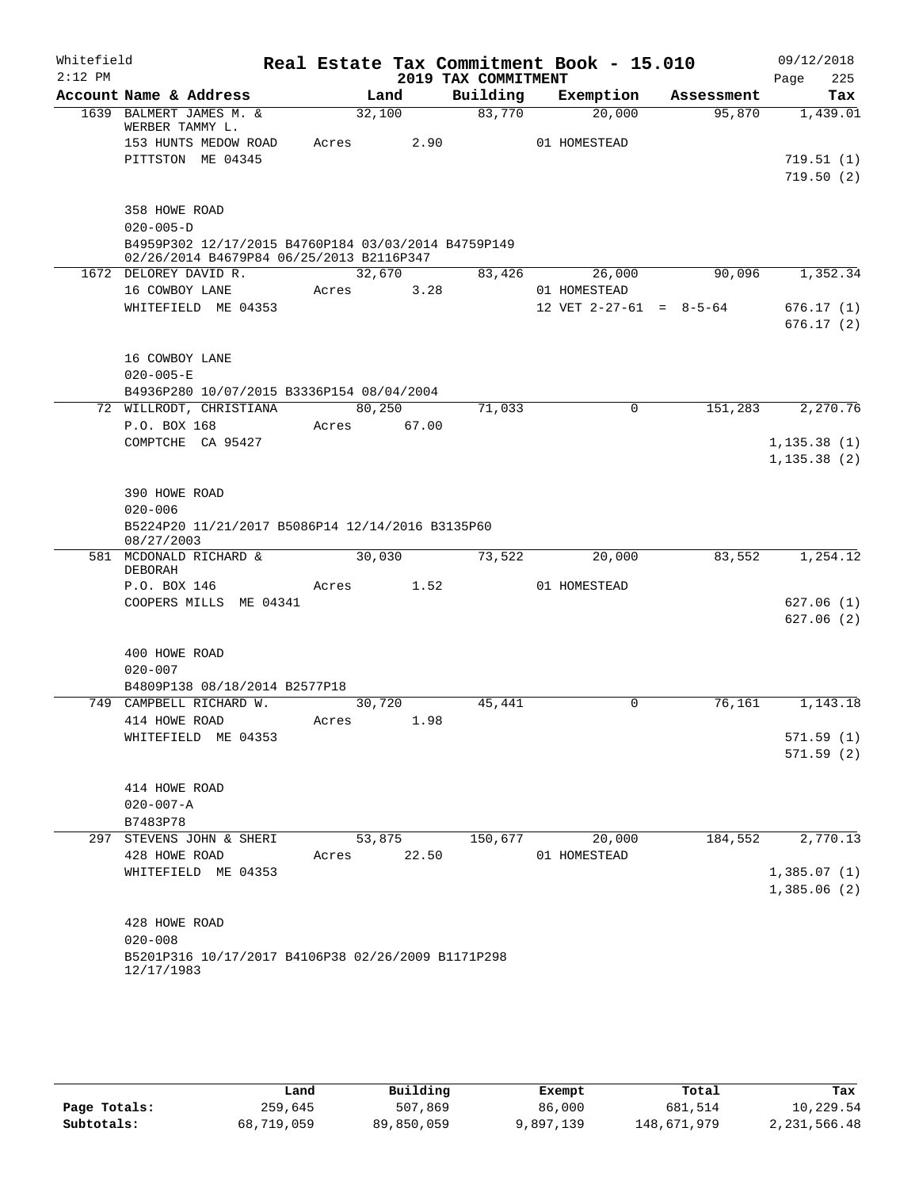Whitefield  2:12 PM

# Real Estate Tax Commitment Book - 15.010

## 2019 TAX COMMITMENT

09/12/2018

| Account Name & Address | Land | Building | Exemption | Assessment | Tax |
|---|---|---|---|---|---|
| 1639 BALMERT JAMES M. & WERBER TAMMY L. | 32,100 | 83,770 | 20,000 | 95,870 | 1,439.01 |
| 153 HUNTS MEDOW ROAD | Acres 2.90 | | 01 HOMESTEAD | | |
| PITTSTON ME 04345 | | | | | 719.51 (1) |
| | | | | | 719.50 (2) |
| 358 HOWE ROAD | | | | | |
| 020-005-D | | | | | |
| B4959P302 12/17/2015 B4760P184 03/03/2014 B4759P149 02/26/2014 B4679P84 06/25/2013 B2116P347 | | | | | |
| 1672 DELOREY DAVID R. | 32,670 | 83,426 | 26,000 | 90,096 | 1,352.34 |
| 16 COWBOY LANE | Acres 3.28 | | 01 HOMESTEAD | | |
| WHITEFIELD ME 04353 | | | 12 VET 2-27-61 = 8-5-64 | | 676.17 (1) |
| | | | | | 676.17 (2) |
| 16 COWBOY LANE | | | | | |
| 020-005-E | | | | | |
| B4936P280 10/07/2015 B3336P154 08/04/2004 | | | | | |
| 72 WILLRODT, CHRISTIANA | 80,250 | 71,033 | 0 | 151,283 | 2,270.76 |
| P.O. BOX 168 | Acres 67.00 | | | | |
| COMPTCHE CA 95427 | | | | | 1,135.38 (1) |
| | | | | | 1,135.38 (2) |
| 390 HOWE ROAD | | | | | |
| 020-006 | | | | | |
| B5224P20 11/21/2017 B5086P14 12/14/2016 B3135P60 08/27/2003 | | | | | |
| 581 MCDONALD RICHARD & DEBORAH | 30,030 | 73,522 | 20,000 | 83,552 | 1,254.12 |
| P.O. BOX 146 | Acres 1.52 | | 01 HOMESTEAD | | |
| COOPERS MILLS ME 04341 | | | | | 627.06 (1) |
| | | | | | 627.06 (2) |
| 400 HOWE ROAD | | | | | |
| 020-007 | | | | | |
| B4809P138 08/18/2014 B2577P18 | | | | | |
| 749 CAMPBELL RICHARD W. | 30,720 | 45,441 | 0 | 76,161 | 1,143.18 |
| 414 HOWE ROAD | Acres 1.98 | | | | |
| WHITEFIELD ME 04353 | | | | | 571.59 (1) |
| | | | | | 571.59 (2) |
| 414 HOWE ROAD | | | | | |
| 020-007-A | | | | | |
| B7483P78 | | | | | |
| 297 STEVENS JOHN & SHERI | 53,875 | 150,677 | 20,000 | 184,552 | 2,770.13 |
| 428 HOWE ROAD | Acres 22.50 | | 01 HOMESTEAD | | |
| WHITEFIELD ME 04353 | | | | | 1,385.07 (1) |
| | | | | | 1,385.06 (2) |
| 428 HOWE ROAD | | | | | |
| 020-008 | | | | | |
| B5201P316 10/17/2017 B4106P38 02/26/2009 B1171P298 12/17/1983 | | | | | |

| | Land | Building | Exempt | Total | Tax |
|---|---|---|---|---|---|
| Page Totals: | 259,645 | 507,869 | 86,000 | 681,514 | 10,229.54 |
| Subtotals: | 68,719,059 | 89,850,059 | 9,897,139 | 148,671,979 | 2,231,566.48 |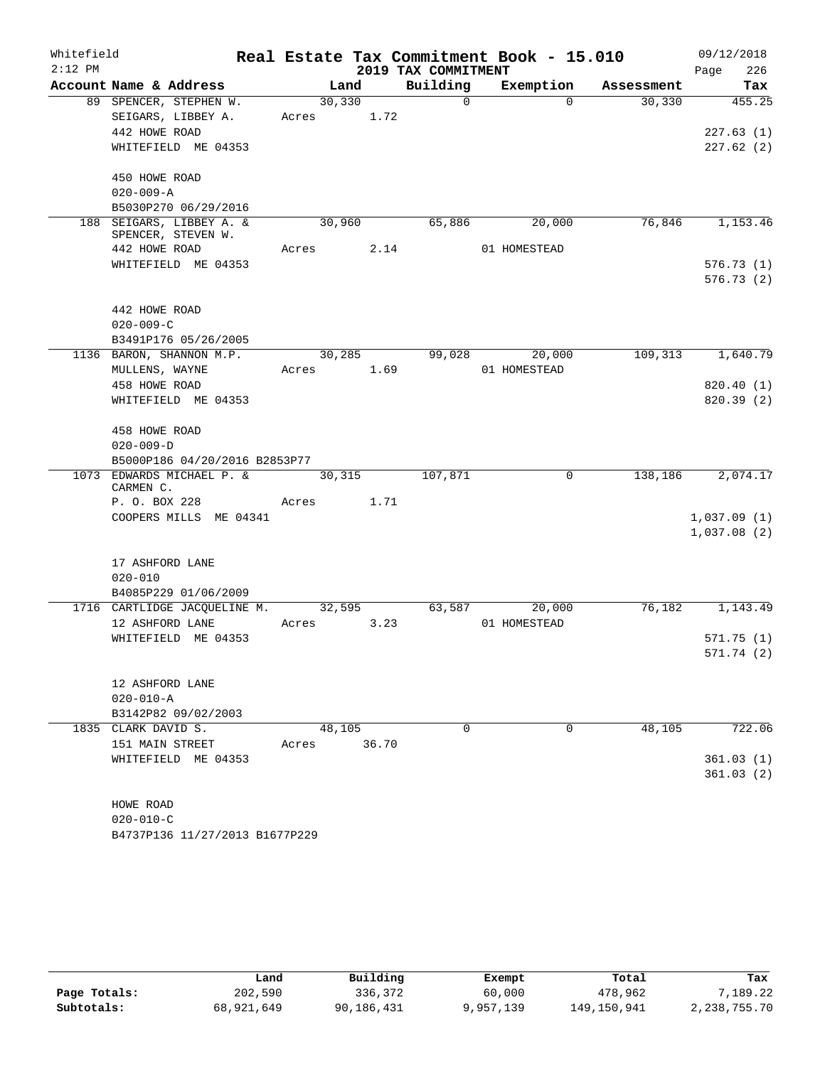# Real Estate Tax Commitment Book - 15.010

Whitefield
2:12 PM

2019 TAX COMMITMENT

09/12/2018

| Account Name & Address | Land | Building | Exemption | Assessment | Tax |
|---|---|---|---|---|---|
| 89 SPENCER, STEPHEN W. | 30,330 | 0 | 0 | 30,330 | 455.25 |
| SEIGARS, LIBBEY A. | Acres 1.72 | | | | |
| 442 HOWE ROAD | | | | | 227.63 (1) |
| WHITEFIELD ME 04353 | | | | | 227.62 (2) |
| 450 HOWE ROAD | | | | | |
| 020-009-A | | | | | |
| B5030P270 06/29/2016 | | | | | |
| 188 SEIGARS, LIBBEY A. & SPENCER, STEVEN W. | 30,960 | 65,886 | 20,000 | 76,846 | 1,153.46 |
| 442 HOWE ROAD | Acres 2.14 | | 01 HOMESTEAD | | |
| WHITEFIELD ME 04353 | | | | | 576.73 (1) |
| | | | | | 576.73 (2) |
| 442 HOWE ROAD | | | | | |
| 020-009-C | | | | | |
| B3491P176 05/26/2005 | | | | | |
| 1136 BARON, SHANNON M.P. | 30,285 | 99,028 | 20,000 | 109,313 | 1,640.79 |
| MULLENS, WAYNE | Acres 1.69 | | 01 HOMESTEAD | | |
| 458 HOWE ROAD | | | | | 820.40 (1) |
| WHITEFIELD ME 04353 | | | | | 820.39 (2) |
| 458 HOWE ROAD | | | | | |
| 020-009-D | | | | | |
| B5000P186 04/20/2016 B2853P77 | | | | | |
| 1073 EDWARDS MICHAEL P. & CARMEN C. | 30,315 | 107,871 | 0 | 138,186 | 2,074.17 |
| P. O. BOX 228 | Acres 1.71 | | | | |
| COOPERS MILLS ME 04341 | | | | | 1,037.09 (1) |
| | | | | | 1,037.08 (2) |
| 17 ASHFORD LANE | | | | | |
| 020-010 | | | | | |
| B4085P229 01/06/2009 | | | | | |
| 1716 CARTLIDGE JACQUELINE M. | 32,595 | 63,587 | 20,000 | 76,182 | 1,143.49 |
| 12 ASHFORD LANE | Acres 3.23 | | 01 HOMESTEAD | | |
| WHITEFIELD ME 04353 | | | | | 571.75 (1) |
| | | | | | 571.74 (2) |
| 12 ASHFORD LANE | | | | | |
| 020-010-A | | | | | |
| B3142P82 09/02/2003 | | | | | |
| 1835 CLARK DAVID S. | 48,105 | 0 | 0 | 48,105 | 722.06 |
| 151 MAIN STREET | Acres 36.70 | | | | |
| WHITEFIELD ME 04353 | | | | | 361.03 (1) |
| | | | | | 361.03 (2) |
| HOWE ROAD | | | | | |
| 020-010-C | | | | | |
| B4737P136 11/27/2013 B1677P229 | | | | | |

| | Land | Building | Exempt | Total | Tax |
|---|---|---|---|---|---|
| Page Totals: | 202,590 | 336,372 | 60,000 | 478,962 | 7,189.22 |
| Subtotals: | 68,921,649 | 90,186,431 | 9,957,139 | 149,150,941 | 2,238,755.70 |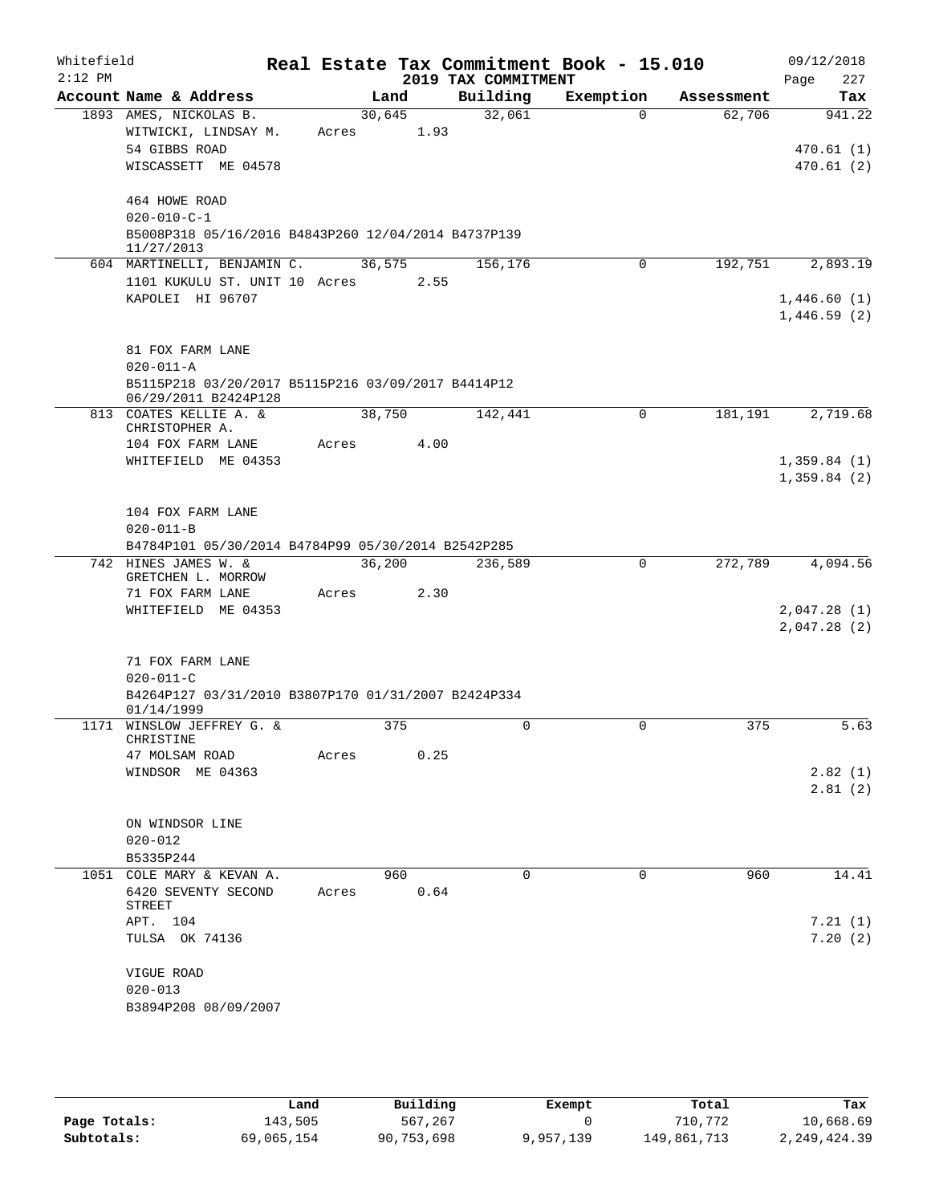Whitefield 2:12 PM

# Real Estate Tax Commitment Book - 15.010

## 2019 TAX COMMITMENT

09/12/2018 Page 227

| Account Name & Address | Land | Building | Exemption | Assessment | Tax |
|---|---|---|---|---|---|
| 1893 AMES, NICKOLAS B. | 30,645 | 32,061 | 0 | 62,706 | 941.22 |
| WITWICKI, LINDSAY M. | Acres 1.93 | | | | |
| 54 GIBBS ROAD | | | | | 470.61 (1) |
| WISCASSETT ME 04578 | | | | | 470.61 (2) |
| 464 HOWE ROAD | | | | | |
| 020-010-C-1 | | | | | |
| B5008P318 05/16/2016 B4843P260 12/04/2014 B4737P139 11/27/2013 | | | | | |
| 604 MARTINELLI, BENJAMIN C. | 36,575 | 156,176 | 0 | 192,751 | 2,893.19 |
| 1101 KUKULU ST. UNIT 10 | Acres 2.55 | | | | |
| KAPOLEI HI 96707 | | | | | 1,446.60 (1) |
| | | | | | 1,446.59 (2) |
| 81 FOX FARM LANE | | | | | |
| 020-011-A | | | | | |
| B5115P218 03/20/2017 B5115P216 03/09/2017 B4414P12 06/29/2011 B2424P128 | | | | | |
| 813 COATES KELLIE A. & CHRISTOPHER A. | 38,750 | 142,441 | 0 | 181,191 | 2,719.68 |
| 104 FOX FARM LANE | Acres 4.00 | | | | |
| WHITEFIELD ME 04353 | | | | | 1,359.84 (1) |
| | | | | | 1,359.84 (2) |
| 104 FOX FARM LANE | | | | | |
| 020-011-B | | | | | |
| B4784P101 05/30/2014 B4784P99 05/30/2014 B2542P285 | | | | | |
| 742 HINES JAMES W. & GRETCHEN L. MORROW | 36,200 | 236,589 | 0 | 272,789 | 4,094.56 |
| 71 FOX FARM LANE | Acres 2.30 | | | | |
| WHITEFIELD ME 04353 | | | | | 2,047.28 (1) |
| | | | | | 2,047.28 (2) |
| 71 FOX FARM LANE | | | | | |
| 020-011-C | | | | | |
| B4264P127 03/31/2010 B3807P170 01/31/2007 B2424P334 01/14/1999 | | | | | |
| 1171 WINSLOW JEFFREY G. & CHRISTINE | 375 | 0 | 0 | 375 | 5.63 |
| 47 MOLSAM ROAD | Acres 0.25 | | | | |
| WINDSOR ME 04363 | | | | | 2.82 (1) |
| | | | | | 2.81 (2) |
| ON WINDSOR LINE | | | | | |
| 020-012 | | | | | |
| B5335P244 | | | | | |
| 1051 COLE MARY & KEVAN A. | 960 | 0 | 0 | 960 | 14.41 |
| 6420 SEVENTY SECOND STREET | Acres 0.64 | | | | |
| APT. 104 | | | | | 7.21 (1) |
| TULSA OK 74136 | | | | | 7.20 (2) |
| VIGUE ROAD | | | | | |
| 020-013 | | | | | |
| B3894P208 08/09/2007 | | | | | |

| | Land | Building | Exempt | Total | Tax |
|---|---|---|---|---|---|
| Page Totals: | 143,505 | 567,267 | 0 | 710,772 | 10,668.69 |
| Subtotals: | 69,065,154 | 90,753,698 | 9,957,139 | 149,861,713 | 2,249,424.39 |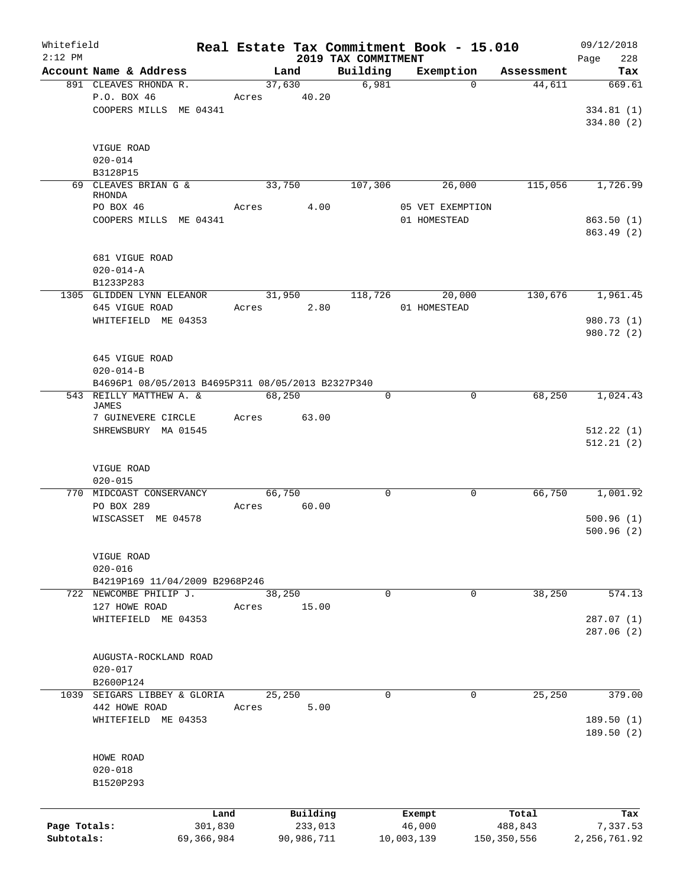Whitefield
2:12 PM

# Real Estate Tax Commitment Book - 15.010

## 2019 TAX COMMITMENT

09/12/2018
Page 228

| Account Name & Address | Land | Building | Exemption | Assessment | Tax |
|---|---|---|---|---|---|
| 891 CLEAVES RHONDA R. | 37,630 | 6,981 | 0 | 44,611 | 669.61 |
| P.O. BOX 46 | Acres 40.20 | | | | |
| COOPERS MILLS ME 04341 | | | | | 334.81 (1) |
| | | | | | 334.80 (2) |
| VIGUE ROAD | | | | | |
| 020-014 | | | | | |
| B3128P15 | | | | | |
| 69 CLEAVES BRIAN G & RHONDA | 33,750 | 107,306 | 26,000 | 115,056 | 1,726.99 |
| PO BOX 46 | Acres 4.00 | | 05 VET EXEMPTION | | |
| COOPERS MILLS ME 04341 | | | 01 HOMESTEAD | | 863.50 (1) |
| | | | | | 863.49 (2) |
| 681 VIGUE ROAD | | | | | |
| 020-014-A | | | | | |
| B1233P283 | | | | | |
| 1305 GLIDDEN LYNN ELEANOR | 31,950 | 118,726 | 20,000 | 130,676 | 1,961.45 |
| 645 VIGUE ROAD | Acres 2.80 | | 01 HOMESTEAD | | |
| WHITEFIELD ME 04353 | | | | | 980.73 (1) |
| | | | | | 980.72 (2) |
| 645 VIGUE ROAD | | | | | |
| 020-014-B | | | | | |
| B4696P1 08/05/2013 B4695P311 08/05/2013 B2327P340 | | | | | |
| 543 REILLY MATTHEW A. & JAMES | 68,250 | 0 | 0 | 68,250 | 1,024.43 |
| 7 GUINEVERE CIRCLE | Acres 63.00 | | | | |
| SHREWSBURY MA 01545 | | | | | 512.22 (1) |
| | | | | | 512.21 (2) |
| VIGUE ROAD | | | | | |
| 020-015 | | | | | |
| 770 MIDCOAST CONSERVANCY | 66,750 | 0 | 0 | 66,750 | 1,001.92 |
| PO BOX 289 | Acres 60.00 | | | | |
| WISCASSET ME 04578 | | | | | 500.96 (1) |
| | | | | | 500.96 (2) |
| VIGUE ROAD | | | | | |
| 020-016 | | | | | |
| B4219P169 11/04/2009 B2968P246 | | | | | |
| 722 NEWCOMBE PHILIP J. | 38,250 | 0 | 0 | 38,250 | 574.13 |
| 127 HOWE ROAD | Acres 15.00 | | | | |
| WHITEFIELD ME 04353 | | | | | 287.07 (1) |
| | | | | | 287.06 (2) |
| AUGUSTA-ROCKLAND ROAD | | | | | |
| 020-017 | | | | | |
| B2600P124 | | | | | |
| 1039 SEIGARS LIBBEY & GLORIA | 25,250 | 0 | 0 | 25,250 | 379.00 |
| 442 HOWE ROAD | Acres 5.00 | | | | |
| WHITEFIELD ME 04353 | | | | | 189.50 (1) |
| | | | | | 189.50 (2) |
| HOWE ROAD | | | | | |
| 020-018 | | | | | |
| B1520P293 | | | | | |

| | Land | Building | Exempt | Total | Tax |
|---|---|---|---|---|---|
| Page Totals: | 301,830 | 233,013 | 46,000 | 488,843 | 7,337.53 |
| Subtotals: | 69,366,984 | 90,986,711 | 10,003,139 | 150,350,556 | 2,256,761.92 |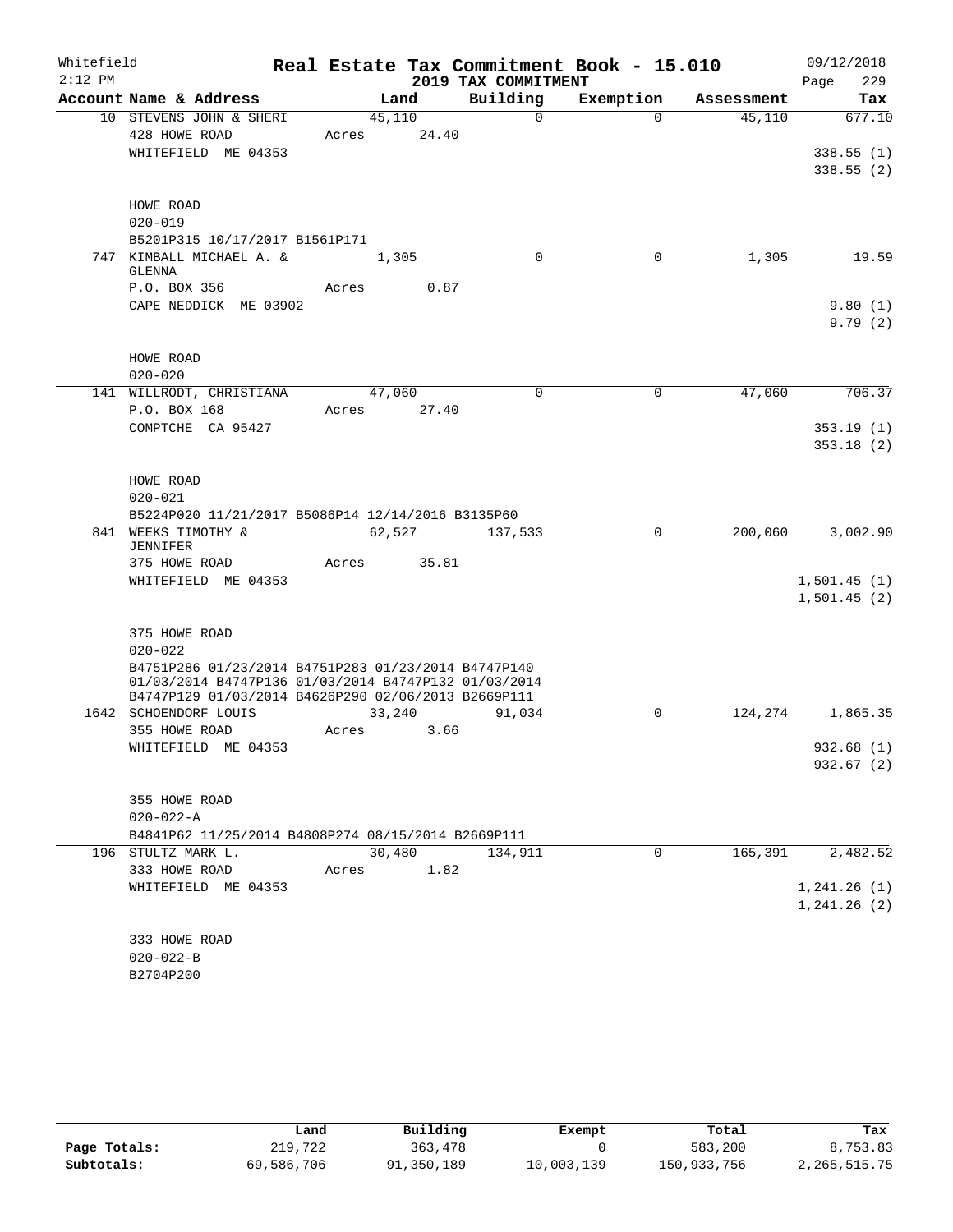Whitefield
2:12 PM

# Real Estate Tax Commitment Book - 15.010
## 2019 TAX COMMITMENT

09/12/2018
Page 229

| Account Name & Address | Land | Building | Exemption | Assessment | Tax |
|---|---|---|---|---|---|
| 10 STEVENS JOHN & SHERI | 45,110 | 0 | 0 | 45,110 | 677.10 |
| 428 HOWE ROAD | Acres 24.40 | | | | |
| WHITEFIELD ME 04353 | | | | | 338.55 (1) |
| | | | | | 338.55 (2) |
| HOWE ROAD | | | | | |
| 020-019 | | | | | |
| B5201P315 10/17/2017 B1561P171 | | | | | |
| 747 KIMBALL MICHAEL A. & GLENNA | 1,305 | 0 | 0 | 1,305 | 19.59 |
| P.O. BOX 356 | Acres 0.87 | | | | |
| CAPE NEDDICK ME 03902 | | | | | 9.80 (1) |
| | | | | | 9.79 (2) |
| HOWE ROAD | | | | | |
| 020-020 | | | | | |
| 141 WILLRODT, CHRISTIANA | 47,060 | 0 | 0 | 47,060 | 706.37 |
| P.O. BOX 168 | Acres 27.40 | | | | |
| COMPTCHE CA 95427 | | | | | 353.19 (1) |
| | | | | | 353.18 (2) |
| HOWE ROAD | | | | | |
| 020-021 | | | | | |
| B5224P020 11/21/2017 B5086P14 12/14/2016 B3135P60 | | | | | |
| 841 WEEKS TIMOTHY & JENNIFER | 62,527 | 137,533 | 0 | 200,060 | 3,002.90 |
| 375 HOWE ROAD | Acres 35.81 | | | | |
| WHITEFIELD ME 04353 | | | | | 1,501.45 (1) |
| | | | | | 1,501.45 (2) |
| 375 HOWE ROAD | | | | | |
| 020-022 | | | | | |
| B4751P286 01/23/2014 B4751P283 01/23/2014 B4747P140 01/03/2014 B4747P136 01/03/2014 B4747P132 01/03/2014 B4747P129 01/03/2014 B4626P290 02/06/2013 B2669P111 | | | | | |
| 1642 SCHOENDORF LOUIS | 33,240 | 91,034 | 0 | 124,274 | 1,865.35 |
| 355 HOWE ROAD | Acres 3.66 | | | | |
| WHITEFIELD ME 04353 | | | | | 932.68 (1) |
| | | | | | 932.67 (2) |
| 355 HOWE ROAD | | | | | |
| 020-022-A | | | | | |
| B4841P62 11/25/2014 B4808P274 08/15/2014 B2669P111 | | | | | |
| 196 STULTZ MARK L. | 30,480 | 134,911 | 0 | 165,391 | 2,482.52 |
| 333 HOWE ROAD | Acres 1.82 | | | | |
| WHITEFIELD ME 04353 | | | | | 1,241.26 (1) |
| | | | | | 1,241.26 (2) |
| 333 HOWE ROAD | | | | | |
| 020-022-B | | | | | |
| B2704P200 | | | | | |

| | Land | Building | Exempt | Total | Tax |
|---|---|---|---|---|---|
| Page Totals: | 219,722 | 363,478 | 0 | 583,200 | 8,753.83 |
| Subtotals: | 69,586,706 | 91,350,189 | 10,003,139 | 150,933,756 | 2,265,515.75 |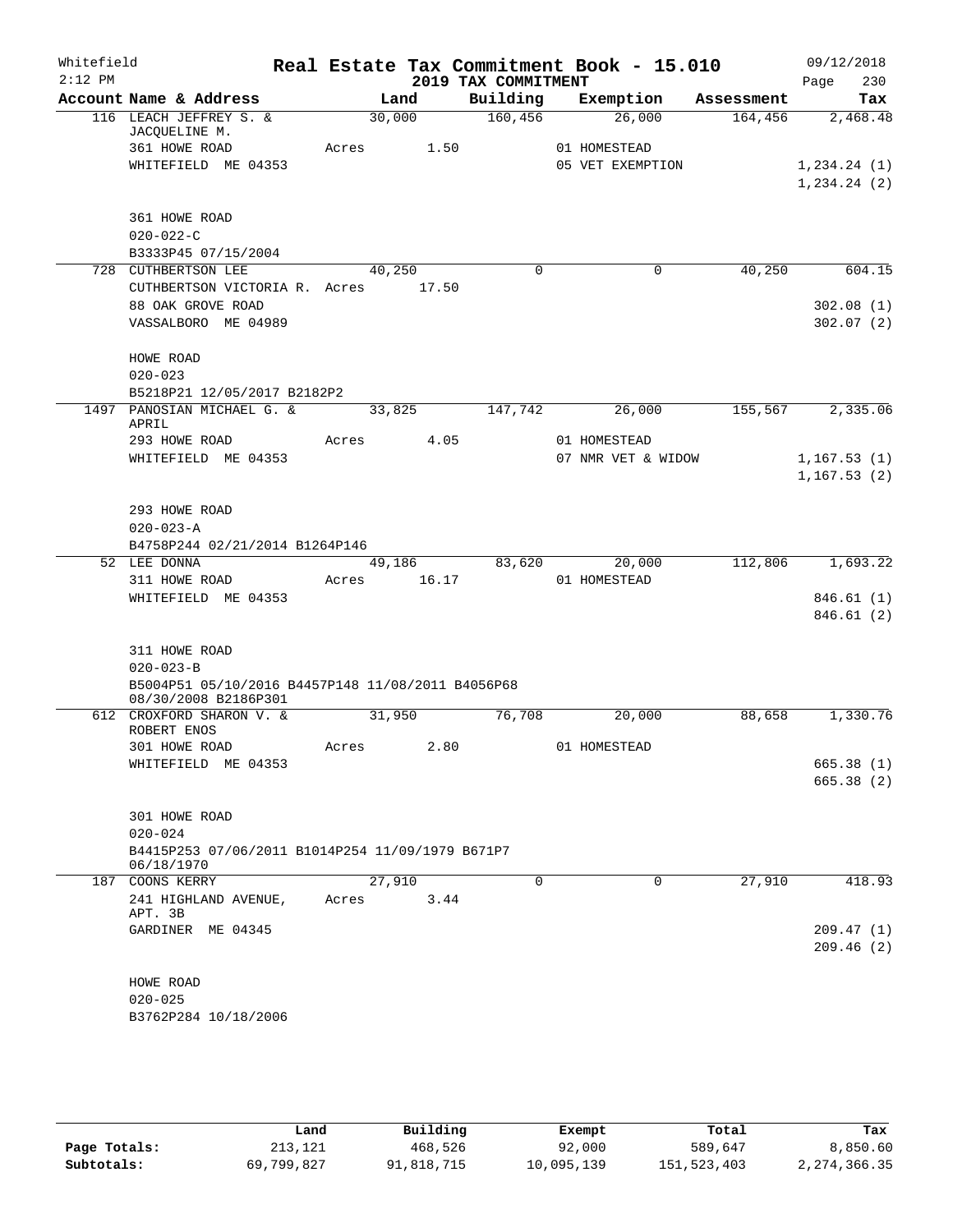Whitefield 2:12 PM

# Real Estate Tax Commitment Book - 15.010

## 2019 TAX COMMITMENT

09/12/2018

| Account Name & Address | Land | Building | Exemption | Assessment | Tax |
|---|---|---|---|---|---|
| 116 LEACH JEFFREY S. & JACQUELINE M. | 30,000 | 160,456 | 26,000 | 164,456 | 2,468.48 |
| 361 HOWE ROAD | Acres 1.50 | | 01 HOMESTEAD | | |
| WHITEFIELD ME 04353 | | | 05 VET EXEMPTION | | 1,234.24 (1) |
| | | | | | 1,234.24 (2) |
| 361 HOWE ROAD | | | | | |
| 020-022-C | | | | | |
| B3333P45 07/15/2004 | | | | | |
| 728 CUTHBERTSON LEE | 40,250 | 0 | 0 | 40,250 | 604.15 |
| CUTHBERTSON VICTORIA R. | Acres 17.50 | | | | |
| 88 OAK GROVE ROAD | | | | | 302.08 (1) |
| VASSALBORO ME 04989 | | | | | 302.07 (2) |
| HOWE ROAD | | | | | |
| 020-023 | | | | | |
| B5218P21 12/05/2017 B2182P2 | | | | | |
| 1497 PANOSIAN MICHAEL G. & APRIL | 33,825 | 147,742 | 26,000 | 155,567 | 2,335.06 |
| 293 HOWE ROAD | Acres 4.05 | | 01 HOMESTEAD | | |
| WHITEFIELD ME 04353 | | | 07 NMR VET & WIDOW | | 1,167.53 (1) |
| | | | | | 1,167.53 (2) |
| 293 HOWE ROAD | | | | | |
| 020-023-A | | | | | |
| B4758P244 02/21/2014 B1264P146 | | | | | |
| 52 LEE DONNA | 49,186 | 83,620 | 20,000 | 112,806 | 1,693.22 |
| 311 HOWE ROAD | Acres 16.17 | | 01 HOMESTEAD | | |
| WHITEFIELD ME 04353 | | | | | 846.61 (1) |
| | | | | | 846.61 (2) |
| 311 HOWE ROAD | | | | | |
| 020-023-B | | | | | |
| B5004P51 05/10/2016 B4457P148 11/08/2011 B4056P68 08/30/2008 B2186P301 | | | | | |
| 612 CROXFORD SHARON V. & ROBERT ENOS | 31,950 | 76,708 | 20,000 | 88,658 | 1,330.76 |
| 301 HOWE ROAD | Acres 2.80 | | 01 HOMESTEAD | | |
| WHITEFIELD ME 04353 | | | | | 665.38 (1) |
| | | | | | 665.38 (2) |
| 301 HOWE ROAD | | | | | |
| 020-024 | | | | | |
| B4415P253 07/06/2011 B1014P254 11/09/1979 B671P7 06/18/1970 | | | | | |
| 187 COONS KERRY | 27,910 | 0 | 0 | 27,910 | 418.93 |
| 241 HIGHLAND AVENUE, APT. 3B | Acres 3.44 | | | | |
| GARDINER ME 04345 | | | | | 209.47 (1) |
| | | | | | 209.46 (2) |
| HOWE ROAD | | | | | |
| 020-025 | | | | | |
| B3762P284 10/18/2006 | | | | | |

| | Land | Building | Exempt | Total | Tax |
|---|---|---|---|---|---|
| Page Totals: | 213,121 | 468,526 | 92,000 | 589,647 | 8,850.60 |
| Subtotals: | 69,799,827 | 91,818,715 | 10,095,139 | 151,523,403 | 2,274,366.35 |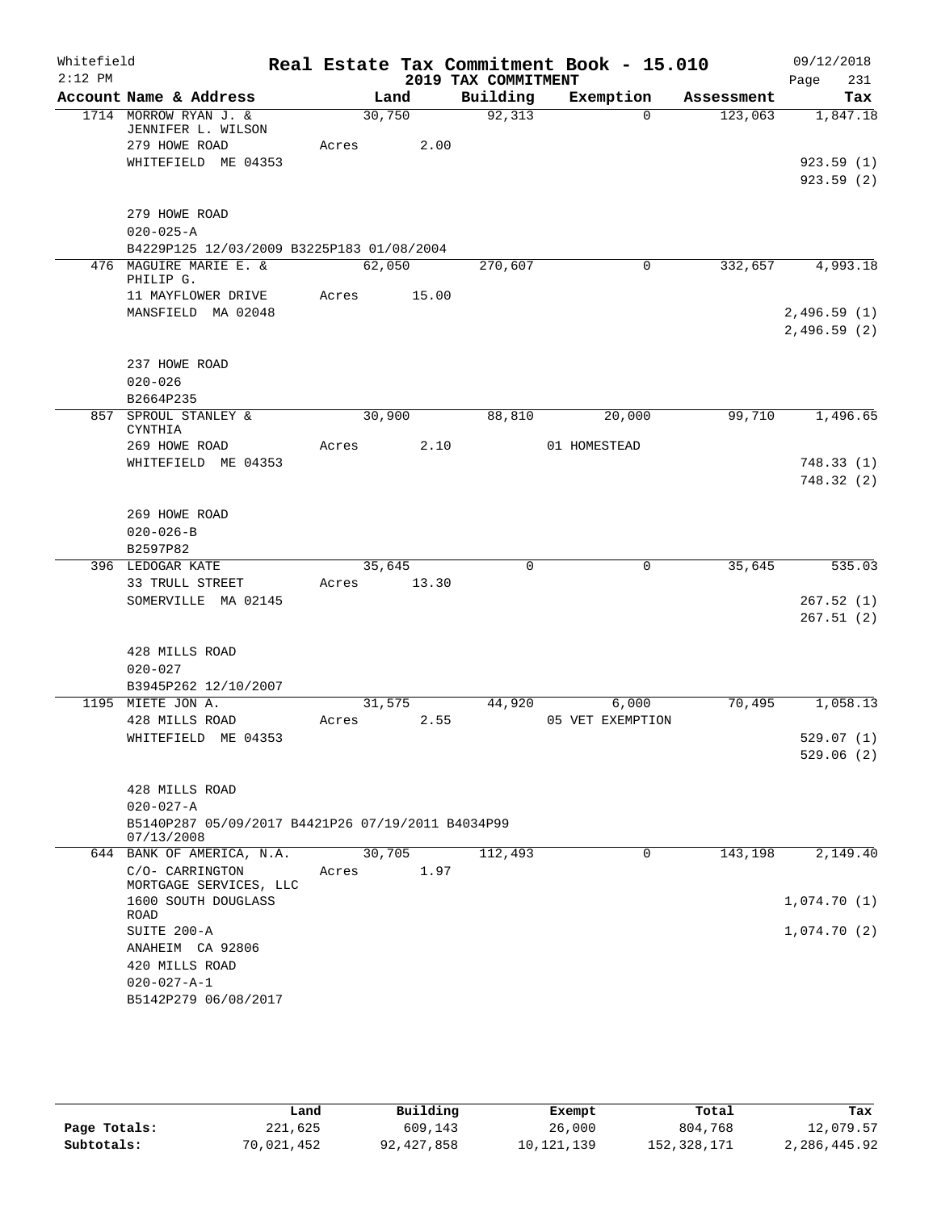Whitefield
2:12 PM

# Real Estate Tax Commitment Book - 15.010

## 2019 TAX COMMITMENT

09/12/2018

| Account Name & Address | Land | Building | Exemption | Assessment | Tax |
|---|---|---|---|---|---|
| 1714 MORROW RYAN J. & JENNIFER L. WILSON | 30,750 | 92,313 | 0 | 123,063 | 1,847.18 |
| 279 HOWE ROAD | Acres 2.00 | | | | |
| WHITEFIELD ME 04353 | | | | | 923.59 (1) |
| | | | | | 923.59 (2) |
| 279 HOWE ROAD | | | | | |
| 020-025-A | | | | | |
| B4229P125 12/03/2009 B3225P183 01/08/2004 | | | | | |
| 476 MAGUIRE MARIE E. & PHILIP G. | 62,050 | 270,607 | 0 | 332,657 | 4,993.18 |
| 11 MAYFLOWER DRIVE | Acres 15.00 | | | | |
| MANSFIELD MA 02048 | | | | | 2,496.59 (1) |
| | | | | | 2,496.59 (2) |
| 237 HOWE ROAD | | | | | |
| 020-026 | | | | | |
| B2664P235 | | | | | |
| 857 SPROUL STANLEY & CYNTHIA | 30,900 | 88,810 | 20,000 | 99,710 | 1,496.65 |
| 269 HOWE ROAD | Acres 2.10 | | 01 HOMESTEAD | | |
| WHITEFIELD ME 04353 | | | | | 748.33 (1) |
| | | | | | 748.32 (2) |
| 269 HOWE ROAD | | | | | |
| 020-026-B | | | | | |
| B2597P82 | | | | | |
| 396 LEDOGAR KATE | 35,645 | 0 | 0 | 35,645 | 535.03 |
| 33 TRULL STREET | Acres 13.30 | | | | |
| SOMERVILLE MA 02145 | | | | | 267.52 (1) |
| | | | | | 267.51 (2) |
| 428 MILLS ROAD | | | | | |
| 020-027 | | | | | |
| B3945P262 12/10/2007 | | | | | |
| 1195 MIETE JON A. | 31,575 | 44,920 | 6,000 | 70,495 | 1,058.13 |
| 428 MILLS ROAD | Acres 2.55 | | 05 VET EXEMPTION | | |
| WHITEFIELD ME 04353 | | | | | 529.07 (1) |
| | | | | | 529.06 (2) |
| 428 MILLS ROAD | | | | | |
| 020-027-A | | | | | |
| B5140P287 05/09/2017 B4421P26 07/19/2011 B4034P99 07/13/2008 | | | | | |
| 644 BANK OF AMERICA, N.A. | 30,705 | 112,493 | 0 | 143,198 | 2,149.40 |
| C/O- CARRINGTON MORTGAGE SERVICES, LLC | Acres 1.97 | | | | |
| 1600 SOUTH DOUGLASS ROAD | | | | | 1,074.70 (1) |
| SUITE 200-A | | | | | 1,074.70 (2) |
| ANAHEIM CA 92806 | | | | | |
| 420 MILLS ROAD | | | | | |
| 020-027-A-1 | | | | | |
| B5142P279 06/08/2017 | | | | | |

| | Land | Building | Exempt | Total | Tax |
|---|---|---|---|---|---|
| Page Totals: | 221,625 | 609,143 | 26,000 | 804,768 | 12,079.57 |
| Subtotals: | 70,021,452 | 92,427,858 | 10,121,139 | 152,328,171 | 2,286,445.92 |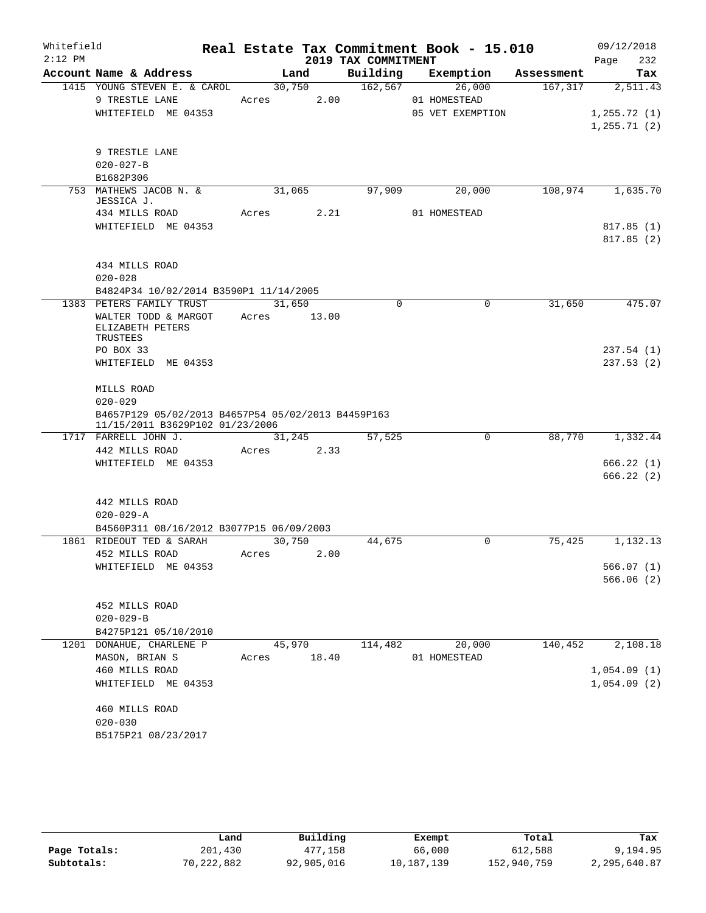Whitefield
2:12 PM

# Real Estate Tax Commitment Book - 15.010
## 2019 TAX COMMITMENT

09/12/2018
Page 232

| Account Name & Address | Land | Building | Exemption | Assessment | Tax |
|---|---|---|---|---|---|
| 1415 YOUNG STEVEN E. & CAROL | 30,750 | 162,567 | 26,000 | 167,317 | 2,511.43 |
| 9 TRESTLE LANE | Acres 2.00 | | 01 HOMESTEAD | | |
| WHITEFIELD ME 04353 | | | 05 VET EXEMPTION | | 1,255.72 (1) |
| | | | | | 1,255.71 (2) |
| 9 TRESTLE LANE | | | | | |
| 020-027-B | | | | | |
| B1682P306 | | | | | |
| 753 MATHEWS JACOB N. & JESSICA J. | 31,065 | 97,909 | 20,000 | 108,974 | 1,635.70 |
| 434 MILLS ROAD | Acres 2.21 | | 01 HOMESTEAD | | |
| WHITEFIELD ME 04353 | | | | | 817.85 (1) |
| | | | | | 817.85 (2) |
| 434 MILLS ROAD | | | | | |
| 020-028 | | | | | |
| B4824P34 10/02/2014 B3590P1 11/14/2005 | | | | | |
| 1383 PETERS FAMILY TRUST | 31,650 | 0 | 0 | 31,650 | 475.07 |
| WALTER TODD & MARGOT ELIZABETH PETERS TRUSTEES | Acres 13.00 | | | | |
| PO BOX 33 | | | | | 237.54 (1) |
| WHITEFIELD ME 04353 | | | | | 237.53 (2) |
| MILLS ROAD | | | | | |
| 020-029 | | | | | |
| B4657P129 05/02/2013 B4657P54 05/02/2013 B4459P163 11/15/2011 B3629P102 01/23/2006 | | | | | |
| 1717 FARRELL JOHN J. | 31,245 | 57,525 | 0 | 88,770 | 1,332.44 |
| 442 MILLS ROAD | Acres 2.33 | | | | |
| WHITEFIELD ME 04353 | | | | | 666.22 (1) |
| | | | | | 666.22 (2) |
| 442 MILLS ROAD | | | | | |
| 020-029-A | | | | | |
| B4560P311 08/16/2012 B3077P15 06/09/2003 | | | | | |
| 1861 RIDEOUT TED & SARAH | 30,750 | 44,675 | 0 | 75,425 | 1,132.13 |
| 452 MILLS ROAD | Acres 2.00 | | | | |
| WHITEFIELD ME 04353 | | | | | 566.07 (1) |
| | | | | | 566.06 (2) |
| 452 MILLS ROAD | | | | | |
| 020-029-B | | | | | |
| B4275P121 05/10/2010 | | | | | |
| 1201 DONAHUE, CHARLENE P | 45,970 | 114,482 | 20,000 | 140,452 | 2,108.18 |
| MASON, BRIAN S | Acres 18.40 | | 01 HOMESTEAD | | |
| 460 MILLS ROAD | | | | | 1,054.09 (1) |
| WHITEFIELD ME 04353 | | | | | 1,054.09 (2) |
| 460 MILLS ROAD | | | | | |
| 020-030 | | | | | |
| B5175P21 08/23/2017 | | | | | |

| | Land | Building | Exempt | Total | Tax |
|---|---|---|---|---|---|
| Page Totals: | 201,430 | 477,158 | 66,000 | 612,588 | 9,194.95 |
| Subtotals: | 70,222,882 | 92,905,016 | 10,187,139 | 152,940,759 | 2,295,640.87 |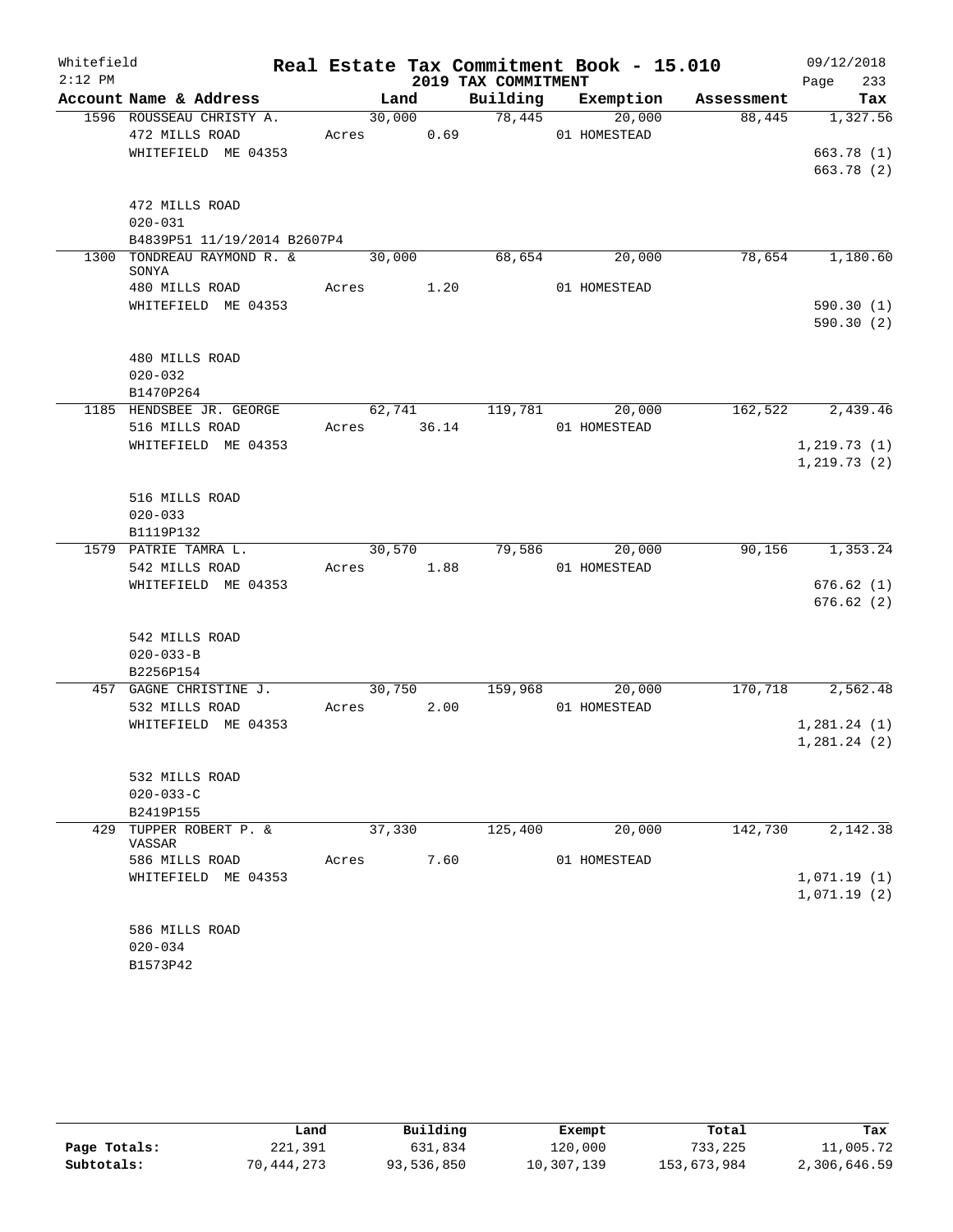Whitefield 2:12 PM

# Real Estate Tax Commitment Book - 15.010

## 2019 TAX COMMITMENT

09/12/2018 Page 233

| Account Name & Address | Land | Building | Exemption | Assessment | Tax |
|---|---|---|---|---|---|
| 1596 ROUSSEAU CHRISTY A. | 30,000 | 78,445 | 20,000 | 88,445 | 1,327.56 |
| 472 MILLS ROAD | Acres 0.69 | | 01 HOMESTEAD | | |
| WHITEFIELD ME 04353 | | | | | 663.78 (1) |
| | | | | | 663.78 (2) |
| 472 MILLS ROAD | | | | | |
| 020-031 | | | | | |
| B4839P51 11/19/2014 B2607P4 | | | | | |
| 1300 TONDREAU RAYMOND R. & SONYA | 30,000 | 68,654 | 20,000 | 78,654 | 1,180.60 |
| 480 MILLS ROAD | Acres 1.20 | | 01 HOMESTEAD | | |
| WHITEFIELD ME 04353 | | | | | 590.30 (1) |
| | | | | | 590.30 (2) |
| 480 MILLS ROAD | | | | | |
| 020-032 | | | | | |
| B1470P264 | | | | | |
| 1185 HENDSBEE JR. GEORGE | 62,741 | 119,781 | 20,000 | 162,522 | 2,439.46 |
| 516 MILLS ROAD | Acres 36.14 | | 01 HOMESTEAD | | |
| WHITEFIELD ME 04353 | | | | | 1,219.73 (1) |
| | | | | | 1,219.73 (2) |
| 516 MILLS ROAD | | | | | |
| 020-033 | | | | | |
| B1119P132 | | | | | |
| 1579 PATRIE TAMRA L. | 30,570 | 79,586 | 20,000 | 90,156 | 1,353.24 |
| 542 MILLS ROAD | Acres 1.88 | | 01 HOMESTEAD | | |
| WHITEFIELD ME 04353 | | | | | 676.62 (1) |
| | | | | | 676.62 (2) |
| 542 MILLS ROAD | | | | | |
| 020-033-B | | | | | |
| B2256P154 | | | | | |
| 457 GAGNE CHRISTINE J. | 30,750 | 159,968 | 20,000 | 170,718 | 2,562.48 |
| 532 MILLS ROAD | Acres 2.00 | | 01 HOMESTEAD | | |
| WHITEFIELD ME 04353 | | | | | 1,281.24 (1) |
| | | | | | 1,281.24 (2) |
| 532 MILLS ROAD | | | | | |
| 020-033-C | | | | | |
| B2419P155 | | | | | |
| 429 TUPPER ROBERT P. & VASSAR | 37,330 | 125,400 | 20,000 | 142,730 | 2,142.38 |
| 586 MILLS ROAD | Acres 7.60 | | 01 HOMESTEAD | | |
| WHITEFIELD ME 04353 | | | | | 1,071.19 (1) |
| | | | | | 1,071.19 (2) |
| 586 MILLS ROAD | | | | | |
| 020-034 | | | | | |
| B1573P42 | | | | | |

| | Land | Building | Exempt | Total | Tax |
|---|---|---|---|---|---|
| Page Totals: | 221,391 | 631,834 | 120,000 | 733,225 | 11,005.72 |
| Subtotals: | 70,444,273 | 93,536,850 | 10,307,139 | 153,673,984 | 2,306,646.59 |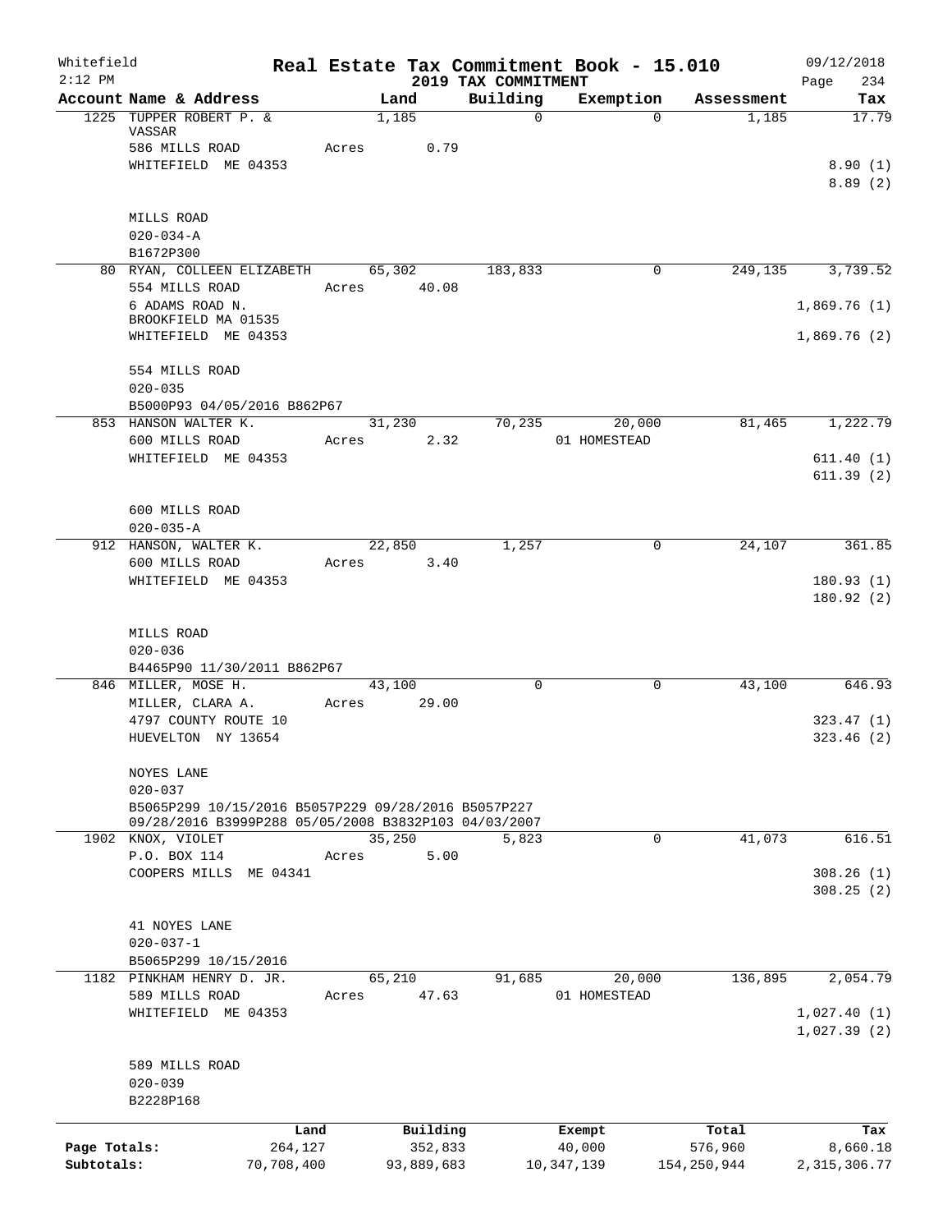Whitefield 2:12 PM

# Real Estate Tax Commitment Book - 15.010
## 2019 TAX COMMITMENT

09/12/2018 Page 234

| Account Name & Address | Land | Building | Exemption | Assessment | Tax |
|---|---|---|---|---|---|
| 1225 TUPPER ROBERT P. & VASSAR | 1,185 | 0 | 0 | 1,185 | 17.79 |
| 586 MILLS ROAD | Acres 0.79 | | | | |
| WHITEFIELD ME 04353 | | | | | 8.90 (1) |
| | | | | | 8.89 (2) |
| MILLS ROAD | | | | | |
| 020-034-A | | | | | |
| B1672P300 | | | | | |
| 80 RYAN, COLLEEN ELIZABETH | 65,302 | 183,833 | 0 | 249,135 | 3,739.52 |
| 554 MILLS ROAD | Acres 40.08 | | | | |
| 6 ADAMS ROAD N. | | | | | 1,869.76 (1) |
| BROOKFIELD MA 01535 | | | | | |
| WHITEFIELD ME 04353 | | | | | 1,869.76 (2) |
| 554 MILLS ROAD | | | | | |
| 020-035 | | | | | |
| B5000P93 04/05/2016 B862P67 | | | | | |
| 853 HANSON WALTER K. | 31,230 | 70,235 | 20,000 | 81,465 | 1,222.79 |
| 600 MILLS ROAD | Acres 2.32 | | 01 HOMESTEAD | | |
| WHITEFIELD ME 04353 | | | | | 611.40 (1) |
| | | | | | 611.39 (2) |
| 600 MILLS ROAD | | | | | |
| 020-035-A | | | | | |
| 912 HANSON, WALTER K. | 22,850 | 1,257 | 0 | 24,107 | 361.85 |
| 600 MILLS ROAD | Acres 3.40 | | | | |
| WHITEFIELD ME 04353 | | | | | 180.93 (1) |
| | | | | | 180.92 (2) |
| MILLS ROAD | | | | | |
| 020-036 | | | | | |
| B4465P90 11/30/2011 B862P67 | | | | | |
| 846 MILLER, MOSE H. | 43,100 | 0 | 0 | 43,100 | 646.93 |
| MILLER, CLARA A. | Acres 29.00 | | | | |
| 4797 COUNTY ROUTE 10 | | | | | 323.47 (1) |
| HUEVELTON NY 13654 | | | | | 323.46 (2) |
| NOYES LANE | | | | | |
| 020-037 | | | | | |
| B5065P299 10/15/2016 B5057P229 09/28/2016 B5057P227 09/28/2016 B3999P288 05/05/2008 B3832P103 04/03/2007 | | | | | |
| 1902 KNOX, VIOLET | 35,250 | 5,823 | 0 | 41,073 | 616.51 |
| P.O. BOX 114 | Acres 5.00 | | | | |
| COOPERS MILLS ME 04341 | | | | | 308.26 (1) |
| | | | | | 308.25 (2) |
| 41 NOYES LANE | | | | | |
| 020-037-1 | | | | | |
| B5065P299 10/15/2016 | | | | | |
| 1182 PINKHAM HENRY D. JR. | 65,210 | 91,685 | 20,000 | 136,895 | 2,054.79 |
| 589 MILLS ROAD | Acres 47.63 | | 01 HOMESTEAD | | |
| WHITEFIELD ME 04353 | | | | | 1,027.40 (1) |
| | | | | | 1,027.39 (2) |
| 589 MILLS ROAD | | | | | |
| 020-039 | | | | | |
| B2228P168 | | | | | |

| | Land | Building | Exempt | Total | Tax |
|---|---|---|---|---|---|
| Page Totals: | 264,127 | 352,833 | 40,000 | 576,960 | 8,660.18 |
| Subtotals: | 70,708,400 | 93,889,683 | 10,347,139 | 154,250,944 | 2,315,306.77 |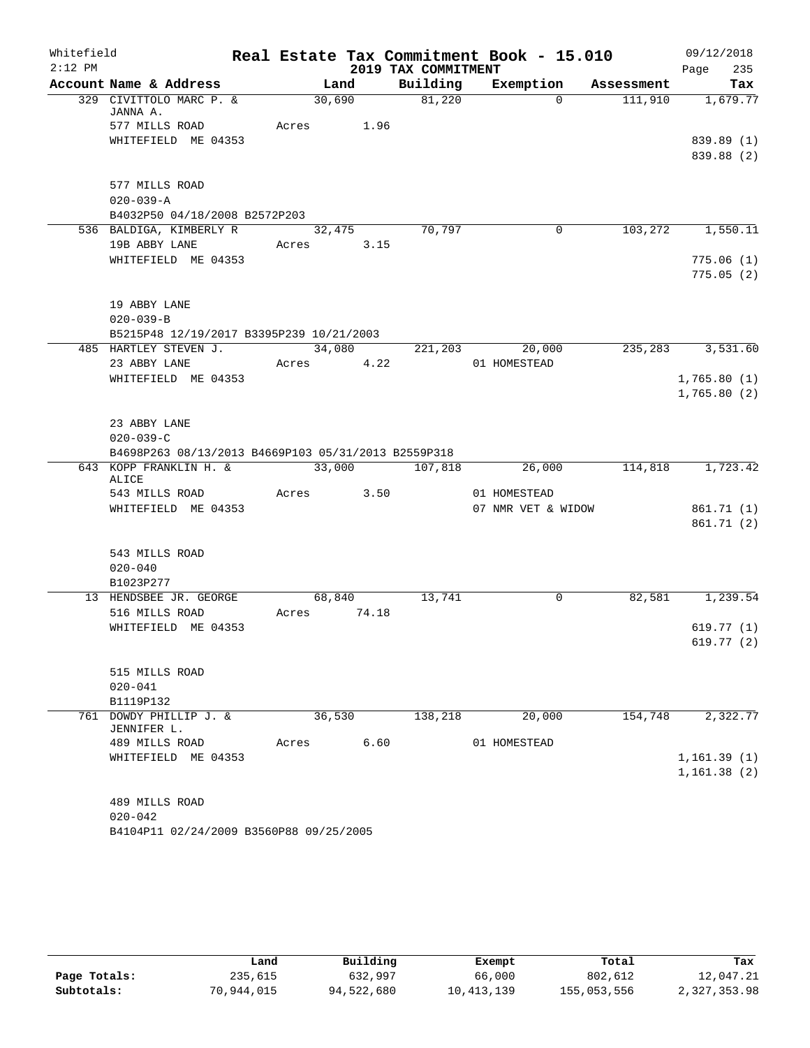Whitefield
2:12 PM

# Real Estate Tax Commitment Book - 15.010

## 2019 TAX COMMITMENT

09/12/2018
Page 235

| Account Name & Address | Land | Building | Exemption | Assessment | Tax |
|---|---|---|---|---|---|
| 329 CIVITTOLO MARC P. & JANNA A. | 30,690 | 81,220 | 0 | 111,910 | 1,679.77 |
| 577 MILLS ROAD | Acres 1.96 | | | | |
| WHITEFIELD ME 04353 | | | | | 839.89 (1) |
| | | | | | 839.88 (2) |
| 577 MILLS ROAD | | | | | |
| 020-039-A | | | | | |
| B4032P50 04/18/2008 B2572P203 | | | | | |
| 536 BALDIGA, KIMBERLY R | 32,475 | 70,797 | 0 | 103,272 | 1,550.11 |
| 19B ABBY LANE | Acres 3.15 | | | | |
| WHITEFIELD ME 04353 | | | | | 775.06 (1) |
| | | | | | 775.05 (2) |
| 19 ABBY LANE | | | | | |
| 020-039-B | | | | | |
| B5215P48 12/19/2017 B3395P239 10/21/2003 | | | | | |
| 485 HARTLEY STEVEN J. | 34,080 | 221,203 | 20,000 | 235,283 | 3,531.60 |
| 23 ABBY LANE | Acres 4.22 | | 01 HOMESTEAD | | |
| WHITEFIELD ME 04353 | | | | | 1,765.80 (1) |
| | | | | | 1,765.80 (2) |
| 23 ABBY LANE | | | | | |
| 020-039-C | | | | | |
| B4698P263 08/13/2013 B4669P103 05/31/2013 B2559P318 | | | | | |
| 643 KOPP FRANKLIN H. & ALICE | 33,000 | 107,818 | 26,000 | 114,818 | 1,723.42 |
| 543 MILLS ROAD | Acres 3.50 | | 01 HOMESTEAD | | |
| WHITEFIELD ME 04353 | | | 07 NMR VET & WIDOW | | 861.71 (1) |
| | | | | | 861.71 (2) |
| 543 MILLS ROAD | | | | | |
| 020-040 | | | | | |
| B1023P277 | | | | | |
| 13 HENDSBEE JR. GEORGE | 68,840 | 13,741 | 0 | 82,581 | 1,239.54 |
| 516 MILLS ROAD | Acres 74.18 | | | | |
| WHITEFIELD ME 04353 | | | | | 619.77 (1) |
| | | | | | 619.77 (2) |
| 515 MILLS ROAD | | | | | |
| 020-041 | | | | | |
| B1119P132 | | | | | |
| 761 DOWDY PHILLIP J. & JENNIFER L. | 36,530 | 138,218 | 20,000 | 154,748 | 2,322.77 |
| 489 MILLS ROAD | Acres 6.60 | | 01 HOMESTEAD | | |
| WHITEFIELD ME 04353 | | | | | 1,161.39 (1) |
| | | | | | 1,161.38 (2) |
| 489 MILLS ROAD | | | | | |
| 020-042 | | | | | |
| B4104P11 02/24/2009 B3560P88 09/25/2005 | | | | | |

| | Land | Building | Exempt | Total | Tax |
|---|---|---|---|---|---|
| Page Totals: | 235,615 | 632,997 | 66,000 | 802,612 | 12,047.21 |
| Subtotals: | 70,944,015 | 94,522,680 | 10,413,139 | 155,053,556 | 2,327,353.98 |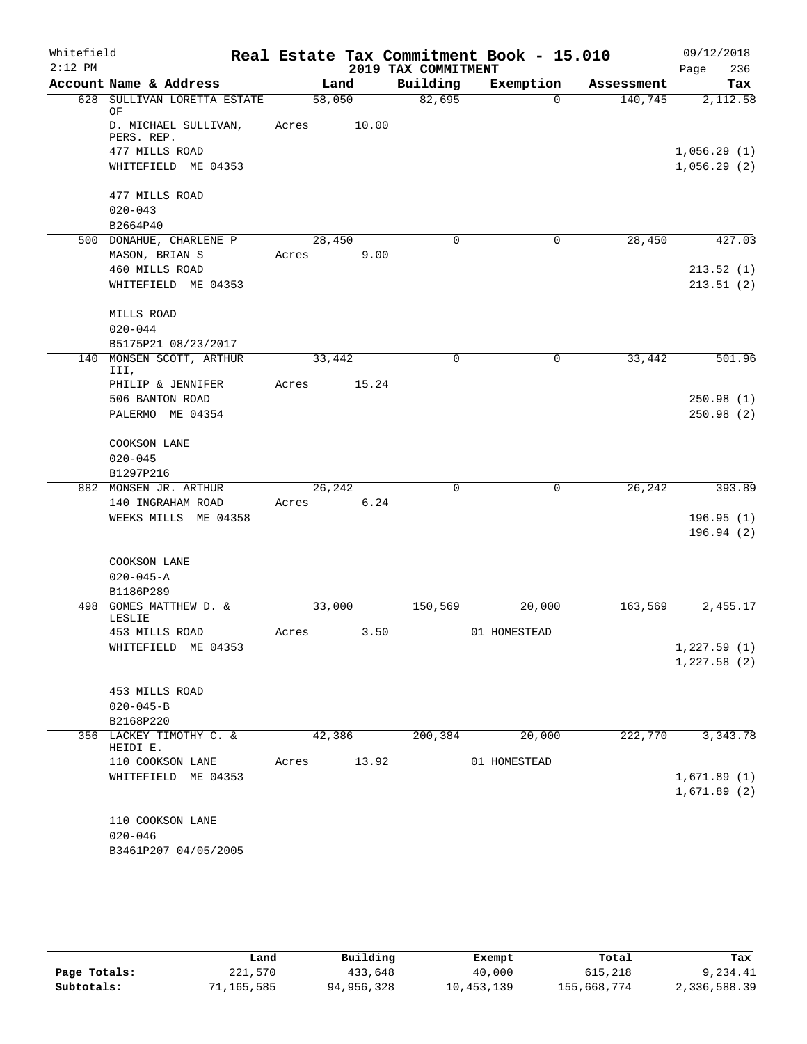Whitefield 2:12 PM — Real Estate Tax Commitment Book - 15.010 — 2019 TAX COMMITMENT — 09/12/2018

| Account Name & Address | Land | Building | Exemption | Assessment | Tax |
|---|---|---|---|---|---|
| 628 SULLIVAN LORETTA ESTATE OF | 58,050 | 82,695 | 0 | 140,745 | 2,112.58 |
| D. MICHAEL SULLIVAN, PERS. REP. | Acres 10.00 | | | | |
| 477 MILLS ROAD | | | | | 1,056.29 (1) |
| WHITEFIELD ME 04353 | | | | | 1,056.29 (2) |
| 477 MILLS ROAD | | | | | |
| 020-043 | | | | | |
| B2664P40 | | | | | |
| 500 DONAHUE, CHARLENE P | 28,450 | 0 | 0 | 28,450 | 427.03 |
| MASON, BRIAN S | Acres 9.00 | | | | |
| 460 MILLS ROAD | | | | | 213.52 (1) |
| WHITEFIELD ME 04353 | | | | | 213.51 (2) |
| MILLS ROAD | | | | | |
| 020-044 | | | | | |
| B5175P21 08/23/2017 | | | | | |
| 140 MONSEN SCOTT, ARTHUR III, | 33,442 | 0 | 0 | 33,442 | 501.96 |
| PHILIP & JENNIFER | Acres 15.24 | | | | |
| 506 BANTON ROAD | | | | | 250.98 (1) |
| PALERMO ME 04354 | | | | | 250.98 (2) |
| COOKSON LANE | | | | | |
| 020-045 | | | | | |
| B1297P216 | | | | | |
| 882 MONSEN JR. ARTHUR | 26,242 | 0 | 0 | 26,242 | 393.89 |
| 140 INGRAHAM ROAD | Acres 6.24 | | | | |
| WEEKS MILLS ME 04358 | | | | | 196.95 (1) |
| | | | | | 196.94 (2) |
| COOKSON LANE | | | | | |
| 020-045-A | | | | | |
| B1186P289 | | | | | |
| 498 GOMES MATTHEW D. & LESLIE | 33,000 | 150,569 | 20,000 | 163,569 | 2,455.17 |
| 453 MILLS ROAD | Acres 3.50 | | 01 HOMESTEAD | | |
| WHITEFIELD ME 04353 | | | | | 1,227.59 (1) |
| | | | | | 1,227.58 (2) |
| 453 MILLS ROAD | | | | | |
| 020-045-B | | | | | |
| B2168P220 | | | | | |
| 356 LACKEY TIMOTHY C. & HEIDI E. | 42,386 | 200,384 | 20,000 | 222,770 | 3,343.78 |
| 110 COOKSON LANE | Acres 13.92 | | 01 HOMESTEAD | | |
| WHITEFIELD ME 04353 | | | | | 1,671.89 (1) |
| | | | | | 1,671.89 (2) |
| 110 COOKSON LANE | | | | | |
| 020-046 | | | | | |
| B3461P207 04/05/2005 | | | | | |

| | Land | Building | Exempt | Total | Tax |
|---|---|---|---|---|---|
| Page Totals: | 221,570 | 433,648 | 40,000 | 615,218 | 9,234.41 |
| Subtotals: | 71,165,585 | 94,956,328 | 10,453,139 | 155,668,774 | 2,336,588.39 |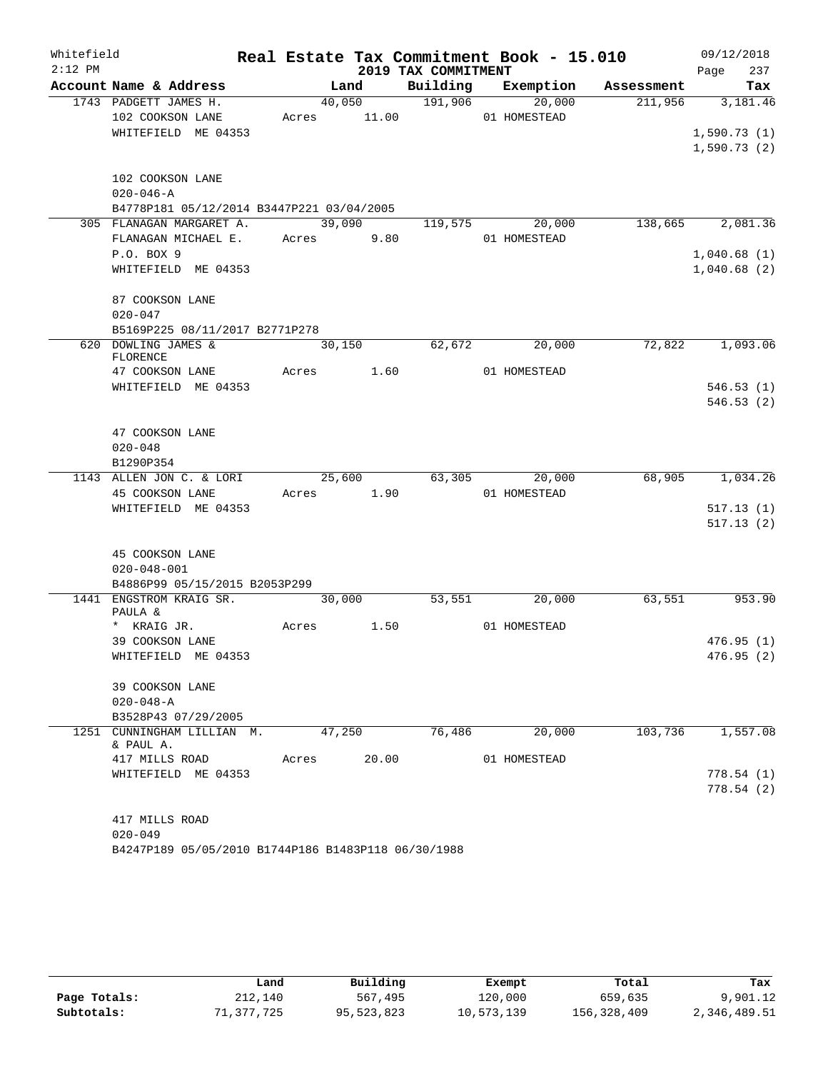Whitefield 2:12 PM

# Real Estate Tax Commitment Book - 15.010

## 2019 TAX COMMITMENT

09/12/2018 Page 237

| Account Name & Address | Land | Building | Exemption | Assessment | Tax |
|---|---|---|---|---|---|
| 1743 PADGETT JAMES H. | 40,050 | 191,906 | 20,000 | 211,956 | 3,181.46 |
| 102 COOKSON LANE | Acres 11.00 | | 01 HOMESTEAD | | |
| WHITEFIELD ME 04353 | | | | | 1,590.73 (1) |
| | | | | | 1,590.73 (2) |
| 102 COOKSON LANE | | | | | |
| 020-046-A | | | | | |
| B4778P181 05/12/2014 B3447P221 03/04/2005 | | | | | |
| 305 FLANAGAN MARGARET A. | 39,090 | 119,575 | 20,000 | 138,665 | 2,081.36 |
| FLANAGAN MICHAEL E. | Acres 9.80 | | 01 HOMESTEAD | | |
| P.O. BOX 9 | | | | | 1,040.68 (1) |
| WHITEFIELD ME 04353 | | | | | 1,040.68 (2) |
| 87 COOKSON LANE | | | | | |
| 020-047 | | | | | |
| B5169P225 08/11/2017 B2771P278 | | | | | |
| 620 DOWLING JAMES & FLORENCE | 30,150 | 62,672 | 20,000 | 72,822 | 1,093.06 |
| 47 COOKSON LANE | Acres 1.60 | | 01 HOMESTEAD | | |
| WHITEFIELD ME 04353 | | | | | 546.53 (1) |
| | | | | | 546.53 (2) |
| 47 COOKSON LANE | | | | | |
| 020-048 | | | | | |
| B1290P354 | | | | | |
| 1143 ALLEN JON C. & LORI | 25,600 | 63,305 | 20,000 | 68,905 | 1,034.26 |
| 45 COOKSON LANE | Acres 1.90 | | 01 HOMESTEAD | | |
| WHITEFIELD ME 04353 | | | | | 517.13 (1) |
| | | | | | 517.13 (2) |
| 45 COOKSON LANE | | | | | |
| 020-048-001 | | | | | |
| B4886P99 05/15/2015 B2053P299 | | | | | |
| 1441 ENGSTROM KRAIG SR. PAULA & | 30,000 | 53,551 | 20,000 | 63,551 | 953.90 |
| * KRAIG JR. | Acres 1.50 | | 01 HOMESTEAD | | |
| 39 COOKSON LANE | | | | | 476.95 (1) |
| WHITEFIELD ME 04353 | | | | | 476.95 (2) |
| 39 COOKSON LANE | | | | | |
| 020-048-A | | | | | |
| B3528P43 07/29/2005 | | | | | |
| 1251 CUNNINGHAM LILLIAN M. & PAUL A. | 47,250 | 76,486 | 20,000 | 103,736 | 1,557.08 |
| 417 MILLS ROAD | Acres 20.00 | | 01 HOMESTEAD | | |
| WHITEFIELD ME 04353 | | | | | 778.54 (1) |
| | | | | | 778.54 (2) |
| 417 MILLS ROAD | | | | | |
| 020-049 | | | | | |
| B4247P189 05/05/2010 B1744P186 B1483P118 06/30/1988 | | | | | |

| | Land | Building | Exempt | Total | Tax |
|---|---|---|---|---|---|
| Page Totals: | 212,140 | 567,495 | 120,000 | 659,635 | 9,901.12 |
| Subtotals: | 71,377,725 | 95,523,823 | 10,573,139 | 156,328,409 | 2,346,489.51 |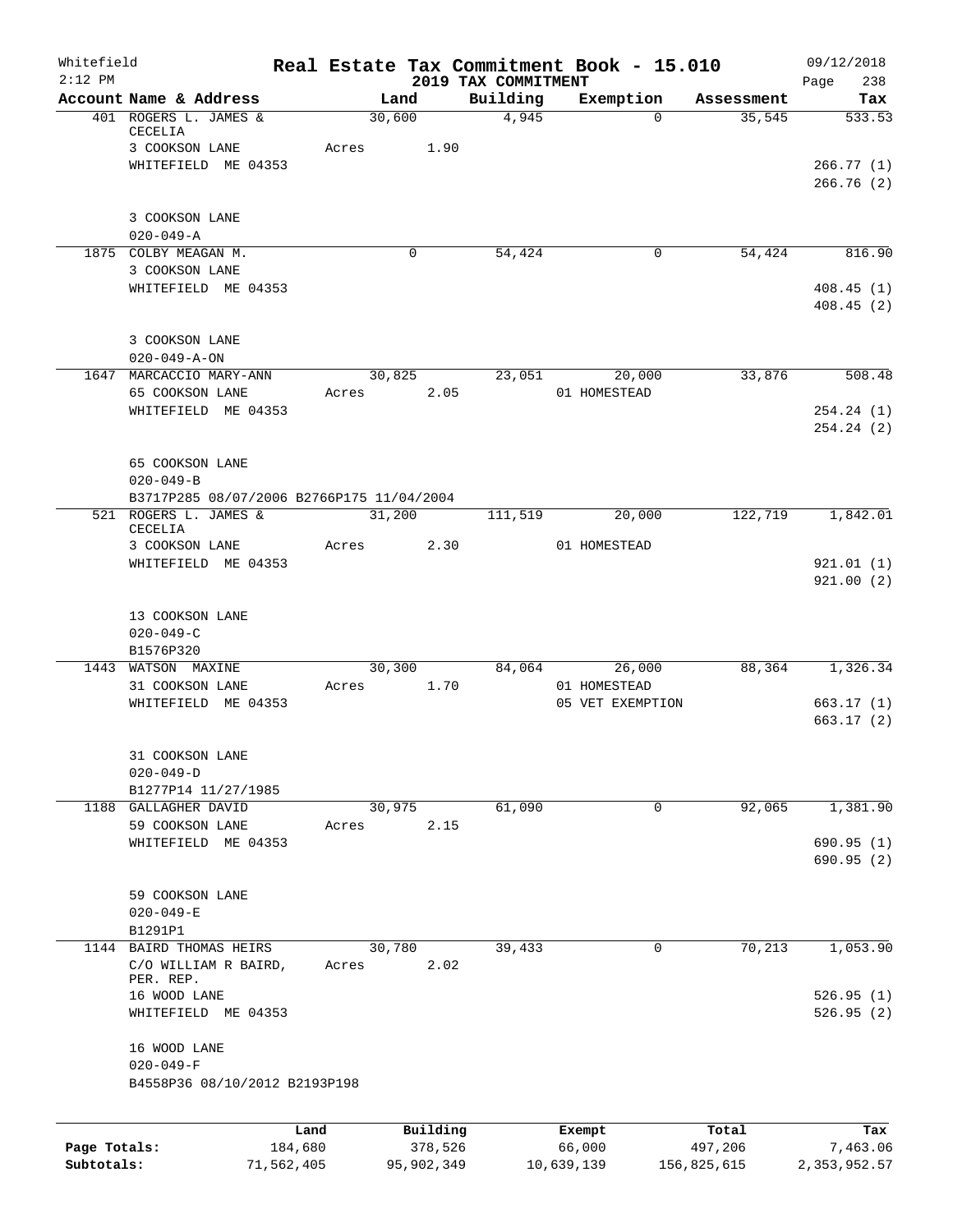Whitefield
2:12 PM

# Real Estate Tax Commitment Book - 15.010

## 2019 TAX COMMITMENT

09/12/2018
Page 238

| Account Name & Address | Land | Building | Exemption | Assessment | Tax |
|---|---|---|---|---|---|
| 401 ROGERS L. JAMES & CECELIA | 30,600 | 4,945 | 0 | 35,545 | 533.53 |
| 3 COOKSON LANE | Acres 1.90 | | | | |
| WHITEFIELD ME 04353 | | | | | 266.77 (1) |
| | | | | | 266.76 (2) |
| 3 COOKSON LANE | | | | | |
| 020-049-A | | | | | |
| 1875 COLBY MEAGAN M. | 0 | 54,424 | 0 | 54,424 | 816.90 |
| 3 COOKSON LANE | | | | | |
| WHITEFIELD ME 04353 | | | | | 408.45 (1) |
| | | | | | 408.45 (2) |
| 3 COOKSON LANE | | | | | |
| 020-049-A-ON | | | | | |
| 1647 MARCACCIO MARY-ANN | 30,825 | 23,051 | 20,000 | 33,876 | 508.48 |
| 65 COOKSON LANE | Acres 2.05 | | 01 HOMESTEAD | | |
| WHITEFIELD ME 04353 | | | | | 254.24 (1) |
| | | | | | 254.24 (2) |
| 65 COOKSON LANE | | | | | |
| 020-049-B | | | | | |
| B3717P285 08/07/2006 B2766P175 11/04/2004 | | | | | |
| 521 ROGERS L. JAMES & CECELIA | 31,200 | 111,519 | 20,000 | 122,719 | 1,842.01 |
| 3 COOKSON LANE | Acres 2.30 | | 01 HOMESTEAD | | |
| WHITEFIELD ME 04353 | | | | | 921.01 (1) |
| | | | | | 921.00 (2) |
| 13 COOKSON LANE | | | | | |
| 020-049-C | | | | | |
| B1576P320 | | | | | |
| 1443 WATSON MAXINE | 30,300 | 84,064 | 26,000 | 88,364 | 1,326.34 |
| 31 COOKSON LANE | Acres 1.70 | | 01 HOMESTEAD | | |
| WHITEFIELD ME 04353 | | | 05 VET EXEMPTION | | 663.17 (1) |
| | | | | | 663.17 (2) |
| 31 COOKSON LANE | | | | | |
| 020-049-D | | | | | |
| B1277P14 11/27/1985 | | | | | |
| 1188 GALLAGHER DAVID | 30,975 | 61,090 | 0 | 92,065 | 1,381.90 |
| 59 COOKSON LANE | Acres 2.15 | | | | |
| WHITEFIELD ME 04353 | | | | | 690.95 (1) |
| | | | | | 690.95 (2) |
| 59 COOKSON LANE | | | | | |
| 020-049-E | | | | | |
| B1291P1 | | | | | |
| 1144 BAIRD THOMAS HEIRS | 30,780 | 39,433 | 0 | 70,213 | 1,053.90 |
| C/O WILLIAM R BAIRD, PER. REP. | Acres 2.02 | | | | |
| 16 WOOD LANE | | | | | 526.95 (1) |
| WHITEFIELD ME 04353 | | | | | 526.95 (2) |
| 16 WOOD LANE | | | | | |
| 020-049-F | | | | | |
| B4558P36 08/10/2012 B2193P198 | | | | | |

| | Land | Building | Exempt | Total | Tax |
|---|---|---|---|---|---|
| Page Totals: | 184,680 | 378,526 | 66,000 | 497,206 | 7,463.06 |
| Subtotals: | 71,562,405 | 95,902,349 | 10,639,139 | 156,825,615 | 2,353,952.57 |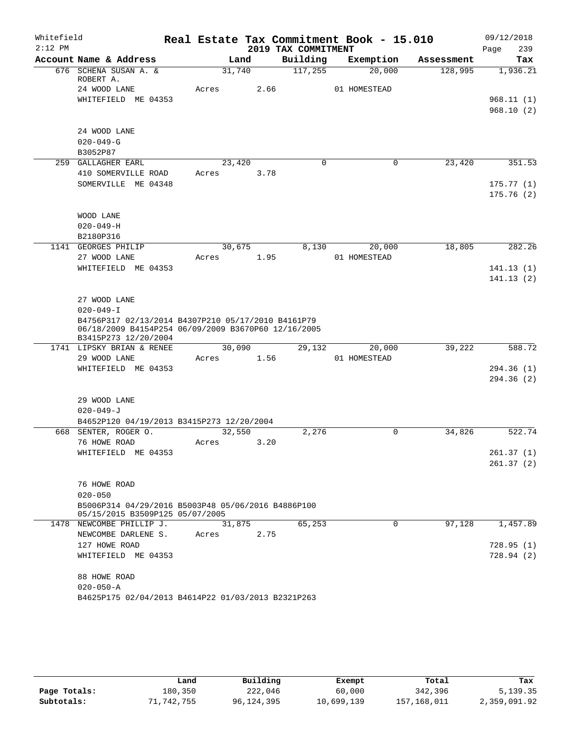Whitefield
2:12 PM

# Real Estate Tax Commitment Book - 15.010
## 2019 TAX COMMITMENT

09/12/2018
Page 239

| Account Name & Address | Land | Building | Exemption | Assessment | Tax |
|---|---|---|---|---|---|
| 676 SCHENA SUSAN A. & ROBERT A. | 31,740 | 117,255 | 20,000 | 128,995 | 1,936.21 |
| 24 WOOD LANE | Acres 2.66 | | 01 HOMESTEAD | | |
| WHITEFIELD ME 04353 | | | | | 968.11 (1) |
| | | | | | 968.10 (2) |
| 24 WOOD LANE | | | | | |
| 020-049-G | | | | | |
| B3052P87 | | | | | |
| 259 GALLAGHER EARL | 23,420 | 0 | 0 | 23,420 | 351.53 |
| 410 SOMERVILLE ROAD | Acres 3.78 | | | | |
| SOMERVILLE ME 04348 | | | | | 175.77 (1) |
| | | | | | 175.76 (2) |
| WOOD LANE | | | | | |
| 020-049-H | | | | | |
| B2180P316 | | | | | |
| 1141 GEORGES PHILIP | 30,675 | 8,130 | 20,000 | 18,805 | 282.26 |
| 27 WOOD LANE | Acres 1.95 | | 01 HOMESTEAD | | |
| WHITEFIELD ME 04353 | | | | | 141.13 (1) |
| | | | | | 141.13 (2) |
| 27 WOOD LANE | | | | | |
| 020-049-I | | | | | |
| B4756P317 02/13/2014 B4307P210 05/17/2010 B4161P79 06/18/2009 B4154P254 06/09/2009 B3670P60 12/16/2005 B3415P273 12/20/2004 | | | | | |
| 1741 LIPSKY BRIAN & RENEE | 30,090 | 29,132 | 20,000 | 39,222 | 588.72 |
| 29 WOOD LANE | Acres 1.56 | | 01 HOMESTEAD | | |
| WHITEFIELD ME 04353 | | | | | 294.36 (1) |
| | | | | | 294.36 (2) |
| 29 WOOD LANE | | | | | |
| 020-049-J | | | | | |
| B4652P120 04/19/2013 B3415P273 12/20/2004 | | | | | |
| 668 SENTER, ROGER O. | 32,550 | 2,276 | 0 | 34,826 | 522.74 |
| 76 HOWE ROAD | Acres 3.20 | | | | |
| WHITEFIELD ME 04353 | | | | | 261.37 (1) |
| | | | | | 261.37 (2) |
| 76 HOWE ROAD | | | | | |
| 020-050 | | | | | |
| B5006P314 04/29/2016 B5003P48 05/06/2016 B4886P100 05/15/2015 B3509P125 05/07/2005 | | | | | |
| 1478 NEWCOMBE PHILLIP J. | 31,875 | 65,253 | 0 | 97,128 | 1,457.89 |
| NEWCOMBE DARLENE S. | Acres 2.75 | | | | |
| 127 HOWE ROAD | | | | | 728.95 (1) |
| WHITEFIELD ME 04353 | | | | | 728.94 (2) |
| 88 HOWE ROAD | | | | | |
| 020-050-A | | | | | |
| B4625P175 02/04/2013 B4614P22 01/03/2013 B2321P263 | | | | | |

| | Land | Building | Exempt | Total | Tax |
|---|---|---|---|---|---|
| Page Totals: | 180,350 | 222,046 | 60,000 | 342,396 | 5,139.35 |
| Subtotals: | 71,742,755 | 96,124,395 | 10,699,139 | 157,168,011 | 2,359,091.92 |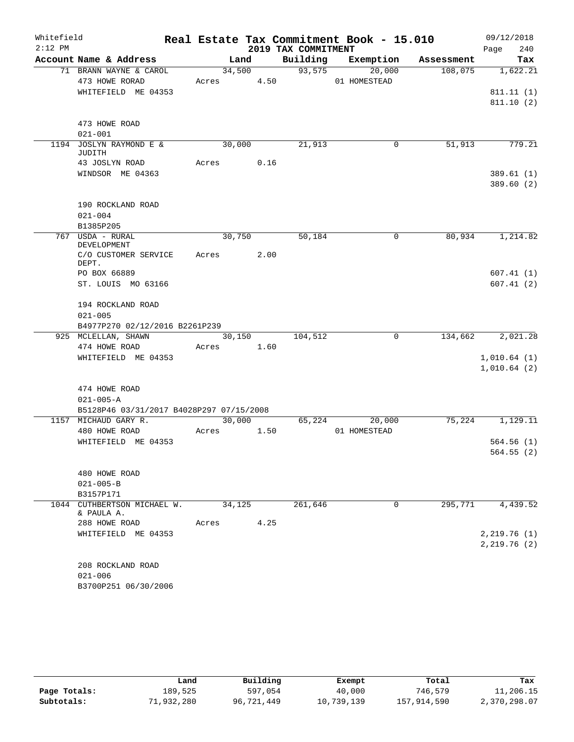Whitefield — Real Estate Tax Commitment Book - 15.010 — 09/12/2018
2:12 PM — 2019 TAX COMMITMENT

| Account Name & Address | Land | Building | Exemption | Assessment | Tax |
|---|---|---|---|---|---|
| 71 BRANN WAYNE & CAROL | 34,500 | 93,575 | 20,000 | 108,075 | 1,622.21 |
| 473 HOWE RORAD | Acres 4.50 | | 01 HOMESTEAD | | |
| WHITEFIELD ME 04353 | | | | | 811.11 (1) |
| | | | | | 811.10 (2) |
| 473 HOWE ROAD | | | | | |
| 021-001 | | | | | |
| 1194 JOSLYN RAYMOND E & JUDITH | 30,000 | 21,913 | 0 | 51,913 | 779.21 |
| 43 JOSLYN ROAD | Acres 0.16 | | | | |
| WINDSOR ME 04363 | | | | | 389.61 (1) |
| | | | | | 389.60 (2) |
| 190 ROCKLAND ROAD | | | | | |
| 021-004 | | | | | |
| B1385P205 | | | | | |
| 767 USDA - RURAL DEVELOPMENT | 30,750 | 50,184 | 0 | 80,934 | 1,214.82 |
| C/O CUSTOMER SERVICE DEPT. | Acres 2.00 | | | | |
| PO BOX 66889 | | | | | 607.41 (1) |
| ST. LOUIS MO 63166 | | | | | 607.41 (2) |
| 194 ROCKLAND ROAD | | | | | |
| 021-005 | | | | | |
| B4977P270 02/12/2016 B2261P239 | | | | | |
| 925 MCLELLAN, SHAWN | 30,150 | 104,512 | 0 | 134,662 | 2,021.28 |
| 474 HOWE ROAD | Acres 1.60 | | | | |
| WHITEFIELD ME 04353 | | | | | 1,010.64 (1) |
| | | | | | 1,010.64 (2) |
| 474 HOWE ROAD | | | | | |
| 021-005-A | | | | | |
| B5128P46 03/31/2017 B4028P297 07/15/2008 | | | | | |
| 1157 MICHAUD GARY R. | 30,000 | 65,224 | 20,000 | 75,224 | 1,129.11 |
| 480 HOWE ROAD | Acres 1.50 | | 01 HOMESTEAD | | |
| WHITEFIELD ME 04353 | | | | | 564.56 (1) |
| | | | | | 564.55 (2) |
| 480 HOWE ROAD | | | | | |
| 021-005-B | | | | | |
| B3157P171 | | | | | |
| 1044 CUTHBERTSON MICHAEL W. & PAULA A. | 34,125 | 261,646 | 0 | 295,771 | 4,439.52 |
| 288 HOWE ROAD | Acres 4.25 | | | | |
| WHITEFIELD ME 04353 | | | | | 2,219.76 (1) |
| | | | | | 2,219.76 (2) |
| 208 ROCKLAND ROAD | | | | | |
| 021-006 | | | | | |
| B3700P251 06/30/2006 | | | | | |

| | Land | Building | Exempt | Total | Tax |
|---|---|---|---|---|---|
| Page Totals: | 189,525 | 597,054 | 40,000 | 746,579 | 11,206.15 |
| Subtotals: | 71,932,280 | 96,721,449 | 10,739,139 | 157,914,590 | 2,370,298.07 |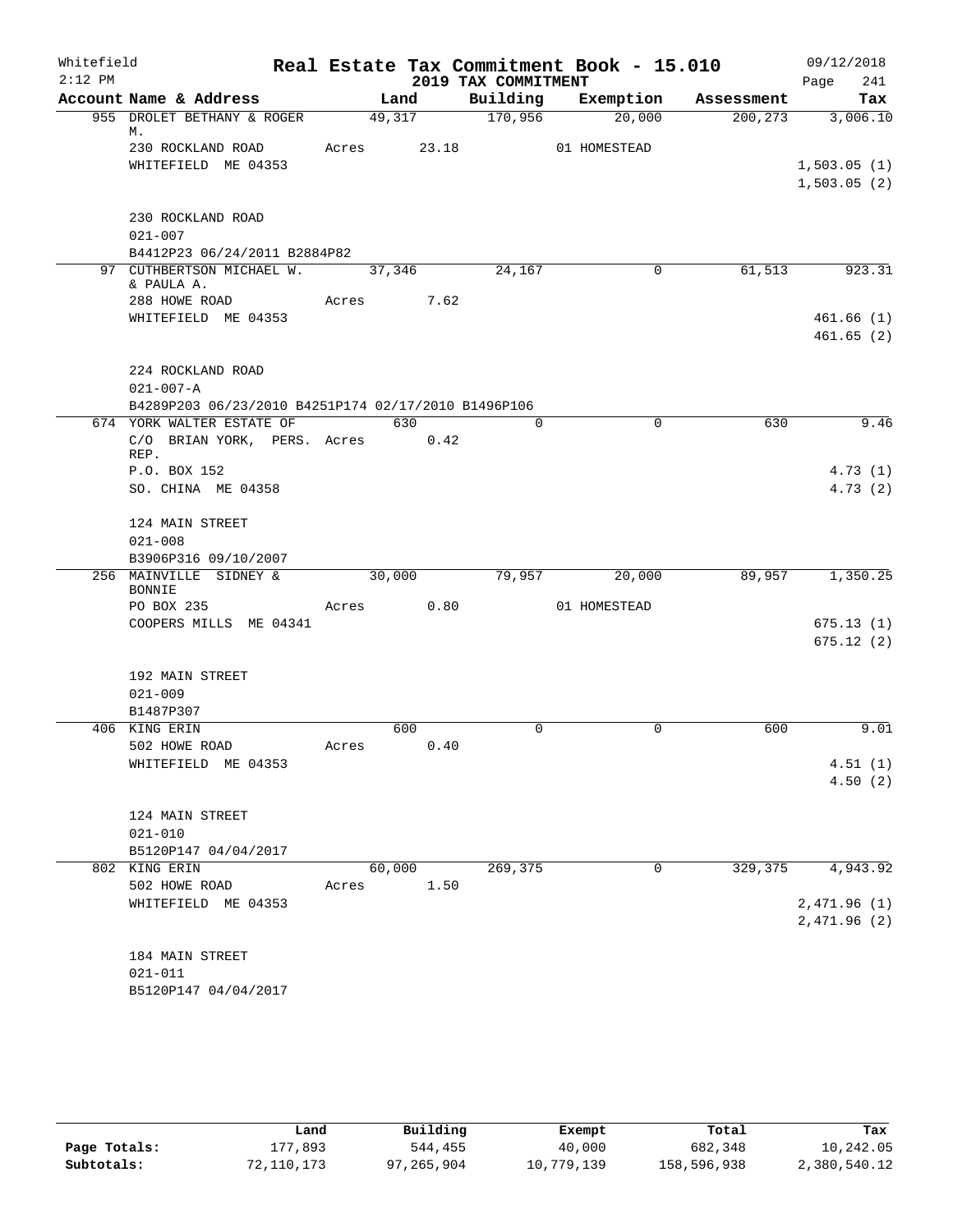Whitefield — Real Estate Tax Commitment Book - 15.010 — 09/12/2018

2:12 PM — 2019 TAX COMMITMENT

| Account Name & Address | Land | Building | Exemption | Assessment | Tax |
|---|---|---|---|---|---|
| 955 DROLET BETHANY & ROGER M. | 49,317 | 170,956 | 20,000 | 200,273 | 3,006.10 |
| 230 ROCKLAND ROAD | Acres 23.18 | | 01 HOMESTEAD | | |
| WHITEFIELD ME 04353 | | | | | 1,503.05 (1) |
| | | | | | 1,503.05 (2) |
| 230 ROCKLAND ROAD | | | | | |
| 021-007 | | | | | |
| B4412P23 06/24/2011 B2884P82 | | | | | |
| 97 CUTHBERTSON MICHAEL W. & PAULA A. | 37,346 | 24,167 | 0 | 61,513 | 923.31 |
| 288 HOWE ROAD | Acres 7.62 | | | | |
| WHITEFIELD ME 04353 | | | | | 461.66 (1) |
| | | | | | 461.65 (2) |
| 224 ROCKLAND ROAD | | | | | |
| 021-007-A | | | | | |
| B4289P203 06/23/2010 B4251P174 02/17/2010 B1496P106 | | | | | |
| 674 YORK WALTER ESTATE OF | 630 | 0 | 0 | 630 | 9.46 |
| C/O BRIAN YORK, PERS. REP. | Acres 0.42 | | | | |
| P.O. BOX 152 | | | | | 4.73 (1) |
| SO. CHINA ME 04358 | | | | | 4.73 (2) |
| 124 MAIN STREET | | | | | |
| 021-008 | | | | | |
| B3906P316 09/10/2007 | | | | | |
| 256 MAINVILLE SIDNEY & BONNIE | 30,000 | 79,957 | 20,000 | 89,957 | 1,350.25 |
| PO BOX 235 | Acres 0.80 | | 01 HOMESTEAD | | |
| COOPERS MILLS ME 04341 | | | | | 675.13 (1) |
| | | | | | 675.12 (2) |
| 192 MAIN STREET | | | | | |
| 021-009 | | | | | |
| B1487P307 | | | | | |
| 406 KING ERIN | 600 | 0 | 0 | 600 | 9.01 |
| 502 HOWE ROAD | Acres 0.40 | | | | |
| WHITEFIELD ME 04353 | | | | | 4.51 (1) |
| | | | | | 4.50 (2) |
| 124 MAIN STREET | | | | | |
| 021-010 | | | | | |
| B5120P147 04/04/2017 | | | | | |
| 802 KING ERIN | 60,000 | 269,375 | 0 | 329,375 | 4,943.92 |
| 502 HOWE ROAD | Acres 1.50 | | | | |
| WHITEFIELD ME 04353 | | | | | 2,471.96 (1) |
| | | | | | 2,471.96 (2) |
| 184 MAIN STREET | | | | | |
| 021-011 | | | | | |
| B5120P147 04/04/2017 | | | | | |

| | Land | Building | Exempt | Total | Tax |
|---|---|---|---|---|---|
| Page Totals: | 177,893 | 544,455 | 40,000 | 682,348 | 10,242.05 |
| Subtotals: | 72,110,173 | 97,265,904 | 10,779,139 | 158,596,938 | 2,380,540.12 |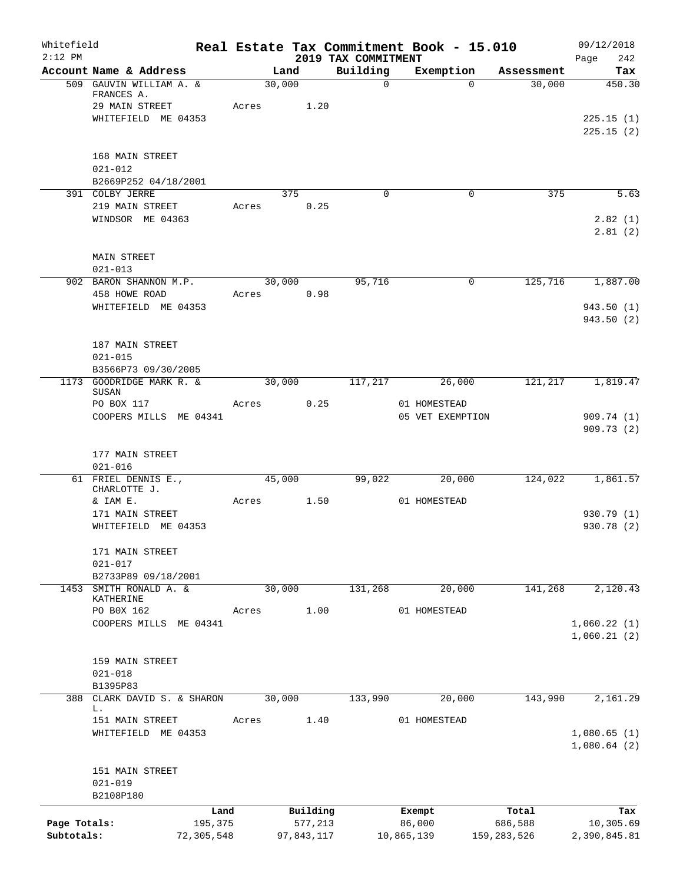Whitefield 2:12 PM

# Real Estate Tax Commitment Book - 15.010

## 2019 TAX COMMITMENT

09/12/2018

| Account Name & Address | Land | Building | Exemption | Assessment | Tax |
|---|---|---|---|---|---|
| 509 GAUVIN WILLIAM A. & FRANCES A. | 30,000 | 0 | 0 | 30,000 | 450.30 |
| 29 MAIN STREET | Acres 1.20 | | | | |
| WHITEFIELD ME 04353 | | | | | 225.15 (1) |
| | | | | | 225.15 (2) |
| 168 MAIN STREET | | | | | |
| 021-012 | | | | | |
| B2669P252 04/18/2001 | | | | | |
| 391 COLBY JERRE | 375 | 0 | 0 | 375 | 5.63 |
| 219 MAIN STREET | Acres 0.25 | | | | |
| WINDSOR ME 04363 | | | | | 2.82 (1) |
| | | | | | 2.81 (2) |
| MAIN STREET | | | | | |
| 021-013 | | | | | |
| 902 BARON SHANNON M.P. | 30,000 | 95,716 | 0 | 125,716 | 1,887.00 |
| 458 HOWE ROAD | Acres 0.98 | | | | |
| WHITEFIELD ME 04353 | | | | | 943.50 (1) |
| | | | | | 943.50 (2) |
| 187 MAIN STREET | | | | | |
| 021-015 | | | | | |
| B3566P73 09/30/2005 | | | | | |
| 1173 GOODRIDGE MARK R. & SUSAN | 30,000 | 117,217 | 26,000 | 121,217 | 1,819.47 |
| PO BOX 117 | Acres 0.25 | | 01 HOMESTEAD | | |
| COOPERS MILLS ME 04341 | | | 05 VET EXEMPTION | | 909.74 (1) |
| | | | | | 909.73 (2) |
| 177 MAIN STREET | | | | | |
| 021-016 | | | | | |
| 61 FRIEL DENNIS E., CHARLOTTE J. | 45,000 | 99,022 | 20,000 | 124,022 | 1,861.57 |
| & IAM E. | Acres 1.50 | | 01 HOMESTEAD | | |
| 171 MAIN STREET | | | | | 930.79 (1) |
| WHITEFIELD ME 04353 | | | | | 930.78 (2) |
| 171 MAIN STREET | | | | | |
| 021-017 | | | | | |
| B2733P89 09/18/2001 | | | | | |
| 1453 SMITH RONALD A. & KATHERINE | 30,000 | 131,268 | 20,000 | 141,268 | 2,120.43 |
| PO B0X 162 | Acres 1.00 | | 01 HOMESTEAD | | |
| COOPERS MILLS ME 04341 | | | | | 1,060.22 (1) |
| | | | | | 1,060.21 (2) |
| 159 MAIN STREET | | | | | |
| 021-018 | | | | | |
| B1395P83 | | | | | |
| 388 CLARK DAVID S. & SHARON L. | 30,000 | 133,990 | 20,000 | 143,990 | 2,161.29 |
| 151 MAIN STREET | Acres 1.40 | | 01 HOMESTEAD | | |
| WHITEFIELD ME 04353 | | | | | 1,080.65 (1) |
| | | | | | 1,080.64 (2) |
| 151 MAIN STREET | | | | | |
| 021-019 | | | | | |
| B2108P180 | | | | | |

| | Land | Building | Exempt | Total | Tax |
|---|---|---|---|---|---|
| Page Totals: | 195,375 | 577,213 | 86,000 | 686,588 | 10,305.69 |
| Subtotals: | 72,305,548 | 97,843,117 | 10,865,139 | 159,283,526 | 2,390,845.81 |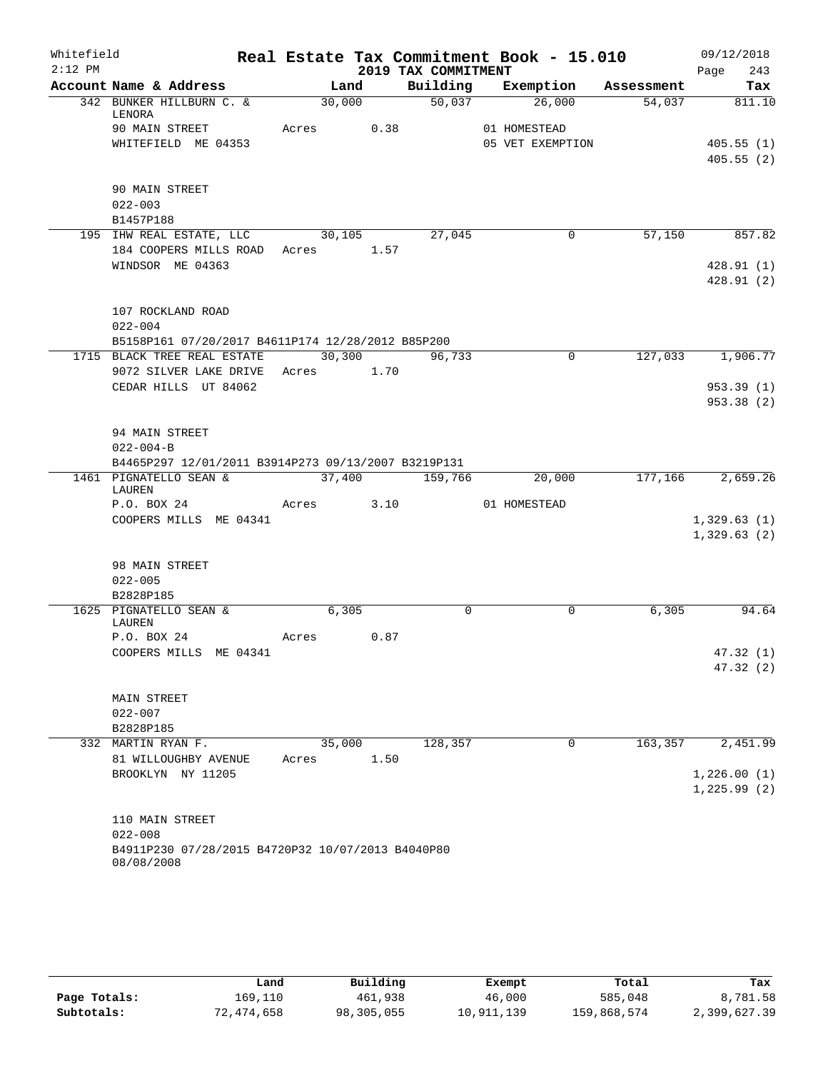Whitefield
2:12 PM

# Real Estate Tax Commitment Book - 15.010

## 2019 TAX COMMITMENT

09/12/2018

| Account Name & Address | Land | Building | Exemption | Assessment | Tax |
|---|---|---|---|---|---|
| 342 BUNKER HILLBURN C. & LENORA | 30,000 | 50,037 | 26,000 | 54,037 | 811.10 |
| 90 MAIN STREET | Acres 0.38 | | 01 HOMESTEAD | | |
| WHITEFIELD ME 04353 | | | 05 VET EXEMPTION | | 405.55 (1) |
| | | | | | 405.55 (2) |
| 90 MAIN STREET | | | | | |
| 022-003 | | | | | |
| B1457P188 | | | | | |
| 195 IHW REAL ESTATE, LLC | 30,105 | 27,045 | 0 | 57,150 | 857.82 |
| 184 COOPERS MILLS ROAD | Acres 1.57 | | | | |
| WINDSOR ME 04363 | | | | | 428.91 (1) |
| | | | | | 428.91 (2) |
| 107 ROCKLAND ROAD | | | | | |
| 022-004 | | | | | |
| B5158P161 07/20/2017 B4611P174 12/28/2012 B85P200 | | | | | |
| 1715 BLACK TREE REAL ESTATE | 30,300 | 96,733 | 0 | 127,033 | 1,906.77 |
| 9072 SILVER LAKE DRIVE | Acres 1.70 | | | | |
| CEDAR HILLS UT 84062 | | | | | 953.39 (1) |
| | | | | | 953.38 (2) |
| 94 MAIN STREET | | | | | |
| 022-004-B | | | | | |
| B4465P297 12/01/2011 B3914P273 09/13/2007 B3219P131 | | | | | |
| 1461 PIGNATELLO SEAN & LAUREN | 37,400 | 159,766 | 20,000 | 177,166 | 2,659.26 |
| P.O. BOX 24 | Acres 3.10 | | 01 HOMESTEAD | | |
| COOPERS MILLS ME 04341 | | | | | 1,329.63 (1) |
| | | | | | 1,329.63 (2) |
| 98 MAIN STREET | | | | | |
| 022-005 | | | | | |
| B2828P185 | | | | | |
| 1625 PIGNATELLO SEAN & LAUREN | 6,305 | 0 | 0 | 6,305 | 94.64 |
| P.O. BOX 24 | Acres 0.87 | | | | |
| COOPERS MILLS ME 04341 | | | | | 47.32 (1) |
| | | | | | 47.32 (2) |
| MAIN STREET | | | | | |
| 022-007 | | | | | |
| B2828P185 | | | | | |
| 332 MARTIN RYAN F. | 35,000 | 128,357 | 0 | 163,357 | 2,451.99 |
| 81 WILLOUGHBY AVENUE | Acres 1.50 | | | | |
| BROOKLYN NY 11205 | | | | | 1,226.00 (1) |
| | | | | | 1,225.99 (2) |
| 110 MAIN STREET | | | | | |
| 022-008 | | | | | |
| B4911P230 07/28/2015 B4720P32 10/07/2013 B4040P80 08/08/2008 | | | | | |

| | Land | Building | Exempt | Total | Tax |
|---|---|---|---|---|---|
| Page Totals: | 169,110 | 461,938 | 46,000 | 585,048 | 8,781.58 |
| Subtotals: | 72,474,658 | 98,305,055 | 10,911,139 | 159,868,574 | 2,399,627.39 |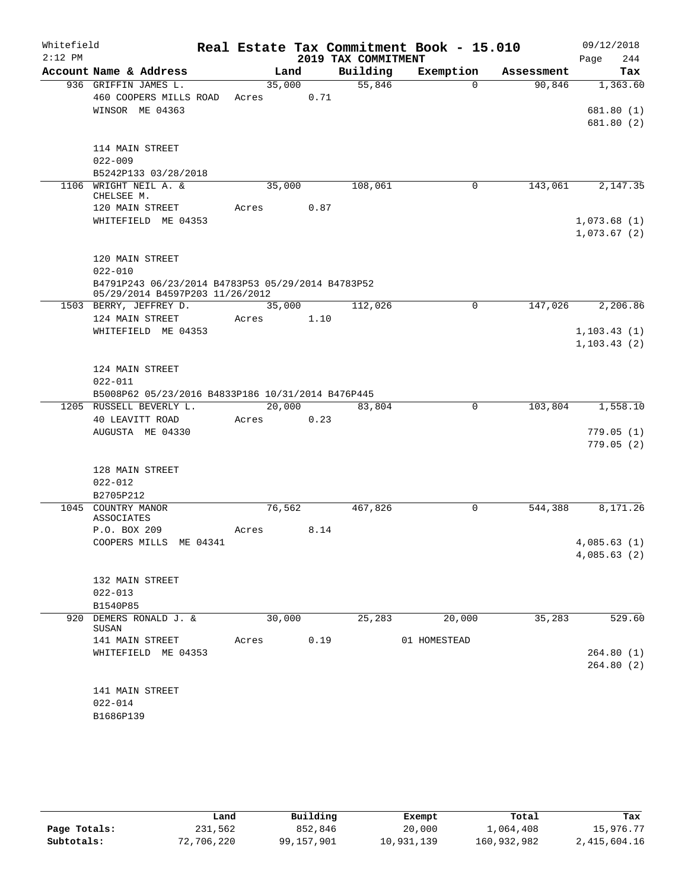Whitefield
2:12 PM

# Real Estate Tax Commitment Book - 15.010

## 2019 TAX COMMITMENT

09/12/2018

| Account Name & Address | Land | Building | Exemption | Assessment | Tax |
|---|---|---|---|---|---|
| 936 GRIFFIN JAMES L. | 35,000 | 55,846 | 0 | 90,846 | 1,363.60 |
| 460 COOPERS MILLS ROAD | Acres 0.71 | | | | |
| WINSOR ME 04363 | | | | | 681.80 (1) |
| | | | | | 681.80 (2) |
| 114 MAIN STREET | | | | | |
| 022-009 | | | | | |
| B5242P133 03/28/2018 | | | | | |
| 1106 WRIGHT NEIL A. & CHELSEE M. | 35,000 | 108,061 | 0 | 143,061 | 2,147.35 |
| 120 MAIN STREET | Acres 0.87 | | | | |
| WHITEFIELD ME 04353 | | | | | 1,073.68 (1) |
| | | | | | 1,073.67 (2) |
| 120 MAIN STREET | | | | | |
| 022-010 | | | | | |
| B4791P243 06/23/2014 B4783P53 05/29/2014 B4783P52 05/29/2014 B4597P203 11/26/2012 | | | | | |
| 1503 BERRY, JEFFREY D. | 35,000 | 112,026 | 0 | 147,026 | 2,206.86 |
| 124 MAIN STREET | Acres 1.10 | | | | |
| WHITEFIELD ME 04353 | | | | | 1,103.43 (1) |
| | | | | | 1,103.43 (2) |
| 124 MAIN STREET | | | | | |
| 022-011 | | | | | |
| B5008P62 05/23/2016 B4833P186 10/31/2014 B476P445 | | | | | |
| 1205 RUSSELL BEVERLY L. | 20,000 | 83,804 | 0 | 103,804 | 1,558.10 |
| 40 LEAVITT ROAD | Acres 0.23 | | | | |
| AUGUSTA ME 04330 | | | | | 779.05 (1) |
| | | | | | 779.05 (2) |
| 128 MAIN STREET | | | | | |
| 022-012 | | | | | |
| B2705P212 | | | | | |
| 1045 COUNTRY MANOR ASSOCIATES | 76,562 | 467,826 | 0 | 544,388 | 8,171.26 |
| P.O. BOX 209 | Acres 8.14 | | | | |
| COOPERS MILLS ME 04341 | | | | | 4,085.63 (1) |
| | | | | | 4,085.63 (2) |
| 132 MAIN STREET | | | | | |
| 022-013 | | | | | |
| B1540P85 | | | | | |
| 920 DEMERS RONALD J. & SUSAN | 30,000 | 25,283 | 20,000 | 35,283 | 529.60 |
| 141 MAIN STREET | Acres 0.19 | | 01 HOMESTEAD | | |
| WHITEFIELD ME 04353 | | | | | 264.80 (1) |
| | | | | | 264.80 (2) |
| 141 MAIN STREET | | | | | |
| 022-014 | | | | | |
| B1686P139 | | | | | |

| | Land | Building | Exempt | Total | Tax |
|---|---|---|---|---|---|
| Page Totals: | 231,562 | 852,846 | 20,000 | 1,064,408 | 15,976.77 |
| Subtotals: | 72,706,220 | 99,157,901 | 10,931,139 | 160,932,982 | 2,415,604.16 |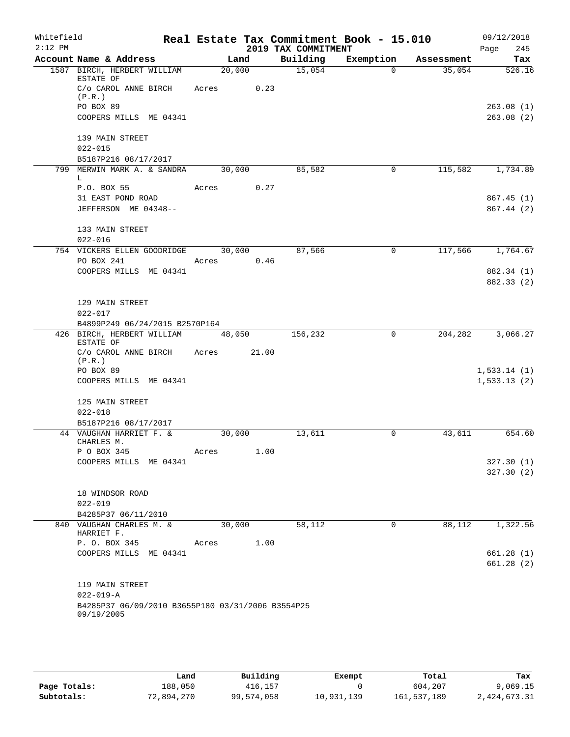Whitefield 2:12 PM

# Real Estate Tax Commitment Book - 15.010

## 2019 TAX COMMITMENT

09/12/2018 Page 245

| Account Name & Address | Land | Building | Exemption | Assessment | Tax |
|---|---|---|---|---|---|
| 1587 BIRCH, HERBERT WILLIAM ESTATE OF | 20,000 | 15,054 | 0 | 35,054 | 526.16 |
| C/o CAROL ANNE BIRCH (P.R.) | Acres 0.23 | | | | |
| PO BOX 89 | | | | | 263.08 (1) |
| COOPERS MILLS ME 04341 | | | | | 263.08 (2) |
| 139 MAIN STREET | | | | | |
| 022-015 | | | | | |
| B5187P216 08/17/2017 | | | | | |
| 799 MERWIN MARK A. & SANDRA L | 30,000 | 85,582 | 0 | 115,582 | 1,734.89 |
| P.O. BOX 55 | Acres 0.27 | | | | |
| 31 EAST POND ROAD | | | | | 867.45 (1) |
| JEFFERSON ME 04348-- | | | | | 867.44 (2) |
| 133 MAIN STREET | | | | | |
| 022-016 | | | | | |
| 754 VICKERS ELLEN GOODRIDGE | 30,000 | 87,566 | 0 | 117,566 | 1,764.67 |
| PO BOX 241 | Acres 0.46 | | | | |
| COOPERS MILLS ME 04341 | | | | | 882.34 (1) |
| | | | | | 882.33 (2) |
| 129 MAIN STREET | | | | | |
| 022-017 | | | | | |
| B4899P249 06/24/2015 B2570P164 | | | | | |
| 426 BIRCH, HERBERT WILLIAM ESTATE OF | 48,050 | 156,232 | 0 | 204,282 | 3,066.27 |
| C/o CAROL ANNE BIRCH (P.R.) | Acres 21.00 | | | | |
| PO BOX 89 | | | | | 1,533.14 (1) |
| COOPERS MILLS ME 04341 | | | | | 1,533.13 (2) |
| 125 MAIN STREET | | | | | |
| 022-018 | | | | | |
| B5187P216 08/17/2017 | | | | | |
| 44 VAUGHAN HARRIET F. & CHARLES M. | 30,000 | 13,611 | 0 | 43,611 | 654.60 |
| P O BOX 345 | Acres 1.00 | | | | |
| COOPERS MILLS ME 04341 | | | | | 327.30 (1) |
| | | | | | 327.30 (2) |
| 18 WINDSOR ROAD | | | | | |
| 022-019 | | | | | |
| B4285P37 06/11/2010 | | | | | |
| 840 VAUGHAN CHARLES M. & HARRIET F. | 30,000 | 58,112 | 0 | 88,112 | 1,322.56 |
| P. O. BOX 345 | Acres 1.00 | | | | |
| COOPERS MILLS ME 04341 | | | | | 661.28 (1) |
| | | | | | 661.28 (2) |
| 119 MAIN STREET | | | | | |
| 022-019-A | | | | | |
| B4285P37 06/09/2010 B3655P180 03/31/2006 B3554P25 09/19/2005 | | | | | |

| | Land | Building | Exempt | Total | Tax |
|---|---|---|---|---|---|
| Page Totals: | 188,050 | 416,157 | 0 | 604,207 | 9,069.15 |
| Subtotals: | 72,894,270 | 99,574,058 | 10,931,139 | 161,537,189 | 2,424,673.31 |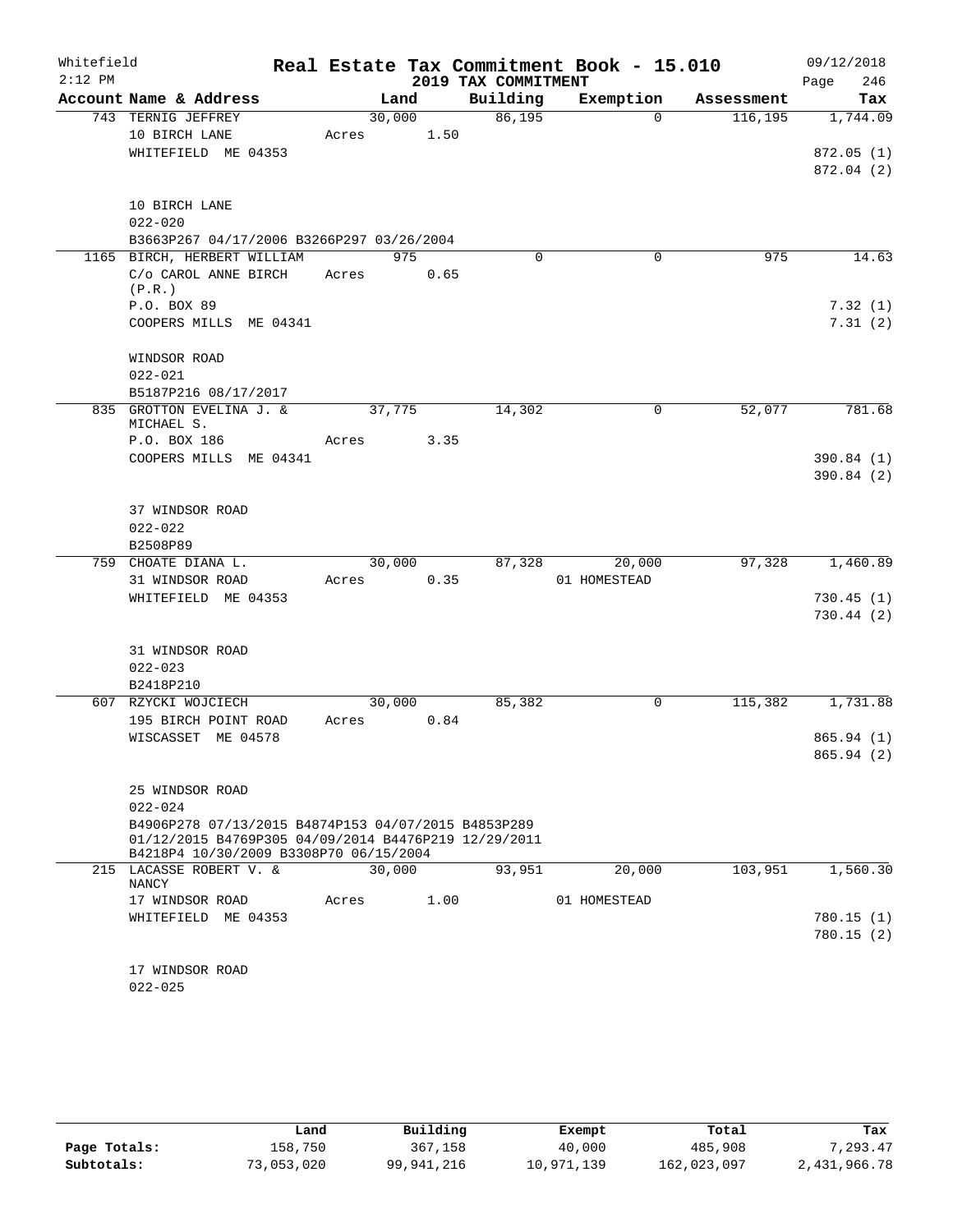# Real Estate Tax Commitment Book - 15.010

Whitefield
2:12 PM

## 2019 TAX COMMITMENT

09/12/2018
Page 246

| Account Name & Address | Land | Building | Exemption | Assessment | Tax |
|---|---|---|---|---|---|
| 743 TERNIG JEFFREY | 30,000 | 86,195 | 0 | 116,195 | 1,744.09 |
| 10 BIRCH LANE | Acres 1.50 | | | | |
| WHITEFIELD ME 04353 | | | | | 872.05 (1) |
| | | | | | 872.04 (2) |
| 10 BIRCH LANE | | | | | |
| 022-020 | | | | | |
| B3663P267 04/17/2006 B3266P297 03/26/2004 | | | | | |
| 1165 BIRCH, HERBERT WILLIAM | 975 | 0 | 0 | 975 | 14.63 |
| C/o CAROL ANNE BIRCH (P.R.) | Acres 0.65 | | | | |
| P.O. BOX 89 | | | | | 7.32 (1) |
| COOPERS MILLS ME 04341 | | | | | 7.31 (2) |
| WINDSOR ROAD | | | | | |
| 022-021 | | | | | |
| B5187P216 08/17/2017 | | | | | |
| 835 GROTTON EVELINA J. & MICHAEL S. | 37,775 | 14,302 | 0 | 52,077 | 781.68 |
| P.O. BOX 186 | Acres 3.35 | | | | |
| COOPERS MILLS ME 04341 | | | | | 390.84 (1) |
| | | | | | 390.84 (2) |
| 37 WINDSOR ROAD | | | | | |
| 022-022 | | | | | |
| B2508P89 | | | | | |
| 759 CHOATE DIANA L. | 30,000 | 87,328 | 20,000 | 97,328 | 1,460.89 |
| 31 WINDSOR ROAD | Acres 0.35 | | 01 HOMESTEAD | | |
| WHITEFIELD ME 04353 | | | | | 730.45 (1) |
| | | | | | 730.44 (2) |
| 31 WINDSOR ROAD | | | | | |
| 022-023 | | | | | |
| B2418P210 | | | | | |
| 607 RZYCKI WOJCIECH | 30,000 | 85,382 | 0 | 115,382 | 1,731.88 |
| 195 BIRCH POINT ROAD | Acres 0.84 | | | | |
| WISCASSET ME 04578 | | | | | 865.94 (1) |
| | | | | | 865.94 (2) |
| 25 WINDSOR ROAD | | | | | |
| 022-024 | | | | | |
| B4906P278 07/13/2015 B4874P153 04/07/2015 B4853P289 01/12/2015 B4769P305 04/09/2014 B4476P219 12/29/2011 B4218P4 10/30/2009 B3308P70 06/15/2004 | | | | | |
| 215 LACASSE ROBERT V. & NANCY | 30,000 | 93,951 | 20,000 | 103,951 | 1,560.30 |
| 17 WINDSOR ROAD | Acres 1.00 | | 01 HOMESTEAD | | |
| WHITEFIELD ME 04353 | | | | | 780.15 (1) |
| | | | | | 780.15 (2) |
| 17 WINDSOR ROAD | | | | | |
| 022-025 | | | | | |

| | Land | Building | Exempt | Total | Tax |
|---|---|---|---|---|---|
| Page Totals: | 158,750 | 367,158 | 40,000 | 485,908 | 7,293.47 |
| Subtotals: | 73,053,020 | 99,941,216 | 10,971,139 | 162,023,097 | 2,431,966.78 |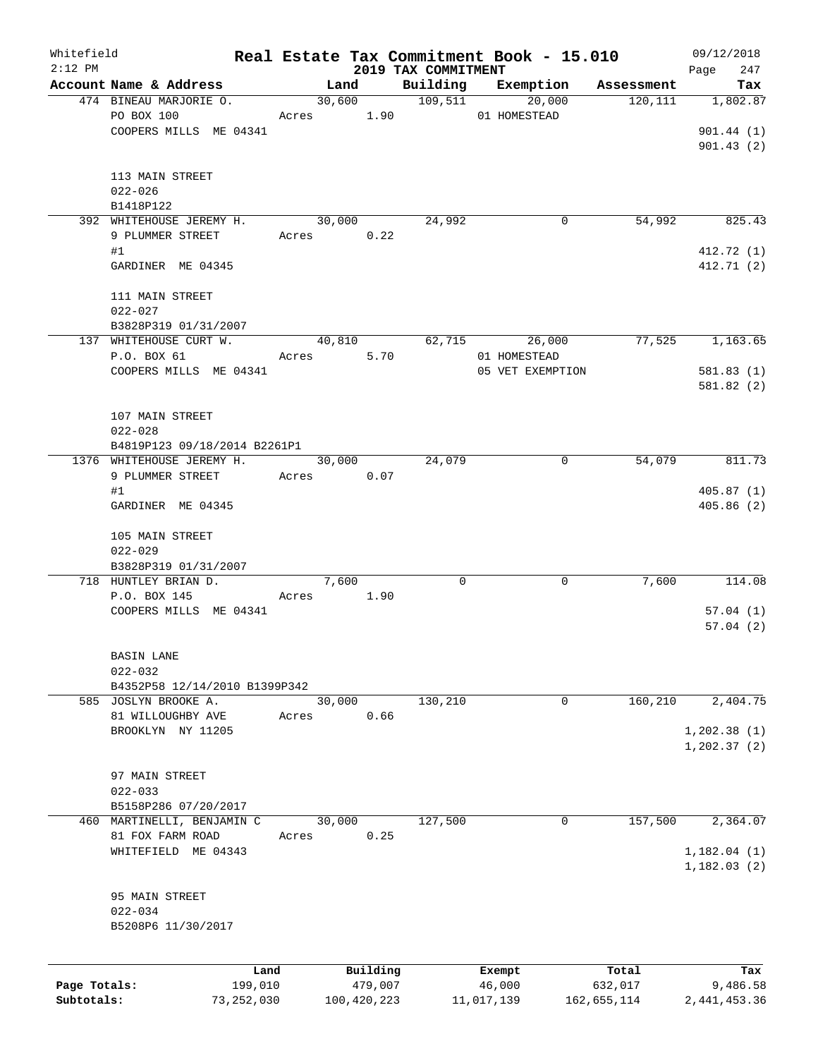Whitefield 2:12 PM

# Real Estate Tax Commitment Book - 15.010

## 2019 TAX COMMITMENT

09/12/2018 Page 247

| Account Name & Address | Land | Building | Exemption | Assessment | Tax |
|---|---|---|---|---|---|
| 474 BINEAU MARJORIE O. | 30,600 | 109,511 | 20,000 | 120,111 | 1,802.87 |
| PO BOX 100 | Acres 1.90 | | 01 HOMESTEAD | | |
| COOPERS MILLS ME 04341 | | | | | 901.44 (1) |
| | | | | | 901.43 (2) |
| 113 MAIN STREET | | | | | |
| 022-026 | | | | | |
| B1418P122 | | | | | |
| 392 WHITEHOUSE JEREMY H. | 30,000 | 24,992 | 0 | 54,992 | 825.43 |
| 9 PLUMMER STREET | Acres 0.22 | | | | |
| #1 | | | | | 412.72 (1) |
| GARDINER ME 04345 | | | | | 412.71 (2) |
| 111 MAIN STREET | | | | | |
| 022-027 | | | | | |
| B3828P319 01/31/2007 | | | | | |
| 137 WHITEHOUSE CURT W. | 40,810 | 62,715 | 26,000 | 77,525 | 1,163.65 |
| P.O. BOX 61 | Acres 5.70 | | 01 HOMESTEAD | | |
| COOPERS MILLS ME 04341 | | | 05 VET EXEMPTION | | 581.83 (1) |
| | | | | | 581.82 (2) |
| 107 MAIN STREET | | | | | |
| 022-028 | | | | | |
| B4819P123 09/18/2014 B2261P1 | | | | | |
| 1376 WHITEHOUSE JEREMY H. | 30,000 | 24,079 | 0 | 54,079 | 811.73 |
| 9 PLUMMER STREET | Acres 0.07 | | | | |
| #1 | | | | | 405.87 (1) |
| GARDINER ME 04345 | | | | | 405.86 (2) |
| 105 MAIN STREET | | | | | |
| 022-029 | | | | | |
| B3828P319 01/31/2007 | | | | | |
| 718 HUNTLEY BRIAN D. | 7,600 | 0 | 0 | 7,600 | 114.08 |
| P.O. BOX 145 | Acres 1.90 | | | | |
| COOPERS MILLS ME 04341 | | | | | 57.04 (1) |
| | | | | | 57.04 (2) |
| BASIN LANE | | | | | |
| 022-032 | | | | | |
| B4352P58 12/14/2010 B1399P342 | | | | | |
| 585 JOSLYN BROOKE A. | 30,000 | 130,210 | 0 | 160,210 | 2,404.75 |
| 81 WILLOUGHBY AVE | Acres 0.66 | | | | |
| BROOKLYN NY 11205 | | | | | 1,202.38 (1) |
| | | | | | 1,202.37 (2) |
| 97 MAIN STREET | | | | | |
| 022-033 | | | | | |
| B5158P286 07/20/2017 | | | | | |
| 460 MARTINELLI, BENJAMIN C | 30,000 | 127,500 | 0 | 157,500 | 2,364.07 |
| 81 FOX FARM ROAD | Acres 0.25 | | | | |
| WHITEFIELD ME 04343 | | | | | 1,182.04 (1) |
| | | | | | 1,182.03 (2) |
| 95 MAIN STREET | | | | | |
| 022-034 | | | | | |
| B5208P6 11/30/2017 | | | | | |

| | Land | Building | Exempt | Total | Tax |
|---|---|---|---|---|---|
| Page Totals: | 199,010 | 479,007 | 46,000 | 632,017 | 9,486.58 |
| Subtotals: | 73,252,030 | 100,420,223 | 11,017,139 | 162,655,114 | 2,441,453.36 |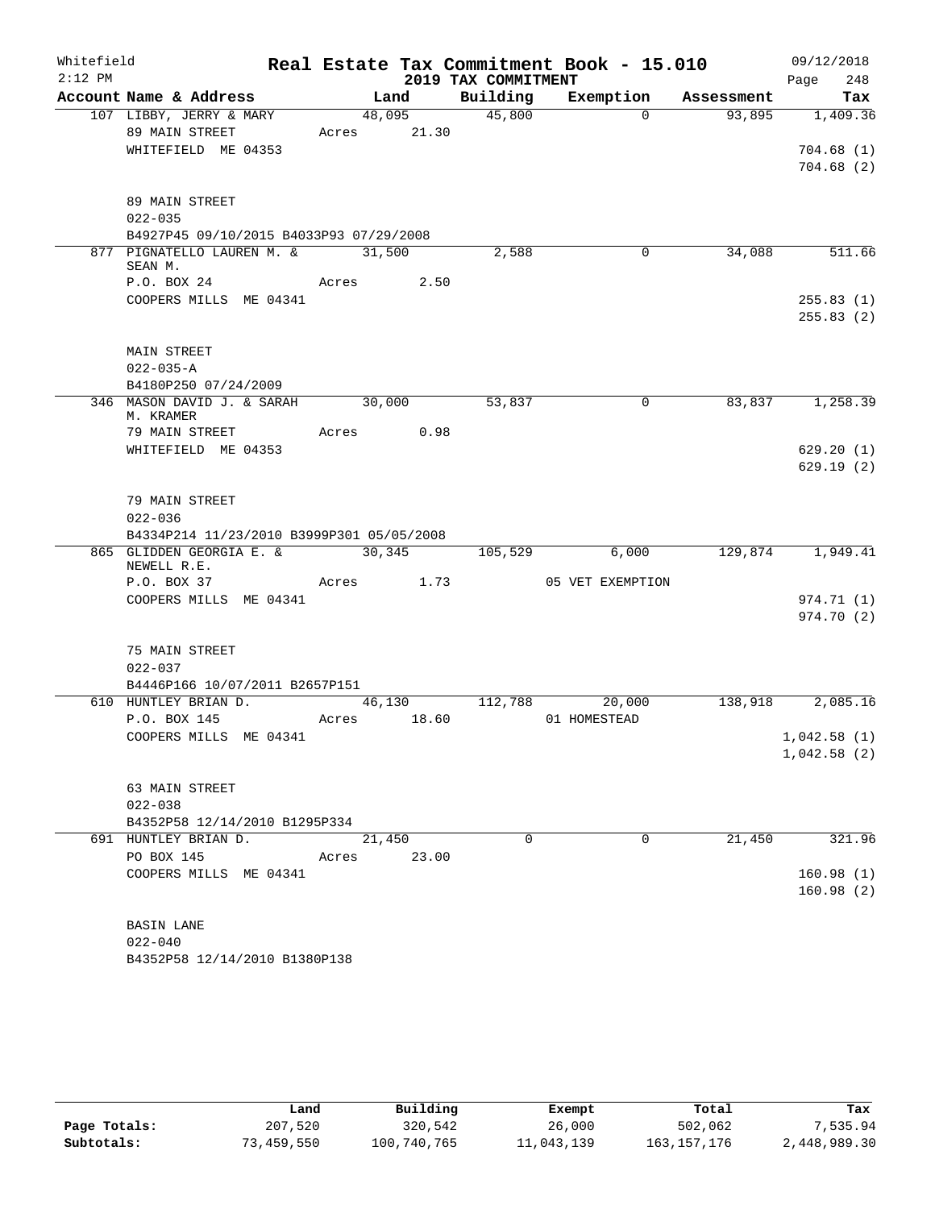Whitefield 2:12 PM

**Real Estate Tax Commitment Book - 15.010**

**2019 TAX COMMITMENT**

09/12/2018 Page 248

| Account Name & Address | Land | Building | Exemption | Assessment | Tax |
|---|---|---|---|---|---|
| 107 LIBBY, JERRY & MARY | 48,095 | 45,800 | 0 | 93,895 | 1,409.36 |
| 89 MAIN STREET | Acres 21.30 | | | | |
| WHITEFIELD ME 04353 | | | | | 704.68 (1) |
| | | | | | 704.68 (2) |
| 89 MAIN STREET | | | | | |
| 022-035 | | | | | |
| B4927P45 09/10/2015 B4033P93 07/29/2008 | | | | | |
| 877 PIGNATELLO LAUREN M. & SEAN M. | 31,500 | 2,588 | 0 | 34,088 | 511.66 |
| P.O. BOX 24 | Acres 2.50 | | | | |
| COOPERS MILLS ME 04341 | | | | | 255.83 (1) |
| | | | | | 255.83 (2) |
| MAIN STREET | | | | | |
| 022-035-A | | | | | |
| B4180P250 07/24/2009 | | | | | |
| 346 MASON DAVID J. & SARAH M. KRAMER | 30,000 | 53,837 | 0 | 83,837 | 1,258.39 |
| 79 MAIN STREET | Acres 0.98 | | | | |
| WHITEFIELD ME 04353 | | | | | 629.20 (1) |
| | | | | | 629.19 (2) |
| 79 MAIN STREET | | | | | |
| 022-036 | | | | | |
| B4334P214 11/23/2010 B3999P301 05/05/2008 | | | | | |
| 865 GLIDDEN GEORGIA E. & NEWELL R.E. | 30,345 | 105,529 | 6,000 | 129,874 | 1,949.41 |
| P.O. BOX 37 | Acres 1.73 | | 05 VET EXEMPTION | | |
| COOPERS MILLS ME 04341 | | | | | 974.71 (1) |
| | | | | | 974.70 (2) |
| 75 MAIN STREET | | | | | |
| 022-037 | | | | | |
| B4446P166 10/07/2011 B2657P151 | | | | | |
| 610 HUNTLEY BRIAN D. | 46,130 | 112,788 | 20,000 | 138,918 | 2,085.16 |
| P.O. BOX 145 | Acres 18.60 | | 01 HOMESTEAD | | |
| COOPERS MILLS ME 04341 | | | | | 1,042.58 (1) |
| | | | | | 1,042.58 (2) |
| 63 MAIN STREET | | | | | |
| 022-038 | | | | | |
| B4352P58 12/14/2010 B1295P334 | | | | | |
| 691 HUNTLEY BRIAN D. | 21,450 | 0 | 0 | 21,450 | 321.96 |
| PO BOX 145 | Acres 23.00 | | | | |
| COOPERS MILLS ME 04341 | | | | | 160.98 (1) |
| | | | | | 160.98 (2) |
| BASIN LANE | | | | | |
| 022-040 | | | | | |
| B4352P58 12/14/2010 B1380P138 | | | | | |

| | Land | Building | Exempt | Total | Tax |
|---|---|---|---|---|---|
| **Page Totals:** | 207,520 | 320,542 | 26,000 | 502,062 | 7,535.94 |
| **Subtotals:** | 73,459,550 | 100,740,765 | 11,043,139 | 163,157,176 | 2,448,989.30 |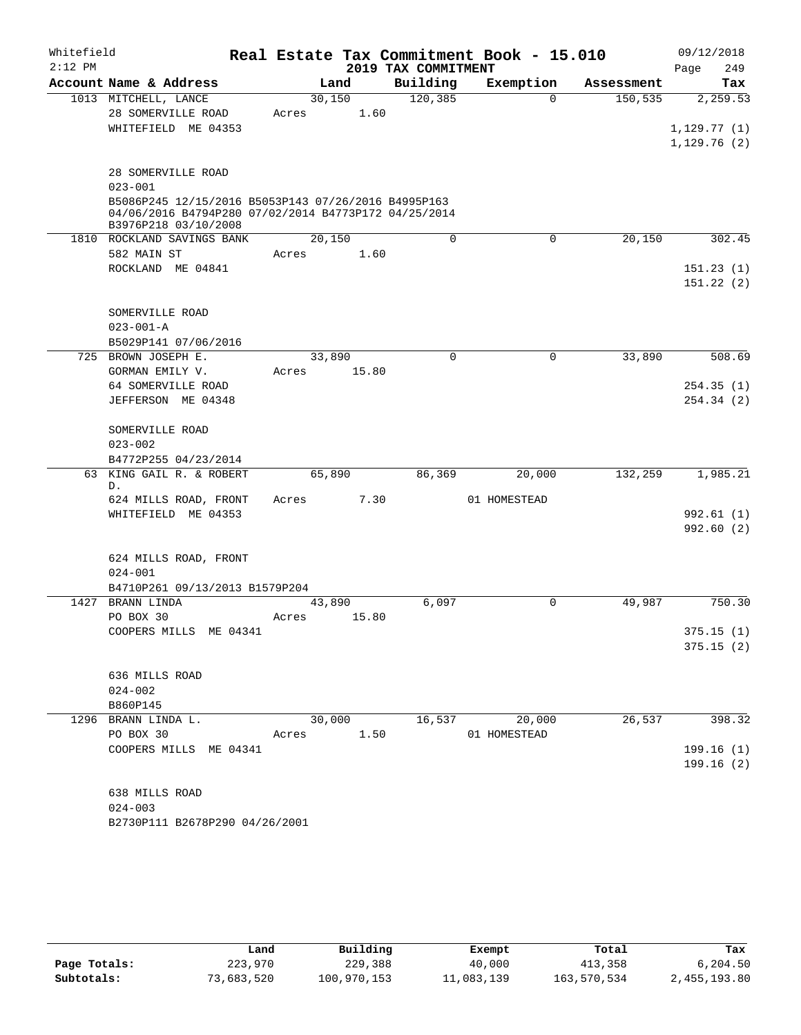Whitefield 2:12 PM

# Real Estate Tax Commitment Book - 15.010

## 2019 TAX COMMITMENT

09/12/2018 Page 249

| Account Name & Address | Land | Building | Exemption | Assessment | Tax |
|---|---|---|---|---|---|
| 1013 MITCHELL, LANCE | 30,150 | 120,385 | 0 | 150,535 | 2,259.53 |
| 28 SOMERVILLE ROAD | Acres 1.60 | | | | |
| WHITEFIELD ME 04353 | | | | | 1,129.77 (1) |
| | | | | | 1,129.76 (2) |
| 28 SOMERVILLE ROAD | | | | | |
| 023-001 | | | | | |
| B5086P245 12/15/2016 B5053P143 07/26/2016 B4995P163 04/06/2016 B4794P280 07/02/2014 B4773P172 04/25/2014 B3976P218 03/10/2008 | | | | | |
| 1810 ROCKLAND SAVINGS BANK | 20,150 | 0 | 0 | 20,150 | 302.45 |
| 582 MAIN ST | Acres 1.60 | | | | |
| ROCKLAND ME 04841 | | | | | 151.23 (1) |
| | | | | | 151.22 (2) |
| SOMERVILLE ROAD | | | | | |
| 023-001-A | | | | | |
| B5029P141 07/06/2016 | | | | | |
| 725 BROWN JOSEPH E. | 33,890 | 0 | 0 | 33,890 | 508.69 |
| GORMAN EMILY V. | Acres 15.80 | | | | |
| 64 SOMERVILLE ROAD | | | | | 254.35 (1) |
| JEFFERSON ME 04348 | | | | | 254.34 (2) |
| SOMERVILLE ROAD | | | | | |
| 023-002 | | | | | |
| B4772P255 04/23/2014 | | | | | |
| 63 KING GAIL R. & ROBERT D. | 65,890 | 86,369 | 20,000 | 132,259 | 1,985.21 |
| 624 MILLS ROAD, FRONT | Acres 7.30 | | 01 HOMESTEAD | | |
| WHITEFIELD ME 04353 | | | | | 992.61 (1) |
| | | | | | 992.60 (2) |
| 624 MILLS ROAD, FRONT | | | | | |
| 024-001 | | | | | |
| B4710P261 09/13/2013 B1579P204 | | | | | |
| 1427 BRANN LINDA | 43,890 | 6,097 | 0 | 49,987 | 750.30 |
| PO BOX 30 | Acres 15.80 | | | | |
| COOPERS MILLS ME 04341 | | | | | 375.15 (1) |
| | | | | | 375.15 (2) |
| 636 MILLS ROAD | | | | | |
| 024-002 | | | | | |
| B860P145 | | | | | |
| 1296 BRANN LINDA L. | 30,000 | 16,537 | 20,000 | 26,537 | 398.32 |
| PO BOX 30 | Acres 1.50 | | 01 HOMESTEAD | | |
| COOPERS MILLS ME 04341 | | | | | 199.16 (1) |
| | | | | | 199.16 (2) |
| 638 MILLS ROAD | | | | | |
| 024-003 | | | | | |
| B2730P111 B2678P290 04/26/2001 | | | | | |

| | Land | Building | Exempt | Total | Tax |
|---|---|---|---|---|---|
| Page Totals: | 223,970 | 229,388 | 40,000 | 413,358 | 6,204.50 |
| Subtotals: | 73,683,520 | 100,970,153 | 11,083,139 | 163,570,534 | 2,455,193.80 |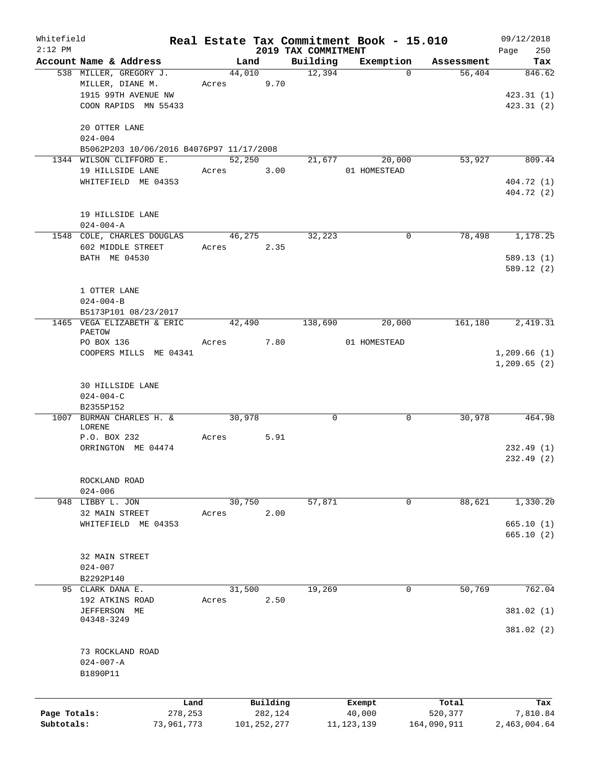Whitefield
2:12 PM

# Real Estate Tax Commitment Book - 15.010

## 2019 TAX COMMITMENT

09/12/2018
Page 250

| Account Name & Address | Land | Building | Exemption | Assessment | Tax |
|---|---|---|---|---|---|
| 538 MILLER, GREGORY J.<br>MILLER, DIANE M.<br>1915 99TH AVENUE NW<br>COON RAPIDS MN 55433<br><br>20 OTTER LANE<br>024-004<br>B5062P203 10/06/2016 B4076P97 11/17/2008 | 44,010<br>Acres 9.70 | 12,394 | 0 | 56,404 | 846.62<br><br>423.31 (1)<br>423.31 (2) |
| 1344 WILSON CLIFFORD E.<br>19 HILLSIDE LANE<br>WHITEFIELD ME 04353<br><br>19 HILLSIDE LANE<br>024-004-A | 52,250<br>Acres 3.00 | 21,677 | 20,000<br>01 HOMESTEAD | 53,927 | 809.44<br><br>404.72 (1)<br>404.72 (2) |
| 1548 COLE, CHARLES DOUGLAS<br>602 MIDDLE STREET<br>BATH ME 04530<br><br>1 OTTER LANE<br>024-004-B<br>B5173P101 08/23/2017 | 46,275<br>Acres 2.35 | 32,223 | 0 | 78,498 | 1,178.25<br><br>589.13 (1)<br>589.12 (2) |
| 1465 VEGA ELIZABETH & ERIC PAETOW<br>PO BOX 136<br>COOPERS MILLS ME 04341<br><br>30 HILLSIDE LANE<br>024-004-C<br>B2355P152 | 42,490<br>Acres 7.80 | 138,690 | 20,000<br>01 HOMESTEAD | 161,180 | 2,419.31<br><br>1,209.66 (1)<br>1,209.65 (2) |
| 1007 BURMAN CHARLES H. & LORENE<br>P.O. BOX 232<br>ORRINGTON ME 04474<br><br>ROCKLAND ROAD<br>024-006 | 30,978<br>Acres 5.91 | 0 | 0 | 30,978 | 464.98<br><br>232.49 (1)<br>232.49 (2) |
| 948 LIBBY L. JON<br>32 MAIN STREET<br>WHITEFIELD ME 04353<br><br>32 MAIN STREET<br>024-007<br>B2292P140 | 30,750<br>Acres 2.00 | 57,871 | 0 | 88,621 | 1,330.20<br><br>665.10 (1)<br>665.10 (2) |
| 95 CLARK DANA E.<br>192 ATKINS ROAD<br>JEFFERSON ME 04348-3249<br><br>73 ROCKLAND ROAD<br>024-007-A<br>B1890P11 | 31,500<br>Acres 2.50 | 19,269 | 0 | 50,769 | 762.04<br><br>381.02 (1)<br>381.02 (2) |

| | Land | Building | Exempt | Total | Tax |
|---|---|---|---|---|---|
| Page Totals: | 278,253 | 282,124 | 40,000 | 520,377 | 7,810.84 |
| Subtotals: | 73,961,773 | 101,252,277 | 11,123,139 | 164,090,911 | 2,463,004.64 |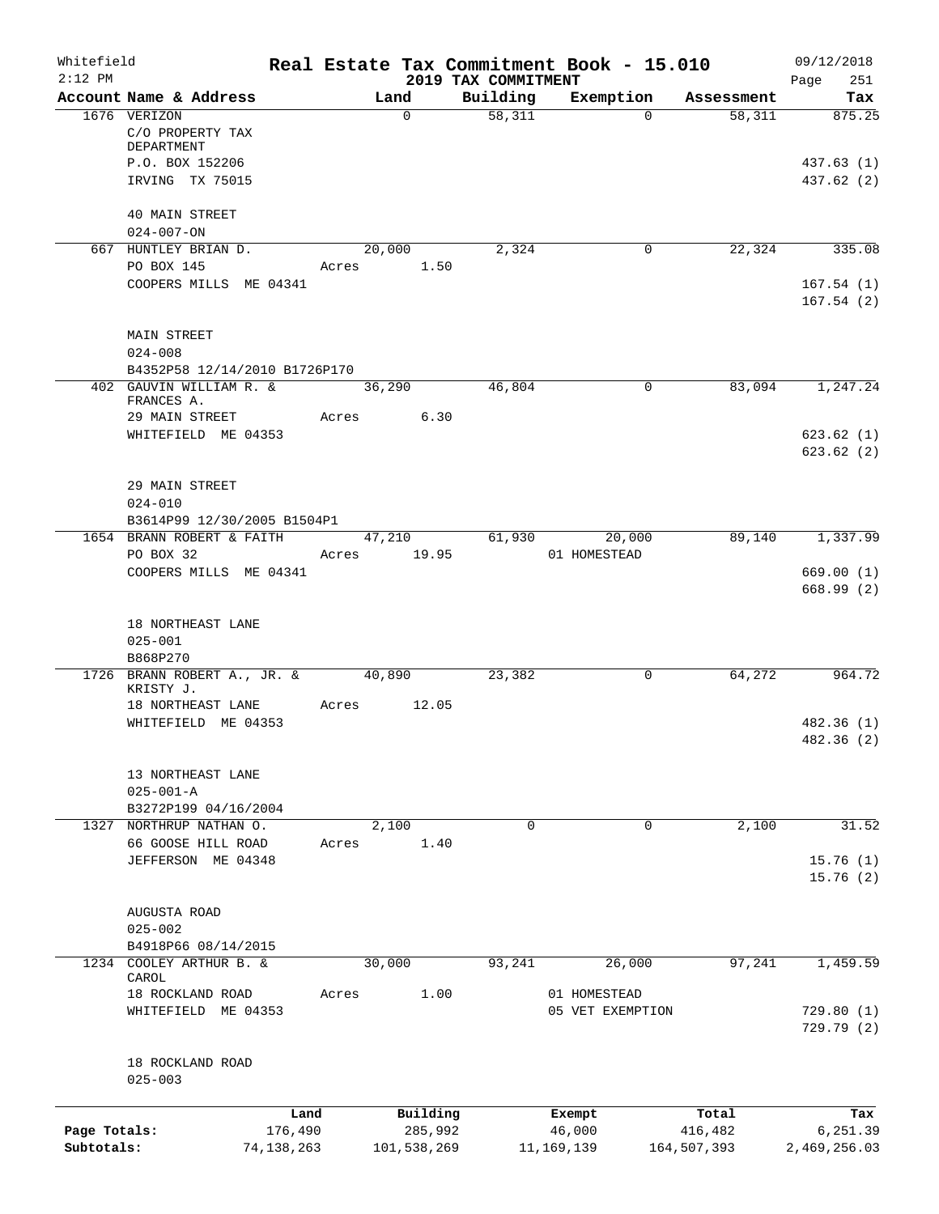Whitefield
2:12 PM

# Real Estate Tax Commitment Book - 15.010

## 2019 TAX COMMITMENT

09/12/2018
Page 251

| Account Name & Address | Land | Building | Exemption | Assessment | Tax |
|---|---|---|---|---|---|
| 1676 VERIZON<br>C/O PROPERTY TAX DEPARTMENT<br>P.O. BOX 152206<br>IRVING TX 75015<br><br>40 MAIN STREET<br>024-007-ON | 0 | 58,311 | 0 | 58,311 | 875.25<br><br>437.63 (1)<br>437.62 (2) |
| 667 HUNTLEY BRIAN D.<br>PO BOX 145<br>COOPERS MILLS ME 04341<br><br>MAIN STREET<br>024-008<br>B4352P58 12/14/2010 B1726P170 | 20,000<br>Acres 1.50 | 2,324 | 0 | 22,324 | 335.08<br><br>167.54 (1)<br>167.54 (2) |
| 402 GAUVIN WILLIAM R. & FRANCES A.<br>29 MAIN STREET<br>WHITEFIELD ME 04353<br><br>29 MAIN STREET<br>024-010<br>B3614P99 12/30/2005 B1504P1 | 36,290<br>Acres 6.30 | 46,804 | 0 | 83,094 | 1,247.24<br><br>623.62 (1)<br>623.62 (2) |
| 1654 BRANN ROBERT & FAITH<br>PO BOX 32<br>COOPERS MILLS ME 04341<br><br>18 NORTHEAST LANE<br>025-001<br>B868P270 | 47,210<br>Acres 19.95 | 61,930 | 20,000<br>01 HOMESTEAD | 89,140 | 1,337.99<br><br>669.00 (1)<br>668.99 (2) |
| 1726 BRANN ROBERT A., JR. & KRISTY J.<br>18 NORTHEAST LANE<br>WHITEFIELD ME 04353<br><br>13 NORTHEAST LANE<br>025-001-A<br>B3272P199 04/16/2004 | 40,890<br>Acres 12.05 | 23,382 | 0 | 64,272 | 964.72<br><br>482.36 (1)<br>482.36 (2) |
| 1327 NORTHRUP NATHAN O.<br>66 GOOSE HILL ROAD<br>JEFFERSON ME 04348<br><br>AUGUSTA ROAD<br>025-002<br>B4918P66 08/14/2015 | 2,100<br>Acres 1.40 | 0 | 0 | 2,100 | 31.52<br><br>15.76 (1)<br>15.76 (2) |
| 1234 COOLEY ARTHUR B. & CAROL<br>18 ROCKLAND ROAD<br>WHITEFIELD ME 04353<br><br>18 ROCKLAND ROAD<br>025-003 | 30,000<br>Acres 1.00 | 93,241 | 26,000<br>01 HOMESTEAD<br>05 VET EXEMPTION | 97,241 | 1,459.59<br><br>729.80 (1)<br>729.79 (2) |

| | Land | Building | Exempt | Total | Tax |
|---|---|---|---|---|---|
| Page Totals: | 176,490 | 285,992 | 46,000 | 416,482 | 6,251.39 |
| Subtotals: | 74,138,263 | 101,538,269 | 11,169,139 | 164,507,393 | 2,469,256.03 |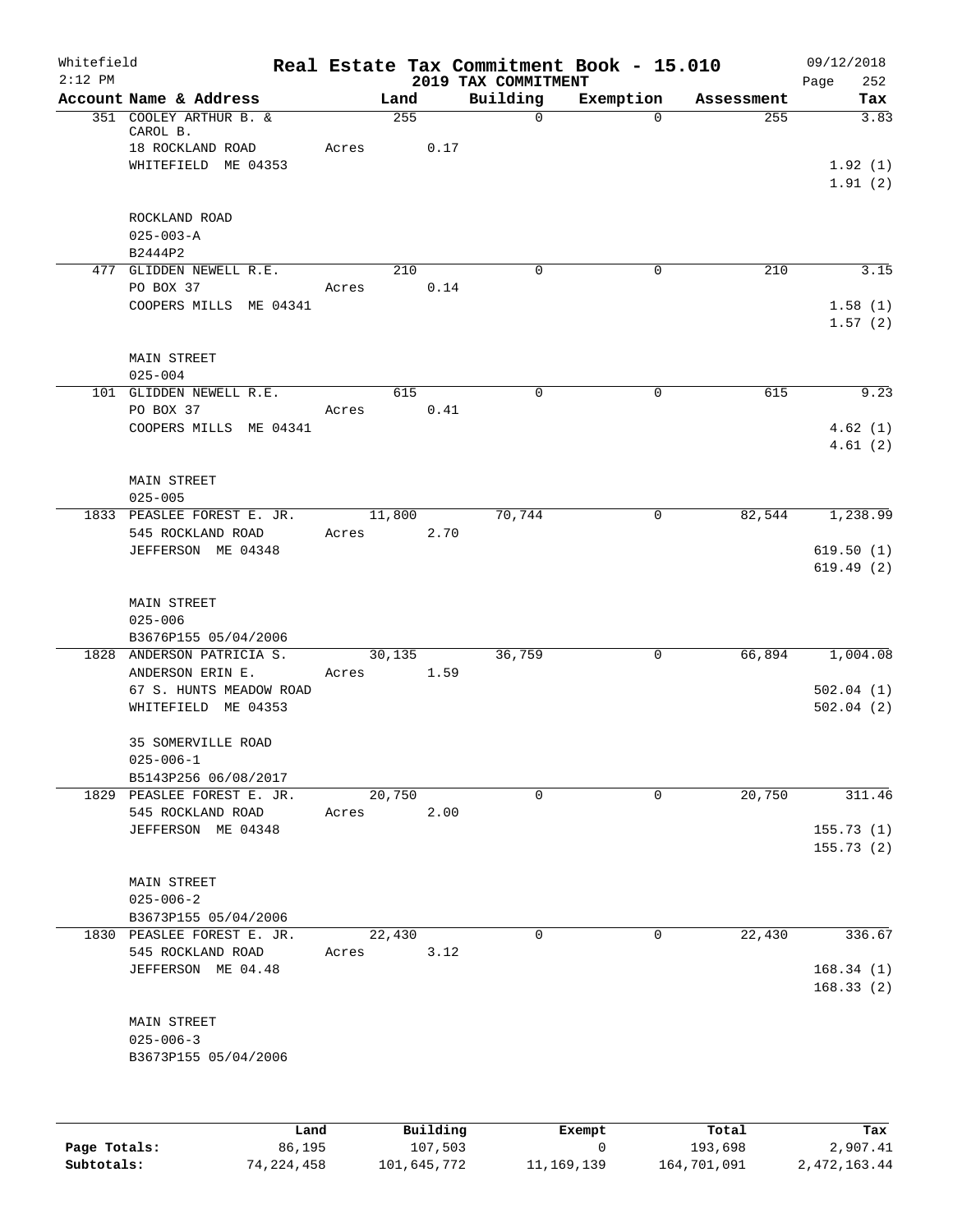Whitefield
2:12 PM

# Real Estate Tax Commitment Book - 15.010

## 2019 TAX COMMITMENT

09/12/2018
Page 252

| Account Name & Address | Land | Building | Exemption | Assessment | Tax |
|---|---|---|---|---|---|
| 351 COOLEY ARTHUR B. & CAROL B. | 255 | 0 | 0 | 255 | 3.83 |
| 18 ROCKLAND ROAD | Acres 0.17 | | | | |
| WHITEFIELD ME 04353 | | | | | 1.92 (1) |
| | | | | | 1.91 (2) |
| ROCKLAND ROAD | | | | | |
| 025-003-A | | | | | |
| B2444P2 | | | | | |
| 477 GLIDDEN NEWELL R.E. | 210 | 0 | 0 | 210 | 3.15 |
| PO BOX 37 | Acres 0.14 | | | | |
| COOPERS MILLS ME 04341 | | | | | 1.58 (1) |
| | | | | | 1.57 (2) |
| MAIN STREET | | | | | |
| 025-004 | | | | | |
| 101 GLIDDEN NEWELL R.E. | 615 | 0 | 0 | 615 | 9.23 |
| PO BOX 37 | Acres 0.41 | | | | |
| COOPERS MILLS ME 04341 | | | | | 4.62 (1) |
| | | | | | 4.61 (2) |
| MAIN STREET | | | | | |
| 025-005 | | | | | |
| 1833 PEASLEE FOREST E. JR. | 11,800 | 70,744 | 0 | 82,544 | 1,238.99 |
| 545 ROCKLAND ROAD | Acres 2.70 | | | | |
| JEFFERSON ME 04348 | | | | | 619.50 (1) |
| | | | | | 619.49 (2) |
| MAIN STREET | | | | | |
| 025-006 | | | | | |
| B3676P155 05/04/2006 | | | | | |
| 1828 ANDERSON PATRICIA S. | 30,135 | 36,759 | 0 | 66,894 | 1,004.08 |
| ANDERSON ERIN E. | Acres 1.59 | | | | |
| 67 S. HUNTS MEADOW ROAD | | | | | 502.04 (1) |
| WHITEFIELD ME 04353 | | | | | 502.04 (2) |
| 35 SOMERVILLE ROAD | | | | | |
| 025-006-1 | | | | | |
| B5143P256 06/08/2017 | | | | | |
| 1829 PEASLEE FOREST E. JR. | 20,750 | 0 | 0 | 20,750 | 311.46 |
| 545 ROCKLAND ROAD | Acres 2.00 | | | | |
| JEFFERSON ME 04348 | | | | | 155.73 (1) |
| | | | | | 155.73 (2) |
| MAIN STREET | | | | | |
| 025-006-2 | | | | | |
| B3673P155 05/04/2006 | | | | | |
| 1830 PEASLEE FOREST E. JR. | 22,430 | 0 | 0 | 22,430 | 336.67 |
| 545 ROCKLAND ROAD | Acres 3.12 | | | | |
| JEFFERSON ME 04.48 | | | | | 168.34 (1) |
| | | | | | 168.33 (2) |
| MAIN STREET | | | | | |
| 025-006-3 | | | | | |
| B3673P155 05/04/2006 | | | | | |

| | Land | Building | Exempt | Total | Tax |
|---|---|---|---|---|---|
| Page Totals: | 86,195 | 107,503 | 0 | 193,698 | 2,907.41 |
| Subtotals: | 74,224,458 | 101,645,772 | 11,169,139 | 164,701,091 | 2,472,163.44 |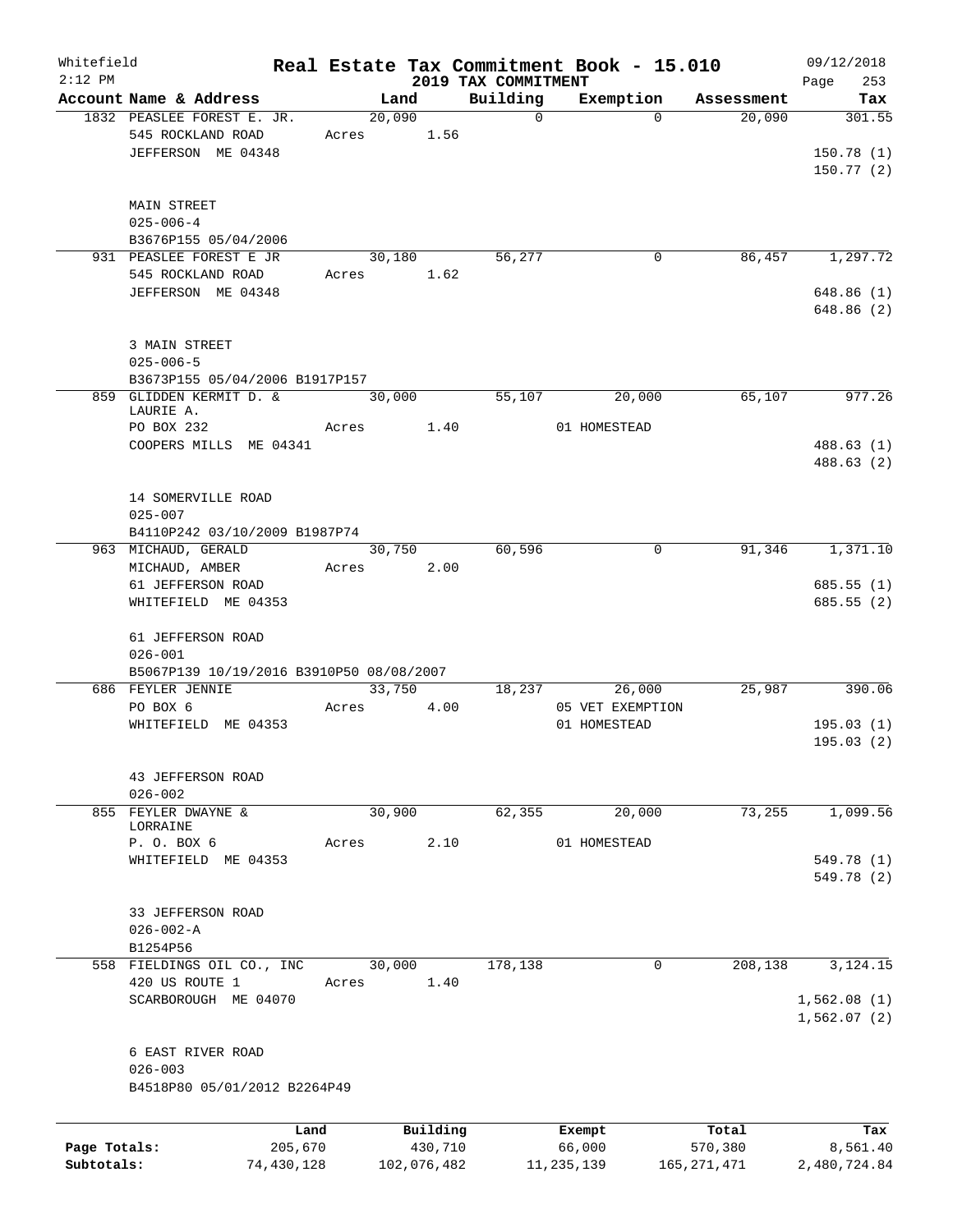Whitefield 2:12 PM

# Real Estate Tax Commitment Book - 15.010

## 2019 TAX COMMITMENT

09/12/2018

| Account Name & Address | Land | Building | Exemption | Assessment | Tax |
|---|---|---|---|---|---|
| 1832 PEASLEE FOREST E. JR. | 20,090 | 0 | 0 | 20,090 | 301.55 |
| 545 ROCKLAND ROAD | Acres 1.56 | | | | |
| JEFFERSON ME 04348 | | | | | 150.78 (1) |
| | | | | | 150.77 (2) |
| MAIN STREET | | | | | |
| 025-006-4 | | | | | |
| B3676P155 05/04/2006 | | | | | |
| 931 PEASLEE FOREST E JR | 30,180 | 56,277 | 0 | 86,457 | 1,297.72 |
| 545 ROCKLAND ROAD | Acres 1.62 | | | | |
| JEFFERSON ME 04348 | | | | | 648.86 (1) |
| | | | | | 648.86 (2) |
| 3 MAIN STREET | | | | | |
| 025-006-5 | | | | | |
| B3673P155 05/04/2006 B1917P157 | | | | | |
| 859 GLIDDEN KERMIT D. & LAURIE A. | 30,000 | 55,107 | 20,000 | 65,107 | 977.26 |
| PO BOX 232 | Acres 1.40 | | 01 HOMESTEAD | | |
| COOPERS MILLS ME 04341 | | | | | 488.63 (1) |
| | | | | | 488.63 (2) |
| 14 SOMERVILLE ROAD | | | | | |
| 025-007 | | | | | |
| B4110P242 03/10/2009 B1987P74 | | | | | |
| 963 MICHAUD, GERALD | 30,750 | 60,596 | 0 | 91,346 | 1,371.10 |
| MICHAUD, AMBER | Acres 2.00 | | | | |
| 61 JEFFERSON ROAD | | | | | 685.55 (1) |
| WHITEFIELD ME 04353 | | | | | 685.55 (2) |
| 61 JEFFERSON ROAD | | | | | |
| 026-001 | | | | | |
| B5067P139 10/19/2016 B3910P50 08/08/2007 | | | | | |
| 686 FEYLER JENNIE | 33,750 | 18,237 | 26,000 | 25,987 | 390.06 |
| PO BOX 6 | Acres 4.00 | | 05 VET EXEMPTION | | |
| WHITEFIELD ME 04353 | | | 01 HOMESTEAD | | 195.03 (1) |
| | | | | | 195.03 (2) |
| 43 JEFFERSON ROAD | | | | | |
| 026-002 | | | | | |
| 855 FEYLER DWAYNE & LORRAINE | 30,900 | 62,355 | 20,000 | 73,255 | 1,099.56 |
| P. O. BOX 6 | Acres 2.10 | | 01 HOMESTEAD | | |
| WHITEFIELD ME 04353 | | | | | 549.78 (1) |
| | | | | | 549.78 (2) |
| 33 JEFFERSON ROAD | | | | | |
| 026-002-A | | | | | |
| B1254P56 | | | | | |
| 558 FIELDINGS OIL CO., INC | 30,000 | 178,138 | 0 | 208,138 | 3,124.15 |
| 420 US ROUTE 1 | Acres 1.40 | | | | |
| SCARBOROUGH ME 04070 | | | | | 1,562.08 (1) |
| | | | | | 1,562.07 (2) |
| 6 EAST RIVER ROAD | | | | | |
| 026-003 | | | | | |
| B4518P80 05/01/2012 B2264P49 | | | | | |

| | Land | Building | Exempt | Total | Tax |
|---|---|---|---|---|---|
| Page Totals: | 205,670 | 430,710 | 66,000 | 570,380 | 8,561.40 |
| Subtotals: | 74,430,128 | 102,076,482 | 11,235,139 | 165,271,471 | 2,480,724.84 |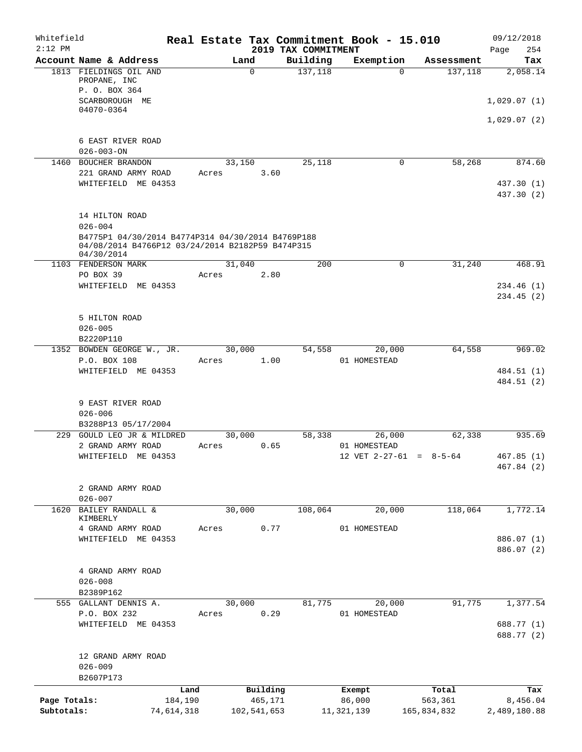Whitefield
2:12 PM

# Real Estate Tax Commitment Book - 15.010

## 2019 TAX COMMITMENT

09/12/2018
Page 254

| Account Name & Address | Land | Building | Exemption | Assessment | Tax |
|---|---|---|---|---|---|
| 1813 FIELDINGS OIL AND PROPANE, INC<br>P. O. BOX 364<br>SCARBOROUGH ME 04070-0364<br><br>6 EAST RIVER ROAD<br>026-003-ON | 0 | 137,118 | 0 | 137,118 | 2,058.14<br><br>1,029.07 (1)<br>1,029.07 (2) |
| 1460 BOUCHER BRANDON<br>221 GRAND ARMY ROAD<br>WHITEFIELD ME 04353<br><br>14 HILTON ROAD<br>026-004<br>B4775P1 04/30/2014 B4774P314 04/30/2014 B4769P188 04/08/2014 B4766P12 03/24/2014 B2182P59 B474P315 04/30/2014 | 33,150<br>Acres 3.60 | 25,118 | 0 | 58,268 | 874.60<br><br>437.30 (1)<br>437.30 (2) |
| 1103 FENDERSON MARK<br>PO BOX 39<br>WHITEFIELD ME 04353<br><br>5 HILTON ROAD<br>026-005<br>B2220P110 | 31,040<br>Acres 2.80 | 200 | 0 | 31,240 | 468.91<br><br>234.46 (1)<br>234.45 (2) |
| 1352 BOWDEN GEORGE W., JR.<br>P.O. BOX 108<br>WHITEFIELD ME 04353<br><br>9 EAST RIVER ROAD<br>026-006<br>B3288P13 05/17/2004 | 30,000<br>Acres 1.00 | 54,558 | 20,000<br>01 HOMESTEAD | 64,558 | 969.02<br><br>484.51 (1)<br>484.51 (2) |
| 229 GOULD LEO JR & MILDRED<br>2 GRAND ARMY ROAD<br>WHITEFIELD ME 04353<br><br>2 GRAND ARMY ROAD<br>026-007 | 30,000<br>Acres 0.65 | 58,338 | 26,000<br>01 HOMESTEAD<br>12 VET 2-27-61 = 8-5-64 | 62,338 | 935.69<br><br>467.85 (1)<br>467.84 (2) |
| 1620 BAILEY RANDALL & KIMBERLY<br>4 GRAND ARMY ROAD<br>WHITEFIELD ME 04353<br><br>4 GRAND ARMY ROAD<br>026-008<br>B2389P162 | 30,000<br>Acres 0.77 | 108,064 | 20,000<br>01 HOMESTEAD | 118,064 | 1,772.14<br><br>886.07 (1)<br>886.07 (2) |
| 555 GALLANT DENNIS A.<br>P.O. BOX 232<br>WHITEFIELD ME 04353<br><br>12 GRAND ARMY ROAD<br>026-009<br>B2607P173 | 30,000<br>Acres 0.29 | 81,775 | 20,000<br>01 HOMESTEAD | 91,775 | 1,377.54<br><br>688.77 (1)<br>688.77 (2) |

| | Land | Building | Exempt | Total | Tax |
|---|---|---|---|---|---|
| Page Totals: | 184,190 | 465,171 | 86,000 | 563,361 | 8,456.04 |
| Subtotals: | 74,614,318 | 102,541,653 | 11,321,139 | 165,834,832 | 2,489,180.88 |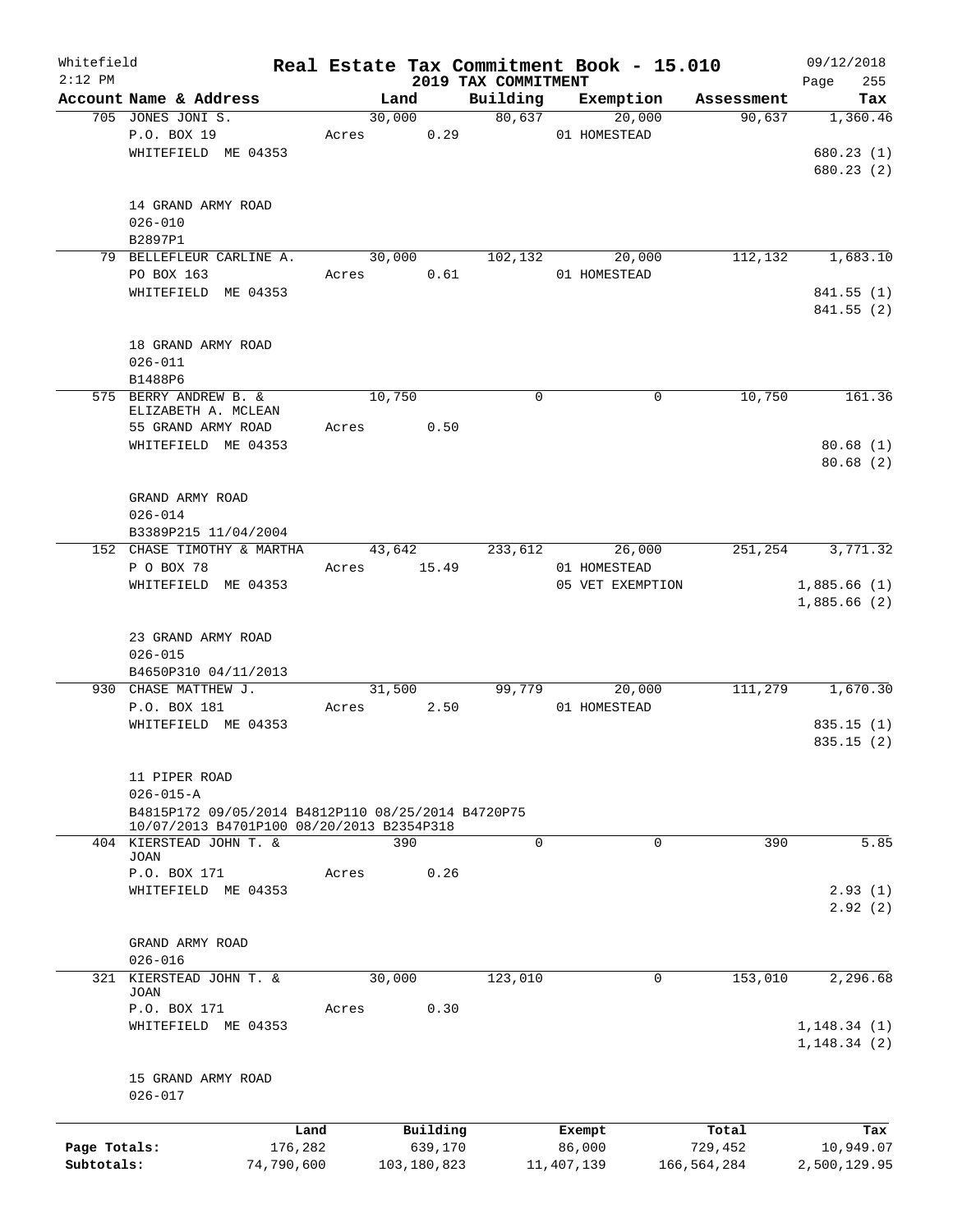Whitefield
2:12 PM

# Real Estate Tax Commitment Book - 15.010

## 2019 TAX COMMITMENT

09/12/2018

| Account Name & Address | Land | Building | Exemption | Assessment | Tax |
|---|---|---|---|---|---|
| 705 JONES JONI S. | 30,000 | 80,637 | 20,000 | 90,637 | 1,360.46 |
| P.O. BOX 19 | Acres 0.29 | | 01 HOMESTEAD | | |
| WHITEFIELD ME 04353 | | | | | 680.23 (1) |
| | | | | | 680.23 (2) |
| 14 GRAND ARMY ROAD | | | | | |
| 026-010 | | | | | |
| B2897P1 | | | | | |
| 79 BELLEFLEUR CARLINE A. | 30,000 | 102,132 | 20,000 | 112,132 | 1,683.10 |
| PO BOX 163 | Acres 0.61 | | 01 HOMESTEAD | | |
| WHITEFIELD ME 04353 | | | | | 841.55 (1) |
| | | | | | 841.55 (2) |
| 18 GRAND ARMY ROAD | | | | | |
| 026-011 | | | | | |
| B1488P6 | | | | | |
| 575 BERRY ANDREW B. & ELIZABETH A. MCLEAN | 10,750 | 0 | 0 | 10,750 | 161.36 |
| 55 GRAND ARMY ROAD | Acres 0.50 | | | | |
| WHITEFIELD ME 04353 | | | | | 80.68 (1) |
| | | | | | 80.68 (2) |
| GRAND ARMY ROAD | | | | | |
| 026-014 | | | | | |
| B3389P215 11/04/2004 | | | | | |
| 152 CHASE TIMOTHY & MARTHA | 43,642 | 233,612 | 26,000 | 251,254 | 3,771.32 |
| P O BOX 78 | Acres 15.49 | | 01 HOMESTEAD | | |
| WHITEFIELD ME 04353 | | | 05 VET EXEMPTION | | 1,885.66 (1) |
| | | | | | 1,885.66 (2) |
| 23 GRAND ARMY ROAD | | | | | |
| 026-015 | | | | | |
| B4650P310 04/11/2013 | | | | | |
| 930 CHASE MATTHEW J. | 31,500 | 99,779 | 20,000 | 111,279 | 1,670.30 |
| P.O. BOX 181 | Acres 2.50 | | 01 HOMESTEAD | | |
| WHITEFIELD ME 04353 | | | | | 835.15 (1) |
| | | | | | 835.15 (2) |
| 11 PIPER ROAD | | | | | |
| 026-015-A | | | | | |
| B4815P172 09/05/2014 B4812P110 08/25/2014 B4720P75 10/07/2013 B4701P100 08/20/2013 B2354P318 | | | | | |
| 404 KIERSTEAD JOHN T. & JOAN | 390 | 0 | 0 | 390 | 5.85 |
| P.O. BOX 171 | Acres 0.26 | | | | |
| WHITEFIELD ME 04353 | | | | | 2.93 (1) |
| | | | | | 2.92 (2) |
| GRAND ARMY ROAD | | | | | |
| 026-016 | | | | | |
| 321 KIERSTEAD JOHN T. & JOAN | 30,000 | 123,010 | 0 | 153,010 | 2,296.68 |
| P.O. BOX 171 | Acres 0.30 | | | | |
| WHITEFIELD ME 04353 | | | | | 1,148.34 (1) |
| | | | | | 1,148.34 (2) |
| 15 GRAND ARMY ROAD | | | | | |
| 026-017 | | | | | |

| | Land | Building | Exempt | Total | Tax |
|---|---|---|---|---|---|
| Page Totals: | 176,282 | 639,170 | 86,000 | 729,452 | 10,949.07 |
| Subtotals: | 74,790,600 | 103,180,823 | 11,407,139 | 166,564,284 | 2,500,129.95 |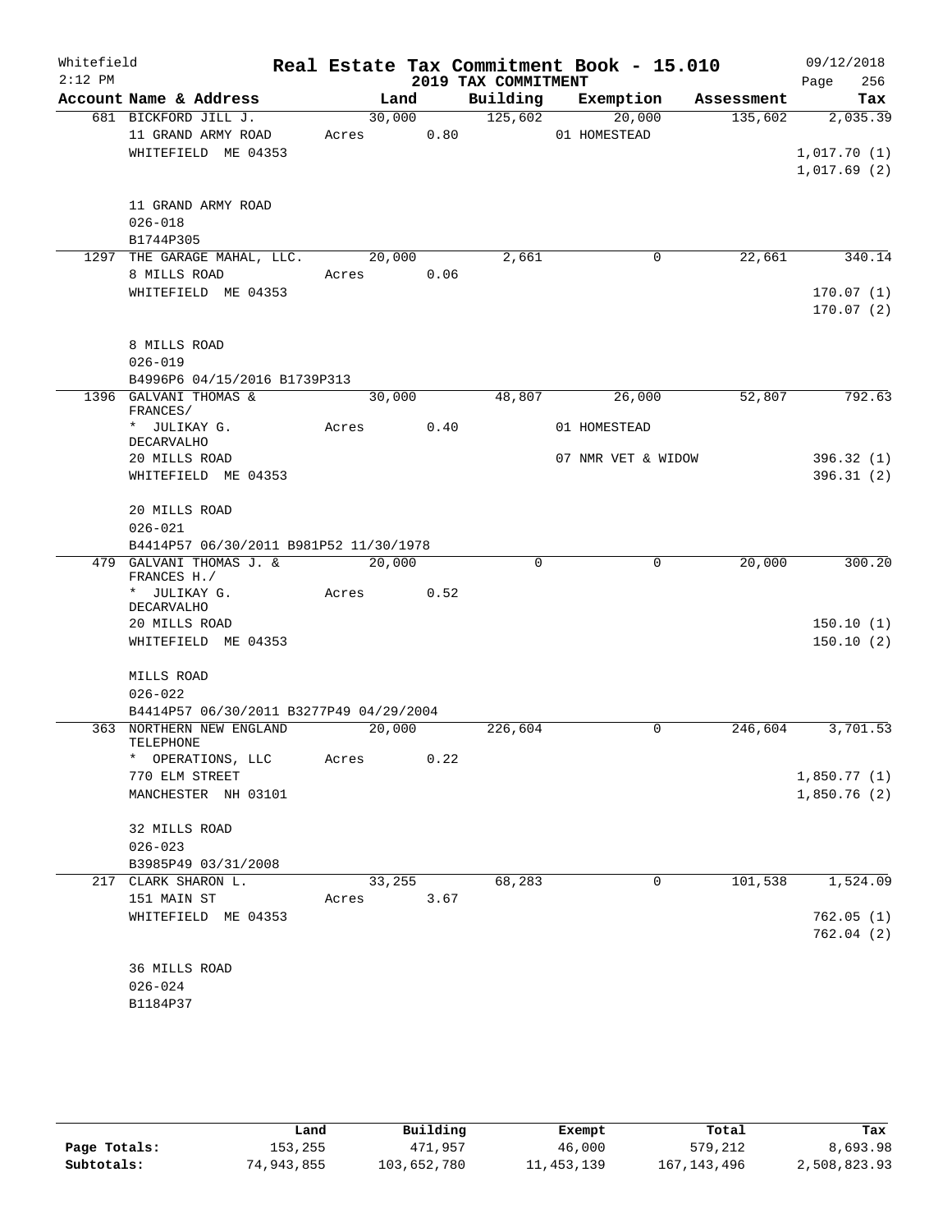Whitefield
2:12 PM

# Real Estate Tax Commitment Book - 15.010

## 2019 TAX COMMITMENT

09/12/2018

| Account Name & Address | Land | Building | Exemption | Assessment | Tax |
|---|---|---|---|---|---|
| 681 BICKFORD JILL J. | 30,000 | 125,602 | 20,000 | 135,602 | 2,035.39 |
| 11 GRAND ARMY ROAD | Acres 0.80 | | 01 HOMESTEAD | | |
| WHITEFIELD ME 04353 | | | | | 1,017.70 (1) |
| | | | | | 1,017.69 (2) |
| 11 GRAND ARMY ROAD | | | | | |
| 026-018 | | | | | |
| B1744P305 | | | | | |
| 1297 THE GARAGE MAHAL, LLC. | 20,000 | 2,661 | 0 | 22,661 | 340.14 |
| 8 MILLS ROAD | Acres 0.06 | | | | |
| WHITEFIELD ME 04353 | | | | | 170.07 (1) |
| | | | | | 170.07 (2) |
| 8 MILLS ROAD | | | | | |
| 026-019 | | | | | |
| B4996P6 04/15/2016 B1739P313 | | | | | |
| 1396 GALVANI THOMAS & FRANCES/ | 30,000 | 48,807 | 26,000 | 52,807 | 792.63 |
| * JULIKAY G. DECARVALHO | Acres 0.40 | | 01 HOMESTEAD | | |
| 20 MILLS ROAD | | | 07 NMR VET & WIDOW | | 396.32 (1) |
| WHITEFIELD ME 04353 | | | | | 396.31 (2) |
| 20 MILLS ROAD | | | | | |
| 026-021 | | | | | |
| B4414P57 06/30/2011 B981P52 11/30/1978 | | | | | |
| 479 GALVANI THOMAS J. & FRANCES H./ | 20,000 | 0 | 0 | 20,000 | 300.20 |
| * JULIKAY G. DECARVALHO | Acres 0.52 | | | | |
| 20 MILLS ROAD | | | | | 150.10 (1) |
| WHITEFIELD ME 04353 | | | | | 150.10 (2) |
| MILLS ROAD | | | | | |
| 026-022 | | | | | |
| B4414P57 06/30/2011 B3277P49 04/29/2004 | | | | | |
| 363 NORTHERN NEW ENGLAND TELEPHONE | 20,000 | 226,604 | 0 | 246,604 | 3,701.53 |
| * OPERATIONS, LLC | Acres 0.22 | | | | |
| 770 ELM STREET | | | | | 1,850.77 (1) |
| MANCHESTER NH 03101 | | | | | 1,850.76 (2) |
| 32 MILLS ROAD | | | | | |
| 026-023 | | | | | |
| B3985P49 03/31/2008 | | | | | |
| 217 CLARK SHARON L. | 33,255 | 68,283 | 0 | 101,538 | 1,524.09 |
| 151 MAIN ST | Acres 3.67 | | | | |
| WHITEFIELD ME 04353 | | | | | 762.05 (1) |
| | | | | | 762.04 (2) |
| 36 MILLS ROAD | | | | | |
| 026-024 | | | | | |
| B1184P37 | | | | | |

| | Land | Building | Exempt | Total | Tax |
|---|---|---|---|---|---|
| Page Totals: | 153,255 | 471,957 | 46,000 | 579,212 | 8,693.98 |
| Subtotals: | 74,943,855 | 103,652,780 | 11,453,139 | 167,143,496 | 2,508,823.93 |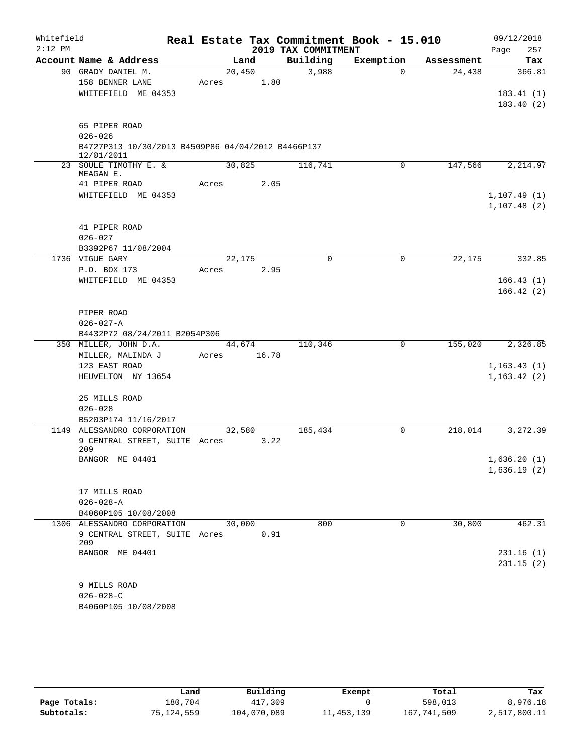Whitefield    Real Estate Tax Commitment Book - 15.010    09/12/2018
2:12 PM    2019 TAX COMMITMENT    Page 257

| Account Name & Address | Land | Building | Exemption | Assessment | Tax |
|---|---|---|---|---|---|
| 90 GRADY DANIEL M. | 20,450 | 3,988 | 0 | 24,438 | 366.81 |
| 158 BENNER LANE | Acres 1.80 | | | | |
| WHITEFIELD ME 04353 | | | | | 183.41 (1) |
| | | | | | 183.40 (2) |
| 65 PIPER ROAD | | | | | |
| 026-026 | | | | | |
| B4727P313 10/30/2013 B4509P86 04/04/2012 B4466P137 12/01/2011 | | | | | |
| 23 SOULE TIMOTHY E. & MEAGAN E. | 30,825 | 116,741 | 0 | 147,566 | 2,214.97 |
| 41 PIPER ROAD | Acres 2.05 | | | | |
| WHITEFIELD ME 04353 | | | | | 1,107.49 (1) |
| | | | | | 1,107.48 (2) |
| 41 PIPER ROAD | | | | | |
| 026-027 | | | | | |
| B3392P67 11/08/2004 | | | | | |
| 1736 VIGUE GARY | 22,175 | 0 | 0 | 22,175 | 332.85 |
| P.O. BOX 173 | Acres 2.95 | | | | |
| WHITEFIELD ME 04353 | | | | | 166.43 (1) |
| | | | | | 166.42 (2) |
| PIPER ROAD | | | | | |
| 026-027-A | | | | | |
| B4432P72 08/24/2011 B2054P306 | | | | | |
| 350 MILLER, JOHN D.A. | 44,674 | 110,346 | 0 | 155,020 | 2,326.85 |
| MILLER, MALINDA J | Acres 16.78 | | | | |
| 123 EAST ROAD | | | | | 1,163.43 (1) |
| HEUVELTON NY 13654 | | | | | 1,163.42 (2) |
| 25 MILLS ROAD | | | | | |
| 026-028 | | | | | |
| B5203P174 11/16/2017 | | | | | |
| 1149 ALESSANDRO CORPORATION | 32,580 | 185,434 | 0 | 218,014 | 3,272.39 |
| 9 CENTRAL STREET, SUITE 209 | Acres 3.22 | | | | |
| BANGOR ME 04401 | | | | | 1,636.20 (1) |
| | | | | | 1,636.19 (2) |
| 17 MILLS ROAD | | | | | |
| 026-028-A | | | | | |
| B4060P105 10/08/2008 | | | | | |
| 1306 ALESSANDRO CORPORATION | 30,000 | 800 | 0 | 30,800 | 462.31 |
| 9 CENTRAL STREET, SUITE 209 | Acres 0.91 | | | | |
| BANGOR ME 04401 | | | | | 231.16 (1) |
| | | | | | 231.15 (2) |
| 9 MILLS ROAD | | | | | |
| 026-028-C | | | | | |
| B4060P105 10/08/2008 | | | | | |

| | Land | Building | Exempt | Total | Tax |
|---|---|---|---|---|---|
| Page Totals: | 180,704 | 417,309 | 0 | 598,013 | 8,976.18 |
| Subtotals: | 75,124,559 | 104,070,089 | 11,453,139 | 167,741,509 | 2,517,800.11 |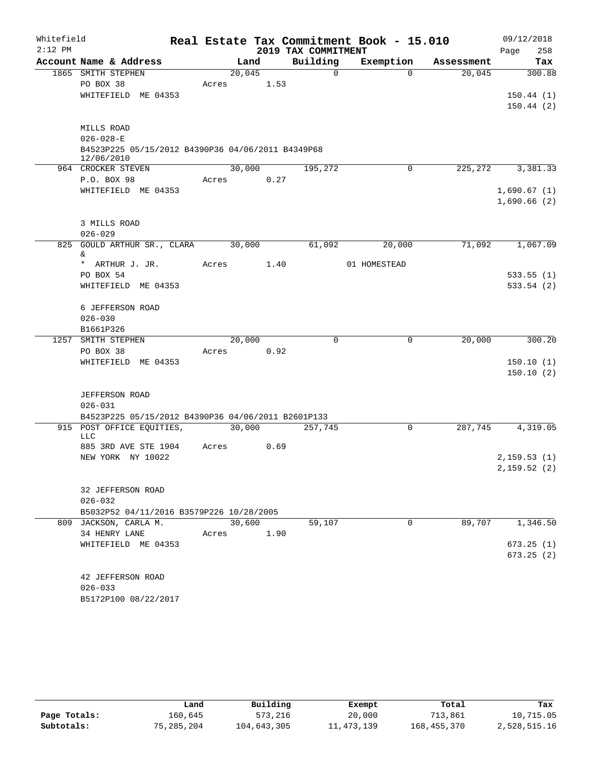Whitefield
2:12 PM

# Real Estate Tax Commitment Book - 15.010

## 2019 TAX COMMITMENT

09/12/2018

| Account Name & Address | Land | Building | Exemption | Assessment | Tax |
|---|---|---|---|---|---|
| 1865 SMITH STEPHEN | 20,045 | 0 | 0 | 20,045 | 300.88 |
| PO BOX 38 | Acres 1.53 | | | | |
| WHITEFIELD ME 04353 | | | | | 150.44 (1) |
| | | | | | 150.44 (2) |
| MILLS ROAD | | | | | |
| 026-028-E | | | | | |
| B4523P225 05/15/2012 B4390P36 04/06/2011 B4349P68 12/06/2010 | | | | | |
| 964 CROCKER STEVEN | 30,000 | 195,272 | 0 | 225,272 | 3,381.33 |
| P.O. BOX 98 | Acres 0.27 | | | | |
| WHITEFIELD ME 04353 | | | | | 1,690.67 (1) |
| | | | | | 1,690.66 (2) |
| 3 MILLS ROAD | | | | | |
| 026-029 | | | | | |
| 825 GOULD ARTHUR SR., CLARA & | 30,000 | 61,092 | 20,000 | 71,092 | 1,067.09 |
| * ARTHUR J. JR. | Acres 1.40 | | 01 HOMESTEAD | | |
| PO BOX 54 | | | | | 533.55 (1) |
| WHITEFIELD ME 04353 | | | | | 533.54 (2) |
| 6 JEFFERSON ROAD | | | | | |
| 026-030 | | | | | |
| B1661P326 | | | | | |
| 1257 SMITH STEPHEN | 20,000 | 0 | 0 | 20,000 | 300.20 |
| PO BOX 38 | Acres 0.92 | | | | |
| WHITEFIELD ME 04353 | | | | | 150.10 (1) |
| | | | | | 150.10 (2) |
| JEFFERSON ROAD | | | | | |
| 026-031 | | | | | |
| B4523P225 05/15/2012 B4390P36 04/06/2011 B2601P133 | | | | | |
| 915 POST OFFICE EQUITIES, LLC | 30,000 | 257,745 | 0 | 287,745 | 4,319.05 |
| 885 3RD AVE STE 1904 | Acres 0.69 | | | | |
| NEW YORK NY 10022 | | | | | 2,159.53 (1) |
| | | | | | 2,159.52 (2) |
| 32 JEFFERSON ROAD | | | | | |
| 026-032 | | | | | |
| B5032P52 04/11/2016 B3579P226 10/28/2005 | | | | | |
| 809 JACKSON, CARLA M. | 30,600 | 59,107 | 0 | 89,707 | 1,346.50 |
| 34 HENRY LANE | Acres 1.90 | | | | |
| WHITEFIELD ME 04353 | | | | | 673.25 (1) |
| | | | | | 673.25 (2) |
| 42 JEFFERSON ROAD | | | | | |
| 026-033 | | | | | |
| B5172P100 08/22/2017 | | | | | |

| | Land | Building | Exempt | Total | Tax |
|---|---|---|---|---|---|
| Page Totals: | 160,645 | 573,216 | 20,000 | 713,861 | 10,715.05 |
| Subtotals: | 75,285,204 | 104,643,305 | 11,473,139 | 168,455,370 | 2,528,515.16 |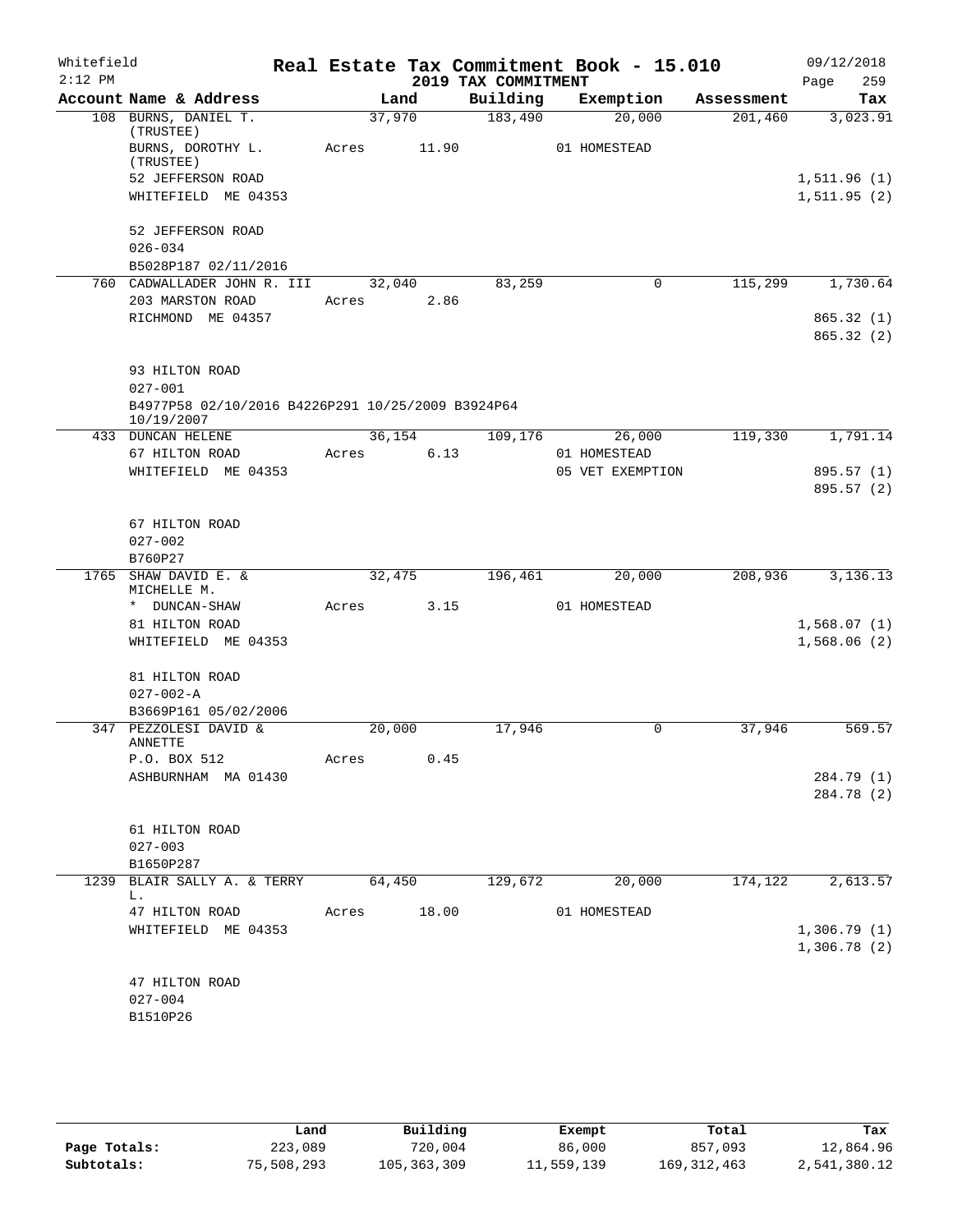Whitefield — Real Estate Tax Commitment Book - 15.010 — 09/12/2018
2:12 PM — 2019 TAX COMMITMENT — Page 259

| Account Name & Address | Land | Building | Exemption | Assessment | Tax |
|---|---|---|---|---|---|
| 108 BURNS, DANIEL T. (TRUSTEE) | 37,970 | 183,490 | 20,000 | 201,460 | 3,023.91 |
| BURNS, DOROTHY L. (TRUSTEE) | Acres 11.90 | | 01 HOMESTEAD | | |
| 52 JEFFERSON ROAD | | | | | 1,511.96 (1) |
| WHITEFIELD ME 04353 | | | | | 1,511.95 (2) |
| 52 JEFFERSON ROAD | | | | | |
| 026-034 | | | | | |
| B5028P187 02/11/2016 | | | | | |
| 760 CADWALLADER JOHN R. III | 32,040 | 83,259 | 0 | 115,299 | 1,730.64 |
| 203 MARSTON ROAD | Acres 2.86 | | | | |
| RICHMOND ME 04357 | | | | | 865.32 (1) |
| | | | | | 865.32 (2) |
| 93 HILTON ROAD | | | | | |
| 027-001 | | | | | |
| B4977P58 02/10/2016 B4226P291 10/25/2009 B3924P64 10/19/2007 | | | | | |
| 433 DUNCAN HELENE | 36,154 | 109,176 | 26,000 | 119,330 | 1,791.14 |
| 67 HILTON ROAD | Acres 6.13 | | 01 HOMESTEAD | | |
| WHITEFIELD ME 04353 | | | 05 VET EXEMPTION | | 895.57 (1) |
| | | | | | 895.57 (2) |
| 67 HILTON ROAD | | | | | |
| 027-002 | | | | | |
| B760P27 | | | | | |
| 1765 SHAW DAVID E. & MICHELLE M. | 32,475 | 196,461 | 20,000 | 208,936 | 3,136.13 |
| * DUNCAN-SHAW | Acres 3.15 | | 01 HOMESTEAD | | |
| 81 HILTON ROAD | | | | | 1,568.07 (1) |
| WHITEFIELD ME 04353 | | | | | 1,568.06 (2) |
| 81 HILTON ROAD | | | | | |
| 027-002-A | | | | | |
| B3669P161 05/02/2006 | | | | | |
| 347 PEZZOLESI DAVID & ANNETTE | 20,000 | 17,946 | 0 | 37,946 | 569.57 |
| P.O. BOX 512 | Acres 0.45 | | | | |
| ASHBURNHAM MA 01430 | | | | | 284.79 (1) |
| | | | | | 284.78 (2) |
| 61 HILTON ROAD | | | | | |
| 027-003 | | | | | |
| B1650P287 | | | | | |
| 1239 BLAIR SALLY A. & TERRY L. | 64,450 | 129,672 | 20,000 | 174,122 | 2,613.57 |
| 47 HILTON ROAD | Acres 18.00 | | 01 HOMESTEAD | | |
| WHITEFIELD ME 04353 | | | | | 1,306.79 (1) |
| | | | | | 1,306.78 (2) |
| 47 HILTON ROAD | | | | | |
| 027-004 | | | | | |
| B1510P26 | | | | | |

| | Land | Building | Exempt | Total | Tax |
|---|---|---|---|---|---|
| Page Totals: | 223,089 | 720,004 | 86,000 | 857,093 | 12,864.96 |
| Subtotals: | 75,508,293 | 105,363,309 | 11,559,139 | 169,312,463 | 2,541,380.12 |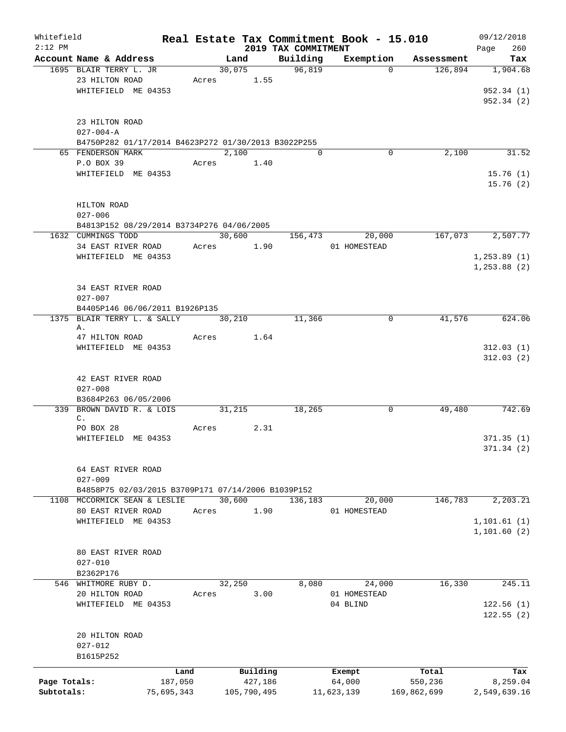Whitefield
2:12 PM

# Real Estate Tax Commitment Book - 15.010

## 2019 TAX COMMITMENT

09/12/2018

| Account Name & Address | Land | Building | Exemption | Assessment | Tax |
|---|---|---|---|---|---|
| 1695 BLAIR TERRY L. JR | 30,075 | 96,819 | 0 | 126,894 | 1,904.68 |
| 23 HILTON ROAD | Acres 1.55 | | | | |
| WHITEFIELD ME 04353 | | | | | 952.34 (1) |
| | | | | | 952.34 (2) |
| 23 HILTON ROAD | | | | | |
| 027-004-A | | | | | |
| B4750P282 01/17/2014 B4623P272 01/30/2013 B3022P255 | | | | | |
| 65 FENDERSON MARK | 2,100 | 0 | 0 | 2,100 | 31.52 |
| P.O BOX 39 | Acres 1.40 | | | | |
| WHITEFIELD ME 04353 | | | | | 15.76 (1) |
| | | | | | 15.76 (2) |
| HILTON ROAD | | | | | |
| 027-006 | | | | | |
| B4813P152 08/29/2014 B3734P276 04/06/2005 | | | | | |
| 1632 CUMMINGS TODD | 30,600 | 156,473 | 20,000 | 167,073 | 2,507.77 |
| 34 EAST RIVER ROAD | Acres 1.90 | | 01 HOMESTEAD | | |
| WHITEFIELD ME 04353 | | | | | 1,253.89 (1) |
| | | | | | 1,253.88 (2) |
| 34 EAST RIVER ROAD | | | | | |
| 027-007 | | | | | |
| B4405P146 06/06/2011 B1926P135 | | | | | |
| 1375 BLAIR TERRY L. & SALLY A. | 30,210 | 11,366 | 0 | 41,576 | 624.06 |
| 47 HILTON ROAD | Acres 1.64 | | | | |
| WHITEFIELD ME 04353 | | | | | 312.03 (1) |
| | | | | | 312.03 (2) |
| 42 EAST RIVER ROAD | | | | | |
| 027-008 | | | | | |
| B3684P263 06/05/2006 | | | | | |
| 339 BROWN DAVID R. & LOIS C. | 31,215 | 18,265 | 0 | 49,480 | 742.69 |
| PO BOX 28 | Acres 2.31 | | | | |
| WHITEFIELD ME 04353 | | | | | 371.35 (1) |
| | | | | | 371.34 (2) |
| 64 EAST RIVER ROAD | | | | | |
| 027-009 | | | | | |
| B4858P75 02/03/2015 B3709P171 07/14/2006 B1039P152 | | | | | |
| 1108 MCCORMICK SEAN & LESLIE | 30,600 | 136,183 | 20,000 | 146,783 | 2,203.21 |
| 80 EAST RIVER ROAD | Acres 1.90 | | 01 HOMESTEAD | | |
| WHITEFIELD ME 04353 | | | | | 1,101.61 (1) |
| | | | | | 1,101.60 (2) |
| 80 EAST RIVER ROAD | | | | | |
| 027-010 | | | | | |
| B2362P176 | | | | | |
| 546 WHITMORE RUBY D. | 32,250 | 8,080 | 24,000 | 16,330 | 245.11 |
| 20 HILTON ROAD | Acres 3.00 | | 01 HOMESTEAD | | |
| WHITEFIELD ME 04353 | | | 04 BLIND | | 122.56 (1) |
| | | | | | 122.55 (2) |
| 20 HILTON ROAD | | | | | |
| 027-012 | | | | | |
| B1615P252 | | | | | |

| | Land | Building | Exempt | Total | Tax |
|---|---|---|---|---|---|
| Page Totals: | 187,050 | 427,186 | 64,000 | 550,236 | 8,259.04 |
| Subtotals: | 75,695,343 | 105,790,495 | 11,623,139 | 169,862,699 | 2,549,639.16 |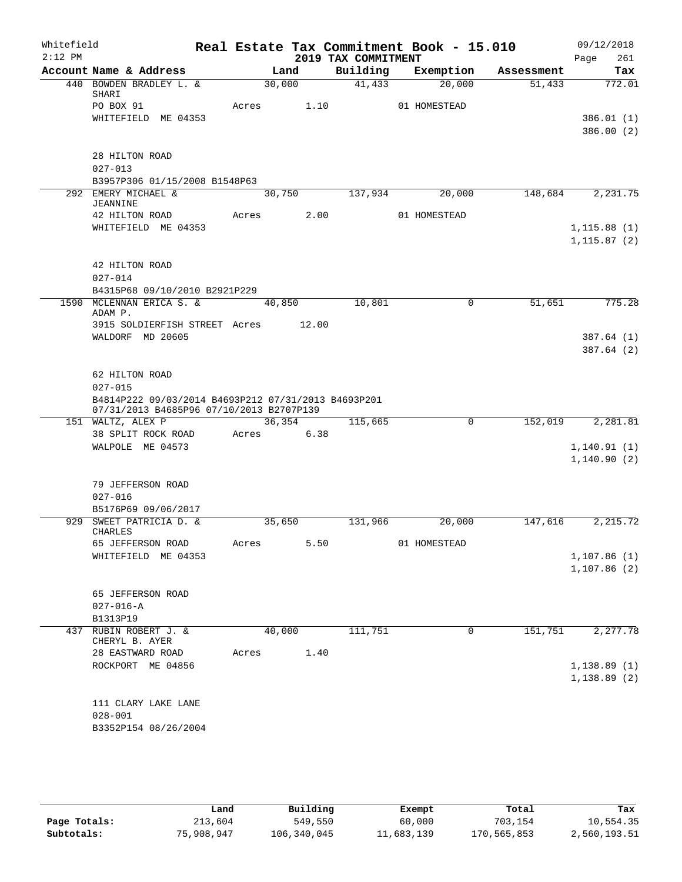Whitefield  
2:12 PM

# Real Estate Tax Commitment Book - 15.010

## 2019 TAX COMMITMENT

09/12/2018  
Page 261

| Account Name & Address | Land | Building | Exemption | Assessment | Tax |
|---|---|---|---|---|---|
| 440 BOWDEN BRADLEY L. & SHARI | 30,000 | 41,433 | 20,000 | 51,433 | 772.01 |
| PO BOX 91 | Acres 1.10 | | 01 HOMESTEAD | | |
| WHITEFIELD ME 04353 | | | | | 386.01 (1) |
| | | | | | 386.00 (2) |
| 28 HILTON ROAD | | | | | |
| 027-013 | | | | | |
| B3957P306 01/15/2008 B1548P63 | | | | | |
| 292 EMERY MICHAEL & JEANNINE | 30,750 | 137,934 | 20,000 | 148,684 | 2,231.75 |
| 42 HILTON ROAD | Acres 2.00 | | 01 HOMESTEAD | | |
| WHITEFIELD ME 04353 | | | | | 1,115.88 (1) |
| | | | | | 1,115.87 (2) |
| 42 HILTON ROAD | | | | | |
| 027-014 | | | | | |
| B4315P68 09/10/2010 B2921P229 | | | | | |
| 1590 MCLENNAN ERICA S. & ADAM P. | 40,850 | 10,801 | 0 | 51,651 | 775.28 |
| 3915 SOLDIERFISH STREET | Acres 12.00 | | | | |
| WALDORF MD 20605 | | | | | 387.64 (1) |
| | | | | | 387.64 (2) |
| 62 HILTON ROAD | | | | | |
| 027-015 | | | | | |
| B4814P222 09/03/2014 B4693P212 07/31/2013 B4693P201 07/31/2013 B4685P96 07/10/2013 B2707P139 | | | | | |
| 151 WALTZ, ALEX P | 36,354 | 115,665 | 0 | 152,019 | 2,281.81 |
| 38 SPLIT ROCK ROAD | Acres 6.38 | | | | |
| WALPOLE ME 04573 | | | | | 1,140.91 (1) |
| | | | | | 1,140.90 (2) |
| 79 JEFFERSON ROAD | | | | | |
| 027-016 | | | | | |
| B5176P69 09/06/2017 | | | | | |
| 929 SWEET PATRICIA D. & CHARLES | 35,650 | 131,966 | 20,000 | 147,616 | 2,215.72 |
| 65 JEFFERSON ROAD | Acres 5.50 | | 01 HOMESTEAD | | |
| WHITEFIELD ME 04353 | | | | | 1,107.86 (1) |
| | | | | | 1,107.86 (2) |
| 65 JEFFERSON ROAD | | | | | |
| 027-016-A | | | | | |
| B1313P19 | | | | | |
| 437 RUBIN ROBERT J. & CHERYL B. AYER | 40,000 | 111,751 | 0 | 151,751 | 2,277.78 |
| 28 EASTWARD ROAD | Acres 1.40 | | | | |
| ROCKPORT ME 04856 | | | | | 1,138.89 (1) |
| | | | | | 1,138.89 (2) |
| 111 CLARY LAKE LANE | | | | | |
| 028-001 | | | | | |
| B3352P154 08/26/2004 | | | | | |

| | Land | Building | Exempt | Total | Tax |
|---|---|---|---|---|---|
| Page Totals: | 213,604 | 549,550 | 60,000 | 703,154 | 10,554.35 |
| Subtotals: | 75,908,947 | 106,340,045 | 11,683,139 | 170,565,853 | 2,560,193.51 |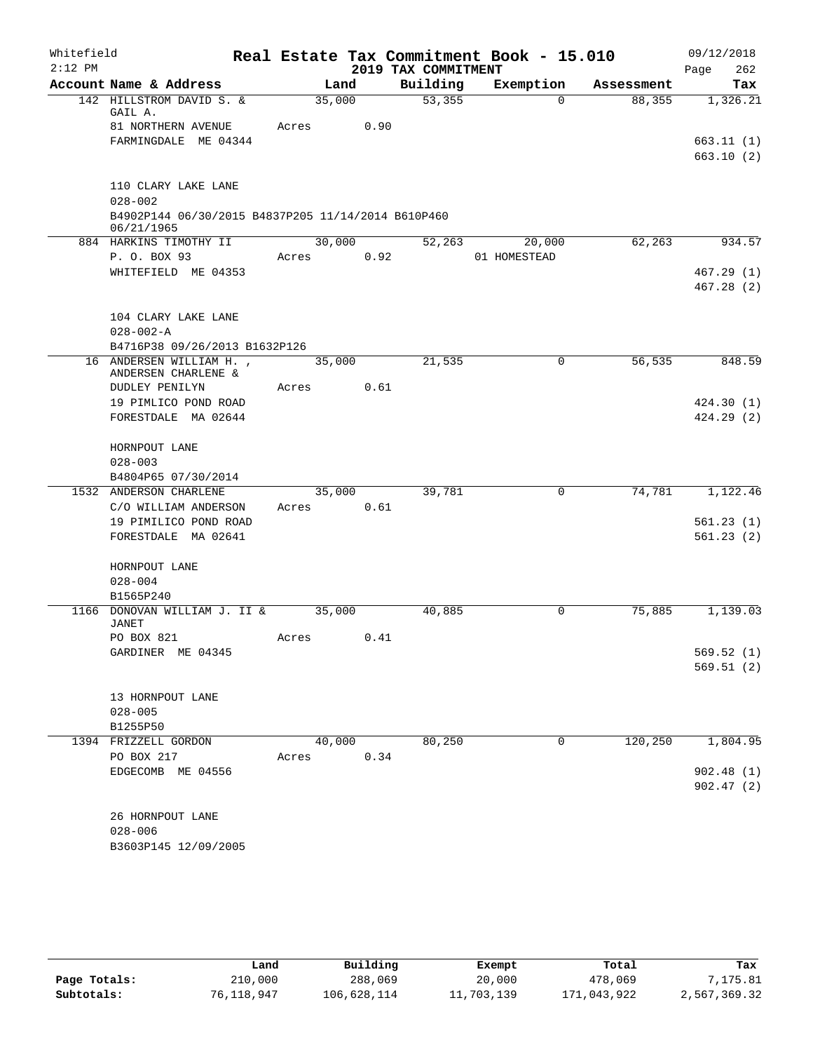Whitefield
2:12 PM

# Real Estate Tax Commitment Book - 15.010
## 2019 TAX COMMITMENT

09/12/2018
Page 262

| Account Name & Address | Land | Building | Exemption | Assessment | Tax |
|---|---|---|---|---|---|
| 142 HILLSTROM DAVID S. & GAIL A. | 35,000 | 53,355 | 0 | 88,355 | 1,326.21 |
| 81 NORTHERN AVENUE | Acres 0.90 | | | | |
| FARMINGDALE ME 04344 | | | | | 663.11 (1) |
| | | | | | 663.10 (2) |
| 110 CLARY LAKE LANE | | | | | |
| 028-002 | | | | | |
| B4902P144 06/30/2015 B4837P205 11/14/2014 B610P460 06/21/1965 | | | | | |
| 884 HARKINS TIMOTHY II | 30,000 | 52,263 | 20,000 | 62,263 | 934.57 |
| P. O. BOX 93 | Acres 0.92 | | 01 HOMESTEAD | | |
| WHITEFIELD ME 04353 | | | | | 467.29 (1) |
| | | | | | 467.28 (2) |
| 104 CLARY LAKE LANE | | | | | |
| 028-002-A | | | | | |
| B4716P38 09/26/2013 B1632P126 | | | | | |
| 16 ANDERSEN WILLIAM H. , ANDERSEN CHARLENE & | 35,000 | 21,535 | 0 | 56,535 | 848.59 |
| DUDLEY PENILYN | Acres 0.61 | | | | |
| 19 PIMLICO POND ROAD | | | | | 424.30 (1) |
| FORESTDALE MA 02644 | | | | | 424.29 (2) |
| HORNPOUT LANE | | | | | |
| 028-003 | | | | | |
| B4804P65 07/30/2014 | | | | | |
| 1532 ANDERSON CHARLENE | 35,000 | 39,781 | 0 | 74,781 | 1,122.46 |
| C/O WILLIAM ANDERSON | Acres 0.61 | | | | |
| 19 PIMILICO POND ROAD | | | | | 561.23 (1) |
| FORESTDALE MA 02641 | | | | | 561.23 (2) |
| HORNPOUT LANE | | | | | |
| 028-004 | | | | | |
| B1565P240 | | | | | |
| 1166 DONOVAN WILLIAM J. II & JANET | 35,000 | 40,885 | 0 | 75,885 | 1,139.03 |
| PO BOX 821 | Acres 0.41 | | | | |
| GARDINER ME 04345 | | | | | 569.52 (1) |
| | | | | | 569.51 (2) |
| 13 HORNPOUT LANE | | | | | |
| 028-005 | | | | | |
| B1255P50 | | | | | |
| 1394 FRIZZELL GORDON | 40,000 | 80,250 | 0 | 120,250 | 1,804.95 |
| PO BOX 217 | Acres 0.34 | | | | |
| EDGECOMB ME 04556 | | | | | 902.48 (1) |
| | | | | | 902.47 (2) |
| 26 HORNPOUT LANE | | | | | |
| 028-006 | | | | | |
| B3603P145 12/09/2005 | | | | | |

| | Land | Building | Exempt | Total | Tax |
|---|---|---|---|---|---|
| Page Totals: | 210,000 | 288,069 | 20,000 | 478,069 | 7,175.81 |
| Subtotals: | 76,118,947 | 106,628,114 | 11,703,139 | 171,043,922 | 2,567,369.32 |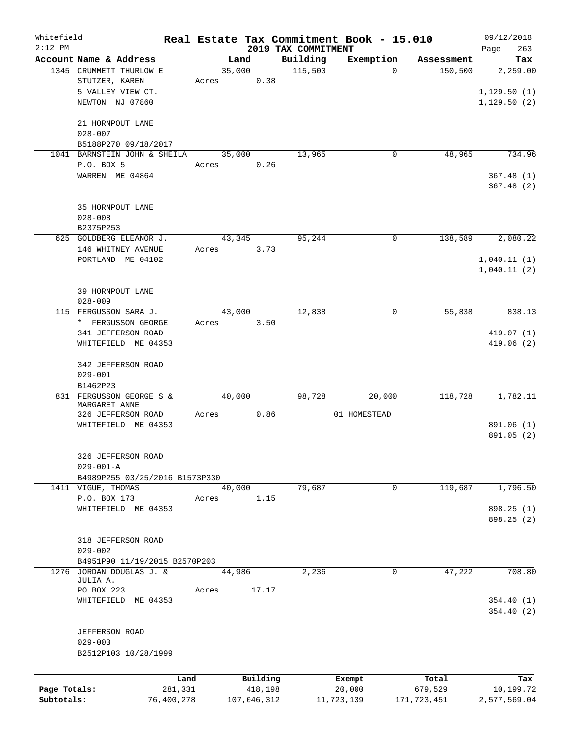Whitefield 2:12 PM

# Real Estate Tax Commitment Book - 15.010

## 2019 TAX COMMITMENT

09/12/2018

| Account Name & Address | Land | Building | Exemption | Assessment | Tax |
|---|---|---|---|---|---|
| 1345 CRUMMETT THURLOW E | 35,000 | 115,500 | 0 | 150,500 | 2,259.00 |
| STUTZER, KAREN | Acres 0.38 | | | | |
| 5 VALLEY VIEW CT. | | | | | 1,129.50 (1) |
| NEWTON NJ 07860 | | | | | 1,129.50 (2) |
| 21 HORNPOUT LANE | | | | | |
| 028-007 | | | | | |
| B5188P270 09/18/2017 | | | | | |
| 1041 BARNSTEIN JOHN & SHEILA | 35,000 | 13,965 | 0 | 48,965 | 734.96 |
| P.O. BOX 5 | Acres 0.26 | | | | |
| WARREN ME 04864 | | | | | 367.48 (1) |
| | | | | | 367.48 (2) |
| 35 HORNPOUT LANE | | | | | |
| 028-008 | | | | | |
| B2375P253 | | | | | |
| 625 GOLDBERG ELEANOR J. | 43,345 | 95,244 | 0 | 138,589 | 2,080.22 |
| 146 WHITNEY AVENUE | Acres 3.73 | | | | |
| PORTLAND ME 04102 | | | | | 1,040.11 (1) |
| | | | | | 1,040.11 (2) |
| 39 HORNPOUT LANE | | | | | |
| 028-009 | | | | | |
| 115 FERGUSSON SARA J. | 43,000 | 12,838 | 0 | 55,838 | 838.13 |
| * FERGUSSON GEORGE | Acres 3.50 | | | | |
| 341 JEFFERSON ROAD | | | | | 419.07 (1) |
| WHITEFIELD ME 04353 | | | | | 419.06 (2) |
| 342 JEFFERSON ROAD | | | | | |
| 029-001 | | | | | |
| B1462P23 | | | | | |
| 831 FERGUSSON GEORGE S & MARGARET ANNE | 40,000 | 98,728 | 20,000 | 118,728 | 1,782.11 |
| 326 JEFFERSON ROAD | Acres 0.86 | | 01 HOMESTEAD | | |
| WHITEFIELD ME 04353 | | | | | 891.06 (1) |
| | | | | | 891.05 (2) |
| 326 JEFFERSON ROAD | | | | | |
| 029-001-A | | | | | |
| B4989P255 03/25/2016 B1573P330 | | | | | |
| 1411 VIGUE, THOMAS | 40,000 | 79,687 | 0 | 119,687 | 1,796.50 |
| P.O. BOX 173 | Acres 1.15 | | | | |
| WHITEFIELD ME 04353 | | | | | 898.25 (1) |
| | | | | | 898.25 (2) |
| 318 JEFFERSON ROAD | | | | | |
| 029-002 | | | | | |
| B4951P90 11/19/2015 B2570P203 | | | | | |
| 1276 JORDAN DOUGLAS J. & JULIA A. | 44,986 | 2,236 | 0 | 47,222 | 708.80 |
| PO BOX 223 | Acres 17.17 | | | | |
| WHITEFIELD ME 04353 | | | | | 354.40 (1) |
| | | | | | 354.40 (2) |
| JEFFERSON ROAD | | | | | |
| 029-003 | | | | | |
| B2512P103 10/28/1999 | | | | | |

| | Land | Building | Exempt | Total | Tax |
|---|---|---|---|---|---|
| Page Totals: | 281,331 | 418,198 | 20,000 | 679,529 | 10,199.72 |
| Subtotals: | 76,400,278 | 107,046,312 | 11,723,139 | 171,723,451 | 2,577,569.04 |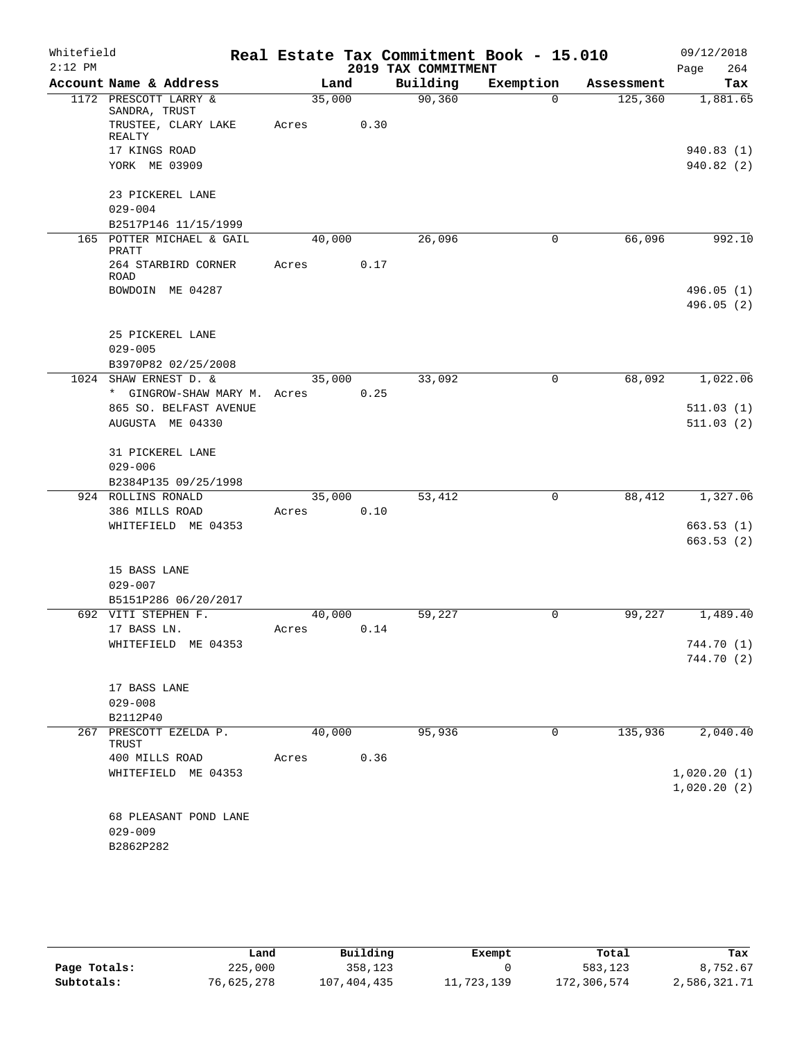Whitefield 2:12 PM

# Real Estate Tax Commitment Book - 15.010
## 2019 TAX COMMITMENT

09/12/2018 Page 264

| Account Name & Address | Land | Building | Exemption | Assessment | Tax |
|---|---|---|---|---|---|
| 1172 PRESCOTT LARRY & SANDRA, TRUST | 35,000 | 90,360 | 0 | 125,360 | 1,881.65 |
| TRUSTEE, CLARY LAKE REALTY | Acres 0.30 | | | | |
| 17 KINGS ROAD | | | | | 940.83 (1) |
| YORK ME 03909 | | | | | 940.82 (2) |
| 23 PICKEREL LANE | | | | | |
| 029-004 | | | | | |
| B2517P146 11/15/1999 | | | | | |
| 165 POTTER MICHAEL & GAIL PRATT | 40,000 | 26,096 | 0 | 66,096 | 992.10 |
| 264 STARBIRD CORNER ROAD | Acres 0.17 | | | | |
| BOWDOIN ME 04287 | | | | | 496.05 (1) |
| | | | | | 496.05 (2) |
| 25 PICKEREL LANE | | | | | |
| 029-005 | | | | | |
| B3970P82 02/25/2008 | | | | | |
| 1024 SHAW ERNEST D. & | 35,000 | 33,092 | 0 | 68,092 | 1,022.06 |
| * GINGROW-SHAW MARY M. | Acres 0.25 | | | | |
| 865 SO. BELFAST AVENUE | | | | | 511.03 (1) |
| AUGUSTA ME 04330 | | | | | 511.03 (2) |
| 31 PICKEREL LANE | | | | | |
| 029-006 | | | | | |
| B2384P135 09/25/1998 | | | | | |
| 924 ROLLINS RONALD | 35,000 | 53,412 | 0 | 88,412 | 1,327.06 |
| 386 MILLS ROAD | Acres 0.10 | | | | |
| WHITEFIELD ME 04353 | | | | | 663.53 (1) |
| | | | | | 663.53 (2) |
| 15 BASS LANE | | | | | |
| 029-007 | | | | | |
| B5151P286 06/20/2017 | | | | | |
| 692 VITI STEPHEN F. | 40,000 | 59,227 | 0 | 99,227 | 1,489.40 |
| 17 BASS LN. | Acres 0.14 | | | | |
| WHITEFIELD ME 04353 | | | | | 744.70 (1) |
| | | | | | 744.70 (2) |
| 17 BASS LANE | | | | | |
| 029-008 | | | | | |
| B2112P40 | | | | | |
| 267 PRESCOTT EZELDA P. TRUST | 40,000 | 95,936 | 0 | 135,936 | 2,040.40 |
| 400 MILLS ROAD | Acres 0.36 | | | | |
| WHITEFIELD ME 04353 | | | | | 1,020.20 (1) |
| | | | | | 1,020.20 (2) |
| 68 PLEASANT POND LANE | | | | | |
| 029-009 | | | | | |
| B2862P282 | | | | | |

| | Land | Building | Exempt | Total | Tax |
|---|---|---|---|---|---|
| Page Totals: | 225,000 | 358,123 | 0 | 583,123 | 8,752.67 |
| Subtotals: | 76,625,278 | 107,404,435 | 11,723,139 | 172,306,574 | 2,586,321.71 |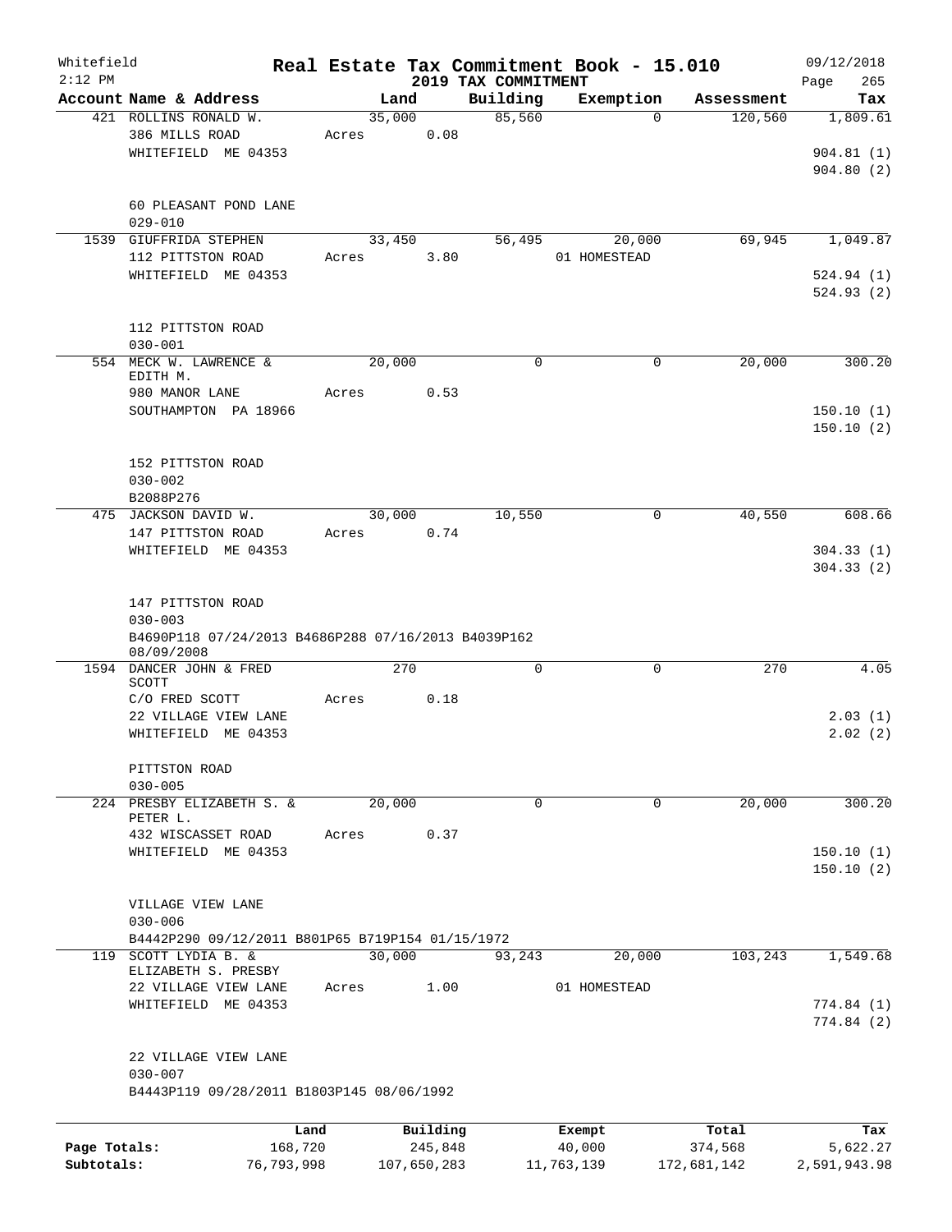Whitefield
2:12 PM

# Real Estate Tax Commitment Book - 15.010
## 2019 TAX COMMITMENT

09/12/2018
Page 265

| Account Name & Address | Land | Building | Exemption | Assessment | Tax |
|---|---|---|---|---|---|
| 421 ROLLINS RONALD W. | 35,000 | 85,560 | 0 | 120,560 | 1,809.61 |
| 386 MILLS ROAD | Acres 0.08 | | | | |
| WHITEFIELD ME 04353 | | | | | 904.81 (1) |
| | | | | | 904.80 (2) |
| 60 PLEASANT POND LANE | | | | | |
| 029-010 | | | | | |
| 1539 GIUFFRIDA STEPHEN | 33,450 | 56,495 | 20,000 | 69,945 | 1,049.87 |
| 112 PITTSTON ROAD | Acres 3.80 | | 01 HOMESTEAD | | |
| WHITEFIELD ME 04353 | | | | | 524.94 (1) |
| | | | | | 524.93 (2) |
| 112 PITTSTON ROAD | | | | | |
| 030-001 | | | | | |
| 554 MECK W. LAWRENCE & EDITH M. | 20,000 | 0 | 0 | 20,000 | 300.20 |
| 980 MANOR LANE | Acres 0.53 | | | | |
| SOUTHAMPTON PA 18966 | | | | | 150.10 (1) |
| | | | | | 150.10 (2) |
| 152 PITTSTON ROAD | | | | | |
| 030-002 | | | | | |
| B2088P276 | | | | | |
| 475 JACKSON DAVID W. | 30,000 | 10,550 | 0 | 40,550 | 608.66 |
| 147 PITTSTON ROAD | Acres 0.74 | | | | |
| WHITEFIELD ME 04353 | | | | | 304.33 (1) |
| | | | | | 304.33 (2) |
| 147 PITTSTON ROAD | | | | | |
| 030-003 | | | | | |
| B4690P118 07/24/2013 B4686P288 07/16/2013 B4039P162 08/09/2008 | | | | | |
| 1594 DANCER JOHN & FRED SCOTT | 270 | 0 | 0 | 270 | 4.05 |
| C/O FRED SCOTT | Acres 0.18 | | | | |
| 22 VILLAGE VIEW LANE | | | | | 2.03 (1) |
| WHITEFIELD ME 04353 | | | | | 2.02 (2) |
| PITTSTON ROAD | | | | | |
| 030-005 | | | | | |
| 224 PRESBY ELIZABETH S. & PETER L. | 20,000 | 0 | 0 | 20,000 | 300.20 |
| 432 WISCASSET ROAD | Acres 0.37 | | | | |
| WHITEFIELD ME 04353 | | | | | 150.10 (1) |
| | | | | | 150.10 (2) |
| VILLAGE VIEW LANE | | | | | |
| 030-006 | | | | | |
| B4442P290 09/12/2011 B801P65 B719P154 01/15/1972 | | | | | |
| 119 SCOTT LYDIA B. & ELIZABETH S. PRESBY | 30,000 | 93,243 | 20,000 | 103,243 | 1,549.68 |
| 22 VILLAGE VIEW LANE | Acres 1.00 | | 01 HOMESTEAD | | |
| WHITEFIELD ME 04353 | | | | | 774.84 (1) |
| | | | | | 774.84 (2) |
| 22 VILLAGE VIEW LANE | | | | | |
| 030-007 | | | | | |
| B4443P119 09/28/2011 B1803P145 08/06/1992 | | | | | |

| | Land | Building | Exempt | Total | Tax |
|---|---|---|---|---|---|
| Page Totals: | 168,720 | 245,848 | 40,000 | 374,568 | 5,622.27 |
| Subtotals: | 76,793,998 | 107,650,283 | 11,763,139 | 172,681,142 | 2,591,943.98 |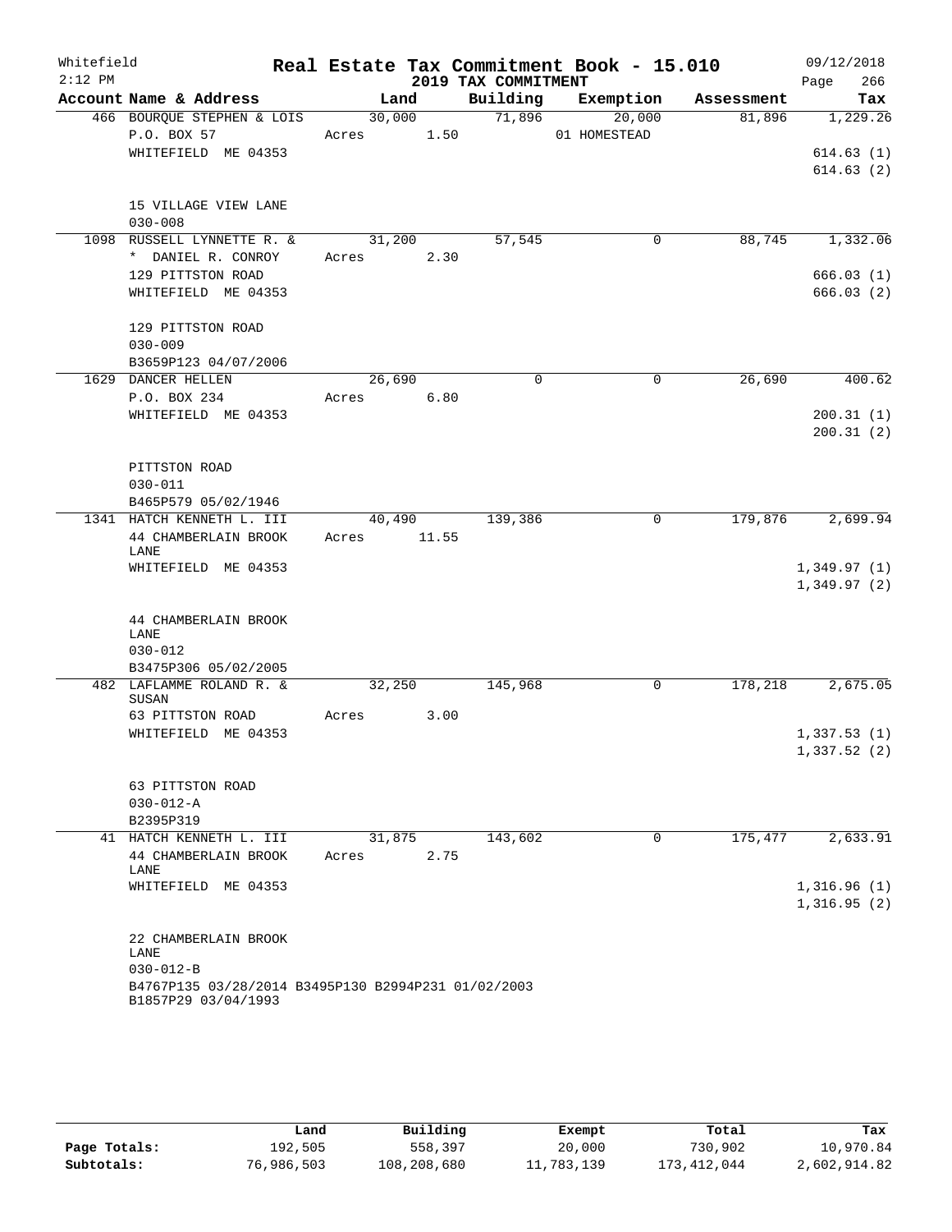Whitefield 2:12 PM

# Real Estate Tax Commitment Book - 15.010

## 2019 TAX COMMITMENT

09/12/2018 Page 266

| Account Name & Address | Land | Building | Exemption | Assessment | Tax |
|---|---|---|---|---|---|
| 466 BOURQUE STEPHEN & LOIS | 30,000 | 71,896 | 20,000 | 81,896 | 1,229.26 |
| P.O. BOX 57 | Acres 1.50 | | 01 HOMESTEAD | | |
| WHITEFIELD ME 04353 | | | | | 614.63 (1) |
| | | | | | 614.63 (2) |
| 15 VILLAGE VIEW LANE | | | | | |
| 030-008 | | | | | |
| 1098 RUSSELL LYNNETTE R. & | 31,200 | 57,545 | 0 | 88,745 | 1,332.06 |
| * DANIEL R. CONROY | Acres 2.30 | | | | |
| 129 PITTSTON ROAD | | | | | 666.03 (1) |
| WHITEFIELD ME 04353 | | | | | 666.03 (2) |
| 129 PITTSTON ROAD | | | | | |
| 030-009 | | | | | |
| B3659P123 04/07/2006 | | | | | |
| 1629 DANCER HELLEN | 26,690 | 0 | 0 | 26,690 | 400.62 |
| P.O. BOX 234 | Acres 6.80 | | | | |
| WHITEFIELD ME 04353 | | | | | 200.31 (1) |
| | | | | | 200.31 (2) |
| PITTSTON ROAD | | | | | |
| 030-011 | | | | | |
| B465P579 05/02/1946 | | | | | |
| 1341 HATCH KENNETH L. III | 40,490 | 139,386 | 0 | 179,876 | 2,699.94 |
| 44 CHAMBERLAIN BROOK LANE | Acres 11.55 | | | | |
| WHITEFIELD ME 04353 | | | | | 1,349.97 (1) |
| | | | | | 1,349.97 (2) |
| 44 CHAMBERLAIN BROOK LANE | | | | | |
| 030-012 | | | | | |
| B3475P306 05/02/2005 | | | | | |
| 482 LAFLAMME ROLAND R. & SUSAN | 32,250 | 145,968 | 0 | 178,218 | 2,675.05 |
| 63 PITTSTON ROAD | Acres 3.00 | | | | |
| WHITEFIELD ME 04353 | | | | | 1,337.53 (1) |
| | | | | | 1,337.52 (2) |
| 63 PITTSTON ROAD | | | | | |
| 030-012-A | | | | | |
| B2395P319 | | | | | |
| 41 HATCH KENNETH L. III | 31,875 | 143,602 | 0 | 175,477 | 2,633.91 |
| 44 CHAMBERLAIN BROOK LANE | Acres 2.75 | | | | |
| WHITEFIELD ME 04353 | | | | | 1,316.96 (1) |
| | | | | | 1,316.95 (2) |
| 22 CHAMBERLAIN BROOK LANE | | | | | |
| 030-012-B | | | | | |
| B4767P135 03/28/2014 B3495P130 B2994P231 01/02/2003 B1857P29 03/04/1993 | | | | | |

| | Land | Building | Exempt | Total | Tax |
|---|---|---|---|---|---|
| Page Totals: | 192,505 | 558,397 | 20,000 | 730,902 | 10,970.84 |
| Subtotals: | 76,986,503 | 108,208,680 | 11,783,139 | 173,412,044 | 2,602,914.82 |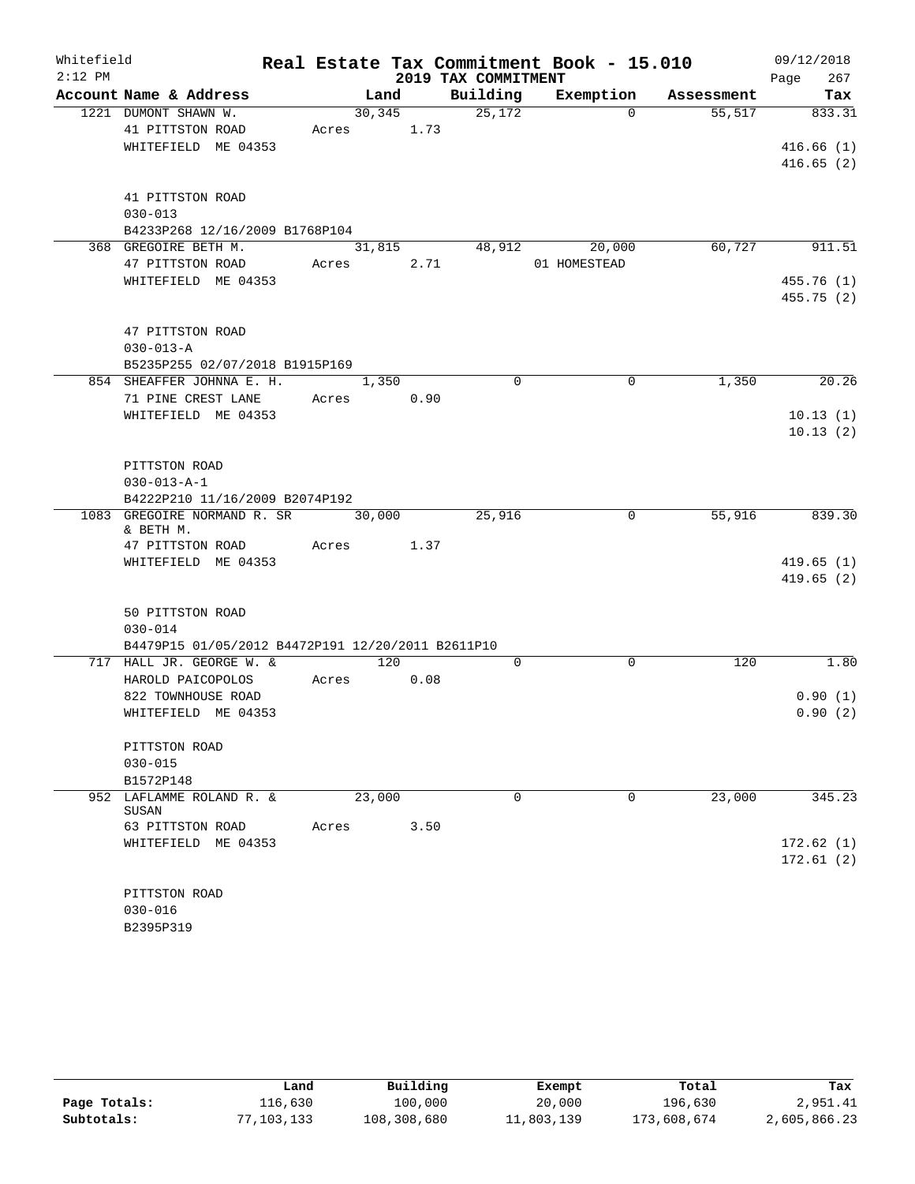Whitefield
2:12 PM

# Real Estate Tax Commitment Book - 15.010

## 2019 TAX COMMITMENT

09/12/2018
Page 267

| Account Name & Address | Land | Building | Exemption | Assessment | Tax |
|---|---|---|---|---|---|
| 1221 DUMONT SHAWN W. | 30,345 | 25,172 | 0 | 55,517 | 833.31 |
| 41 PITTSTON ROAD | Acres 1.73 | | | | |
| WHITEFIELD ME 04353 | | | | | 416.66 (1) |
| | | | | | 416.65 (2) |
| 41 PITTSTON ROAD | | | | | |
| 030-013 | | | | | |
| B4233P268 12/16/2009 B1768P104 | | | | | |
| 368 GREGOIRE BETH M. | 31,815 | 48,912 | 20,000 | 60,727 | 911.51 |
| 47 PITTSTON ROAD | Acres 2.71 | | 01 HOMESTEAD | | |
| WHITEFIELD ME 04353 | | | | | 455.76 (1) |
| | | | | | 455.75 (2) |
| 47 PITTSTON ROAD | | | | | |
| 030-013-A | | | | | |
| B5235P255 02/07/2018 B1915P169 | | | | | |
| 854 SHEAFFER JOHNNA E. H. | 1,350 | 0 | 0 | 1,350 | 20.26 |
| 71 PINE CREST LANE | Acres 0.90 | | | | |
| WHITEFIELD ME 04353 | | | | | 10.13 (1) |
| | | | | | 10.13 (2) |
| PITTSTON ROAD | | | | | |
| 030-013-A-1 | | | | | |
| B4222P210 11/16/2009 B2074P192 | | | | | |
| 1083 GREGOIRE NORMAND R. SR & BETH M. | 30,000 | 25,916 | 0 | 55,916 | 839.30 |
| 47 PITTSTON ROAD | Acres 1.37 | | | | |
| WHITEFIELD ME 04353 | | | | | 419.65 (1) |
| | | | | | 419.65 (2) |
| 50 PITTSTON ROAD | | | | | |
| 030-014 | | | | | |
| B4479P15 01/05/2012 B4472P191 12/20/2011 B2611P10 | | | | | |
| 717 HALL JR. GEORGE W. & | 120 | 0 | 0 | 120 | 1.80 |
| HAROLD PAICOPOLOS | Acres 0.08 | | | | |
| 822 TOWNHOUSE ROAD | | | | | 0.90 (1) |
| WHITEFIELD ME 04353 | | | | | 0.90 (2) |
| PITTSTON ROAD | | | | | |
| 030-015 | | | | | |
| B1572P148 | | | | | |
| 952 LAFLAMME ROLAND R. & SUSAN | 23,000 | 0 | 0 | 23,000 | 345.23 |
| 63 PITTSTON ROAD | Acres 3.50 | | | | |
| WHITEFIELD ME 04353 | | | | | 172.62 (1) |
| | | | | | 172.61 (2) |
| PITTSTON ROAD | | | | | |
| 030-016 | | | | | |
| B2395P319 | | | | | |

| | Land | Building | Exempt | Total | Tax |
|---|---|---|---|---|---|
| Page Totals: | 116,630 | 100,000 | 20,000 | 196,630 | 2,951.41 |
| Subtotals: | 77,103,133 | 108,308,680 | 11,803,139 | 173,608,674 | 2,605,866.23 |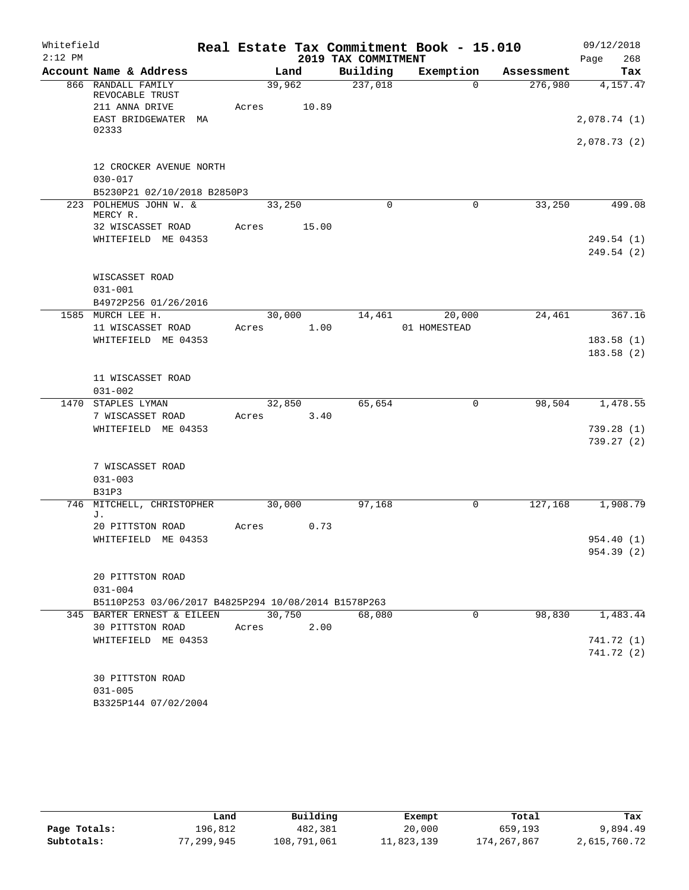Whitefield
2:12 PM

# Real Estate Tax Commitment Book - 15.010

## 2019 TAX COMMITMENT

09/12/2018
Page 268

| Account Name & Address | Land | Building | Exemption | Assessment | Tax |
|---|---|---|---|---|---|
| 866 RANDALL FAMILY REVOCABLE TRUST | 39,962 | 237,018 | 0 | 276,980 | 4,157.47 |
| 211 ANNA DRIVE | Acres 10.89 | | | | |
| EAST BRIDGEWATER MA 02333 | | | | | 2,078.74 (1) |
| | | | | | 2,078.73 (2) |
| 12 CROCKER AVENUE NORTH | | | | | |
| 030-017 | | | | | |
| B5230P21 02/10/2018 B2850P3 | | | | | |
| 223 POLHEMUS JOHN W. & MERCY R. | 33,250 | 0 | 0 | 33,250 | 499.08 |
| 32 WISCASSET ROAD | Acres 15.00 | | | | |
| WHITEFIELD ME 04353 | | | | | 249.54 (1) |
| | | | | | 249.54 (2) |
| WISCASSET ROAD | | | | | |
| 031-001 | | | | | |
| B4972P256 01/26/2016 | | | | | |
| 1585 MURCH LEE H. | 30,000 | 14,461 | 20,000 | 24,461 | 367.16 |
| 11 WISCASSET ROAD | Acres 1.00 | | 01 HOMESTEAD | | |
| WHITEFIELD ME 04353 | | | | | 183.58 (1) |
| | | | | | 183.58 (2) |
| 11 WISCASSET ROAD | | | | | |
| 031-002 | | | | | |
| 1470 STAPLES LYMAN | 32,850 | 65,654 | 0 | 98,504 | 1,478.55 |
| 7 WISCASSET ROAD | Acres 3.40 | | | | |
| WHITEFIELD ME 04353 | | | | | 739.28 (1) |
| | | | | | 739.27 (2) |
| 7 WISCASSET ROAD | | | | | |
| 031-003 | | | | | |
| B31P3 | | | | | |
| 746 MITCHELL, CHRISTOPHER J. | 30,000 | 97,168 | 0 | 127,168 | 1,908.79 |
| 20 PITTSTON ROAD | Acres 0.73 | | | | |
| WHITEFIELD ME 04353 | | | | | 954.40 (1) |
| | | | | | 954.39 (2) |
| 20 PITTSTON ROAD | | | | | |
| 031-004 | | | | | |
| B5110P253 03/06/2017 B4825P294 10/08/2014 B1578P263 | | | | | |
| 345 BARTER ERNEST & EILEEN | 30,750 | 68,080 | 0 | 98,830 | 1,483.44 |
| 30 PITTSTON ROAD | Acres 2.00 | | | | |
| WHITEFIELD ME 04353 | | | | | 741.72 (1) |
| | | | | | 741.72 (2) |
| 30 PITTSTON ROAD | | | | | |
| 031-005 | | | | | |
| B3325P144 07/02/2004 | | | | | |

| | Land | Building | Exempt | Total | Tax |
|---|---|---|---|---|---|
| Page Totals: | 196,812 | 482,381 | 20,000 | 659,193 | 9,894.49 |
| Subtotals: | 77,299,945 | 108,791,061 | 11,823,139 | 174,267,867 | 2,615,760.72 |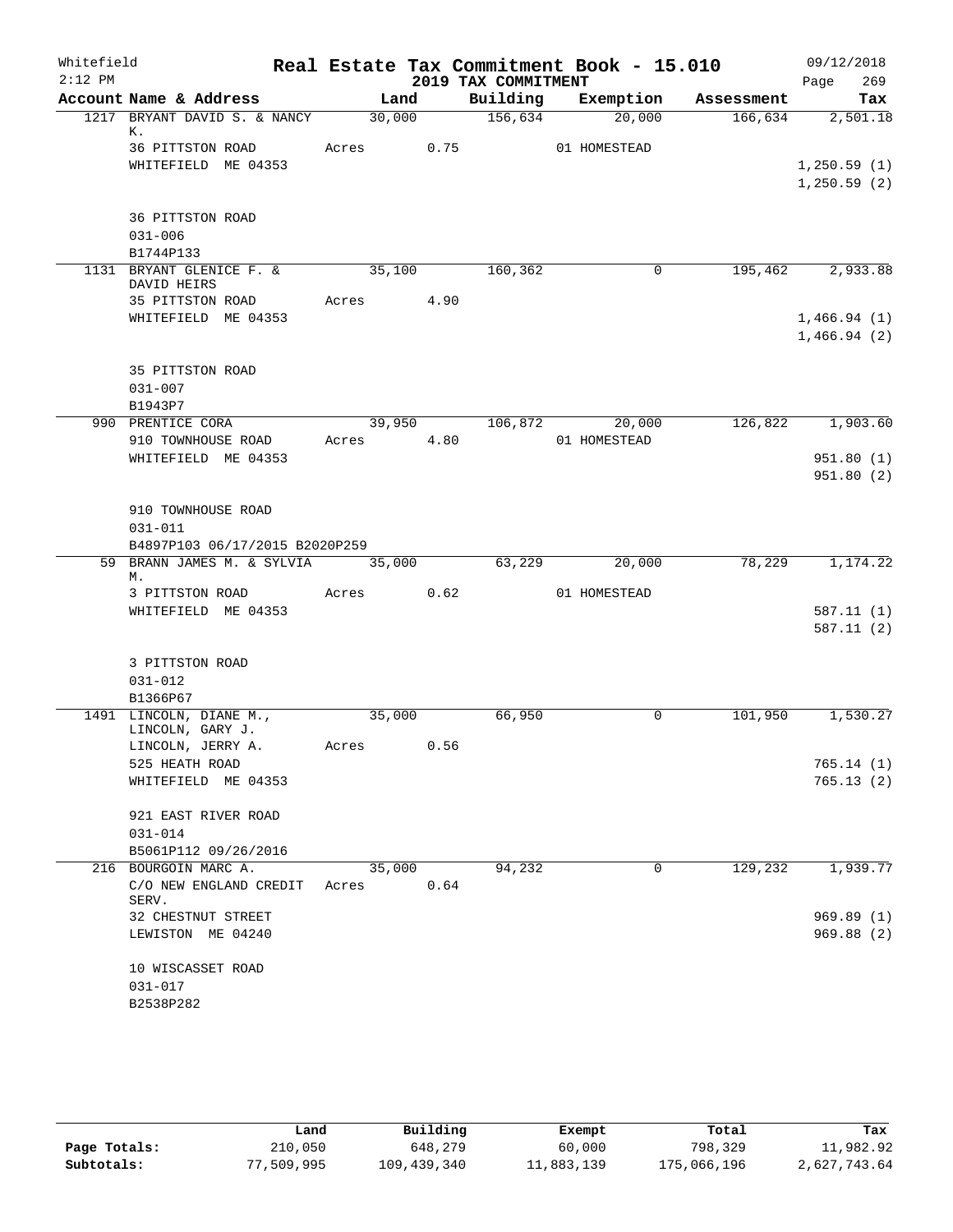Whitefield 2:12 PM

# Real Estate Tax Commitment Book - 15.010

## 2019 TAX COMMITMENT

09/12/2018 Page 269

| Account Name & Address | Land | Building | Exemption | Assessment | Tax |
|---|---|---|---|---|---|
| 1217 BRYANT DAVID S. & NANCY K. | 30,000 | 156,634 | 20,000 | 166,634 | 2,501.18 |
| 36 PITTSTON ROAD | Acres 0.75 | | 01 HOMESTEAD | | |
| WHITEFIELD ME 04353 | | | | | 1,250.59 (1) |
| | | | | | 1,250.59 (2) |
| 36 PITTSTON ROAD | | | | | |
| 031-006 | | | | | |
| B1744P133 | | | | | |
| 1131 BRYANT GLENICE F. & DAVID HEIRS | 35,100 | 160,362 | 0 | 195,462 | 2,933.88 |
| 35 PITTSTON ROAD | Acres 4.90 | | | | |
| WHITEFIELD ME 04353 | | | | | 1,466.94 (1) |
| | | | | | 1,466.94 (2) |
| 35 PITTSTON ROAD | | | | | |
| 031-007 | | | | | |
| B1943P7 | | | | | |
| 990 PRENTICE CORA | 39,950 | 106,872 | 20,000 | 126,822 | 1,903.60 |
| 910 TOWNHOUSE ROAD | Acres 4.80 | | 01 HOMESTEAD | | |
| WHITEFIELD ME 04353 | | | | | 951.80 (1) |
| | | | | | 951.80 (2) |
| 910 TOWNHOUSE ROAD | | | | | |
| 031-011 | | | | | |
| B4897P103 06/17/2015 B2020P259 | | | | | |
| 59 BRANN JAMES M. & SYLVIA M. | 35,000 | 63,229 | 20,000 | 78,229 | 1,174.22 |
| 3 PITTSTON ROAD | Acres 0.62 | | 01 HOMESTEAD | | |
| WHITEFIELD ME 04353 | | | | | 587.11 (1) |
| | | | | | 587.11 (2) |
| 3 PITTSTON ROAD | | | | | |
| 031-012 | | | | | |
| B1366P67 | | | | | |
| 1491 LINCOLN, DIANE M., LINCOLN, GARY J. | 35,000 | 66,950 | 0 | 101,950 | 1,530.27 |
| LINCOLN, JERRY A. | Acres 0.56 | | | | |
| 525 HEATH ROAD | | | | | 765.14 (1) |
| WHITEFIELD ME 04353 | | | | | 765.13 (2) |
| 921 EAST RIVER ROAD | | | | | |
| 031-014 | | | | | |
| B5061P112 09/26/2016 | | | | | |
| 216 BOURGOIN MARC A. | 35,000 | 94,232 | 0 | 129,232 | 1,939.77 |
| C/O NEW ENGLAND CREDIT SERV. | Acres 0.64 | | | | |
| 32 CHESTNUT STREET | | | | | 969.89 (1) |
| LEWISTON ME 04240 | | | | | 969.88 (2) |
| 10 WISCASSET ROAD | | | | | |
| 031-017 | | | | | |
| B2538P282 | | | | | |

| | Land | Building | Exempt | Total | Tax |
|---|---|---|---|---|---|
| Page Totals: | 210,050 | 648,279 | 60,000 | 798,329 | 11,982.92 |
| Subtotals: | 77,509,995 | 109,439,340 | 11,883,139 | 175,066,196 | 2,627,743.64 |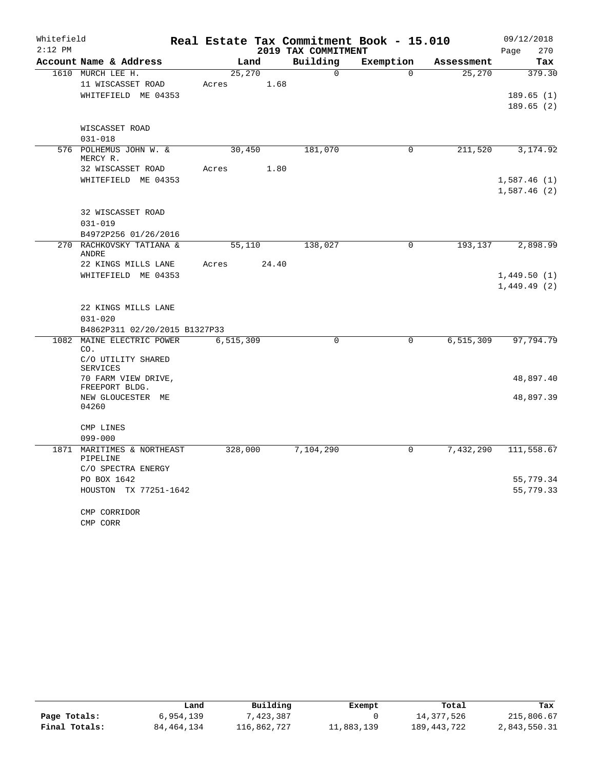Whitefield
2:12 PM

# Real Estate Tax Commitment Book - 15.010

## 2019 TAX COMMITMENT

09/12/2018

| Account Name & Address | Land | Building | Exemption | Assessment | Tax |
|---|---|---|---|---|---|
| 1610 MURCH LEE H. | 25,270 | 0 | 0 | 25,270 | 379.30 |
| 11 WISCASSET ROAD | Acres 1.68 | | | | |
| WHITEFIELD ME 04353 | | | | | 189.65 (1) |
| | | | | | 189.65 (2) |
| WISCASSET ROAD | | | | | |
| 031-018 | | | | | |
| 576 POLHEMUS JOHN W. & MERCY R. | 30,450 | 181,070 | 0 | 211,520 | 3,174.92 |
| 32 WISCASSET ROAD | Acres 1.80 | | | | |
| WHITEFIELD ME 04353 | | | | | 1,587.46 (1) |
| | | | | | 1,587.46 (2) |
| 32 WISCASSET ROAD | | | | | |
| 031-019 | | | | | |
| B4972P256 01/26/2016 | | | | | |
| 270 RACHKOVSKY TATIANA & ANDRE | 55,110 | 138,027 | 0 | 193,137 | 2,898.99 |
| 22 KINGS MILLS LANE | Acres 24.40 | | | | |
| WHITEFIELD ME 04353 | | | | | 1,449.50 (1) |
| | | | | | 1,449.49 (2) |
| 22 KINGS MILLS LANE | | | | | |
| 031-020 | | | | | |
| B4862P311 02/20/2015 B1327P33 | | | | | |
| 1082 MAINE ELECTRIC POWER CO. | 6,515,309 | 0 | 0 | 6,515,309 | 97,794.79 |
| C/O UTILITY SHARED SERVICES | | | | | |
| 70 FARM VIEW DRIVE, FREEPORT BLDG. | | | | | 48,897.40 |
| NEW GLOUCESTER ME 04260 | | | | | 48,897.39 |
| CMP LINES | | | | | |
| 099-000 | | | | | |
| 1871 MARITIMES & NORTHEAST PIPELINE | 328,000 | 7,104,290 | 0 | 7,432,290 | 111,558.67 |
| C/O SPECTRA ENERGY | | | | | |
| PO BOX 1642 | | | | | 55,779.34 |
| HOUSTON TX 77251-1642 | | | | | 55,779.33 |
| CMP CORRIDOR | | | | | |
| CMP CORR | | | | | |

| | Land | Building | Exempt | Total | Tax |
|---|---|---|---|---|---|
| Page Totals: | 6,954,139 | 7,423,387 | 0 | 14,377,526 | 215,806.67 |
| Final Totals: | 84,464,134 | 116,862,727 | 11,883,139 | 189,443,722 | 2,843,550.31 |